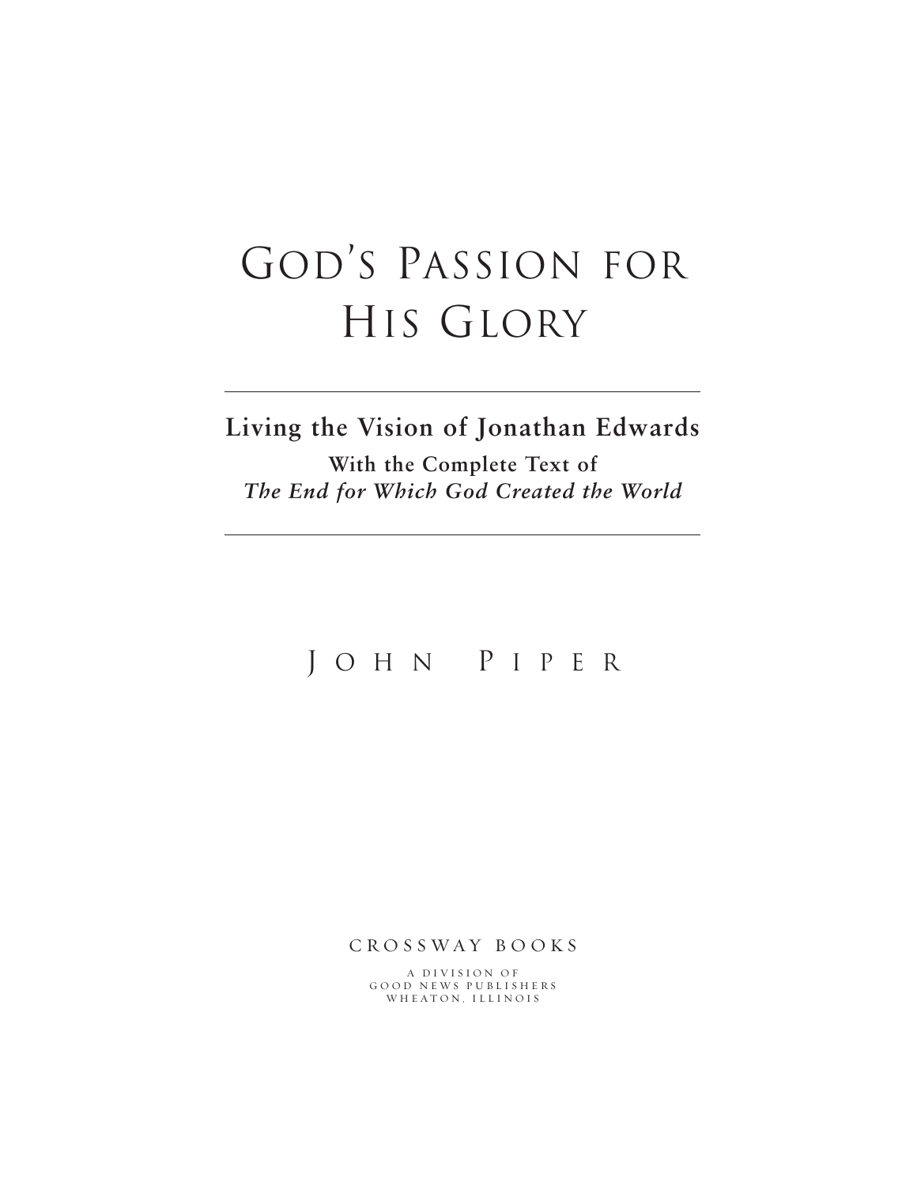# God's Passion for His Glory

**Living the Vision of Jonathan Edwards**

**With the Complete Text of**
***The End for Which God Created the World***

John Piper

CROSSWAY BOOKS

A DIVISION OF
GOOD NEWS PUBLISHERS
WHEATON, ILLINOIS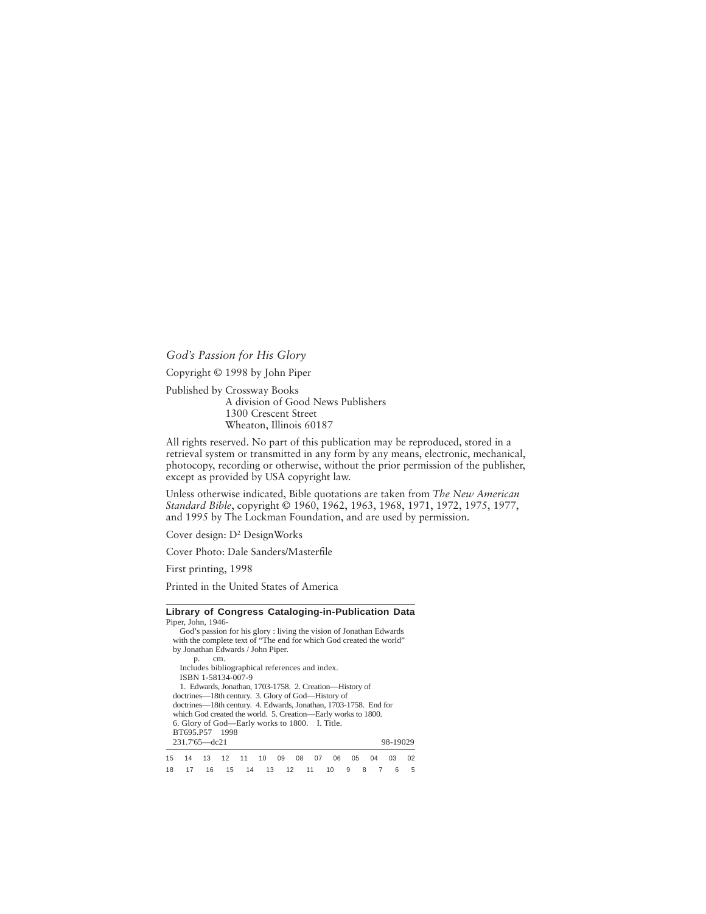*God's Passion for His Glory*

Copyright © 1998 by John Piper

Published by Crossway Books
A division of Good News Publishers
1300 Crescent Street
Wheaton, Illinois 60187

All rights reserved. No part of this publication may be reproduced, stored in a retrieval system or transmitted in any form by any means, electronic, mechanical, photocopy, recording or otherwise, without the prior permission of the publisher, except as provided by USA copyright law.

Unless otherwise indicated, Bible quotations are taken from *The New American Standard Bible*, copyright © 1960, 1962, 1963, 1968, 1971, 1972, 1975, 1977, and 1995 by The Lockman Foundation, and are used by permission.

Cover design: D[2] DesignWorks

Cover Photo: Dale Sanders/Masterfile

First printing, 1998

Printed in the United States of America

**Library of Congress Cataloging-in-Publication Data**

Piper, John, 1946-
God's passion for his glory : living the vision of Jonathan Edwards with the complete text of "The end for which God created the world" by Jonathan Edwards / John Piper.
p. cm.
Includes bibliographical references and index.
ISBN 1-58134-007-9
1. Edwards, Jonathan, 1703-1758. 2. Creation—History of doctrines—18th century. 3. Glory of God—History of doctrines—18th century. 4. Edwards, Jonathan, 1703-1758. End for which God created the world. 5. Creation—Early works to 1800. 6. Glory of God—Early works to 1800. I. Title.
BT695.P57 1998
231.7'65—dc21 98-19029

15 14 13 12 11 10 09 08 07 06 05 04 03 02
18 17 16 15 14 13 12 11 10 9 8 7 6 5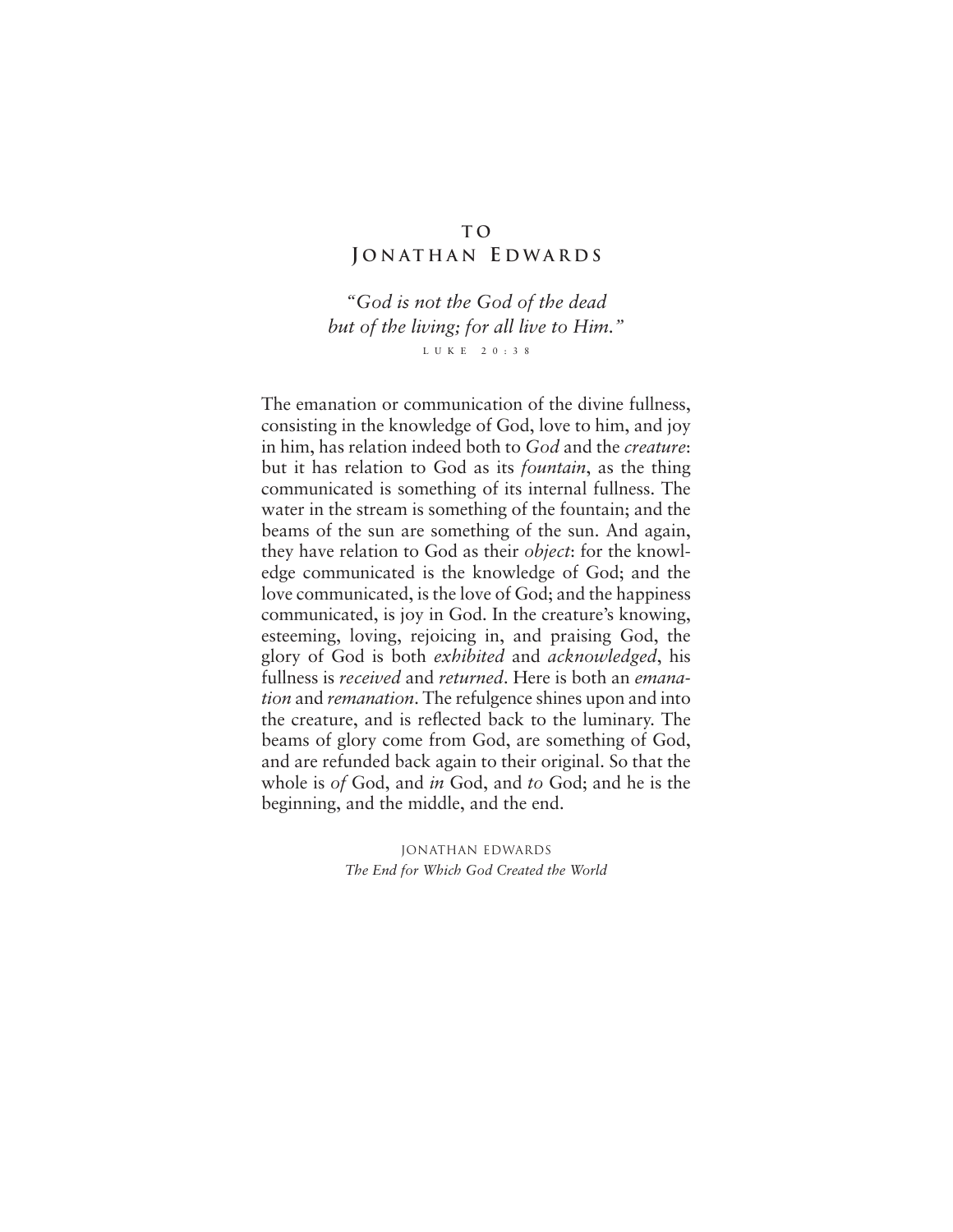# TO
# Jonathan Edwards

*"God is not the God of the dead but of the living; for all live to Him."*

LUKE 20:38

The emanation or communication of the divine fullness, consisting in the knowledge of God, love to him, and joy in him, has relation indeed both to *God* and the *creature*: but it has relation to God as its *fountain*, as the thing communicated is something of its internal fullness. The water in the stream is something of the fountain; and the beams of the sun are something of the sun. And again, they have relation to God as their *object*: for the knowledge communicated is the knowledge of God; and the love communicated, is the love of God; and the happiness communicated, is joy in God. In the creature's knowing, esteeming, loving, rejoicing in, and praising God, the glory of God is both *exhibited* and *acknowledged*, his fullness is *received* and *returned*. Here is both an *emanation* and *remanation*. The refulgence shines upon and into the creature, and is reflected back to the luminary. The beams of glory come from God, are something of God, and are refunded back again to their original. So that the whole is *of* God, and *in* God, and *to* God; and he is the beginning, and the middle, and the end.

JONATHAN EDWARDS
*The End for Which God Created the World*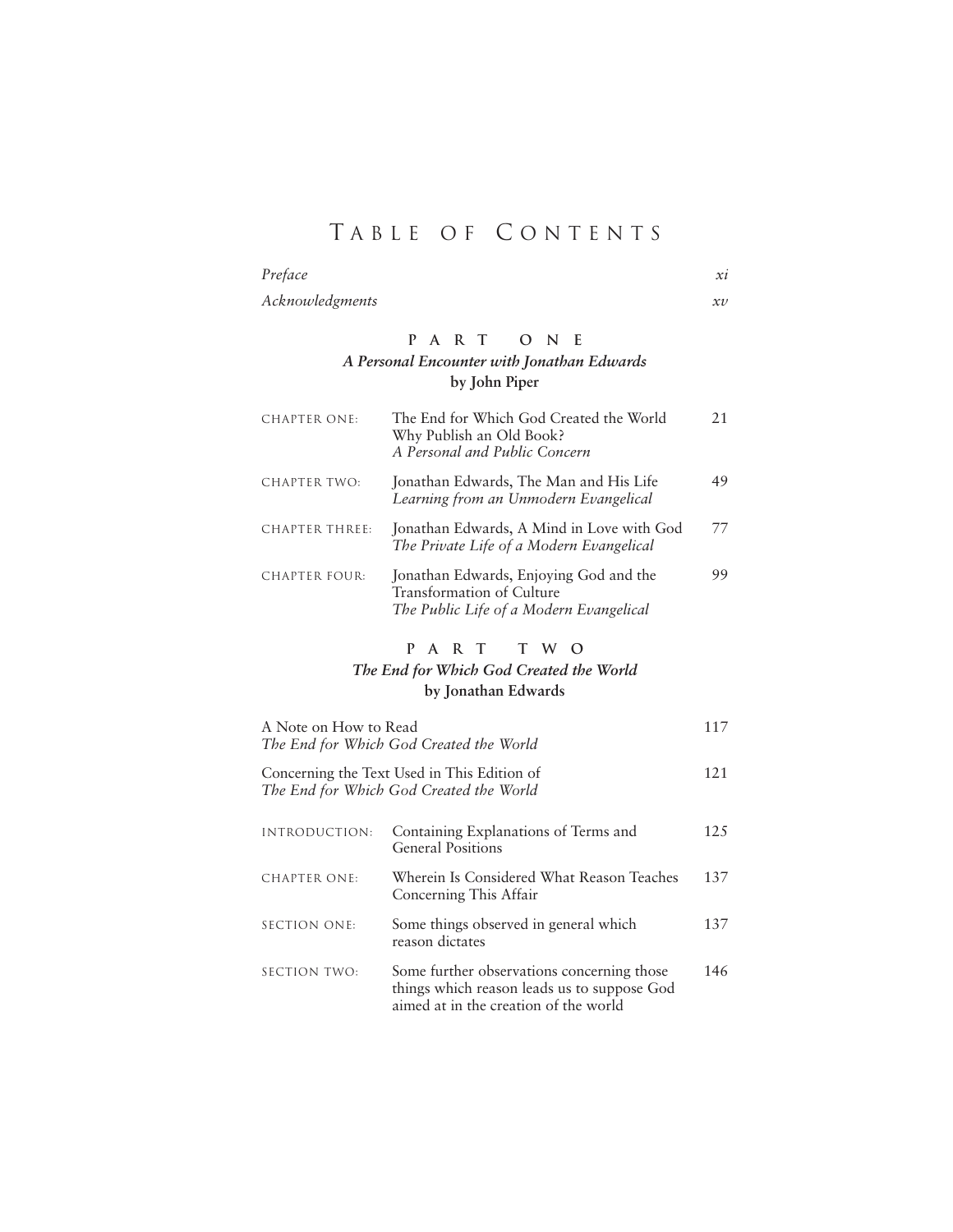# Table of Contents

| | |
|---|---|
| *Preface* | *xi* |
| *Acknowledgments* | *xv* |

## Part One

### *A Personal Encounter with Jonathan Edwards*

**by John Piper**

| | | |
|---|---|---|
| CHAPTER ONE: | The End for Which God Created the World<br>Why Publish an Old Book?<br>*A Personal and Public Concern* | 21 |
| CHAPTER TWO: | Jonathan Edwards, The Man and His Life<br>*Learning from an Unmodern Evangelical* | 49 |
| CHAPTER THREE: | Jonathan Edwards, A Mind in Love with God<br>*The Private Life of a Modern Evangelical* | 77 |
| CHAPTER FOUR: | Jonathan Edwards, Enjoying God and the Transformation of Culture<br>*The Public Life of a Modern Evangelical* | 99 |

## Part Two

### *The End for Which God Created the World*

**by Jonathan Edwards**

| | |
|---|---|
| A Note on How to Read<br>*The End for Which God Created the World* | 117 |
| Concerning the Text Used in This Edition of<br>*The End for Which God Created the World* | 121 |

| | | |
|---|---|---|
| INTRODUCTION: | Containing Explanations of Terms and General Positions | 125 |
| CHAPTER ONE: | Wherein Is Considered What Reason Teaches Concerning This Affair | 137 |
| SECTION ONE: | Some things observed in general which reason dictates | 137 |
| SECTION TWO: | Some further observations concerning those things which reason leads us to suppose God aimed at in the creation of the world | 146 |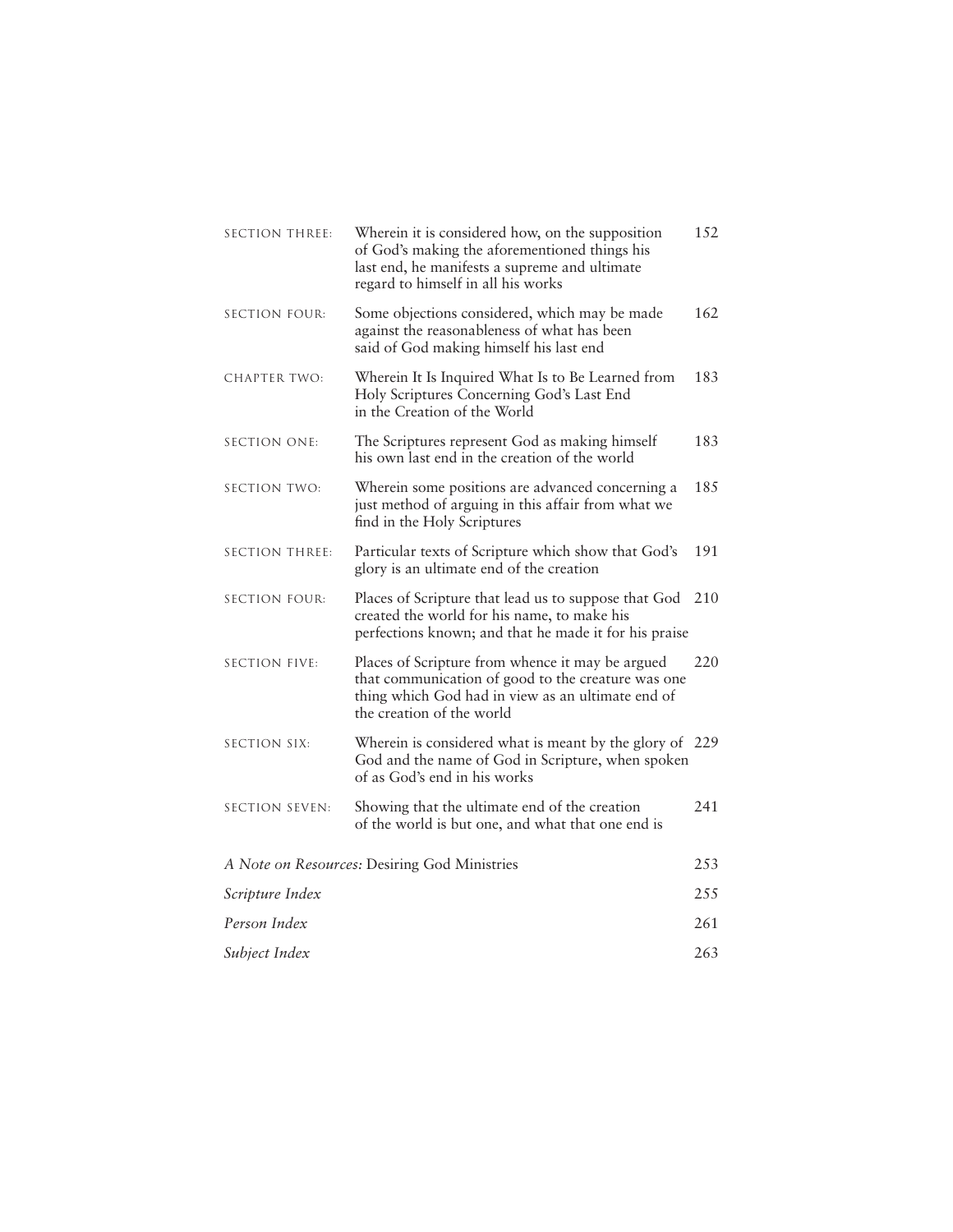| | | |
|---|---|---|
| SECTION THREE: | Wherein it is considered how, on the supposition of God's making the aforementioned things his last end, he manifests a supreme and ultimate regard to himself in all his works | 152 |
| SECTION FOUR: | Some objections considered, which may be made against the reasonableness of what has been said of God making himself his last end | 162 |
| CHAPTER TWO: | Wherein It Is Inquired What Is to Be Learned from Holy Scriptures Concerning God's Last End in the Creation of the World | 183 |
| SECTION ONE: | The Scriptures represent God as making himself his own last end in the creation of the world | 183 |
| SECTION TWO: | Wherein some positions are advanced concerning a just method of arguing in this affair from what we find in the Holy Scriptures | 185 |
| SECTION THREE: | Particular texts of Scripture which show that God's glory is an ultimate end of the creation | 191 |
| SECTION FOUR: | Places of Scripture that lead us to suppose that God created the world for his name, to make his perfections known; and that he made it for his praise | 210 |
| SECTION FIVE: | Places of Scripture from whence it may be argued that communication of good to the creature was one thing which God had in view as an ultimate end of the creation of the world | 220 |
| SECTION SIX: | Wherein is considered what is meant by the glory of God and the name of God in Scripture, when spoken of as God's end in his works | 229 |
| SECTION SEVEN: | Showing that the ultimate end of the creation of the world is but one, and what that one end is | 241 |

*A Note on Resources:* Desiring God Ministries 253

*Scripture Index* 255

*Person Index* 261

*Subject Index* 263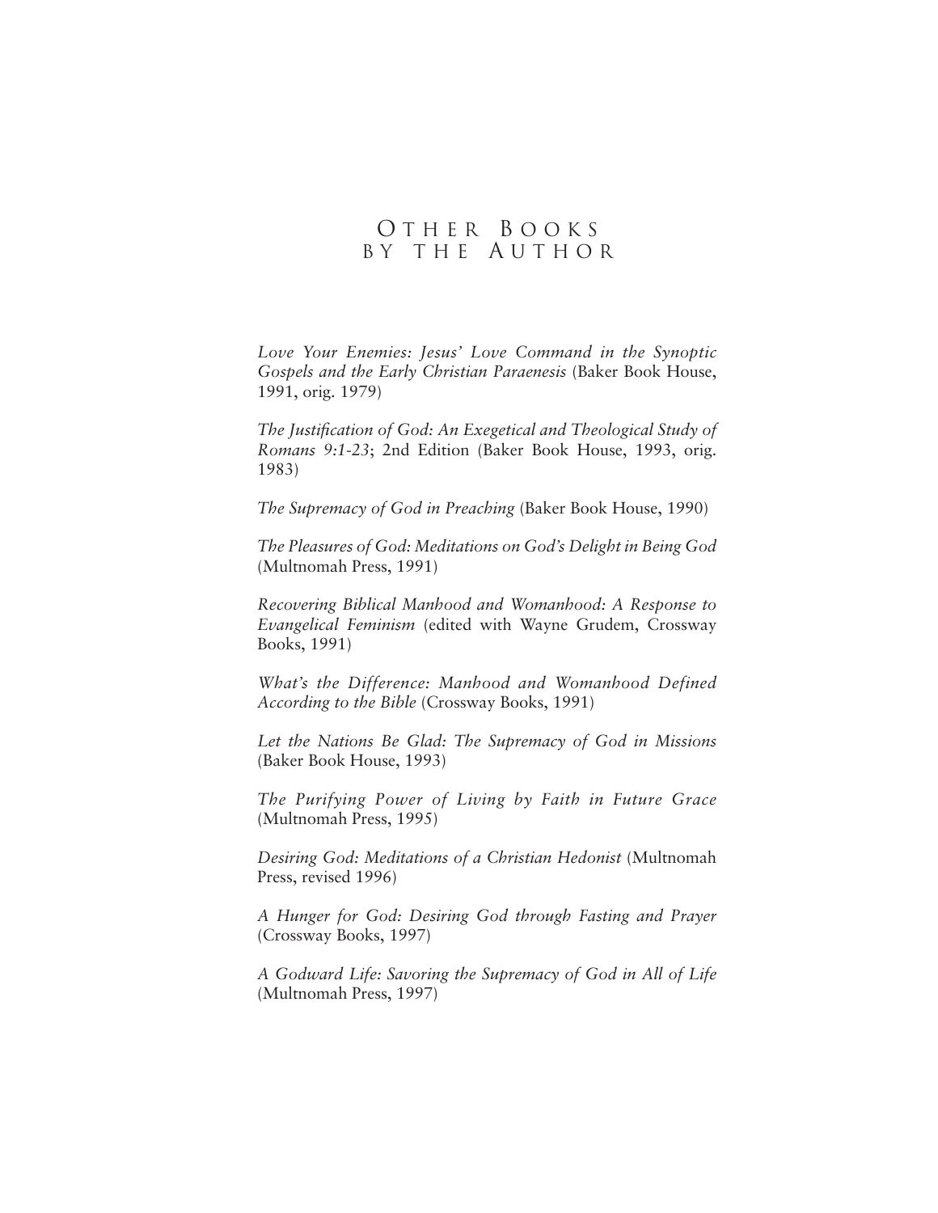# Other Books by the Author

*Love Your Enemies: Jesus' Love Command in the Synoptic Gospels and the Early Christian Paraenesis* (Baker Book House, 1991, orig. 1979)

*The Justification of God: An Exegetical and Theological Study of Romans 9:1-23*; 2nd Edition (Baker Book House, 1993, orig. 1983)

*The Supremacy of God in Preaching* (Baker Book House, 1990)

*The Pleasures of God: Meditations on God's Delight in Being God* (Multnomah Press, 1991)

*Recovering Biblical Manhood and Womanhood: A Response to Evangelical Feminism* (edited with Wayne Grudem, Crossway Books, 1991)

*What's the Difference: Manhood and Womanhood Defined According to the Bible* (Crossway Books, 1991)

*Let the Nations Be Glad: The Supremacy of God in Missions* (Baker Book House, 1993)

*The Purifying Power of Living by Faith in Future Grace* (Multnomah Press, 1995)

*Desiring God: Meditations of a Christian Hedonist* (Multnomah Press, revised 1996)

*A Hunger for God: Desiring God through Fasting and Prayer* (Crossway Books, 1997)

*A Godward Life: Savoring the Supremacy of God in All of Life* (Multnomah Press, 1997)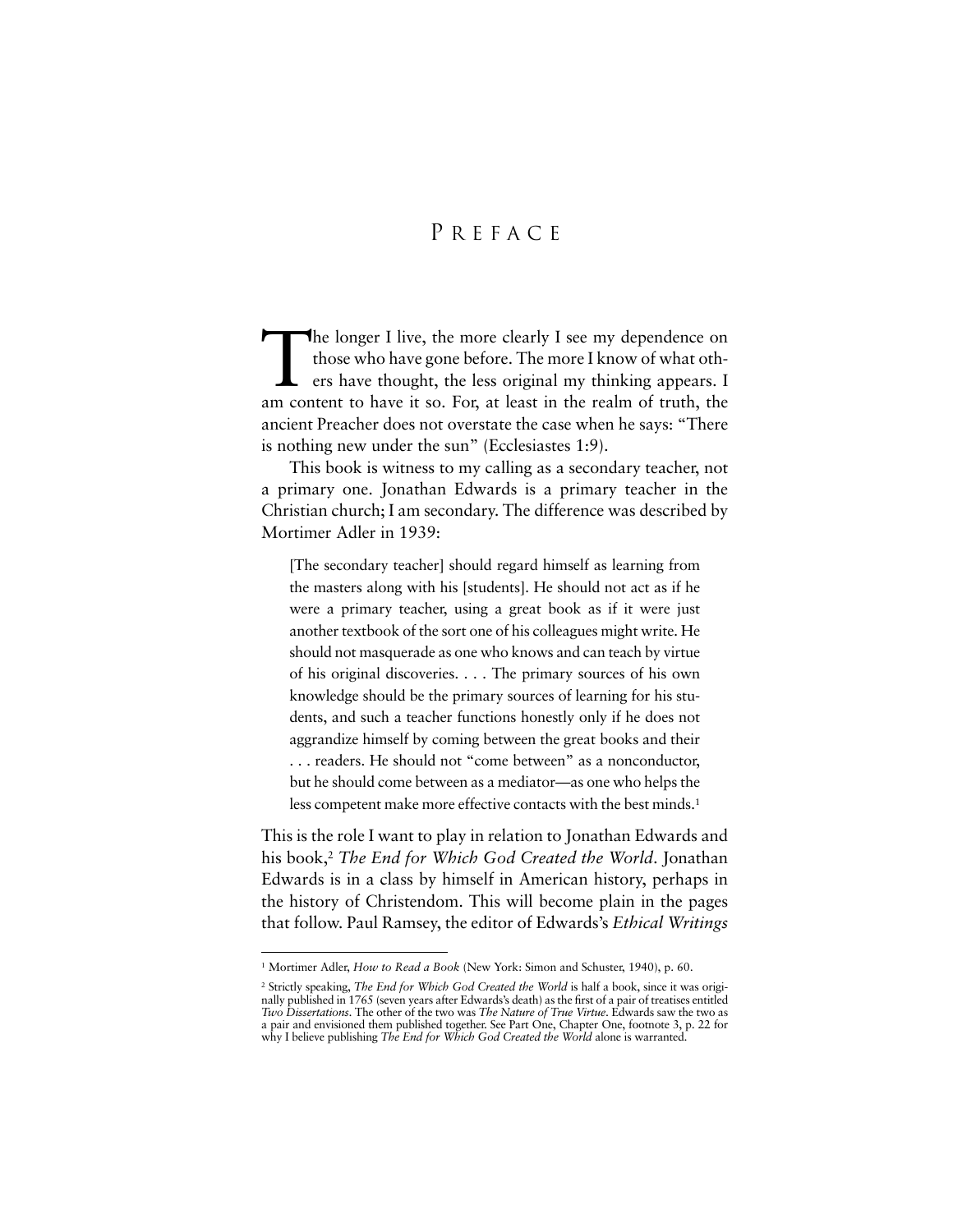# PREFACE

The longer I live, the more clearly I see my dependence on those who have gone before. The more I know of what others have thought, the less original my thinking appears. I am content to have it so. For, at least in the realm of truth, the ancient Preacher does not overstate the case when he says: "There is nothing new under the sun" (Ecclesiastes 1:9).

This book is witness to my calling as a secondary teacher, not a primary one. Jonathan Edwards is a primary teacher in the Christian church; I am secondary. The difference was described by Mortimer Adler in 1939:

> [The secondary teacher] should regard himself as learning from the masters along with his [students]. He should not act as if he were a primary teacher, using a great book as if it were just another textbook of the sort one of his colleagues might write. He should not masquerade as one who knows and can teach by virtue of his original discoveries. . . . The primary sources of his own knowledge should be the primary sources of learning for his students, and such a teacher functions honestly only if he does not aggrandize himself by coming between the great books and their . . . readers. He should not "come between" as a nonconductor, but he should come between as a mediator—as one who helps the less competent make more effective contacts with the best minds.[1]

This is the role I want to play in relation to Jonathan Edwards and his book,[2] *The End for Which God Created the World*. Jonathan Edwards is in a class by himself in American history, perhaps in the history of Christendom. This will become plain in the pages that follow. Paul Ramsey, the editor of Edwards's *Ethical Writings*

---

[1] Mortimer Adler, *How to Read a Book* (New York: Simon and Schuster, 1940), p. 60.

[2] Strictly speaking, *The End for Which God Created the World* is half a book, since it was originally published in 1765 (seven years after Edwards's death) as the first of a pair of treatises entitled *Two Dissertations*. The other of the two was *The Nature of True Virtue*. Edwards saw the two as a pair and envisioned them published together. See Part One, Chapter One, footnote 3, p. 22 for why I believe publishing *The End for Which God Created the World* alone is warranted.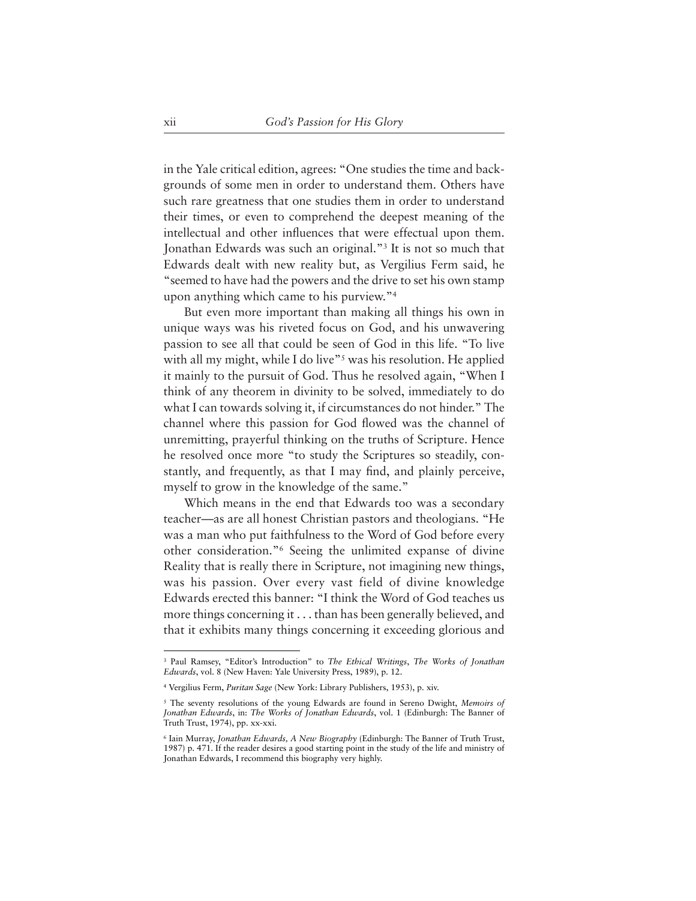in the Yale critical edition, agrees: "One studies the time and backgrounds of some men in order to understand them. Others have such rare greatness that one studies them in order to understand their times, or even to comprehend the deepest meaning of the intellectual and other influences that were effectual upon them. Jonathan Edwards was such an original."[3] It is not so much that Edwards dealt with new reality but, as Vergilius Ferm said, he "seemed to have had the powers and the drive to set his own stamp upon anything which came to his purview."[4]

But even more important than making all things his own in unique ways was his riveted focus on God, and his unwavering passion to see all that could be seen of God in this life. "To live with all my might, while I do live"[5] was his resolution. He applied it mainly to the pursuit of God. Thus he resolved again, "When I think of any theorem in divinity to be solved, immediately to do what I can towards solving it, if circumstances do not hinder." The channel where this passion for God flowed was the channel of unremitting, prayerful thinking on the truths of Scripture. Hence he resolved once more "to study the Scriptures so steadily, constantly, and frequently, as that I may find, and plainly perceive, myself to grow in the knowledge of the same."

Which means in the end that Edwards too was a secondary teacher—as are all honest Christian pastors and theologians. "He was a man who put faithfulness to the Word of God before every other consideration."[6] Seeing the unlimited expanse of divine Reality that is really there in Scripture, not imagining new things, was his passion. Over every vast field of divine knowledge Edwards erected this banner: "I think the Word of God teaches us more things concerning it . . . than has been generally believed, and that it exhibits many things concerning it exceeding glorious and

---

[3] Paul Ramsey, "Editor's Introduction" to *The Ethical Writings*, *The Works of Jonathan Edwards*, vol. 8 (New Haven: Yale University Press, 1989), p. 12.

[4] Vergilius Ferm, *Puritan Sage* (New York: Library Publishers, 1953), p. xiv.

[5] The seventy resolutions of the young Edwards are found in Sereno Dwight, *Memoirs of Jonathan Edwards*, in: *The Works of Jonathan Edwards*, vol. 1 (Edinburgh: The Banner of Truth Trust, 1974), pp. xx-xxi.

[6] Iain Murray, *Jonathan Edwards, A New Biography* (Edinburgh: The Banner of Truth Trust, 1987) p. 471. If the reader desires a good starting point in the study of the life and ministry of Jonathan Edwards, I recommend this biography very highly.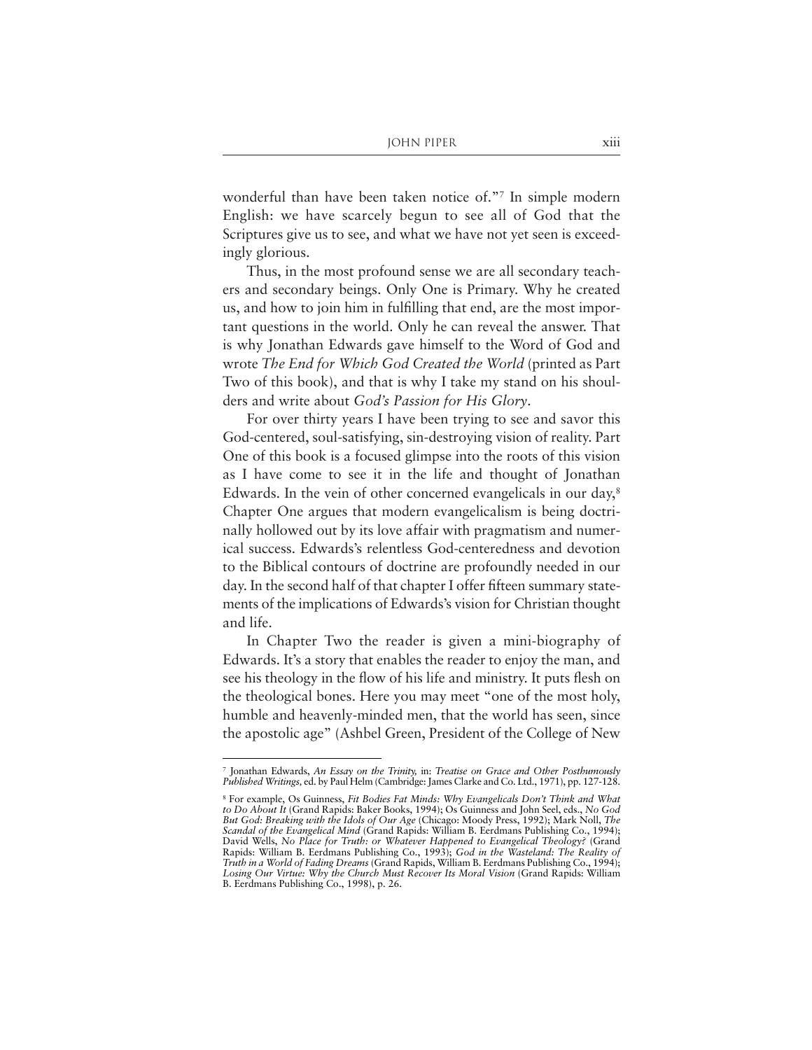wonderful than have been taken notice of."[7] In simple modern English: we have scarcely begun to see all of God that the Scriptures give us to see, and what we have not yet seen is exceedingly glorious.

Thus, in the most profound sense we are all secondary teachers and secondary beings. Only One is Primary. Why he created us, and how to join him in fulfilling that end, are the most important questions in the world. Only he can reveal the answer. That is why Jonathan Edwards gave himself to the Word of God and wrote *The End for Which God Created the World* (printed as Part Two of this book), and that is why I take my stand on his shoulders and write about *God's Passion for His Glory*.

For over thirty years I have been trying to see and savor this God-centered, soul-satisfying, sin-destroying vision of reality. Part One of this book is a focused glimpse into the roots of this vision as I have come to see it in the life and thought of Jonathan Edwards. In the vein of other concerned evangelicals in our day,[8] Chapter One argues that modern evangelicalism is being doctrinally hollowed out by its love affair with pragmatism and numerical success. Edwards's relentless God-centeredness and devotion to the Biblical contours of doctrine are profoundly needed in our day. In the second half of that chapter I offer fifteen summary statements of the implications of Edwards's vision for Christian thought and life.

In Chapter Two the reader is given a mini-biography of Edwards. It's a story that enables the reader to enjoy the man, and see his theology in the flow of his life and ministry. It puts flesh on the theological bones. Here you may meet "one of the most holy, humble and heavenly-minded men, that the world has seen, since the apostolic age" (Ashbel Green, President of the College of New

---

[7] Jonathan Edwards, *An Essay on the Trinity,* in: *Treatise on Grace and Other Posthumously Published Writings,* ed. by Paul Helm (Cambridge: James Clarke and Co. Ltd., 1971), pp. 127-128.

[8] For example, Os Guinness, *Fit Bodies Fat Minds: Why Evangelicals Don't Think and What to Do About It* (Grand Rapids: Baker Books, 1994); Os Guinness and John Seel, eds., *No God But God: Breaking with the Idols of Our Age* (Chicago: Moody Press, 1992); Mark Noll, *The Scandal of the Evangelical Mind* (Grand Rapids: William B. Eerdmans Publishing Co., 1994); David Wells, *No Place for Truth: or Whatever Happened to Evangelical Theology?* (Grand Rapids: William B. Eerdmans Publishing Co., 1993); *God in the Wasteland: The Reality of Truth in a World of Fading Dreams* (Grand Rapids, William B. Eerdmans Publishing Co., 1994); *Losing Our Virtue: Why the Church Must Recover Its Moral Vision* (Grand Rapids: William B. Eerdmans Publishing Co., 1998), p. 26.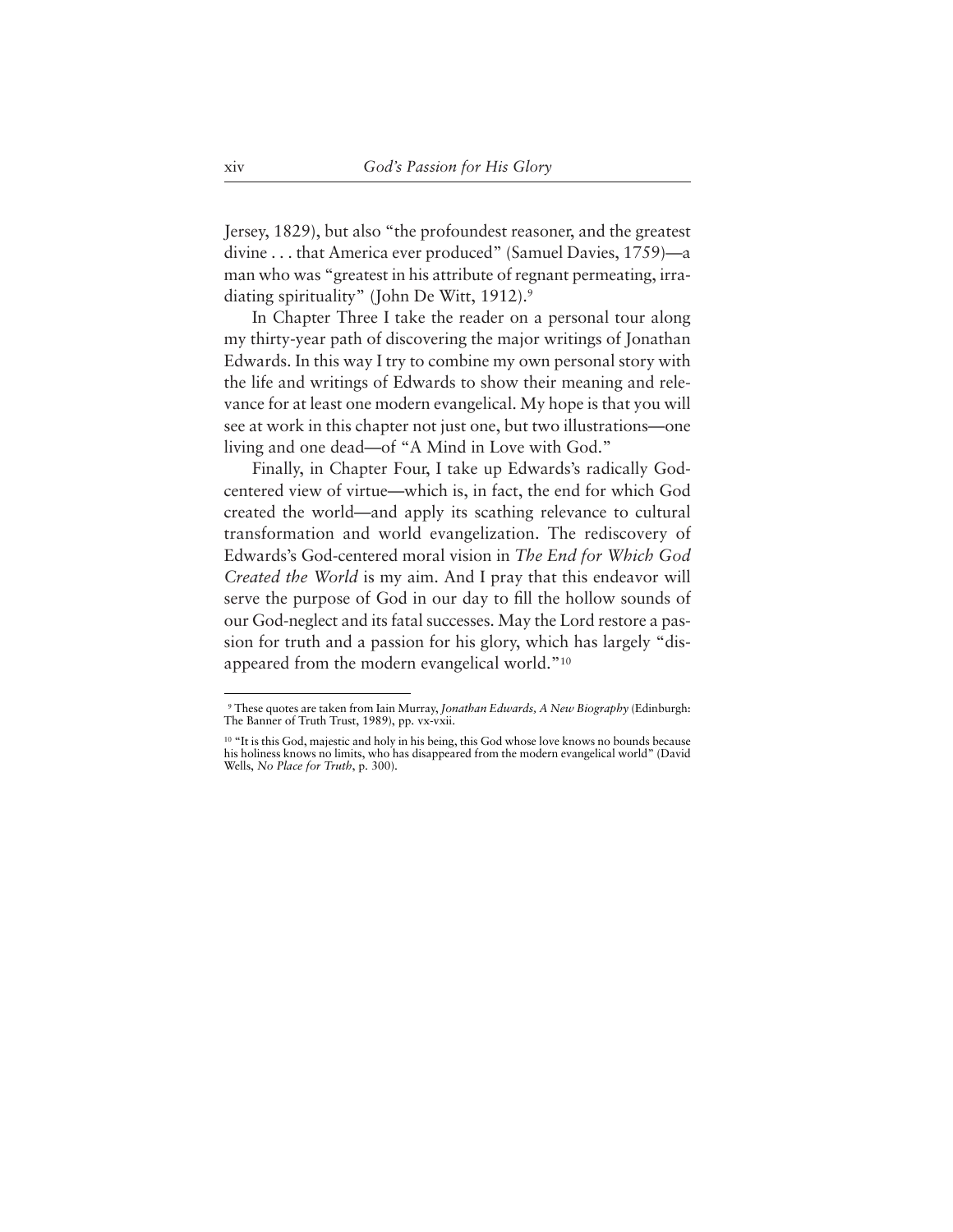Jersey, 1829), but also "the profoundest reasoner, and the greatest divine . . . that America ever produced" (Samuel Davies, 1759)—a man who was "greatest in his attribute of regnant permeating, irradiating spirituality" (John De Witt, 1912).[9]

In Chapter Three I take the reader on a personal tour along my thirty-year path of discovering the major writings of Jonathan Edwards. In this way I try to combine my own personal story with the life and writings of Edwards to show their meaning and relevance for at least one modern evangelical. My hope is that you will see at work in this chapter not just one, but two illustrations—one living and one dead—of "A Mind in Love with God."

Finally, in Chapter Four, I take up Edwards's radically God-centered view of virtue—which is, in fact, the end for which God created the world—and apply its scathing relevance to cultural transformation and world evangelization. The rediscovery of Edwards's God-centered moral vision in *The End for Which God Created the World* is my aim. And I pray that this endeavor will serve the purpose of God in our day to fill the hollow sounds of our God-neglect and its fatal successes. May the Lord restore a passion for truth and a passion for his glory, which has largely "disappeared from the modern evangelical world."[10]

---

[9] These quotes are taken from Iain Murray, *Jonathan Edwards, A New Biography* (Edinburgh: The Banner of Truth Trust, 1989), pp. vx-vxii.

[10] "It is this God, majestic and holy in his being, this God whose love knows no bounds because his holiness knows no limits, who has disappeared from the modern evangelical world" (David Wells, *No Place for Truth*, p. 300).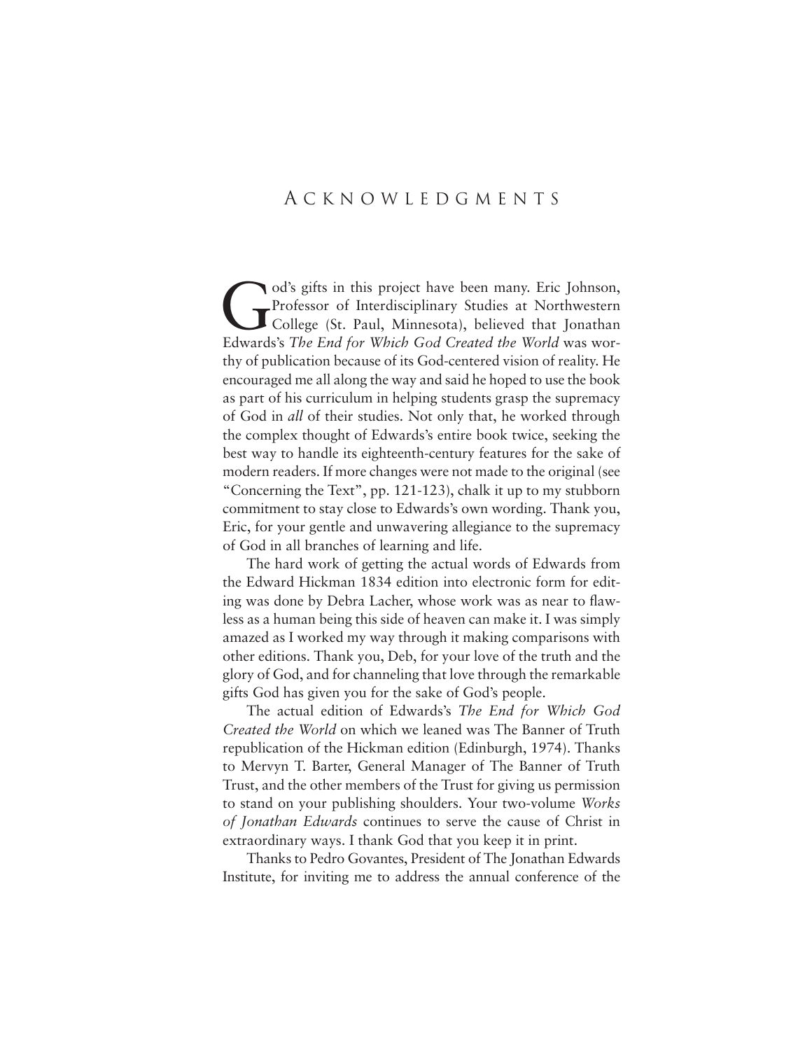# Acknowledgments

God's gifts in this project have been many. Eric Johnson, Professor of Interdisciplinary Studies at Northwestern College (St. Paul, Minnesota), believed that Jonathan Edwards's *The End for Which God Created the World* was worthy of publication because of its God-centered vision of reality. He encouraged me all along the way and said he hoped to use the book as part of his curriculum in helping students grasp the supremacy of God in *all* of their studies. Not only that, he worked through the complex thought of Edwards's entire book twice, seeking the best way to handle its eighteenth-century features for the sake of modern readers. If more changes were not made to the original (see "Concerning the Text", pp. 121-123), chalk it up to my stubborn commitment to stay close to Edwards's own wording. Thank you, Eric, for your gentle and unwavering allegiance to the supremacy of God in all branches of learning and life.

The hard work of getting the actual words of Edwards from the Edward Hickman 1834 edition into electronic form for editing was done by Debra Lacher, whose work was as near to flawless as a human being this side of heaven can make it. I was simply amazed as I worked my way through it making comparisons with other editions. Thank you, Deb, for your love of the truth and the glory of God, and for channeling that love through the remarkable gifts God has given you for the sake of God's people.

The actual edition of Edwards's *The End for Which God Created the World* on which we leaned was The Banner of Truth republication of the Hickman edition (Edinburgh, 1974). Thanks to Mervyn T. Barter, General Manager of The Banner of Truth Trust, and the other members of the Trust for giving us permission to stand on your publishing shoulders. Your two-volume *Works of Jonathan Edwards* continues to serve the cause of Christ in extraordinary ways. I thank God that you keep it in print.

Thanks to Pedro Govantes, President of The Jonathan Edwards Institute, for inviting me to address the annual conference of the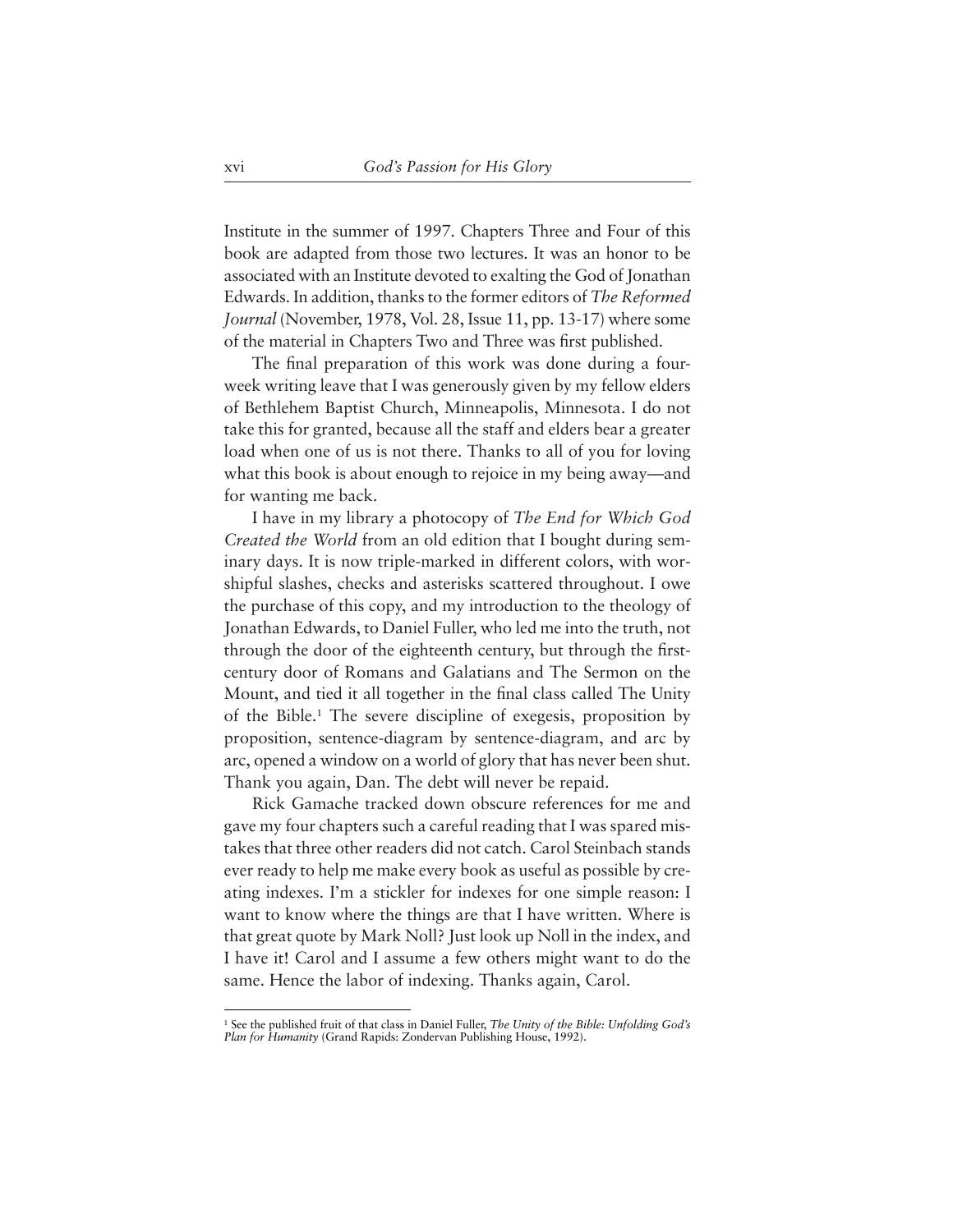Institute in the summer of 1997. Chapters Three and Four of this book are adapted from those two lectures. It was an honor to be associated with an Institute devoted to exalting the God of Jonathan Edwards. In addition, thanks to the former editors of *The Reformed Journal* (November, 1978, Vol. 28, Issue 11, pp. 13-17) where some of the material in Chapters Two and Three was first published.

The final preparation of this work was done during a four-week writing leave that I was generously given by my fellow elders of Bethlehem Baptist Church, Minneapolis, Minnesota. I do not take this for granted, because all the staff and elders bear a greater load when one of us is not there. Thanks to all of you for loving what this book is about enough to rejoice in my being away—and for wanting me back.

I have in my library a photocopy of *The End for Which God Created the World* from an old edition that I bought during seminary days. It is now triple-marked in different colors, with worshipful slashes, checks and asterisks scattered throughout. I owe the purchase of this copy, and my introduction to the theology of Jonathan Edwards, to Daniel Fuller, who led me into the truth, not through the door of the eighteenth century, but through the first-century door of Romans and Galatians and The Sermon on the Mount, and tied it all together in the final class called The Unity of the Bible.[1] The severe discipline of exegesis, proposition by proposition, sentence-diagram by sentence-diagram, and arc by arc, opened a window on a world of glory that has never been shut. Thank you again, Dan. The debt will never be repaid.

Rick Gamache tracked down obscure references for me and gave my four chapters such a careful reading that I was spared mistakes that three other readers did not catch. Carol Steinbach stands ever ready to help me make every book as useful as possible by creating indexes. I'm a stickler for indexes for one simple reason: I want to know where the things are that I have written. Where is that great quote by Mark Noll? Just look up Noll in the index, and I have it! Carol and I assume a few others might want to do the same. Hence the labor of indexing. Thanks again, Carol.

---

[1] See the published fruit of that class in Daniel Fuller, *The Unity of the Bible: Unfolding God's Plan for Humanity* (Grand Rapids: Zondervan Publishing House, 1992).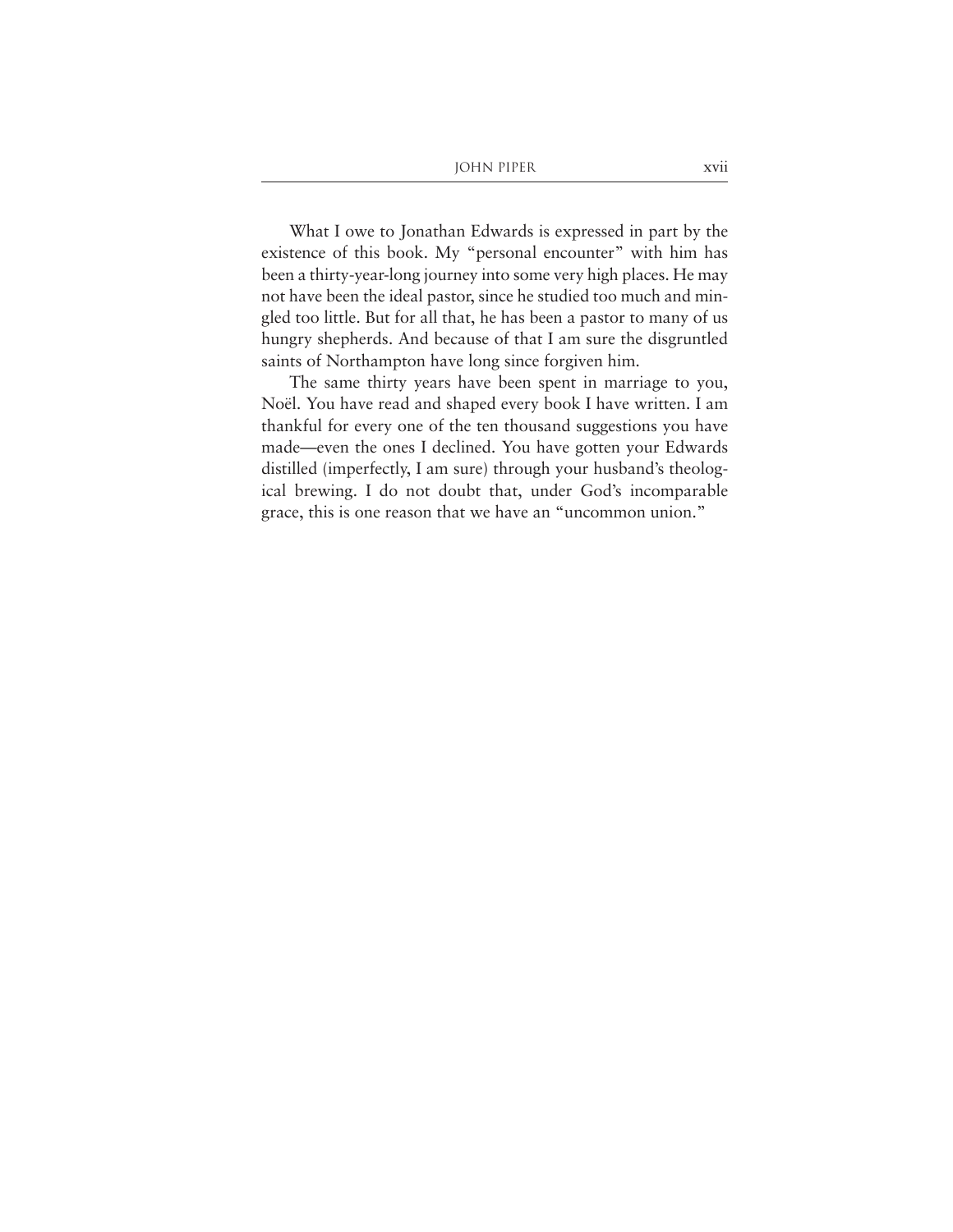What I owe to Jonathan Edwards is expressed in part by the existence of this book. My "personal encounter" with him has been a thirty-year-long journey into some very high places. He may not have been the ideal pastor, since he studied too much and mingled too little. But for all that, he has been a pastor to many of us hungry shepherds. And because of that I am sure the disgruntled saints of Northampton have long since forgiven him.

The same thirty years have been spent in marriage to you, Noël. You have read and shaped every book I have written. I am thankful for every one of the ten thousand suggestions you have made—even the ones I declined. You have gotten your Edwards distilled (imperfectly, I am sure) through your husband's theological brewing. I do not doubt that, under God's incomparable grace, this is one reason that we have an "uncommon union."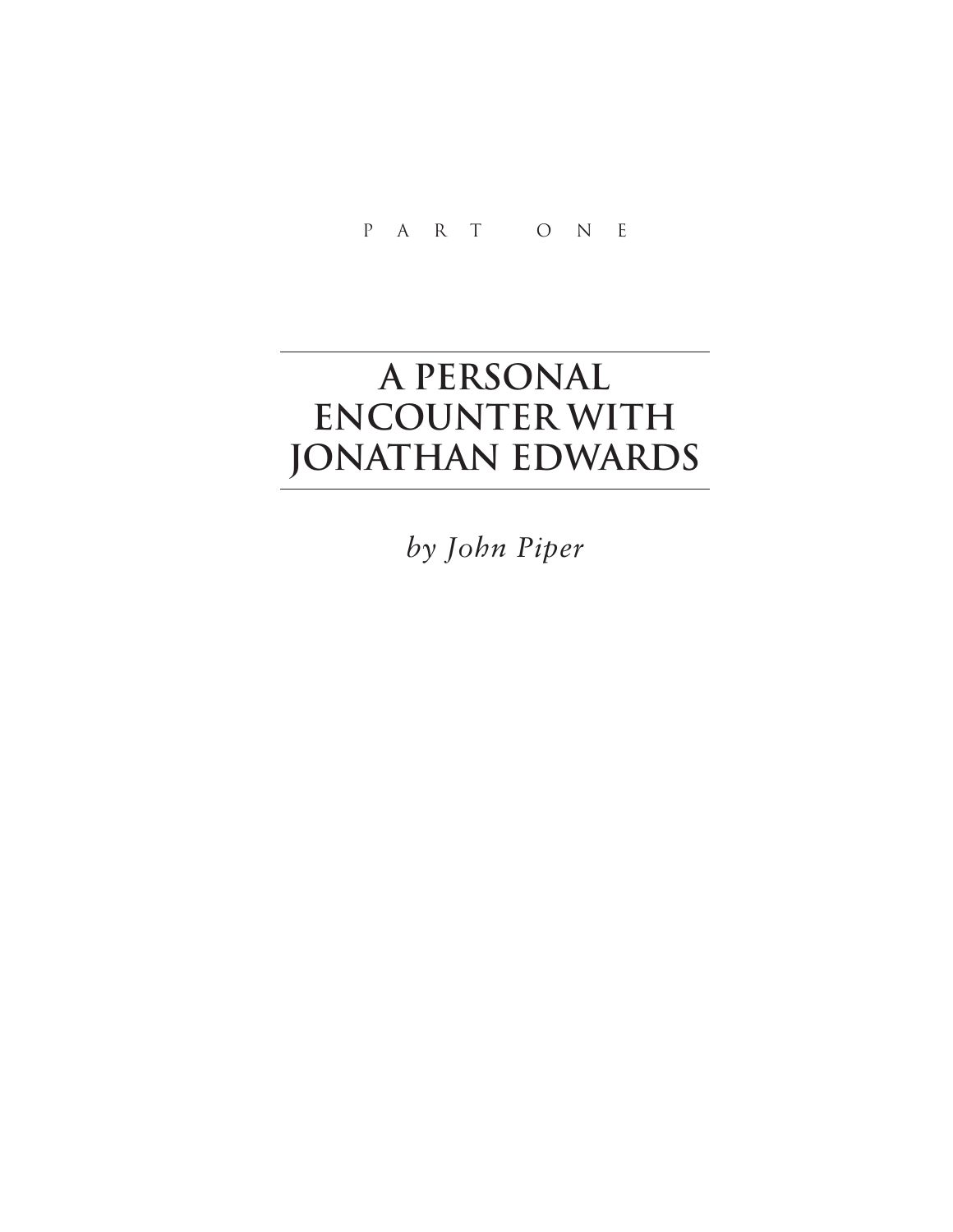PART ONE

# A PERSONAL ENCOUNTER WITH JONATHAN EDWARDS

*by John Piper*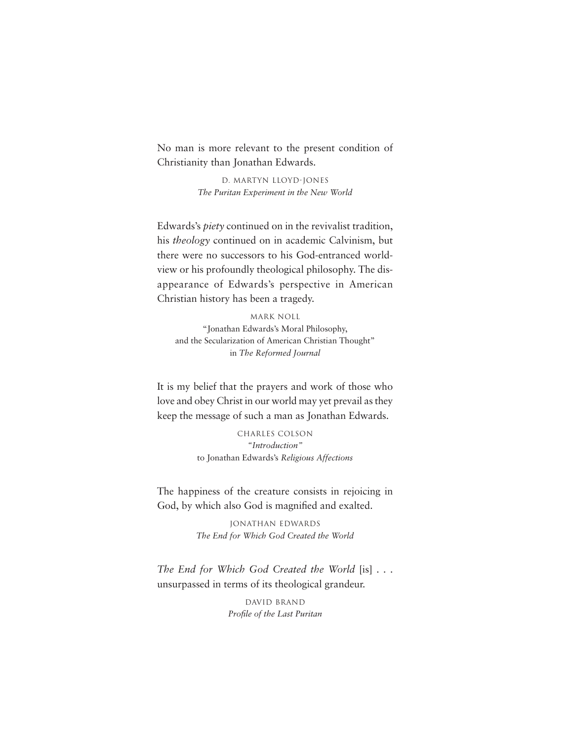No man is more relevant to the present condition of Christianity than Jonathan Edwards.

D. MARTYN LLOYD-JONES
*The Puritan Experiment in the New World*

Edwards's *piety* continued on in the revivalist tradition, his *theology* continued on in academic Calvinism, but there were no successors to his God-entranced worldview or his profoundly theological philosophy. The disappearance of Edwards's perspective in American Christian history has been a tragedy.

MARK NOLL
"Jonathan Edwards's Moral Philosophy, and the Secularization of American Christian Thought" in *The Reformed Journal*

It is my belief that the prayers and work of those who love and obey Christ in our world may yet prevail as they keep the message of such a man as Jonathan Edwards.

CHARLES COLSON
*"Introduction"*
to Jonathan Edwards's *Religious Affections*

The happiness of the creature consists in rejoicing in God, by which also God is magnified and exalted.

JONATHAN EDWARDS
*The End for Which God Created the World*

*The End for Which God Created the World* [is] . . . unsurpassed in terms of its theological grandeur.

DAVID BRAND
*Profile of the Last Puritan*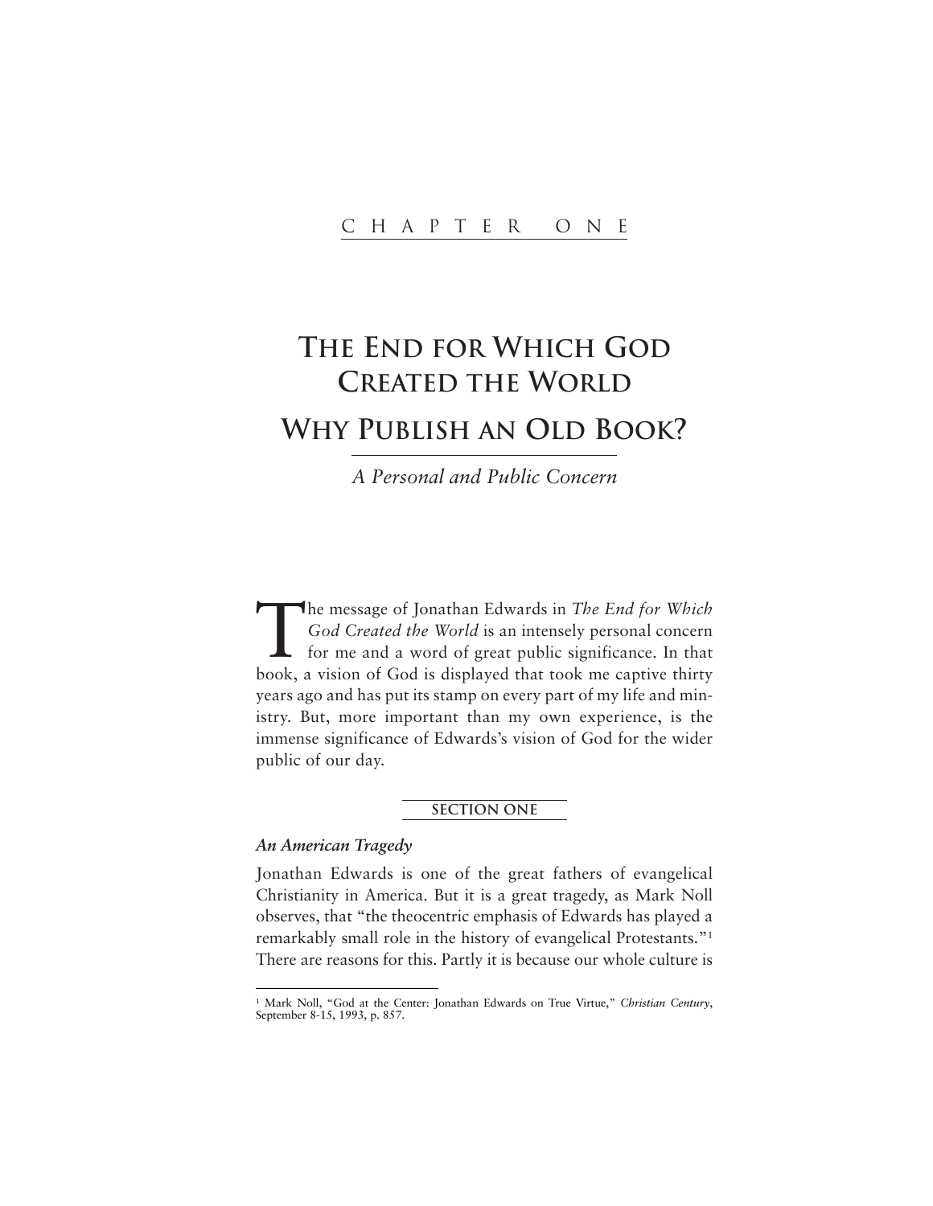CHAPTER ONE

# The End for Which God Created the World

# Why Publish an Old Book?

*A Personal and Public Concern*

The message of Jonathan Edwards in *The End for Which God Created the World* is an intensely personal concern for me and a word of great public significance. In that book, a vision of God is displayed that took me captive thirty years ago and has put its stamp on every part of my life and ministry. But, more important than my own experience, is the immense significance of Edwards's vision of God for the wider public of our day.

## SECTION ONE

### *An American Tragedy*

Jonathan Edwards is one of the great fathers of evangelical Christianity in America. But it is a great tragedy, as Mark Noll observes, that "the theocentric emphasis of Edwards has played a remarkably small role in the history of evangelical Protestants."[1] There are reasons for this. Partly it is because our whole culture is

[1] Mark Noll, "God at the Center: Jonathan Edwards on True Virtue," *Christian Century*, September 8-15, 1993, p. 857.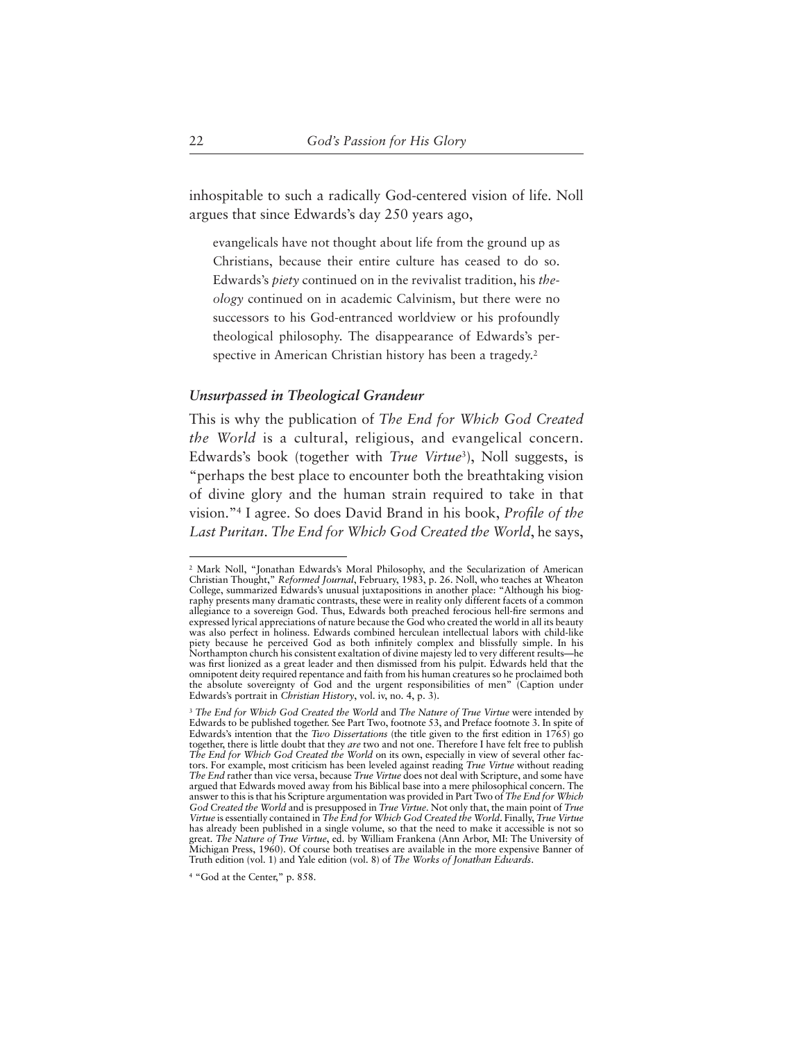inhospitable to such a radically God-centered vision of life. Noll argues that since Edwards's day 250 years ago,

> evangelicals have not thought about life from the ground up as Christians, because their entire culture has ceased to do so. Edwards's *piety* continued on in the revivalist tradition, his *theology* continued on in academic Calvinism, but there were no successors to his God-entranced worldview or his profoundly theological philosophy. The disappearance of Edwards's perspective in American Christian history has been a tragedy.[2]

### *Unsurpassed in Theological Grandeur*

This is why the publication of *The End for Which God Created the World* is a cultural, religious, and evangelical concern. Edwards's book (together with *True Virtue*[3]), Noll suggests, is "perhaps the best place to encounter both the breathtaking vision of divine glory and the human strain required to take in that vision."[4] I agree. So does David Brand in his book, *Profile of the Last Puritan*. *The End for Which God Created the World*, he says,

---

[2] Mark Noll, "Jonathan Edwards's Moral Philosophy, and the Secularization of American Christian Thought," *Reformed Journal*, February, 1983, p. 26. Noll, who teaches at Wheaton College, summarized Edwards's unusual juxtapositions in another place: "Although his biography presents many dramatic contrasts, these were in reality only different facets of a common allegiance to a sovereign God. Thus, Edwards both preached ferocious hell-fire sermons and expressed lyrical appreciations of nature because the God who created the world in all its beauty was also perfect in holiness. Edwards combined herculean intellectual labors with child-like piety because he perceived God as both infinitely complex and blissfully simple. In his Northampton church his consistent exaltation of divine majesty led to very different results—he was first lionized as a great leader and then dismissed from his pulpit. Edwards held that the omnipotent deity required repentance and faith from his human creatures so he proclaimed both the absolute sovereignty of God and the urgent responsibilities of men" (Caption under Edwards's portrait in *Christian History*, vol. iv, no. 4, p. 3).

[3] *The End for Which God Created the World* and *The Nature of True Virtue* were intended by Edwards to be published together. See Part Two, footnote 53, and Preface footnote 3. In spite of Edwards's intention that the *Two Dissertations* (the title given to the first edition in 1765) go together, there is little doubt that they *are* two and not one. Therefore I have felt free to publish *The End for Which God Created the World* on its own, especially in view of several other factors. For example, most criticism has been leveled against reading *True Virtue* without reading *The End* rather than vice versa, because *True Virtue* does not deal with Scripture, and some have argued that Edwards moved away from his Biblical base into a mere philosophical concern. The answer to this is that his Scripture argumentation was provided in Part Two of *The End for Which God Created the World* and is presupposed in *True Virtue*. Not only that, the main point of *True Virtue* is essentially contained in *The End for Which God Created the World*. Finally, *True Virtue* has already been published in a single volume, so that the need to make it accessible is not so great. *The Nature of True Virtue*, ed. by William Frankena (Ann Arbor, MI: The University of Michigan Press, 1960). Of course both treatises are available in the more expensive Banner of Truth edition (vol. 1) and Yale edition (vol. 8) of *The Works of Jonathan Edwards*.

[4] "God at the Center," p. 858.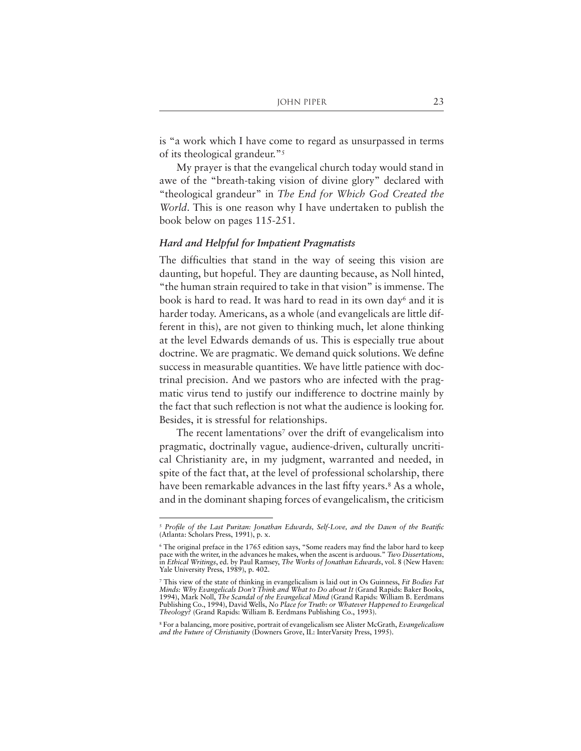is "a work which I have come to regard as unsurpassed in terms of its theological grandeur."[5]

My prayer is that the evangelical church today would stand in awe of the "breath-taking vision of divine glory" declared with "theological grandeur" in *The End for Which God Created the World*. This is one reason why I have undertaken to publish the book below on pages 115-251.

### *Hard and Helpful for Impatient Pragmatists*

The difficulties that stand in the way of seeing this vision are daunting, but hopeful. They are daunting because, as Noll hinted, "the human strain required to take in that vision" is immense. The book is hard to read. It was hard to read in its own day[6] and it is harder today. Americans, as a whole (and evangelicals are little different in this), are not given to thinking much, let alone thinking at the level Edwards demands of us. This is especially true about doctrine. We are pragmatic. We demand quick solutions. We define success in measurable quantities. We have little patience with doctrinal precision. And we pastors who are infected with the pragmatic virus tend to justify our indifference to doctrine mainly by the fact that such reflection is not what the audience is looking for. Besides, it is stressful for relationships.

The recent lamentations[7] over the drift of evangelicalism into pragmatic, doctrinally vague, audience-driven, culturally uncritical Christianity are, in my judgment, warranted and needed, in spite of the fact that, at the level of professional scholarship, there have been remarkable advances in the last fifty years.[8] As a whole, and in the dominant shaping forces of evangelicalism, the criticism

---

[5] *Profile of the Last Puritan: Jonathan Edwards, Self-Love, and the Dawn of the Beatific* (Atlanta: Scholars Press, 1991), p. x.

[6] The original preface in the 1765 edition says, "Some readers may find the labor hard to keep pace with the writer, in the advances he makes, when the ascent is arduous." *Two Dissertations*, in *Ethical Writings*, ed. by Paul Ramsey, *The Works of Jonathan Edwards*, vol. 8 (New Haven: Yale University Press, 1989), p. 402.

[7] This view of the state of thinking in evangelicalism is laid out in Os Guinness, *Fit Bodies Fat Minds: Why Evangelicals Don't Think and What to Do about It* (Grand Rapids: Baker Books, 1994), Mark Noll, *The Scandal of the Evangelical Mind* (Grand Rapids: William B. Eerdmans Publishing Co., 1994), David Wells, *No Place for Truth: or Whatever Happened to Evangelical Theology?* (Grand Rapids: William B. Eerdmans Publishing Co., 1993).

[8] For a balancing, more positive, portrait of evangelicalism see Alister McGrath, *Evangelicalism and the Future of Christianity* (Downers Grove, IL: InterVarsity Press, 1995).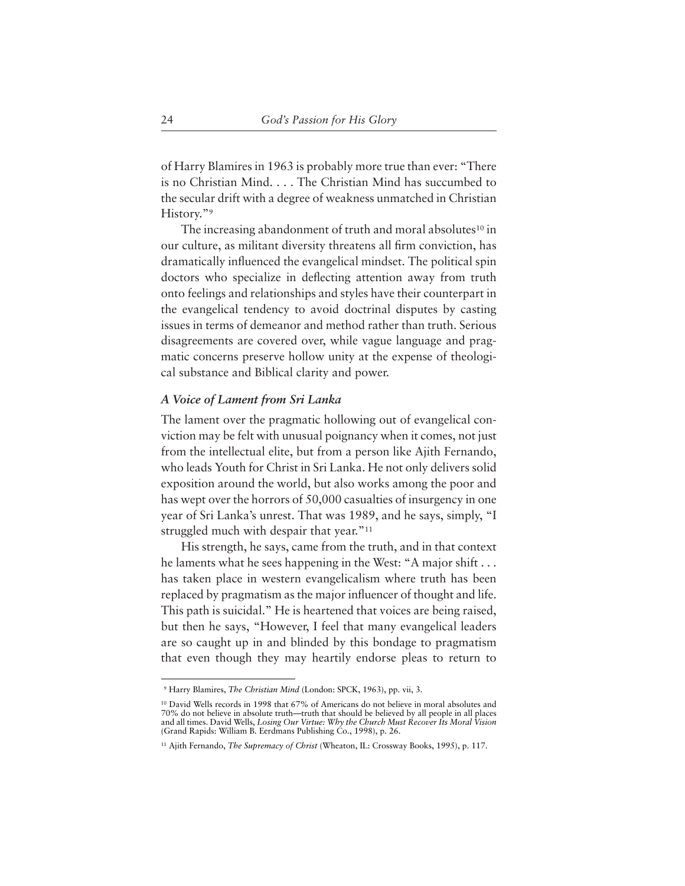of Harry Blamires in 1963 is probably more true than ever: "There is no Christian Mind. . . . The Christian Mind has succumbed to the secular drift with a degree of weakness unmatched in Christian History."[9]

The increasing abandonment of truth and moral absolutes[10] in our culture, as militant diversity threatens all firm conviction, has dramatically influenced the evangelical mindset. The political spin doctors who specialize in deflecting attention away from truth onto feelings and relationships and styles have their counterpart in the evangelical tendency to avoid doctrinal disputes by casting issues in terms of demeanor and method rather than truth. Serious disagreements are covered over, while vague language and pragmatic concerns preserve hollow unity at the expense of theological substance and Biblical clarity and power.

### *A Voice of Lament from Sri Lanka*

The lament over the pragmatic hollowing out of evangelical conviction may be felt with unusual poignancy when it comes, not just from the intellectual elite, but from a person like Ajith Fernando, who leads Youth for Christ in Sri Lanka. He not only delivers solid exposition around the world, but also works among the poor and has wept over the horrors of 50,000 casualties of insurgency in one year of Sri Lanka's unrest. That was 1989, and he says, simply, "I struggled much with despair that year."[11]

His strength, he says, came from the truth, and in that context he laments what he sees happening in the West: "A major shift . . . has taken place in western evangelicalism where truth has been replaced by pragmatism as the major influencer of thought and life. This path is suicidal." He is heartened that voices are being raised, but then he says, "However, I feel that many evangelical leaders are so caught up in and blinded by this bondage to pragmatism that even though they may heartily endorse pleas to return to

---

[9] Harry Blamires, *The Christian Mind* (London: SPCK, 1963), pp. vii, 3.

[10] David Wells records in 1998 that 67% of Americans do not believe in moral absolutes and 70% do not believe in absolute truth—truth that should be believed by all people in all places and all times. David Wells, *Losing Our Virtue: Why the Church Must Recover Its Moral Vision* (Grand Rapids: William B. Eerdmans Publishing Co., 1998), p. 26.

[11] Ajith Fernando, *The Supremacy of Christ* (Wheaton, IL: Crossway Books, 1995), p. 117.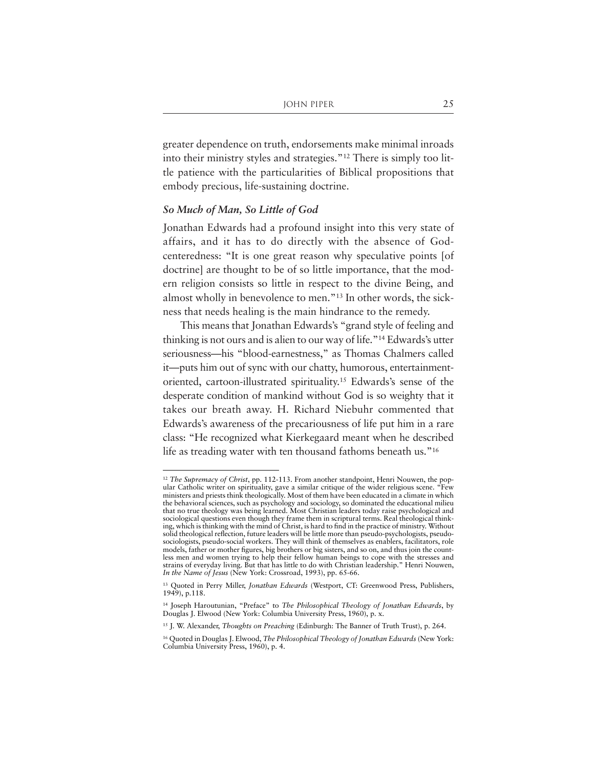greater dependence on truth, endorsements make minimal inroads into their ministry styles and strategies."[12] There is simply too little patience with the particularities of Biblical propositions that embody precious, life-sustaining doctrine.

### *So Much of Man, So Little of God*

Jonathan Edwards had a profound insight into this very state of affairs, and it has to do directly with the absence of God-centeredness: "It is one great reason why speculative points [of doctrine] are thought to be of so little importance, that the modern religion consists so little in respect to the divine Being, and almost wholly in benevolence to men."[13] In other words, the sickness that needs healing is the main hindrance to the remedy.

This means that Jonathan Edwards's "grand style of feeling and thinking is not ours and is alien to our way of life."[14] Edwards's utter seriousness—his "blood-earnestness," as Thomas Chalmers called it—puts him out of sync with our chatty, humorous, entertainment-oriented, cartoon-illustrated spirituality.[15] Edwards's sense of the desperate condition of mankind without God is so weighty that it takes our breath away. H. Richard Niebuhr commented that Edwards's awareness of the precariousness of life put him in a rare class: "He recognized what Kierkegaard meant when he described life as treading water with ten thousand fathoms beneath us."[16]

---

[12] *The Supremacy of Christ*, pp. 112-113. From another standpoint, Henri Nouwen, the popular Catholic writer on spirituality, gave a similar critique of the wider religious scene. "Few ministers and priests think theologically. Most of them have been educated in a climate in which the behavioral sciences, such as psychology and sociology, so dominated the educational milieu that no true theology was being learned. Most Christian leaders today raise psychological and sociological questions even though they frame them in scriptural terms. Real theological thinking, which is thinking with the mind of Christ, is hard to find in the practice of ministry. Without solid theological reflection, future leaders will be little more than pseudo-psychologists, pseudo-sociologists, pseudo-social workers. They will think of themselves as enablers, facilitators, role models, father or mother figures, big brothers or big sisters, and so on, and thus join the countless men and women trying to help their fellow human beings to cope with the stresses and strains of everyday living. But that has little to do with Christian leadership." Henri Nouwen, *In the Name of Jesus* (New York: Crossroad, 1993), pp. 65-66.

[13] Quoted in Perry Miller, *Jonathan Edwards* (Westport, CT: Greenwood Press, Publishers, 1949), p.118.

[14] Joseph Haroutunian, "Preface" to *The Philosophical Theology of Jonathan Edwards*, by Douglas J. Elwood (New York: Columbia University Press, 1960), p. x.

[15] J. W. Alexander, *Thoughts on Preaching* (Edinburgh: The Banner of Truth Trust), p. 264.

[16] Quoted in Douglas J. Elwood, *The Philosophical Theology of Jonathan Edwards* (New York: Columbia University Press, 1960), p. 4.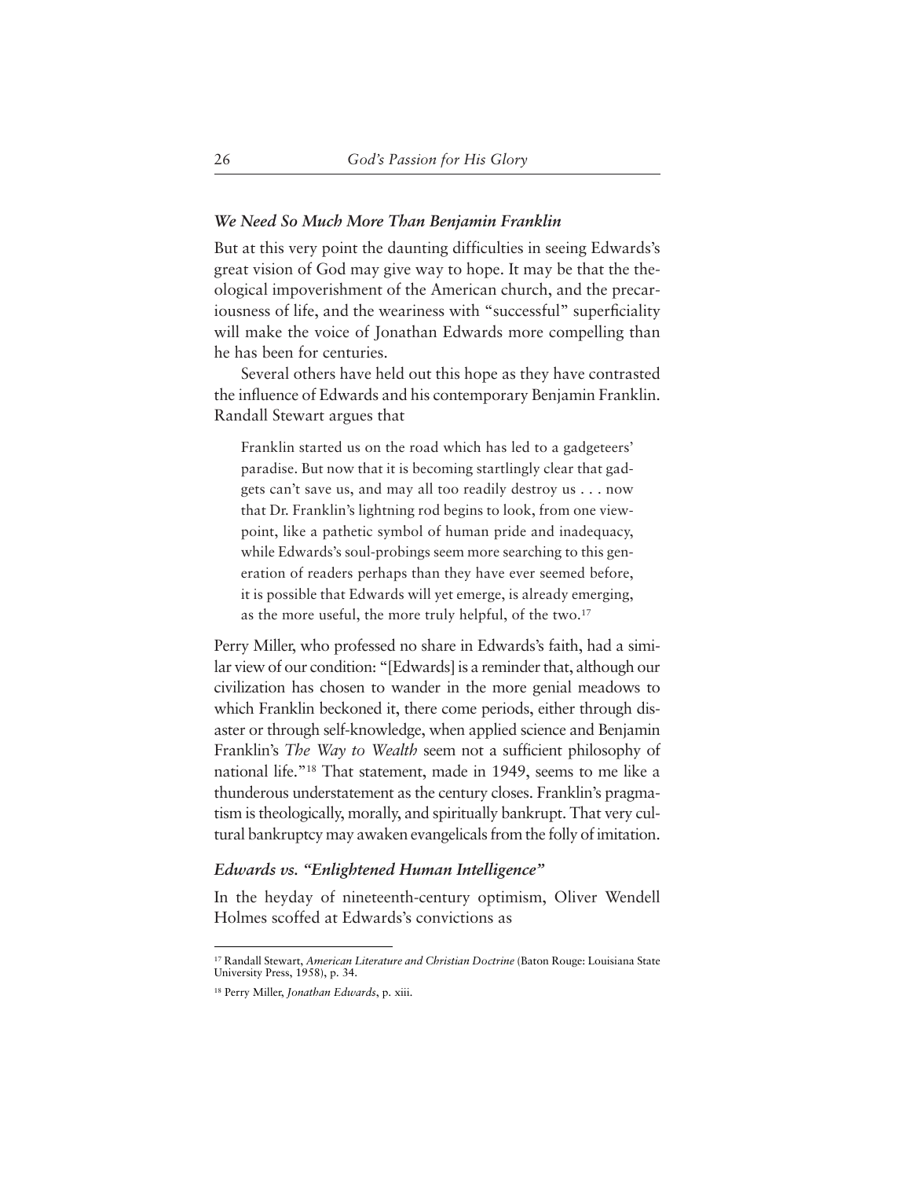### *We Need So Much More Than Benjamin Franklin*

But at this very point the daunting difficulties in seeing Edwards's great vision of God may give way to hope. It may be that the theological impoverishment of the American church, and the precariousness of life, and the weariness with "successful" superficiality will make the voice of Jonathan Edwards more compelling than he has been for centuries.

Several others have held out this hope as they have contrasted the influence of Edwards and his contemporary Benjamin Franklin. Randall Stewart argues that

> Franklin started us on the road which has led to a gadgeteers' paradise. But now that it is becoming startlingly clear that gadgets can't save us, and may all too readily destroy us . . . now that Dr. Franklin's lightning rod begins to look, from one viewpoint, like a pathetic symbol of human pride and inadequacy, while Edwards's soul-probings seem more searching to this generation of readers perhaps than they have ever seemed before, it is possible that Edwards will yet emerge, is already emerging, as the more useful, the more truly helpful, of the two.[17]

Perry Miller, who professed no share in Edwards's faith, had a similar view of our condition: "[Edwards] is a reminder that, although our civilization has chosen to wander in the more genial meadows to which Franklin beckoned it, there come periods, either through disaster or through self-knowledge, when applied science and Benjamin Franklin's *The Way to Wealth* seem not a sufficient philosophy of national life."[18] That statement, made in 1949, seems to me like a thunderous understatement as the century closes. Franklin's pragmatism is theologically, morally, and spiritually bankrupt. That very cultural bankruptcy may awaken evangelicals from the folly of imitation.

### *Edwards vs. "Enlightened Human Intelligence"*

In the heyday of nineteenth-century optimism, Oliver Wendell Holmes scoffed at Edwards's convictions as

---

[17] Randall Stewart, *American Literature and Christian Doctrine* (Baton Rouge: Louisiana State University Press, 1958), p. 34.

[18] Perry Miller, *Jonathan Edwards*, p. xiii.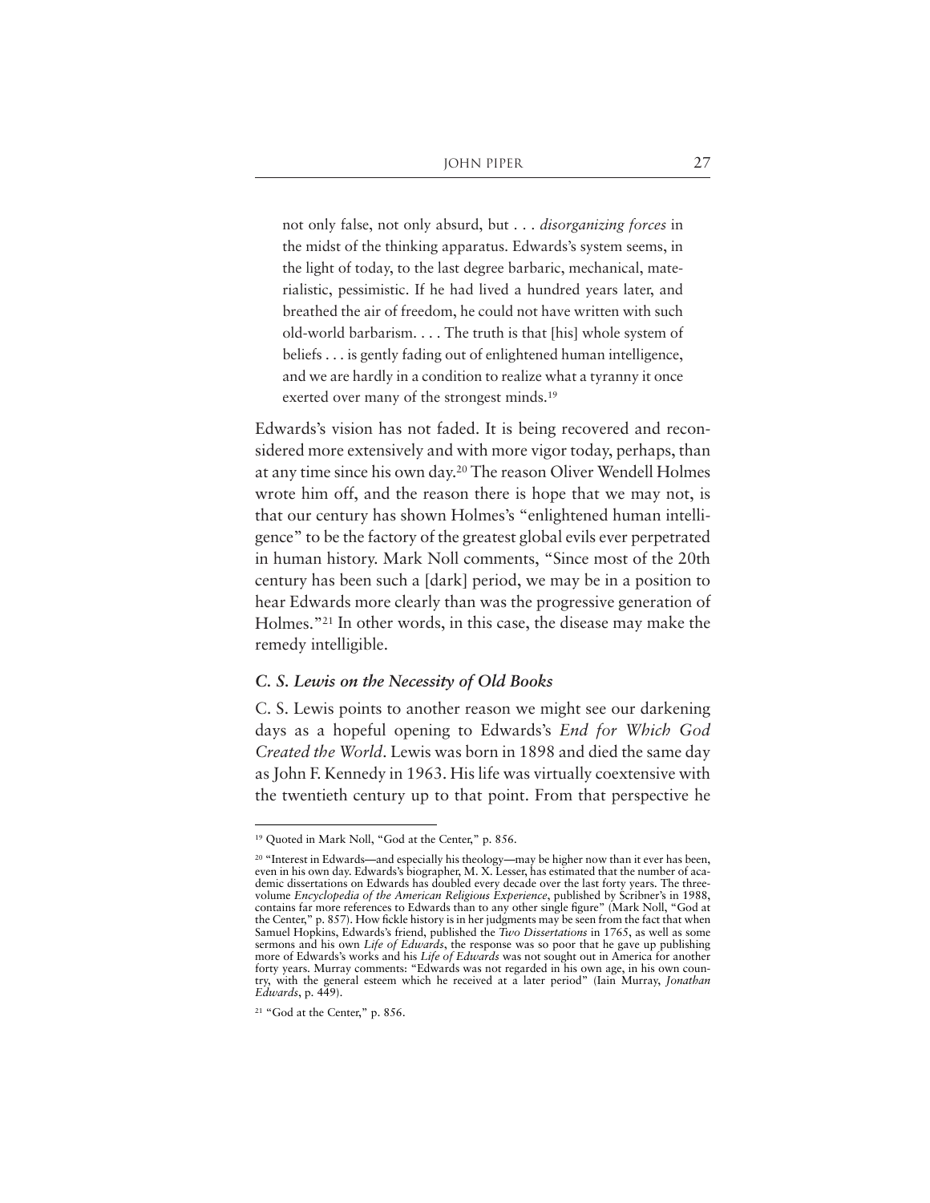> not only false, not only absurd, but . . . *disorganizing forces* in the midst of the thinking apparatus. Edwards's system seems, in the light of today, to the last degree barbaric, mechanical, materialistic, pessimistic. If he had lived a hundred years later, and breathed the air of freedom, he could not have written with such old-world barbarism. . . . The truth is that [his] whole system of beliefs . . . is gently fading out of enlightened human intelligence, and we are hardly in a condition to realize what a tyranny it once exerted over many of the strongest minds.[19]

Edwards's vision has not faded. It is being recovered and reconsidered more extensively and with more vigor today, perhaps, than at any time since his own day.[20] The reason Oliver Wendell Holmes wrote him off, and the reason there is hope that we may not, is that our century has shown Holmes's "enlightened human intelligence" to be the factory of the greatest global evils ever perpetrated in human history. Mark Noll comments, "Since most of the 20th century has been such a [dark] period, we may be in a position to hear Edwards more clearly than was the progressive generation of Holmes."[21] In other words, in this case, the disease may make the remedy intelligible.

### *C. S. Lewis on the Necessity of Old Books*

C. S. Lewis points to another reason we might see our darkening days as a hopeful opening to Edwards's *End for Which God Created the World*. Lewis was born in 1898 and died the same day as John F. Kennedy in 1963. His life was virtually coextensive with the twentieth century up to that point. From that perspective he

---

[19] Quoted in Mark Noll, "God at the Center," p. 856.

[20] "Interest in Edwards—and especially his theology—may be higher now than it ever has been, even in his own day. Edwards's biographer, M. X. Lesser, has estimated that the number of academic dissertations on Edwards has doubled every decade over the last forty years. The three-volume *Encyclopedia of the American Religious Experience*, published by Scribner's in 1988, contains far more references to Edwards than to any other single figure" (Mark Noll, "God at the Center," p. 857). How fickle history is in her judgments may be seen from the fact that when Samuel Hopkins, Edwards's friend, published the *Two Dissertations* in 1765, as well as some sermons and his own *Life of Edwards*, the response was so poor that he gave up publishing more of Edwards's works and his *Life of Edwards* was not sought out in America for another forty years. Murray comments: "Edwards was not regarded in his own age, in his own country, with the general esteem which he received at a later period" (Iain Murray, *Jonathan Edwards*, p. 449).

[21] "God at the Center," p. 856.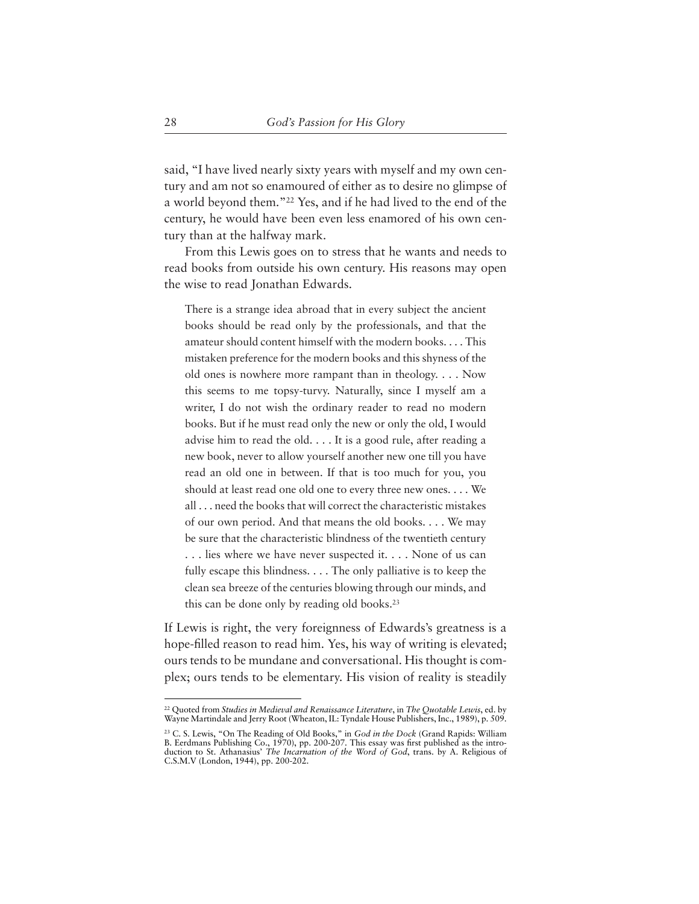said, "I have lived nearly sixty years with myself and my own century and am not so enamoured of either as to desire no glimpse of a world beyond them."[22] Yes, and if he had lived to the end of the century, he would have been even less enamored of his own century than at the halfway mark.

From this Lewis goes on to stress that he wants and needs to read books from outside his own century. His reasons may open the wise to read Jonathan Edwards.

> There is a strange idea abroad that in every subject the ancient books should be read only by the professionals, and that the amateur should content himself with the modern books. . . . This mistaken preference for the modern books and this shyness of the old ones is nowhere more rampant than in theology. . . . Now this seems to me topsy-turvy. Naturally, since I myself am a writer, I do not wish the ordinary reader to read no modern books. But if he must read only the new or only the old, I would advise him to read the old. . . . It is a good rule, after reading a new book, never to allow yourself another new one till you have read an old one in between. If that is too much for you, you should at least read one old one to every three new ones. . . . We all . . . need the books that will correct the characteristic mistakes of our own period. And that means the old books. . . . We may be sure that the characteristic blindness of the twentieth century . . . lies where we have never suspected it. . . . None of us can fully escape this blindness. . . . The only palliative is to keep the clean sea breeze of the centuries blowing through our minds, and this can be done only by reading old books.[23]

If Lewis is right, the very foreignness of Edwards's greatness is a hope-filled reason to read him. Yes, his way of writing is elevated; ours tends to be mundane and conversational. His thought is complex; ours tends to be elementary. His vision of reality is steadily

---

[22] Quoted from *Studies in Medieval and Renaissance Literature*, in *The Quotable Lewis*, ed. by Wayne Martindale and Jerry Root (Wheaton, IL: Tyndale House Publishers, Inc., 1989), p. 509.

[23] C. S. Lewis, "On The Reading of Old Books," in *God in the Dock* (Grand Rapids: William B. Eerdmans Publishing Co., 1970), pp. 200-207. This essay was first published as the introduction to St. Athanasius' *The Incarnation of the Word of God*, trans. by A. Religious of C.S.M.V (London, 1944), pp. 200-202.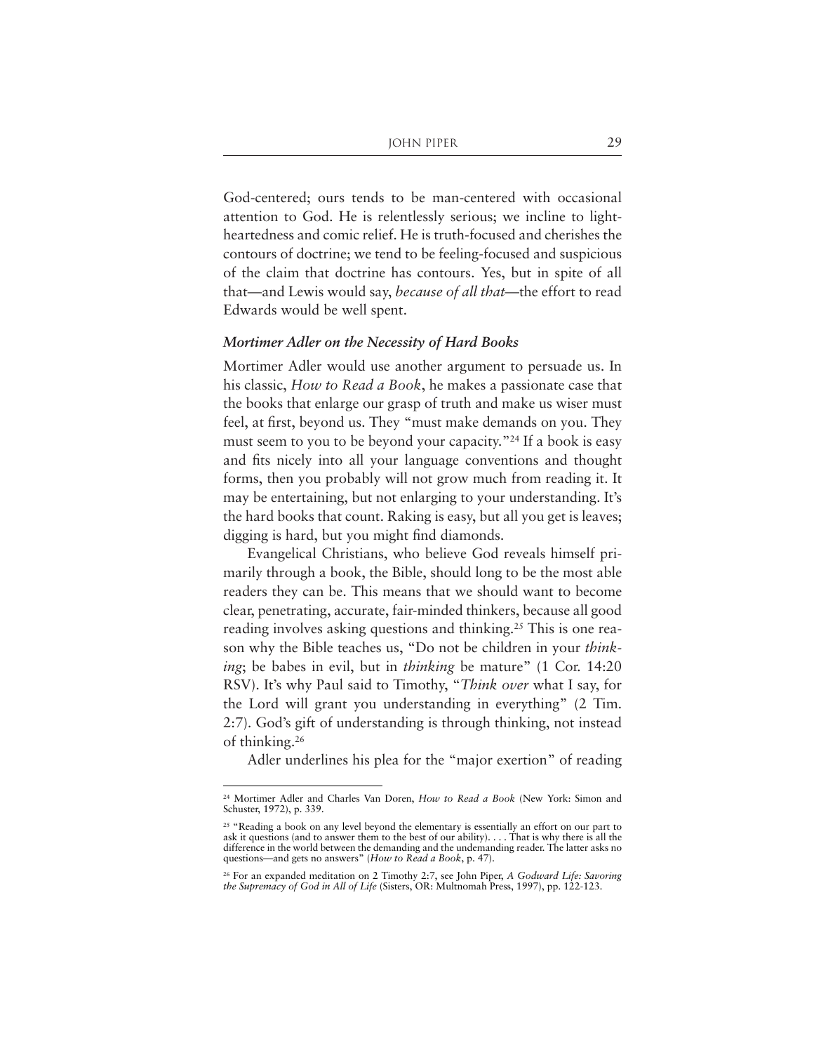God-centered; ours tends to be man-centered with occasional attention to God. He is relentlessly serious; we incline to light-heartedness and comic relief. He is truth-focused and cherishes the contours of doctrine; we tend to be feeling-focused and suspicious of the claim that doctrine has contours. Yes, but in spite of all that—and Lewis would say, *because of all that*—the effort to read Edwards would be well spent.

### *Mortimer Adler on the Necessity of Hard Books*

Mortimer Adler would use another argument to persuade us. In his classic, *How to Read a Book*, he makes a passionate case that the books that enlarge our grasp of truth and make us wiser must feel, at first, beyond us. They "must make demands on you. They must seem to you to be beyond your capacity."[24] If a book is easy and fits nicely into all your language conventions and thought forms, then you probably will not grow much from reading it. It may be entertaining, but not enlarging to your understanding. It's the hard books that count. Raking is easy, but all you get is leaves; digging is hard, but you might find diamonds.

Evangelical Christians, who believe God reveals himself primarily through a book, the Bible, should long to be the most able readers they can be. This means that we should want to become clear, penetrating, accurate, fair-minded thinkers, because all good reading involves asking questions and thinking.[25] This is one reason why the Bible teaches us, "Do not be children in your *thinking*; be babes in evil, but in *thinking* be mature" (1 Cor. 14:20 RSV). It's why Paul said to Timothy, "*Think over* what I say, for the Lord will grant you understanding in everything" (2 Tim. 2:7). God's gift of understanding is through thinking, not instead of thinking.[26]

Adler underlines his plea for the "major exertion" of reading

---

[24] Mortimer Adler and Charles Van Doren, *How to Read a Book* (New York: Simon and Schuster, 1972), p. 339.

[25] "Reading a book on any level beyond the elementary is essentially an effort on our part to ask it questions (and to answer them to the best of our ability). . . . That is why there is all the difference in the world between the demanding and the undemanding reader. The latter asks no questions—and gets no answers" (*How to Read a Book*, p. 47).

[26] For an expanded meditation on 2 Timothy 2:7, see John Piper, *A Godward Life: Savoring the Supremacy of God in All of Life* (Sisters, OR: Multnomah Press, 1997), pp. 122-123.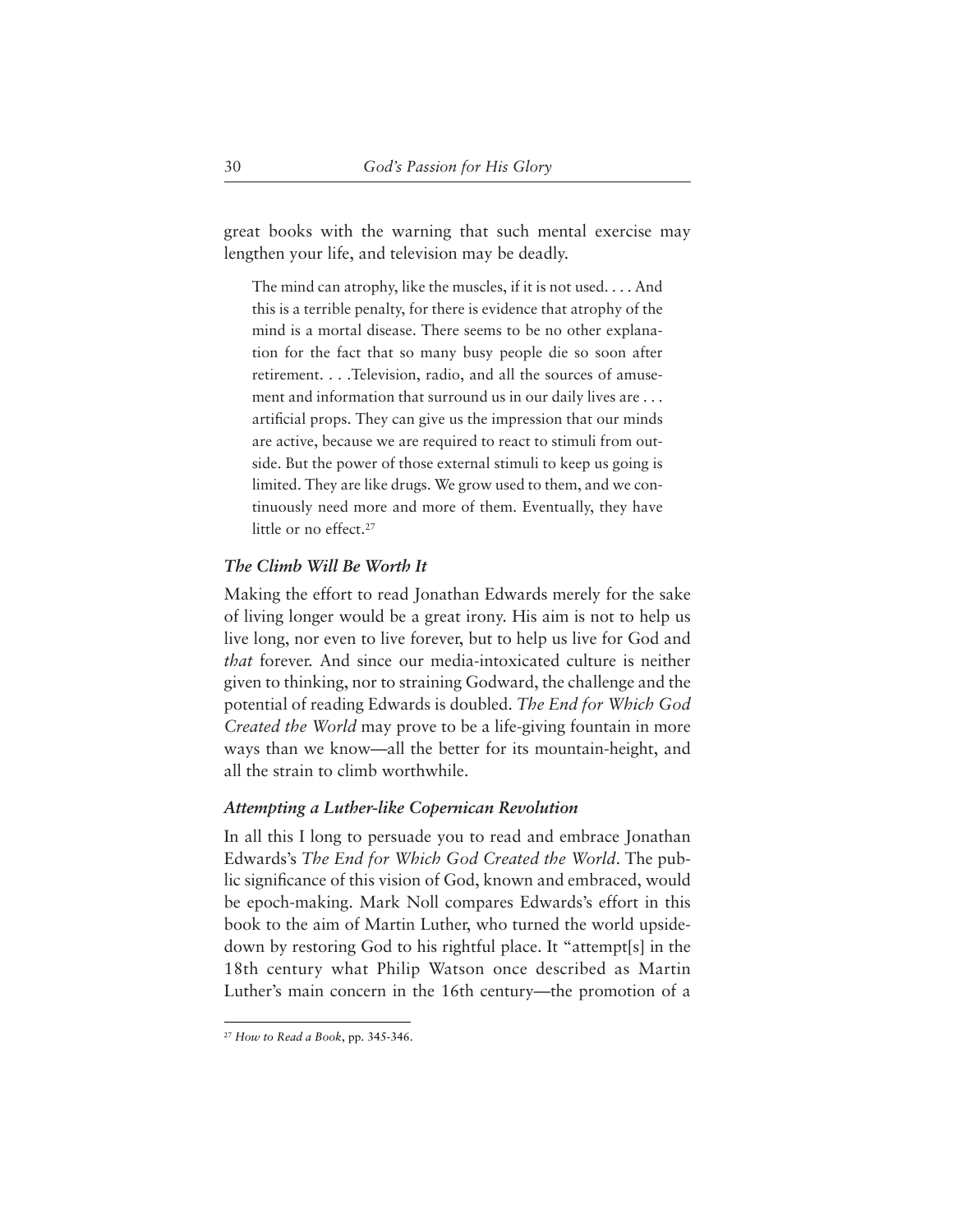great books with the warning that such mental exercise may lengthen your life, and television may be deadly.

> The mind can atrophy, like the muscles, if it is not used. . . . And this is a terrible penalty, for there is evidence that atrophy of the mind is a mortal disease. There seems to be no other explanation for the fact that so many busy people die so soon after retirement. . . .Television, radio, and all the sources of amusement and information that surround us in our daily lives are . . . artificial props. They can give us the impression that our minds are active, because we are required to react to stimuli from outside. But the power of those external stimuli to keep us going is limited. They are like drugs. We grow used to them, and we continuously need more and more of them. Eventually, they have little or no effect.[27]

### *The Climb Will Be Worth It*

Making the effort to read Jonathan Edwards merely for the sake of living longer would be a great irony. His aim is not to help us live long, nor even to live forever, but to help us live for God and *that* forever. And since our media-intoxicated culture is neither given to thinking, nor to straining Godward, the challenge and the potential of reading Edwards is doubled. *The End for Which God Created the World* may prove to be a life-giving fountain in more ways than we know—all the better for its mountain-height, and all the strain to climb worthwhile.

### *Attempting a Luther-like Copernican Revolution*

In all this I long to persuade you to read and embrace Jonathan Edwards's *The End for Which God Created the World*. The public significance of this vision of God, known and embraced, would be epoch-making. Mark Noll compares Edwards's effort in this book to the aim of Martin Luther, who turned the world upside-down by restoring God to his rightful place. It "attempt[s] in the 18th century what Philip Watson once described as Martin Luther's main concern in the 16th century—the promotion of a

---

[27] *How to Read a Book*, pp. 345-346.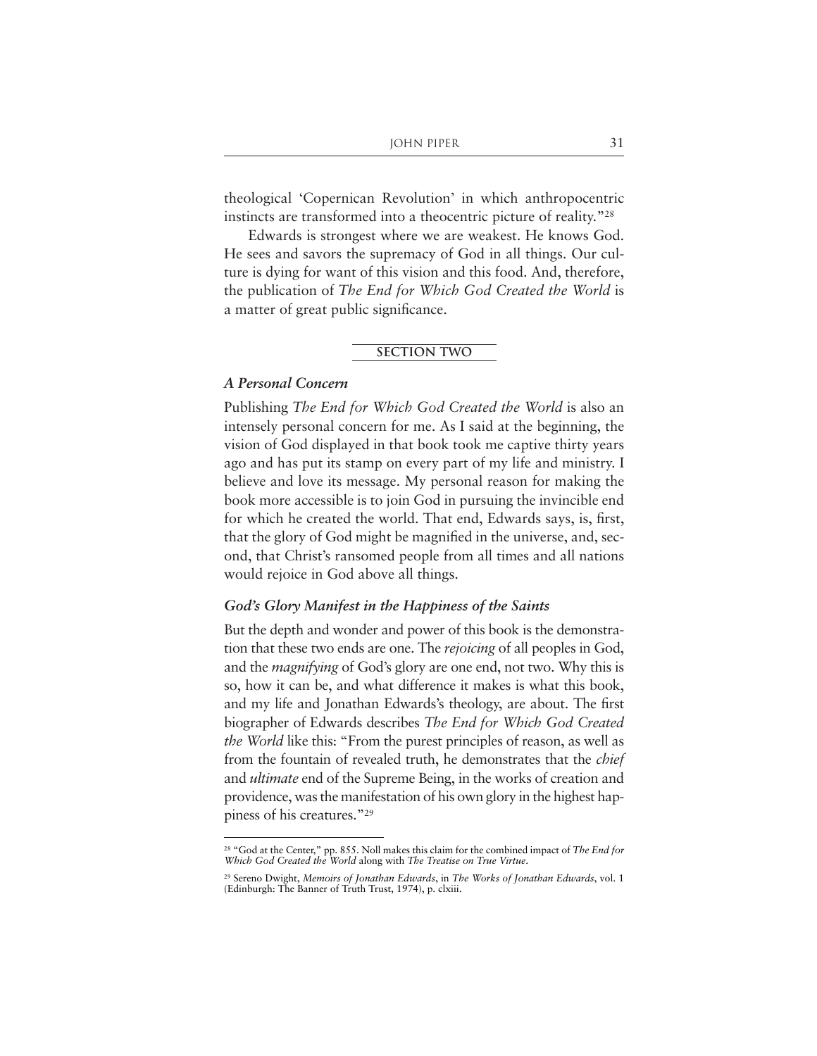theological 'Copernican Revolution' in which anthropocentric instincts are transformed into a theocentric picture of reality."[28]

Edwards is strongest where we are weakest. He knows God. He sees and savors the supremacy of God in all things. Our culture is dying for want of this vision and this food. And, therefore, the publication of *The End for Which God Created the World* is a matter of great public significance.

## SECTION TWO

### *A Personal Concern*

Publishing *The End for Which God Created the World* is also an intensely personal concern for me. As I said at the beginning, the vision of God displayed in that book took me captive thirty years ago and has put its stamp on every part of my life and ministry. I believe and love its message. My personal reason for making the book more accessible is to join God in pursuing the invincible end for which he created the world. That end, Edwards says, is, first, that the glory of God might be magnified in the universe, and, second, that Christ's ransomed people from all times and all nations would rejoice in God above all things.

### *God's Glory Manifest in the Happiness of the Saints*

But the depth and wonder and power of this book is the demonstration that these two ends are one. The *rejoicing* of all peoples in God, and the *magnifying* of God's glory are one end, not two. Why this is so, how it can be, and what difference it makes is what this book, and my life and Jonathan Edwards's theology, are about. The first biographer of Edwards describes *The End for Which God Created the World* like this: "From the purest principles of reason, as well as from the fountain of revealed truth, he demonstrates that the *chief* and *ultimate* end of the Supreme Being, in the works of creation and providence, was the manifestation of his own glory in the highest happiness of his creatures."[29]

---

[28] "God at the Center," pp. 855. Noll makes this claim for the combined impact of *The End for Which God Created the World* along with *The Treatise on True Virtue*.

[29] Sereno Dwight, *Memoirs of Jonathan Edwards*, in *The Works of Jonathan Edwards*, vol. 1 (Edinburgh: The Banner of Truth Trust, 1974), p. clxiii.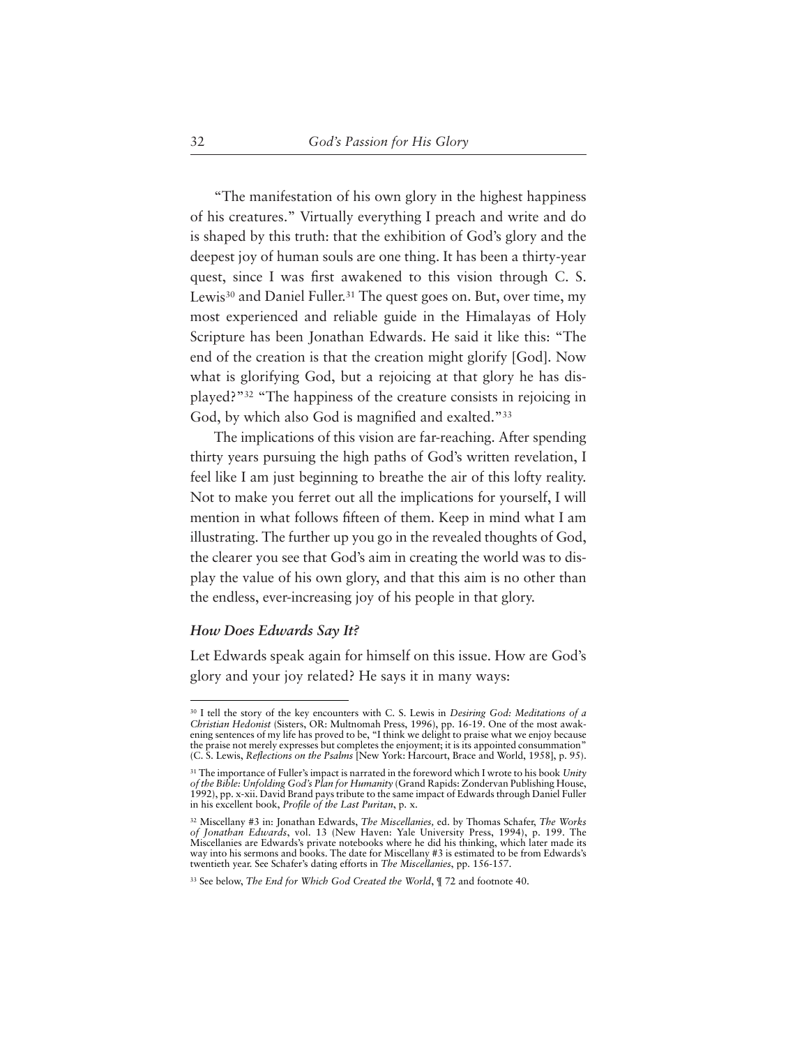"The manifestation of his own glory in the highest happiness of his creatures." Virtually everything I preach and write and do is shaped by this truth: that the exhibition of God's glory and the deepest joy of human souls are one thing. It has been a thirty-year quest, since I was first awakened to this vision through C. S. Lewis[30] and Daniel Fuller.[31] The quest goes on. But, over time, my most experienced and reliable guide in the Himalayas of Holy Scripture has been Jonathan Edwards. He said it like this: "The end of the creation is that the creation might glorify [God]. Now what is glorifying God, but a rejoicing at that glory he has displayed?"[32] "The happiness of the creature consists in rejoicing in God, by which also God is magnified and exalted."[33]

The implications of this vision are far-reaching. After spending thirty years pursuing the high paths of God's written revelation, I feel like I am just beginning to breathe the air of this lofty reality. Not to make you ferret out all the implications for yourself, I will mention in what follows fifteen of them. Keep in mind what I am illustrating. The further up you go in the revealed thoughts of God, the clearer you see that God's aim in creating the world was to display the value of his own glory, and that this aim is no other than the endless, ever-increasing joy of his people in that glory.

### *How Does Edwards Say It?*

Let Edwards speak again for himself on this issue. How are God's glory and your joy related? He says it in many ways:

---

[30] I tell the story of the key encounters with C. S. Lewis in *Desiring God: Meditations of a Christian Hedonist* (Sisters, OR: Multnomah Press, 1996), pp. 16-19. One of the most awakening sentences of my life has proved to be, "I think we delight to praise what we enjoy because the praise not merely expresses but completes the enjoyment; it is its appointed consummation" (C. S. Lewis, *Reflections on the Psalms* [New York: Harcourt, Brace and World, 1958], p. 95).

[31] The importance of Fuller's impact is narrated in the foreword which I wrote to his book *Unity of the Bible: Unfolding God's Plan for Humanity* (Grand Rapids: Zondervan Publishing House, 1992), pp. x-xii. David Brand pays tribute to the same impact of Edwards through Daniel Fuller in his excellent book, *Profile of the Last Puritan*, p. x.

[32] Miscellany #3 in: Jonathan Edwards, *The Miscellanies*, ed. by Thomas Schafer, *The Works of Jonathan Edwards*, vol. 13 (New Haven: Yale University Press, 1994), p. 199. The Miscellanies are Edwards's private notebooks where he did his thinking, which later made its way into his sermons and books. The date for Miscellany #3 is estimated to be from Edwards's twentieth year. See Schafer's dating efforts in *The Miscellanies*, pp. 156-157.

[33] See below, *The End for Which God Created the World*, ¶ 72 and footnote 40.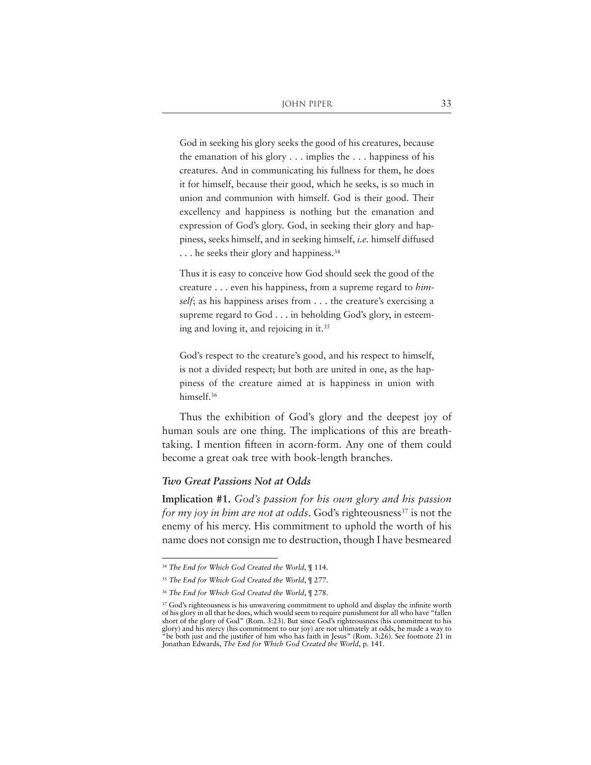> God in seeking his glory seeks the good of his creatures, because the emanation of his glory . . . implies the . . . happiness of his creatures. And in communicating his fullness for them, he does it for himself, because their good, which he seeks, is so much in union and communion with himself. God is their good. Their excellency and happiness is nothing but the emanation and expression of God's glory. God, in seeking their glory and happiness, seeks himself, and in seeking himself, *i.e.* himself diffused . . . he seeks their glory and happiness.[34]

> Thus it is easy to conceive how God should seek the good of the creature . . . even his happiness, from a supreme regard to *himself*; as his happiness arises from . . . the creature's exercising a supreme regard to God . . . in beholding God's glory, in esteeming and loving it, and rejoicing in it.[35]

> God's respect to the creature's good, and his respect to himself, is not a divided respect; but both are united in one, as the happiness of the creature aimed at is happiness in union with himself.[36]

Thus the exhibition of God's glory and the deepest joy of human souls are one thing. The implications of this are breathtaking. I mention fifteen in acorn-form. Any one of them could become a great oak tree with book-length branches.

### *Two Great Passions Not at Odds*

**Implication #1.** *God's passion for his own glory and his passion for my joy in him are not at odds*. God's righteousness[37] is not the enemy of his mercy. His commitment to uphold the worth of his name does not consign me to destruction, though I have besmeared

---

[34] *The End for Which God Created the World*, ¶ 114.

[35] *The End for Which God Created the World*, ¶ 277.

[36] *The End for Which God Created the World*, ¶ 278.

[37] God's righteousness is his unwavering commitment to uphold and display the infinite worth of his glory in all that he does, which would seem to require punishment for all who have "fallen short of the glory of God" (Rom. 3:23). But since God's righteousness (his commitment to his glory) and his mercy (his commitment to our joy) are not ultimately at odds, he made a way to "be both just and the justifier of him who has faith in Jesus" (Rom. 3:26). See footnote 21 in Jonathan Edwards, *The End for Which God Created the World*, p. 141.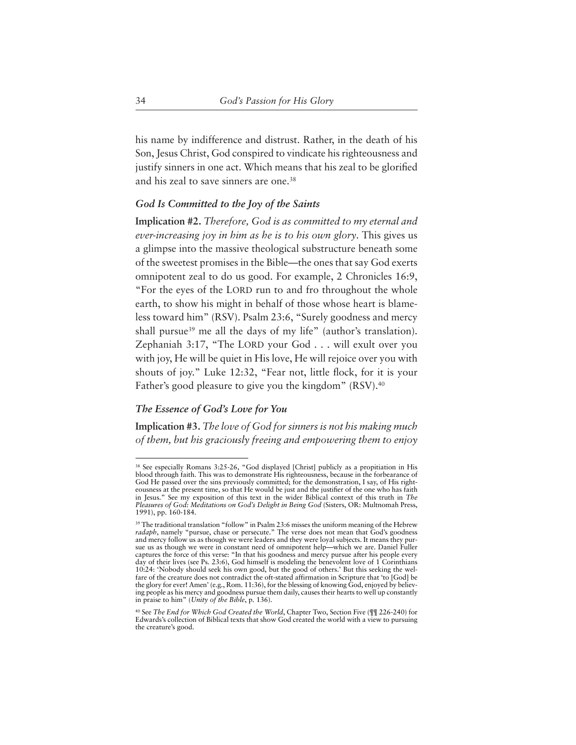his name by indifference and distrust. Rather, in the death of his Son, Jesus Christ, God conspired to vindicate his righteousness and justify sinners in one act. Which means that his zeal to be glorified and his zeal to save sinners are one.[38]

### *God Is Committed to the Joy of the Saints*

**Implication #2.** *Therefore, God is as committed to my eternal and ever-increasing joy in him as he is to his own glory*. This gives us a glimpse into the massive theological substructure beneath some of the sweetest promises in the Bible—the ones that say God exerts omnipotent zeal to do us good. For example, 2 Chronicles 16:9, "For the eyes of the LORD run to and fro throughout the whole earth, to show his might in behalf of those whose heart is blameless toward him" (RSV). Psalm 23:6, "Surely goodness and mercy shall pursue[39] me all the days of my life" (author's translation). Zephaniah 3:17, "The LORD your God . . . will exult over you with joy, He will be quiet in His love, He will rejoice over you with shouts of joy." Luke 12:32, "Fear not, little flock, for it is your Father's good pleasure to give you the kingdom" (RSV).[40]

### *The Essence of God's Love for You*

**Implication #3.** *The love of God for sinners is not his making much of them, but his graciously freeing and empowering them to enjoy*

---

[38] See especially Romans 3:25-26, "God displayed [Christ] publicly as a propitiation in His blood through faith. This was to demonstrate His righteousness, because in the forbearance of God He passed over the sins previously committed; for the demonstration, I say, of His righteousness at the present time, so that He would be just and the justifier of the one who has faith in Jesus." See my exposition of this text in the wider Biblical context of this truth in *The Pleasures of God: Meditations on God's Delight in Being God* (Sisters, OR: Multnomah Press, 1991), pp. 160-184.

[39] The traditional translation "follow" in Psalm 23:6 misses the uniform meaning of the Hebrew *radaph*, namely "pursue, chase or persecute." The verse does not mean that God's goodness and mercy follow us as though we were leaders and they were loyal subjects. It means they pursue us as though we were in constant need of omnipotent help—which we are. Daniel Fuller captures the force of this verse: "In that his goodness and mercy pursue after his people every day of their lives (see Ps. 23:6), God himself is modeling the benevolent love of 1 Corinthians 10:24: 'Nobody should seek his own good, but the good of others.' But this seeking the welfare of the creature does not contradict the oft-stated affirmation in Scripture that 'to [God] be the glory for ever! Amen' (e.g., Rom. 11:36), for the blessing of knowing God, enjoyed by believing people as his mercy and goodness pursue them daily, causes their hearts to well up constantly in praise to him" (*Unity of the Bible*, p. 136).

[40] See *The End for Which God Created the World*, Chapter Two, Section Five (¶¶ 226-240) for Edwards's collection of Biblical texts that show God created the world with a view to pursuing the creature's good.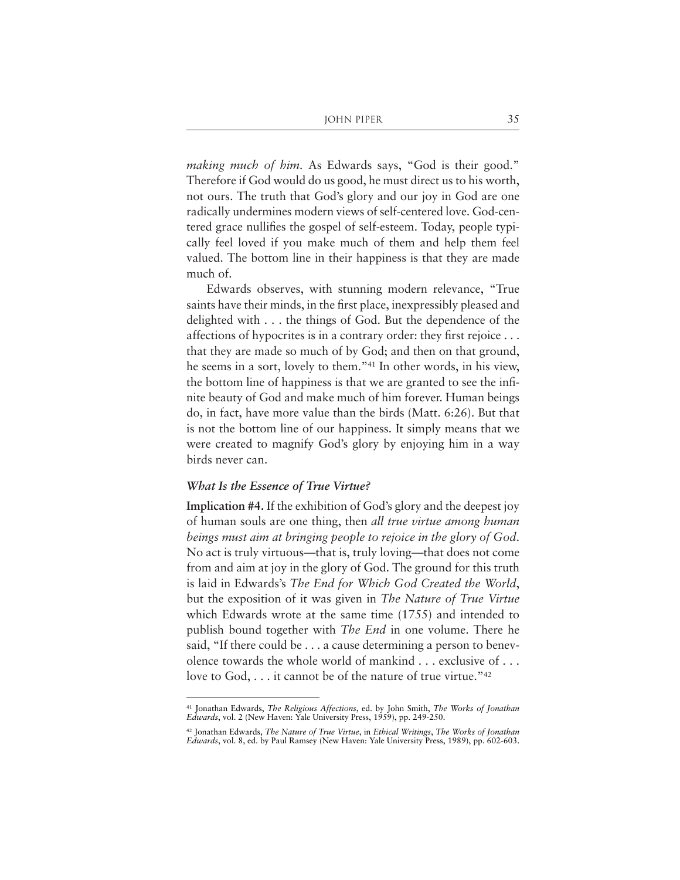*making much of him.* As Edwards says, "God is their good." Therefore if God would do us good, he must direct us to his worth, not ours. The truth that God's glory and our joy in God are one radically undermines modern views of self-centered love. God-centered grace nullifies the gospel of self-esteem. Today, people typically feel loved if you make much of them and help them feel valued. The bottom line in their happiness is that they are made much of.

Edwards observes, with stunning modern relevance, "True saints have their minds, in the first place, inexpressibly pleased and delighted with . . . the things of God. But the dependence of the affections of hypocrites is in a contrary order: they first rejoice . . . that they are made so much of by God; and then on that ground, he seems in a sort, lovely to them."[41] In other words, in his view, the bottom line of happiness is that we are granted to see the infinite beauty of God and make much of him forever. Human beings do, in fact, have more value than the birds (Matt. 6:26). But that is not the bottom line of our happiness. It simply means that we were created to magnify God's glory by enjoying him in a way birds never can.

### *What Is the Essence of True Virtue?*

**Implication #4.** If the exhibition of God's glory and the deepest joy of human souls are one thing, then *all true virtue among human beings must aim at bringing people to rejoice in the glory of God.* No act is truly virtuous—that is, truly loving—that does not come from and aim at joy in the glory of God. The ground for this truth is laid in Edwards's *The End for Which God Created the World*, but the exposition of it was given in *The Nature of True Virtue* which Edwards wrote at the same time (1755) and intended to publish bound together with *The End* in one volume. There he said, "If there could be . . . a cause determining a person to benevolence towards the whole world of mankind . . . exclusive of . . . love to God, . . . it cannot be of the nature of true virtue."[42]

---

[41] Jonathan Edwards, *The Religious Affections*, ed. by John Smith, *The Works of Jonathan Edwards*, vol. 2 (New Haven: Yale University Press, 1959), pp. 249-250.

[42] Jonathan Edwards, *The Nature of True Virtue*, in *Ethical Writings*, *The Works of Jonathan Edwards*, vol. 8, ed. by Paul Ramsey (New Haven: Yale University Press, 1989), pp. 602-603.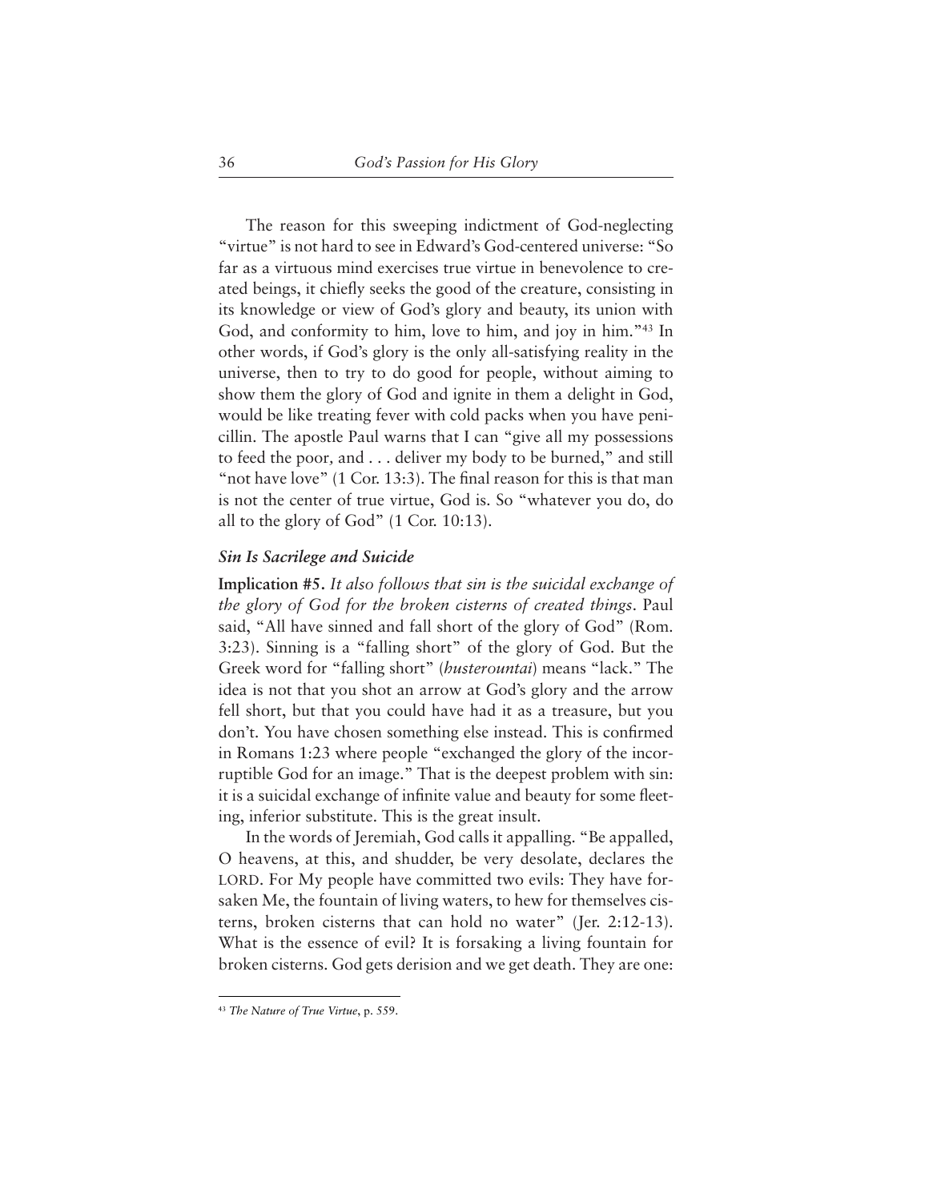The reason for this sweeping indictment of God-neglecting "virtue" is not hard to see in Edward's God-centered universe: "So far as a virtuous mind exercises true virtue in benevolence to created beings, it chiefly seeks the good of the creature, consisting in its knowledge or view of God's glory and beauty, its union with God, and conformity to him, love to him, and joy in him."[43] In other words, if God's glory is the only all-satisfying reality in the universe, then to try to do good for people, without aiming to show them the glory of God and ignite in them a delight in God, would be like treating fever with cold packs when you have penicillin. The apostle Paul warns that I can "give all my possessions to feed the poor, and . . . deliver my body to be burned," and still "not have love" (1 Cor. 13:3). The final reason for this is that man is not the center of true virtue, God is. So "whatever you do, do all to the glory of God" (1 Cor. 10:13).

### *Sin Is Sacrilege and Suicide*

**Implication #5.** *It also follows that sin is the suicidal exchange of the glory of God for the broken cisterns of created things.* Paul said, "All have sinned and fall short of the glory of God" (Rom. 3:23). Sinning is a "falling short" of the glory of God. But the Greek word for "falling short" (*husterountai*) means "lack." The idea is not that you shot an arrow at God's glory and the arrow fell short, but that you could have had it as a treasure, but you don't. You have chosen something else instead. This is confirmed in Romans 1:23 where people "exchanged the glory of the incorruptible God for an image." That is the deepest problem with sin: it is a suicidal exchange of infinite value and beauty for some fleeting, inferior substitute. This is the great insult.

In the words of Jeremiah, God calls it appalling. "Be appalled, O heavens, at this, and shudder, be very desolate, declares the LORD. For My people have committed two evils: They have forsaken Me, the fountain of living waters, to hew for themselves cisterns, broken cisterns that can hold no water" (Jer. 2:12-13). What is the essence of evil? It is forsaking a living fountain for broken cisterns. God gets derision and we get death. They are one:

[43] *The Nature of True Virtue*, p. 559.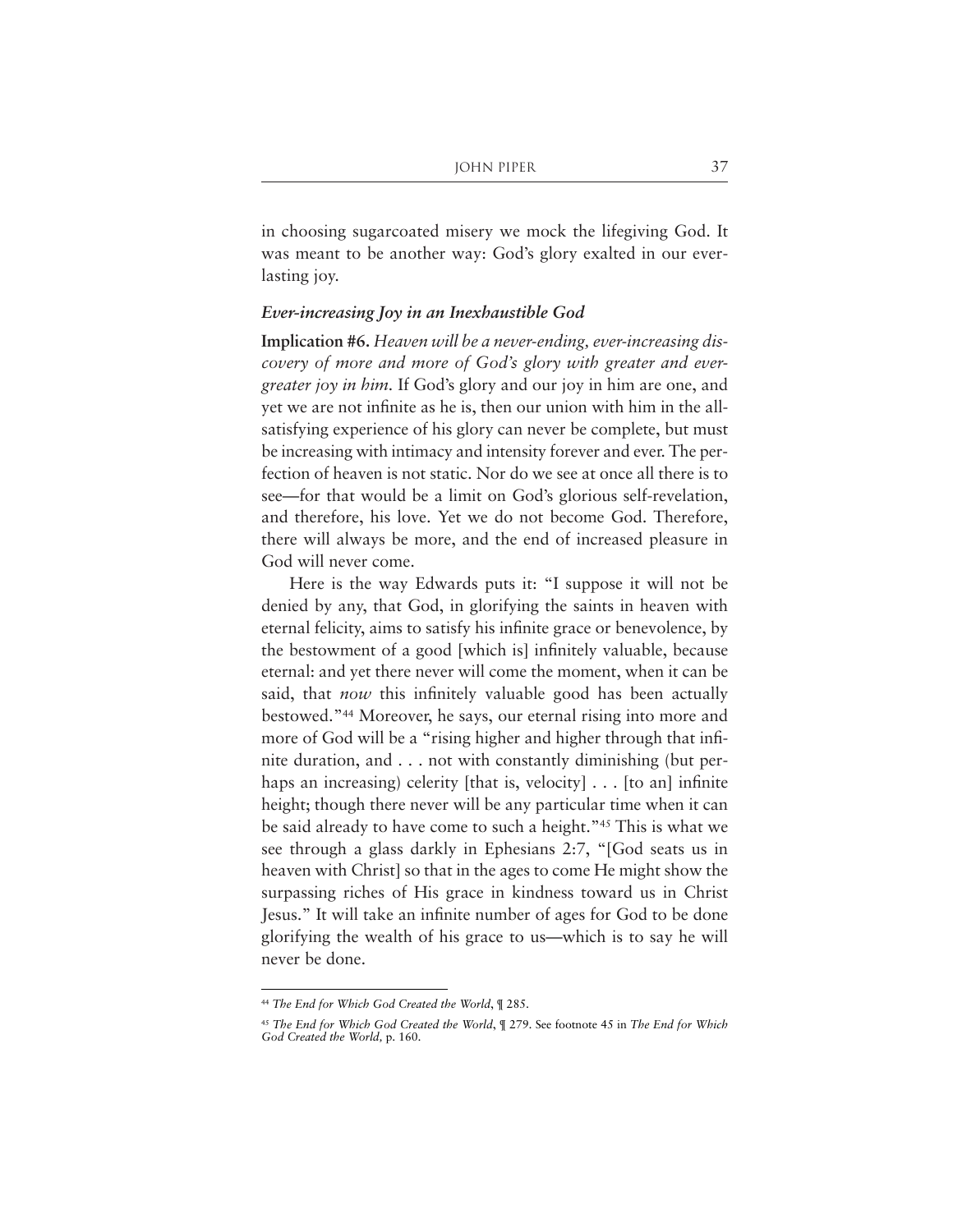in choosing sugarcoated misery we mock the lifegiving God. It was meant to be another way: God's glory exalted in our everlasting joy.

### *Ever-increasing Joy in an Inexhaustible God*

**Implication #6.** *Heaven will be a never-ending, ever-increasing discovery of more and more of God's glory with greater and ever-greater joy in him.* If God's glory and our joy in him are one, and yet we are not infinite as he is, then our union with him in the all-satisfying experience of his glory can never be complete, but must be increasing with intimacy and intensity forever and ever. The perfection of heaven is not static. Nor do we see at once all there is to see—for that would be a limit on God's glorious self-revelation, and therefore, his love. Yet we do not become God. Therefore, there will always be more, and the end of increased pleasure in God will never come.

Here is the way Edwards puts it: "I suppose it will not be denied by any, that God, in glorifying the saints in heaven with eternal felicity, aims to satisfy his infinite grace or benevolence, by the bestowment of a good [which is] infinitely valuable, because eternal: and yet there never will come the moment, when it can be said, that *now* this infinitely valuable good has been actually bestowed."[44] Moreover, he says, our eternal rising into more and more of God will be a "rising higher and higher through that infinite duration, and . . . not with constantly diminishing (but perhaps an increasing) celerity [that is, velocity] . . . [to an] infinite height; though there never will be any particular time when it can be said already to have come to such a height."[45] This is what we see through a glass darkly in Ephesians 2:7, "[God seats us in heaven with Christ] so that in the ages to come He might show the surpassing riches of His grace in kindness toward us in Christ Jesus." It will take an infinite number of ages for God to be done glorifying the wealth of his grace to us—which is to say he will never be done.

---

[44] *The End for Which God Created the World*, ¶ 285.

[45] *The End for Which God Created the World*, ¶ 279. See footnote 45 in *The End for Which God Created the World,* p. 160.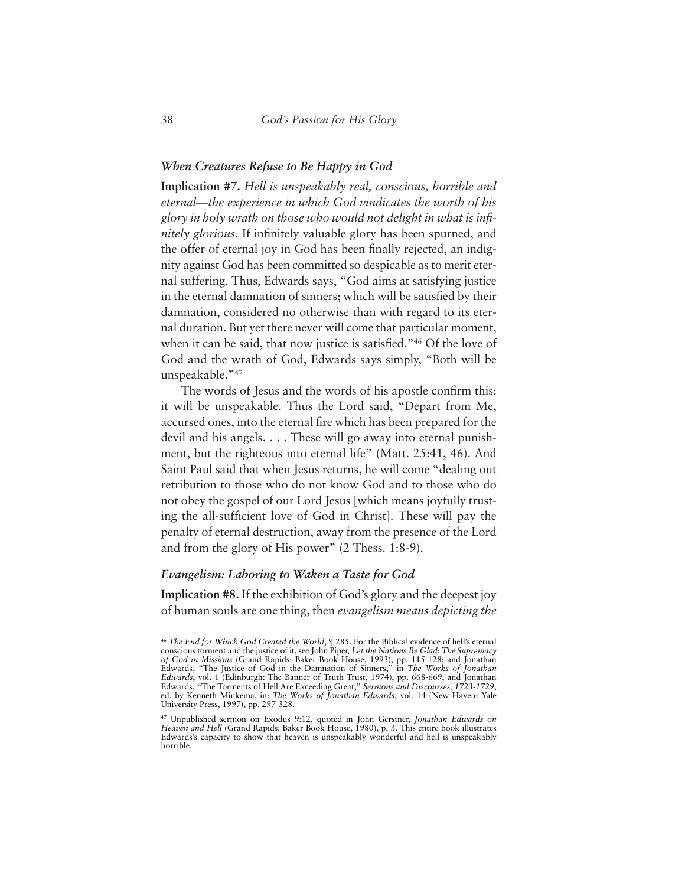### *When Creatures Refuse to Be Happy in God*

**Implication #7.** *Hell is unspeakably real, conscious, horrible and eternal—the experience in which God vindicates the worth of his glory in holy wrath on those who would not delight in what is infinitely glorious.* If infinitely valuable glory has been spurned, and the offer of eternal joy in God has been finally rejected, an indignity against God has been committed so despicable as to merit eternal suffering. Thus, Edwards says, "God aims at satisfying justice in the eternal damnation of sinners; which will be satisfied by their damnation, considered no otherwise than with regard to its eternal duration. But yet there never will come that particular moment, when it can be said, that now justice is satisfied."[46] Of the love of God and the wrath of God, Edwards says simply, "Both will be unspeakable."[47]

The words of Jesus and the words of his apostle confirm this: it will be unspeakable. Thus the Lord said, "Depart from Me, accursed ones, into the eternal fire which has been prepared for the devil and his angels. . . . These will go away into eternal punishment, but the righteous into eternal life" (Matt. 25:41, 46). And Saint Paul said that when Jesus returns, he will come "dealing out retribution to those who do not know God and to those who do not obey the gospel of our Lord Jesus [which means joyfully trusting the all-sufficient love of God in Christ]. These will pay the penalty of eternal destruction, away from the presence of the Lord and from the glory of His power" (2 Thess. 1:8-9).

### *Evangelism: Laboring to Waken a Taste for God*

**Implication #8.** If the exhibition of God's glory and the deepest joy of human souls are one thing, then *evangelism means depicting the*

---

[46] *The End for Which God Created the World*, ¶ 285. For the Biblical evidence of hell's eternal conscious torment and the justice of it, see John Piper, *Let the Nations Be Glad*: *The Supremacy of God in Missions* (Grand Rapids: Baker Book House, 1993), pp. 115-128; and Jonathan Edwards, "The Justice of God in the Damnation of Sinners," in *The Works of Jonathan Edwards*, vol. 1 (Edinburgh: The Banner of Truth Trust, 1974), pp. 668-669; and Jonathan Edwards, "The Torments of Hell Are Exceeding Great," *Sermons and Discourses, 1723-1729*, ed. by Kenneth Minkema, in: *The Works of Jonathan Edwards*, vol. 14 (New Haven: Yale University Press, 1997), pp. 297-328.

[47] Unpublished sermon on Exodus 9:12, quoted in John Gerstner, *Jonathan Edwards on Heaven and Hell* (Grand Rapids: Baker Book House, 1980), p. 3. This entire book illustrates Edwards's capacity to show that heaven is unspeakably wonderful and hell is unspeakably horrible.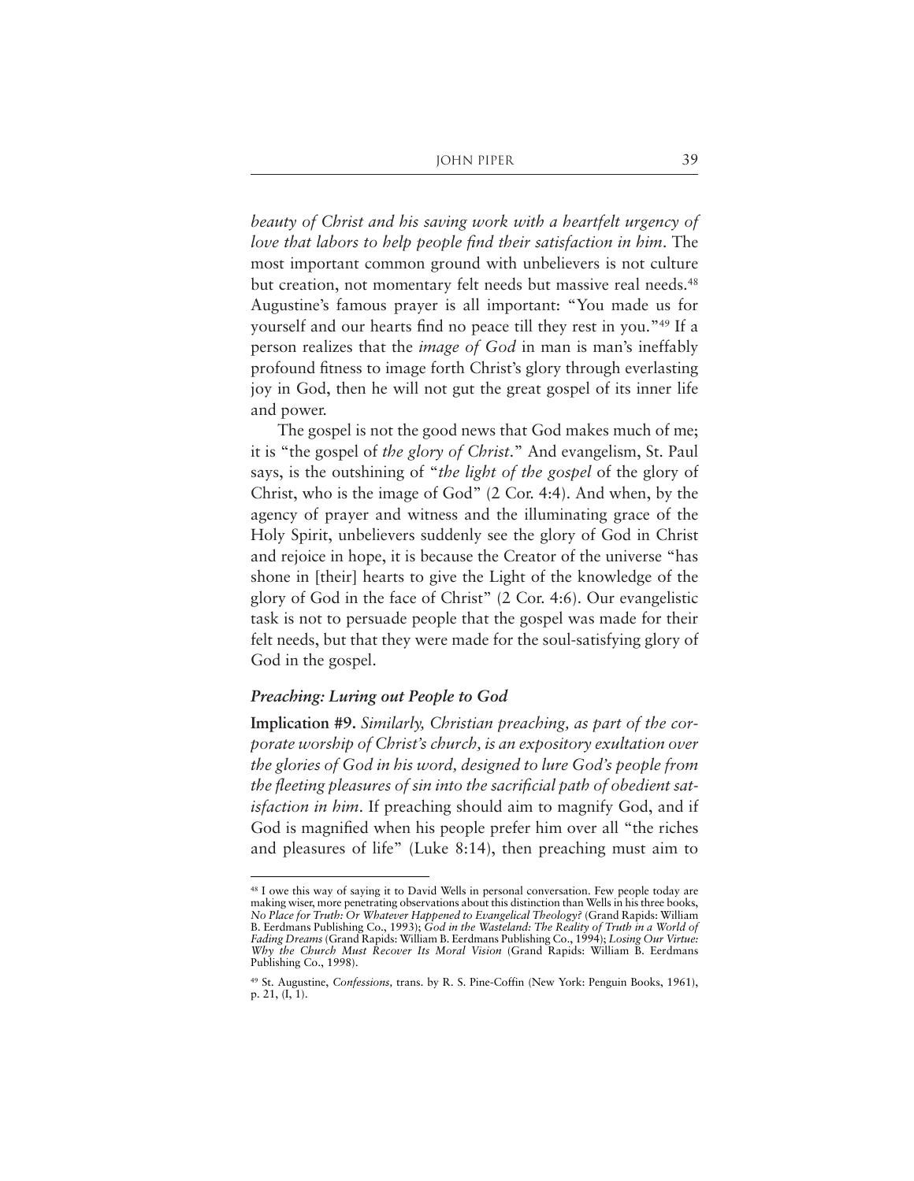*beauty of Christ and his saving work with a heartfelt urgency of love that labors to help people find their satisfaction in him.* The most important common ground with unbelievers is not culture but creation, not momentary felt needs but massive real needs.[48] Augustine's famous prayer is all important: "You made us for yourself and our hearts find no peace till they rest in you."[49] If a person realizes that the *image of God* in man is man's ineffably profound fitness to image forth Christ's glory through everlasting joy in God, then he will not gut the great gospel of its inner life and power.

The gospel is not the good news that God makes much of me; it is "the gospel of *the glory of Christ*." And evangelism, St. Paul says, is the outshining of "*the light of the gospel* of the glory of Christ, who is the image of God" (2 Cor. 4:4). And when, by the agency of prayer and witness and the illuminating grace of the Holy Spirit, unbelievers suddenly see the glory of God in Christ and rejoice in hope, it is because the Creator of the universe "has shone in [their] hearts to give the Light of the knowledge of the glory of God in the face of Christ" (2 Cor. 4:6). Our evangelistic task is not to persuade people that the gospel was made for their felt needs, but that they were made for the soul-satisfying glory of God in the gospel.

### *Preaching: Luring out People to God*

**Implication #9.** *Similarly, Christian preaching, as part of the corporate worship of Christ's church, is an expository exultation over the glories of God in his word, designed to lure God's people from the fleeting pleasures of sin into the sacrificial path of obedient satisfaction in him.* If preaching should aim to magnify God, and if God is magnified when his people prefer him over all "the riches and pleasures of life" (Luke 8:14), then preaching must aim to

---

[48] I owe this way of saying it to David Wells in personal conversation. Few people today are making wiser, more penetrating observations about this distinction than Wells in his three books, *No Place for Truth: Or Whatever Happened to Evangelical Theology?* (Grand Rapids: William B. Eerdmans Publishing Co., 1993); *God in the Wasteland: The Reality of Truth in a World of Fading Dreams* (Grand Rapids: William B. Eerdmans Publishing Co., 1994); *Losing Our Virtue: Why the Church Must Recover Its Moral Vision* (Grand Rapids: William B. Eerdmans Publishing Co., 1998).

[49] St. Augustine, *Confessions,* trans. by R. S. Pine-Coffin (New York: Penguin Books, 1961), p. 21, (I, 1).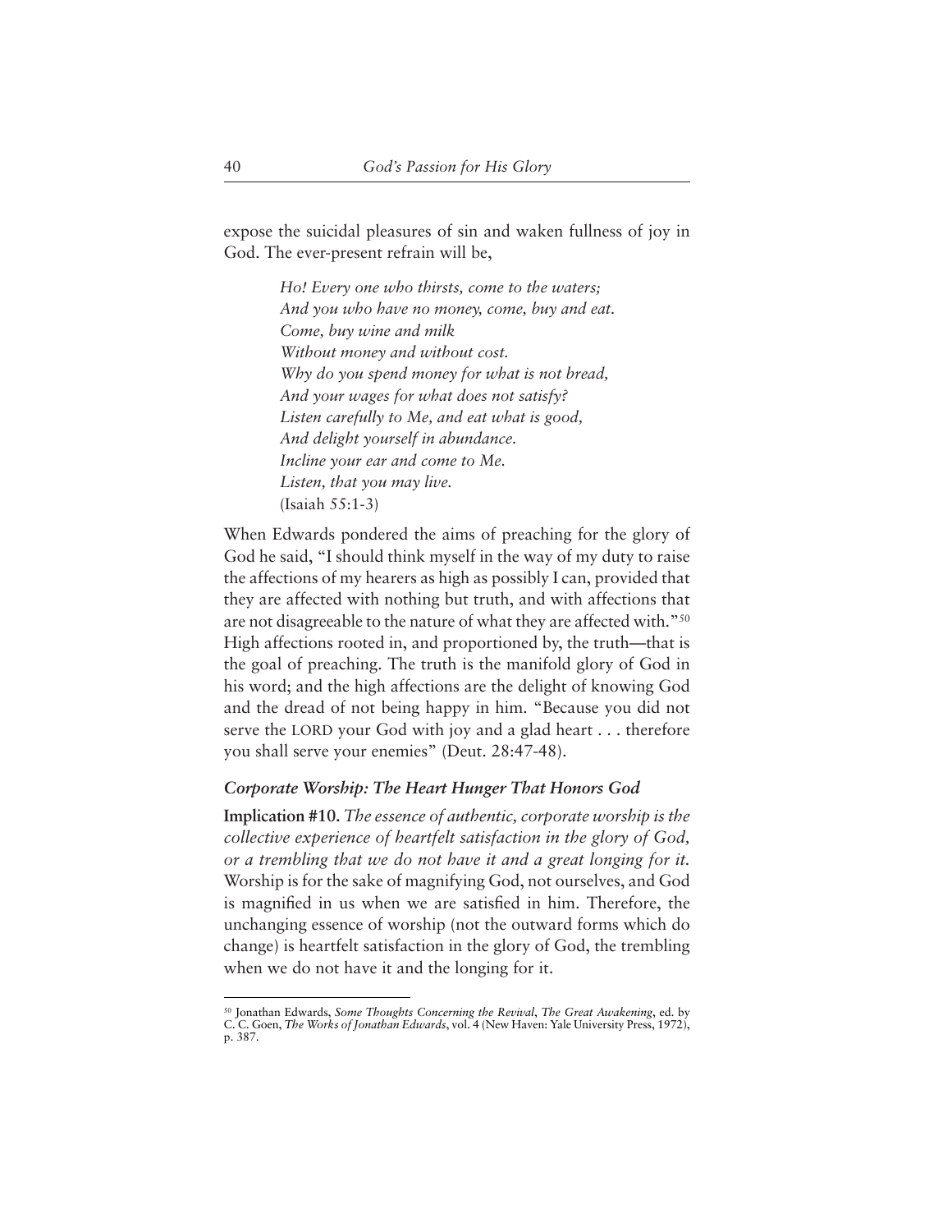expose the suicidal pleasures of sin and waken fullness of joy in God. The ever-present refrain will be,

> *Ho! Every one who thirsts, come to the waters;*
> *And you who have no money, come, buy and eat.*
> *Come, buy wine and milk*
> *Without money and without cost.*
> *Why do you spend money for what is not bread,*
> *And your wages for what does not satisfy?*
> *Listen carefully to Me, and eat what is good,*
> *And delight yourself in abundance.*
> *Incline your ear and come to Me.*
> *Listen, that you may live.*
> (Isaiah 55:1-3)

When Edwards pondered the aims of preaching for the glory of God he said, "I should think myself in the way of my duty to raise the affections of my hearers as high as possibly I can, provided that they are affected with nothing but truth, and with affections that are not disagreeable to the nature of what they are affected with."[50] High affections rooted in, and proportioned by, the truth—that is the goal of preaching. The truth is the manifold glory of God in his word; and the high affections are the delight of knowing God and the dread of not being happy in him. "Because you did not serve the LORD your God with joy and a glad heart . . . therefore you shall serve your enemies" (Deut. 28:47-48).

### *Corporate Worship: The Heart Hunger That Honors God*

**Implication #10.** *The essence of authentic, corporate worship is the collective experience of heartfelt satisfaction in the glory of God, or a trembling that we do not have it and a great longing for it.* Worship is for the sake of magnifying God, not ourselves, and God is magnified in us when we are satisfied in him. Therefore, the unchanging essence of worship (not the outward forms which do change) is heartfelt satisfaction in the glory of God, the trembling when we do not have it and the longing for it.

---

[50] Jonathan Edwards, *Some Thoughts Concerning the Revival*, *The Great Awakening*, ed. by C. C. Goen, *The Works of Jonathan Edwards*, vol. 4 (New Haven: Yale University Press, 1972), p. 387.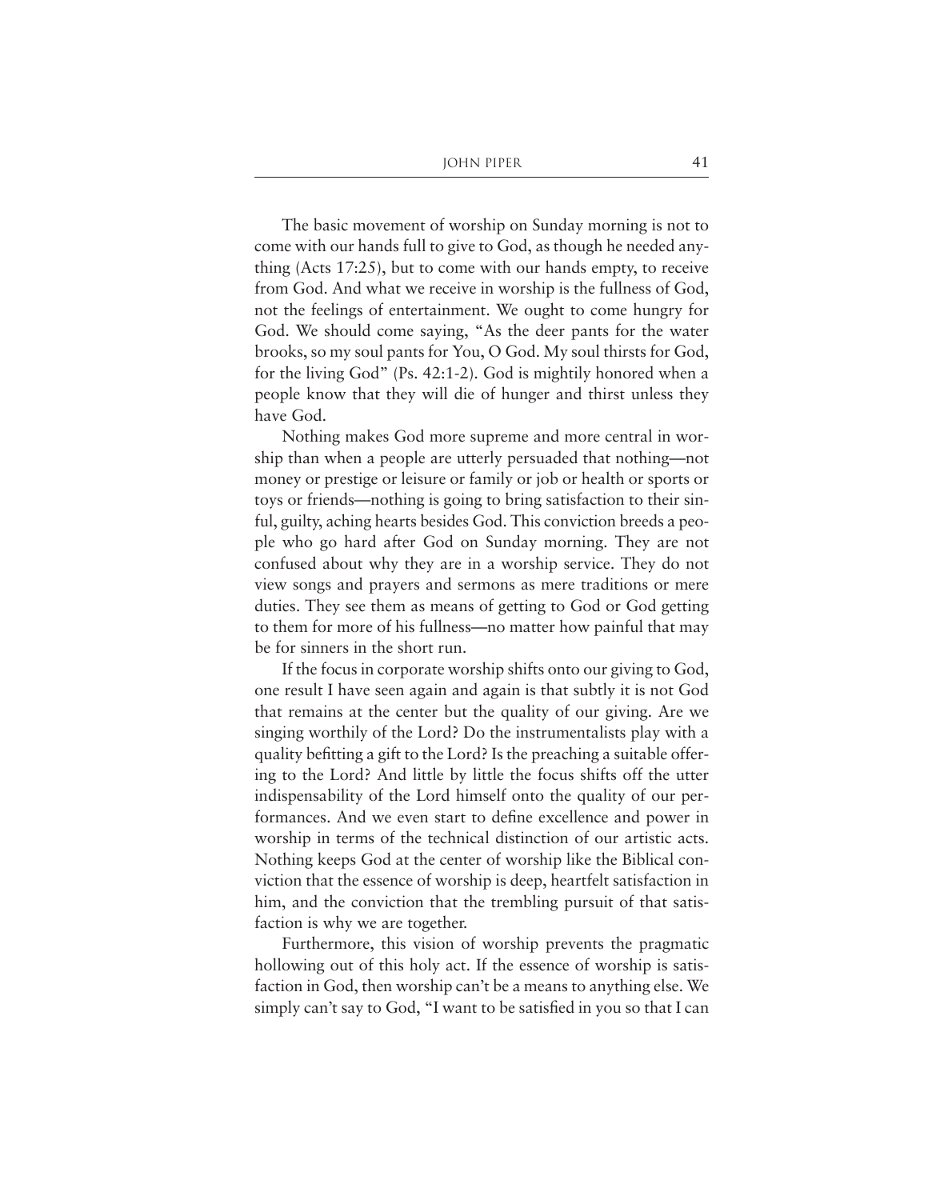The basic movement of worship on Sunday morning is not to come with our hands full to give to God, as though he needed anything (Acts 17:25), but to come with our hands empty, to receive from God. And what we receive in worship is the fullness of God, not the feelings of entertainment. We ought to come hungry for God. We should come saying, "As the deer pants for the water brooks, so my soul pants for You, O God. My soul thirsts for God, for the living God" (Ps. 42:1-2). God is mightily honored when a people know that they will die of hunger and thirst unless they have God.

Nothing makes God more supreme and more central in worship than when a people are utterly persuaded that nothing—not money or prestige or leisure or family or job or health or sports or toys or friends—nothing is going to bring satisfaction to their sinful, guilty, aching hearts besides God. This conviction breeds a people who go hard after God on Sunday morning. They are not confused about why they are in a worship service. They do not view songs and prayers and sermons as mere traditions or mere duties. They see them as means of getting to God or God getting to them for more of his fullness—no matter how painful that may be for sinners in the short run.

If the focus in corporate worship shifts onto our giving to God, one result I have seen again and again is that subtly it is not God that remains at the center but the quality of our giving. Are we singing worthily of the Lord? Do the instrumentalists play with a quality befitting a gift to the Lord? Is the preaching a suitable offering to the Lord? And little by little the focus shifts off the utter indispensability of the Lord himself onto the quality of our performances. And we even start to define excellence and power in worship in terms of the technical distinction of our artistic acts. Nothing keeps God at the center of worship like the Biblical conviction that the essence of worship is deep, heartfelt satisfaction in him, and the conviction that the trembling pursuit of that satisfaction is why we are together.

Furthermore, this vision of worship prevents the pragmatic hollowing out of this holy act. If the essence of worship is satisfaction in God, then worship can't be a means to anything else. We simply can't say to God, "I want to be satisfied in you so that I can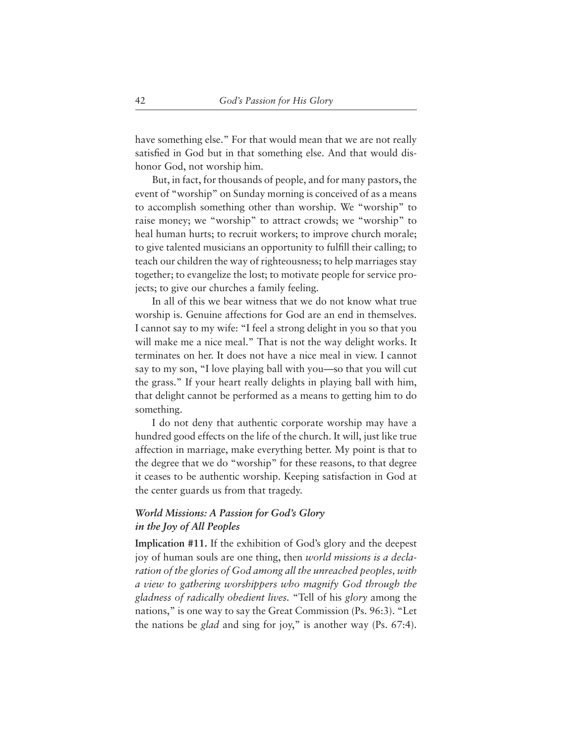have something else." For that would mean that we are not really satisfied in God but in that something else. And that would dishonor God, not worship him.

But, in fact, for thousands of people, and for many pastors, the event of "worship" on Sunday morning is conceived of as a means to accomplish something other than worship. We "worship" to raise money; we "worship" to attract crowds; we "worship" to heal human hurts; to recruit workers; to improve church morale; to give talented musicians an opportunity to fulfill their calling; to teach our children the way of righteousness; to help marriages stay together; to evangelize the lost; to motivate people for service projects; to give our churches a family feeling.

In all of this we bear witness that we do not know what true worship is. Genuine affections for God are an end in themselves. I cannot say to my wife: "I feel a strong delight in you so that you will make me a nice meal." That is not the way delight works. It terminates on her. It does not have a nice meal in view. I cannot say to my son, "I love playing ball with you—so that you will cut the grass." If your heart really delights in playing ball with him, that delight cannot be performed as a means to getting him to do something.

I do not deny that authentic corporate worship may have a hundred good effects on the life of the church. It will, just like true affection in marriage, make everything better. My point is that to the degree that we do "worship" for these reasons, to that degree it ceases to be authentic worship. Keeping satisfaction in God at the center guards us from that tragedy.

### *World Missions: A Passion for God's Glory in the Joy of All Peoples*

**Implication #11.** If the exhibition of God's glory and the deepest joy of human souls are one thing, then *world missions is a declaration of the glories of God among all the unreached peoples, with a view to gathering worshippers who magnify God through the gladness of radically obedient lives.* "Tell of his *glory* among the nations," is one way to say the Great Commission (Ps. 96:3). "Let the nations be *glad* and sing for joy," is another way (Ps. 67:4).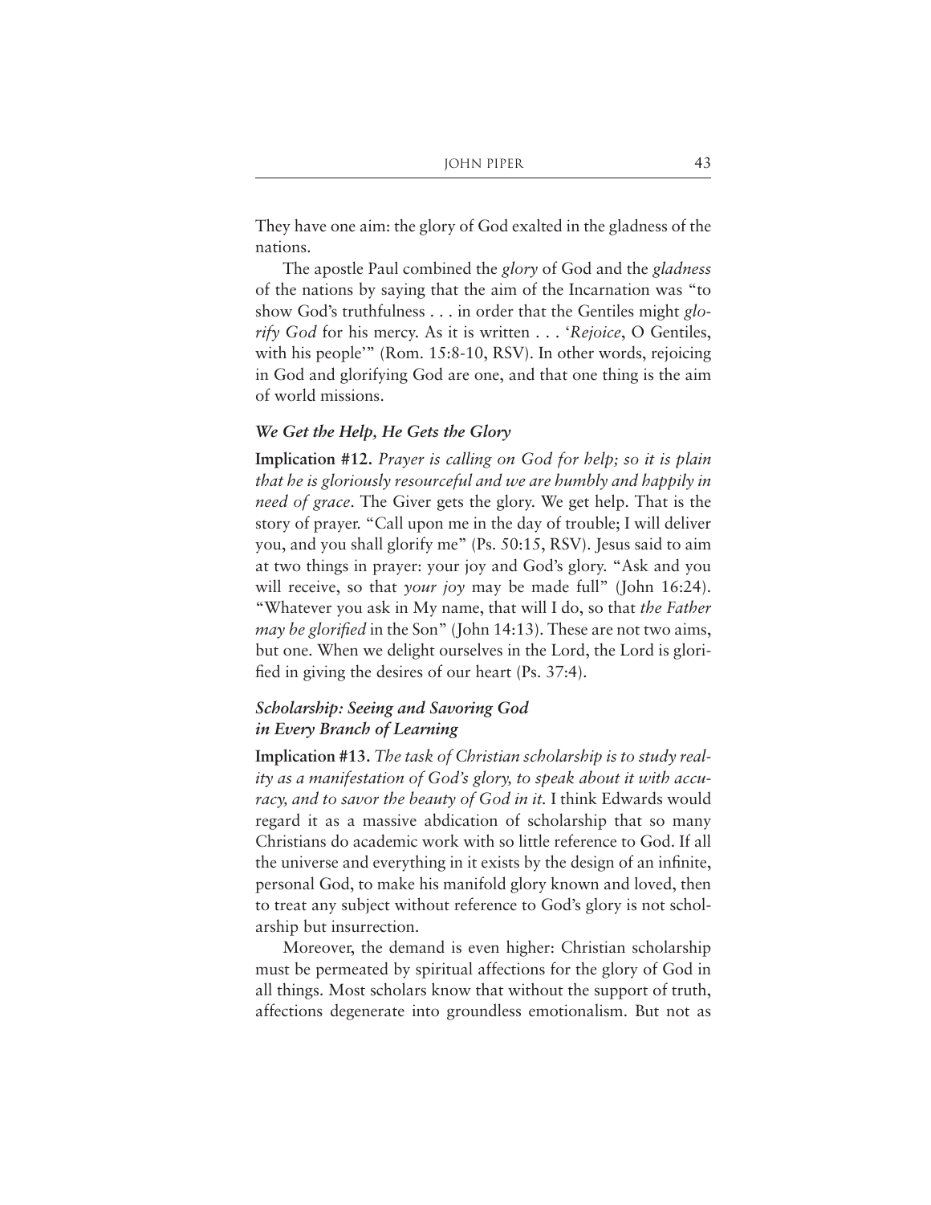They have one aim: the glory of God exalted in the gladness of the nations.

The apostle Paul combined the *glory* of God and the *gladness* of the nations by saying that the aim of the Incarnation was "to show God's truthfulness . . . in order that the Gentiles might *glorify God* for his mercy. As it is written . . . '*Rejoice*, O Gentiles, with his people'" (Rom. 15:8-10, RSV). In other words, rejoicing in God and glorifying God are one, and that one thing is the aim of world missions.

### *We Get the Help, He Gets the Glory*

**Implication #12.** *Prayer is calling on God for help; so it is plain that he is gloriously resourceful and we are humbly and happily in need of grace.* The Giver gets the glory. We get help. That is the story of prayer. "Call upon me in the day of trouble; I will deliver you, and you shall glorify me" (Ps. 50:15, RSV). Jesus said to aim at two things in prayer: your joy and God's glory. "Ask and you will receive, so that *your joy* may be made full" (John 16:24). "Whatever you ask in My name, that will I do, so that *the Father may be glorified* in the Son" (John 14:13). These are not two aims, but one. When we delight ourselves in the Lord, the Lord is glorified in giving the desires of our heart (Ps. 37:4).

### *Scholarship: Seeing and Savoring God in Every Branch of Learning*

**Implication #13.** *The task of Christian scholarship is to study reality as a manifestation of God's glory, to speak about it with accuracy, and to savor the beauty of God in it.* I think Edwards would regard it as a massive abdication of scholarship that so many Christians do academic work with so little reference to God. If all the universe and everything in it exists by the design of an infinite, personal God, to make his manifold glory known and loved, then to treat any subject without reference to God's glory is not scholarship but insurrection.

Moreover, the demand is even higher: Christian scholarship must be permeated by spiritual affections for the glory of God in all things. Most scholars know that without the support of truth, affections degenerate into groundless emotionalism. But not as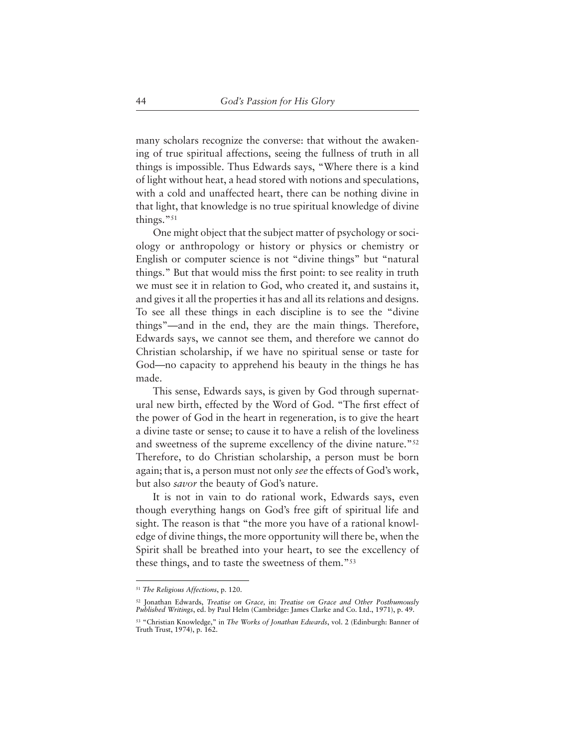many scholars recognize the converse: that without the awakening of true spiritual affections, seeing the fullness of truth in all things is impossible. Thus Edwards says, "Where there is a kind of light without heat, a head stored with notions and speculations, with a cold and unaffected heart, there can be nothing divine in that light, that knowledge is no true spiritual knowledge of divine things."[51]

One might object that the subject matter of psychology or sociology or anthropology or history or physics or chemistry or English or computer science is not "divine things" but "natural things." But that would miss the first point: to see reality in truth we must see it in relation to God, who created it, and sustains it, and gives it all the properties it has and all its relations and designs. To see all these things in each discipline is to see the "divine things"—and in the end, they are the main things. Therefore, Edwards says, we cannot see them, and therefore we cannot do Christian scholarship, if we have no spiritual sense or taste for God—no capacity to apprehend his beauty in the things he has made.

This sense, Edwards says, is given by God through supernatural new birth, effected by the Word of God. "The first effect of the power of God in the heart in regeneration, is to give the heart a divine taste or sense; to cause it to have a relish of the loveliness and sweetness of the supreme excellency of the divine nature."[52] Therefore, to do Christian scholarship, a person must be born again; that is, a person must not only *see* the effects of God's work, but also *savor* the beauty of God's nature.

It is not in vain to do rational work, Edwards says, even though everything hangs on God's free gift of spiritual life and sight. The reason is that "the more you have of a rational knowledge of divine things, the more opportunity will there be, when the Spirit shall be breathed into your heart, to see the excellency of these things, and to taste the sweetness of them."[53]

---

[51] *The Religious Affections*, p. 120.

[52] Jonathan Edwards, *Treatise on Grace,* in: *Treatise on Grace and Other Posthumously Published Writings*, ed. by Paul Helm (Cambridge: James Clarke and Co. Ltd., 1971), p. 49.

[53] "Christian Knowledge," in *The Works of Jonathan Edwards*, vol. 2 (Edinburgh: Banner of Truth Trust, 1974), p. 162.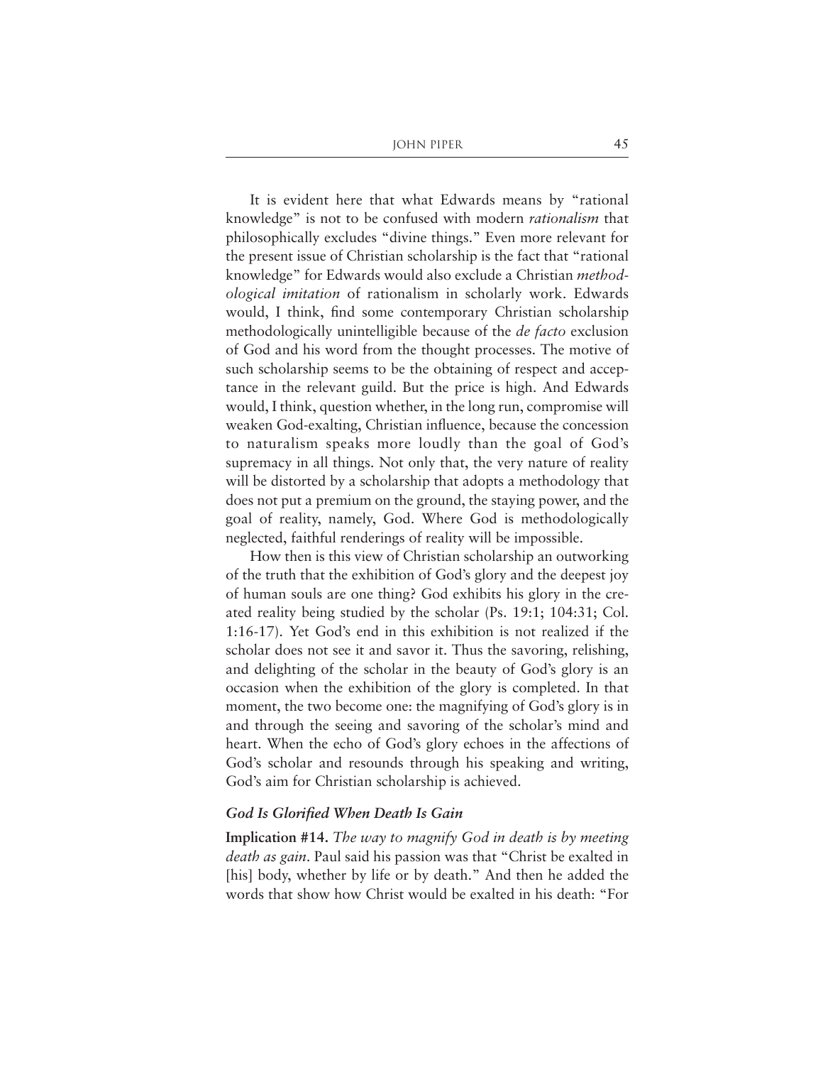It is evident here that what Edwards means by "rational knowledge" is not to be confused with modern *rationalism* that philosophically excludes "divine things." Even more relevant for the present issue of Christian scholarship is the fact that "rational knowledge" for Edwards would also exclude a Christian *methodological imitation* of rationalism in scholarly work. Edwards would, I think, find some contemporary Christian scholarship methodologically unintelligible because of the *de facto* exclusion of God and his word from the thought processes. The motive of such scholarship seems to be the obtaining of respect and acceptance in the relevant guild. But the price is high. And Edwards would, I think, question whether, in the long run, compromise will weaken God-exalting, Christian influence, because the concession to naturalism speaks more loudly than the goal of God's supremacy in all things. Not only that, the very nature of reality will be distorted by a scholarship that adopts a methodology that does not put a premium on the ground, the staying power, and the goal of reality, namely, God. Where God is methodologically neglected, faithful renderings of reality will be impossible.

How then is this view of Christian scholarship an outworking of the truth that the exhibition of God's glory and the deepest joy of human souls are one thing? God exhibits his glory in the created reality being studied by the scholar (Ps. 19:1; 104:31; Col. 1:16-17). Yet God's end in this exhibition is not realized if the scholar does not see it and savor it. Thus the savoring, relishing, and delighting of the scholar in the beauty of God's glory is an occasion when the exhibition of the glory is completed. In that moment, the two become one: the magnifying of God's glory is in and through the seeing and savoring of the scholar's mind and heart. When the echo of God's glory echoes in the affections of God's scholar and resounds through his speaking and writing, God's aim for Christian scholarship is achieved.

### *God Is Glorified When Death Is Gain*

**Implication #14.** *The way to magnify God in death is by meeting death as gain.* Paul said his passion was that "Christ be exalted in [his] body, whether by life or by death." And then he added the words that show how Christ would be exalted in his death: "For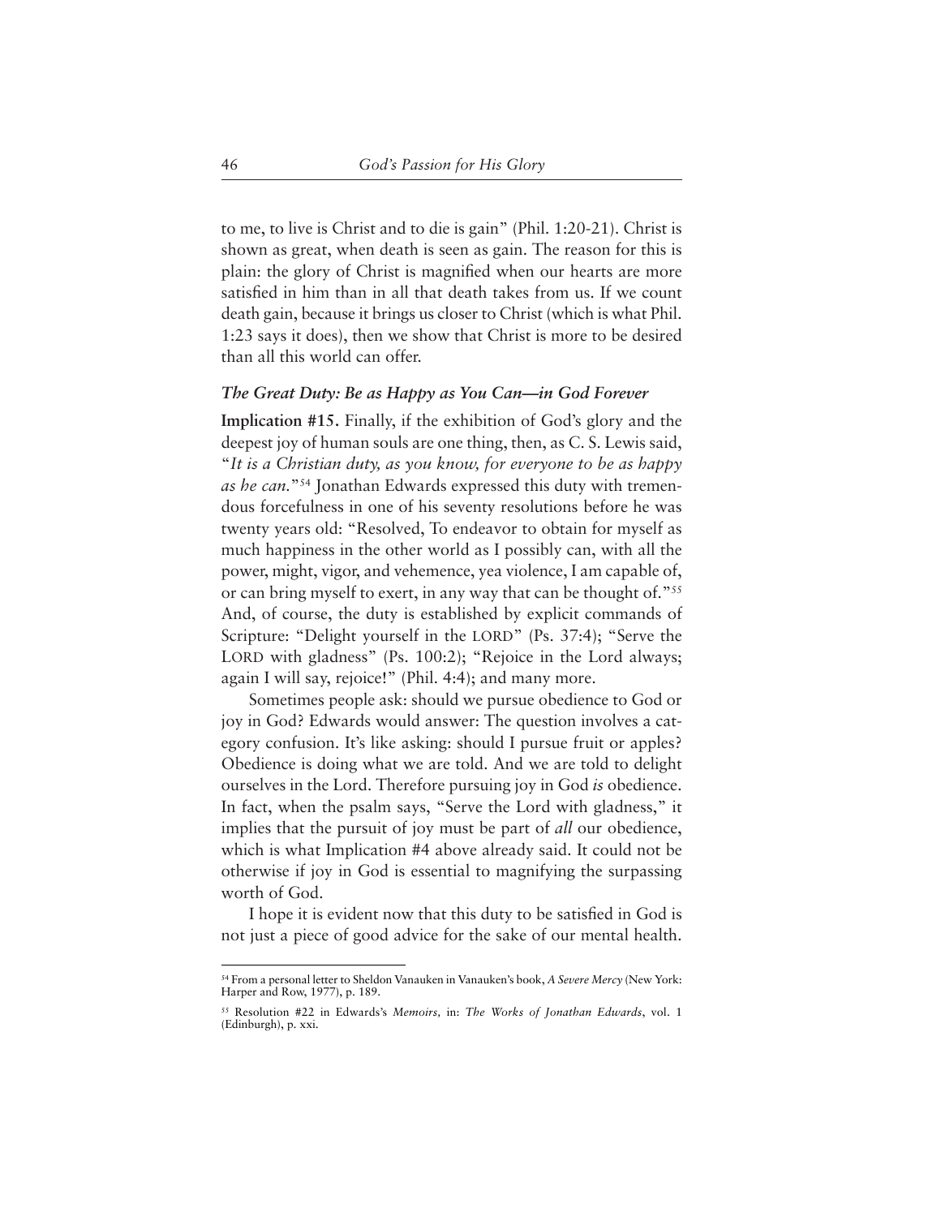to me, to live is Christ and to die is gain" (Phil. 1:20-21). Christ is shown as great, when death is seen as gain. The reason for this is plain: the glory of Christ is magnified when our hearts are more satisfied in him than in all that death takes from us. If we count death gain, because it brings us closer to Christ (which is what Phil. 1:23 says it does), then we show that Christ is more to be desired than all this world can offer.

### *The Great Duty: Be as Happy as You Can—in God Forever*

**Implication #15.** Finally, if the exhibition of God's glory and the deepest joy of human souls are one thing, then, as C. S. Lewis said, "*It is a Christian duty, as you know, for everyone to be as happy as he can.*"[54] Jonathan Edwards expressed this duty with tremendous forcefulness in one of his seventy resolutions before he was twenty years old: "Resolved, To endeavor to obtain for myself as much happiness in the other world as I possibly can, with all the power, might, vigor, and vehemence, yea violence, I am capable of, or can bring myself to exert, in any way that can be thought of."[55] And, of course, the duty is established by explicit commands of Scripture: "Delight yourself in the LORD" (Ps. 37:4); "Serve the LORD with gladness" (Ps. 100:2); "Rejoice in the Lord always; again I will say, rejoice!" (Phil. 4:4); and many more.

Sometimes people ask: should we pursue obedience to God or joy in God? Edwards would answer: The question involves a category confusion. It's like asking: should I pursue fruit or apples? Obedience is doing what we are told. And we are told to delight ourselves in the Lord. Therefore pursuing joy in God *is* obedience. In fact, when the psalm says, "Serve the Lord with gladness," it implies that the pursuit of joy must be part of *all* our obedience, which is what Implication #4 above already said. It could not be otherwise if joy in God is essential to magnifying the surpassing worth of God.

I hope it is evident now that this duty to be satisfied in God is not just a piece of good advice for the sake of our mental health.

---

[54] From a personal letter to Sheldon Vanauken in Vanauken's book, *A Severe Mercy* (New York: Harper and Row, 1977), p. 189.

[55] Resolution #22 in Edwards's *Memoirs,* in: *The Works of Jonathan Edwards*, vol. 1 (Edinburgh), p. xxi.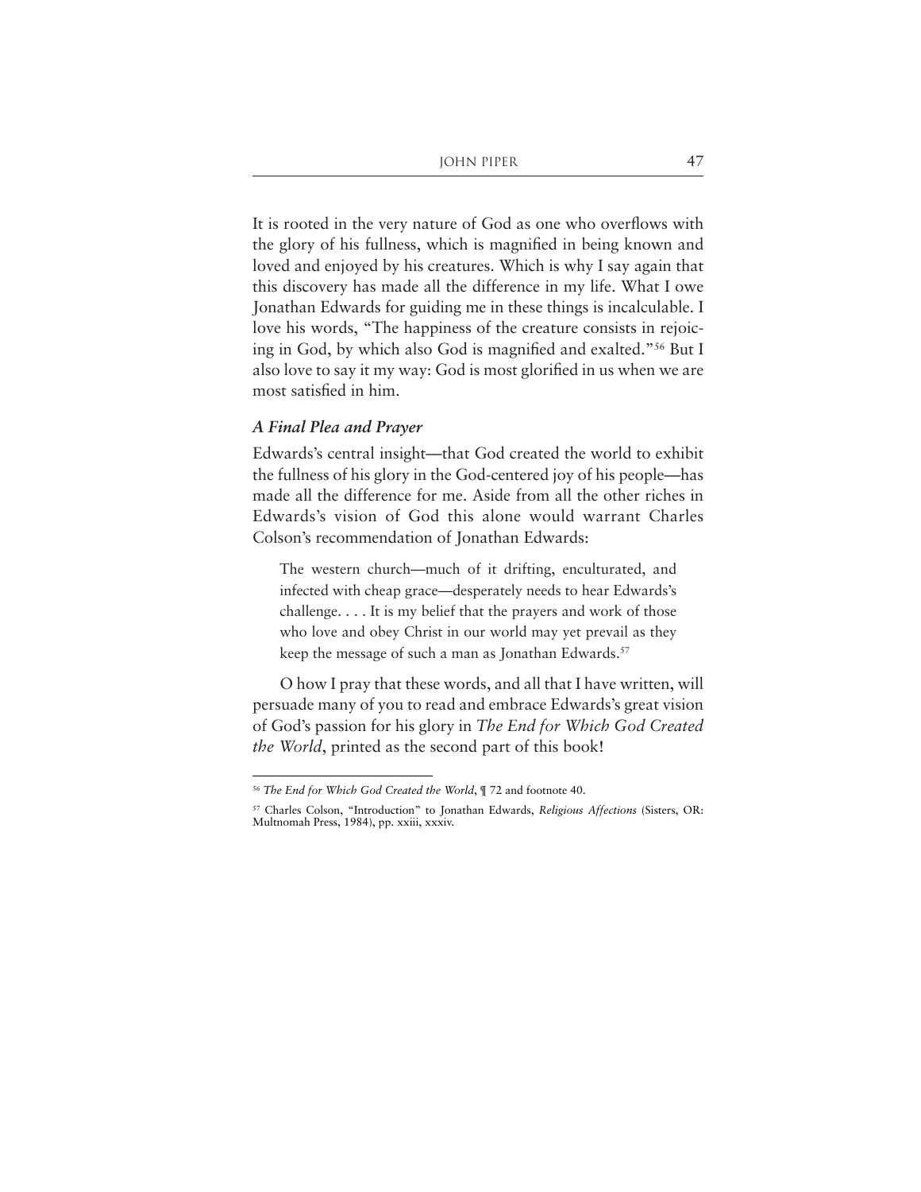It is rooted in the very nature of God as one who overflows with the glory of his fullness, which is magnified in being known and loved and enjoyed by his creatures. Which is why I say again that this discovery has made all the difference in my life. What I owe Jonathan Edwards for guiding me in these things is incalculable. I love his words, "The happiness of the creature consists in rejoicing in God, by which also God is magnified and exalted."[56] But I also love to say it my way: God is most glorified in us when we are most satisfied in him.

### *A Final Plea and Prayer*

Edwards's central insight—that God created the world to exhibit the fullness of his glory in the God-centered joy of his people—has made all the difference for me. Aside from all the other riches in Edwards's vision of God this alone would warrant Charles Colson's recommendation of Jonathan Edwards:

> The western church—much of it drifting, enculturated, and infected with cheap grace—desperately needs to hear Edwards's challenge. . . . It is my belief that the prayers and work of those who love and obey Christ in our world may yet prevail as they keep the message of such a man as Jonathan Edwards.[57]

O how I pray that these words, and all that I have written, will persuade many of you to read and embrace Edwards's great vision of God's passion for his glory in *The End for Which God Created the World*, printed as the second part of this book!

---

[56] *The End for Which God Created the World*, ¶ 72 and footnote 40.

[57] Charles Colson, "Introduction" to Jonathan Edwards, *Religious Affections* (Sisters, OR: Multnomah Press, 1984), pp. xxiii, xxxiv.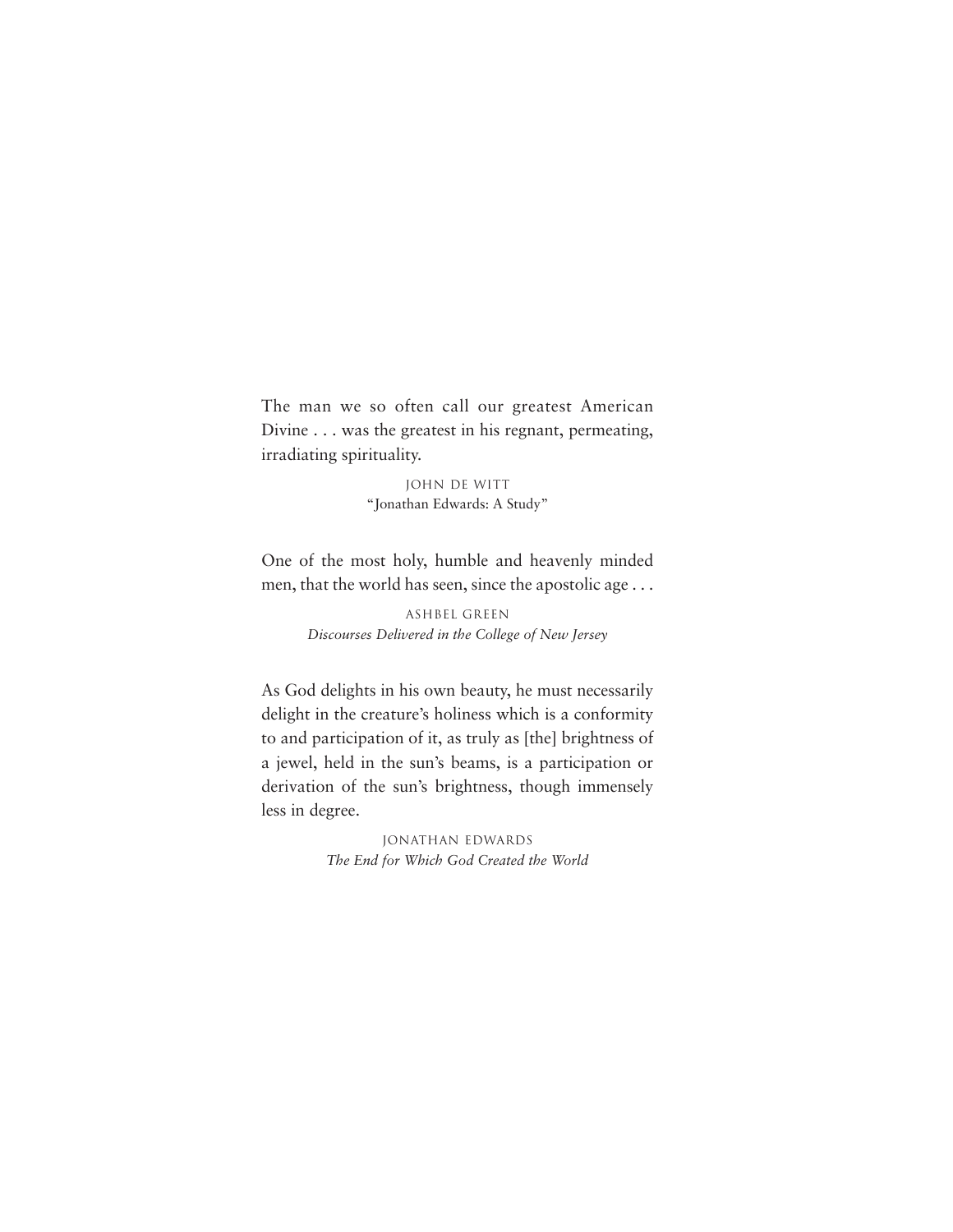The man we so often call our greatest American Divine . . . was the greatest in his regnant, permeating, irradiating spirituality.

JOHN DE WITT
"Jonathan Edwards: A Study"

One of the most holy, humble and heavenly minded men, that the world has seen, since the apostolic age . . .

ASHBEL GREEN
*Discourses Delivered in the College of New Jersey*

As God delights in his own beauty, he must necessarily delight in the creature's holiness which is a conformity to and participation of it, as truly as [the] brightness of a jewel, held in the sun's beams, is a participation or derivation of the sun's brightness, though immensely less in degree.

JONATHAN EDWARDS
*The End for Which God Created the World*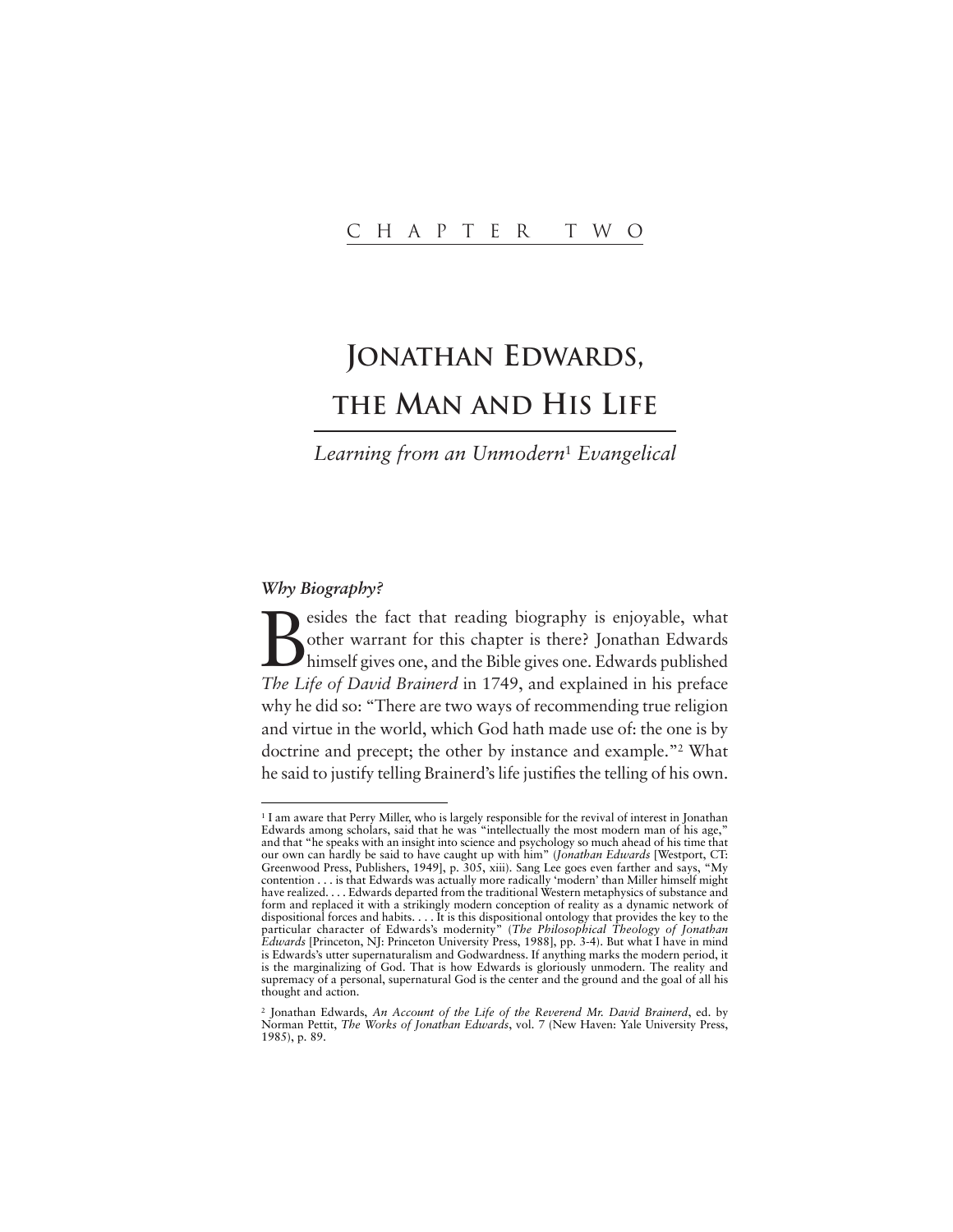CHAPTER TWO

# Jonathan Edwards, the Man and His Life

*Learning from an Unmodern[1] Evangelical*

### *Why Biography?*

Besides the fact that reading biography is enjoyable, what other warrant for this chapter is there? Jonathan Edwards himself gives one, and the Bible gives one. Edwards published *The Life of David Brainerd* in 1749, and explained in his preface why he did so: "There are two ways of recommending true religion and virtue in the world, which God hath made use of: the one is by doctrine and precept; the other by instance and example."[2] What he said to justify telling Brainerd's life justifies the telling of his own.

---

[1] I am aware that Perry Miller, who is largely responsible for the revival of interest in Jonathan Edwards among scholars, said that he was "intellectually the most modern man of his age," and that "he speaks with an insight into science and psychology so much ahead of his time that our own can hardly be said to have caught up with him" (*Jonathan Edwards* [Westport, CT: Greenwood Press, Publishers, 1949], p. 305, xiii). Sang Lee goes even farther and says, "My contention . . . is that Edwards was actually more radically 'modern' than Miller himself might have realized. . . . Edwards departed from the traditional Western metaphysics of substance and form and replaced it with a strikingly modern conception of reality as a dynamic network of dispositional forces and habits. . . . It is this dispositional ontology that provides the key to the particular character of Edwards's modernity" (*The Philosophical Theology of Jonathan Edwards* [Princeton, NJ: Princeton University Press, 1988], pp. 3-4). But what I have in mind is Edwards's utter supernaturalism and Godwardness. If anything marks the modern period, it is the marginalizing of God. That is how Edwards is gloriously unmodern. The reality and supremacy of a personal, supernatural God is the center and the ground and the goal of all his thought and action.

[2] Jonathan Edwards, *An Account of the Life of the Reverend Mr. David Brainerd*, ed. by Norman Pettit, *The Works of Jonathan Edwards*, vol. 7 (New Haven: Yale University Press, 1985), p. 89.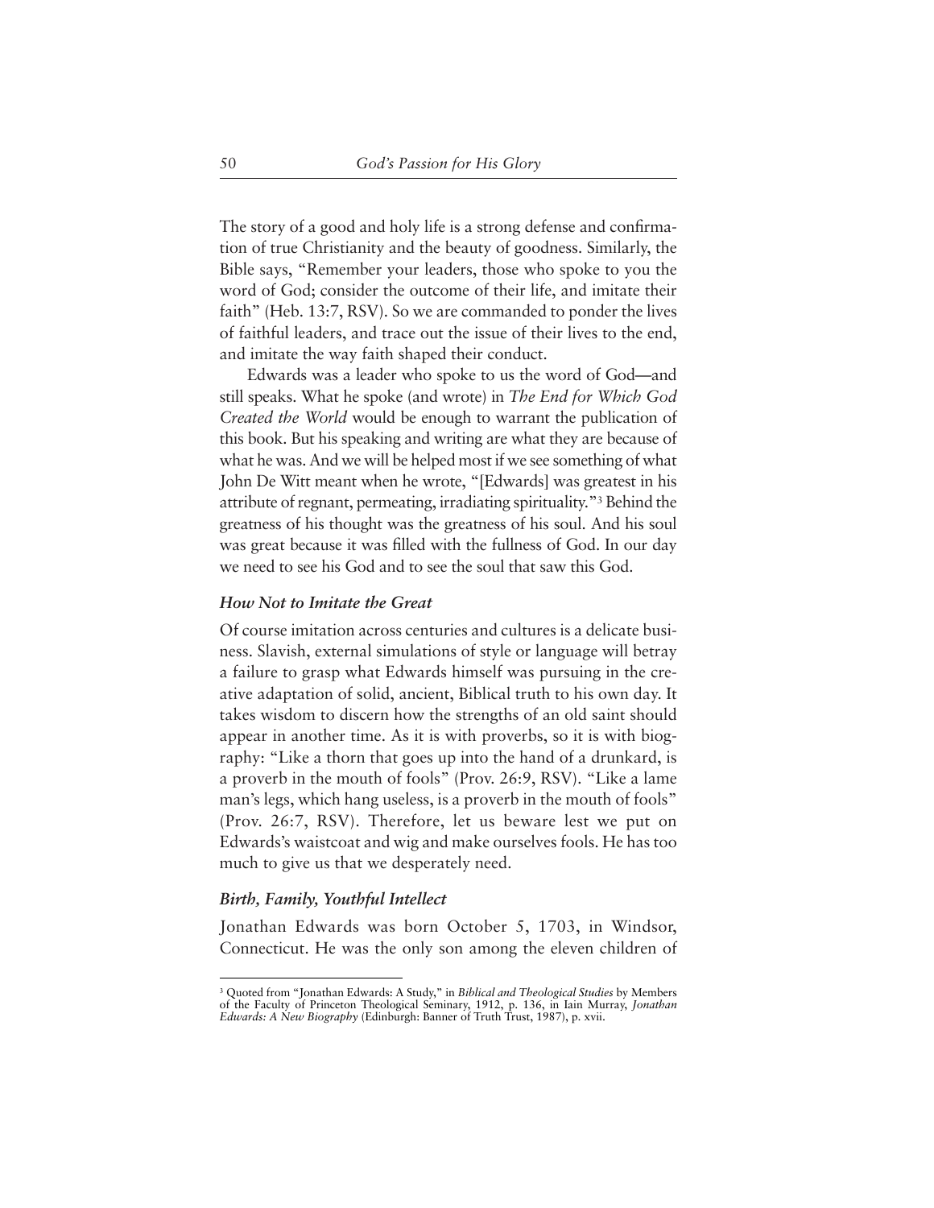The story of a good and holy life is a strong defense and confirmation of true Christianity and the beauty of goodness. Similarly, the Bible says, "Remember your leaders, those who spoke to you the word of God; consider the outcome of their life, and imitate their faith" (Heb. 13:7, RSV). So we are commanded to ponder the lives of faithful leaders, and trace out the issue of their lives to the end, and imitate the way faith shaped their conduct.

Edwards was a leader who spoke to us the word of God—and still speaks. What he spoke (and wrote) in *The End for Which God Created the World* would be enough to warrant the publication of this book. But his speaking and writing are what they are because of what he was. And we will be helped most if we see something of what John De Witt meant when he wrote, "[Edwards] was greatest in his attribute of regnant, permeating, irradiating spirituality."[3] Behind the greatness of his thought was the greatness of his soul. And his soul was great because it was filled with the fullness of God. In our day we need to see his God and to see the soul that saw this God.

### *How Not to Imitate the Great*

Of course imitation across centuries and cultures is a delicate business. Slavish, external simulations of style or language will betray a failure to grasp what Edwards himself was pursuing in the creative adaptation of solid, ancient, Biblical truth to his own day. It takes wisdom to discern how the strengths of an old saint should appear in another time. As it is with proverbs, so it is with biography: "Like a thorn that goes up into the hand of a drunkard, is a proverb in the mouth of fools" (Prov. 26:9, RSV). "Like a lame man's legs, which hang useless, is a proverb in the mouth of fools" (Prov. 26:7, RSV). Therefore, let us beware lest we put on Edwards's waistcoat and wig and make ourselves fools. He has too much to give us that we desperately need.

### *Birth, Family, Youthful Intellect*

Jonathan Edwards was born October 5, 1703, in Windsor, Connecticut. He was the only son among the eleven children of

---

[3] Quoted from "Jonathan Edwards: A Study," in *Biblical and Theological Studies* by Members of the Faculty of Princeton Theological Seminary, 1912, p. 136, in Iain Murray, *Jonathan Edwards: A New Biography* (Edinburgh: Banner of Truth Trust, 1987), p. xvii.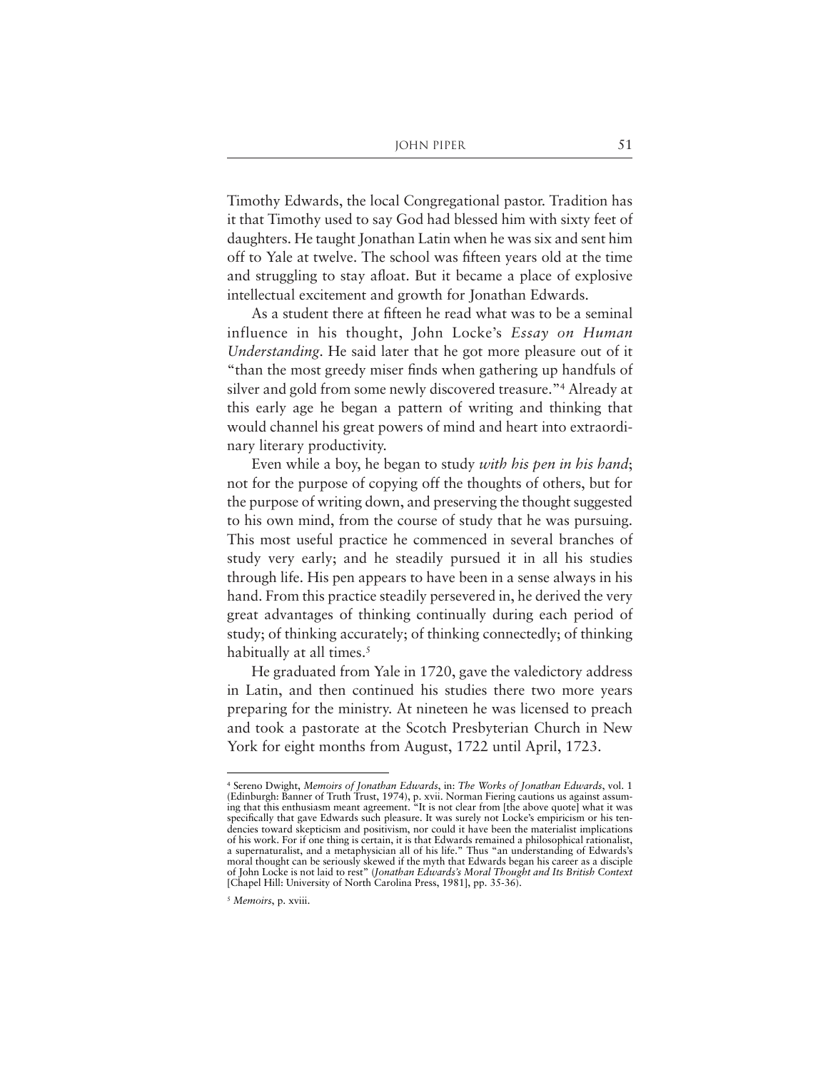Timothy Edwards, the local Congregational pastor. Tradition has it that Timothy used to say God had blessed him with sixty feet of daughters. He taught Jonathan Latin when he was six and sent him off to Yale at twelve. The school was fifteen years old at the time and struggling to stay afloat. But it became a place of explosive intellectual excitement and growth for Jonathan Edwards.

As a student there at fifteen he read what was to be a seminal influence in his thought, John Locke's *Essay on Human Understanding*. He said later that he got more pleasure out of it "than the most greedy miser finds when gathering up handfuls of silver and gold from some newly discovered treasure."[4] Already at this early age he began a pattern of writing and thinking that would channel his great powers of mind and heart into extraordinary literary productivity.

Even while a boy, he began to study *with his pen in his hand*; not for the purpose of copying off the thoughts of others, but for the purpose of writing down, and preserving the thought suggested to his own mind, from the course of study that he was pursuing. This most useful practice he commenced in several branches of study very early; and he steadily pursued it in all his studies through life. His pen appears to have been in a sense always in his hand. From this practice steadily persevered in, he derived the very great advantages of thinking continually during each period of study; of thinking accurately; of thinking connectedly; of thinking habitually at all times.[5]

He graduated from Yale in 1720, gave the valedictory address in Latin, and then continued his studies there two more years preparing for the ministry. At nineteen he was licensed to preach and took a pastorate at the Scotch Presbyterian Church in New York for eight months from August, 1722 until April, 1723.

---

[4] Sereno Dwight, *Memoirs of Jonathan Edwards*, in: *The Works of Jonathan Edwards*, vol. 1 (Edinburgh: Banner of Truth Trust, 1974), p. xvii. Norman Fiering cautions us against assuming that this enthusiasm meant agreement. "It is not clear from [the above quote] what it was specifically that gave Edwards such pleasure. It was surely not Locke's empiricism or his tendencies toward skepticism and positivism, nor could it have been the materialist implications of his work. For if one thing is certain, it is that Edwards remained a philosophical rationalist, a supernaturalist, and a metaphysician all of his life." Thus "an understanding of Edwards's moral thought can be seriously skewed if the myth that Edwards began his career as a disciple of John Locke is not laid to rest" (*Jonathan Edwards's Moral Thought and Its British Context* [Chapel Hill: University of North Carolina Press, 1981], pp. 35-36).

[5] *Memoirs*, p. xviii.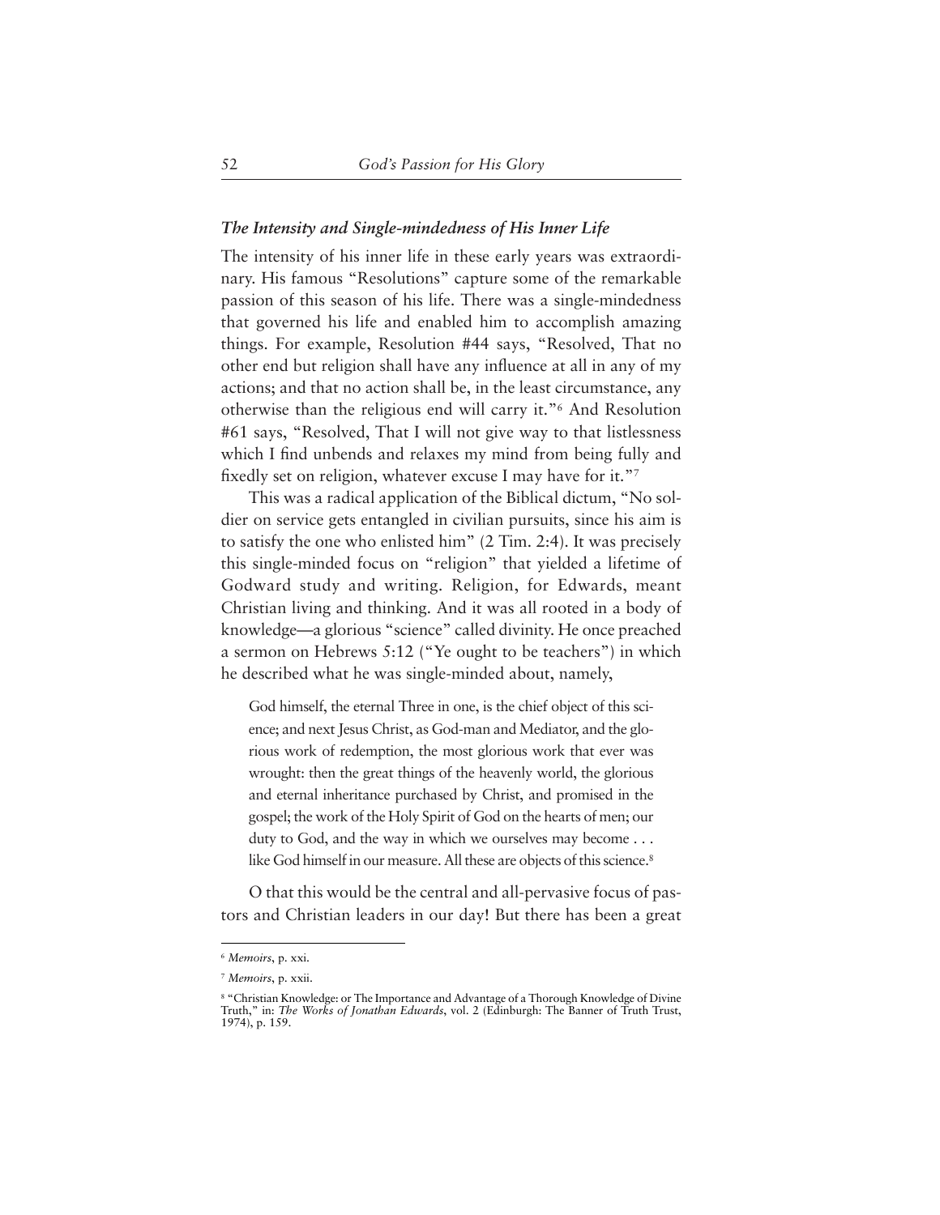### *The Intensity and Single-mindedness of His Inner Life*

The intensity of his inner life in these early years was extraordinary. His famous "Resolutions" capture some of the remarkable passion of this season of his life. There was a single-mindedness that governed his life and enabled him to accomplish amazing things. For example, Resolution #44 says, "Resolved, That no other end but religion shall have any influence at all in any of my actions; and that no action shall be, in the least circumstance, any otherwise than the religious end will carry it."[6] And Resolution #61 says, "Resolved, That I will not give way to that listlessness which I find unbends and relaxes my mind from being fully and fixedly set on religion, whatever excuse I may have for it."[7]

This was a radical application of the Biblical dictum, "No soldier on service gets entangled in civilian pursuits, since his aim is to satisfy the one who enlisted him" (2 Tim. 2:4). It was precisely this single-minded focus on "religion" that yielded a lifetime of Godward study and writing. Religion, for Edwards, meant Christian living and thinking. And it was all rooted in a body of knowledge—a glorious "science" called divinity. He once preached a sermon on Hebrews 5:12 ("Ye ought to be teachers") in which he described what he was single-minded about, namely,

> God himself, the eternal Three in one, is the chief object of this science; and next Jesus Christ, as God-man and Mediator, and the glorious work of redemption, the most glorious work that ever was wrought: then the great things of the heavenly world, the glorious and eternal inheritance purchased by Christ, and promised in the gospel; the work of the Holy Spirit of God on the hearts of men; our duty to God, and the way in which we ourselves may become . . . like God himself in our measure. All these are objects of this science.[8]

O that this would be the central and all-pervasive focus of pastors and Christian leaders in our day! But there has been a great

---

[6] *Memoirs*, p. xxi.

[7] *Memoirs*, p. xxii.

[8] "Christian Knowledge: or The Importance and Advantage of a Thorough Knowledge of Divine Truth," in: *The Works of Jonathan Edwards*, vol. 2 (Edinburgh: The Banner of Truth Trust, 1974), p. 159.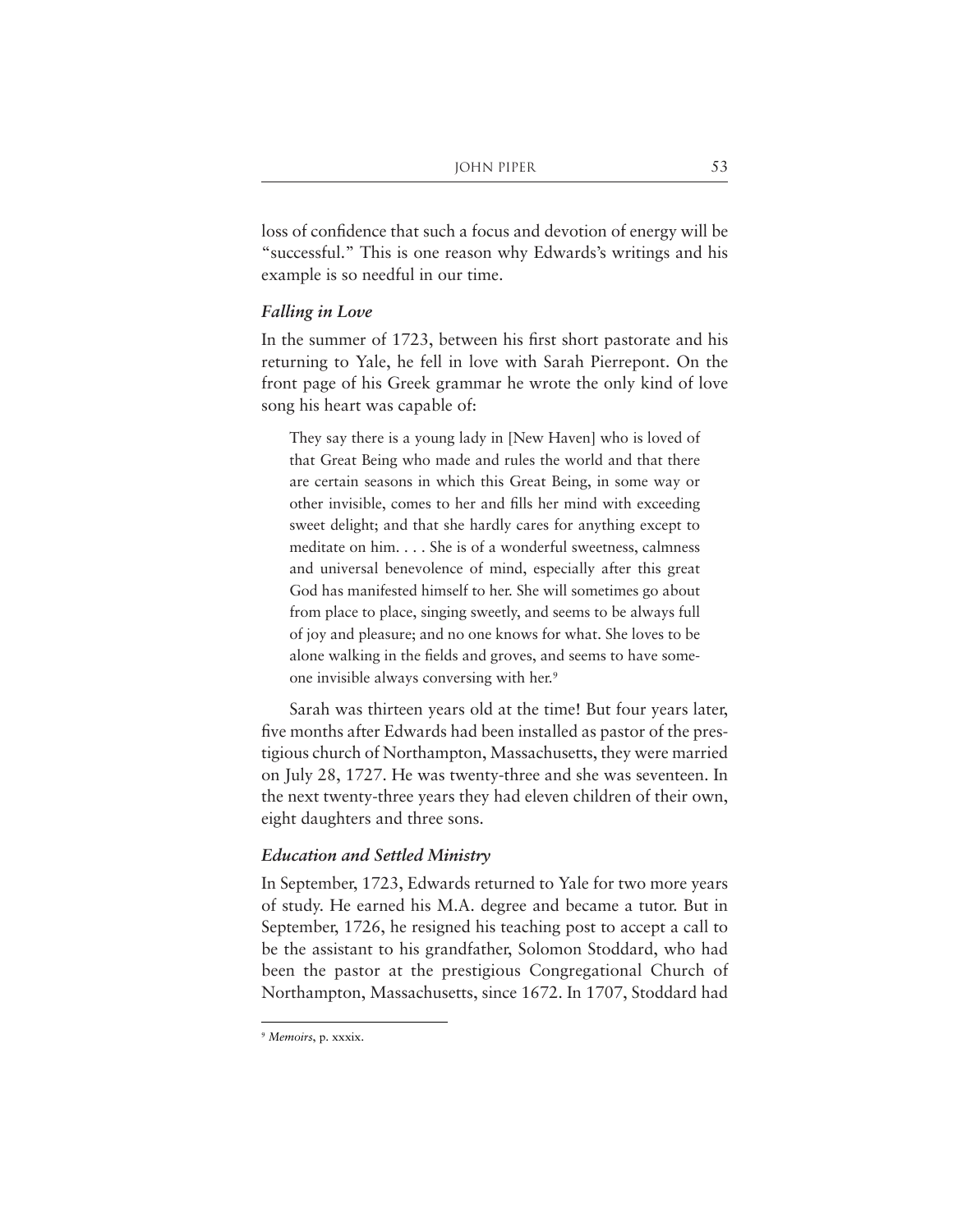loss of confidence that such a focus and devotion of energy will be "successful." This is one reason why Edwards's writings and his example is so needful in our time.

### *Falling in Love*

In the summer of 1723, between his first short pastorate and his returning to Yale, he fell in love with Sarah Pierrepont. On the front page of his Greek grammar he wrote the only kind of love song his heart was capable of:

> They say there is a young lady in [New Haven] who is loved of that Great Being who made and rules the world and that there are certain seasons in which this Great Being, in some way or other invisible, comes to her and fills her mind with exceeding sweet delight; and that she hardly cares for anything except to meditate on him. . . . She is of a wonderful sweetness, calmness and universal benevolence of mind, especially after this great God has manifested himself to her. She will sometimes go about from place to place, singing sweetly, and seems to be always full of joy and pleasure; and no one knows for what. She loves to be alone walking in the fields and groves, and seems to have someone invisible always conversing with her.[9]

Sarah was thirteen years old at the time! But four years later, five months after Edwards had been installed as pastor of the prestigious church of Northampton, Massachusetts, they were married on July 28, 1727. He was twenty-three and she was seventeen. In the next twenty-three years they had eleven children of their own, eight daughters and three sons.

### *Education and Settled Ministry*

In September, 1723, Edwards returned to Yale for two more years of study. He earned his M.A. degree and became a tutor. But in September, 1726, he resigned his teaching post to accept a call to be the assistant to his grandfather, Solomon Stoddard, who had been the pastor at the prestigious Congregational Church of Northampton, Massachusetts, since 1672. In 1707, Stoddard had

---

[9] *Memoirs*, p. xxxix.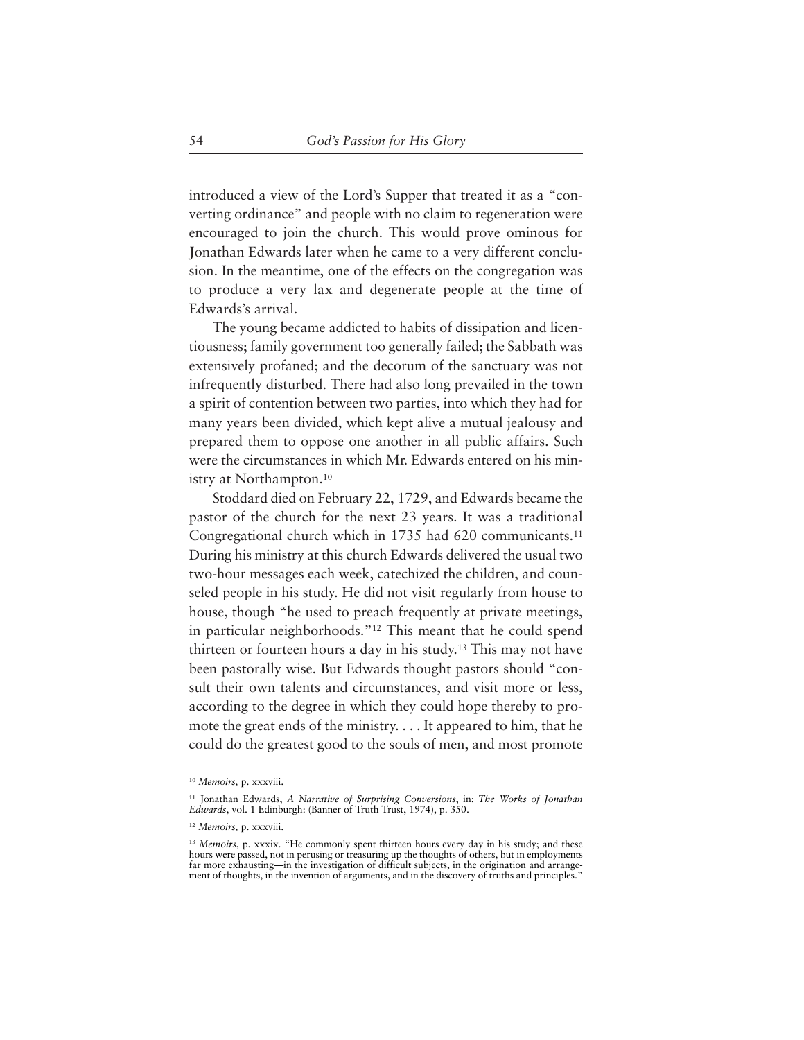introduced a view of the Lord's Supper that treated it as a "converting ordinance" and people with no claim to regeneration were encouraged to join the church. This would prove ominous for Jonathan Edwards later when he came to a very different conclusion. In the meantime, one of the effects on the congregation was to produce a very lax and degenerate people at the time of Edwards's arrival.

> The young became addicted to habits of dissipation and licentiousness; family government too generally failed; the Sabbath was extensively profaned; and the decorum of the sanctuary was not infrequently disturbed. There had also long prevailed in the town a spirit of contention between two parties, into which they had for many years been divided, which kept alive a mutual jealousy and prepared them to oppose one another in all public affairs. Such were the circumstances in which Mr. Edwards entered on his ministry at Northampton.[10]

Stoddard died on February 22, 1729, and Edwards became the pastor of the church for the next 23 years. It was a traditional Congregational church which in 1735 had 620 communicants.[11] During his ministry at this church Edwards delivered the usual two two-hour messages each week, catechized the children, and counseled people in his study. He did not visit regularly from house to house, though "he used to preach frequently at private meetings, in particular neighborhoods."[12] This meant that he could spend thirteen or fourteen hours a day in his study.[13] This may not have been pastorally wise. But Edwards thought pastors should "consult their own talents and circumstances, and visit more or less, according to the degree in which they could hope thereby to promote the great ends of the ministry. . . . It appeared to him, that he could do the greatest good to the souls of men, and most promote

---

[10] *Memoirs,* p. xxxviii.

[11] Jonathan Edwards, *A Narrative of Surprising Conversions*, in: *The Works of Jonathan Edwards*, vol. 1 Edinburgh: (Banner of Truth Trust, 1974), p. 350.

[12] *Memoirs,* p. xxxviii.

[13] *Memoirs*, p. xxxix. "He commonly spent thirteen hours every day in his study; and these hours were passed, not in perusing or treasuring up the thoughts of others, but in employments far more exhausting—in the investigation of difficult subjects, in the origination and arrangement of thoughts, in the invention of arguments, and in the discovery of truths and principles."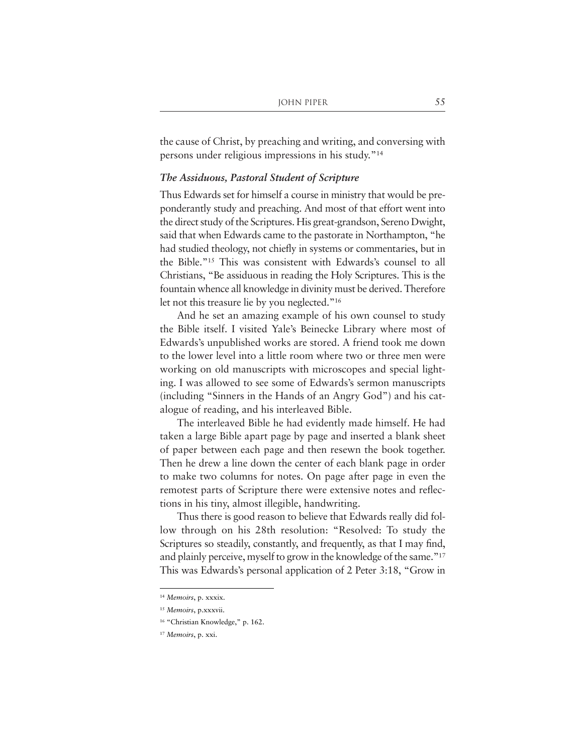the cause of Christ, by preaching and writing, and conversing with persons under religious impressions in his study."[14]

### *The Assiduous, Pastoral Student of Scripture*

Thus Edwards set for himself a course in ministry that would be preponderantly study and preaching. And most of that effort went into the direct study of the Scriptures. His great-grandson, Sereno Dwight, said that when Edwards came to the pastorate in Northampton, "he had studied theology, not chiefly in systems or commentaries, but in the Bible."[15] This was consistent with Edwards's counsel to all Christians, "Be assiduous in reading the Holy Scriptures. This is the fountain whence all knowledge in divinity must be derived. Therefore let not this treasure lie by you neglected."[16]

And he set an amazing example of his own counsel to study the Bible itself. I visited Yale's Beinecke Library where most of Edwards's unpublished works are stored. A friend took me down to the lower level into a little room where two or three men were working on old manuscripts with microscopes and special lighting. I was allowed to see some of Edwards's sermon manuscripts (including "Sinners in the Hands of an Angry God") and his catalogue of reading, and his interleaved Bible.

The interleaved Bible he had evidently made himself. He had taken a large Bible apart page by page and inserted a blank sheet of paper between each page and then resewn the book together. Then he drew a line down the center of each blank page in order to make two columns for notes. On page after page in even the remotest parts of Scripture there were extensive notes and reflections in his tiny, almost illegible, handwriting.

Thus there is good reason to believe that Edwards really did follow through on his 28th resolution: "Resolved: To study the Scriptures so steadily, constantly, and frequently, as that I may find, and plainly perceive, myself to grow in the knowledge of the same."[17] This was Edwards's personal application of 2 Peter 3:18, "Grow in

---

[14] *Memoirs*, p. xxxix.

[15] *Memoirs*, p.xxxvii.

[16] "Christian Knowledge," p. 162.

[17] *Memoirs*, p. xxi.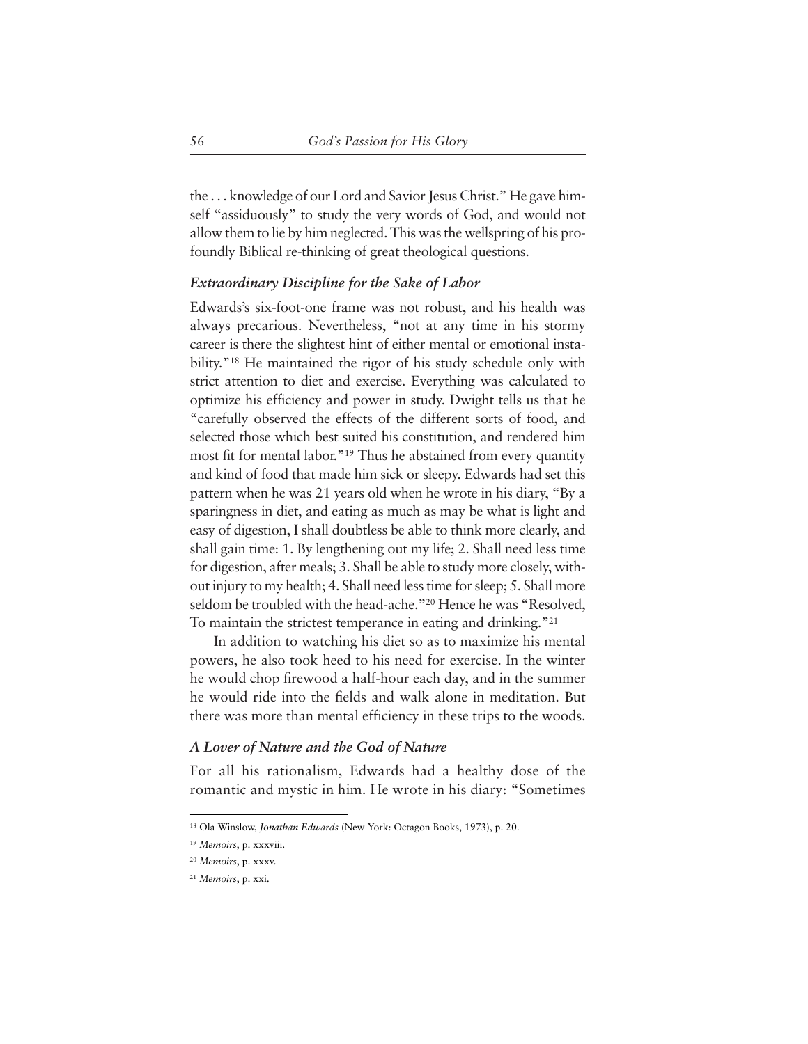the . . . knowledge of our Lord and Savior Jesus Christ." He gave himself "assiduously" to study the very words of God, and would not allow them to lie by him neglected. This was the wellspring of his profoundly Biblical re-thinking of great theological questions.

### *Extraordinary Discipline for the Sake of Labor*

Edwards's six-foot-one frame was not robust, and his health was always precarious. Nevertheless, "not at any time in his stormy career is there the slightest hint of either mental or emotional instability."[18] He maintained the rigor of his study schedule only with strict attention to diet and exercise. Everything was calculated to optimize his efficiency and power in study. Dwight tells us that he "carefully observed the effects of the different sorts of food, and selected those which best suited his constitution, and rendered him most fit for mental labor."[19] Thus he abstained from every quantity and kind of food that made him sick or sleepy. Edwards had set this pattern when he was 21 years old when he wrote in his diary, "By a sparingness in diet, and eating as much as may be what is light and easy of digestion, I shall doubtless be able to think more clearly, and shall gain time: 1. By lengthening out my life; 2. Shall need less time for digestion, after meals; 3. Shall be able to study more closely, without injury to my health; 4. Shall need less time for sleep; 5. Shall more seldom be troubled with the head-ache."[20] Hence he was "Resolved, To maintain the strictest temperance in eating and drinking."[21]

In addition to watching his diet so as to maximize his mental powers, he also took heed to his need for exercise. In the winter he would chop firewood a half-hour each day, and in the summer he would ride into the fields and walk alone in meditation. But there was more than mental efficiency in these trips to the woods.

### *A Lover of Nature and the God of Nature*

For all his rationalism, Edwards had a healthy dose of the romantic and mystic in him. He wrote in his diary: "Sometimes

---

[18] Ola Winslow, *Jonathan Edwards* (New York: Octagon Books, 1973), p. 20.

[19] *Memoirs*, p. xxxviii.

[20] *Memoirs*, p. xxxv.

[21] *Memoirs*, p. xxi.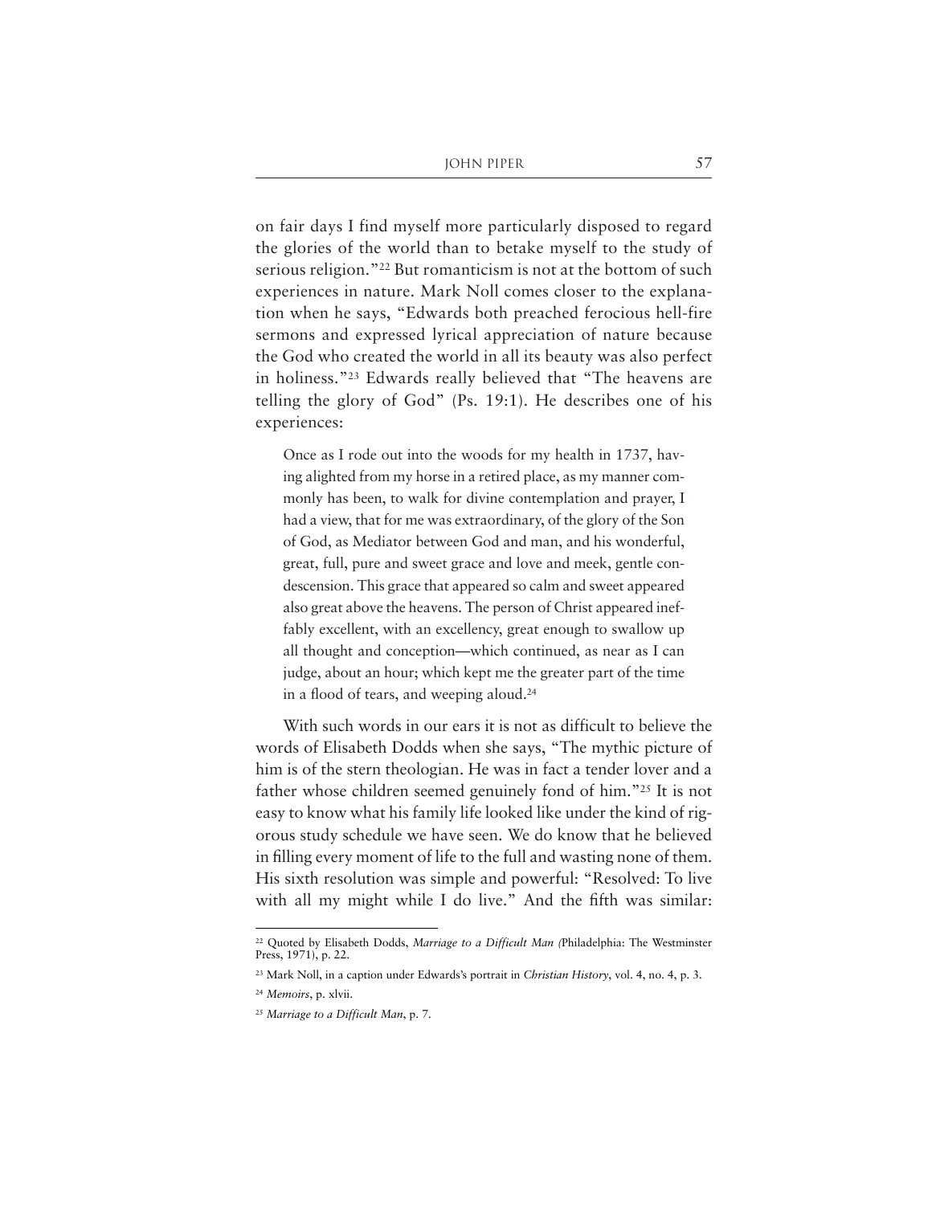on fair days I find myself more particularly disposed to regard the glories of the world than to betake myself to the study of serious religion."[22] But romanticism is not at the bottom of such experiences in nature. Mark Noll comes closer to the explanation when he says, "Edwards both preached ferocious hell-fire sermons and expressed lyrical appreciation of nature because the God who created the world in all its beauty was also perfect in holiness."[23] Edwards really believed that "The heavens are telling the glory of God" (Ps. 19:1). He describes one of his experiences:

> Once as I rode out into the woods for my health in 1737, having alighted from my horse in a retired place, as my manner commonly has been, to walk for divine contemplation and prayer, I had a view, that for me was extraordinary, of the glory of the Son of God, as Mediator between God and man, and his wonderful, great, full, pure and sweet grace and love and meek, gentle condescension. This grace that appeared so calm and sweet appeared also great above the heavens. The person of Christ appeared ineffably excellent, with an excellency, great enough to swallow up all thought and conception—which continued, as near as I can judge, about an hour; which kept me the greater part of the time in a flood of tears, and weeping aloud.[24]

With such words in our ears it is not as difficult to believe the words of Elisabeth Dodds when she says, "The mythic picture of him is of the stern theologian. He was in fact a tender lover and a father whose children seemed genuinely fond of him."[25] It is not easy to know what his family life looked like under the kind of rigorous study schedule we have seen. We do know that he believed in filling every moment of life to the full and wasting none of them. His sixth resolution was simple and powerful: "Resolved: To live with all my might while I do live." And the fifth was similar:

---

[22] Quoted by Elisabeth Dodds, *Marriage to a Difficult Man (*Philadelphia: The Westminster Press, 1971), p. 22.

[23] Mark Noll, in a caption under Edwards's portrait in *Christian History*, vol. 4, no. 4, p. 3.

[24] *Memoirs*, p. xlvii.

[25] *Marriage to a Difficult Man*, p. 7.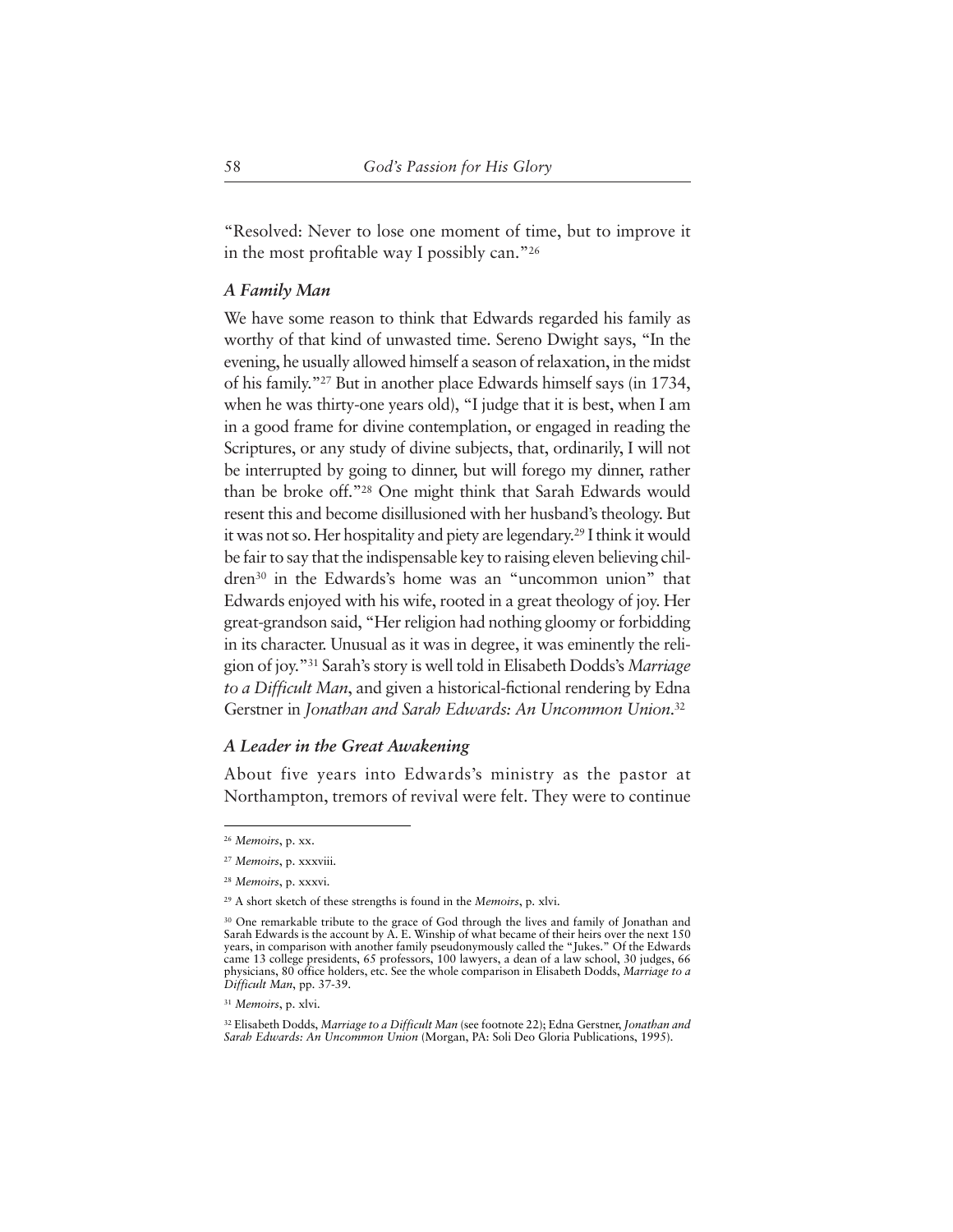"Resolved: Never to lose one moment of time, but to improve it in the most profitable way I possibly can."[26]

### *A Family Man*

We have some reason to think that Edwards regarded his family as worthy of that kind of unwasted time. Sereno Dwight says, "In the evening, he usually allowed himself a season of relaxation, in the midst of his family."[27] But in another place Edwards himself says (in 1734, when he was thirty-one years old), "I judge that it is best, when I am in a good frame for divine contemplation, or engaged in reading the Scriptures, or any study of divine subjects, that, ordinarily, I will not be interrupted by going to dinner, but will forego my dinner, rather than be broke off."[28] One might think that Sarah Edwards would resent this and become disillusioned with her husband's theology. But it was not so. Her hospitality and piety are legendary.[29] I think it would be fair to say that the indispensable key to raising eleven believing children[30] in the Edwards's home was an "uncommon union" that Edwards enjoyed with his wife, rooted in a great theology of joy. Her great-grandson said, "Her religion had nothing gloomy or forbidding in its character. Unusual as it was in degree, it was eminently the religion of joy."[31] Sarah's story is well told in Elisabeth Dodds's *Marriage to a Difficult Man*, and given a historical-fictional rendering by Edna Gerstner in *Jonathan and Sarah Edwards: An Uncommon Union*.[32]

### *A Leader in the Great Awakening*

About five years into Edwards's ministry as the pastor at Northampton, tremors of revival were felt. They were to continue

---

[26] *Memoirs*, p. xx.

[27] *Memoirs*, p. xxxviii.

[28] *Memoirs*, p. xxxvi.

[29] A short sketch of these strengths is found in the *Memoirs*, p. xlvi.

[30] One remarkable tribute to the grace of God through the lives and family of Jonathan and Sarah Edwards is the account by A. E. Winship of what became of their heirs over the next 150 years, in comparison with another family pseudonymously called the "Jukes." Of the Edwards came 13 college presidents, 65 professors, 100 lawyers, a dean of a law school, 30 judges, 66 physicians, 80 office holders, etc. See the whole comparison in Elisabeth Dodds, *Marriage to a Difficult Man*, pp. 37-39.

[31] *Memoirs*, p. xlvi.

[32] Elisabeth Dodds, *Marriage to a Difficult Man* (see footnote 22); Edna Gerstner, *Jonathan and Sarah Edwards: An Uncommon Union* (Morgan, PA: Soli Deo Gloria Publications, 1995).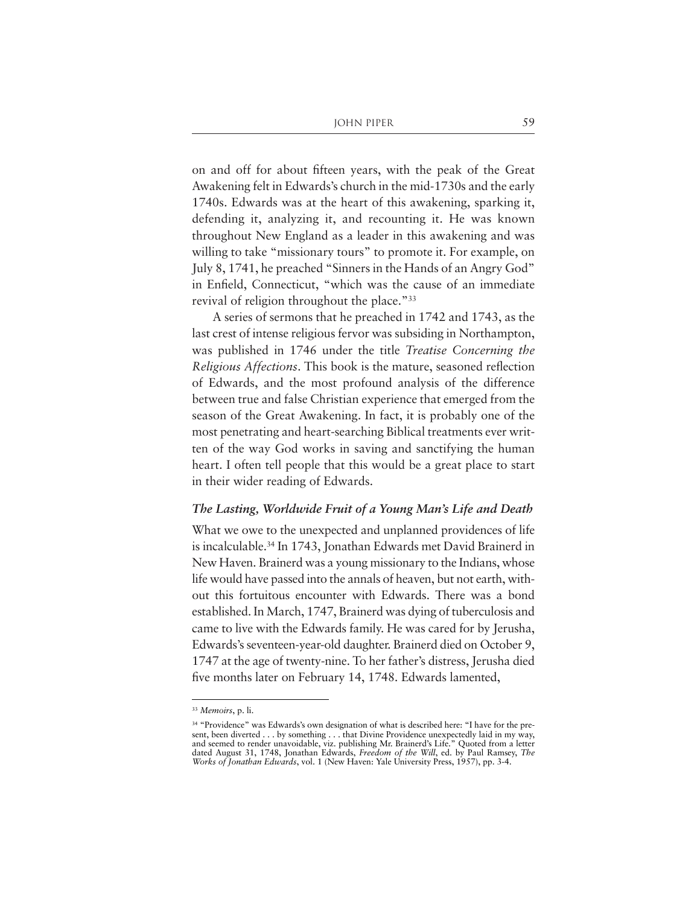on and off for about fifteen years, with the peak of the Great Awakening felt in Edwards's church in the mid-1730s and the early 1740s. Edwards was at the heart of this awakening, sparking it, defending it, analyzing it, and recounting it. He was known throughout New England as a leader in this awakening and was willing to take "missionary tours" to promote it. For example, on July 8, 1741, he preached "Sinners in the Hands of an Angry God" in Enfield, Connecticut, "which was the cause of an immediate revival of religion throughout the place."[33]

A series of sermons that he preached in 1742 and 1743, as the last crest of intense religious fervor was subsiding in Northampton, was published in 1746 under the title *Treatise Concerning the Religious Affections*. This book is the mature, seasoned reflection of Edwards, and the most profound analysis of the difference between true and false Christian experience that emerged from the season of the Great Awakening. In fact, it is probably one of the most penetrating and heart-searching Biblical treatments ever written of the way God works in saving and sanctifying the human heart. I often tell people that this would be a great place to start in their wider reading of Edwards.

### *The Lasting, Worldwide Fruit of a Young Man's Life and Death*

What we owe to the unexpected and unplanned providences of life is incalculable.[34] In 1743, Jonathan Edwards met David Brainerd in New Haven. Brainerd was a young missionary to the Indians, whose life would have passed into the annals of heaven, but not earth, without this fortuitous encounter with Edwards. There was a bond established. In March, 1747, Brainerd was dying of tuberculosis and came to live with the Edwards family. He was cared for by Jerusha, Edwards's seventeen-year-old daughter. Brainerd died on October 9, 1747 at the age of twenty-nine. To her father's distress, Jerusha died five months later on February 14, 1748. Edwards lamented,

---

[33] *Memoirs*, p. li.

[34] "Providence" was Edwards's own designation of what is described here: "I have for the present, been diverted . . . by something . . . that Divine Providence unexpectedly laid in my way, and seemed to render unavoidable, viz. publishing Mr. Brainerd's Life." Quoted from a letter dated August 31, 1748, Jonathan Edwards, *Freedom of the Will*, ed. by Paul Ramsey, *The Works of Jonathan Edwards*, vol. 1 (New Haven: Yale University Press, 1957), pp. 3-4.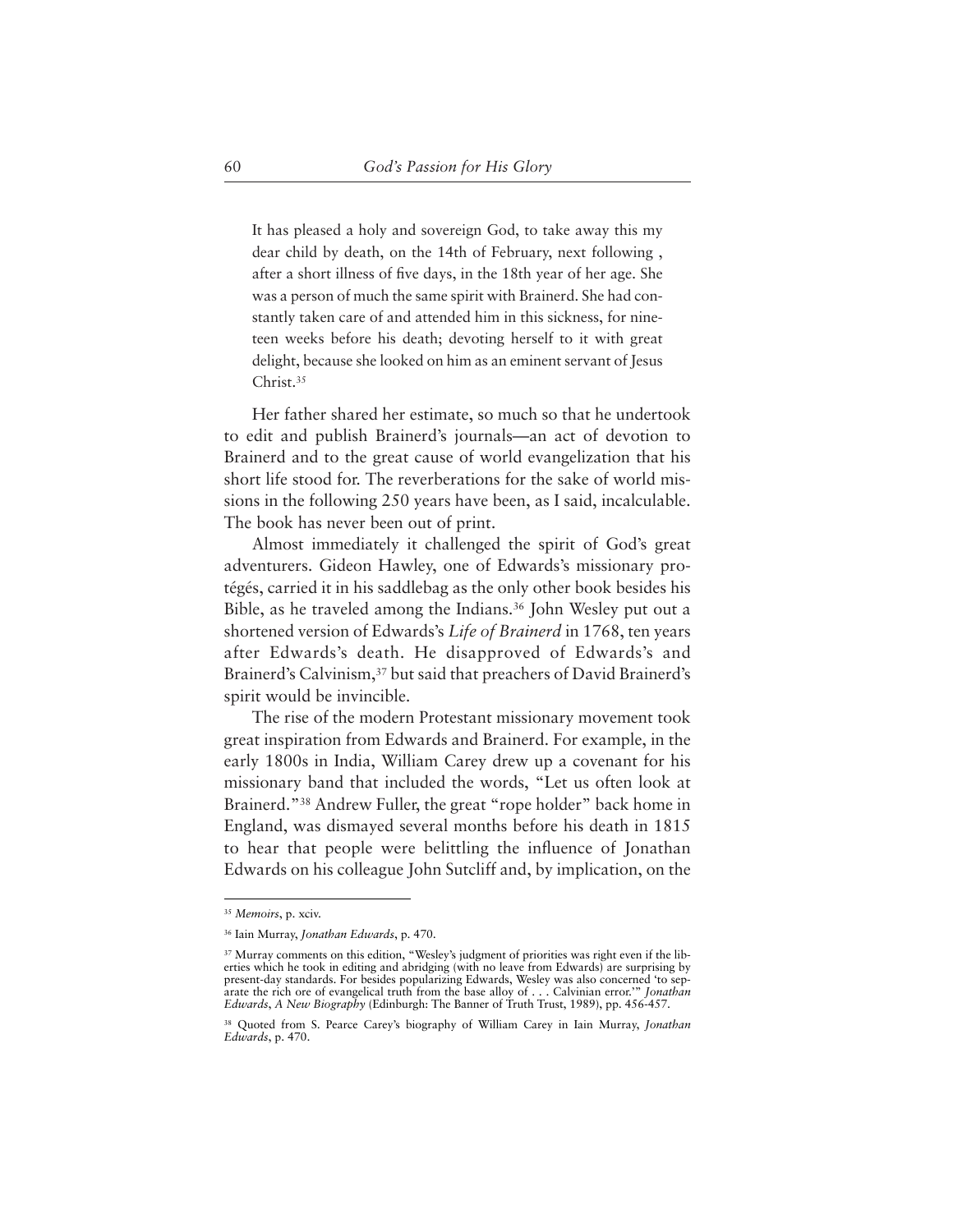> It has pleased a holy and sovereign God, to take away this my dear child by death, on the 14th of February, next following , after a short illness of five days, in the 18th year of her age. She was a person of much the same spirit with Brainerd. She had constantly taken care of and attended him in this sickness, for nineteen weeks before his death; devoting herself to it with great delight, because she looked on him as an eminent servant of Jesus Christ.[35]

Her father shared her estimate, so much so that he undertook to edit and publish Brainerd's journals—an act of devotion to Brainerd and to the great cause of world evangelization that his short life stood for. The reverberations for the sake of world missions in the following 250 years have been, as I said, incalculable. The book has never been out of print.

Almost immediately it challenged the spirit of God's great adventurers. Gideon Hawley, one of Edwards's missionary protégés, carried it in his saddlebag as the only other book besides his Bible, as he traveled among the Indians.[36] John Wesley put out a shortened version of Edwards's *Life of Brainerd* in 1768, ten years after Edwards's death. He disapproved of Edwards's and Brainerd's Calvinism,[37] but said that preachers of David Brainerd's spirit would be invincible.

The rise of the modern Protestant missionary movement took great inspiration from Edwards and Brainerd. For example, in the early 1800s in India, William Carey drew up a covenant for his missionary band that included the words, "Let us often look at Brainerd."[38] Andrew Fuller, the great "rope holder" back home in England, was dismayed several months before his death in 1815 to hear that people were belittling the influence of Jonathan Edwards on his colleague John Sutcliff and, by implication, on the

---

[35] *Memoirs*, p. xciv.

[36] Iain Murray, *Jonathan Edwards*, p. 470.

[37] Murray comments on this edition, "Wesley's judgment of priorities was right even if the liberties which he took in editing and abridging (with no leave from Edwards) are surprising by present-day standards. For besides popularizing Edwards, Wesley was also concerned 'to separate the rich ore of evangelical truth from the base alloy of . . . Calvinian error.'" *Jonathan Edwards, A New Biography* (Edinburgh: The Banner of Truth Trust, 1989), pp. 456-457.

[38] Quoted from S. Pearce Carey's biography of William Carey in Iain Murray, *Jonathan Edwards*, p. 470.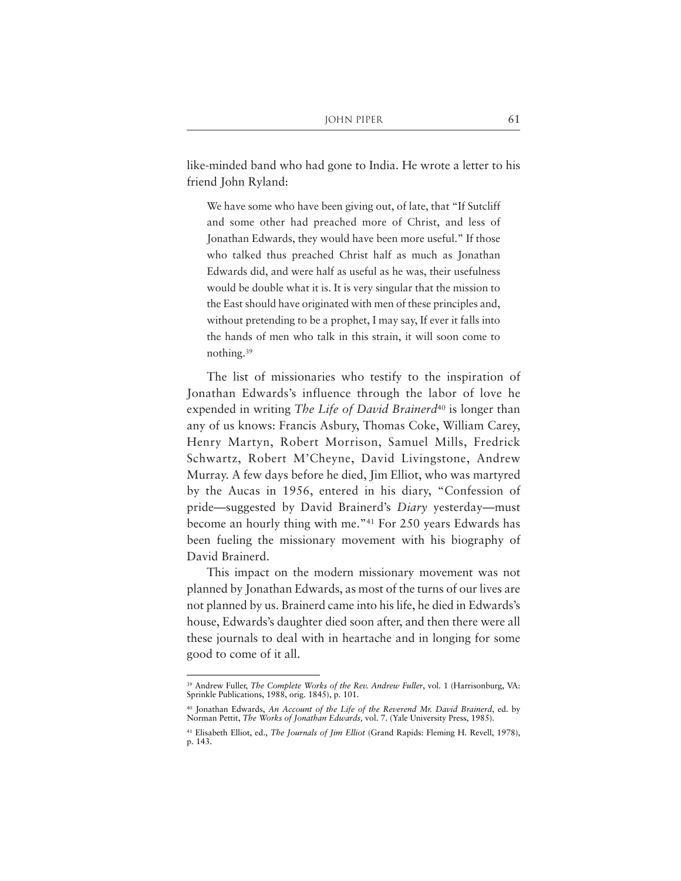like-minded band who had gone to India. He wrote a letter to his friend John Ryland:

> We have some who have been giving out, of late, that "If Sutcliff and some other had preached more of Christ, and less of Jonathan Edwards, they would have been more useful." If those who talked thus preached Christ half as much as Jonathan Edwards did, and were half as useful as he was, their usefulness would be double what it is. It is very singular that the mission to the East should have originated with men of these principles and, without pretending to be a prophet, I may say, If ever it falls into the hands of men who talk in this strain, it will soon come to nothing.[39]

The list of missionaries who testify to the inspiration of Jonathan Edwards's influence through the labor of love he expended in writing *The Life of David Brainerd*[40] is longer than any of us knows: Francis Asbury, Thomas Coke, William Carey, Henry Martyn, Robert Morrison, Samuel Mills, Fredrick Schwartz, Robert M'Cheyne, David Livingstone, Andrew Murray. A few days before he died, Jim Elliot, who was martyred by the Aucas in 1956, entered in his diary, "Confession of pride—suggested by David Brainerd's *Diary* yesterday—must become an hourly thing with me."[41] For 250 years Edwards has been fueling the missionary movement with his biography of David Brainerd.

This impact on the modern missionary movement was not planned by Jonathan Edwards, as most of the turns of our lives are not planned by us. Brainerd came into his life, he died in Edwards's house, Edwards's daughter died soon after, and then there were all these journals to deal with in heartache and in longing for some good to come of it all.

---

[39] Andrew Fuller, *The Complete Works of the Rev. Andrew Fuller*, vol. 1 (Harrisonburg, VA: Sprinkle Publications, 1988, orig. 1845), p. 101.

[40] Jonathan Edwards, *An Account of the Life of the Reverend Mr. David Brainerd*, ed. by Norman Pettit, *The Works of Jonathan Edwards*, vol. 7. (Yale University Press, 1985).

[41] Elisabeth Elliot, ed., *The Journals of Jim Elliot* (Grand Rapids: Fleming H. Revell, 1978), p. 143.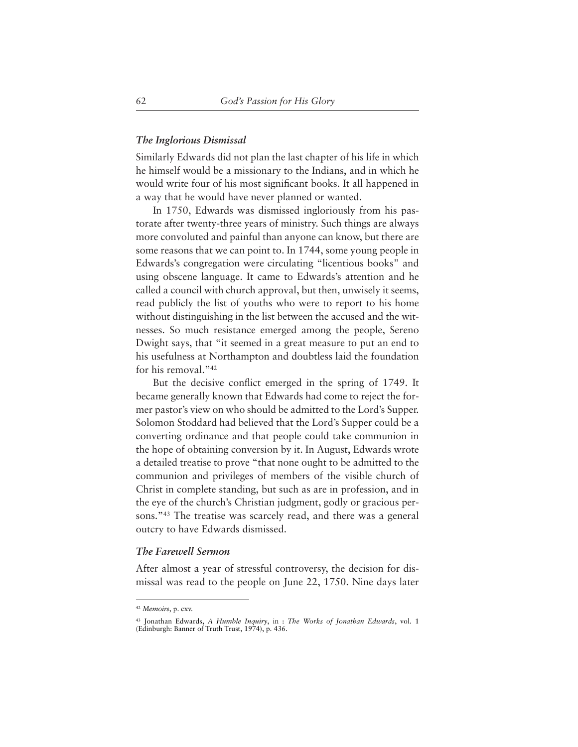### *The Inglorious Dismissal*

Similarly Edwards did not plan the last chapter of his life in which he himself would be a missionary to the Indians, and in which he would write four of his most significant books. It all happened in a way that he would have never planned or wanted.

In 1750, Edwards was dismissed ingloriously from his pastorate after twenty-three years of ministry. Such things are always more convoluted and painful than anyone can know, but there are some reasons that we can point to. In 1744, some young people in Edwards's congregation were circulating "licentious books" and using obscene language. It came to Edwards's attention and he called a council with church approval, but then, unwisely it seems, read publicly the list of youths who were to report to his home without distinguishing in the list between the accused and the witnesses. So much resistance emerged among the people, Sereno Dwight says, that "it seemed in a great measure to put an end to his usefulness at Northampton and doubtless laid the foundation for his removal."[42]

But the decisive conflict emerged in the spring of 1749. It became generally known that Edwards had come to reject the former pastor's view on who should be admitted to the Lord's Supper. Solomon Stoddard had believed that the Lord's Supper could be a converting ordinance and that people could take communion in the hope of obtaining conversion by it. In August, Edwards wrote a detailed treatise to prove "that none ought to be admitted to the communion and privileges of members of the visible church of Christ in complete standing, but such as are in profession, and in the eye of the church's Christian judgment, godly or gracious persons."[43] The treatise was scarcely read, and there was a general outcry to have Edwards dismissed.

### *The Farewell Sermon*

After almost a year of stressful controversy, the decision for dismissal was read to the people on June 22, 1750. Nine days later

---

[42] *Memoirs*, p. cxv.

[43] Jonathan Edwards, *A Humble Inquiry*, in : *The Works of Jonathan Edwards*, vol. 1 (Edinburgh: Banner of Truth Trust, 1974), p. 436.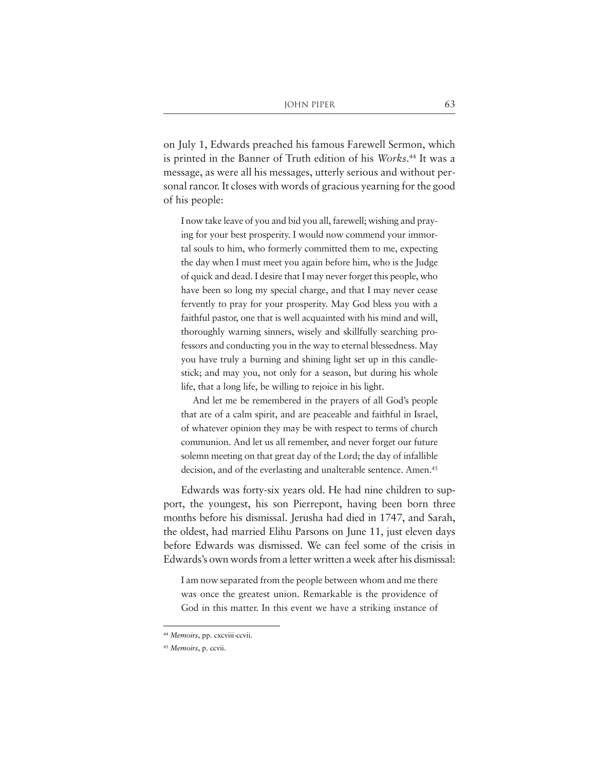on July 1, Edwards preached his famous Farewell Sermon, which is printed in the Banner of Truth edition of his *Works*.[44] It was a message, as were all his messages, utterly serious and without personal rancor. It closes with words of gracious yearning for the good of his people:

> I now take leave of you and bid you all, farewell; wishing and praying for your best prosperity. I would now commend your immortal souls to him, who formerly committed them to me, expecting the day when I must meet you again before him, who is the Judge of quick and dead. I desire that I may never forget this people, who have been so long my special charge, and that I may never cease fervently to pray for your prosperity. May God bless you with a faithful pastor, one that is well acquainted with his mind and will, thoroughly warning sinners, wisely and skillfully searching professors and conducting you in the way to eternal blessedness. May you have truly a burning and shining light set up in this candlestick; and may you, not only for a season, but during his whole life, that a long life, be willing to rejoice in his light.
>
> And let me be remembered in the prayers of all God's people that are of a calm spirit, and are peaceable and faithful in Israel, of whatever opinion they may be with respect to terms of church communion. And let us all remember, and never forget our future solemn meeting on that great day of the Lord; the day of infallible decision, and of the everlasting and unalterable sentence. Amen.[45]

Edwards was forty-six years old. He had nine children to support, the youngest, his son Pierrepont, having been born three months before his dismissal. Jerusha had died in 1747, and Sarah, the oldest, had married Elihu Parsons on June 11, just eleven days before Edwards was dismissed. We can feel some of the crisis in Edwards's own words from a letter written a week after his dismissal:

> I am now separated from the people between whom and me there was once the greatest union. Remarkable is the providence of God in this matter. In this event we have a striking instance of

[44] *Memoirs*, pp. cxcviii-ccvii.

[45] *Memoirs*, p. ccvii.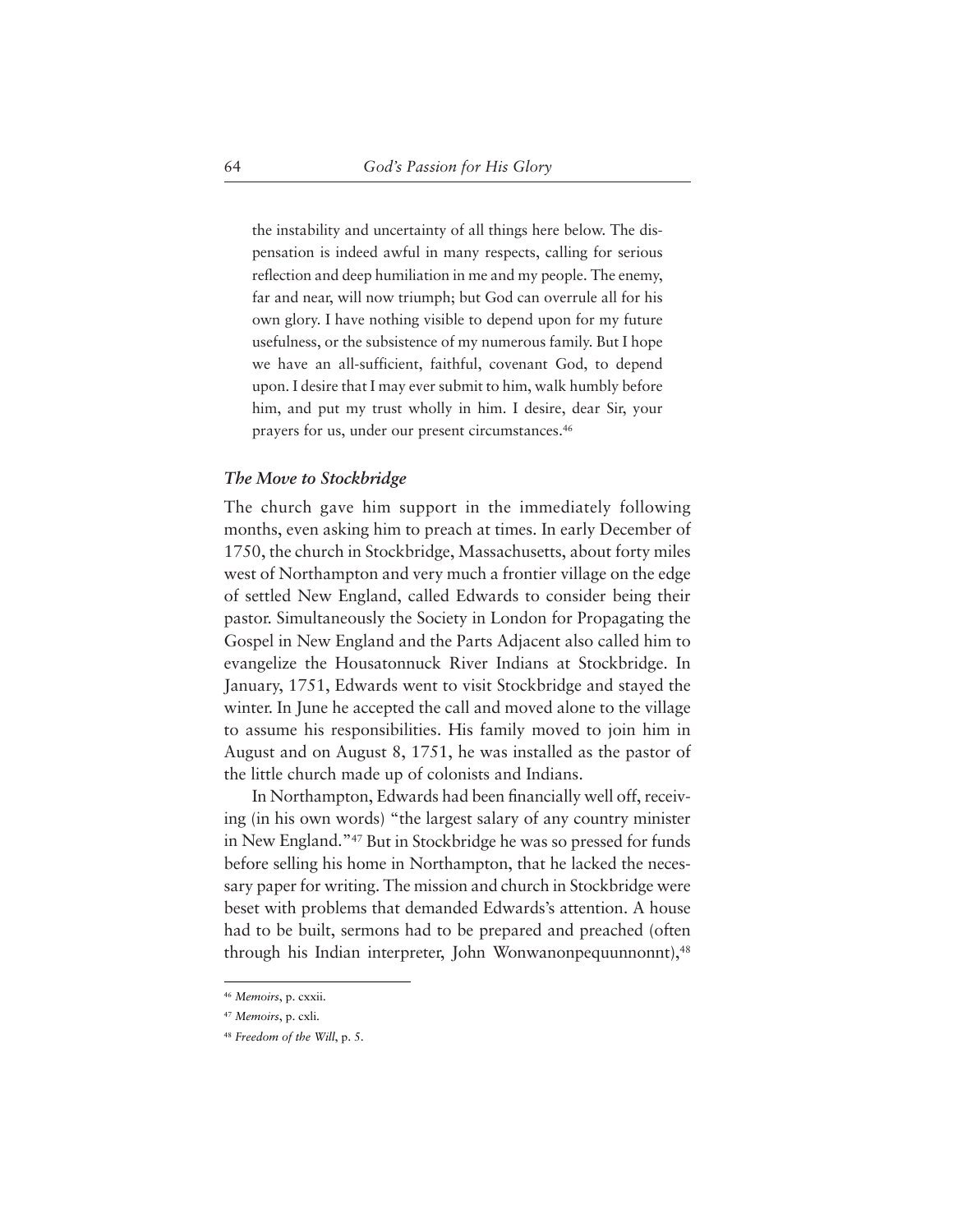> the instability and uncertainty of all things here below. The dispensation is indeed awful in many respects, calling for serious reflection and deep humiliation in me and my people. The enemy, far and near, will now triumph; but God can overrule all for his own glory. I have nothing visible to depend upon for my future usefulness, or the subsistence of my numerous family. But I hope we have an all-sufficient, faithful, covenant God, to depend upon. I desire that I may ever submit to him, walk humbly before him, and put my trust wholly in him. I desire, dear Sir, your prayers for us, under our present circumstances.[46]

### *The Move to Stockbridge*

The church gave him support in the immediately following months, even asking him to preach at times. In early December of 1750, the church in Stockbridge, Massachusetts, about forty miles west of Northampton and very much a frontier village on the edge of settled New England, called Edwards to consider being their pastor. Simultaneously the Society in London for Propagating the Gospel in New England and the Parts Adjacent also called him to evangelize the Housatonnuck River Indians at Stockbridge. In January, 1751, Edwards went to visit Stockbridge and stayed the winter. In June he accepted the call and moved alone to the village to assume his responsibilities. His family moved to join him in August and on August 8, 1751, he was installed as the pastor of the little church made up of colonists and Indians.

In Northampton, Edwards had been financially well off, receiving (in his own words) "the largest salary of any country minister in New England."[47] But in Stockbridge he was so pressed for funds before selling his home in Northampton, that he lacked the necessary paper for writing. The mission and church in Stockbridge were beset with problems that demanded Edwards's attention. A house had to be built, sermons had to be prepared and preached (often through his Indian interpreter, John Wonwanonpequunnonnt),[48]

---

[46] *Memoirs*, p. cxxii.

[47] *Memoirs*, p. cxli.

[48] *Freedom of the Will*, p. 5.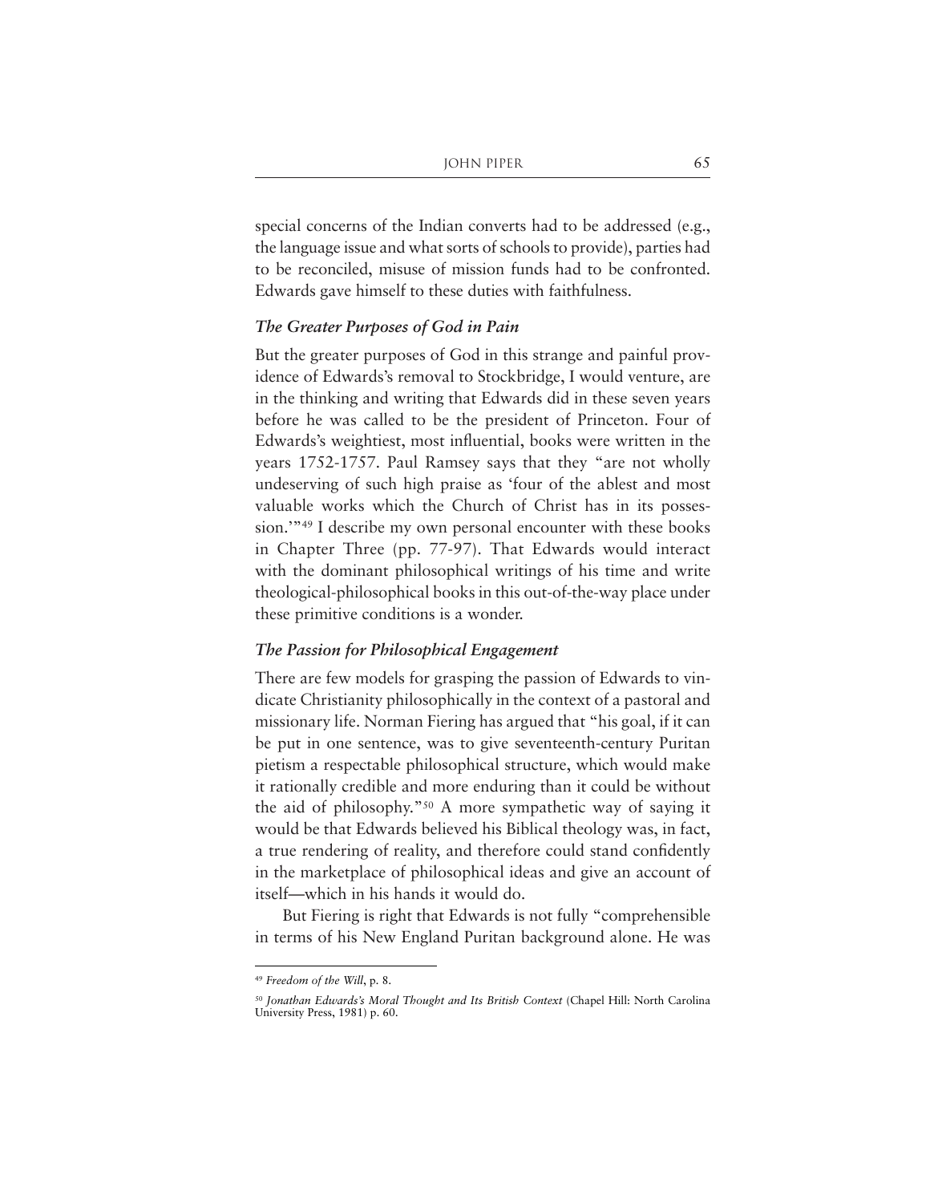special concerns of the Indian converts had to be addressed (e.g., the language issue and what sorts of schools to provide), parties had to be reconciled, misuse of mission funds had to be confronted. Edwards gave himself to these duties with faithfulness.

### *The Greater Purposes of God in Pain*

But the greater purposes of God in this strange and painful providence of Edwards's removal to Stockbridge, I would venture, are in the thinking and writing that Edwards did in these seven years before he was called to be the president of Princeton. Four of Edwards's weightiest, most influential, books were written in the years 1752-1757. Paul Ramsey says that they "are not wholly undeserving of such high praise as 'four of the ablest and most valuable works which the Church of Christ has in its possession.'"[49] I describe my own personal encounter with these books in Chapter Three (pp. 77-97). That Edwards would interact with the dominant philosophical writings of his time and write theological-philosophical books in this out-of-the-way place under these primitive conditions is a wonder.

### *The Passion for Philosophical Engagement*

There are few models for grasping the passion of Edwards to vindicate Christianity philosophically in the context of a pastoral and missionary life. Norman Fiering has argued that "his goal, if it can be put in one sentence, was to give seventeenth-century Puritan pietism a respectable philosophical structure, which would make it rationally credible and more enduring than it could be without the aid of philosophy."[50] A more sympathetic way of saying it would be that Edwards believed his Biblical theology was, in fact, a true rendering of reality, and therefore could stand confidently in the marketplace of philosophical ideas and give an account of itself—which in his hands it would do.

But Fiering is right that Edwards is not fully "comprehensible in terms of his New England Puritan background alone. He was

---

[49] *Freedom of the Will*, p. 8.

[50] *Jonathan Edwards's Moral Thought and Its British Context* (Chapel Hill: North Carolina University Press, 1981) p. 60.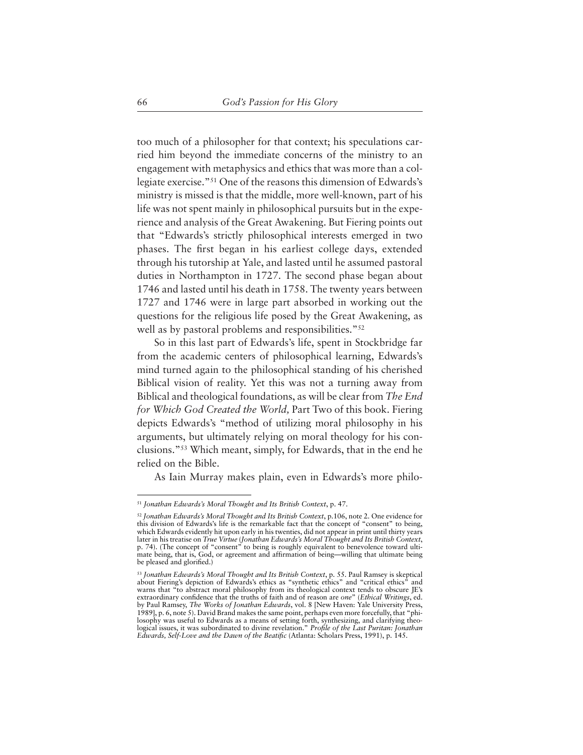too much of a philosopher for that context; his speculations carried him beyond the immediate concerns of the ministry to an engagement with metaphysics and ethics that was more than a collegiate exercise."[51] One of the reasons this dimension of Edwards's ministry is missed is that the middle, more well-known, part of his life was not spent mainly in philosophical pursuits but in the experience and analysis of the Great Awakening. But Fiering points out that "Edwards's strictly philosophical interests emerged in two phases. The first began in his earliest college days, extended through his tutorship at Yale, and lasted until he assumed pastoral duties in Northampton in 1727. The second phase began about 1746 and lasted until his death in 1758. The twenty years between 1727 and 1746 were in large part absorbed in working out the questions for the religious life posed by the Great Awakening, as well as by pastoral problems and responsibilities."[52]

So in this last part of Edwards's life, spent in Stockbridge far from the academic centers of philosophical learning, Edwards's mind turned again to the philosophical standing of his cherished Biblical vision of reality. Yet this was not a turning away from Biblical and theological foundations, as will be clear from *The End for Which God Created the World,* Part Two of this book. Fiering depicts Edwards's "method of utilizing moral philosophy in his arguments, but ultimately relying on moral theology for his conclusions."[53] Which meant, simply, for Edwards, that in the end he relied on the Bible.

As Iain Murray makes plain, even in Edwards's more philo-

---

[51] *Jonathan Edwards's Moral Thought and Its British Context*, p. 47.

[52] *Jonathan Edwards's Moral Thought and Its British Context*, p.106, note 2. One evidence for this division of Edwards's life is the remarkable fact that the concept of "consent" to being, which Edwards evidently hit upon early in his twenties, did not appear in print until thirty years later in his treatise on *True Virtue* (*Jonathan Edwards's Moral Thought and Its British Context*, p. 74). (The concept of "consent" to being is roughly equivalent to benevolence toward ultimate being, that is, God, or agreement and affirmation of being—willing that ultimate being be pleased and glorified.)

[53] *Jonathan Edwards's Moral Thought and Its British Context*, p. 55. Paul Ramsey is skeptical about Fiering's depiction of Edwards's ethics as "synthetic ethics" and "critical ethics" and warns that "to abstract moral philosophy from its theological context tends to obscure JE's extraordinary confidence that the truths of faith and of reason are *one*" (*Ethical Writings*, ed. by Paul Ramsey, *The Works of Jonathan Edwards*, vol. 8 [New Haven: Yale University Press, 1989], p. 6, note 5). David Brand makes the same point, perhaps even more forcefully, that "philosophy was useful to Edwards as a means of setting forth, synthesizing, and clarifying theological issues, it was subordinated to divine revelation." *Profile of the Last Puritan: Jonathan Edwards, Self-Love and the Dawn of the Beatific* (Atlanta: Scholars Press, 1991), p. 145.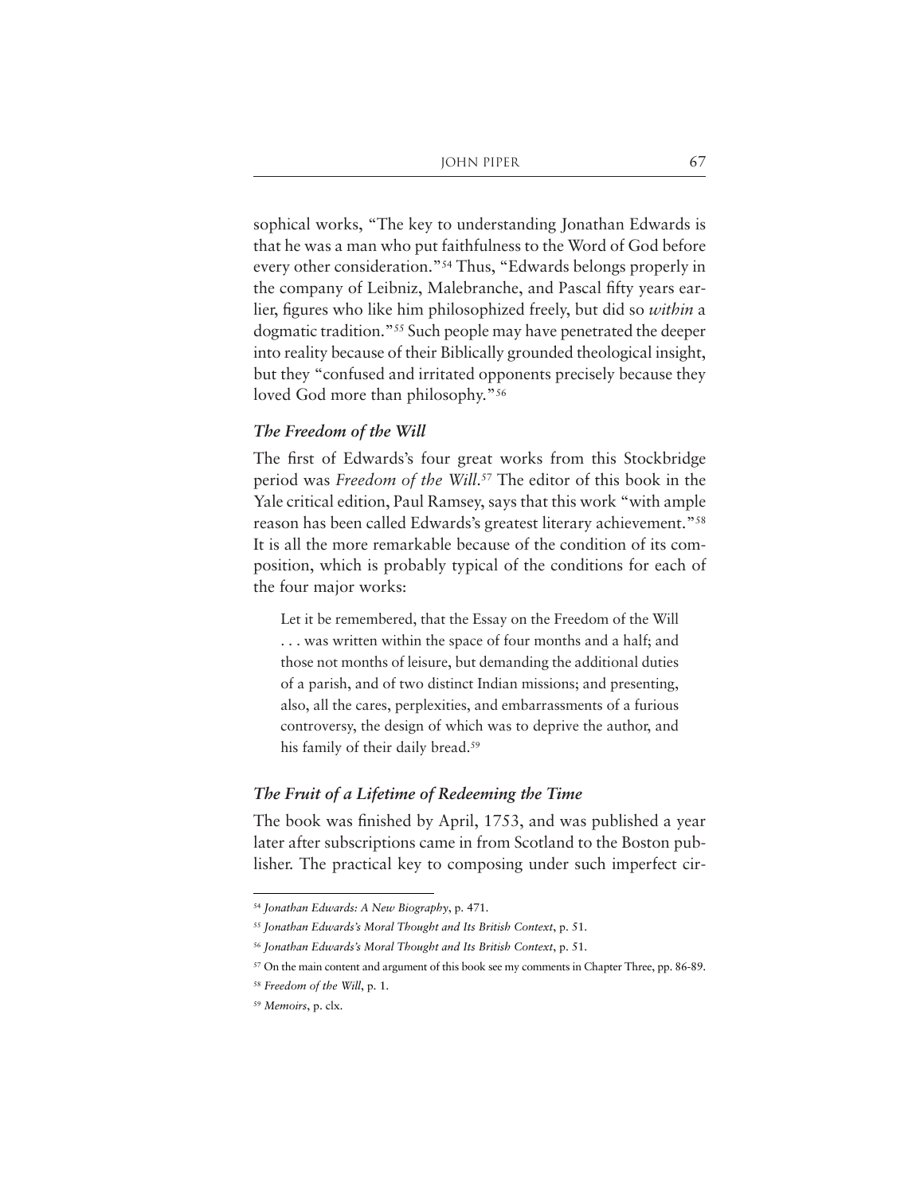sophical works, "The key to understanding Jonathan Edwards is that he was a man who put faithfulness to the Word of God before every other consideration."[54] Thus, "Edwards belongs properly in the company of Leibniz, Malebranche, and Pascal fifty years earlier, figures who like him philosophized freely, but did so *within* a dogmatic tradition."[55] Such people may have penetrated the deeper into reality because of their Biblically grounded theological insight, but they "confused and irritated opponents precisely because they loved God more than philosophy."[56]

### *The Freedom of the Will*

The first of Edwards's four great works from this Stockbridge period was *Freedom of the Will*.[57] The editor of this book in the Yale critical edition, Paul Ramsey, says that this work "with ample reason has been called Edwards's greatest literary achievement."[58] It is all the more remarkable because of the condition of its composition, which is probably typical of the conditions for each of the four major works:

> Let it be remembered, that the Essay on the Freedom of the Will . . . was written within the space of four months and a half; and those not months of leisure, but demanding the additional duties of a parish, and of two distinct Indian missions; and presenting, also, all the cares, perplexities, and embarrassments of a furious controversy, the design of which was to deprive the author, and his family of their daily bread.[59]

### *The Fruit of a Lifetime of Redeeming the Time*

The book was finished by April, 1753, and was published a year later after subscriptions came in from Scotland to the Boston publisher. The practical key to composing under such imperfect cir-

---

[54] *Jonathan Edwards: A New Biography*, p. 471.

[55] *Jonathan Edwards's Moral Thought and Its British Context*, p. 51.

[56] *Jonathan Edwards's Moral Thought and Its British Context*, p. 51.

[57] On the main content and argument of this book see my comments in Chapter Three, pp. 86-89.

[58] *Freedom of the Will*, p. 1.

[59] *Memoirs*, p. clx.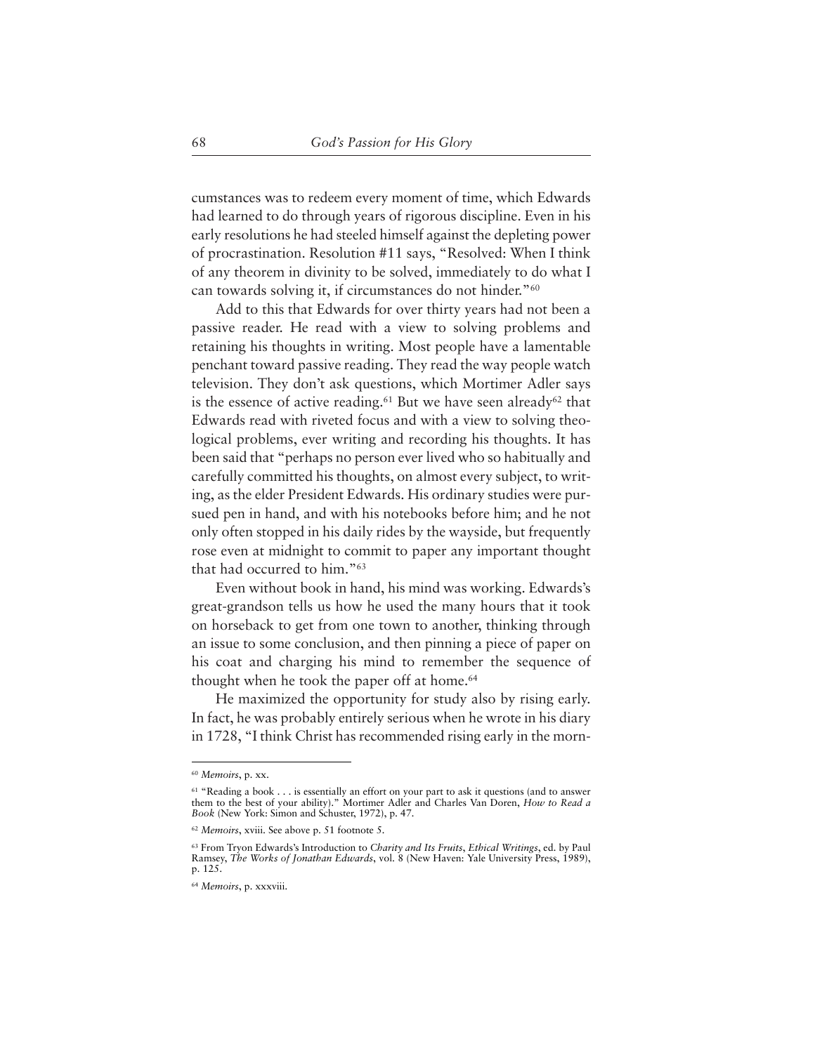cumstances was to redeem every moment of time, which Edwards had learned to do through years of rigorous discipline. Even in his early resolutions he had steeled himself against the depleting power of procrastination. Resolution #11 says, "Resolved: When I think of any theorem in divinity to be solved, immediately to do what I can towards solving it, if circumstances do not hinder."[60]

Add to this that Edwards for over thirty years had not been a passive reader. He read with a view to solving problems and retaining his thoughts in writing. Most people have a lamentable penchant toward passive reading. They read the way people watch television. They don't ask questions, which Mortimer Adler says is the essence of active reading.[61] But we have seen already[62] that Edwards read with riveted focus and with a view to solving theological problems, ever writing and recording his thoughts. It has been said that "perhaps no person ever lived who so habitually and carefully committed his thoughts, on almost every subject, to writing, as the elder President Edwards. His ordinary studies were pursued pen in hand, and with his notebooks before him; and he not only often stopped in his daily rides by the wayside, but frequently rose even at midnight to commit to paper any important thought that had occurred to him."[63]

Even without book in hand, his mind was working. Edwards's great-grandson tells us how he used the many hours that it took on horseback to get from one town to another, thinking through an issue to some conclusion, and then pinning a piece of paper on his coat and charging his mind to remember the sequence of thought when he took the paper off at home.[64]

He maximized the opportunity for study also by rising early. In fact, he was probably entirely serious when he wrote in his diary in 1728, "I think Christ has recommended rising early in the morn-

---

[60] *Memoirs*, p. xx.

[61] "Reading a book . . . is essentially an effort on your part to ask it questions (and to answer them to the best of your ability)." Mortimer Adler and Charles Van Doren, *How to Read a Book* (New York: Simon and Schuster, 1972), p. 47.

[62] *Memoirs*, xviii. See above p. 51 footnote 5.

[63] From Tryon Edwards's Introduction to *Charity and Its Fruits*, *Ethical Writings*, ed. by Paul Ramsey, *The Works of Jonathan Edwards*, vol. 8 (New Haven: Yale University Press, 1989), p. 125.

[64] *Memoirs*, p. xxxviii.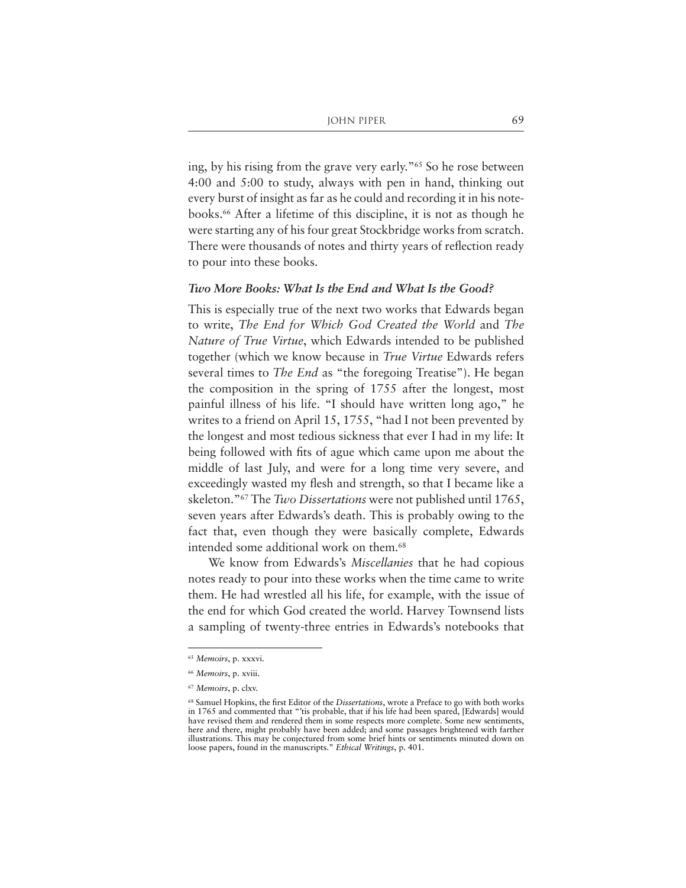ing, by his rising from the grave very early."[65] So he rose between 4:00 and 5:00 to study, always with pen in hand, thinking out every burst of insight as far as he could and recording it in his notebooks.[66] After a lifetime of this discipline, it is not as though he were starting any of his four great Stockbridge works from scratch. There were thousands of notes and thirty years of reflection ready to pour into these books.

### *Two More Books: What Is the End and What Is the Good?*

This is especially true of the next two works that Edwards began to write, *The End for Which God Created the World* and *The Nature of True Virtue*, which Edwards intended to be published together (which we know because in *True Virtue* Edwards refers several times to *The End* as "the foregoing Treatise"). He began the composition in the spring of 1755 after the longest, most painful illness of his life. "I should have written long ago," he writes to a friend on April 15, 1755, "had I not been prevented by the longest and most tedious sickness that ever I had in my life: It being followed with fits of ague which came upon me about the middle of last July, and were for a long time very severe, and exceedingly wasted my flesh and strength, so that I became like a skeleton."[67] The *Two Dissertations* were not published until 1765, seven years after Edwards's death. This is probably owing to the fact that, even though they were basically complete, Edwards intended some additional work on them.[68]

We know from Edwards's *Miscellanies* that he had copious notes ready to pour into these works when the time came to write them. He had wrestled all his life, for example, with the issue of the end for which God created the world. Harvey Townsend lists a sampling of twenty-three entries in Edwards's notebooks that

---

[65] *Memoirs*, p. xxxvi.

[66] *Memoirs*, p. xviii.

[67] *Memoirs*, p. clxv.

[68] Samuel Hopkins, the first Editor of the *Dissertations*, wrote a Preface to go with both works in 1765 and commented that "'tis probable, that if his life had been spared, [Edwards] would have revised them and rendered them in some respects more complete. Some new sentiments, here and there, might probably have been added; and some passages brightened with farther illustrations. This may be conjectured from some brief hints or sentiments minuted down on loose papers, found in the manuscripts." *Ethical Writings*, p. 401.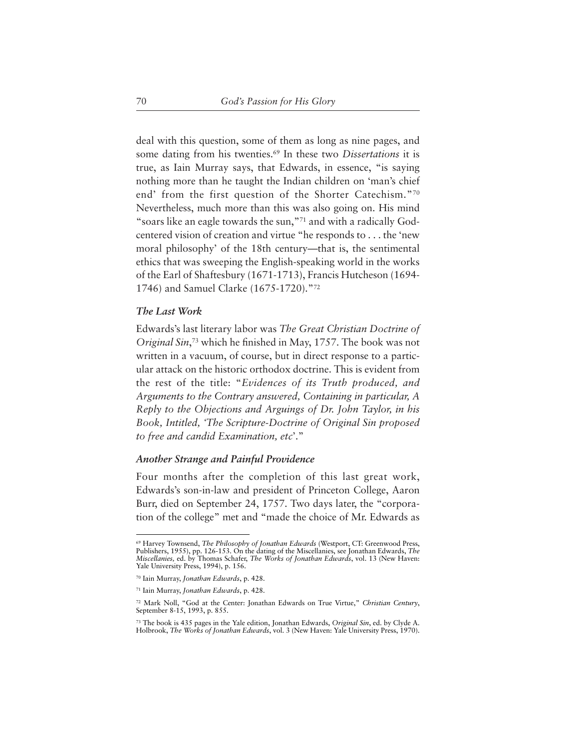deal with this question, some of them as long as nine pages, and some dating from his twenties.[69] In these two *Dissertations* it is true, as Iain Murray says, that Edwards, in essence, "is saying nothing more than he taught the Indian children on 'man's chief end' from the first question of the Shorter Catechism."[70] Nevertheless, much more than this was also going on. His mind "soars like an eagle towards the sun,"[71] and with a radically God-centered vision of creation and virtue "he responds to . . . the 'new moral philosophy' of the 18th century—that is, the sentimental ethics that was sweeping the English-speaking world in the works of the Earl of Shaftesbury (1671-1713), Francis Hutcheson (1694-1746) and Samuel Clarke (1675-1720)."[72]

### *The Last Work*

Edwards's last literary labor was *The Great Christian Doctrine of Original Sin*,[73] which he finished in May, 1757. The book was not written in a vacuum, of course, but in direct response to a particular attack on the historic orthodox doctrine. This is evident from the rest of the title: "*Evidences of its Truth produced, and Arguments to the Contrary answered, Containing in particular, A Reply to the Objections and Arguings of Dr. John Taylor, in his Book, Intitled, 'The Scripture-Doctrine of Original Sin proposed to free and candid Examination, etc*'."

### *Another Strange and Painful Providence*

Four months after the completion of this last great work, Edwards's son-in-law and president of Princeton College, Aaron Burr, died on September 24, 1757. Two days later, the "corporation of the college" met and "made the choice of Mr. Edwards as

---

[69] Harvey Townsend, *The Philosophy of Jonathan Edwards* (Westport, CT: Greenwood Press, Publishers, 1955), pp. 126-153. On the dating of the Miscellanies, see Jonathan Edwards, *The Miscellanies,* ed. by Thomas Schafer, *The Works of Jonathan Edwards*, vol. 13 (New Haven: Yale University Press, 1994), p. 156.

[70] Iain Murray, *Jonathan Edwards*, p. 428.

[71] Iain Murray, *Jonathan Edwards*, p. 428.

[72] Mark Noll, "God at the Center: Jonathan Edwards on True Virtue," *Christian Century*, September 8-15, 1993, p. 855.

[73] The book is 435 pages in the Yale edition, Jonathan Edwards, *Original Sin*, ed. by Clyde A. Holbrook, *The Works of Jonathan Edwards*, vol. 3 (New Haven: Yale University Press, 1970).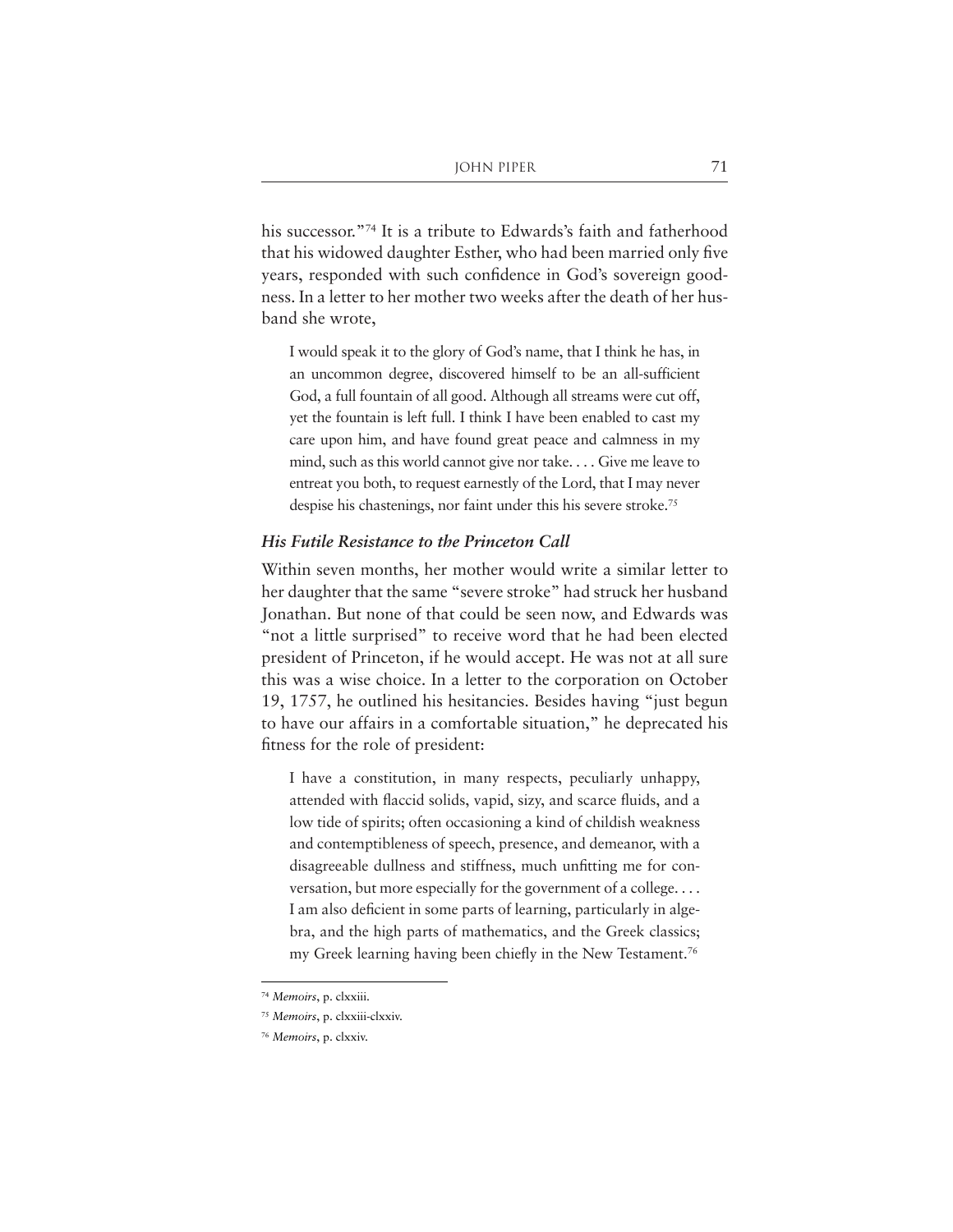his successor."[74] It is a tribute to Edwards's faith and fatherhood that his widowed daughter Esther, who had been married only five years, responded with such confidence in God's sovereign goodness. In a letter to her mother two weeks after the death of her husband she wrote,

> I would speak it to the glory of God's name, that I think he has, in an uncommon degree, discovered himself to be an all-sufficient God, a full fountain of all good. Although all streams were cut off, yet the fountain is left full. I think I have been enabled to cast my care upon him, and have found great peace and calmness in my mind, such as this world cannot give nor take. . . . Give me leave to entreat you both, to request earnestly of the Lord, that I may never despise his chastenings, nor faint under this his severe stroke.[75]

### *His Futile Resistance to the Princeton Call*

Within seven months, her mother would write a similar letter to her daughter that the same "severe stroke" had struck her husband Jonathan. But none of that could be seen now, and Edwards was "not a little surprised" to receive word that he had been elected president of Princeton, if he would accept. He was not at all sure this was a wise choice. In a letter to the corporation on October 19, 1757, he outlined his hesitancies. Besides having "just begun to have our affairs in a comfortable situation," he deprecated his fitness for the role of president:

> I have a constitution, in many respects, peculiarly unhappy, attended with flaccid solids, vapid, sizy, and scarce fluids, and a low tide of spirits; often occasioning a kind of childish weakness and contemptibleness of speech, presence, and demeanor, with a disagreeable dullness and stiffness, much unfitting me for conversation, but more especially for the government of a college. . . . I am also deficient in some parts of learning, particularly in algebra, and the high parts of mathematics, and the Greek classics; my Greek learning having been chiefly in the New Testament.[76]

---

[74] *Memoirs*, p. clxxiii.

[75] *Memoirs*, p. clxxiii-clxxiv.

[76] *Memoirs*, p. clxxiv.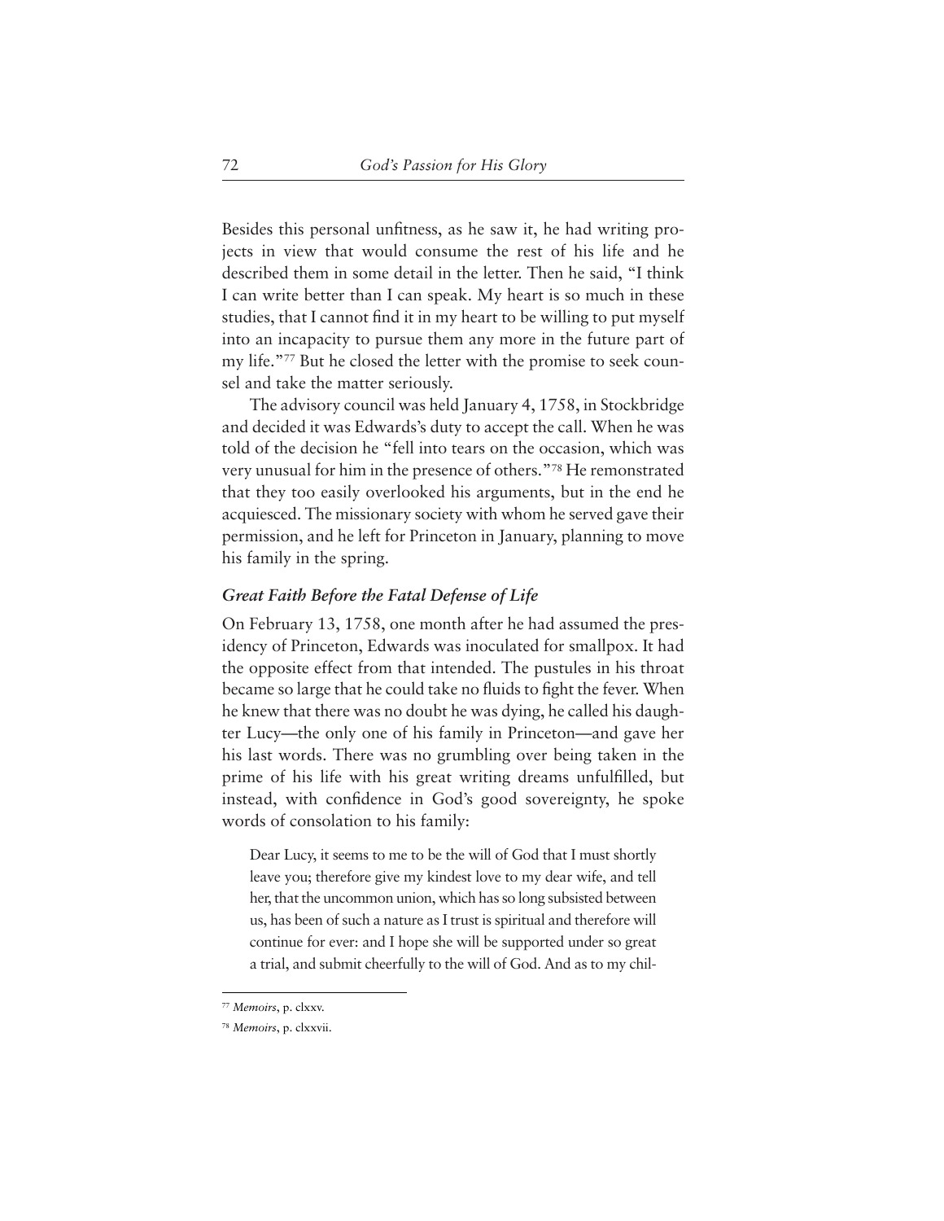Besides this personal unfitness, as he saw it, he had writing projects in view that would consume the rest of his life and he described them in some detail in the letter. Then he said, "I think I can write better than I can speak. My heart is so much in these studies, that I cannot find it in my heart to be willing to put myself into an incapacity to pursue them any more in the future part of my life."[77] But he closed the letter with the promise to seek counsel and take the matter seriously.

The advisory council was held January 4, 1758, in Stockbridge and decided it was Edwards's duty to accept the call. When he was told of the decision he "fell into tears on the occasion, which was very unusual for him in the presence of others."[78] He remonstrated that they too easily overlooked his arguments, but in the end he acquiesced. The missionary society with whom he served gave their permission, and he left for Princeton in January, planning to move his family in the spring.

### *Great Faith Before the Fatal Defense of Life*

On February 13, 1758, one month after he had assumed the presidency of Princeton, Edwards was inoculated for smallpox. It had the opposite effect from that intended. The pustules in his throat became so large that he could take no fluids to fight the fever. When he knew that there was no doubt he was dying, he called his daughter Lucy—the only one of his family in Princeton—and gave her his last words. There was no grumbling over being taken in the prime of his life with his great writing dreams unfulfilled, but instead, with confidence in God's good sovereignty, he spoke words of consolation to his family:

> Dear Lucy, it seems to me to be the will of God that I must shortly leave you; therefore give my kindest love to my dear wife, and tell her, that the uncommon union, which has so long subsisted between us, has been of such a nature as I trust is spiritual and therefore will continue for ever: and I hope she will be supported under so great a trial, and submit cheerfully to the will of God. And as to my chil-

---

[77] *Memoirs*, p. clxxv.

[78] *Memoirs*, p. clxxvii.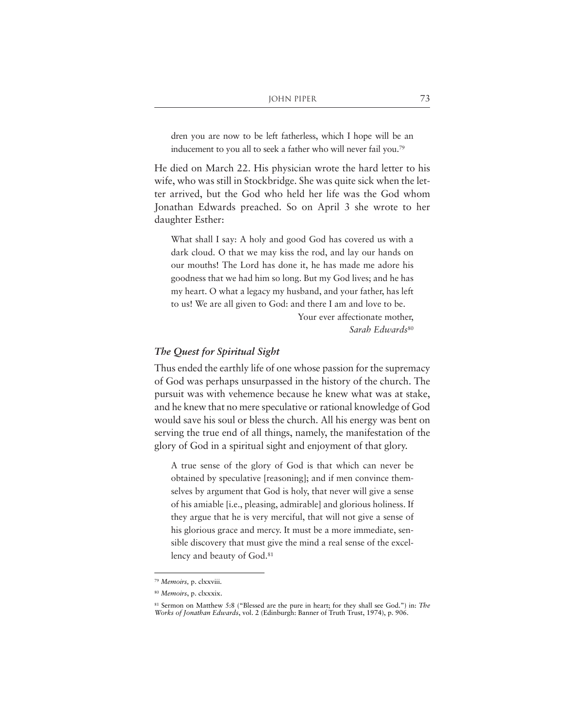> dren you are now to be left fatherless, which I hope will be an inducement to you all to seek a father who will never fail you.[79]

He died on March 22. His physician wrote the hard letter to his wife, who was still in Stockbridge. She was quite sick when the letter arrived, but the God who held her life was the God whom Jonathan Edwards preached. So on April 3 she wrote to her daughter Esther:

> What shall I say: A holy and good God has covered us with a dark cloud. O that we may kiss the rod, and lay our hands on our mouths! The Lord has done it, he has made me adore his goodness that we had him so long. But my God lives; and he has my heart. O what a legacy my husband, and your father, has left to us! We are all given to God: and there I am and love to be.
>
> Your ever affectionate mother,
>
> *Sarah Edwards*[80]

### *The Quest for Spiritual Sight*

Thus ended the earthly life of one whose passion for the supremacy of God was perhaps unsurpassed in the history of the church. The pursuit was with vehemence because he knew what was at stake, and he knew that no mere speculative or rational knowledge of God would save his soul or bless the church. All his energy was bent on serving the true end of all things, namely, the manifestation of the glory of God in a spiritual sight and enjoyment of that glory.

> A true sense of the glory of God is that which can never be obtained by speculative [reasoning]; and if men convince themselves by argument that God is holy, that never will give a sense of his amiable [i.e., pleasing, admirable] and glorious holiness. If they argue that he is very merciful, that will not give a sense of his glorious grace and mercy. It must be a more immediate, sensible discovery that must give the mind a real sense of the excellency and beauty of God.[81]

---

[79] *Memoirs*, p. clxxviii.

[80] *Memoirs*, p. clxxxix.

[81] Sermon on Matthew 5:8 ("Blessed are the pure in heart; for they shall see God.") in: *The Works of Jonathan Edwards*, vol. 2 (Edinburgh: Banner of Truth Trust, 1974), p. 906.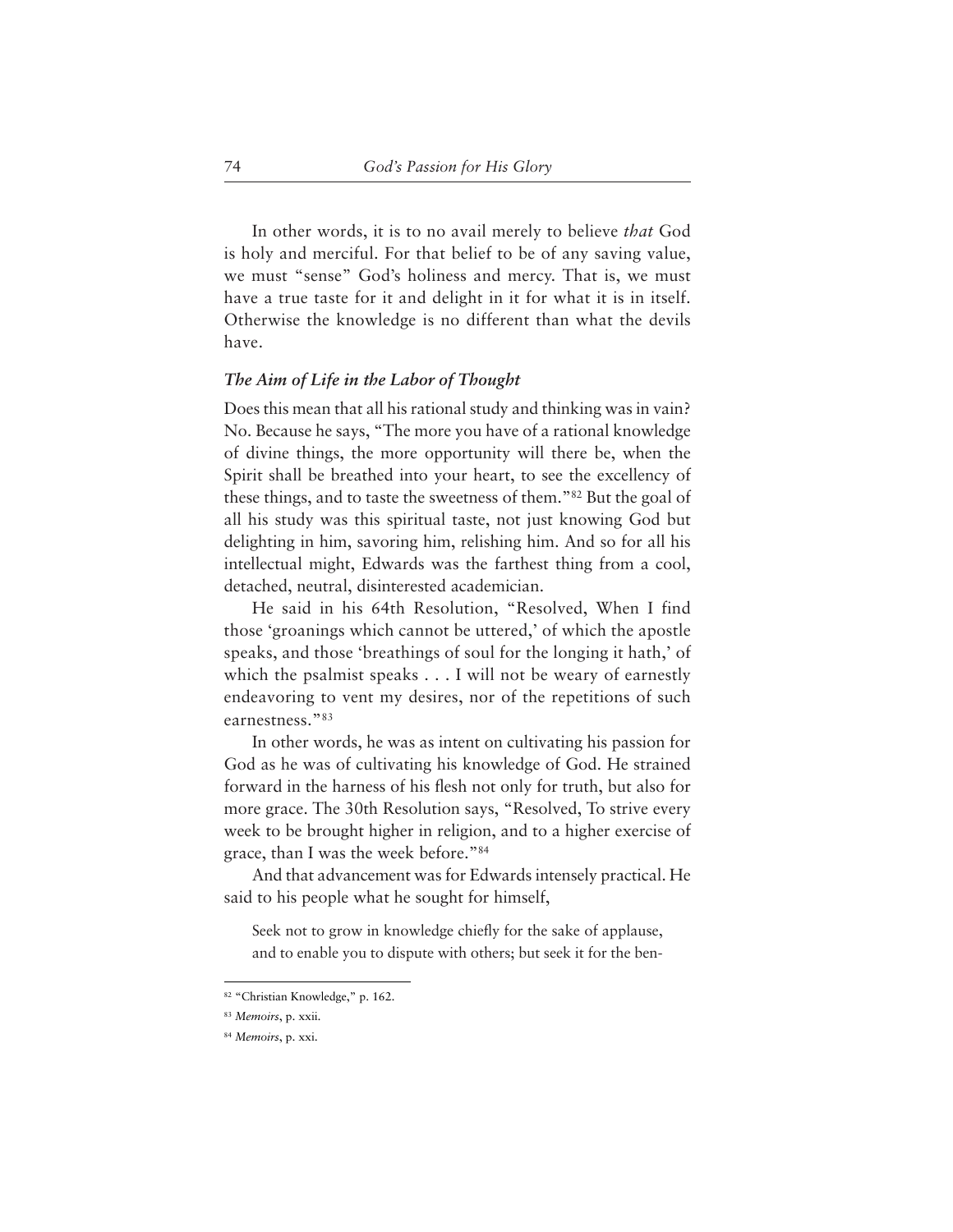In other words, it is to no avail merely to believe *that* God is holy and merciful. For that belief to be of any saving value, we must "sense" God's holiness and mercy. That is, we must have a true taste for it and delight in it for what it is in itself. Otherwise the knowledge is no different than what the devils have.

### *The Aim of Life in the Labor of Thought*

Does this mean that all his rational study and thinking was in vain? No. Because he says, "The more you have of a rational knowledge of divine things, the more opportunity will there be, when the Spirit shall be breathed into your heart, to see the excellency of these things, and to taste the sweetness of them."[82] But the goal of all his study was this spiritual taste, not just knowing God but delighting in him, savoring him, relishing him. And so for all his intellectual might, Edwards was the farthest thing from a cool, detached, neutral, disinterested academician.

He said in his 64th Resolution, "Resolved, When I find those 'groanings which cannot be uttered,' of which the apostle speaks, and those 'breathings of soul for the longing it hath,' of which the psalmist speaks . . . I will not be weary of earnestly endeavoring to vent my desires, nor of the repetitions of such earnestness."[83]

In other words, he was as intent on cultivating his passion for God as he was of cultivating his knowledge of God. He strained forward in the harness of his flesh not only for truth, but also for more grace. The 30th Resolution says, "Resolved, To strive every week to be brought higher in religion, and to a higher exercise of grace, than I was the week before."[84]

And that advancement was for Edwards intensely practical. He said to his people what he sought for himself,

> Seek not to grow in knowledge chiefly for the sake of applause, and to enable you to dispute with others; but seek it for the ben-

---

[82] "Christian Knowledge," p. 162.

[83] *Memoirs*, p. xxii.

[84] *Memoirs*, p. xxi.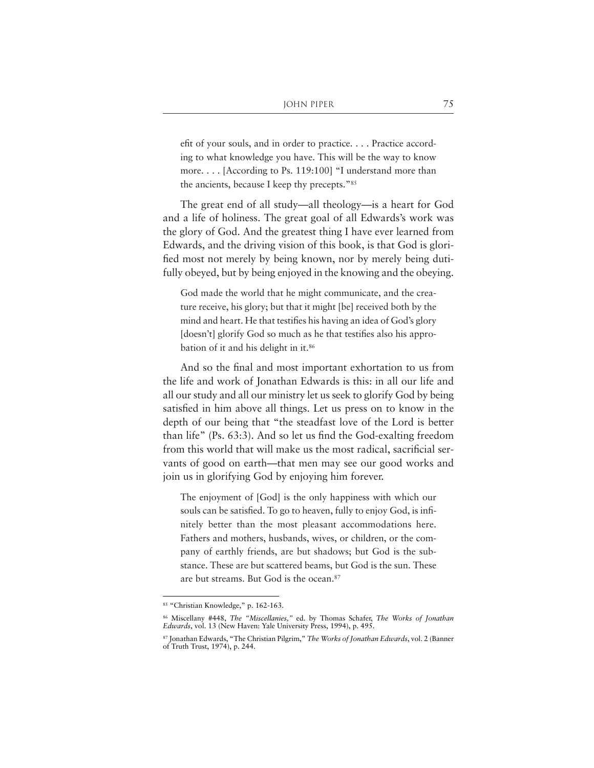efit of your souls, and in order to practice. . . . Practice according to what knowledge you have. This will be the way to know more. . . . [According to Ps. 119:100] "I understand more than the ancients, because I keep thy precepts."[85]

The great end of all study—all theology—is a heart for God and a life of holiness. The great goal of all Edwards's work was the glory of God. And the greatest thing I have ever learned from Edwards, and the driving vision of this book, is that God is glorified most not merely by being known, nor by merely being dutifully obeyed, but by being enjoyed in the knowing and the obeying.

> God made the world that he might communicate, and the creature receive, his glory; but that it might [be] received both by the mind and heart. He that testifies his having an idea of God's glory [doesn't] glorify God so much as he that testifies also his approbation of it and his delight in it.[86]

And so the final and most important exhortation to us from the life and work of Jonathan Edwards is this: in all our life and all our study and all our ministry let us seek to glorify God by being satisfied in him above all things. Let us press on to know in the depth of our being that "the steadfast love of the Lord is better than life" (Ps. 63:3). And so let us find the God-exalting freedom from this world that will make us the most radical, sacrificial servants of good on earth—that men may see our good works and join us in glorifying God by enjoying him forever.

> The enjoyment of [God] is the only happiness with which our souls can be satisfied. To go to heaven, fully to enjoy God, is infinitely better than the most pleasant accommodations here. Fathers and mothers, husbands, wives, or children, or the company of earthly friends, are but shadows; but God is the substance. These are but scattered beams, but God is the sun. These are but streams. But God is the ocean.[87]

---

[85] "Christian Knowledge," p. 162-163.

[86] Miscellany #448, *The "Miscellanies,"* ed. by Thomas Schafer, *The Works of Jonathan Edwards*, vol. 13 (New Haven: Yale University Press, 1994), p. 495.

[87] Jonathan Edwards, "The Christian Pilgrim," *The Works of Jonathan Edwards*, vol. 2 (Banner of Truth Trust, 1974), p. 244.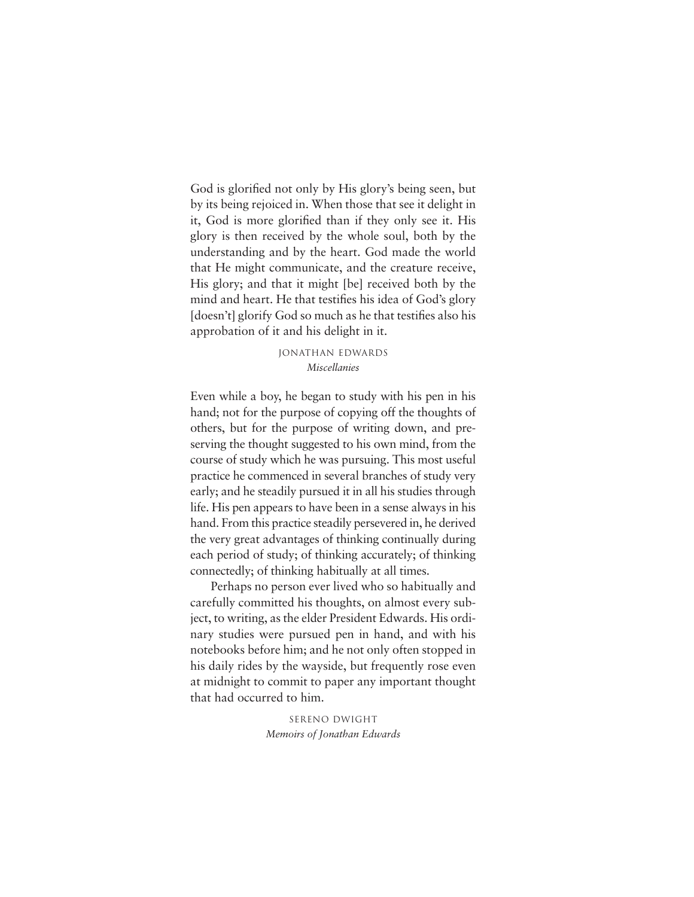God is glorified not only by His glory's being seen, but by its being rejoiced in. When those that see it delight in it, God is more glorified than if they only see it. His glory is then received by the whole soul, both by the understanding and by the heart. God made the world that He might communicate, and the creature receive, His glory; and that it might [be] received both by the mind and heart. He that testifies his idea of God's glory [doesn't] glorify God so much as he that testifies also his approbation of it and his delight in it.

JONATHAN EDWARDS
*Miscellanies*

Even while a boy, he began to study with his pen in his hand; not for the purpose of copying off the thoughts of others, but for the purpose of writing down, and preserving the thought suggested to his own mind, from the course of study which he was pursuing. This most useful practice he commenced in several branches of study very early; and he steadily pursued it in all his studies through life. His pen appears to have been in a sense always in his hand. From this practice steadily persevered in, he derived the very great advantages of thinking continually during each period of study; of thinking accurately; of thinking connectedly; of thinking habitually at all times.

Perhaps no person ever lived who so habitually and carefully committed his thoughts, on almost every subject, to writing, as the elder President Edwards. His ordinary studies were pursued pen in hand, and with his notebooks before him; and he not only often stopped in his daily rides by the wayside, but frequently rose even at midnight to commit to paper any important thought that had occurred to him.

SERENO DWIGHT
*Memoirs of Jonathan Edwards*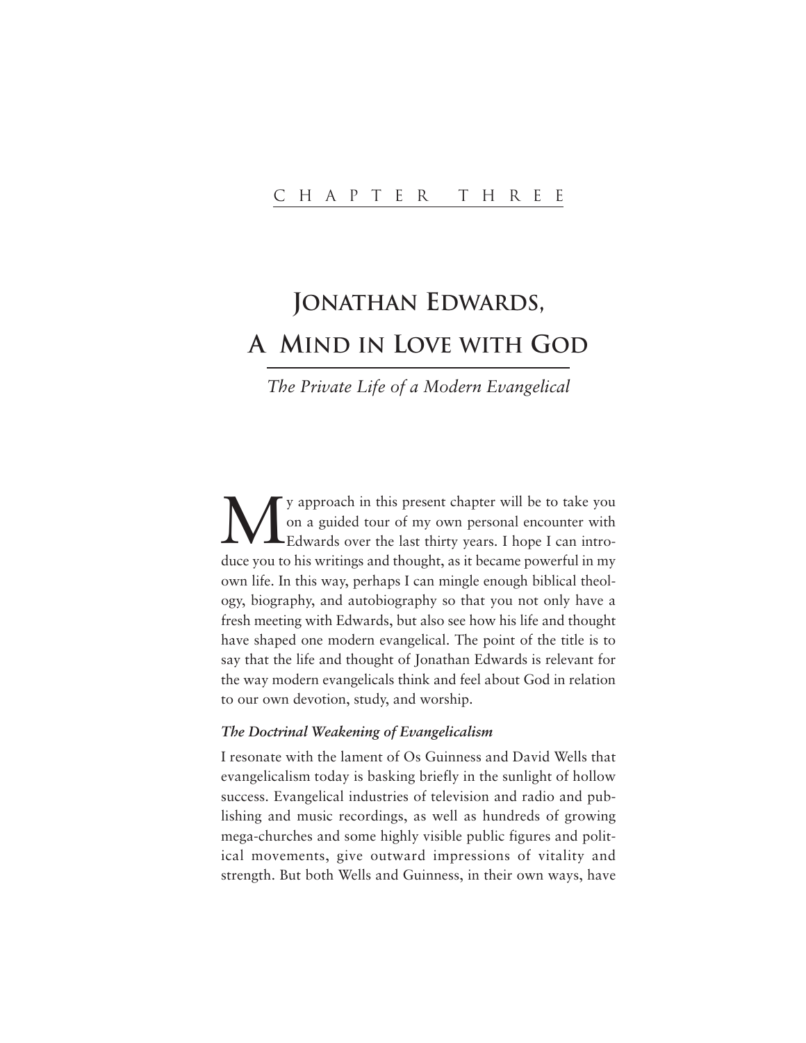CHAPTER THREE

# Jonathan Edwards, A Mind in Love with God

*The Private Life of a Modern Evangelical*

My approach in this present chapter will be to take you on a guided tour of my own personal encounter with Edwards over the last thirty years. I hope I can introduce you to his writings and thought, as it became powerful in my own life. In this way, perhaps I can mingle enough biblical theology, biography, and autobiography so that you not only have a fresh meeting with Edwards, but also see how his life and thought have shaped one modern evangelical. The point of the title is to say that the life and thought of Jonathan Edwards is relevant for the way modern evangelicals think and feel about God in relation to our own devotion, study, and worship.

### *The Doctrinal Weakening of Evangelicalism*

I resonate with the lament of Os Guinness and David Wells that evangelicalism today is basking briefly in the sunlight of hollow success. Evangelical industries of television and radio and publishing and music recordings, as well as hundreds of growing mega-churches and some highly visible public figures and political movements, give outward impressions of vitality and strength. But both Wells and Guinness, in their own ways, have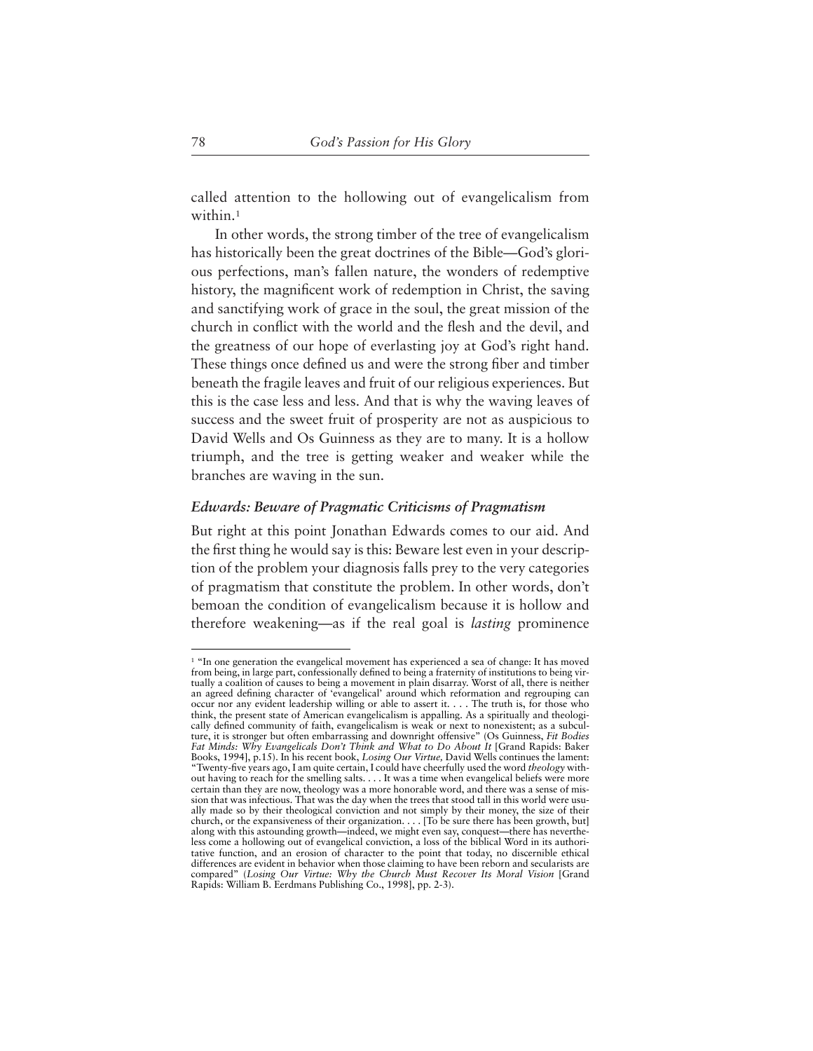called attention to the hollowing out of evangelicalism from within.[1]

In other words, the strong timber of the tree of evangelicalism has historically been the great doctrines of the Bible—God's glorious perfections, man's fallen nature, the wonders of redemptive history, the magnificent work of redemption in Christ, the saving and sanctifying work of grace in the soul, the great mission of the church in conflict with the world and the flesh and the devil, and the greatness of our hope of everlasting joy at God's right hand. These things once defined us and were the strong fiber and timber beneath the fragile leaves and fruit of our religious experiences. But this is the case less and less. And that is why the waving leaves of success and the sweet fruit of prosperity are not as auspicious to David Wells and Os Guinness as they are to many. It is a hollow triumph, and the tree is getting weaker and weaker while the branches are waving in the sun.

### *Edwards: Beware of Pragmatic Criticisms of Pragmatism*

But right at this point Jonathan Edwards comes to our aid. And the first thing he would say is this: Beware lest even in your description of the problem your diagnosis falls prey to the very categories of pragmatism that constitute the problem. In other words, don't bemoan the condition of evangelicalism because it is hollow and therefore weakening—as if the real goal is *lasting* prominence

---

[1] "In one generation the evangelical movement has experienced a sea of change: It has moved from being, in large part, confessionally defined to being a fraternity of institutions to being virtually a coalition of causes to being a movement in plain disarray. Worst of all, there is neither an agreed defining character of 'evangelical' around which reformation and regrouping can occur nor any evident leadership willing or able to assert it. . . . The truth is, for those who think, the present state of American evangelicalism is appalling. As a spiritually and theologically defined community of faith, evangelicalism is weak or next to nonexistent; as a subculture, it is stronger but often embarrassing and downright offensive" (Os Guinness, *Fit Bodies Fat Minds: Why Evangelicals Don't Think and What to Do About It* [Grand Rapids: Baker Books, 1994], p.15). In his recent book, *Losing Our Virtue,* David Wells continues the lament: "Twenty-five years ago, I am quite certain, I could have cheerfully used the word *theology* without having to reach for the smelling salts. . . . It was a time when evangelical beliefs were more certain than they are now, theology was a more honorable word, and there was a sense of mission that was infectious. That was the day when the trees that stood tall in this world were usually made so by their theological conviction and not simply by their money, the size of their church, or the expansiveness of their organization. . . . [To be sure there has been growth, but] along with this astounding growth—indeed, we might even say, conquest—there has nevertheless come a hollowing out of evangelical conviction, a loss of the biblical Word in its authoritative function, and an erosion of character to the point that today, no discernible ethical differences are evident in behavior when those claiming to have been reborn and secularists are compared" (*Losing Our Virtue: Why the Church Must Recover Its Moral Vision* [Grand Rapids: William B. Eerdmans Publishing Co., 1998], pp. 2-3).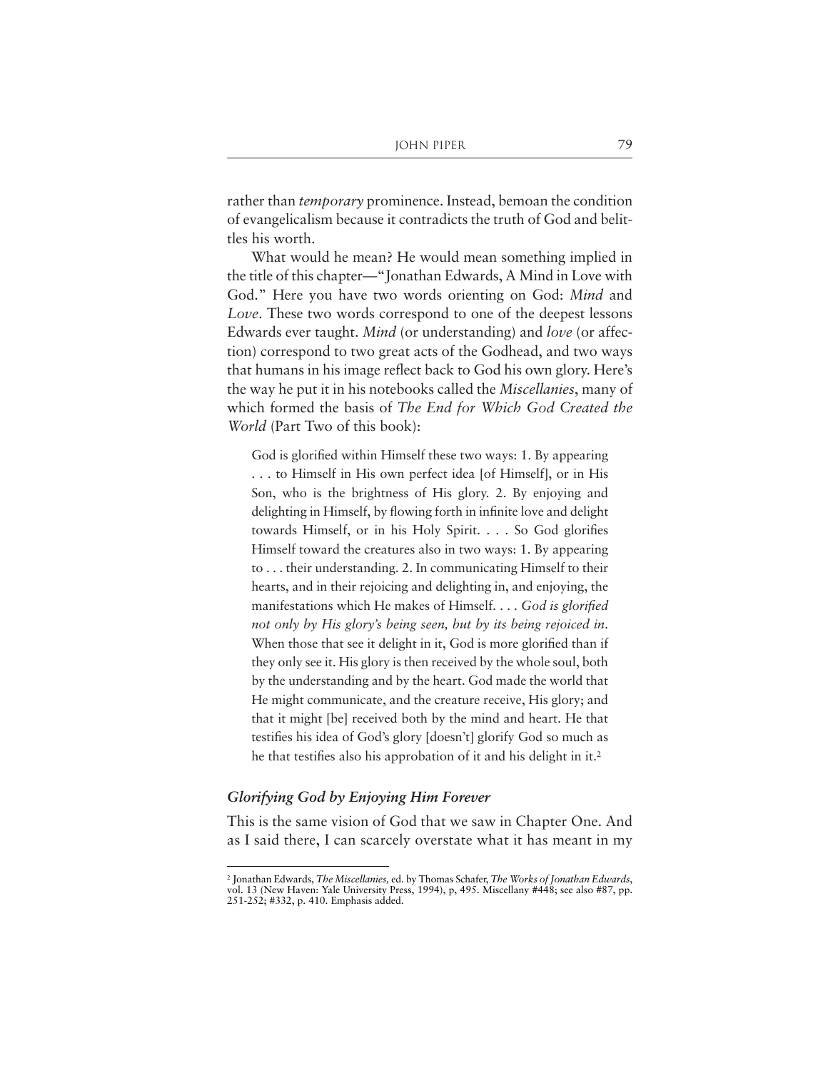rather than *temporary* prominence. Instead, bemoan the condition of evangelicalism because it contradicts the truth of God and belittles his worth.

What would he mean? He would mean something implied in the title of this chapter—"Jonathan Edwards, A Mind in Love with God." Here you have two words orienting on God: *Mind* and *Love*. These two words correspond to one of the deepest lessons Edwards ever taught. *Mind* (or understanding) and *love* (or affection) correspond to two great acts of the Godhead, and two ways that humans in his image reflect back to God his own glory. Here's the way he put it in his notebooks called the *Miscellanies*, many of which formed the basis of *The End for Which God Created the World* (Part Two of this book):

> God is glorified within Himself these two ways: 1. By appearing . . . to Himself in His own perfect idea [of Himself], or in His Son, who is the brightness of His glory. 2. By enjoying and delighting in Himself, by flowing forth in infinite love and delight towards Himself, or in his Holy Spirit. . . . So God glorifies Himself toward the creatures also in two ways: 1. By appearing to . . . their understanding. 2. In communicating Himself to their hearts, and in their rejoicing and delighting in, and enjoying, the manifestations which He makes of Himself. . . . *God is glorified not only by His glory's being seen, but by its being rejoiced in.* When those that see it delight in it, God is more glorified than if they only see it. His glory is then received by the whole soul, both by the understanding and by the heart. God made the world that He might communicate, and the creature receive, His glory; and that it might [be] received both by the mind and heart. He that testifies his idea of God's glory [doesn't] glorify God so much as he that testifies also his approbation of it and his delight in it.[2]

### *Glorifying God by Enjoying Him Forever*

This is the same vision of God that we saw in Chapter One. And as I said there, I can scarcely overstate what it has meant in my

---

[2] Jonathan Edwards, *The Miscellanies,* ed. by Thomas Schafer, *The Works of Jonathan Edwards*, vol. 13 (New Haven: Yale University Press, 1994), p, 495. Miscellany #448; see also #87, pp. 251-252; #332, p. 410. Emphasis added.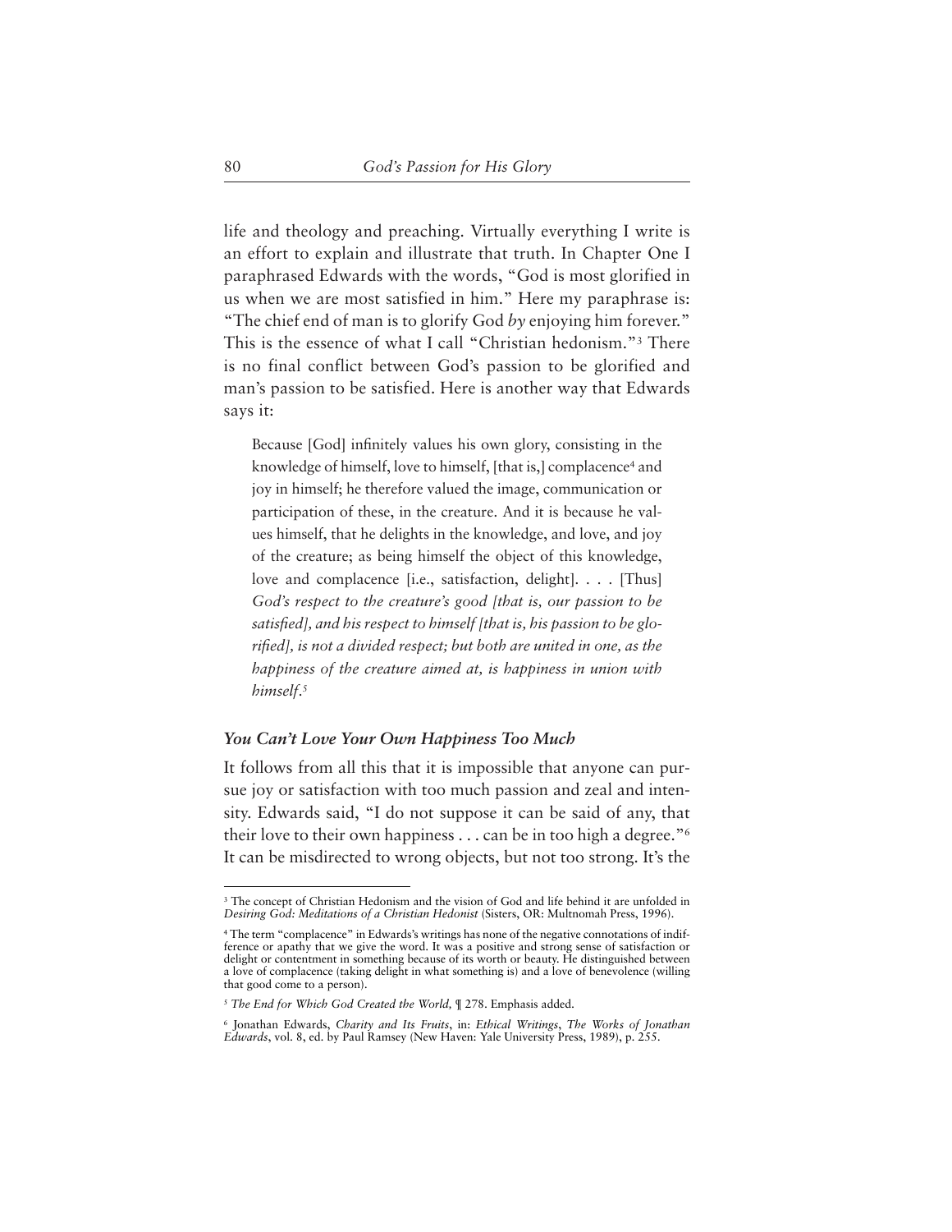life and theology and preaching. Virtually everything I write is an effort to explain and illustrate that truth. In Chapter One I paraphrased Edwards with the words, "God is most glorified in us when we are most satisfied in him." Here my paraphrase is: "The chief end of man is to glorify God *by* enjoying him forever." This is the essence of what I call "Christian hedonism."[3] There is no final conflict between God's passion to be glorified and man's passion to be satisfied. Here is another way that Edwards says it:

> Because [God] infinitely values his own glory, consisting in the knowledge of himself, love to himself, [that is,] complacence[4] and joy in himself; he therefore valued the image, communication or participation of these, in the creature. And it is because he values himself, that he delights in the knowledge, and love, and joy of the creature; as being himself the object of this knowledge, love and complacence [i.e., satisfaction, delight]. . . . [Thus] *God's respect to the creature's good [that is, our passion to be satisfied], and his respect to himself [that is, his passion to be glorified], is not a divided respect; but both are united in one, as the happiness of the creature aimed at, is happiness in union with himself.*[5]

### *You Can't Love Your Own Happiness Too Much*

It follows from all this that it is impossible that anyone can pursue joy or satisfaction with too much passion and zeal and intensity. Edwards said, "I do not suppose it can be said of any, that their love to their own happiness . . . can be in too high a degree."[6] It can be misdirected to wrong objects, but not too strong. It's the

---

[3] The concept of Christian Hedonism and the vision of God and life behind it are unfolded in *Desiring God: Meditations of a Christian Hedonist* (Sisters, OR: Multnomah Press, 1996).

[4] The term "complacence" in Edwards's writings has none of the negative connotations of indifference or apathy that we give the word. It was a positive and strong sense of satisfaction or delight or contentment in something because of its worth or beauty. He distinguished between a love of complacence (taking delight in what something is) and a love of benevolence (willing that good come to a person).

[5] *The End for Which God Created the World,* ¶ 278. Emphasis added.

[6] Jonathan Edwards, *Charity and Its Fruits*, in: *Ethical Writings*, *The Works of Jonathan Edwards*, vol. 8, ed. by Paul Ramsey (New Haven: Yale University Press, 1989), p. 255.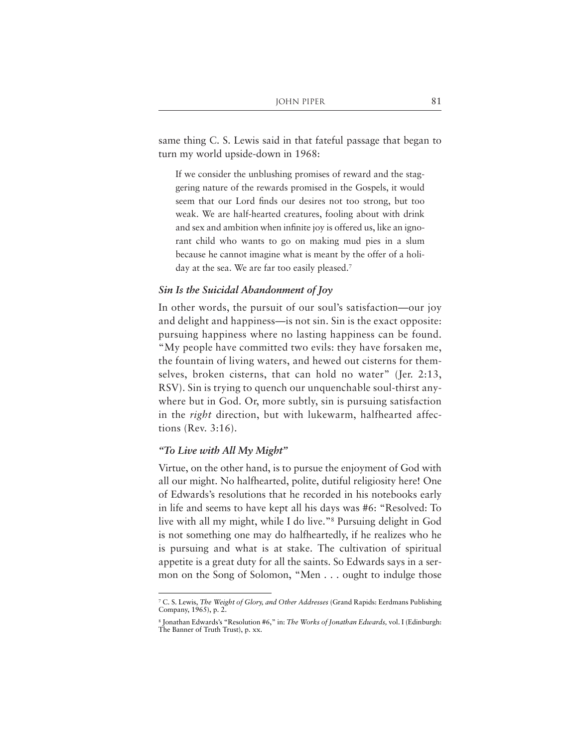same thing C. S. Lewis said in that fateful passage that began to turn my world upside-down in 1968:

> If we consider the unblushing promises of reward and the staggering nature of the rewards promised in the Gospels, it would seem that our Lord finds our desires not too strong, but too weak. We are half-hearted creatures, fooling about with drink and sex and ambition when infinite joy is offered us, like an ignorant child who wants to go on making mud pies in a slum because he cannot imagine what is meant by the offer of a holiday at the sea. We are far too easily pleased.[7]

### *Sin Is the Suicidal Abandonment of Joy*

In other words, the pursuit of our soul's satisfaction—our joy and delight and happiness—is not sin. Sin is the exact opposite: pursuing happiness where no lasting happiness can be found. "My people have committed two evils: they have forsaken me, the fountain of living waters, and hewed out cisterns for themselves, broken cisterns, that can hold no water" (Jer. 2:13, RSV). Sin is trying to quench our unquenchable soul-thirst anywhere but in God. Or, more subtly, sin is pursuing satisfaction in the *right* direction, but with lukewarm, halfhearted affections (Rev. 3:16).

### *"To Live with All My Might"*

Virtue, on the other hand, is to pursue the enjoyment of God with all our might. No halfhearted, polite, dutiful religiosity here! One of Edwards's resolutions that he recorded in his notebooks early in life and seems to have kept all his days was #6: "Resolved: To live with all my might, while I do live."[8] Pursuing delight in God is not something one may do halfheartedly, if he realizes who he is pursuing and what is at stake. The cultivation of spiritual appetite is a great duty for all the saints. So Edwards says in a sermon on the Song of Solomon, "Men . . . ought to indulge those

---

[7] C. S. Lewis, *The Weight of Glory, and Other Addresses* (Grand Rapids: Eerdmans Publishing Company, 1965), p. 2.

[8] Jonathan Edwards's "Resolution #6," in: *The Works of Jonathan Edwards,* vol. I (Edinburgh: The Banner of Truth Trust), p. xx.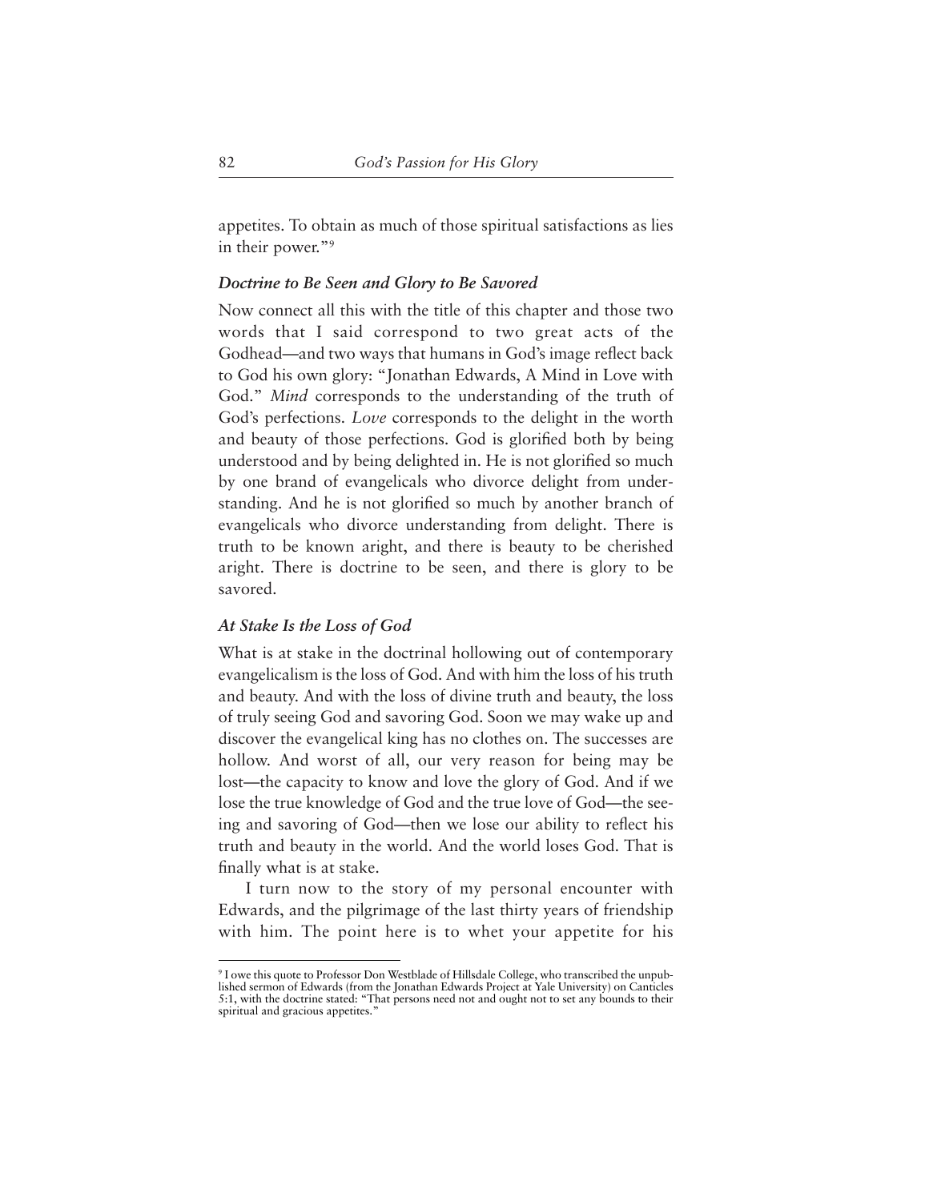appetites. To obtain as much of those spiritual satisfactions as lies in their power."[9]

### *Doctrine to Be Seen and Glory to Be Savored*

Now connect all this with the title of this chapter and those two words that I said correspond to two great acts of the Godhead—and two ways that humans in God's image reflect back to God his own glory: "Jonathan Edwards, A Mind in Love with God." *Mind* corresponds to the understanding of the truth of God's perfections. *Love* corresponds to the delight in the worth and beauty of those perfections. God is glorified both by being understood and by being delighted in. He is not glorified so much by one brand of evangelicals who divorce delight from understanding. And he is not glorified so much by another branch of evangelicals who divorce understanding from delight. There is truth to be known aright, and there is beauty to be cherished aright. There is doctrine to be seen, and there is glory to be savored.

### *At Stake Is the Loss of God*

What is at stake in the doctrinal hollowing out of contemporary evangelicalism is the loss of God. And with him the loss of his truth and beauty. And with the loss of divine truth and beauty, the loss of truly seeing God and savoring God. Soon we may wake up and discover the evangelical king has no clothes on. The successes are hollow. And worst of all, our very reason for being may be lost—the capacity to know and love the glory of God. And if we lose the true knowledge of God and the true love of God—the seeing and savoring of God—then we lose our ability to reflect his truth and beauty in the world. And the world loses God. That is finally what is at stake.

I turn now to the story of my personal encounter with Edwards, and the pilgrimage of the last thirty years of friendship with him. The point here is to whet your appetite for his

---

[9] I owe this quote to Professor Don Westblade of Hillsdale College, who transcribed the unpublished sermon of Edwards (from the Jonathan Edwards Project at Yale University) on Canticles 5:1, with the doctrine stated: "That persons need not and ought not to set any bounds to their spiritual and gracious appetites."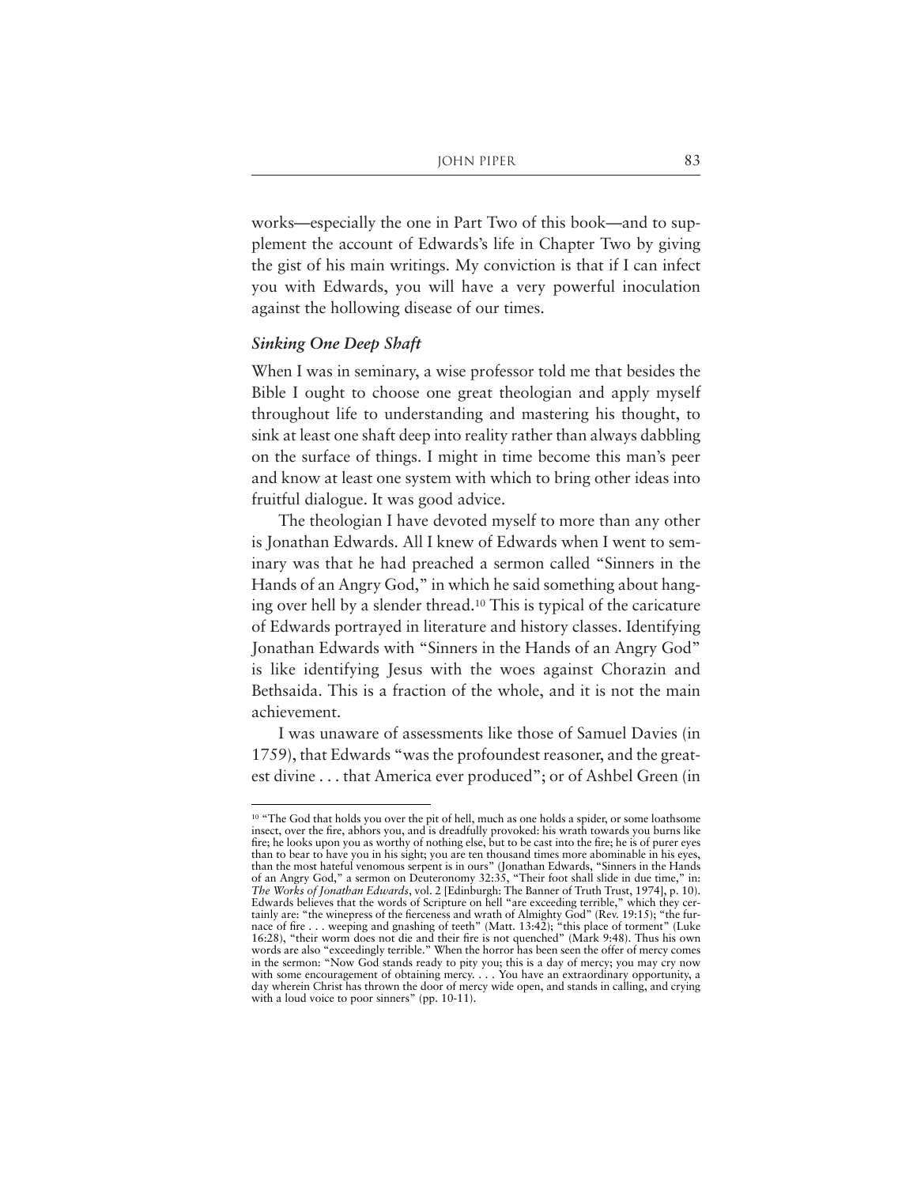works—especially the one in Part Two of this book—and to supplement the account of Edwards's life in Chapter Two by giving the gist of his main writings. My conviction is that if I can infect you with Edwards, you will have a very powerful inoculation against the hollowing disease of our times.

### *Sinking One Deep Shaft*

When I was in seminary, a wise professor told me that besides the Bible I ought to choose one great theologian and apply myself throughout life to understanding and mastering his thought, to sink at least one shaft deep into reality rather than always dabbling on the surface of things. I might in time become this man's peer and know at least one system with which to bring other ideas into fruitful dialogue. It was good advice.

The theologian I have devoted myself to more than any other is Jonathan Edwards. All I knew of Edwards when I went to seminary was that he had preached a sermon called "Sinners in the Hands of an Angry God," in which he said something about hanging over hell by a slender thread.[10] This is typical of the caricature of Edwards portrayed in literature and history classes. Identifying Jonathan Edwards with "Sinners in the Hands of an Angry God" is like identifying Jesus with the woes against Chorazin and Bethsaida. This is a fraction of the whole, and it is not the main achievement.

I was unaware of assessments like those of Samuel Davies (in 1759), that Edwards "was the profoundest reasoner, and the greatest divine . . . that America ever produced"; or of Ashbel Green (in

---

[10] "The God that holds you over the pit of hell, much as one holds a spider, or some loathsome insect, over the fire, abhors you, and is dreadfully provoked: his wrath towards you burns like fire; he looks upon you as worthy of nothing else, but to be cast into the fire; he is of purer eyes than to bear to have you in his sight; you are ten thousand times more abominable in his eyes, than the most hateful venomous serpent is in ours" (Jonathan Edwards, "Sinners in the Hands of an Angry God," a sermon on Deuteronomy 32:35, "Their foot shall slide in due time," in: *The Works of Jonathan Edwards*, vol. 2 [Edinburgh: The Banner of Truth Trust, 1974], p. 10). Edwards believes that the words of Scripture on hell "are exceeding terrible," which they certainly are: "the winepress of the fierceness and wrath of Almighty God" (Rev. 19:15); "the furnace of fire . . . weeping and gnashing of teeth" (Matt. 13:42); "this place of torment" (Luke 16:28), "their worm does not die and their fire is not quenched" (Mark 9:48). Thus his own words are also "exceedingly terrible." When the horror has been seen the offer of mercy comes in the sermon: "Now God stands ready to pity you; this is a day of mercy; you may cry now with some encouragement of obtaining mercy. . . . You have an extraordinary opportunity, a day wherein Christ has thrown the door of mercy wide open, and stands in calling, and crying with a loud voice to poor sinners" (pp. 10-11).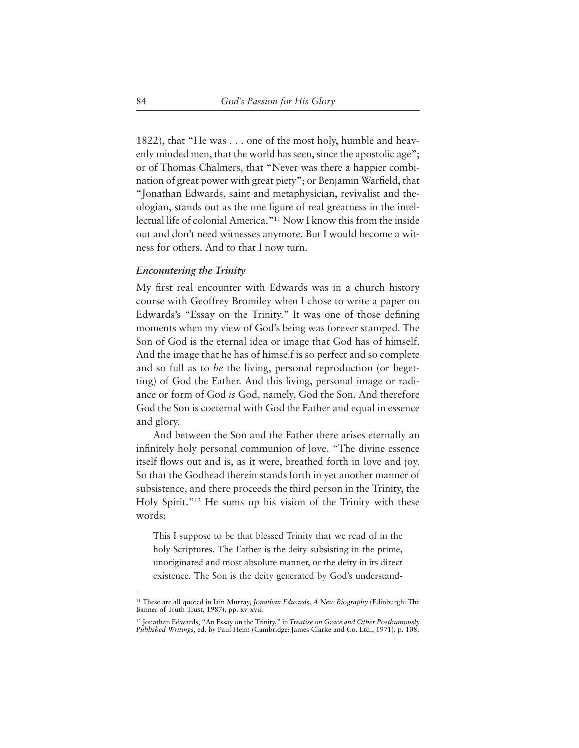1822), that "He was . . . one of the most holy, humble and heavenly minded men, that the world has seen, since the apostolic age"; or of Thomas Chalmers, that "Never was there a happier combination of great power with great piety"; or Benjamin Warfield, that "Jonathan Edwards, saint and metaphysician, revivalist and theologian, stands out as the one figure of real greatness in the intellectual life of colonial America."[11] Now I know this from the inside out and don't need witnesses anymore. But I would become a witness for others. And to that I now turn.

### *Encountering the Trinity*

My first real encounter with Edwards was in a church history course with Geoffrey Bromiley when I chose to write a paper on Edwards's "Essay on the Trinity." It was one of those defining moments when my view of God's being was forever stamped. The Son of God is the eternal idea or image that God has of himself. And the image that he has of himself is so perfect and so complete and so full as to *be* the living, personal reproduction (or begetting) of God the Father. And this living, personal image or radiance or form of God *is* God, namely, God the Son. And therefore God the Son is coeternal with God the Father and equal in essence and glory.

And between the Son and the Father there arises eternally an infinitely holy personal communion of love. "The divine essence itself flows out and is, as it were, breathed forth in love and joy. So that the Godhead therein stands forth in yet another manner of subsistence, and there proceeds the third person in the Trinity, the Holy Spirit."[12] He sums up his vision of the Trinity with these words:

> This I suppose to be that blessed Trinity that we read of in the holy Scriptures. The Father is the deity subsisting in the prime, unoriginated and most absolute manner, or the deity in its direct existence. The Son is the deity generated by God's understand-

---

[11] These are all quoted in Iain Murray, *Jonathan Edwards, A New Biography* (Edinburgh: The Banner of Truth Trust, 1987), pp. xv-xvii.

[12] Jonathan Edwards, "An Essay on the Trinity," in *Treatise on Grace and Other Posthumously Published Writings*, ed. by Paul Helm (Cambridge: James Clarke and Co. Ltd., 1971), p. 108.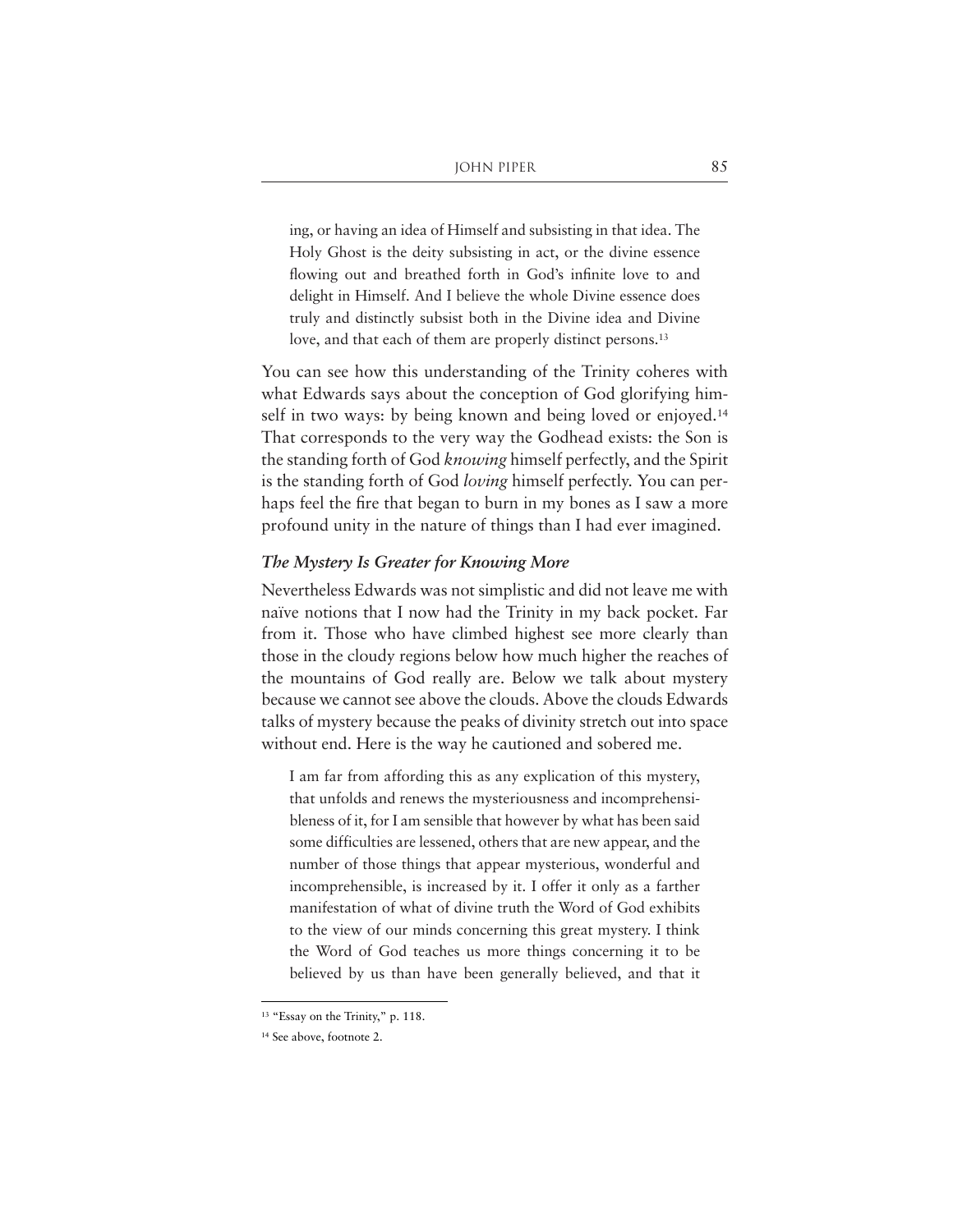ing, or having an idea of Himself and subsisting in that idea. The Holy Ghost is the deity subsisting in act, or the divine essence flowing out and breathed forth in God's infinite love to and delight in Himself. And I believe the whole Divine essence does truly and distinctly subsist both in the Divine idea and Divine love, and that each of them are properly distinct persons.[13]

You can see how this understanding of the Trinity coheres with what Edwards says about the conception of God glorifying himself in two ways: by being known and being loved or enjoyed.[14] That corresponds to the very way the Godhead exists: the Son is the standing forth of God *knowing* himself perfectly, and the Spirit is the standing forth of God *loving* himself perfectly. You can perhaps feel the fire that began to burn in my bones as I saw a more profound unity in the nature of things than I had ever imagined.

### *The Mystery Is Greater for Knowing More*

Nevertheless Edwards was not simplistic and did not leave me with naïve notions that I now had the Trinity in my back pocket. Far from it. Those who have climbed highest see more clearly than those in the cloudy regions below how much higher the reaches of the mountains of God really are. Below we talk about mystery because we cannot see above the clouds. Above the clouds Edwards talks of mystery because the peaks of divinity stretch out into space without end. Here is the way he cautioned and sobered me.

> I am far from affording this as any explication of this mystery, that unfolds and renews the mysteriousness and incomprehensibleness of it, for I am sensible that however by what has been said some difficulties are lessened, others that are new appear, and the number of those things that appear mysterious, wonderful and incomprehensible, is increased by it. I offer it only as a farther manifestation of what of divine truth the Word of God exhibits to the view of our minds concerning this great mystery. I think the Word of God teaches us more things concerning it to be believed by us than have been generally believed, and that it

---

[13] "Essay on the Trinity," p. 118.

[14] See above, footnote 2.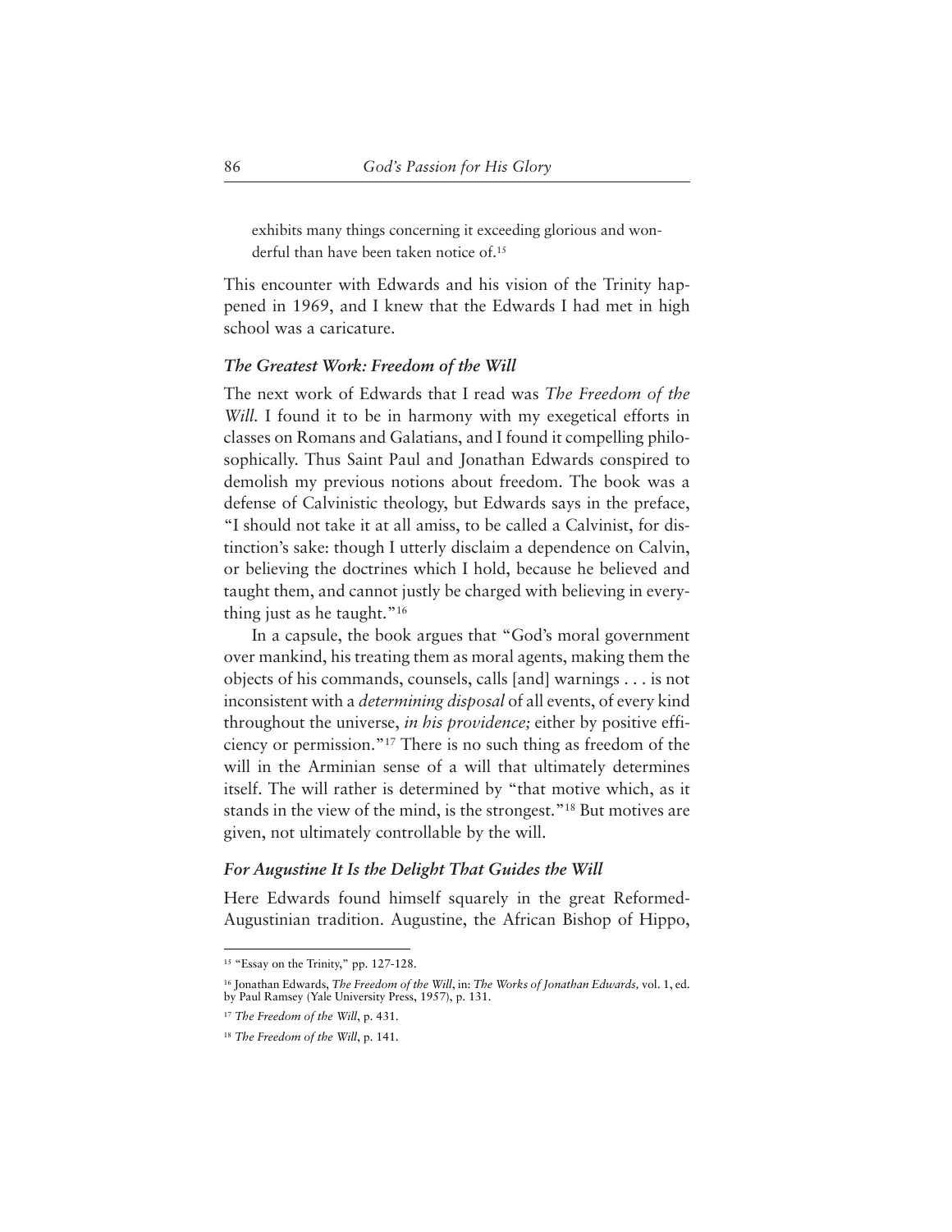exhibits many things concerning it exceeding glorious and wonderful than have been taken notice of.[15]

This encounter with Edwards and his vision of the Trinity happened in 1969, and I knew that the Edwards I had met in high school was a caricature.

### *The Greatest Work: Freedom of the Will*

The next work of Edwards that I read was *The Freedom of the Will*. I found it to be in harmony with my exegetical efforts in classes on Romans and Galatians, and I found it compelling philosophically. Thus Saint Paul and Jonathan Edwards conspired to demolish my previous notions about freedom. The book was a defense of Calvinistic theology, but Edwards says in the preface, "I should not take it at all amiss, to be called a Calvinist, for distinction's sake: though I utterly disclaim a dependence on Calvin, or believing the doctrines which I hold, because he believed and taught them, and cannot justly be charged with believing in everything just as he taught."[16]

In a capsule, the book argues that "God's moral government over mankind, his treating them as moral agents, making them the objects of his commands, counsels, calls [and] warnings . . . is not inconsistent with a *determining disposal* of all events, of every kind throughout the universe, *in his providence;* either by positive efficiency or permission."[17] There is no such thing as freedom of the will in the Arminian sense of a will that ultimately determines itself. The will rather is determined by "that motive which, as it stands in the view of the mind, is the strongest."[18] But motives are given, not ultimately controllable by the will.

### *For Augustine It Is the Delight That Guides the Will*

Here Edwards found himself squarely in the great Reformed-Augustinian tradition. Augustine, the African Bishop of Hippo,

---

[15] "Essay on the Trinity," pp. 127-128.

[16] Jonathan Edwards, *The Freedom of the Will*, in: *The Works of Jonathan Edwards,* vol. 1, ed. by Paul Ramsey (Yale University Press, 1957), p. 131.

[17] *The Freedom of the Will*, p. 431.

[18] *The Freedom of the Will*, p. 141.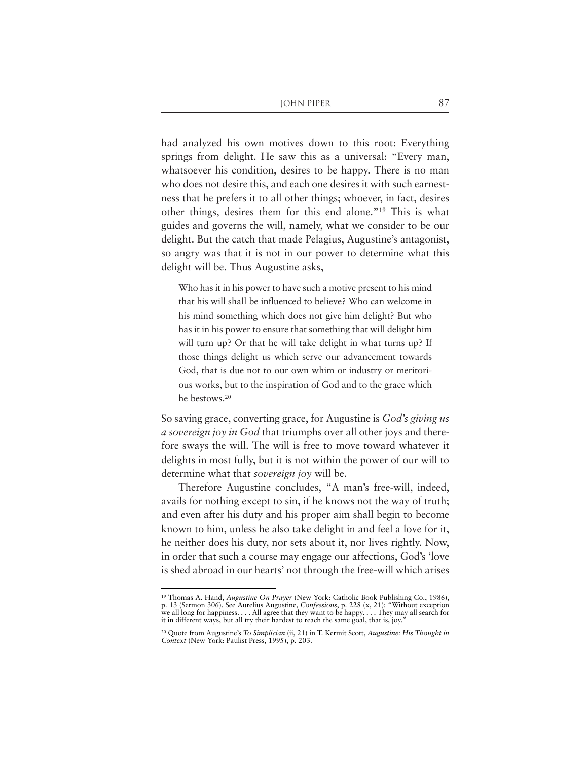had analyzed his own motives down to this root: Everything springs from delight. He saw this as a universal: "Every man, whatsoever his condition, desires to be happy. There is no man who does not desire this, and each one desires it with such earnestness that he prefers it to all other things; whoever, in fact, desires other things, desires them for this end alone."[19] This is what guides and governs the will, namely, what we consider to be our delight. But the catch that made Pelagius, Augustine's antagonist, so angry was that it is not in our power to determine what this delight will be. Thus Augustine asks,

> Who has it in his power to have such a motive present to his mind that his will shall be influenced to believe? Who can welcome in his mind something which does not give him delight? But who has it in his power to ensure that something that will delight him will turn up? Or that he will take delight in what turns up? If those things delight us which serve our advancement towards God, that is due not to our own whim or industry or meritorious works, but to the inspiration of God and to the grace which he bestows.[20]

So saving grace, converting grace, for Augustine is *God's giving us a sovereign joy in God* that triumphs over all other joys and therefore sways the will. The will is free to move toward whatever it delights in most fully, but it is not within the power of our will to determine what that *sovereign joy* will be.

Therefore Augustine concludes, "A man's free-will, indeed, avails for nothing except to sin, if he knows not the way of truth; and even after his duty and his proper aim shall begin to become known to him, unless he also take delight in and feel a love for it, he neither does his duty, nor sets about it, nor lives rightly. Now, in order that such a course may engage our affections, God's 'love is shed abroad in our hearts' not through the free-will which arises

---

[19] Thomas A. Hand, *Augustine On Prayer* (New York: Catholic Book Publishing Co., 1986), p. 13 (Sermon 306). See Aurelius Augustine, *Confessions*, p. 228 (x, 21): "Without exception we all long for happiness. . . . All agree that they want to be happy. . . . They may all search for it in different ways, but all try their hardest to reach the same goal, that is, joy."

[20] Quote from Augustine's *To Simplician* (ii, 21) in T. Kermit Scott, *Augustine: His Thought in Context* (New York: Paulist Press, 1995), p. 203.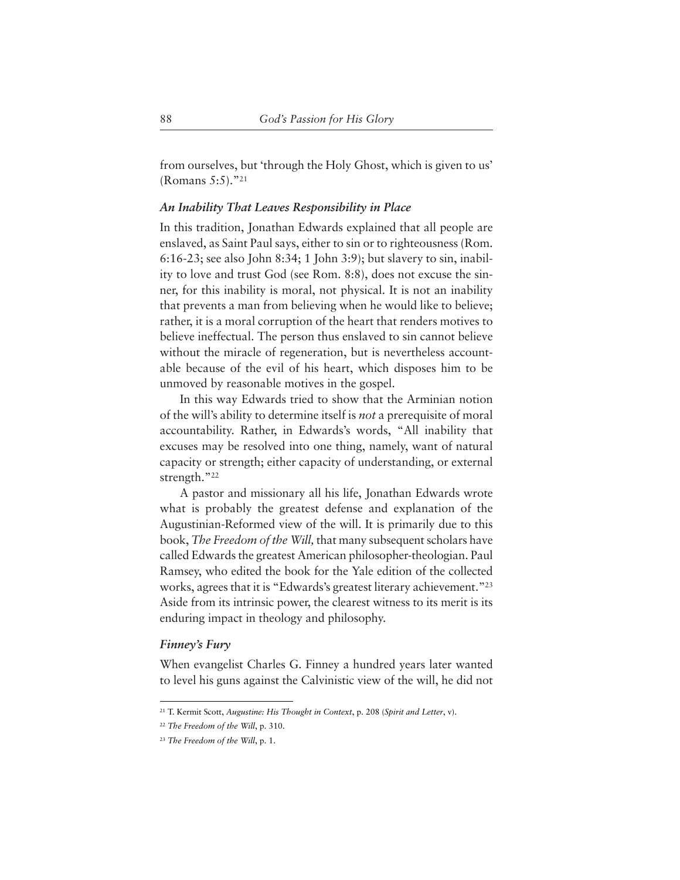from ourselves, but 'through the Holy Ghost, which is given to us' (Romans 5:5)."[21]

### *An Inability That Leaves Responsibility in Place*

In this tradition, Jonathan Edwards explained that all people are enslaved, as Saint Paul says, either to sin or to righteousness (Rom. 6:16-23; see also John 8:34; 1 John 3:9); but slavery to sin, inability to love and trust God (see Rom. 8:8), does not excuse the sinner, for this inability is moral, not physical. It is not an inability that prevents a man from believing when he would like to believe; rather, it is a moral corruption of the heart that renders motives to believe ineffectual. The person thus enslaved to sin cannot believe without the miracle of regeneration, but is nevertheless accountable because of the evil of his heart, which disposes him to be unmoved by reasonable motives in the gospel.

In this way Edwards tried to show that the Arminian notion of the will's ability to determine itself is *not* a prerequisite of moral accountability. Rather, in Edwards's words, "All inability that excuses may be resolved into one thing, namely, want of natural capacity or strength; either capacity of understanding, or external strength."[22]

A pastor and missionary all his life, Jonathan Edwards wrote what is probably the greatest defense and explanation of the Augustinian-Reformed view of the will. It is primarily due to this book, *The Freedom of the Will,* that many subsequent scholars have called Edwards the greatest American philosopher-theologian. Paul Ramsey, who edited the book for the Yale edition of the collected works, agrees that it is "Edwards's greatest literary achievement."[23] Aside from its intrinsic power, the clearest witness to its merit is its enduring impact in theology and philosophy.

### *Finney's Fury*

When evangelist Charles G. Finney a hundred years later wanted to level his guns against the Calvinistic view of the will, he did not

---

[21] T. Kermit Scott, *Augustine: His Thought in Context*, p. 208 (*Spirit and Letter*, v).

[22] *The Freedom of the Will*, p. 310.

[23] *The Freedom of the Will*, p. 1.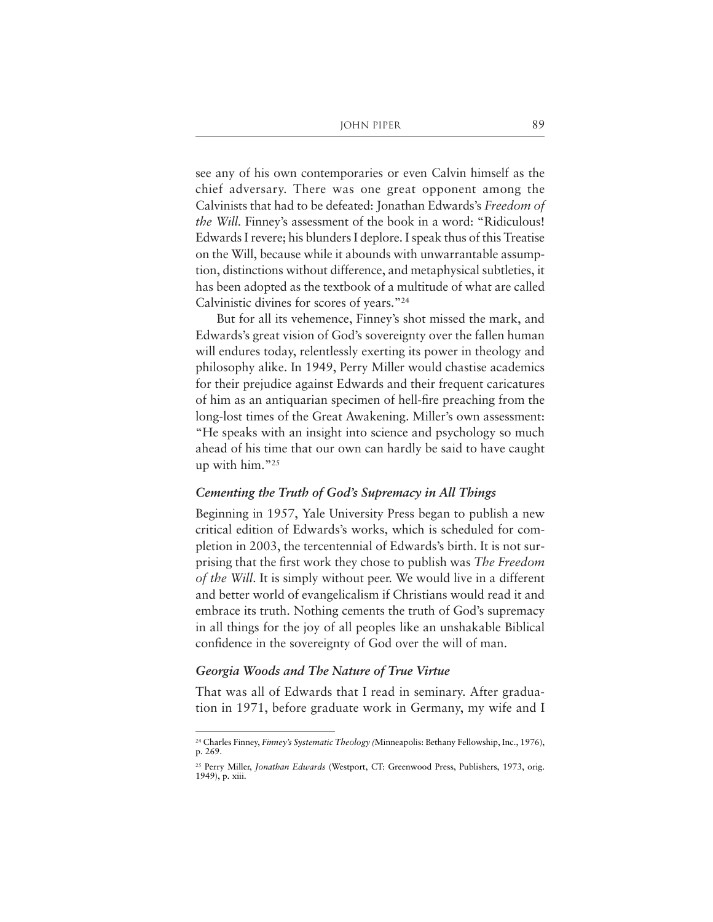see any of his own contemporaries or even Calvin himself as the chief adversary. There was one great opponent among the Calvinists that had to be defeated: Jonathan Edwards's *Freedom of the Will*. Finney's assessment of the book in a word: "Ridiculous! Edwards I revere; his blunders I deplore. I speak thus of this Treatise on the Will, because while it abounds with unwarrantable assumption, distinctions without difference, and metaphysical subtleties, it has been adopted as the textbook of a multitude of what are called Calvinistic divines for scores of years."[24]

But for all its vehemence, Finney's shot missed the mark, and Edwards's great vision of God's sovereignty over the fallen human will endures today, relentlessly exerting its power in theology and philosophy alike. In 1949, Perry Miller would chastise academics for their prejudice against Edwards and their frequent caricatures of him as an antiquarian specimen of hell-fire preaching from the long-lost times of the Great Awakening. Miller's own assessment: "He speaks with an insight into science and psychology so much ahead of his time that our own can hardly be said to have caught up with him."[25]

### *Cementing the Truth of God's Supremacy in All Things*

Beginning in 1957, Yale University Press began to publish a new critical edition of Edwards's works, which is scheduled for completion in 2003, the tercentennial of Edwards's birth. It is not surprising that the first work they chose to publish was *The Freedom of the Will*. It is simply without peer. We would live in a different and better world of evangelicalism if Christians would read it and embrace its truth. Nothing cements the truth of God's supremacy in all things for the joy of all peoples like an unshakable Biblical confidence in the sovereignty of God over the will of man.

### *Georgia Woods and The Nature of True Virtue*

That was all of Edwards that I read in seminary. After graduation in 1971, before graduate work in Germany, my wife and I

---

[24] Charles Finney, *Finney's Systematic Theology (*Minneapolis: Bethany Fellowship, Inc., 1976), p. 269.

[25] Perry Miller, *Jonathan Edwards* (Westport, CT: Greenwood Press, Publishers, 1973, orig. 1949), p. xiii.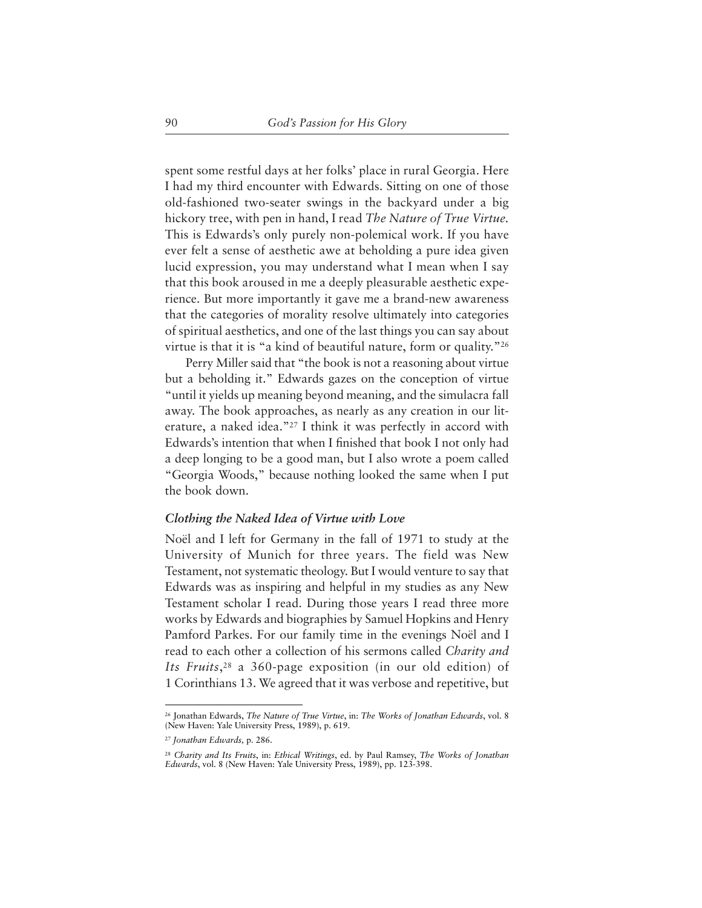spent some restful days at her folks' place in rural Georgia. Here I had my third encounter with Edwards. Sitting on one of those old-fashioned two-seater swings in the backyard under a big hickory tree, with pen in hand, I read *The Nature of True Virtue*. This is Edwards's only purely non-polemical work. If you have ever felt a sense of aesthetic awe at beholding a pure idea given lucid expression, you may understand what I mean when I say that this book aroused in me a deeply pleasurable aesthetic experience. But more importantly it gave me a brand-new awareness that the categories of morality resolve ultimately into categories of spiritual aesthetics, and one of the last things you can say about virtue is that it is "a kind of beautiful nature, form or quality."[26]

Perry Miller said that "the book is not a reasoning about virtue but a beholding it." Edwards gazes on the conception of virtue "until it yields up meaning beyond meaning, and the simulacra fall away. The book approaches, as nearly as any creation in our literature, a naked idea."[27] I think it was perfectly in accord with Edwards's intention that when I finished that book I not only had a deep longing to be a good man, but I also wrote a poem called "Georgia Woods," because nothing looked the same when I put the book down.

### *Clothing the Naked Idea of Virtue with Love*

Noël and I left for Germany in the fall of 1971 to study at the University of Munich for three years. The field was New Testament, not systematic theology. But I would venture to say that Edwards was as inspiring and helpful in my studies as any New Testament scholar I read. During those years I read three more works by Edwards and biographies by Samuel Hopkins and Henry Pamford Parkes. For our family time in the evenings Noël and I read to each other a collection of his sermons called *Charity and Its Fruits*,[28] a 360-page exposition (in our old edition) of 1 Corinthians 13. We agreed that it was verbose and repetitive, but

---

[26] Jonathan Edwards, *The Nature of True Virtue*, in: *The Works of Jonathan Edwards*, vol. 8 (New Haven: Yale University Press, 1989), p. 619.

[27] *Jonathan Edwards,* p. 286.

[28] *Charity and Its Fruits*, in: *Ethical Writings*, ed. by Paul Ramsey, *The Works of Jonathan Edwards*, vol. 8 (New Haven: Yale University Press, 1989), pp. 123-398.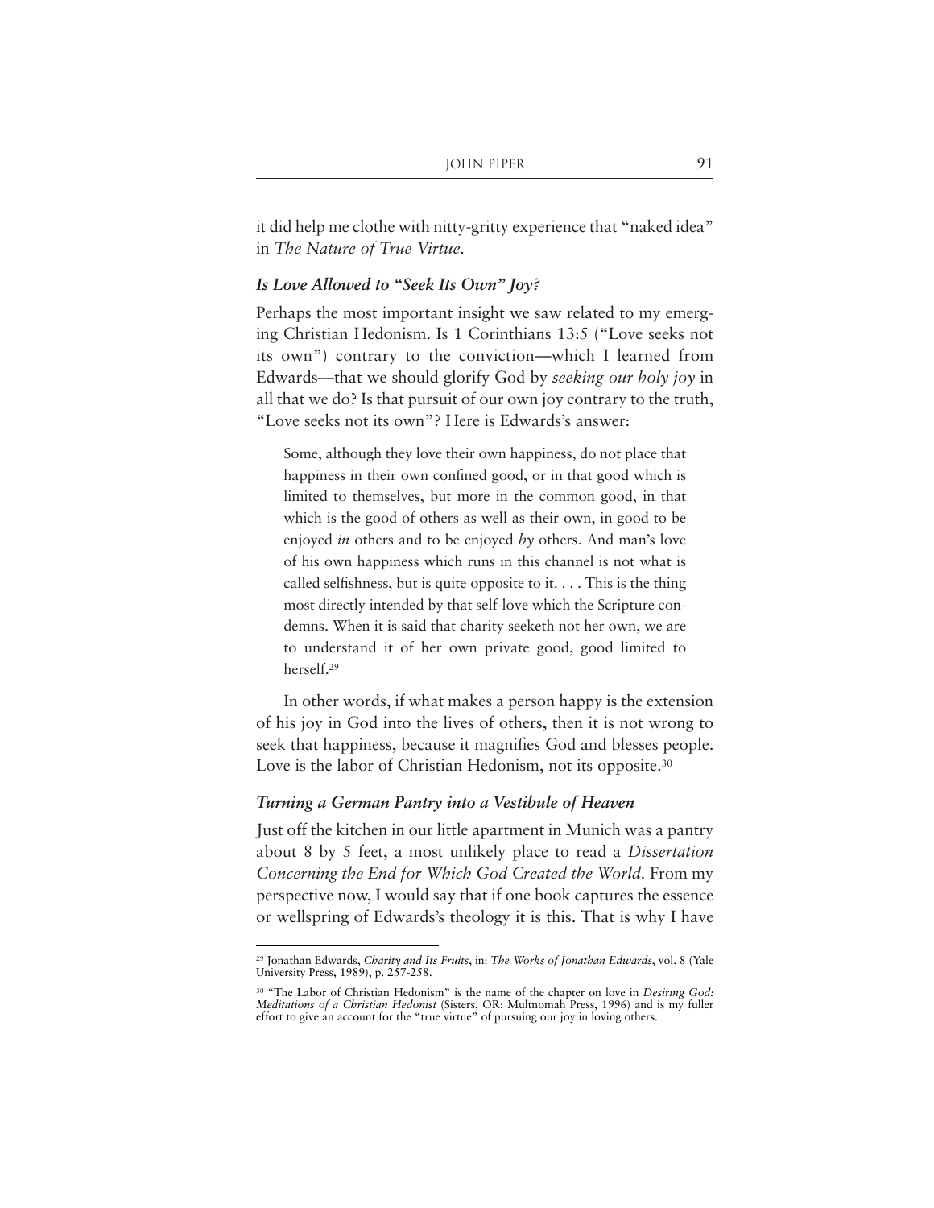it did help me clothe with nitty-gritty experience that "naked idea" in *The Nature of True Virtue*.

### *Is Love Allowed to "Seek Its Own" Joy?*

Perhaps the most important insight we saw related to my emerging Christian Hedonism. Is 1 Corinthians 13:5 ("Love seeks not its own") contrary to the conviction—which I learned from Edwards—that we should glorify God by *seeking our holy joy* in all that we do? Is that pursuit of our own joy contrary to the truth, "Love seeks not its own"? Here is Edwards's answer:

> Some, although they love their own happiness, do not place that happiness in their own confined good, or in that good which is limited to themselves, but more in the common good, in that which is the good of others as well as their own, in good to be enjoyed *in* others and to be enjoyed *by* others. And man's love of his own happiness which runs in this channel is not what is called selfishness, but is quite opposite to it. . . . This is the thing most directly intended by that self-love which the Scripture condemns. When it is said that charity seeketh not her own, we are to understand it of her own private good, good limited to herself.[29]

In other words, if what makes a person happy is the extension of his joy in God into the lives of others, then it is not wrong to seek that happiness, because it magnifies God and blesses people. Love is the labor of Christian Hedonism, not its opposite.[30]

### *Turning a German Pantry into a Vestibule of Heaven*

Just off the kitchen in our little apartment in Munich was a pantry about 8 by 5 feet, a most unlikely place to read a *Dissertation Concerning the End for Which God Created the World*. From my perspective now, I would say that if one book captures the essence or wellspring of Edwards's theology it is this. That is why I have

---

[29] Jonathan Edwards, *Charity and Its Fruits*, in: *The Works of Jonathan Edwards*, vol. 8 (Yale University Press, 1989), p. 257-258.

[30] "The Labor of Christian Hedonism" is the name of the chapter on love in *Desiring God: Meditations of a Christian Hedonist* (Sisters, OR: Multnomah Press, 1996) and is my fuller effort to give an account for the "true virtue" of pursuing our joy in loving others.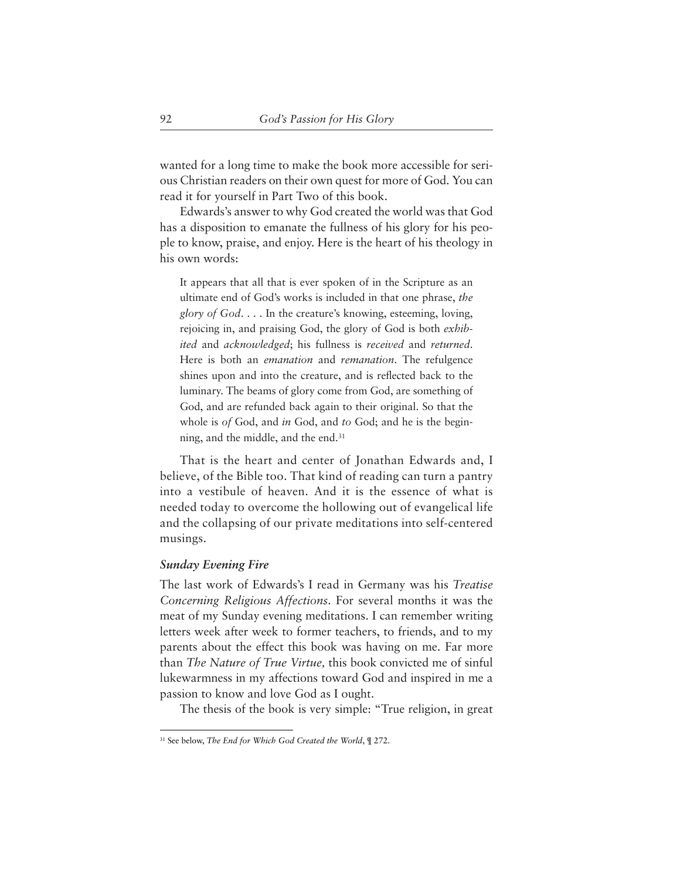wanted for a long time to make the book more accessible for serious Christian readers on their own quest for more of God. You can read it for yourself in Part Two of this book.

Edwards's answer to why God created the world was that God has a disposition to emanate the fullness of his glory for his people to know, praise, and enjoy. Here is the heart of his theology in his own words:

> It appears that all that is ever spoken of in the Scripture as an ultimate end of God's works is included in that one phrase, *the glory of God*. . . . In the creature's knowing, esteeming, loving, rejoicing in, and praising God, the glory of God is both *exhibited* and *acknowledged*; his fullness is *received* and *returned*. Here is both an *emanation* and *remanation*. The refulgence shines upon and into the creature, and is reflected back to the luminary. The beams of glory come from God, are something of God, and are refunded back again to their original. So that the whole is *of* God, and *in* God, and *to* God; and he is the beginning, and the middle, and the end.[31]

That is the heart and center of Jonathan Edwards and, I believe, of the Bible too. That kind of reading can turn a pantry into a vestibule of heaven. And it is the essence of what is needed today to overcome the hollowing out of evangelical life and the collapsing of our private meditations into self-centered musings.

### *Sunday Evening Fire*

The last work of Edwards's I read in Germany was his *Treatise Concerning Religious Affections*. For several months it was the meat of my Sunday evening meditations. I can remember writing letters week after week to former teachers, to friends, and to my parents about the effect this book was having on me. Far more than *The Nature of True Virtue,* this book convicted me of sinful lukewarmness in my affections toward God and inspired in me a passion to know and love God as I ought.

The thesis of the book is very simple: "True religion, in great

---

[31] See below, *The End for Which God Created the World*, ¶ 272.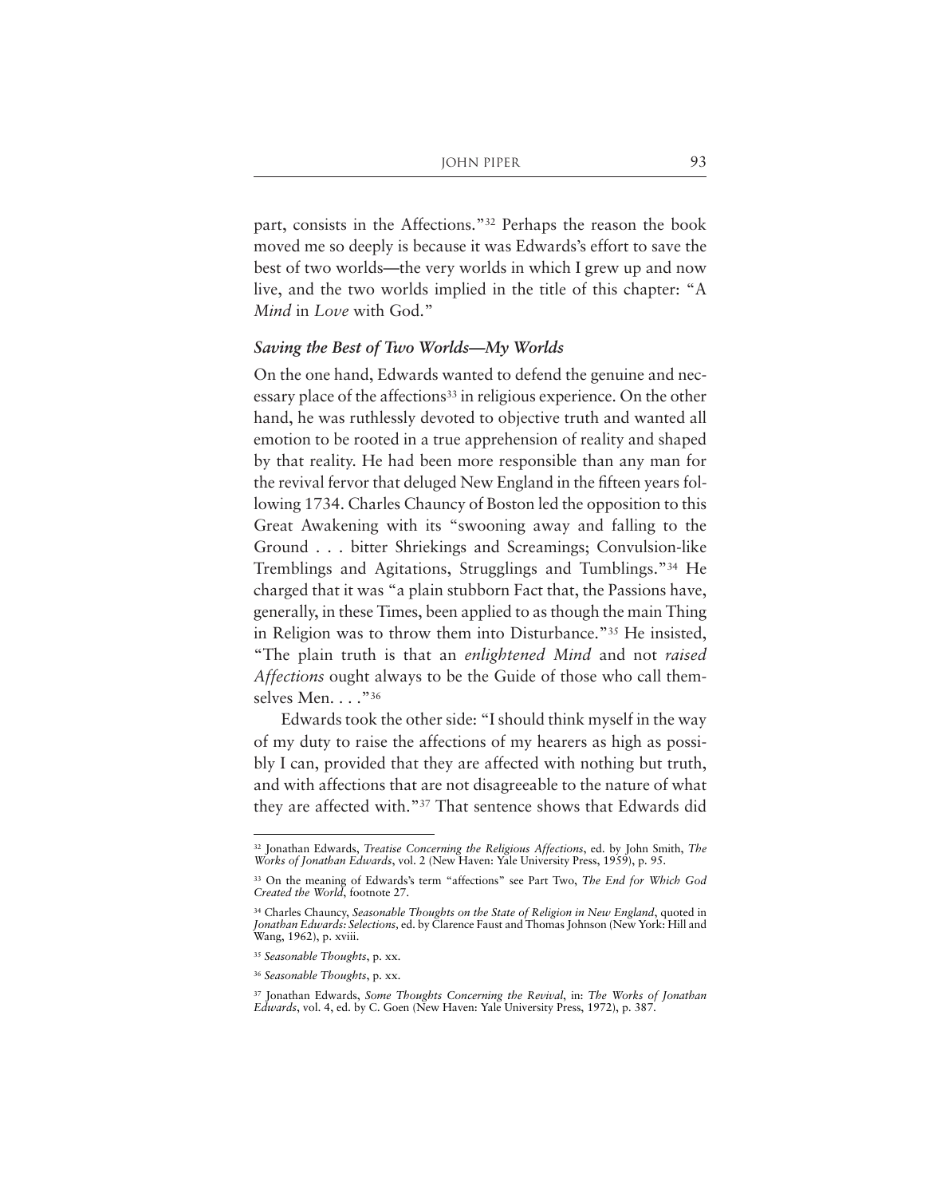part, consists in the Affections."[32] Perhaps the reason the book moved me so deeply is because it was Edwards's effort to save the best of two worlds—the very worlds in which I grew up and now live, and the two worlds implied in the title of this chapter: "A *Mind* in *Love* with God."

### *Saving the Best of Two Worlds—My Worlds*

On the one hand, Edwards wanted to defend the genuine and necessary place of the affections[33] in religious experience. On the other hand, he was ruthlessly devoted to objective truth and wanted all emotion to be rooted in a true apprehension of reality and shaped by that reality. He had been more responsible than any man for the revival fervor that deluged New England in the fifteen years following 1734. Charles Chauncy of Boston led the opposition to this Great Awakening with its "swooning away and falling to the Ground . . . bitter Shriekings and Screamings; Convulsion-like Tremblings and Agitations, Strugglings and Tumblings."[34] He charged that it was "a plain stubborn Fact that, the Passions have, generally, in these Times, been applied to as though the main Thing in Religion was to throw them into Disturbance."[35] He insisted, "The plain truth is that an *enlightened Mind* and not *raised Affections* ought always to be the Guide of those who call themselves Men. . . ."[36]

Edwards took the other side: "I should think myself in the way of my duty to raise the affections of my hearers as high as possibly I can, provided that they are affected with nothing but truth, and with affections that are not disagreeable to the nature of what they are affected with."[37] That sentence shows that Edwards did

---

[32] Jonathan Edwards, *Treatise Concerning the Religious Affections*, ed. by John Smith, *The Works of Jonathan Edwards*, vol. 2 (New Haven: Yale University Press, 1959), p. 95.

[33] On the meaning of Edwards's term "affections" see Part Two, *The End for Which God Created the World*, footnote 27.

[34] Charles Chauncy, *Seasonable Thoughts on the State of Religion in New England*, quoted in *Jonathan Edwards: Selections*, ed. by Clarence Faust and Thomas Johnson (New York: Hill and Wang, 1962), p. xviii.

[35] *Seasonable Thoughts*, p. xx.

[36] *Seasonable Thoughts*, p. xx.

[37] Jonathan Edwards, *Some Thoughts Concerning the Revival*, in: *The Works of Jonathan Edwards*, vol. 4, ed. by C. Goen (New Haven: Yale University Press, 1972), p. 387.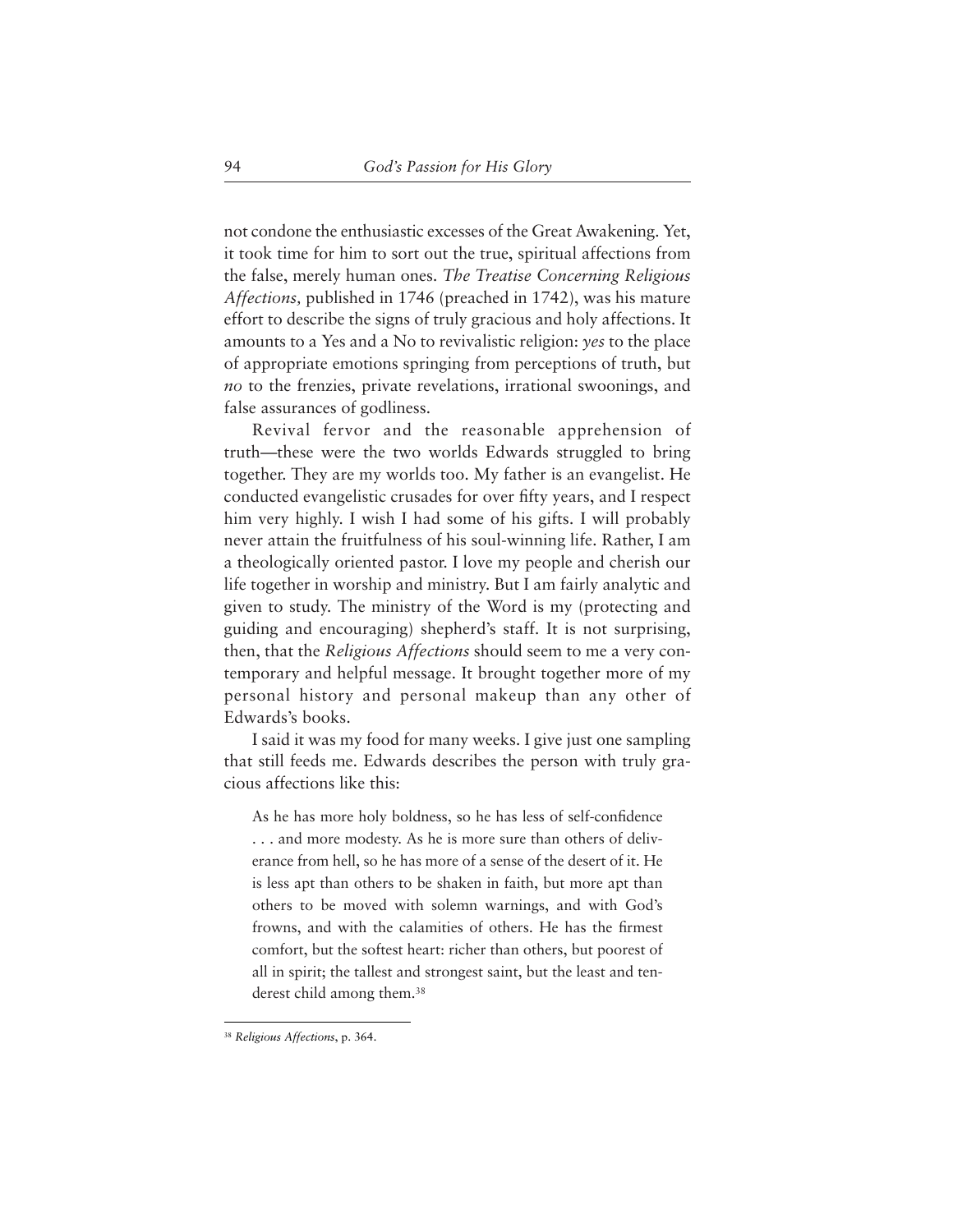not condone the enthusiastic excesses of the Great Awakening. Yet, it took time for him to sort out the true, spiritual affections from the false, merely human ones. *The Treatise Concerning Religious Affections,* published in 1746 (preached in 1742), was his mature effort to describe the signs of truly gracious and holy affections. It amounts to a Yes and a No to revivalistic religion: *yes* to the place of appropriate emotions springing from perceptions of truth, but *no* to the frenzies, private revelations, irrational swoonings, and false assurances of godliness.

Revival fervor and the reasonable apprehension of truth—these were the two worlds Edwards struggled to bring together. They are my worlds too. My father is an evangelist. He conducted evangelistic crusades for over fifty years, and I respect him very highly. I wish I had some of his gifts. I will probably never attain the fruitfulness of his soul-winning life. Rather, I am a theologically oriented pastor. I love my people and cherish our life together in worship and ministry. But I am fairly analytic and given to study. The ministry of the Word is my (protecting and guiding and encouraging) shepherd's staff. It is not surprising, then, that the *Religious Affections* should seem to me a very contemporary and helpful message. It brought together more of my personal history and personal makeup than any other of Edwards's books.

I said it was my food for many weeks. I give just one sampling that still feeds me. Edwards describes the person with truly gracious affections like this:

> As he has more holy boldness, so he has less of self-confidence . . . and more modesty. As he is more sure than others of deliverance from hell, so he has more of a sense of the desert of it. He is less apt than others to be shaken in faith, but more apt than others to be moved with solemn warnings, and with God's frowns, and with the calamities of others. He has the firmest comfort, but the softest heart: richer than others, but poorest of all in spirit; the tallest and strongest saint, but the least and tenderest child among them.[38]

[38] *Religious Affections*, p. 364.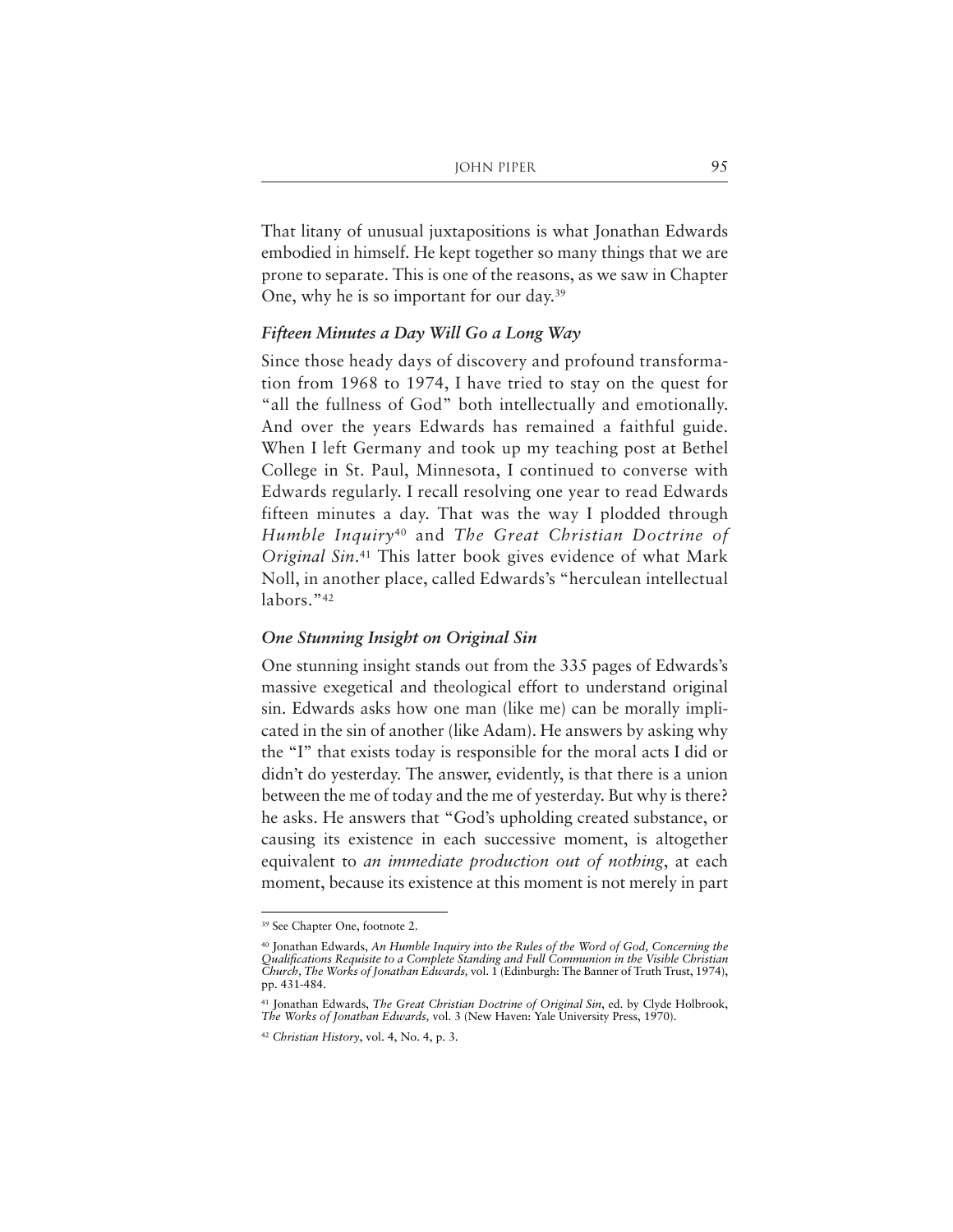That litany of unusual juxtapositions is what Jonathan Edwards embodied in himself. He kept together so many things that we are prone to separate. This is one of the reasons, as we saw in Chapter One, why he is so important for our day.[39]

### *Fifteen Minutes a Day Will Go a Long Way*

Since those heady days of discovery and profound transformation from 1968 to 1974, I have tried to stay on the quest for "all the fullness of God" both intellectually and emotionally. And over the years Edwards has remained a faithful guide. When I left Germany and took up my teaching post at Bethel College in St. Paul, Minnesota, I continued to converse with Edwards regularly. I recall resolving one year to read Edwards fifteen minutes a day. That was the way I plodded through *Humble Inquiry*[40] and *The Great Christian Doctrine of Original Sin*.[41] This latter book gives evidence of what Mark Noll, in another place, called Edwards's "herculean intellectual labors."[42]

### *One Stunning Insight on Original Sin*

One stunning insight stands out from the 335 pages of Edwards's massive exegetical and theological effort to understand original sin. Edwards asks how one man (like me) can be morally implicated in the sin of another (like Adam). He answers by asking why the "I" that exists today is responsible for the moral acts I did or didn't do yesterday. The answer, evidently, is that there is a union between the me of today and the me of yesterday. But why is there? he asks. He answers that "God's upholding created substance, or causing its existence in each successive moment, is altogether equivalent to *an immediate production out of nothing*, at each moment, because its existence at this moment is not merely in part

---

[39] See Chapter One, footnote 2.

[40] Jonathan Edwards, *An Humble Inquiry into the Rules of the Word of God, Concerning the Qualifications Requisite to a Complete Standing and Full Communion in the Visible Christian Church, The Works of Jonathan Edwards,* vol. 1 (Edinburgh: The Banner of Truth Trust, 1974), pp. 431-484.

[41] Jonathan Edwards, *The Great Christian Doctrine of Original Sin*, ed. by Clyde Holbrook, *The Works of Jonathan Edwards,* vol. 3 (New Haven: Yale University Press, 1970).

[42] *Christian History*, vol. 4, No. 4, p. 3.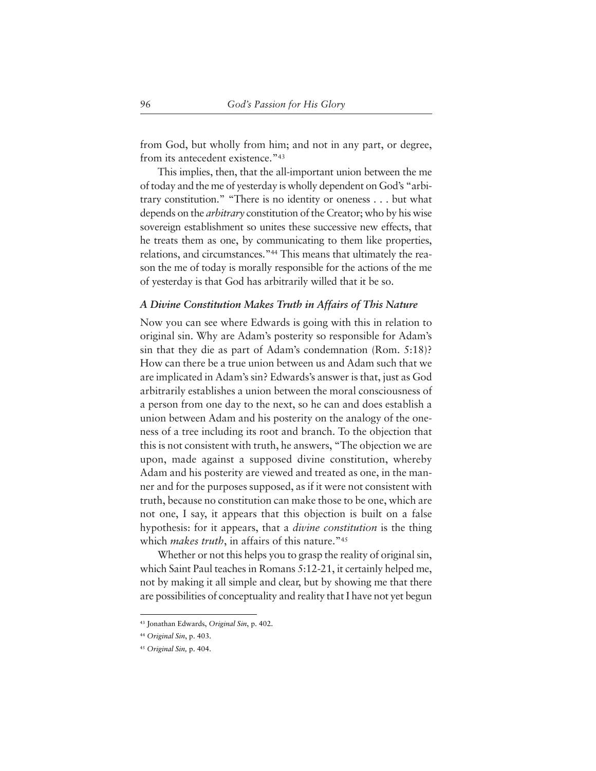from God, but wholly from him; and not in any part, or degree, from its antecedent existence."[43]

This implies, then, that the all-important union between the me of today and the me of yesterday is wholly dependent on God's "arbitrary constitution." "There is no identity or oneness . . . but what depends on the *arbitrary* constitution of the Creator; who by his wise sovereign establishment so unites these successive new effects, that he treats them as one, by communicating to them like properties, relations, and circumstances."[44] This means that ultimately the reason the me of today is morally responsible for the actions of the me of yesterday is that God has arbitrarily willed that it be so.

### *A Divine Constitution Makes Truth in Affairs of This Nature*

Now you can see where Edwards is going with this in relation to original sin. Why are Adam's posterity so responsible for Adam's sin that they die as part of Adam's condemnation (Rom. 5:18)? How can there be a true union between us and Adam such that we are implicated in Adam's sin? Edwards's answer is that, just as God arbitrarily establishes a union between the moral consciousness of a person from one day to the next, so he can and does establish a union between Adam and his posterity on the analogy of the oneness of a tree including its root and branch. To the objection that this is not consistent with truth, he answers, "The objection we are upon, made against a supposed divine constitution, whereby Adam and his posterity are viewed and treated as one, in the manner and for the purposes supposed, as if it were not consistent with truth, because no constitution can make those to be one, which are not one, I say, it appears that this objection is built on a false hypothesis: for it appears, that a *divine constitution* is the thing which *makes truth*, in affairs of this nature."[45]

Whether or not this helps you to grasp the reality of original sin, which Saint Paul teaches in Romans 5:12-21, it certainly helped me, not by making it all simple and clear, but by showing me that there are possibilities of conceptuality and reality that I have not yet begun

---

[43] Jonathan Edwards, *Original Sin*, p. 402.

[44] *Original Sin*, p. 403.

[45] *Original Sin*, p. 404.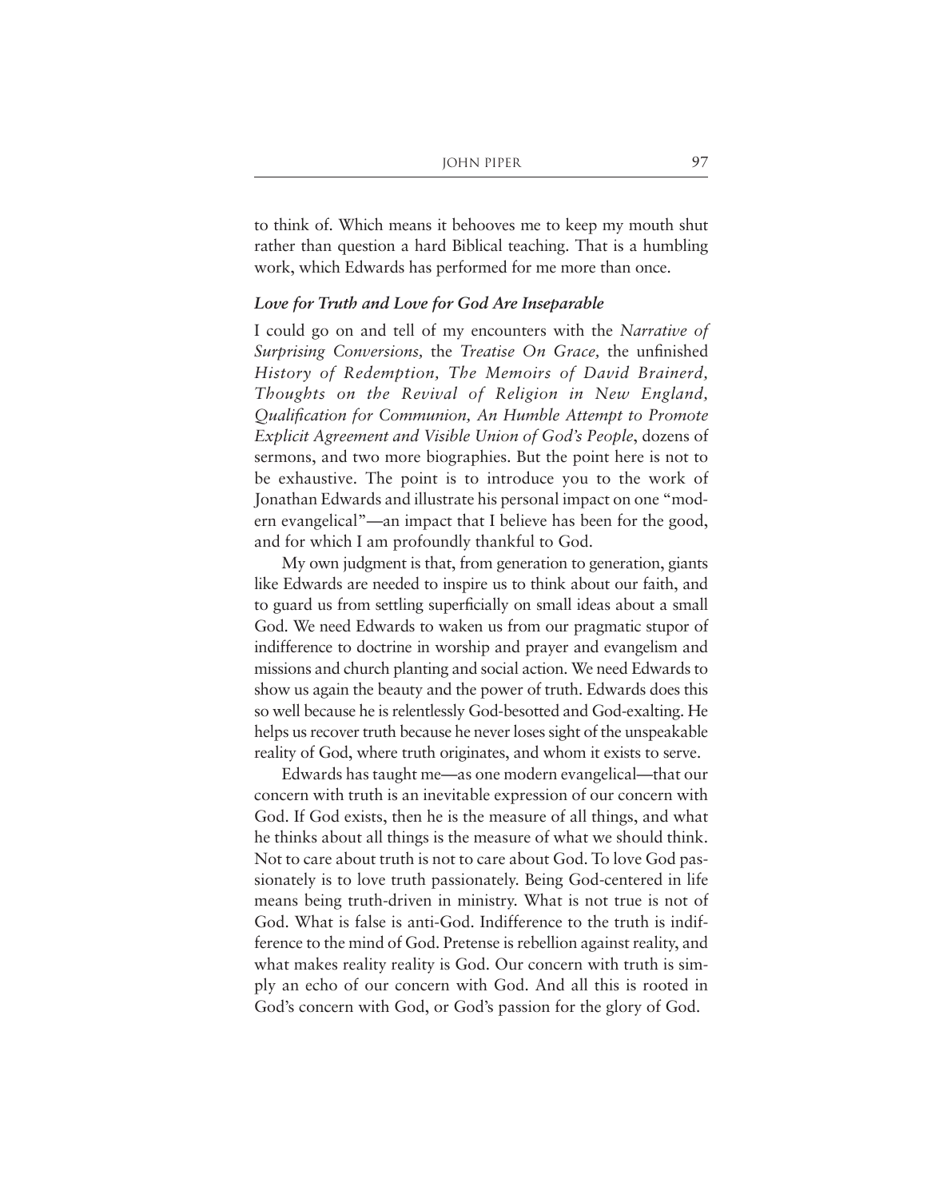to think of. Which means it behooves me to keep my mouth shut rather than question a hard Biblical teaching. That is a humbling work, which Edwards has performed for me more than once.

### *Love for Truth and Love for God Are Inseparable*

I could go on and tell of my encounters with the *Narrative of Surprising Conversions,* the *Treatise On Grace,* the unfinished *History of Redemption, The Memoirs of David Brainerd, Thoughts on the Revival of Religion in New England, Qualification for Communion, An Humble Attempt to Promote Explicit Agreement and Visible Union of God's People*, dozens of sermons, and two more biographies. But the point here is not to be exhaustive. The point is to introduce you to the work of Jonathan Edwards and illustrate his personal impact on one "modern evangelical"—an impact that I believe has been for the good, and for which I am profoundly thankful to God.

My own judgment is that, from generation to generation, giants like Edwards are needed to inspire us to think about our faith, and to guard us from settling superficially on small ideas about a small God. We need Edwards to waken us from our pragmatic stupor of indifference to doctrine in worship and prayer and evangelism and missions and church planting and social action. We need Edwards to show us again the beauty and the power of truth. Edwards does this so well because he is relentlessly God-besotted and God-exalting. He helps us recover truth because he never loses sight of the unspeakable reality of God, where truth originates, and whom it exists to serve.

Edwards has taught me—as one modern evangelical—that our concern with truth is an inevitable expression of our concern with God. If God exists, then he is the measure of all things, and what he thinks about all things is the measure of what we should think. Not to care about truth is not to care about God. To love God passionately is to love truth passionately. Being God-centered in life means being truth-driven in ministry. What is not true is not of God. What is false is anti-God. Indifference to the truth is indifference to the mind of God. Pretense is rebellion against reality, and what makes reality reality is God. Our concern with truth is simply an echo of our concern with God. And all this is rooted in God's concern with God, or God's passion for the glory of God.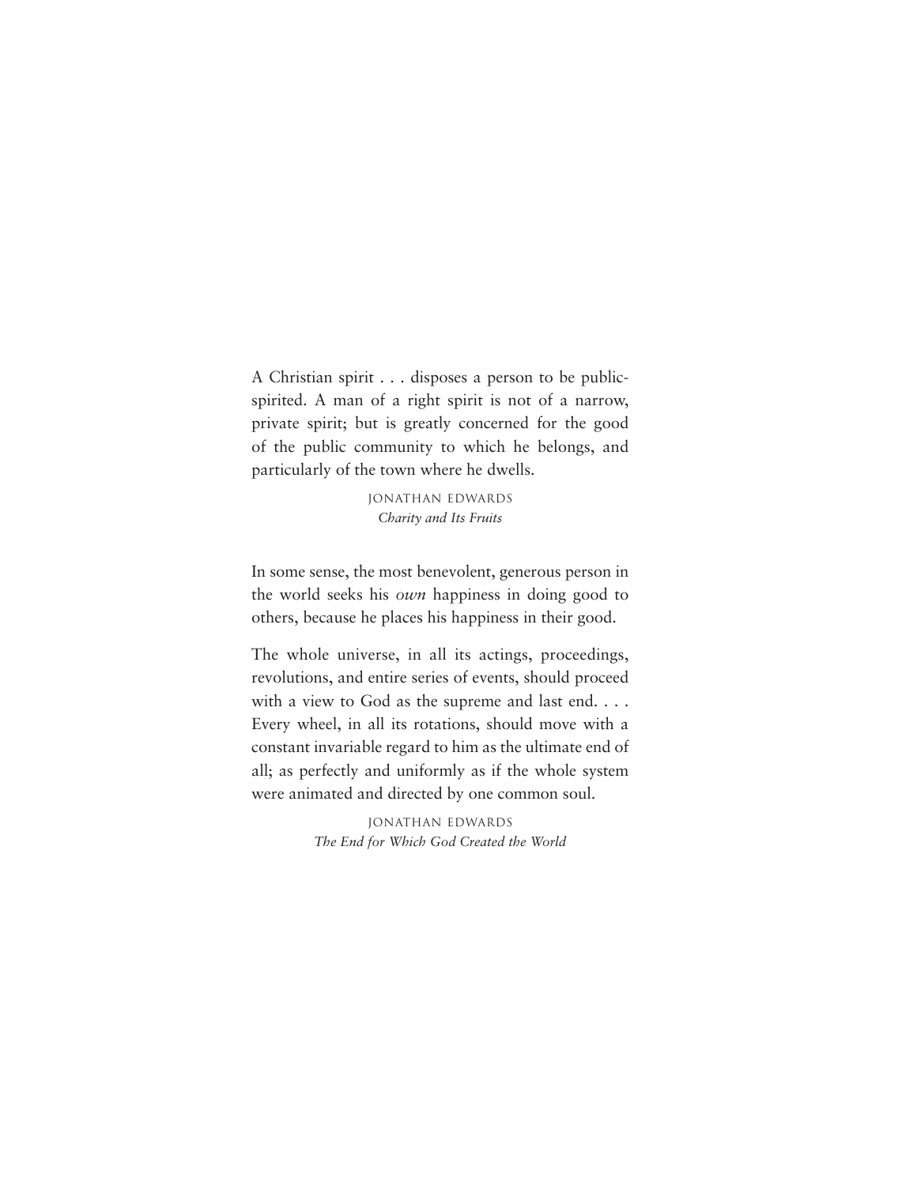A Christian spirit . . . disposes a person to be public-spirited. A man of a right spirit is not of a narrow, private spirit; but is greatly concerned for the good of the public community to which he belongs, and particularly of the town where he dwells.

JONATHAN EDWARDS  
*Charity and Its Fruits*

In some sense, the most benevolent, generous person in the world seeks his *own* happiness in doing good to others, because he places his happiness in their good.

The whole universe, in all its actings, proceedings, revolutions, and entire series of events, should proceed with a view to God as the supreme and last end. . . . Every wheel, in all its rotations, should move with a constant invariable regard to him as the ultimate end of all; as perfectly and uniformly as if the whole system were animated and directed by one common soul.

JONATHAN EDWARDS  
*The End for Which God Created the World*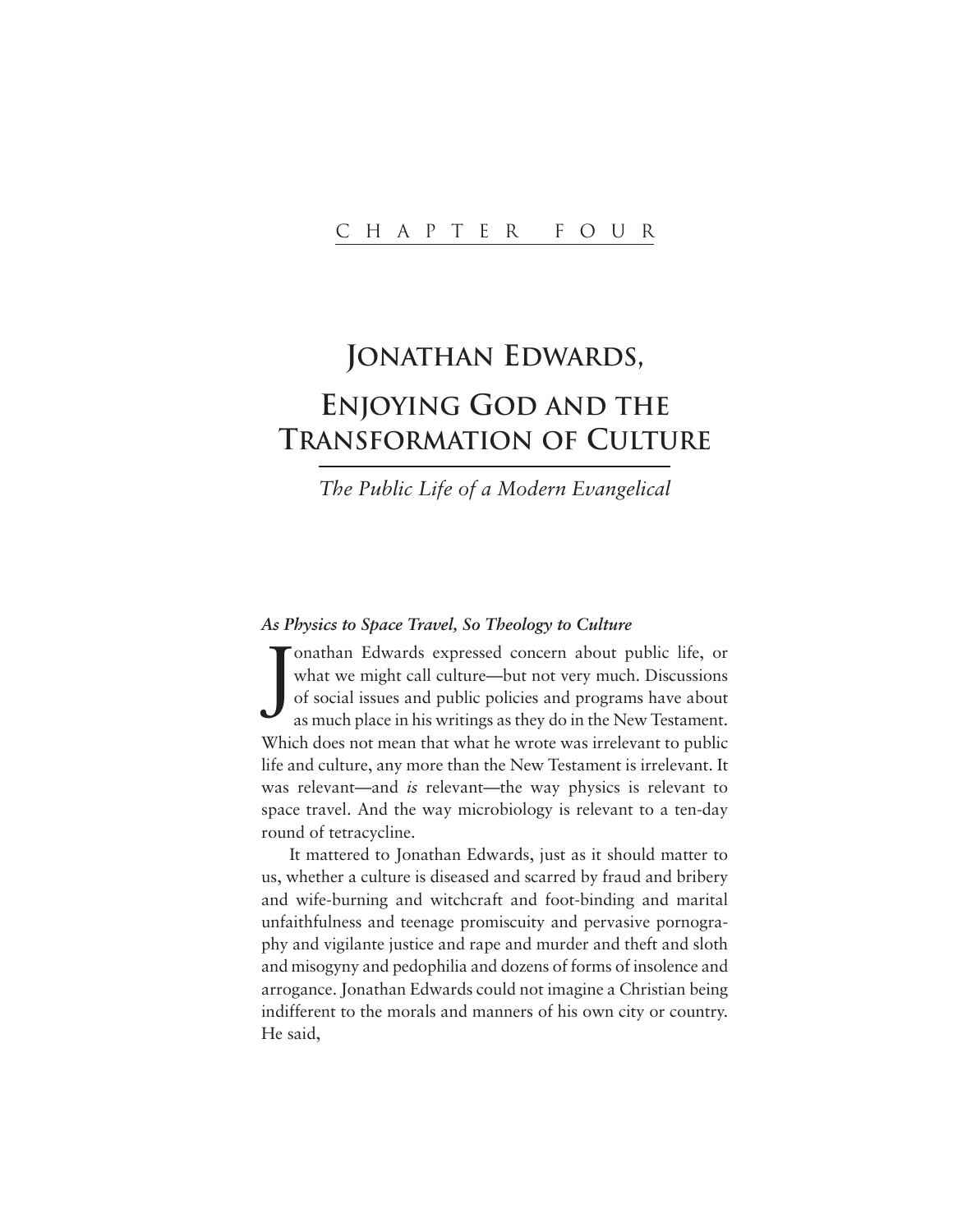CHAPTER FOUR

# Jonathan Edwards, Enjoying God and the Transformation of Culture

*The Public Life of a Modern Evangelical*

### *As Physics to Space Travel, So Theology to Culture*

Jonathan Edwards expressed concern about public life, or what we might call culture—but not very much. Discussions of social issues and public policies and programs have about as much place in his writings as they do in the New Testament. Which does not mean that what he wrote was irrelevant to public life and culture, any more than the New Testament is irrelevant. It was relevant—and *is* relevant—the way physics is relevant to space travel. And the way microbiology is relevant to a ten-day round of tetracycline.

It mattered to Jonathan Edwards, just as it should matter to us, whether a culture is diseased and scarred by fraud and bribery and wife-burning and witchcraft and foot-binding and marital unfaithfulness and teenage promiscuity and pervasive pornography and vigilante justice and rape and murder and theft and sloth and misogyny and pedophilia and dozens of forms of insolence and arrogance. Jonathan Edwards could not imagine a Christian being indifferent to the morals and manners of his own city or country. He said,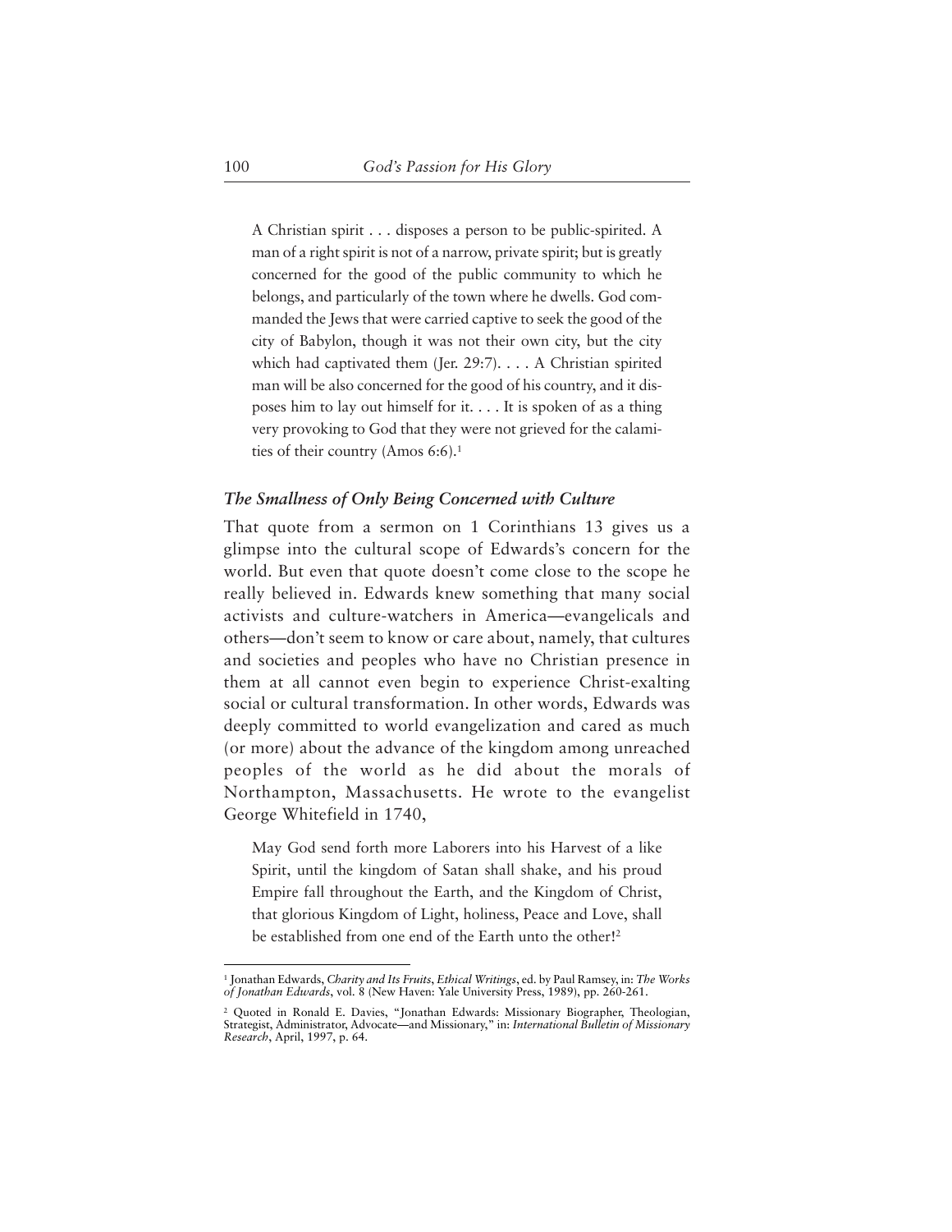> A Christian spirit . . . disposes a person to be public-spirited. A man of a right spirit is not of a narrow, private spirit; but is greatly concerned for the good of the public community to which he belongs, and particularly of the town where he dwells. God commanded the Jews that were carried captive to seek the good of the city of Babylon, though it was not their own city, but the city which had captivated them (Jer. 29:7). . . . A Christian spirited man will be also concerned for the good of his country, and it disposes him to lay out himself for it. . . . It is spoken of as a thing very provoking to God that they were not grieved for the calamities of their country (Amos 6:6).[1]

### *The Smallness of Only Being Concerned with Culture*

That quote from a sermon on 1 Corinthians 13 gives us a glimpse into the cultural scope of Edwards's concern for the world. But even that quote doesn't come close to the scope he really believed in. Edwards knew something that many social activists and culture-watchers in America—evangelicals and others—don't seem to know or care about, namely, that cultures and societies and peoples who have no Christian presence in them at all cannot even begin to experience Christ-exalting social or cultural transformation. In other words, Edwards was deeply committed to world evangelization and cared as much (or more) about the advance of the kingdom among unreached peoples of the world as he did about the morals of Northampton, Massachusetts. He wrote to the evangelist George Whitefield in 1740,

> May God send forth more Laborers into his Harvest of a like Spirit, until the kingdom of Satan shall shake, and his proud Empire fall throughout the Earth, and the Kingdom of Christ, that glorious Kingdom of Light, holiness, Peace and Love, shall be established from one end of the Earth unto the other![2]

---

[1] Jonathan Edwards, *Charity and Its Fruits*, *Ethical Writings*, ed. by Paul Ramsey, in: *The Works of Jonathan Edwards*, vol. 8 (New Haven: Yale University Press, 1989), pp. 260-261.

[2] Quoted in Ronald E. Davies, "Jonathan Edwards: Missionary Biographer, Theologian, Strategist, Administrator, Advocate—and Missionary," in: *International Bulletin of Missionary Research*, April, 1997, p. 64.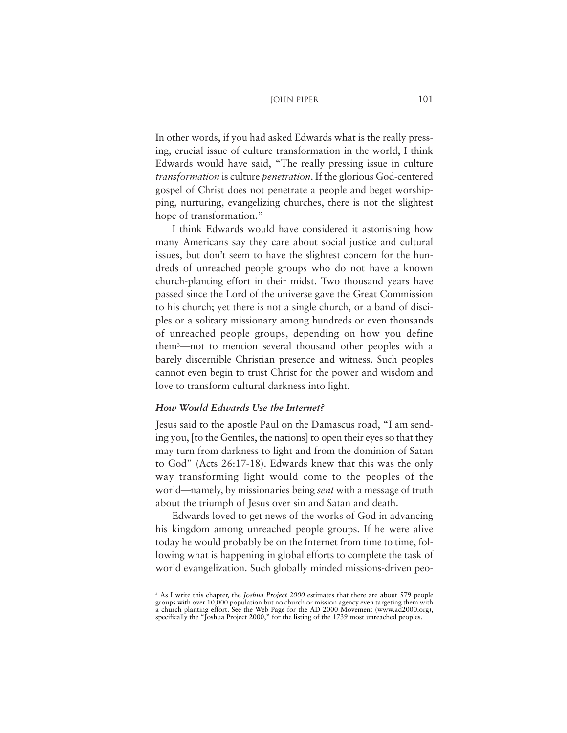In other words, if you had asked Edwards what is the really pressing, crucial issue of culture transformation in the world, I think Edwards would have said, "The really pressing issue in culture *transformation* is culture *penetration*. If the glorious God-centered gospel of Christ does not penetrate a people and beget worshipping, nurturing, evangelizing churches, there is not the slightest hope of transformation."

I think Edwards would have considered it astonishing how many Americans say they care about social justice and cultural issues, but don't seem to have the slightest concern for the hundreds of unreached people groups who do not have a known church-planting effort in their midst. Two thousand years have passed since the Lord of the universe gave the Great Commission to his church; yet there is not a single church, or a band of disciples or a solitary missionary among hundreds or even thousands of unreached people groups, depending on how you define them[3]—not to mention several thousand other peoples with a barely discernible Christian presence and witness. Such peoples cannot even begin to trust Christ for the power and wisdom and love to transform cultural darkness into light.

### *How Would Edwards Use the Internet?*

Jesus said to the apostle Paul on the Damascus road, "I am sending you, [to the Gentiles, the nations] to open their eyes so that they may turn from darkness to light and from the dominion of Satan to God" (Acts 26:17-18). Edwards knew that this was the only way transforming light would come to the peoples of the world—namely, by missionaries being *sent* with a message of truth about the triumph of Jesus over sin and Satan and death.

Edwards loved to get news of the works of God in advancing his kingdom among unreached people groups. If he were alive today he would probably be on the Internet from time to time, following what is happening in global efforts to complete the task of world evangelization. Such globally minded missions-driven peo-

---

[3] As I write this chapter, the *Joshua Project 2000* estimates that there are about 579 people groups with over 10,000 population but no church or mission agency even targeting them with a church planting effort. See the Web Page for the AD 2000 Movement (www.ad2000.org), specifically the "Joshua Project 2000," for the listing of the 1739 most unreached peoples.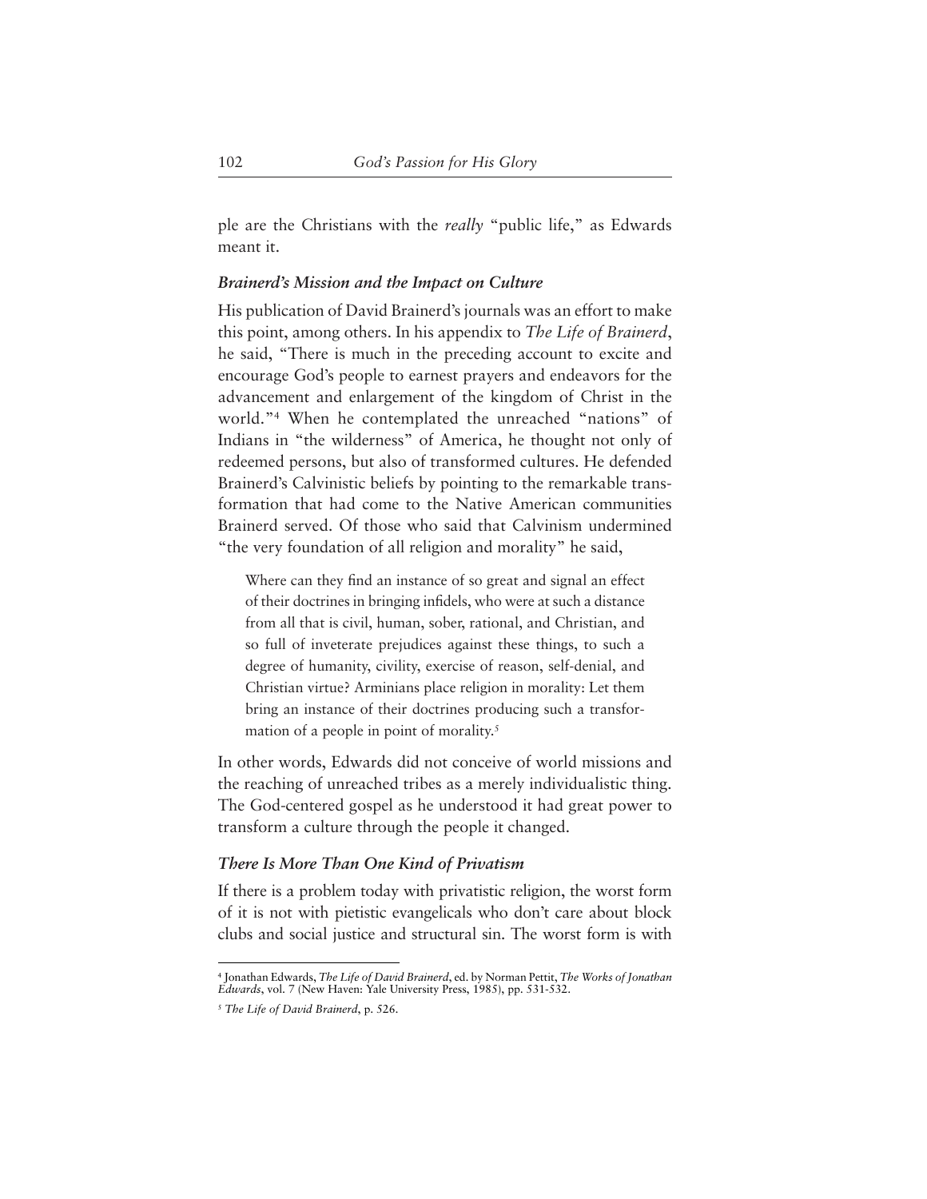ple are the Christians with the *really* "public life," as Edwards meant it.

### *Brainerd's Mission and the Impact on Culture*

His publication of David Brainerd's journals was an effort to make this point, among others. In his appendix to *The Life of Brainerd*, he said, "There is much in the preceding account to excite and encourage God's people to earnest prayers and endeavors for the advancement and enlargement of the kingdom of Christ in the world."[4] When he contemplated the unreached "nations" of Indians in "the wilderness" of America, he thought not only of redeemed persons, but also of transformed cultures. He defended Brainerd's Calvinistic beliefs by pointing to the remarkable transformation that had come to the Native American communities Brainerd served. Of those who said that Calvinism undermined "the very foundation of all religion and morality" he said,

> Where can they find an instance of so great and signal an effect of their doctrines in bringing infidels, who were at such a distance from all that is civil, human, sober, rational, and Christian, and so full of inveterate prejudices against these things, to such a degree of humanity, civility, exercise of reason, self-denial, and Christian virtue? Arminians place religion in morality: Let them bring an instance of their doctrines producing such a transformation of a people in point of morality.[5]

In other words, Edwards did not conceive of world missions and the reaching of unreached tribes as a merely individualistic thing. The God-centered gospel as he understood it had great power to transform a culture through the people it changed.

### *There Is More Than One Kind of Privatism*

If there is a problem today with privatistic religion, the worst form of it is not with pietistic evangelicals who don't care about block clubs and social justice and structural sin. The worst form is with

---

[4] Jonathan Edwards, *The Life of David Brainerd*, ed. by Norman Pettit, *The Works of Jonathan Edwards*, vol. 7 (New Haven: Yale University Press, 1985), pp. 531-532.

[5] *The Life of David Brainerd*, p. 526.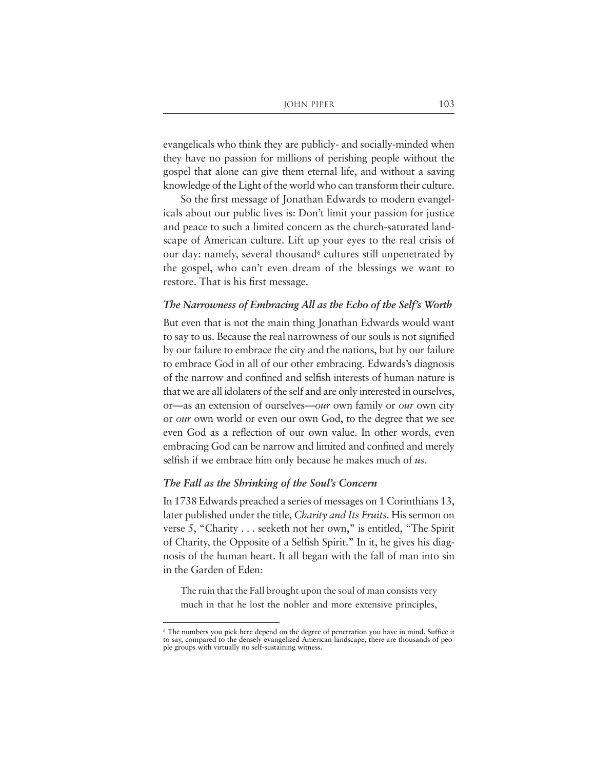evangelicals who think they are publicly- and socially-minded when they have no passion for millions of perishing people without the gospel that alone can give them eternal life, and without a saving knowledge of the Light of the world who can transform their culture.

So the first message of Jonathan Edwards to modern evangelicals about our public lives is: Don't limit your passion for justice and peace to such a limited concern as the church-saturated landscape of American culture. Lift up your eyes to the real crisis of our day: namely, several thousand[6] cultures still unpenetrated by the gospel, who can't even dream of the blessings we want to restore. That is his first message.

### *The Narrowness of Embracing All as the Echo of the Self's Worth*

But even that is not the main thing Jonathan Edwards would want to say to us. Because the real narrowness of our souls is not signified by our failure to embrace the city and the nations, but by our failure to embrace God in all of our other embracing. Edwards's diagnosis of the narrow and confined and selfish interests of human nature is that we are all idolaters of the self and are only interested in ourselves, or—as an extension of ourselves—*our* own family or *our* own city or *our* own world or even our own God, to the degree that we see even God as a reflection of our own value. In other words, even embracing God can be narrow and limited and confined and merely selfish if we embrace him only because he makes much of *us*.

### *The Fall as the Shrinking of the Soul's Concern*

In 1738 Edwards preached a series of messages on 1 Corinthians 13, later published under the title, *Charity and Its Fruits*. His sermon on verse 5, "Charity . . . seeketh not her own," is entitled, "The Spirit of Charity, the Opposite of a Selfish Spirit." In it, he gives his diagnosis of the human heart. It all began with the fall of man into sin in the Garden of Eden:

> The ruin that the Fall brought upon the soul of man consists very much in that he lost the nobler and more extensive principles,

[6] The numbers you pick here depend on the degree of penetration you have in mind. Suffice it to say, compared to the densely evangelized American landscape, there are thousands of people groups with virtually no self-sustaining witness.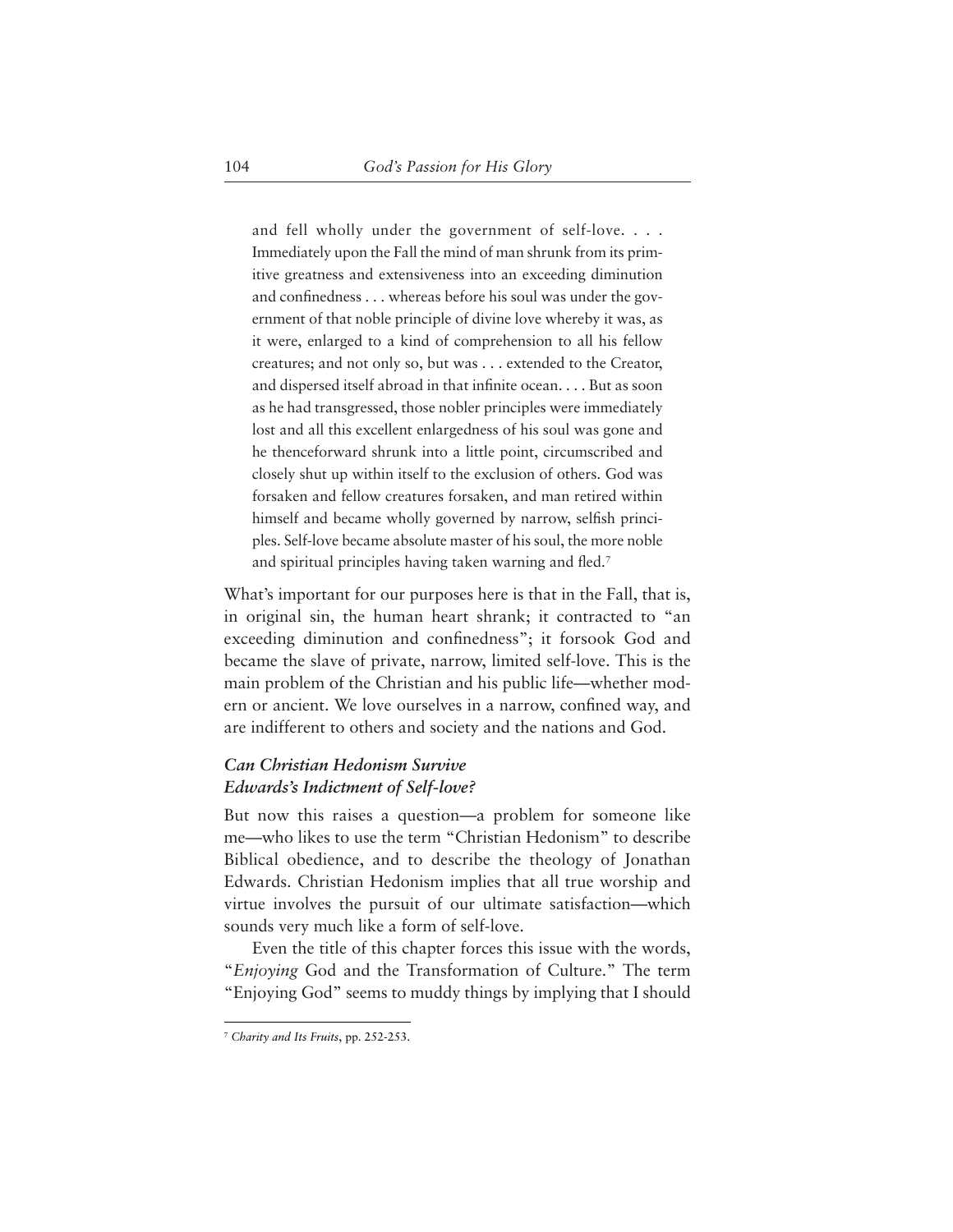> and fell wholly under the government of self-love. . . . Immediately upon the Fall the mind of man shrunk from its primitive greatness and extensiveness into an exceeding diminution and confinedness . . . whereas before his soul was under the government of that noble principle of divine love whereby it was, as it were, enlarged to a kind of comprehension to all his fellow creatures; and not only so, but was . . . extended to the Creator, and dispersed itself abroad in that infinite ocean. . . . But as soon as he had transgressed, those nobler principles were immediately lost and all this excellent enlargedness of his soul was gone and he thenceforward shrunk into a little point, circumscribed and closely shut up within itself to the exclusion of others. God was forsaken and fellow creatures forsaken, and man retired within himself and became wholly governed by narrow, selfish principles. Self-love became absolute master of his soul, the more noble and spiritual principles having taken warning and fled.[7]

What's important for our purposes here is that in the Fall, that is, in original sin, the human heart shrank; it contracted to "an exceeding diminution and confinedness"; it forsook God and became the slave of private, narrow, limited self-love. This is the main problem of the Christian and his public life—whether modern or ancient. We love ourselves in a narrow, confined way, and are indifferent to others and society and the nations and God.

### *Can Christian Hedonism Survive Edwards's Indictment of Self-love?*

But now this raises a question—a problem for someone like me—who likes to use the term "Christian Hedonism" to describe Biblical obedience, and to describe the theology of Jonathan Edwards. Christian Hedonism implies that all true worship and virtue involves the pursuit of our ultimate satisfaction—which sounds very much like a form of self-love.

Even the title of this chapter forces this issue with the words, "*Enjoying* God and the Transformation of Culture." The term "Enjoying God" seems to muddy things by implying that I should

---

[7] *Charity and Its Fruits*, pp. 252-253.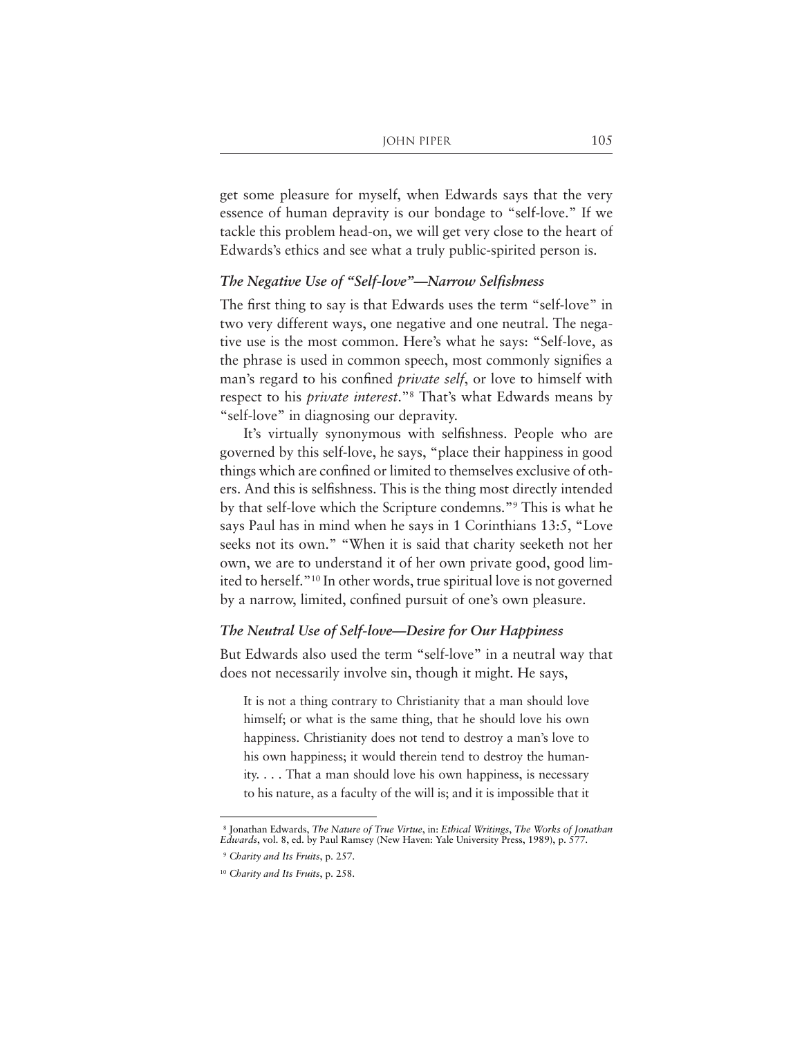get some pleasure for myself, when Edwards says that the very essence of human depravity is our bondage to "self-love." If we tackle this problem head-on, we will get very close to the heart of Edwards's ethics and see what a truly public-spirited person is.

### *The Negative Use of "Self-love"—Narrow Selfishness*

The first thing to say is that Edwards uses the term "self-love" in two very different ways, one negative and one neutral. The negative use is the most common. Here's what he says: "Self-love, as the phrase is used in common speech, most commonly signifies a man's regard to his confined *private self*, or love to himself with respect to his *private interest*."[8] That's what Edwards means by "self-love" in diagnosing our depravity.

It's virtually synonymous with selfishness. People who are governed by this self-love, he says, "place their happiness in good things which are confined or limited to themselves exclusive of others. And this is selfishness. This is the thing most directly intended by that self-love which the Scripture condemns."[9] This is what he says Paul has in mind when he says in 1 Corinthians 13:5, "Love seeks not its own." "When it is said that charity seeketh not her own, we are to understand it of her own private good, good limited to herself."[10] In other words, true spiritual love is not governed by a narrow, limited, confined pursuit of one's own pleasure.

### *The Neutral Use of Self-love—Desire for Our Happiness*

But Edwards also used the term "self-love" in a neutral way that does not necessarily involve sin, though it might. He says,

> It is not a thing contrary to Christianity that a man should love himself; or what is the same thing, that he should love his own happiness. Christianity does not tend to destroy a man's love to his own happiness; it would therein tend to destroy the humanity. . . . That a man should love his own happiness, is necessary to his nature, as a faculty of the will is; and it is impossible that it

[8] Jonathan Edwards, *The Nature of True Virtue*, in: *Ethical Writings*, *The Works of Jonathan Edwards*, vol. 8, ed. by Paul Ramsey (New Haven: Yale University Press, 1989), p. 577.

[9] *Charity and Its Fruits*, p. 257.

[10] *Charity and Its Fruits*, p. 258.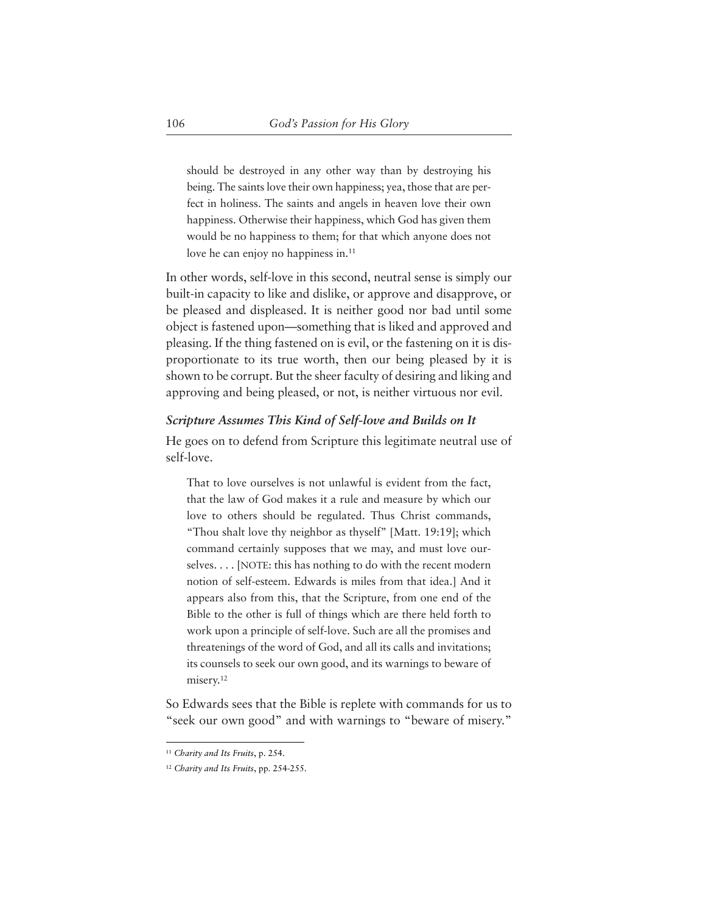> should be destroyed in any other way than by destroying his being. The saints love their own happiness; yea, those that are perfect in holiness. The saints and angels in heaven love their own happiness. Otherwise their happiness, which God has given them would be no happiness to them; for that which anyone does not love he can enjoy no happiness in.[11]

In other words, self-love in this second, neutral sense is simply our built-in capacity to like and dislike, or approve and disapprove, or be pleased and displeased. It is neither good nor bad until some object is fastened upon—something that is liked and approved and pleasing. If the thing fastened on is evil, or the fastening on it is disproportionate to its true worth, then our being pleased by it is shown to be corrupt. But the sheer faculty of desiring and liking and approving and being pleased, or not, is neither virtuous nor evil.

### *Scripture Assumes This Kind of Self-love and Builds on It*

He goes on to defend from Scripture this legitimate neutral use of self-love.

> That to love ourselves is not unlawful is evident from the fact, that the law of God makes it a rule and measure by which our love to others should be regulated. Thus Christ commands, "Thou shalt love thy neighbor as thyself" [Matt. 19:19]; which command certainly supposes that we may, and must love ourselves. . . . [NOTE: this has nothing to do with the recent modern notion of self-esteem. Edwards is miles from that idea.] And it appears also from this, that the Scripture, from one end of the Bible to the other is full of things which are there held forth to work upon a principle of self-love. Such are all the promises and threatenings of the word of God, and all its calls and invitations; its counsels to seek our own good, and its warnings to beware of misery.[12]

So Edwards sees that the Bible is replete with commands for us to "seek our own good" and with warnings to "beware of misery."

---

[11] *Charity and Its Fruits*, p. 254.

[12] *Charity and Its Fruits*, pp. 254-255.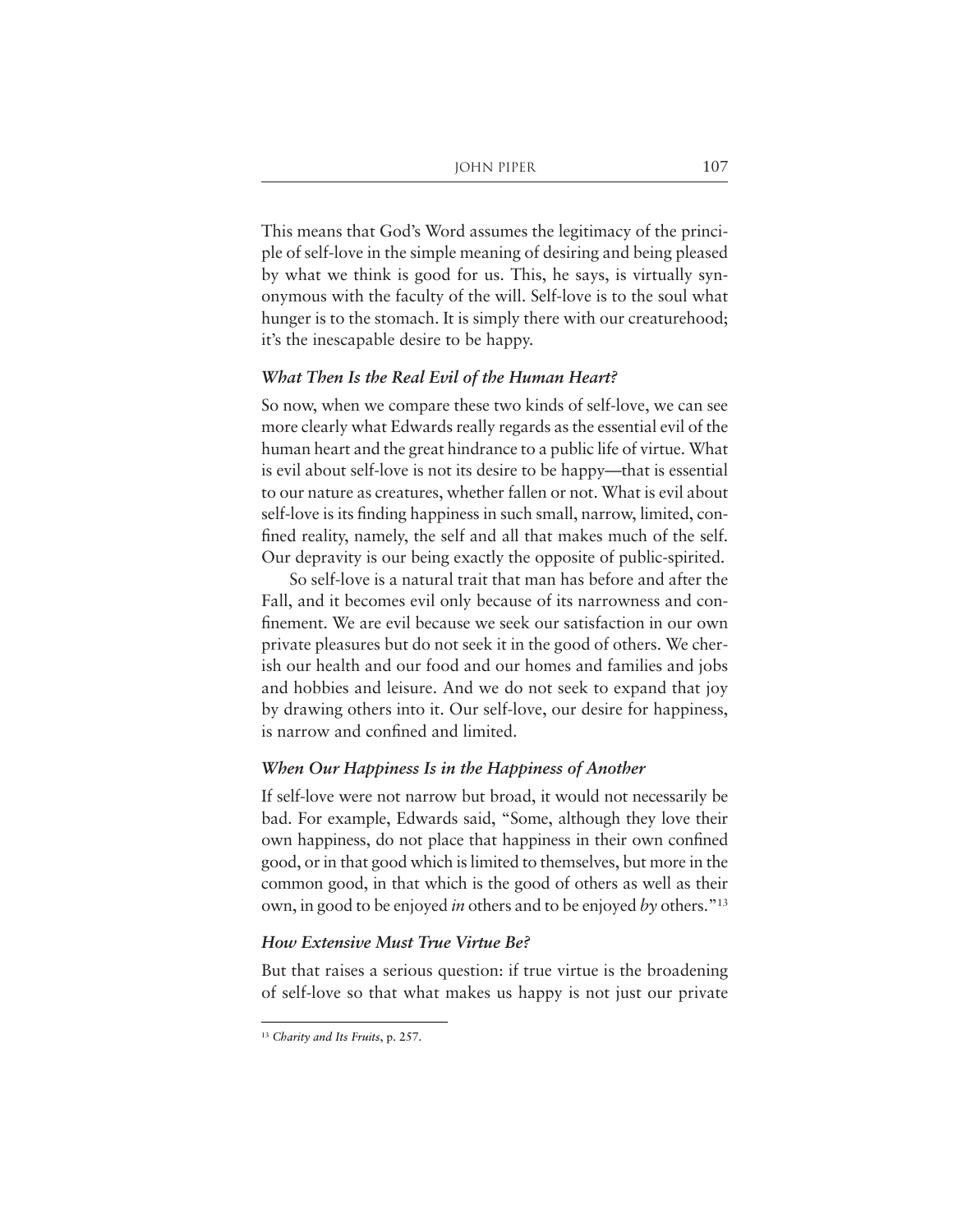This means that God's Word assumes the legitimacy of the principle of self-love in the simple meaning of desiring and being pleased by what we think is good for us. This, he says, is virtually synonymous with the faculty of the will. Self-love is to the soul what hunger is to the stomach. It is simply there with our creaturehood; it's the inescapable desire to be happy.

### *What Then Is the Real Evil of the Human Heart?*

So now, when we compare these two kinds of self-love, we can see more clearly what Edwards really regards as the essential evil of the human heart and the great hindrance to a public life of virtue. What is evil about self-love is not its desire to be happy—that is essential to our nature as creatures, whether fallen or not. What is evil about self-love is its finding happiness in such small, narrow, limited, confined reality, namely, the self and all that makes much of the self. Our depravity is our being exactly the opposite of public-spirited.

So self-love is a natural trait that man has before and after the Fall, and it becomes evil only because of its narrowness and confinement. We are evil because we seek our satisfaction in our own private pleasures but do not seek it in the good of others. We cherish our health and our food and our homes and families and jobs and hobbies and leisure. And we do not seek to expand that joy by drawing others into it. Our self-love, our desire for happiness, is narrow and confined and limited.

### *When Our Happiness Is in the Happiness of Another*

If self-love were not narrow but broad, it would not necessarily be bad. For example, Edwards said, "Some, although they love their own happiness, do not place that happiness in their own confined good, or in that good which is limited to themselves, but more in the common good, in that which is the good of others as well as their own, in good to be enjoyed *in* others and to be enjoyed *by* others."[13]

### *How Extensive Must True Virtue Be?*

But that raises a serious question: if true virtue is the broadening of self-love so that what makes us happy is not just our private

[13] *Charity and Its Fruits*, p. 257.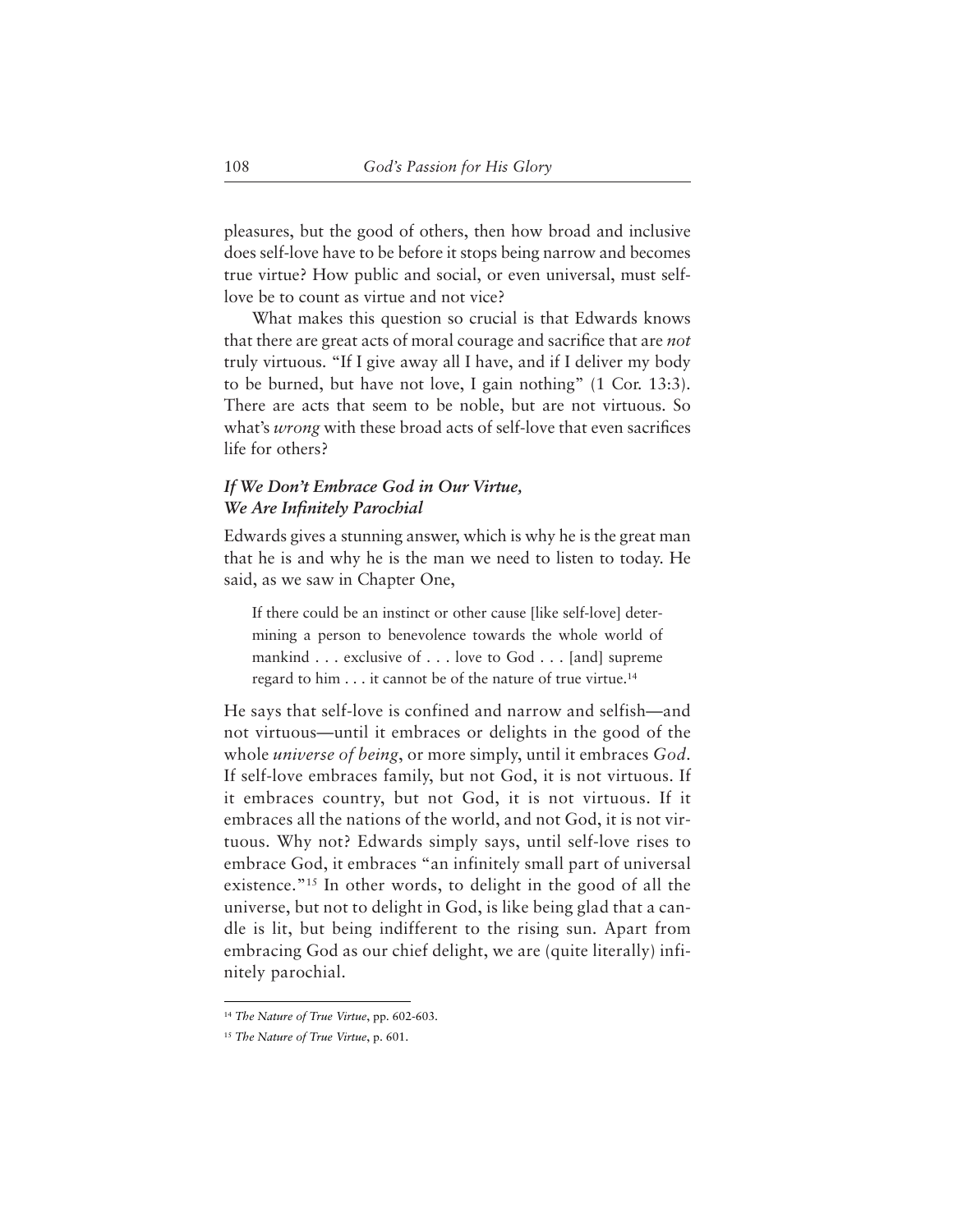pleasures, but the good of others, then how broad and inclusive does self-love have to be before it stops being narrow and becomes true virtue? How public and social, or even universal, must self-love be to count as virtue and not vice?

What makes this question so crucial is that Edwards knows that there are great acts of moral courage and sacrifice that are *not* truly virtuous. "If I give away all I have, and if I deliver my body to be burned, but have not love, I gain nothing" (1 Cor. 13:3). There are acts that seem to be noble, but are not virtuous. So what's *wrong* with these broad acts of self-love that even sacrifices life for others?

### *If We Don't Embrace God in Our Virtue, We Are Infinitely Parochial*

Edwards gives a stunning answer, which is why he is the great man that he is and why he is the man we need to listen to today. He said, as we saw in Chapter One,

> If there could be an instinct or other cause [like self-love] determining a person to benevolence towards the whole world of mankind . . . exclusive of . . . love to God . . . [and] supreme regard to him . . . it cannot be of the nature of true virtue.[14]

He says that self-love is confined and narrow and selfish—and not virtuous—until it embraces or delights in the good of the whole *universe of being*, or more simply, until it embraces *God*. If self-love embraces family, but not God, it is not virtuous. If it embraces country, but not God, it is not virtuous. If it embraces all the nations of the world, and not God, it is not virtuous. Why not? Edwards simply says, until self-love rises to embrace God, it embraces "an infinitely small part of universal existence."[15] In other words, to delight in the good of all the universe, but not to delight in God, is like being glad that a candle is lit, but being indifferent to the rising sun. Apart from embracing God as our chief delight, we are (quite literally) infinitely parochial.

---

[14] *The Nature of True Virtue*, pp. 602-603.

[15] *The Nature of True Virtue*, p. 601.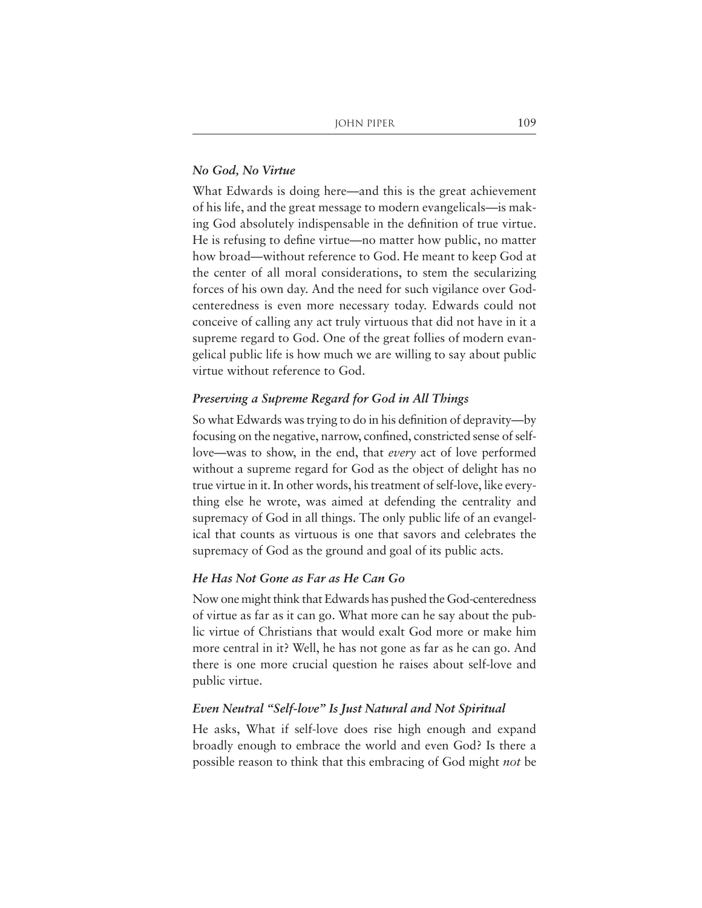### *No God, No Virtue*

What Edwards is doing here—and this is the great achievement of his life, and the great message to modern evangelicals—is making God absolutely indispensable in the definition of true virtue. He is refusing to define virtue—no matter how public, no matter how broad—without reference to God. He meant to keep God at the center of all moral considerations, to stem the secularizing forces of his own day. And the need for such vigilance over God-centeredness is even more necessary today. Edwards could not conceive of calling any act truly virtuous that did not have in it a supreme regard to God. One of the great follies of modern evangelical public life is how much we are willing to say about public virtue without reference to God.

### *Preserving a Supreme Regard for God in All Things*

So what Edwards was trying to do in his definition of depravity—by focusing on the negative, narrow, confined, constricted sense of self-love—was to show, in the end, that *every* act of love performed without a supreme regard for God as the object of delight has no true virtue in it. In other words, his treatment of self-love, like everything else he wrote, was aimed at defending the centrality and supremacy of God in all things. The only public life of an evangelical that counts as virtuous is one that savors and celebrates the supremacy of God as the ground and goal of its public acts.

### *He Has Not Gone as Far as He Can Go*

Now one might think that Edwards has pushed the God-centeredness of virtue as far as it can go. What more can he say about the public virtue of Christians that would exalt God more or make him more central in it? Well, he has not gone as far as he can go. And there is one more crucial question he raises about self-love and public virtue.

### *Even Neutral "Self-love" Is Just Natural and Not Spiritual*

He asks, What if self-love does rise high enough and expand broadly enough to embrace the world and even God? Is there a possible reason to think that this embracing of God might *not* be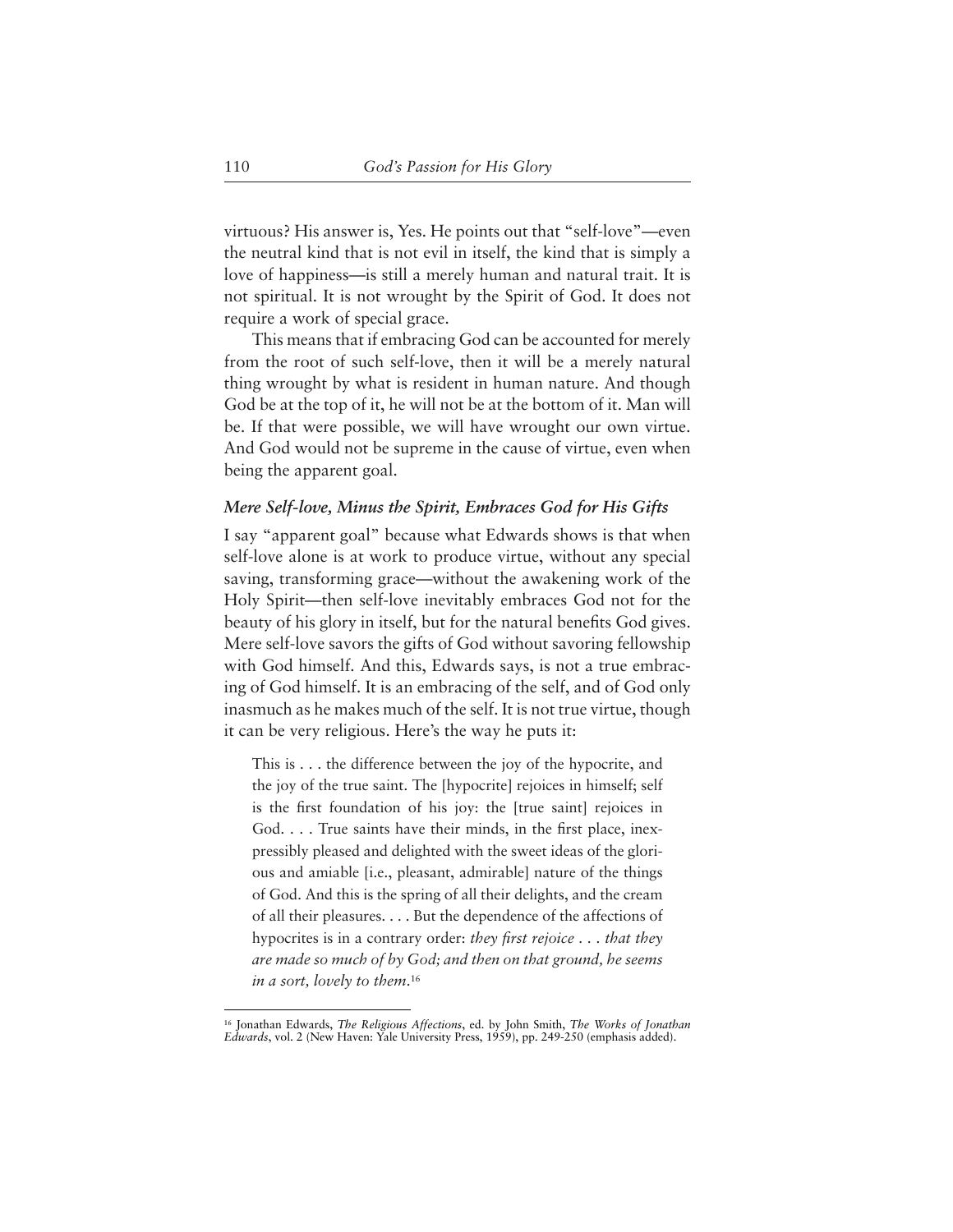virtuous? His answer is, Yes. He points out that "self-love"—even the neutral kind that is not evil in itself, the kind that is simply a love of happiness—is still a merely human and natural trait. It is not spiritual. It is not wrought by the Spirit of God. It does not require a work of special grace.

This means that if embracing God can be accounted for merely from the root of such self-love, then it will be a merely natural thing wrought by what is resident in human nature. And though God be at the top of it, he will not be at the bottom of it. Man will be. If that were possible, we will have wrought our own virtue. And God would not be supreme in the cause of virtue, even when being the apparent goal.

### *Mere Self-love, Minus the Spirit, Embraces God for His Gifts*

I say "apparent goal" because what Edwards shows is that when self-love alone is at work to produce virtue, without any special saving, transforming grace—without the awakening work of the Holy Spirit—then self-love inevitably embraces God not for the beauty of his glory in itself, but for the natural benefits God gives. Mere self-love savors the gifts of God without savoring fellowship with God himself. And this, Edwards says, is not a true embracing of God himself. It is an embracing of the self, and of God only inasmuch as he makes much of the self. It is not true virtue, though it can be very religious. Here's the way he puts it:

> This is . . . the difference between the joy of the hypocrite, and the joy of the true saint. The [hypocrite] rejoices in himself; self is the first foundation of his joy: the [true saint] rejoices in God. . . . True saints have their minds, in the first place, inexpressibly pleased and delighted with the sweet ideas of the glorious and amiable [i.e., pleasant, admirable] nature of the things of God. And this is the spring of all their delights, and the cream of all their pleasures. . . . But the dependence of the affections of hypocrites is in a contrary order: *they first rejoice . . . that they are made so much of by God; and then on that ground, he seems in a sort, lovely to them.*[16]

[16] Jonathan Edwards, *The Religious Affections*, ed. by John Smith, *The Works of Jonathan Edwards*, vol. 2 (New Haven: Yale University Press, 1959), pp. 249-250 (emphasis added).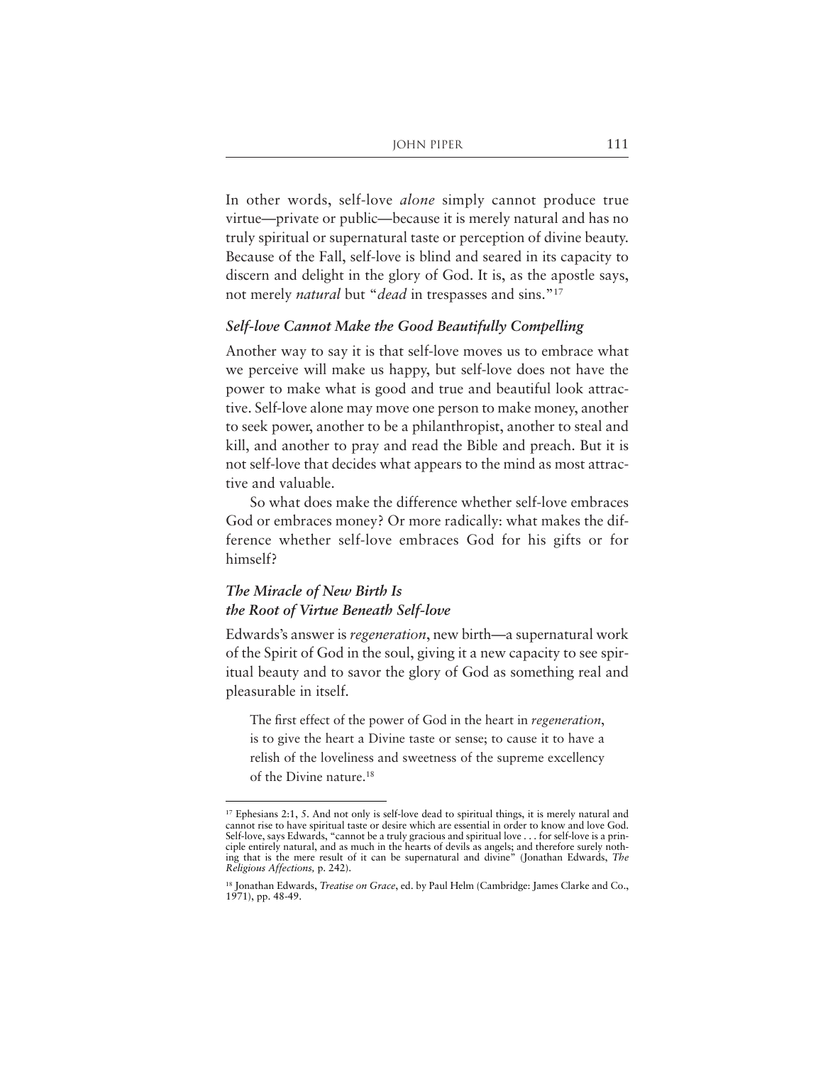In other words, self-love *alone* simply cannot produce true virtue—private or public—because it is merely natural and has no truly spiritual or supernatural taste or perception of divine beauty. Because of the Fall, self-love is blind and seared in its capacity to discern and delight in the glory of God. It is, as the apostle says, not merely *natural* but "*dead* in trespasses and sins."[17]

### *Self-love Cannot Make the Good Beautifully Compelling*

Another way to say it is that self-love moves us to embrace what we perceive will make us happy, but self-love does not have the power to make what is good and true and beautiful look attractive. Self-love alone may move one person to make money, another to seek power, another to be a philanthropist, another to steal and kill, and another to pray and read the Bible and preach. But it is not self-love that decides what appears to the mind as most attractive and valuable.

So what does make the difference whether self-love embraces God or embraces money? Or more radically: what makes the difference whether self-love embraces God for his gifts or for himself?

### *The Miracle of New Birth Is the Root of Virtue Beneath Self-love*

Edwards's answer is *regeneration*, new birth—a supernatural work of the Spirit of God in the soul, giving it a new capacity to see spiritual beauty and to savor the glory of God as something real and pleasurable in itself.

> The first effect of the power of God in the heart in *regeneration*, is to give the heart a Divine taste or sense; to cause it to have a relish of the loveliness and sweetness of the supreme excellency of the Divine nature.[18]

---

[17] Ephesians 2:1, 5. And not only is self-love dead to spiritual things, it is merely natural and cannot rise to have spiritual taste or desire which are essential in order to know and love God. Self-love, says Edwards, "cannot be a truly gracious and spiritual love . . . for self-love is a principle entirely natural, and as much in the hearts of devils as angels; and therefore surely nothing that is the mere result of it can be supernatural and divine" (Jonathan Edwards, *The Religious Affections,* p. 242).

[18] Jonathan Edwards, *Treatise on Grace*, ed. by Paul Helm (Cambridge: James Clarke and Co., 1971), pp. 48-49.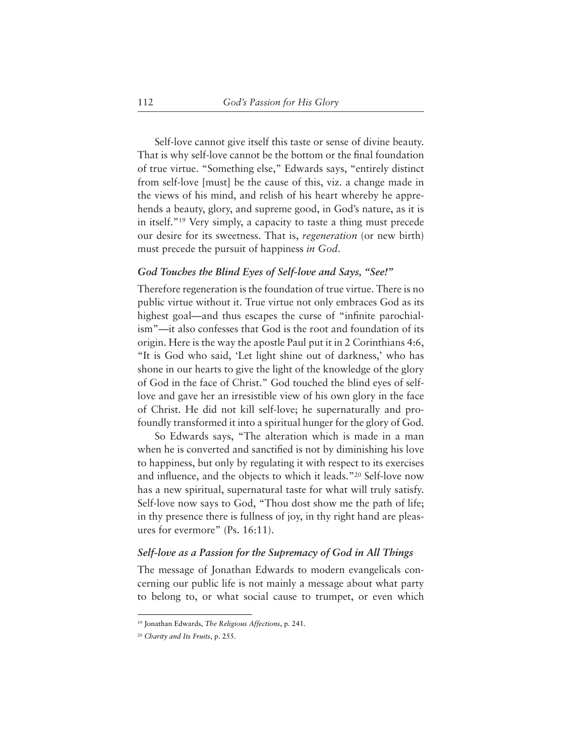Self-love cannot give itself this taste or sense of divine beauty. That is why self-love cannot be the bottom or the final foundation of true virtue. "Something else," Edwards says, "entirely distinct from self-love [must] be the cause of this, viz. a change made in the views of his mind, and relish of his heart whereby he apprehends a beauty, glory, and supreme good, in God's nature, as it is in itself."[19] Very simply, a capacity to taste a thing must precede our desire for its sweetness. That is, *regeneration* (or new birth) must precede the pursuit of happiness *in God*.

### *God Touches the Blind Eyes of Self-love and Says, "See!"*

Therefore regeneration is the foundation of true virtue. There is no public virtue without it. True virtue not only embraces God as its highest goal—and thus escapes the curse of "infinite parochialism"—it also confesses that God is the root and foundation of its origin. Here is the way the apostle Paul put it in 2 Corinthians 4:6, "It is God who said, 'Let light shine out of darkness,' who has shone in our hearts to give the light of the knowledge of the glory of God in the face of Christ." God touched the blind eyes of self-love and gave her an irresistible view of his own glory in the face of Christ. He did not kill self-love; he supernaturally and profoundly transformed it into a spiritual hunger for the glory of God.

So Edwards says, "The alteration which is made in a man when he is converted and sanctified is not by diminishing his love to happiness, but only by regulating it with respect to its exercises and influence, and the objects to which it leads."[20] Self-love now has a new spiritual, supernatural taste for what will truly satisfy. Self-love now says to God, "Thou dost show me the path of life; in thy presence there is fullness of joy, in thy right hand are pleasures for evermore" (Ps. 16:11).

### *Self-love as a Passion for the Supremacy of God in All Things*

The message of Jonathan Edwards to modern evangelicals concerning our public life is not mainly a message about what party to belong to, or what social cause to trumpet, or even which

---

[19] Jonathan Edwards, *The Religious Affections*, p. 241.

[20] *Charity and Its Fruits*, p. 255.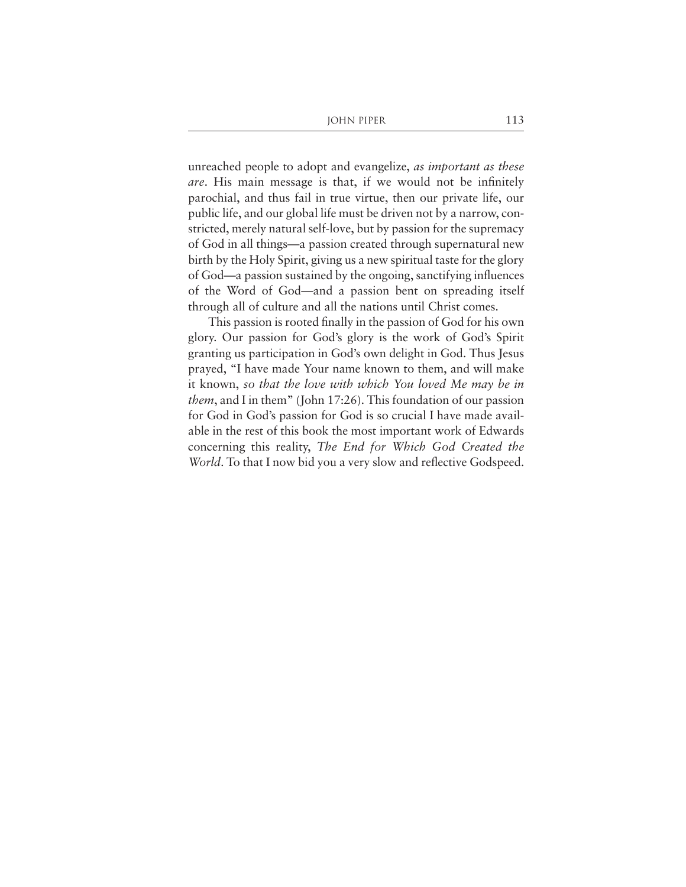unreached people to adopt and evangelize, *as important as these are*. His main message is that, if we would not be infinitely parochial, and thus fail in true virtue, then our private life, our public life, and our global life must be driven not by a narrow, constricted, merely natural self-love, but by passion for the supremacy of God in all things—a passion created through supernatural new birth by the Holy Spirit, giving us a new spiritual taste for the glory of God—a passion sustained by the ongoing, sanctifying influences of the Word of God—and a passion bent on spreading itself through all of culture and all the nations until Christ comes.

This passion is rooted finally in the passion of God for his own glory. Our passion for God's glory is the work of God's Spirit granting us participation in God's own delight in God. Thus Jesus prayed, "I have made Your name known to them, and will make it known, *so that the love with which You loved Me may be in them*, and I in them" (John 17:26). This foundation of our passion for God in God's passion for God is so crucial I have made available in the rest of this book the most important work of Edwards concerning this reality, *The End for Which God Created the World*. To that I now bid you a very slow and reflective Godspeed.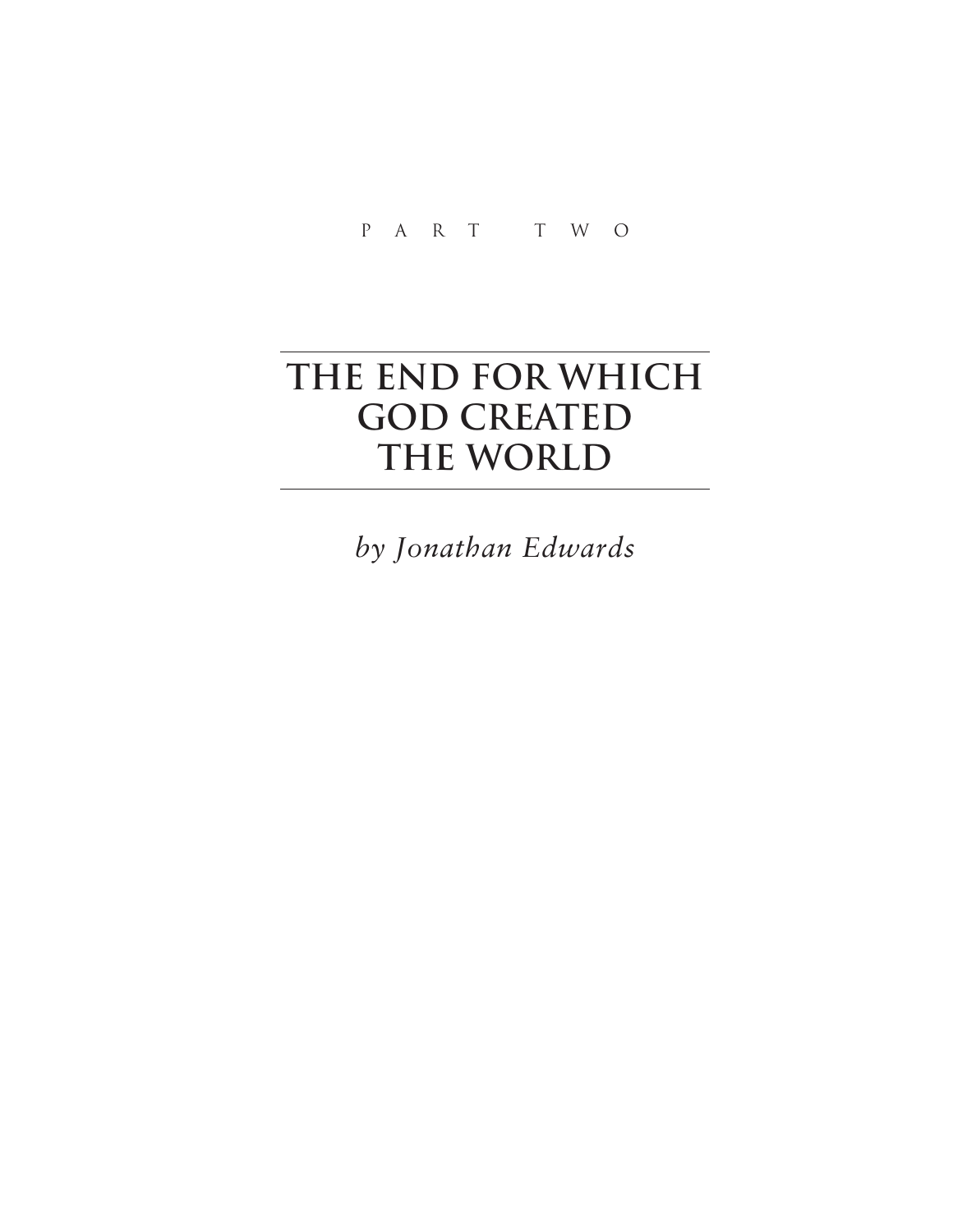PART TWO

# THE END FOR WHICH GOD CREATED THE WORLD

*by Jonathan Edwards*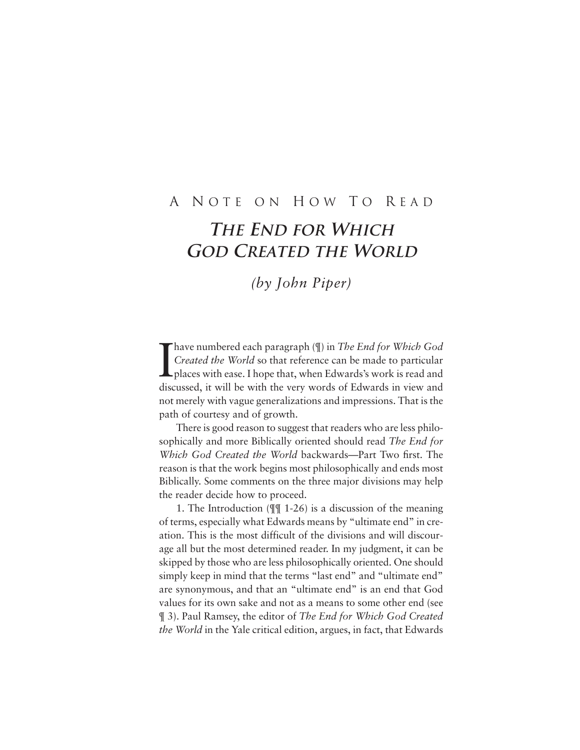# A Note on How To Read *The End for Which God Created the World*

*(by John Piper)*

I have numbered each paragraph (¶) in *The End for Which God Created the World* so that reference can be made to particular places with ease. I hope that, when Edwards's work is read and discussed, it will be with the very words of Edwards in view and not merely with vague generalizations and impressions. That is the path of courtesy and of growth.

There is good reason to suggest that readers who are less philosophically and more Biblically oriented should read *The End for Which God Created the World* backwards—Part Two first. The reason is that the work begins most philosophically and ends most Biblically. Some comments on the three major divisions may help the reader decide how to proceed.

1. The Introduction (¶¶ 1-26) is a discussion of the meaning of terms, especially what Edwards means by "ultimate end" in creation. This is the most difficult of the divisions and will discourage all but the most determined reader. In my judgment, it can be skipped by those who are less philosophically oriented. One should simply keep in mind that the terms "last end" and "ultimate end" are synonymous, and that an "ultimate end" is an end that God values for its own sake and not as a means to some other end (see ¶ 3). Paul Ramsey, the editor of *The End for Which God Created the World* in the Yale critical edition, argues, in fact, that Edwards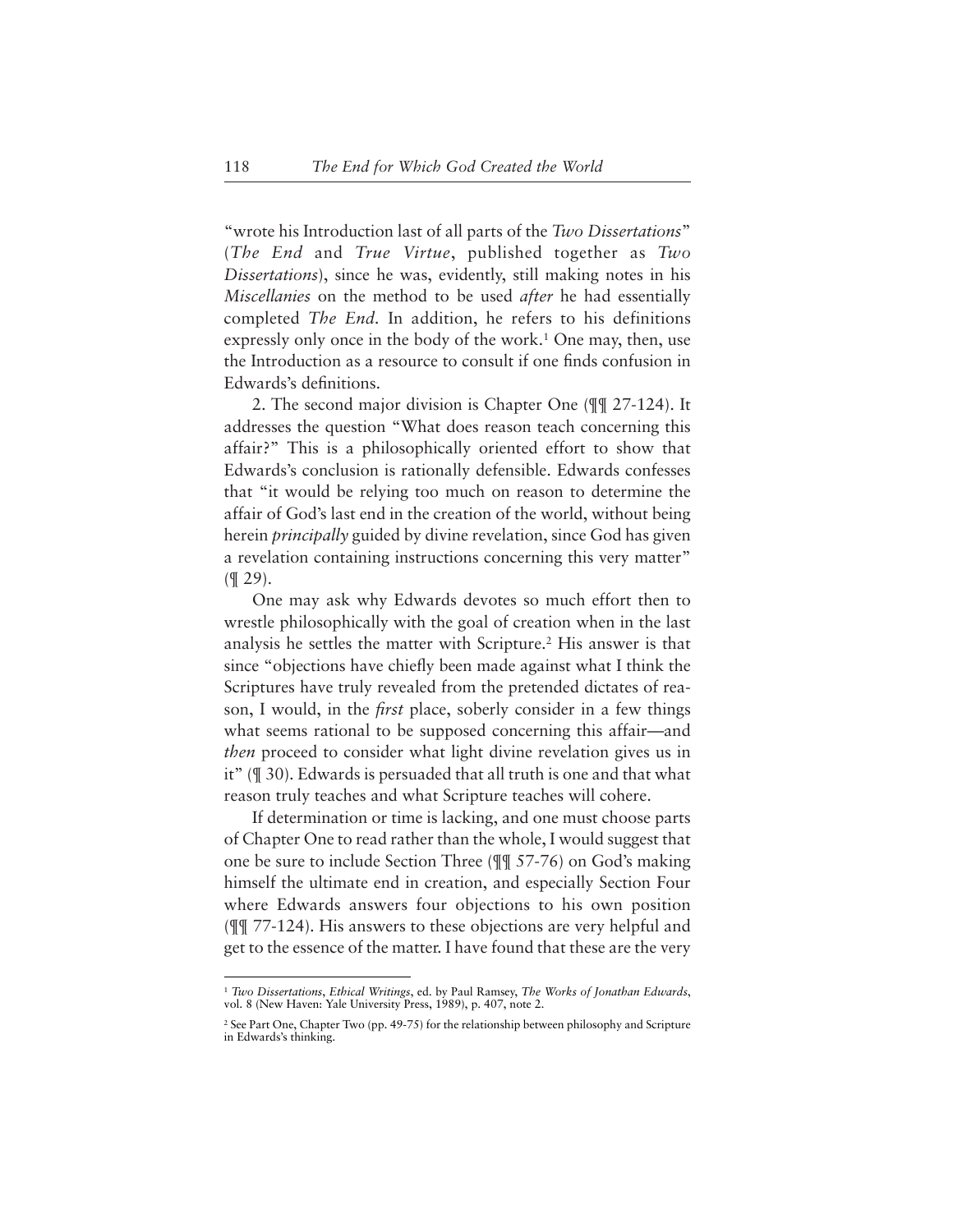"wrote his Introduction last of all parts of the *Two Dissertations*" (*The End* and *True Virtue*, published together as *Two Dissertations*), since he was, evidently, still making notes in his *Miscellanies* on the method to be used *after* he had essentially completed *The End*. In addition, he refers to his definitions expressly only once in the body of the work.[1] One may, then, use the Introduction as a resource to consult if one finds confusion in Edwards's definitions.

2. The second major division is Chapter One (¶¶ 27-124). It addresses the question "What does reason teach concerning this affair?" This is a philosophically oriented effort to show that Edwards's conclusion is rationally defensible. Edwards confesses that "it would be relying too much on reason to determine the affair of God's last end in the creation of the world, without being herein *principally* guided by divine revelation, since God has given a revelation containing instructions concerning this very matter" (¶ 29).

One may ask why Edwards devotes so much effort then to wrestle philosophically with the goal of creation when in the last analysis he settles the matter with Scripture.[2] His answer is that since "objections have chiefly been made against what I think the Scriptures have truly revealed from the pretended dictates of reason, I would, in the *first* place, soberly consider in a few things what seems rational to be supposed concerning this affair—and *then* proceed to consider what light divine revelation gives us in it" (¶ 30). Edwards is persuaded that all truth is one and that what reason truly teaches and what Scripture teaches will cohere.

If determination or time is lacking, and one must choose parts of Chapter One to read rather than the whole, I would suggest that one be sure to include Section Three (¶¶ 57-76) on God's making himself the ultimate end in creation, and especially Section Four where Edwards answers four objections to his own position (¶¶ 77-124). His answers to these objections are very helpful and get to the essence of the matter. I have found that these are the very

---

[1] *Two Dissertations*, *Ethical Writings*, ed. by Paul Ramsey, *The Works of Jonathan Edwards*, vol. 8 (New Haven: Yale University Press, 1989), p. 407, note 2.

[2] See Part One, Chapter Two (pp. 49-75) for the relationship between philosophy and Scripture in Edwards's thinking.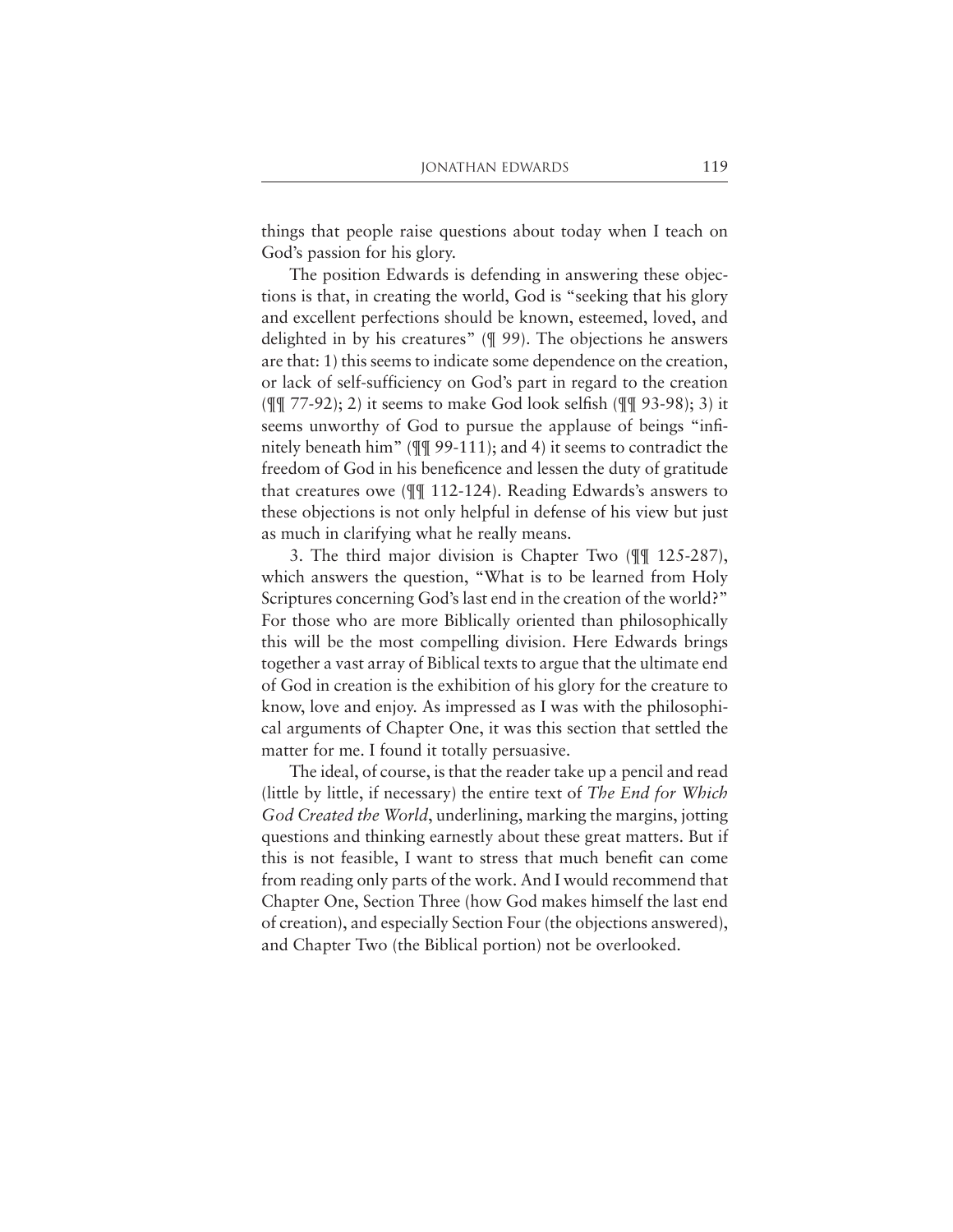things that people raise questions about today when I teach on God's passion for his glory.

The position Edwards is defending in answering these objections is that, in creating the world, God is "seeking that his glory and excellent perfections should be known, esteemed, loved, and delighted in by his creatures" (¶ 99). The objections he answers are that: 1) this seems to indicate some dependence on the creation, or lack of self-sufficiency on God's part in regard to the creation (¶¶ 77-92); 2) it seems to make God look selfish (¶¶ 93-98); 3) it seems unworthy of God to pursue the applause of beings "infinitely beneath him" (¶¶ 99-111); and 4) it seems to contradict the freedom of God in his beneficence and lessen the duty of gratitude that creatures owe (¶¶ 112-124). Reading Edwards's answers to these objections is not only helpful in defense of his view but just as much in clarifying what he really means.

3. The third major division is Chapter Two (¶¶ 125-287), which answers the question, "What is to be learned from Holy Scriptures concerning God's last end in the creation of the world?" For those who are more Biblically oriented than philosophically this will be the most compelling division. Here Edwards brings together a vast array of Biblical texts to argue that the ultimate end of God in creation is the exhibition of his glory for the creature to know, love and enjoy. As impressed as I was with the philosophical arguments of Chapter One, it was this section that settled the matter for me. I found it totally persuasive.

The ideal, of course, is that the reader take up a pencil and read (little by little, if necessary) the entire text of *The End for Which God Created the World*, underlining, marking the margins, jotting questions and thinking earnestly about these great matters. But if this is not feasible, I want to stress that much benefit can come from reading only parts of the work. And I would recommend that Chapter One, Section Three (how God makes himself the last end of creation), and especially Section Four (the objections answered), and Chapter Two (the Biblical portion) not be overlooked.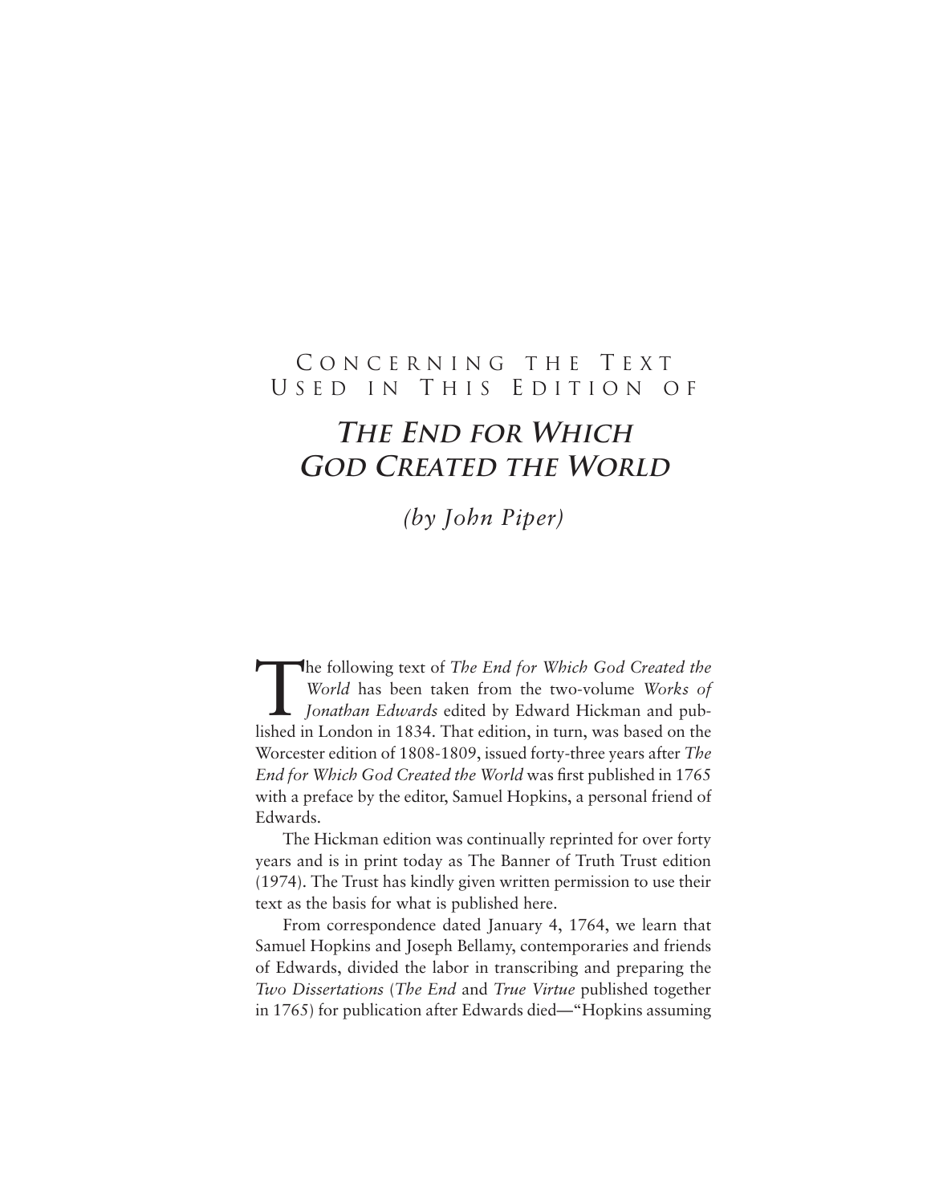# Concerning the Text Used in This Edition of *The End for Which God Created the World*

*(by John Piper)*

The following text of *The End for Which God Created the World* has been taken from the two-volume *Works of Jonathan Edwards* edited by Edward Hickman and published in London in 1834. That edition, in turn, was based on the Worcester edition of 1808-1809, issued forty-three years after *The End for Which God Created the World* was first published in 1765 with a preface by the editor, Samuel Hopkins, a personal friend of Edwards.

The Hickman edition was continually reprinted for over forty years and is in print today as The Banner of Truth Trust edition (1974). The Trust has kindly given written permission to use their text as the basis for what is published here.

From correspondence dated January 4, 1764, we learn that Samuel Hopkins and Joseph Bellamy, contemporaries and friends of Edwards, divided the labor in transcribing and preparing the *Two Dissertations* (*The End* and *True Virtue* published together in 1765) for publication after Edwards died—"Hopkins assuming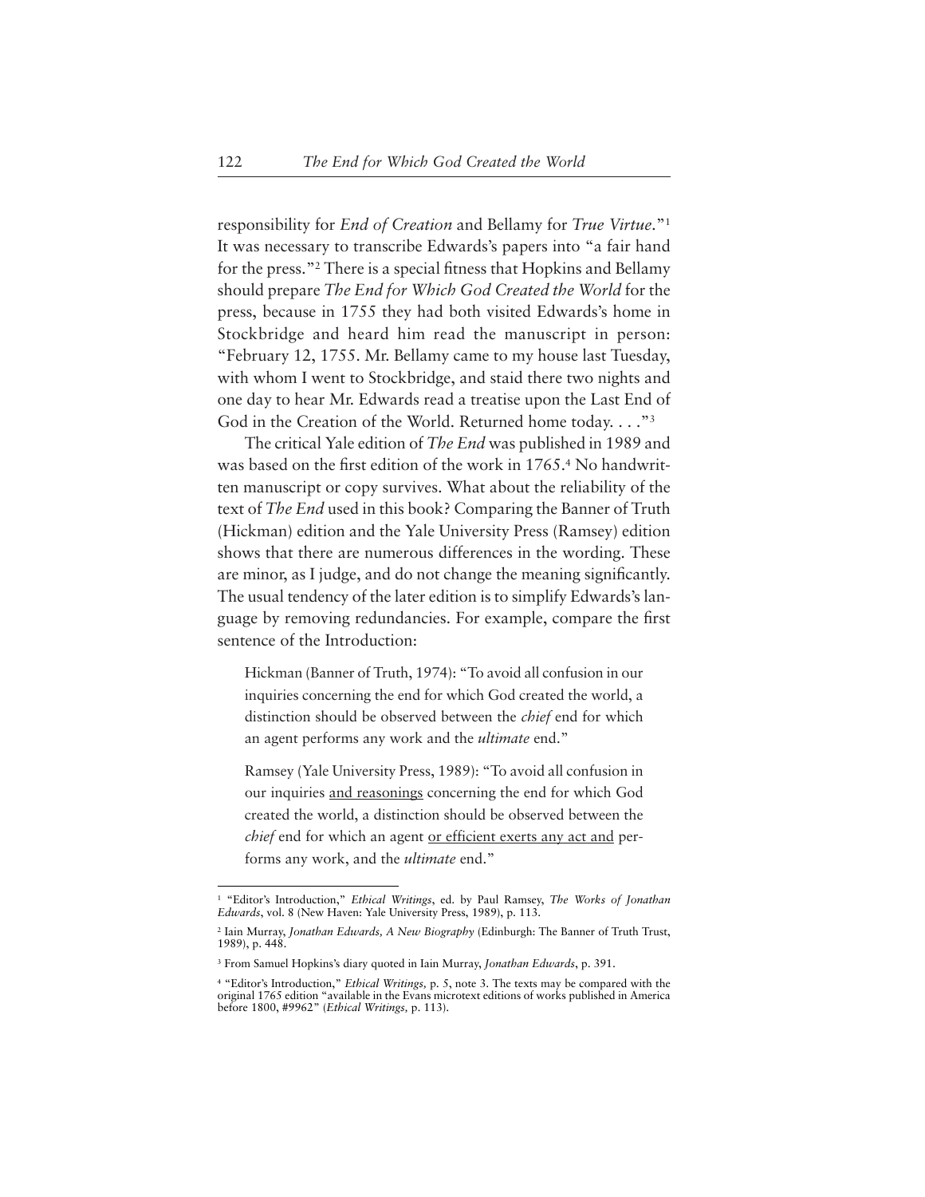responsibility for *End of Creation* and Bellamy for *True Virtue*."[1] It was necessary to transcribe Edwards's papers into "a fair hand for the press."[2] There is a special fitness that Hopkins and Bellamy should prepare *The End for Which God Created the World* for the press, because in 1755 they had both visited Edwards's home in Stockbridge and heard him read the manuscript in person: "February 12, 1755. Mr. Bellamy came to my house last Tuesday, with whom I went to Stockbridge, and staid there two nights and one day to hear Mr. Edwards read a treatise upon the Last End of God in the Creation of the World. Returned home today. . . ."[3]

The critical Yale edition of *The End* was published in 1989 and was based on the first edition of the work in 1765.[4] No handwritten manuscript or copy survives. What about the reliability of the text of *The End* used in this book? Comparing the Banner of Truth (Hickman) edition and the Yale University Press (Ramsey) edition shows that there are numerous differences in the wording. These are minor, as I judge, and do not change the meaning significantly. The usual tendency of the later edition is to simplify Edwards's language by removing redundancies. For example, compare the first sentence of the Introduction:

> Hickman (Banner of Truth, 1974): "To avoid all confusion in our inquiries concerning the end for which God created the world, a distinction should be observed between the *chief* end for which an agent performs any work and the *ultimate* end."

> Ramsey (Yale University Press, 1989): "To avoid all confusion in our inquiries <u>and reasonings</u> concerning the end for which God created the world, a distinction should be observed between the *chief* end for which an agent <u>or efficient exerts any act and</u> performs any work, and the *ultimate* end."

---

[1] "Editor's Introduction," *Ethical Writings*, ed. by Paul Ramsey, *The Works of Jonathan Edwards*, vol. 8 (New Haven: Yale University Press, 1989), p. 113.

[2] Iain Murray, *Jonathan Edwards, A New Biography* (Edinburgh: The Banner of Truth Trust, 1989), p. 448.

[3] From Samuel Hopkins's diary quoted in Iain Murray, *Jonathan Edwards*, p. 391.

[4] "Editor's Introduction," *Ethical Writings*, p. 5, note 3. The texts may be compared with the original 1765 edition "available in the Evans microtext editions of works published in America before 1800, #9962" (*Ethical Writings*, p. 113).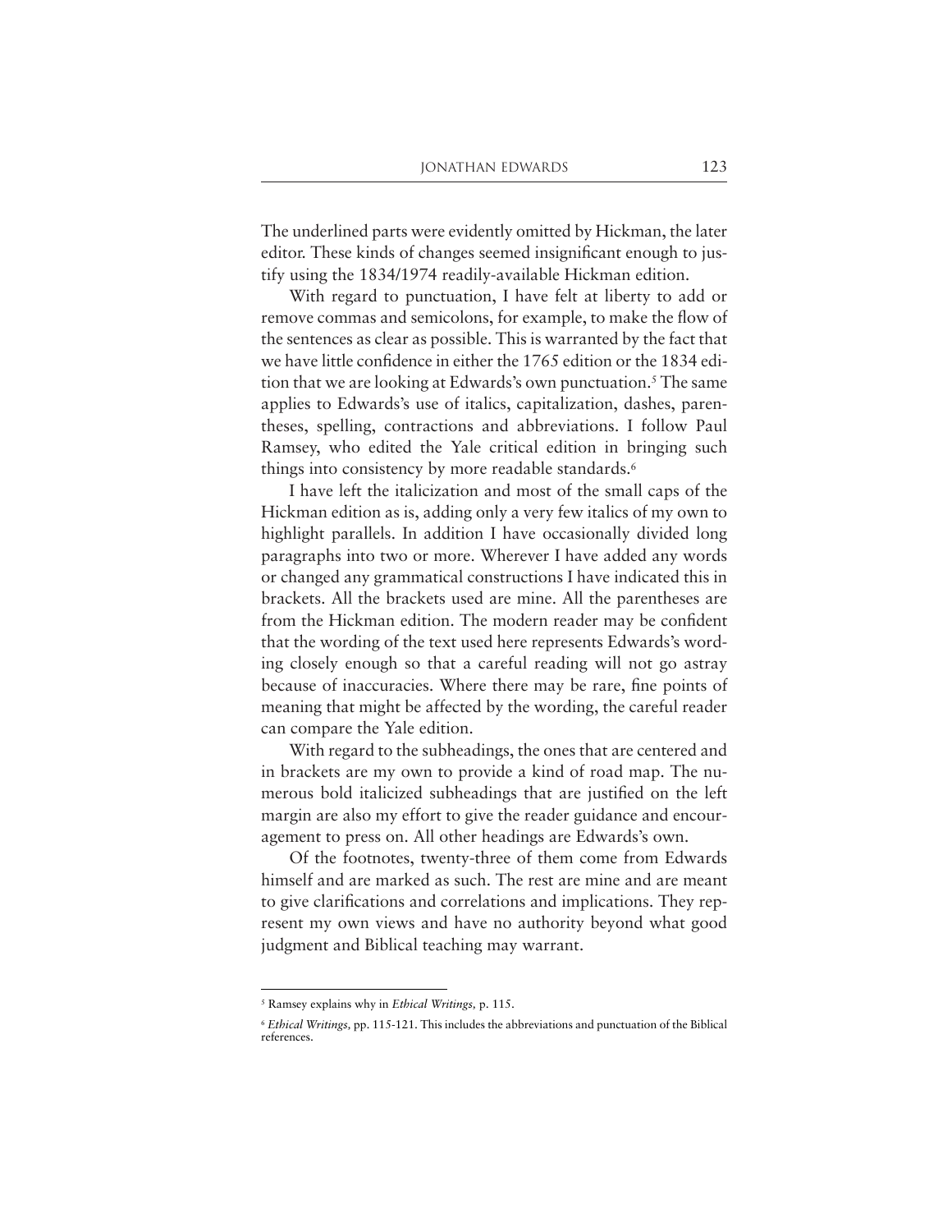The underlined parts were evidently omitted by Hickman, the later editor. These kinds of changes seemed insignificant enough to justify using the 1834/1974 readily-available Hickman edition.

With regard to punctuation, I have felt at liberty to add or remove commas and semicolons, for example, to make the flow of the sentences as clear as possible. This is warranted by the fact that we have little confidence in either the 1765 edition or the 1834 edition that we are looking at Edwards's own punctuation.[5] The same applies to Edwards's use of italics, capitalization, dashes, parentheses, spelling, contractions and abbreviations. I follow Paul Ramsey, who edited the Yale critical edition in bringing such things into consistency by more readable standards.[6]

I have left the italicization and most of the small caps of the Hickman edition as is, adding only a very few italics of my own to highlight parallels. In addition I have occasionally divided long paragraphs into two or more. Wherever I have added any words or changed any grammatical constructions I have indicated this in brackets. All the brackets used are mine. All the parentheses are from the Hickman edition. The modern reader may be confident that the wording of the text used here represents Edwards's wording closely enough so that a careful reading will not go astray because of inaccuracies. Where there may be rare, fine points of meaning that might be affected by the wording, the careful reader can compare the Yale edition.

With regard to the subheadings, the ones that are centered and in brackets are my own to provide a kind of road map. The numerous bold italicized subheadings that are justified on the left margin are also my effort to give the reader guidance and encouragement to press on. All other headings are Edwards's own.

Of the footnotes, twenty-three of them come from Edwards himself and are marked as such. The rest are mine and are meant to give clarifications and correlations and implications. They represent my own views and have no authority beyond what good judgment and Biblical teaching may warrant.

---

[5] Ramsey explains why in *Ethical Writings*, p. 115.

[6] *Ethical Writings*, pp. 115-121. This includes the abbreviations and punctuation of the Biblical references.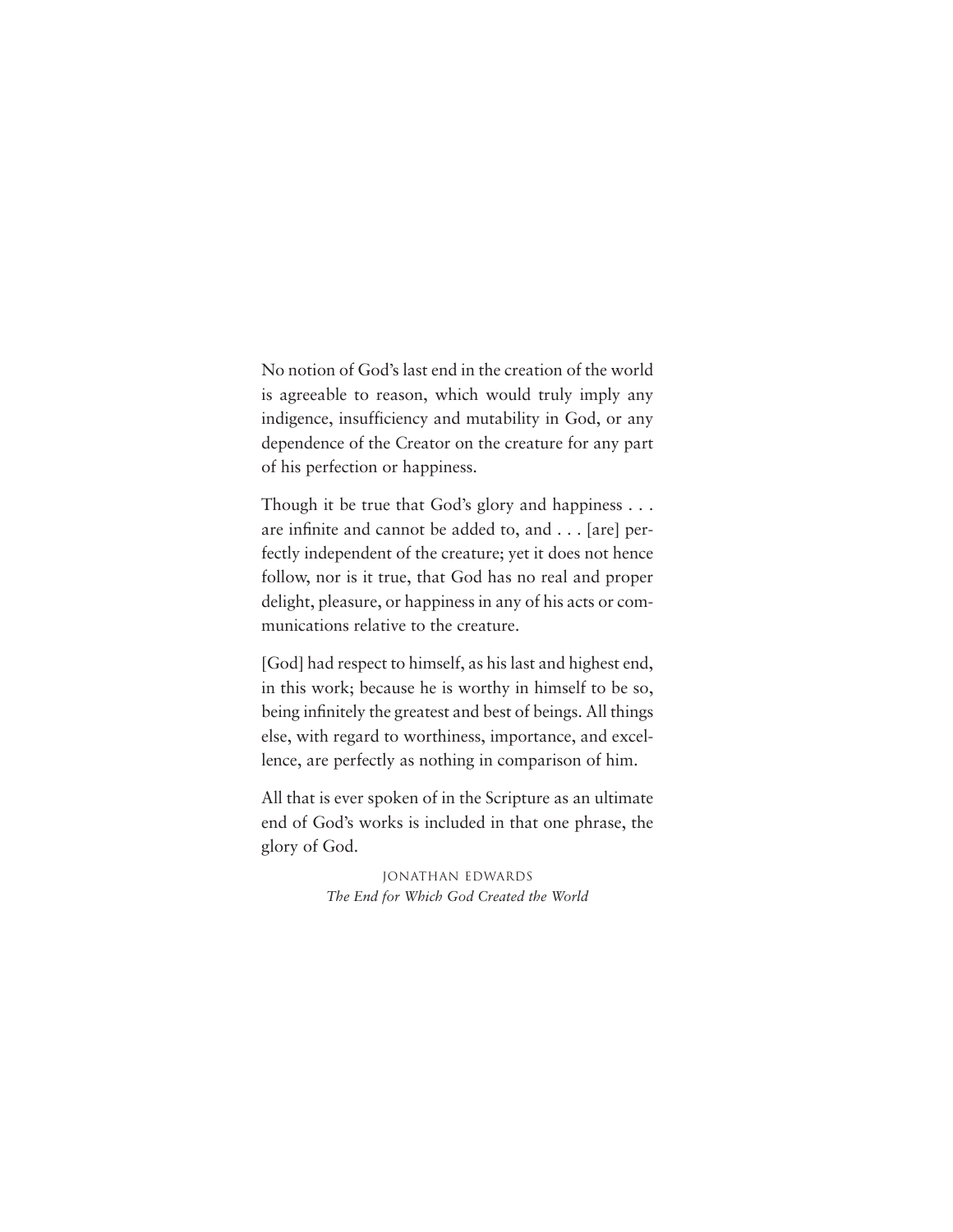No notion of God's last end in the creation of the world is agreeable to reason, which would truly imply any indigence, insufficiency and mutability in God, or any dependence of the Creator on the creature for any part of his perfection or happiness.

Though it be true that God's glory and happiness . . . are infinite and cannot be added to, and . . . [are] perfectly independent of the creature; yet it does not hence follow, nor is it true, that God has no real and proper delight, pleasure, or happiness in any of his acts or communications relative to the creature.

[God] had respect to himself, as his last and highest end, in this work; because he is worthy in himself to be so, being infinitely the greatest and best of beings. All things else, with regard to worthiness, importance, and excellence, are perfectly as nothing in comparison of him.

All that is ever spoken of in the Scripture as an ultimate end of God's works is included in that one phrase, the glory of God.

JONATHAN EDWARDS
*The End for Which God Created the World*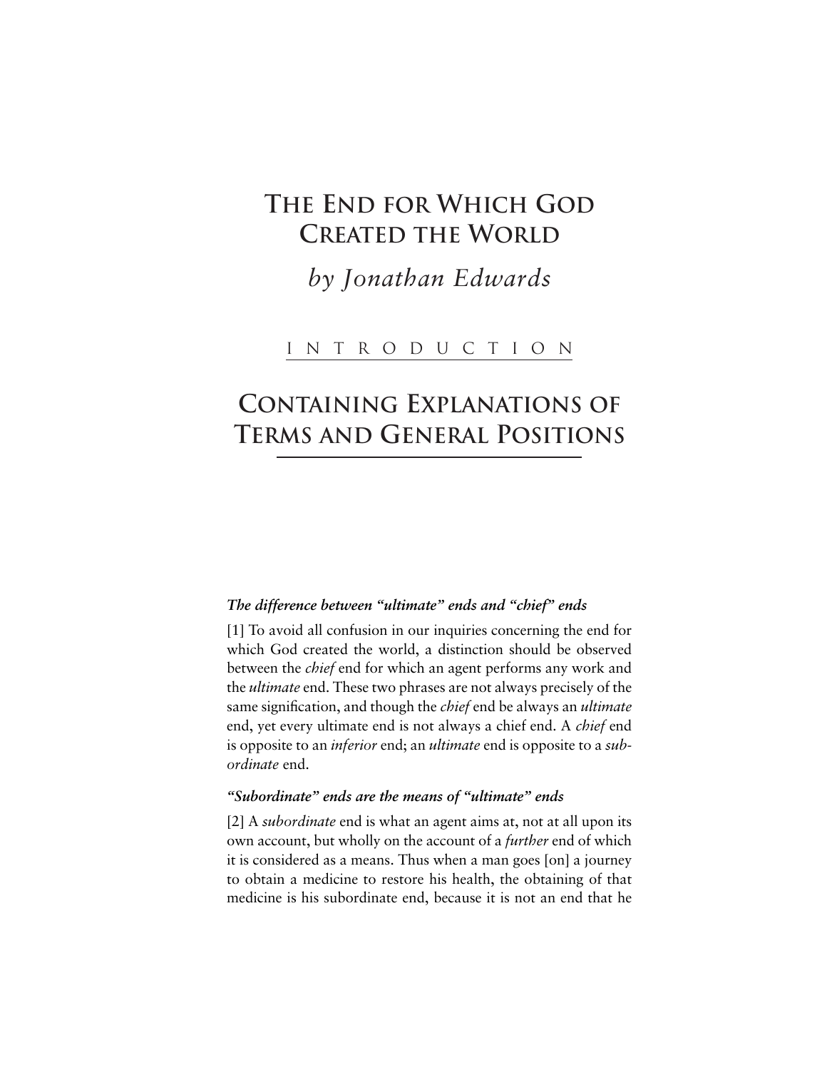# The End for Which God Created the World

*by Jonathan Edwards*

## INTRODUCTION

## Containing Explanations of Terms and General Positions

### *The difference between "ultimate" ends and "chief" ends*

[1] To avoid all confusion in our inquiries concerning the end for which God created the world, a distinction should be observed between the *chief* end for which an agent performs any work and the *ultimate* end. These two phrases are not always precisely of the same signification, and though the *chief* end be always an *ultimate* end, yet every ultimate end is not always a chief end. A *chief* end is opposite to an *inferior* end; an *ultimate* end is opposite to a *subordinate* end.

### *"Subordinate" ends are the means of "ultimate" ends*

[2] A *subordinate* end is what an agent aims at, not at all upon its own account, but wholly on the account of a *further* end of which it is considered as a means. Thus when a man goes [on] a journey to obtain a medicine to restore his health, the obtaining of that medicine is his subordinate end, because it is not an end that he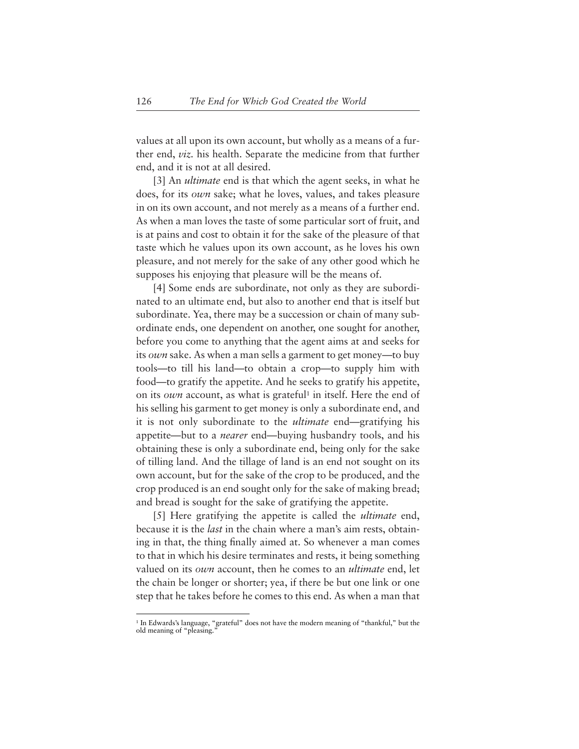values at all upon its own account, but wholly as a means of a further end, *viz.* his health. Separate the medicine from that further end, and it is not at all desired.

[3] An *ultimate* end is that which the agent seeks, in what he does, for its *own* sake; what he loves, values, and takes pleasure in on its own account, and not merely as a means of a further end. As when a man loves the taste of some particular sort of fruit, and is at pains and cost to obtain it for the sake of the pleasure of that taste which he values upon its own account, as he loves his own pleasure, and not merely for the sake of any other good which he supposes his enjoying that pleasure will be the means of.

[4] Some ends are subordinate, not only as they are subordinated to an ultimate end, but also to another end that is itself but subordinate. Yea, there may be a succession or chain of many subordinate ends, one dependent on another, one sought for another, before you come to anything that the agent aims at and seeks for its *own* sake. As when a man sells a garment to get money—to buy tools—to till his land—to obtain a crop—to supply him with food—to gratify the appetite. And he seeks to gratify his appetite, on its *own* account, as what is grateful[1] in itself. Here the end of his selling his garment to get money is only a subordinate end, and it is not only subordinate to the *ultimate* end—gratifying his appetite—but to a *nearer* end—buying husbandry tools, and his obtaining these is only a subordinate end, being only for the sake of tilling land. And the tillage of land is an end not sought on its own account, but for the sake of the crop to be produced, and the crop produced is an end sought only for the sake of making bread; and bread is sought for the sake of gratifying the appetite.

[5] Here gratifying the appetite is called the *ultimate* end, because it is the *last* in the chain where a man's aim rests, obtaining in that, the thing finally aimed at. So whenever a man comes to that in which his desire terminates and rests, it being something valued on its *own* account, then he comes to an *ultimate* end, let the chain be longer or shorter; yea, if there be but one link or one step that he takes before he comes to this end. As when a man that

[1] In Edwards's language, "grateful" does not have the modern meaning of "thankful," but the old meaning of "pleasing."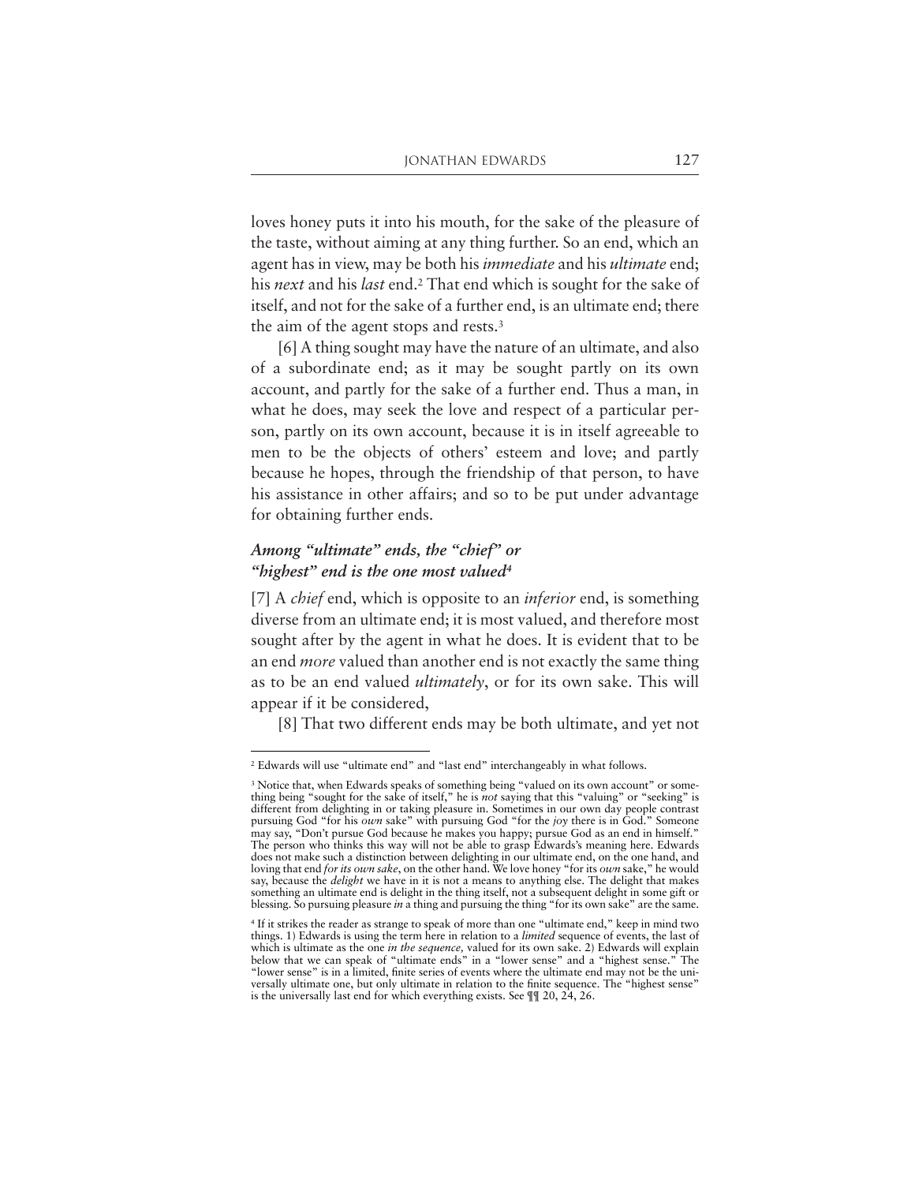loves honey puts it into his mouth, for the sake of the pleasure of the taste, without aiming at any thing further. So an end, which an agent has in view, may be both his *immediate* and his *ultimate* end; his *next* and his *last* end.[2] That end which is sought for the sake of itself, and not for the sake of a further end, is an ultimate end; there the aim of the agent stops and rests.[3]

[6] A thing sought may have the nature of an ultimate, and also of a subordinate end; as it may be sought partly on its own account, and partly for the sake of a further end. Thus a man, in what he does, may seek the love and respect of a particular person, partly on its own account, because it is in itself agreeable to men to be the objects of others' esteem and love; and partly because he hopes, through the friendship of that person, to have his assistance in other affairs; and so to be put under advantage for obtaining further ends.

### *Among "ultimate" ends, the "chief" or "highest" end is the one most valued*[4]

[7] A *chief* end, which is opposite to an *inferior* end, is something diverse from an ultimate end; it is most valued, and therefore most sought after by the agent in what he does. It is evident that to be an end *more* valued than another end is not exactly the same thing as to be an end valued *ultimately*, or for its own sake. This will appear if it be considered,

[8] That two different ends may be both ultimate, and yet not

---

[2] Edwards will use "ultimate end" and "last end" interchangeably in what follows.

[3] Notice that, when Edwards speaks of something being "valued on its own account" or something being "sought for the sake of itself," he is *not* saying that this "valuing" or "seeking" is different from delighting in or taking pleasure in. Sometimes in our own day people contrast pursuing God "for his *own* sake" with pursuing God "for the *joy* there is in God." Someone may say, "Don't pursue God because he makes you happy; pursue God as an end in himself." The person who thinks this way will not be able to grasp Edwards's meaning here. Edwards does not make such a distinction between delighting in our ultimate end, on the one hand, and loving that end *for its own sake*, on the other hand. We love honey "for its *own* sake," he would say, because the *delight* we have in it is not a means to anything else. The delight that makes something an ultimate end is delight in the thing itself, not a subsequent delight in some gift or blessing. So pursuing pleasure *in* a thing and pursuing the thing "for its own sake" are the same.

[4] If it strikes the reader as strange to speak of more than one "ultimate end," keep in mind two things. 1) Edwards is using the term here in relation to a *limited* sequence of events, the last of which is ultimate as the one *in the sequence,* valued for its own sake. 2) Edwards will explain below that we can speak of "ultimate ends" in a "lower sense" and a "highest sense." The "lower sense" is in a limited, finite series of events where the ultimate end may not be the universally ultimate one, but only ultimate in relation to the finite sequence. The "highest sense" is the universally last end for which everything exists. See ¶¶ 20, 24, 26.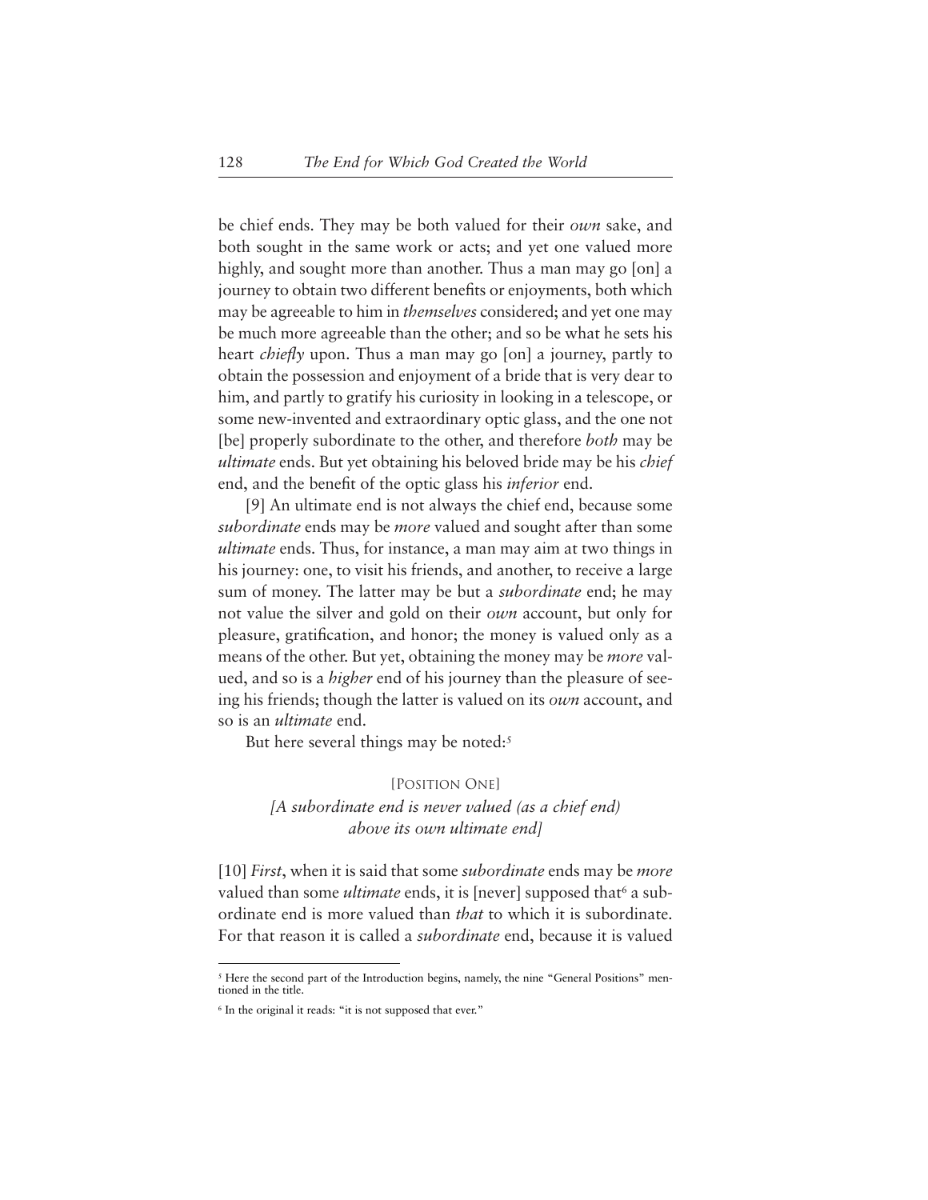be chief ends. They may be both valued for their *own* sake, and both sought in the same work or acts; and yet one valued more highly, and sought more than another. Thus a man may go [on] a journey to obtain two different benefits or enjoyments, both which may be agreeable to him in *themselves* considered; and yet one may be much more agreeable than the other; and so be what he sets his heart *chiefly* upon. Thus a man may go [on] a journey, partly to obtain the possession and enjoyment of a bride that is very dear to him, and partly to gratify his curiosity in looking in a telescope, or some new-invented and extraordinary optic glass, and the one not [be] properly subordinate to the other, and therefore *both* may be *ultimate* ends. But yet obtaining his beloved bride may be his *chief* end, and the benefit of the optic glass his *inferior* end.

[9] An ultimate end is not always the chief end, because some *subordinate* ends may be *more* valued and sought after than some *ultimate* ends. Thus, for instance, a man may aim at two things in his journey: one, to visit his friends, and another, to receive a large sum of money. The latter may be but a *subordinate* end; he may not value the silver and gold on their *own* account, but only for pleasure, gratification, and honor; the money is valued only as a means of the other. But yet, obtaining the money may be *more* valued, and so is a *higher* end of his journey than the pleasure of seeing his friends; though the latter is valued on its *own* account, and so is an *ultimate* end.

But here several things may be noted:[5]

### [Position One]

### *[A subordinate end is never valued (as a chief end) above its own ultimate end]*

[10] *First*, when it is said that some *subordinate* ends may be *more* valued than some *ultimate* ends, it is [never] supposed that[6] a subordinate end is more valued than *that* to which it is subordinate. For that reason it is called a *subordinate* end, because it is valued

---

[5] Here the second part of the Introduction begins, namely, the nine "General Positions" mentioned in the title.

[6] In the original it reads: "it is not supposed that ever."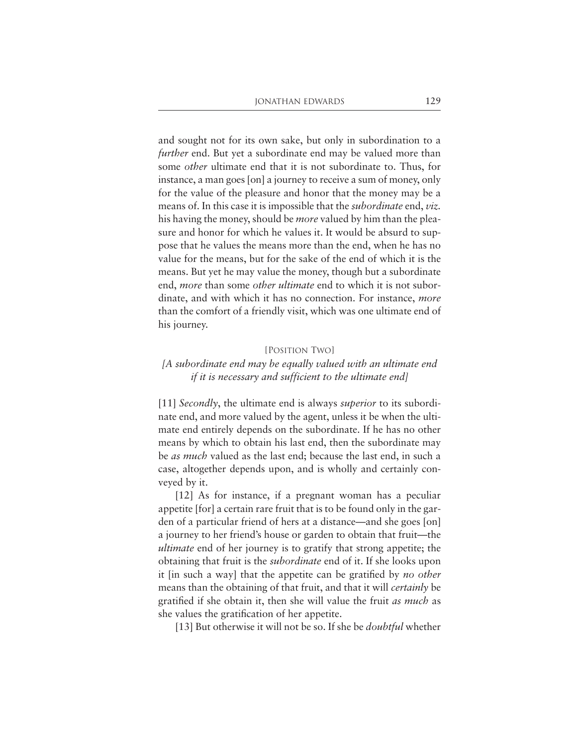and sought not for its own sake, but only in subordination to a *further* end. But yet a subordinate end may be valued more than some *other* ultimate end that it is not subordinate to. Thus, for instance, a man goes [on] a journey to receive a sum of money, only for the value of the pleasure and honor that the money may be a means of. In this case it is impossible that the *subordinate* end, *viz.* his having the money, should be *more* valued by him than the pleasure and honor for which he values it. It would be absurd to suppose that he values the means more than the end, when he has no value for the means, but for the sake of the end of which it is the means. But yet he may value the money, though but a subordinate end, *more* than some *other ultimate* end to which it is not subordinate, and with which it has no connection. For instance, *more* than the comfort of a friendly visit, which was one ultimate end of his journey.

### [Position Two]

### *[A subordinate end may be equally valued with an ultimate end if it is necessary and sufficient to the ultimate end]*

[11] *Secondly*, the ultimate end is always *superior* to its subordinate end, and more valued by the agent, unless it be when the ultimate end entirely depends on the subordinate. If he has no other means by which to obtain his last end, then the subordinate may be *as much* valued as the last end; because the last end, in such a case, altogether depends upon, and is wholly and certainly conveyed by it.

[12] As for instance, if a pregnant woman has a peculiar appetite [for] a certain rare fruit that is to be found only in the garden of a particular friend of hers at a distance—and she goes [on] a journey to her friend's house or garden to obtain that fruit—the *ultimate* end of her journey is to gratify that strong appetite; the obtaining that fruit is the *subordinate* end of it. If she looks upon it [in such a way] that the appetite can be gratified by *no other* means than the obtaining of that fruit, and that it will *certainly* be gratified if she obtain it, then she will value the fruit *as much* as she values the gratification of her appetite.

[13] But otherwise it will not be so. If she be *doubtful* whether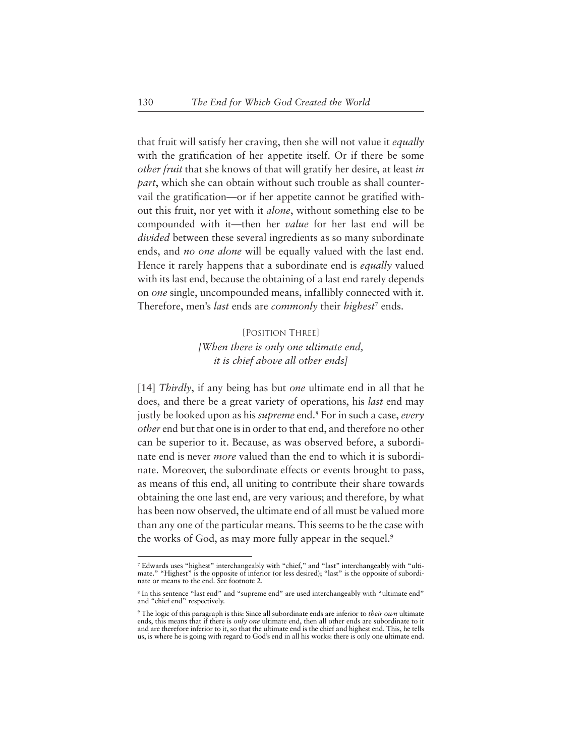that fruit will satisfy her craving, then she will not value it *equally* with the gratification of her appetite itself. Or if there be some *other fruit* that she knows of that will gratify her desire, at least *in part*, which she can obtain without such trouble as shall countervail the gratification—or if her appetite cannot be gratified without this fruit, nor yet with it *alone*, without something else to be compounded with it—then her *value* for her last end will be *divided* between these several ingredients as so many subordinate ends, and *no one alone* will be equally valued with the last end. Hence it rarely happens that a subordinate end is *equally* valued with its last end, because the obtaining of a last end rarely depends on *one* single, uncompounded means, infallibly connected with it. Therefore, men's *last* ends are *commonly* their *highest*[7] ends.

[Position Three]

*[When there is only one ultimate end, it is chief above all other ends]*

[14] *Thirdly*, if any being has but *one* ultimate end in all that he does, and there be a great variety of operations, his *last* end may justly be looked upon as his *supreme* end.[8] For in such a case, *every other* end but that one is in order to that end, and therefore no other can be superior to it. Because, as was observed before, a subordinate end is never *more* valued than the end to which it is subordinate. Moreover, the subordinate effects or events brought to pass, as means of this end, all uniting to contribute their share towards obtaining the one last end, are very various; and therefore, by what has been now observed, the ultimate end of all must be valued more than any one of the particular means. This seems to be the case with the works of God, as may more fully appear in the sequel.[9]

---

[7] Edwards uses "highest" interchangeably with "chief," and "last" interchangeably with "ultimate." "Highest" is the opposite of inferior (or less desired); "last" is the opposite of subordinate or means to the end. See footnote 2.

[8] In this sentence "last end" and "supreme end" are used interchangeably with "ultimate end" and "chief end" respectively.

[9] The logic of this paragraph is this: Since all subordinate ends are inferior to *their own* ultimate ends, this means that if there is *only one* ultimate end, then all other ends are subordinate to it and are therefore inferior to it, so that the ultimate end is the chief and highest end. This, he tells us, is where he is going with regard to God's end in all his works: there is only one ultimate end.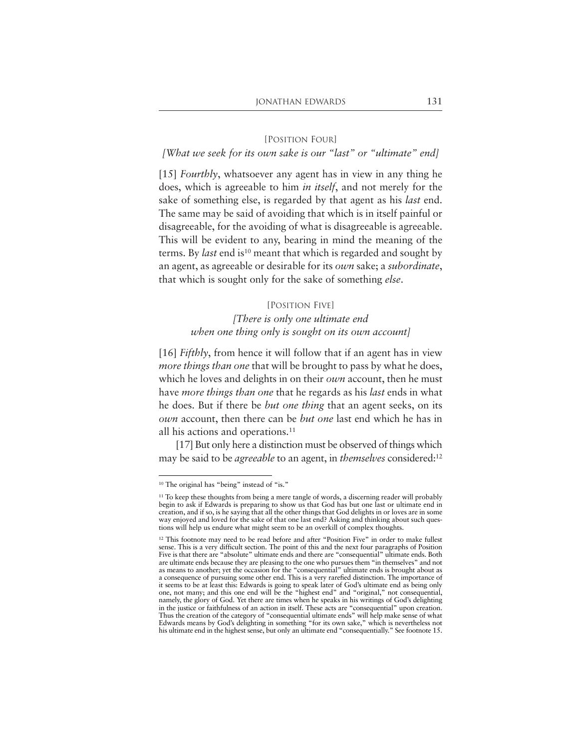[Position Four]

*[What we seek for its own sake is our "last" or "ultimate" end]*

[15] *Fourthly*, whatsoever any agent has in view in any thing he does, which is agreeable to him *in itself*, and not merely for the sake of something else, is regarded by that agent as his *last* end. The same may be said of avoiding that which is in itself painful or disagreeable, for the avoiding of what is disagreeable is agreeable. This will be evident to any, bearing in mind the meaning of the terms. By *last* end is[10] meant that which is regarded and sought by an agent, as agreeable or desirable for its *own* sake; a *subordinate*, that which is sought only for the sake of something *else*.

[Position Five]

*[There is only one ultimate end when one thing only is sought on its own account]*

[16] *Fifthly*, from hence it will follow that if an agent has in view *more things than one* that will be brought to pass by what he does, which he loves and delights in on their *own* account, then he must have *more things than one* that he regards as his *last* ends in what he does. But if there be *but one thing* that an agent seeks, on its *own* account, then there can be *but one* last end which he has in all his actions and operations.[11]

[17] But only here a distinction must be observed of things which may be said to be *agreeable* to an agent, in *themselves* considered:[12]

---

[10] The original has "being" instead of "is."

[11] To keep these thoughts from being a mere tangle of words, a discerning reader will probably begin to ask if Edwards is preparing to show us that God has but one last or ultimate end in creation, and if so, is he saying that all the other things that God delights in or loves are in some way enjoyed and loved for the sake of that one last end? Asking and thinking about such questions will help us endure what might seem to be an overkill of complex thoughts.

[12] This footnote may need to be read before and after "Position Five" in order to make fullest sense. This is a very difficult section. The point of this and the next four paragraphs of Position Five is that there are "absolute" ultimate ends and there are "consequential" ultimate ends. Both are ultimate ends because they are pleasing to the one who pursues them "in themselves" and not as means to another; yet the occasion for the "consequential" ultimate ends is brought about as a consequence of pursuing some other end. This is a very rarefied distinction. The importance of it seems to be at least this: Edwards is going to speak later of God's ultimate end as being only one, not many; and this one end will be the "highest end" and "original," not consequential, namely, the glory of God. Yet there are times when he speaks in his writings of God's delighting in the justice or faithfulness of an action in itself. These acts are "consequential" upon creation. Thus the creation of the category of "consequential ultimate ends" will help make sense of what Edwards means by God's delighting in something "for its own sake," which is nevertheless not his ultimate end in the highest sense, but only an ultimate end "consequentially." See footnote 15.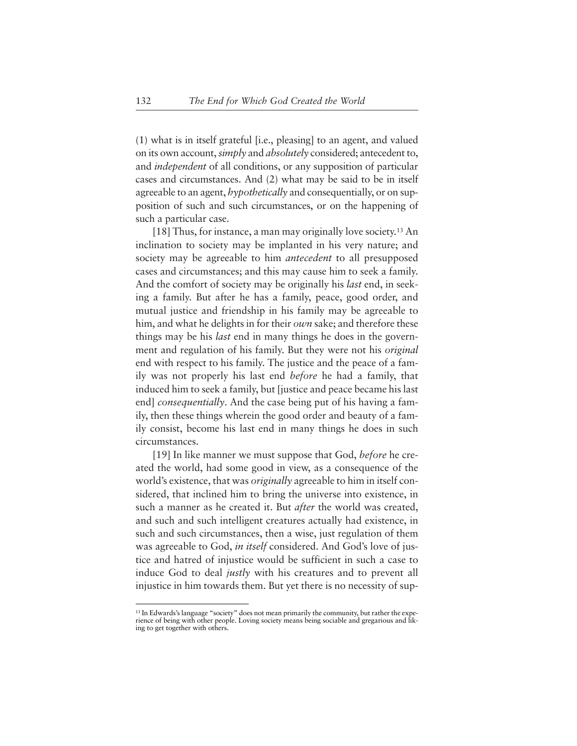(1) what is in itself grateful [i.e., pleasing] to an agent, and valued on its own account, *simply* and *absolutely* considered; antecedent to, and *independent* of all conditions, or any supposition of particular cases and circumstances. And (2) what may be said to be in itself agreeable to an agent, *hypothetically* and consequentially, or on supposition of such and such circumstances, or on the happening of such a particular case.

[18] Thus, for instance, a man may originally love society.[13] An inclination to society may be implanted in his very nature; and society may be agreeable to him *antecedent* to all presupposed cases and circumstances; and this may cause him to seek a family. And the comfort of society may be originally his *last* end, in seeking a family. But after he has a family, peace, good order, and mutual justice and friendship in his family may be agreeable to him, and what he delights in for their *own* sake; and therefore these things may be his *last* end in many things he does in the government and regulation of his family. But they were not his *original* end with respect to his family. The justice and the peace of a family was not properly his last end *before* he had a family, that induced him to seek a family, but [justice and peace became his last end] *consequentially*. And the case being put of his having a family, then these things wherein the good order and beauty of a family consist, become his last end in many things he does in such circumstances.

[19] In like manner we must suppose that God, *before* he created the world, had some good in view, as a consequence of the world's existence, that was *originally* agreeable to him in itself considered, that inclined him to bring the universe into existence, in such a manner as he created it. But *after* the world was created, and such and such intelligent creatures actually had existence, in such and such circumstances, then a wise, just regulation of them was agreeable to God, *in itself* considered. And God's love of justice and hatred of injustice would be sufficient in such a case to induce God to deal *justly* with his creatures and to prevent all injustice in him towards them. But yet there is no necessity of sup-

[13] In Edwards's language "society" does not mean primarily the community, but rather the experience of being with other people. Loving society means being sociable and gregarious and liking to get together with others.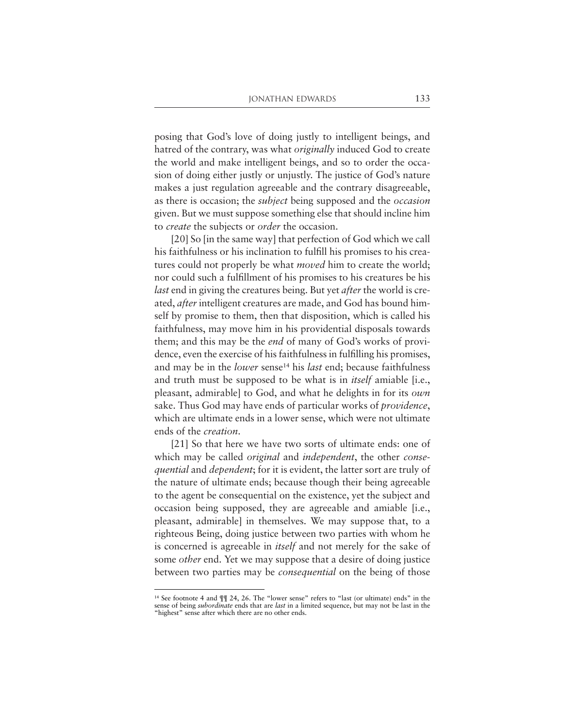posing that God's love of doing justly to intelligent beings, and hatred of the contrary, was what *originally* induced God to create the world and make intelligent beings, and so to order the occasion of doing either justly or unjustly. The justice of God's nature makes a just regulation agreeable and the contrary disagreeable, as there is occasion; the *subject* being supposed and the *occasion* given. But we must suppose something else that should incline him to *create* the subjects or *order* the occasion.

[20] So [in the same way] that perfection of God which we call his faithfulness or his inclination to fulfill his promises to his creatures could not properly be what *moved* him to create the world; nor could such a fulfillment of his promises to his creatures be his *last* end in giving the creatures being. But yet *after* the world is created, *after* intelligent creatures are made, and God has bound himself by promise to them, then that disposition, which is called his faithfulness, may move him in his providential disposals towards them; and this may be the *end* of many of God's works of providence, even the exercise of his faithfulness in fulfilling his promises, and may be in the *lower* sense[14] his *last* end; because faithfulness and truth must be supposed to be what is in *itself* amiable [i.e., pleasant, admirable] to God, and what he delights in for its *own* sake. Thus God may have ends of particular works of *providence*, which are ultimate ends in a lower sense, which were not ultimate ends of the *creation*.

[21] So that here we have two sorts of ultimate ends: one of which may be called *original* and *independent*, the other *consequential* and *dependent*; for it is evident, the latter sort are truly of the nature of ultimate ends; because though their being agreeable to the agent be consequential on the existence, yet the subject and occasion being supposed, they are agreeable and amiable [i.e., pleasant, admirable] in themselves. We may suppose that, to a righteous Being, doing justice between two parties with whom he is concerned is agreeable in *itself* and not merely for the sake of some *other* end. Yet we may suppose that a desire of doing justice between two parties may be *consequential* on the being of those

---

[14] See footnote 4 and ¶¶ 24, 26. The "lower sense" refers to "last (or ultimate) ends" in the sense of being *subordinate* ends that are *last* in a limited sequence, but may not be last in the "highest" sense after which there are no other ends.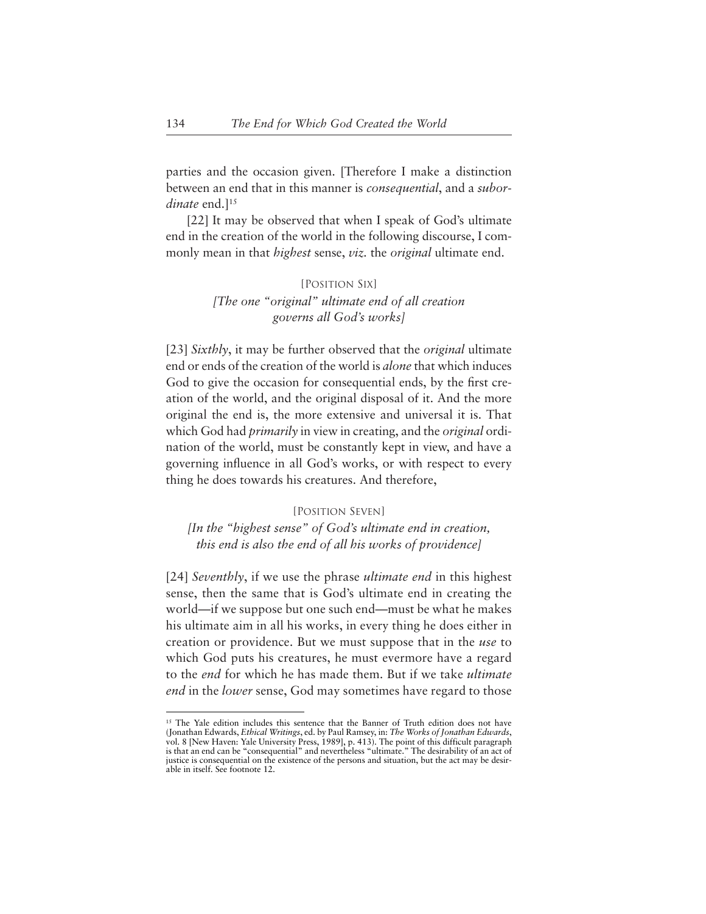parties and the occasion given. [Therefore I make a distinction between an end that in this manner is *consequential*, and a *subordinate* end.][15]

[22] It may be observed that when I speak of God's ultimate end in the creation of the world in the following discourse, I commonly mean in that *highest* sense, *viz.* the *original* ultimate end.

### [Position Six]
### *[The one "original" ultimate end of all creation governs all God's works]*

[23] *Sixthly*, it may be further observed that the *original* ultimate end or ends of the creation of the world is *alone* that which induces God to give the occasion for consequential ends, by the first creation of the world, and the original disposal of it. And the more original the end is, the more extensive and universal it is. That which God had *primarily* in view in creating, and the *original* ordination of the world, must be constantly kept in view, and have a governing influence in all God's works, or with respect to every thing he does towards his creatures. And therefore,

### [Position Seven]
### *[In the "highest sense" of God's ultimate end in creation, this end is also the end of all his works of providence]*

[24] *Seventhly*, if we use the phrase *ultimate end* in this highest sense, then the same that is God's ultimate end in creating the world—if we suppose but one such end—must be what he makes his ultimate aim in all his works, in every thing he does either in creation or providence. But we must suppose that in the *use* to which God puts his creatures, he must evermore have a regard to the *end* for which he has made them. But if we take *ultimate end* in the *lower* sense, God may sometimes have regard to those

---

[15] The Yale edition includes this sentence that the Banner of Truth edition does not have (Jonathan Edwards, *Ethical Writings*, ed. by Paul Ramsey, in: *The Works of Jonathan Edwards*, vol. 8 [New Haven: Yale University Press, 1989], p. 413). The point of this difficult paragraph is that an end can be "consequential" and nevertheless "ultimate." The desirability of an act of justice is consequential on the existence of the persons and situation, but the act may be desirable in itself. See footnote 12.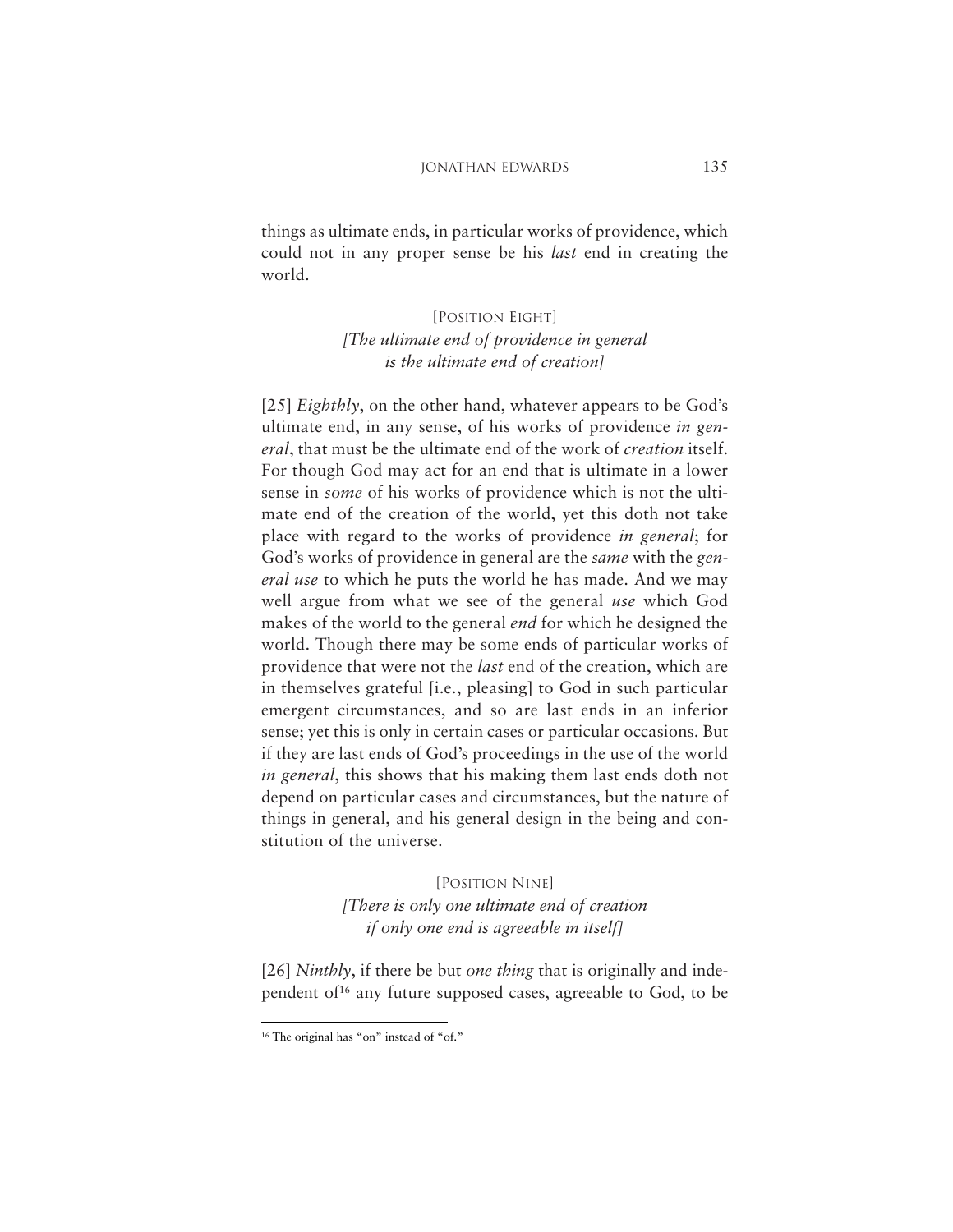things as ultimate ends, in particular works of providence, which could not in any proper sense be his *last* end in creating the world.

### [Position Eight]
### *[The ultimate end of providence in general is the ultimate end of creation]*

[25] *Eighthly*, on the other hand, whatever appears to be God's ultimate end, in any sense, of his works of providence *in general*, that must be the ultimate end of the work of *creation* itself. For though God may act for an end that is ultimate in a lower sense in *some* of his works of providence which is not the ultimate end of the creation of the world, yet this doth not take place with regard to the works of providence *in general*; for God's works of providence in general are the *same* with the *general use* to which he puts the world he has made. And we may well argue from what we see of the general *use* which God makes of the world to the general *end* for which he designed the world. Though there may be some ends of particular works of providence that were not the *last* end of the creation, which are in themselves grateful [i.e., pleasing] to God in such particular emergent circumstances, and so are last ends in an inferior sense; yet this is only in certain cases or particular occasions. But if they are last ends of God's proceedings in the use of the world *in general*, this shows that his making them last ends doth not depend on particular cases and circumstances, but the nature of things in general, and his general design in the being and constitution of the universe.

### [Position Nine]
### *[There is only one ultimate end of creation if only one end is agreeable in itself]*

[26] *Ninthly*, if there be but *one thing* that is originally and independent of[16] any future supposed cases, agreeable to God, to be

[16] The original has "on" instead of "of."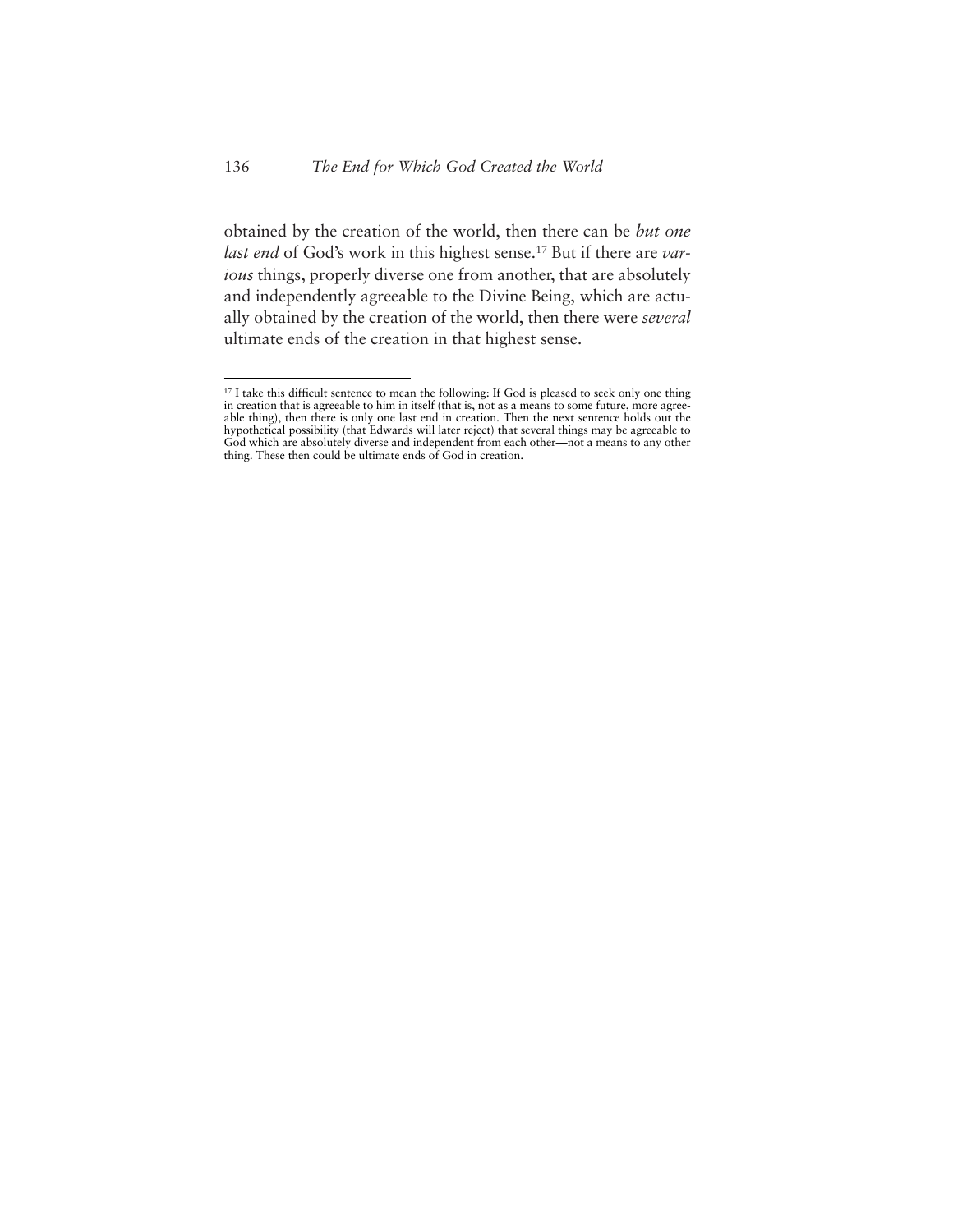obtained by the creation of the world, then there can be *but one last end* of God's work in this highest sense.[17] But if there are *various* things, properly diverse one from another, that are absolutely and independently agreeable to the Divine Being, which are actually obtained by the creation of the world, then there were *several* ultimate ends of the creation in that highest sense.

---

[17] I take this difficult sentence to mean the following: If God is pleased to seek only one thing in creation that is agreeable to him in itself (that is, not as a means to some future, more agreeable thing), then there is only one last end in creation. Then the next sentence holds out the hypothetical possibility (that Edwards will later reject) that several things may be agreeable to God which are absolutely diverse and independent from each other—not a means to any other thing. These then could be ultimate ends of God in creation.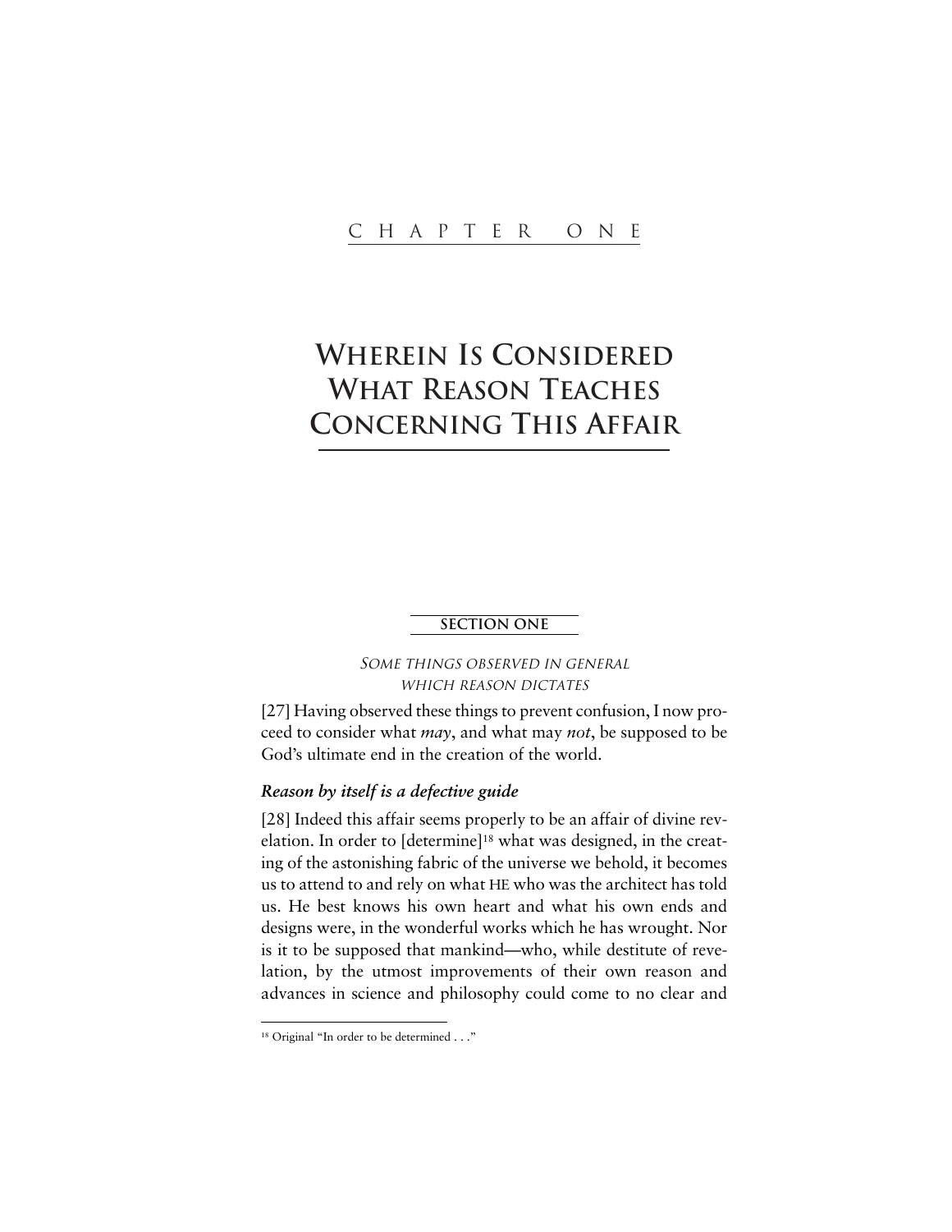# CHAPTER ONE

# Wherein Is Considered What Reason Teaches Concerning This Affair

## SECTION ONE

*Some things observed in general which reason dictates*

[27] Having observed these things to prevent confusion, I now proceed to consider what *may*, and what may *not*, be supposed to be God's ultimate end in the creation of the world.

### *Reason by itself is a defective guide*

[28] Indeed this affair seems properly to be an affair of divine revelation. In order to [determine][18] what was designed, in the creating of the astonishing fabric of the universe we behold, it becomes us to attend to and rely on what HE who was the architect has told us. He best knows his own heart and what his own ends and designs were, in the wonderful works which he has wrought. Nor is it to be supposed that mankind—who, while destitute of revelation, by the utmost improvements of their own reason and advances in science and philosophy could come to no clear and

---

[18] Original "In order to be determined . . ."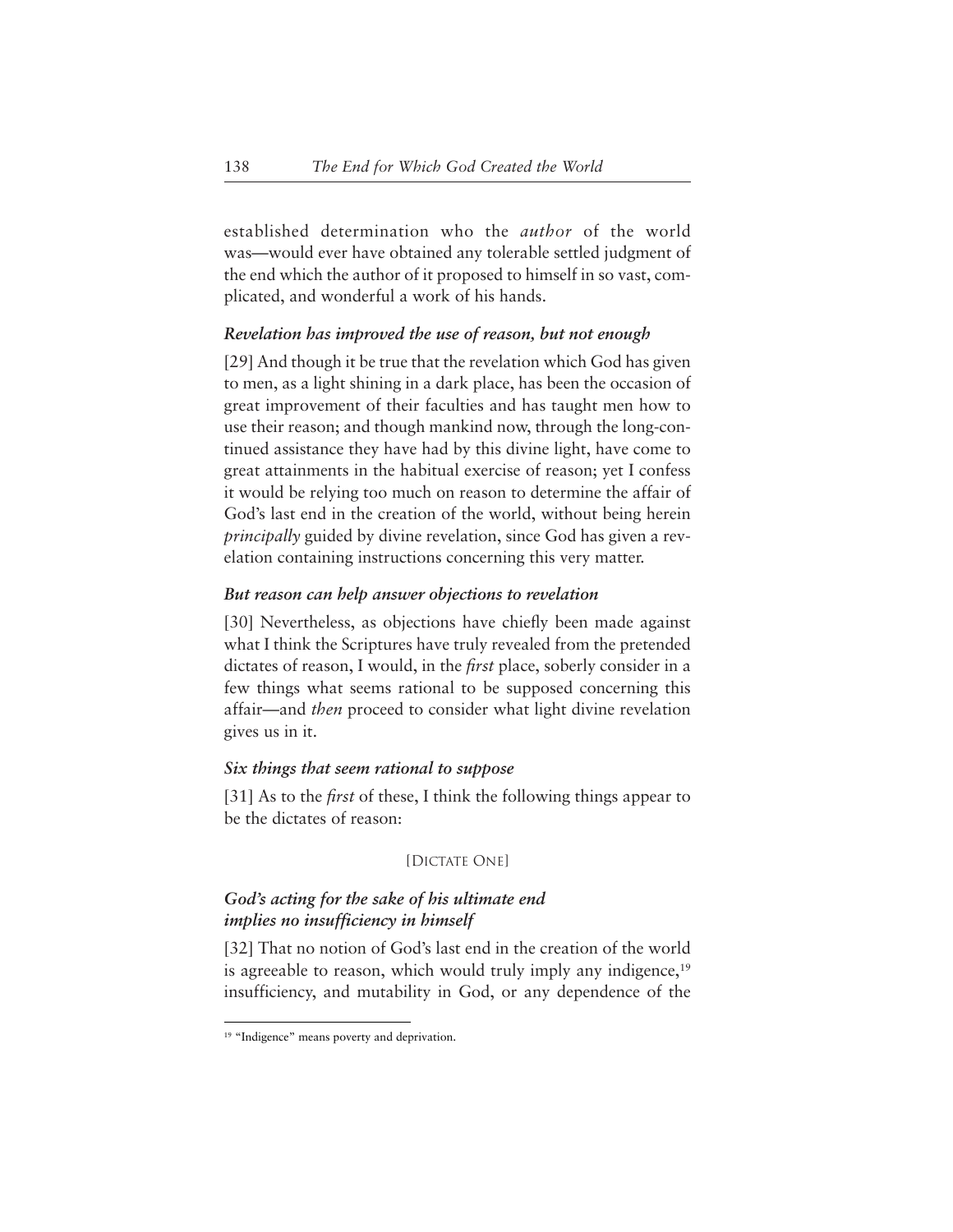established determination who the *author* of the world was—would ever have obtained any tolerable settled judgment of the end which the author of it proposed to himself in so vast, complicated, and wonderful a work of his hands.

### *Revelation has improved the use of reason, but not enough*

[29] And though it be true that the revelation which God has given to men, as a light shining in a dark place, has been the occasion of great improvement of their faculties and has taught men how to use their reason; and though mankind now, through the long-continued assistance they have had by this divine light, have come to great attainments in the habitual exercise of reason; yet I confess it would be relying too much on reason to determine the affair of God's last end in the creation of the world, without being herein *principally* guided by divine revelation, since God has given a revelation containing instructions concerning this very matter.

### *But reason can help answer objections to revelation*

[30] Nevertheless, as objections have chiefly been made against what I think the Scriptures have truly revealed from the pretended dictates of reason, I would, in the *first* place, soberly consider in a few things what seems rational to be supposed concerning this affair—and *then* proceed to consider what light divine revelation gives us in it.

### *Six things that seem rational to suppose*

[31] As to the *first* of these, I think the following things appear to be the dictates of reason:

[DICTATE ONE]

### *God's acting for the sake of his ultimate end implies no insufficiency in himself*

[32] That no notion of God's last end in the creation of the world is agreeable to reason, which would truly imply any indigence,[19] insufficiency, and mutability in God, or any dependence of the

[19] "Indigence" means poverty and deprivation.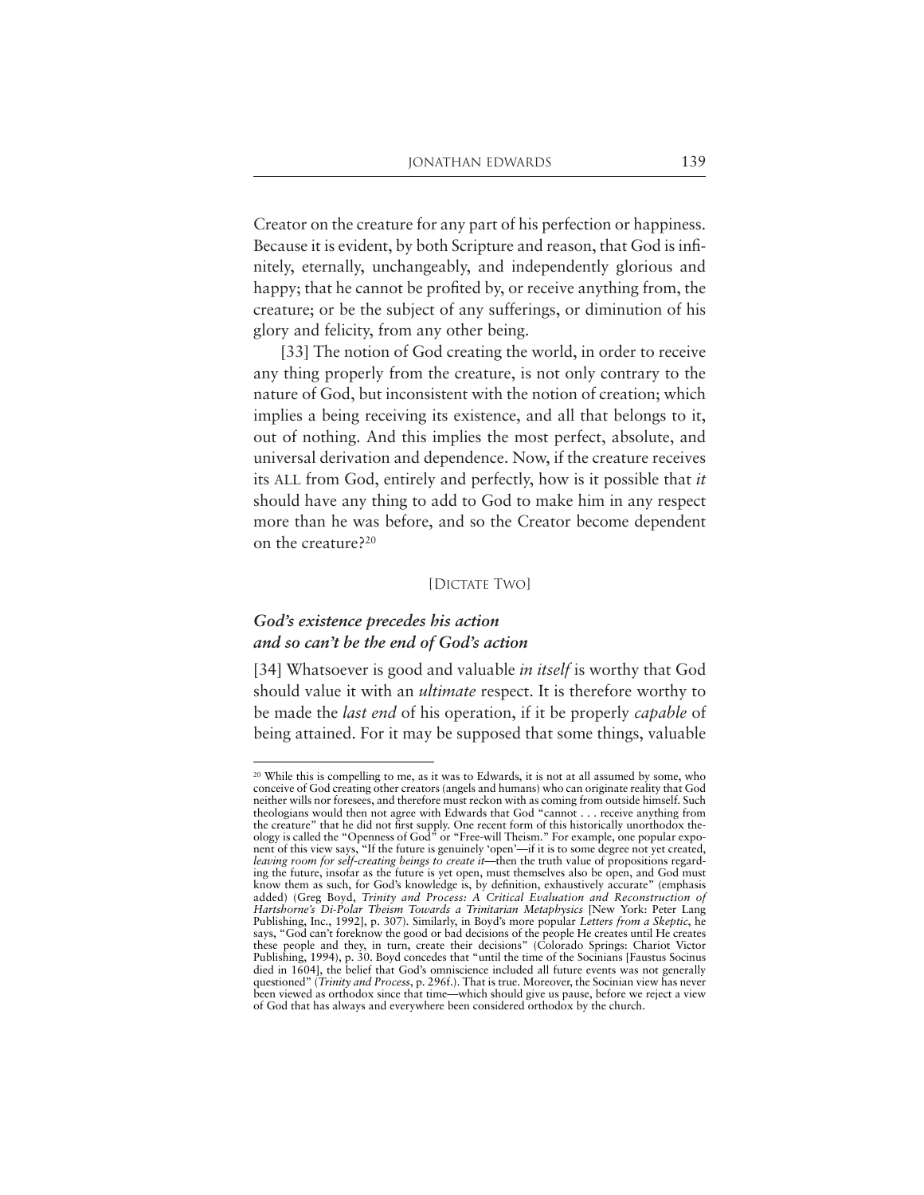Creator on the creature for any part of his perfection or happiness. Because it is evident, by both Scripture and reason, that God is infinitely, eternally, unchangeably, and independently glorious and happy; that he cannot be profited by, or receive anything from, the creature; or be the subject of any sufferings, or diminution of his glory and felicity, from any other being.

[33] The notion of God creating the world, in order to receive any thing properly from the creature, is not only contrary to the nature of God, but inconsistent with the notion of creation; which implies a being receiving its existence, and all that belongs to it, out of nothing. And this implies the most perfect, absolute, and universal derivation and dependence. Now, if the creature receives its ALL from God, entirely and perfectly, how is it possible that *it* should have any thing to add to God to make him in any respect more than he was before, and so the Creator become dependent on the creature?[20]

[DICTATE TWO]

### *God's existence precedes his action and so can't be the end of God's action*

[34] Whatsoever is good and valuable *in itself* is worthy that God should value it with an *ultimate* respect. It is therefore worthy to be made the *last end* of his operation, if it be properly *capable* of being attained. For it may be supposed that some things, valuable

---

[20] While this is compelling to me, as it was to Edwards, it is not at all assumed by some, who conceive of God creating other creators (angels and humans) who can originate reality that God neither wills nor foresees, and therefore must reckon with as coming from outside himself. Such theologians would then not agree with Edwards that God "cannot . . . receive anything from the creature" that he did not first supply. One recent form of this historically unorthodox theology is called the "Openness of God" or "Free-will Theism." For example, one popular exponent of this view says, "If the future is genuinely 'open'—if it is to some degree not yet created, *leaving room for self-creating beings to create it*—then the truth value of propositions regarding the future, insofar as the future is yet open, must themselves also be open, and God must know them as such, for God's knowledge is, by definition, exhaustively accurate" (emphasis added) (Greg Boyd, *Trinity and Process: A Critical Evaluation and Reconstruction of Hartshorne's Di-Polar Theism Towards a Trinitarian Metaphysics* [New York: Peter Lang Publishing, Inc., 1992], p. 307). Similarly, in Boyd's more popular *Letters from a Skeptic*, he says, "God can't foreknow the good or bad decisions of the people He creates until He creates these people and they, in turn, create their decisions" (Colorado Springs: Chariot Victor Publishing, 1994), p. 30. Boyd concedes that "until the time of the Socinians [Faustus Socinus died in 1604], the belief that God's omniscience included all future events was not generally questioned" (*Trinity and Process*, p. 296f.). That is true. Moreover, the Socinian view has never been viewed as orthodox since that time—which should give us pause, before we reject a view of God that has always and everywhere been considered orthodox by the church.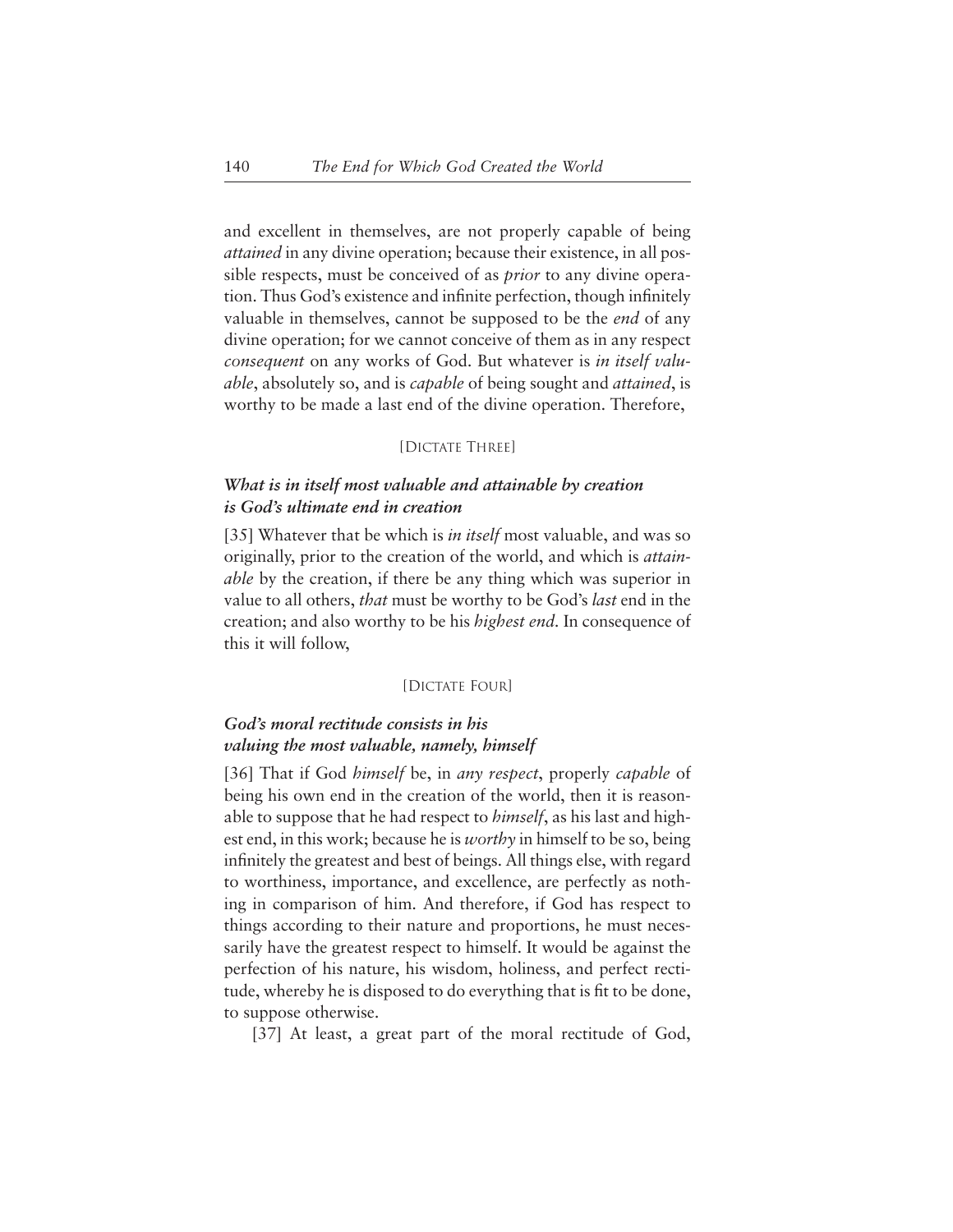and excellent in themselves, are not properly capable of being *attained* in any divine operation; because their existence, in all possible respects, must be conceived of as *prior* to any divine operation. Thus God's existence and infinite perfection, though infinitely valuable in themselves, cannot be supposed to be the *end* of any divine operation; for we cannot conceive of them as in any respect *consequent* on any works of God. But whatever is *in itself valuable*, absolutely so, and is *capable* of being sought and *attained*, is worthy to be made a last end of the divine operation. Therefore,

[DICTATE THREE]

### *What is in itself most valuable and attainable by creation is God's ultimate end in creation*

[35] Whatever that be which is *in itself* most valuable, and was so originally, prior to the creation of the world, and which is *attainable* by the creation, if there be any thing which was superior in value to all others, *that* must be worthy to be God's *last* end in the creation; and also worthy to be his *highest end*. In consequence of this it will follow,

[DICTATE FOUR]

### *God's moral rectitude consists in his valuing the most valuable, namely, himself*

[36] That if God *himself* be, in *any respect*, properly *capable* of being his own end in the creation of the world, then it is reasonable to suppose that he had respect to *himself*, as his last and highest end, in this work; because he is *worthy* in himself to be so, being infinitely the greatest and best of beings. All things else, with regard to worthiness, importance, and excellence, are perfectly as nothing in comparison of him. And therefore, if God has respect to things according to their nature and proportions, he must necessarily have the greatest respect to himself. It would be against the perfection of his nature, his wisdom, holiness, and perfect rectitude, whereby he is disposed to do everything that is fit to be done, to suppose otherwise.

[37] At least, a great part of the moral rectitude of God,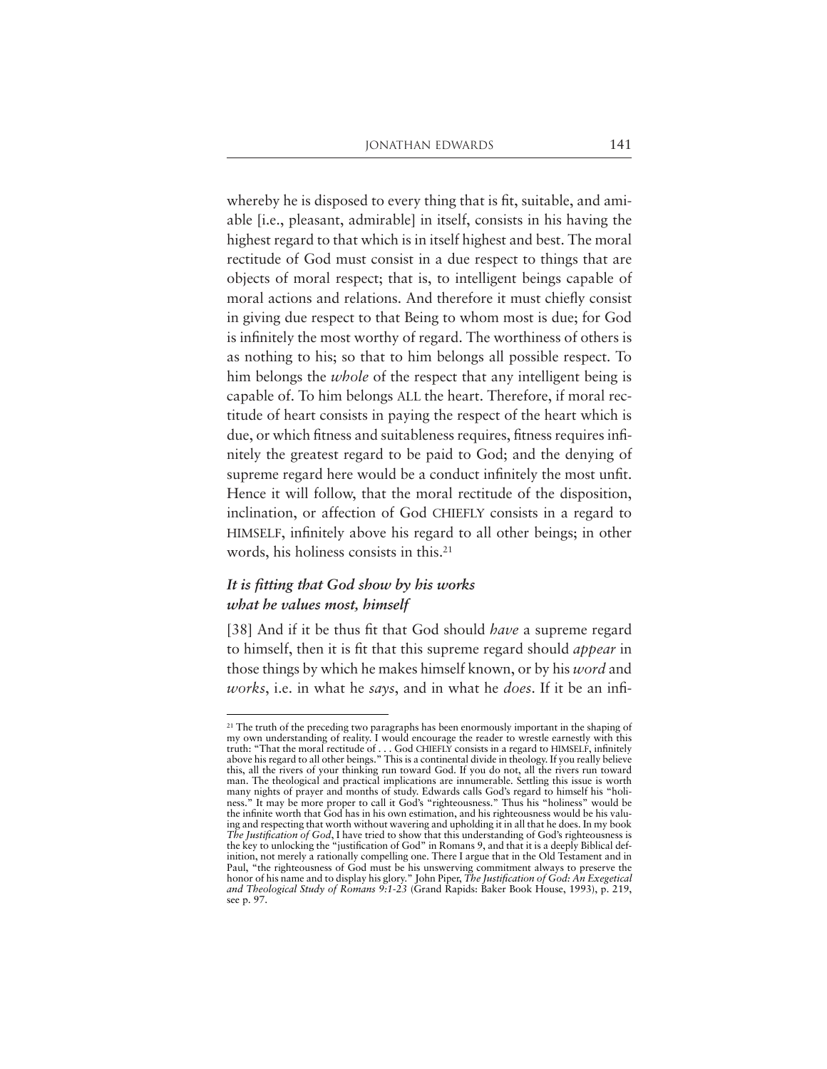whereby he is disposed to every thing that is fit, suitable, and amiable [i.e., pleasant, admirable] in itself, consists in his having the highest regard to that which is in itself highest and best. The moral rectitude of God must consist in a due respect to things that are objects of moral respect; that is, to intelligent beings capable of moral actions and relations. And therefore it must chiefly consist in giving due respect to that Being to whom most is due; for God is infinitely the most worthy of regard. The worthiness of others is as nothing to his; so that to him belongs all possible respect. To him belongs the *whole* of the respect that any intelligent being is capable of. To him belongs ALL the heart. Therefore, if moral rectitude of heart consists in paying the respect of the heart which is due, or which fitness and suitableness requires, fitness requires infinitely the greatest regard to be paid to God; and the denying of supreme regard here would be a conduct infinitely the most unfit. Hence it will follow, that the moral rectitude of the disposition, inclination, or affection of God CHIEFLY consists in a regard to HIMSELF, infinitely above his regard to all other beings; in other words, his holiness consists in this.[21]

### *It is fitting that God show by his works what he values most, himself*

[38] And if it be thus fit that God should *have* a supreme regard to himself, then it is fit that this supreme regard should *appear* in those things by which he makes himself known, or by his *word* and *works*, i.e. in what he *says*, and in what he *does*. If it be an infi-

[21] The truth of the preceding two paragraphs has been enormously important in the shaping of my own understanding of reality. I would encourage the reader to wrestle earnestly with this truth: "That the moral rectitude of . . . God CHIEFLY consists in a regard to HIMSELF, infinitely above his regard to all other beings." This is a continental divide in theology. If you really believe this, all the rivers of your thinking run toward God. If you do not, all the rivers run toward man. The theological and practical implications are innumerable. Settling this issue is worth many nights of prayer and months of study. Edwards calls God's regard to himself his "holiness." It may be more proper to call it God's "righteousness." Thus his "holiness" would be the infinite worth that God has in his own estimation, and his righteousness would be his valuing and respecting that worth without wavering and upholding it in all that he does. In my book *The Justification of God*, I have tried to show that this understanding of God's righteousness is the key to unlocking the "justification of God" in Romans 9, and that it is a deeply Biblical definition, not merely a rationally compelling one. There I argue that in the Old Testament and in Paul, "the righteousness of God must be his unswerving commitment always to preserve the honor of his name and to display his glory." John Piper, *The Justification of God: An Exegetical and Theological Study of Romans 9:1-23* (Grand Rapids: Baker Book House, 1993), p. 219, see p. 97.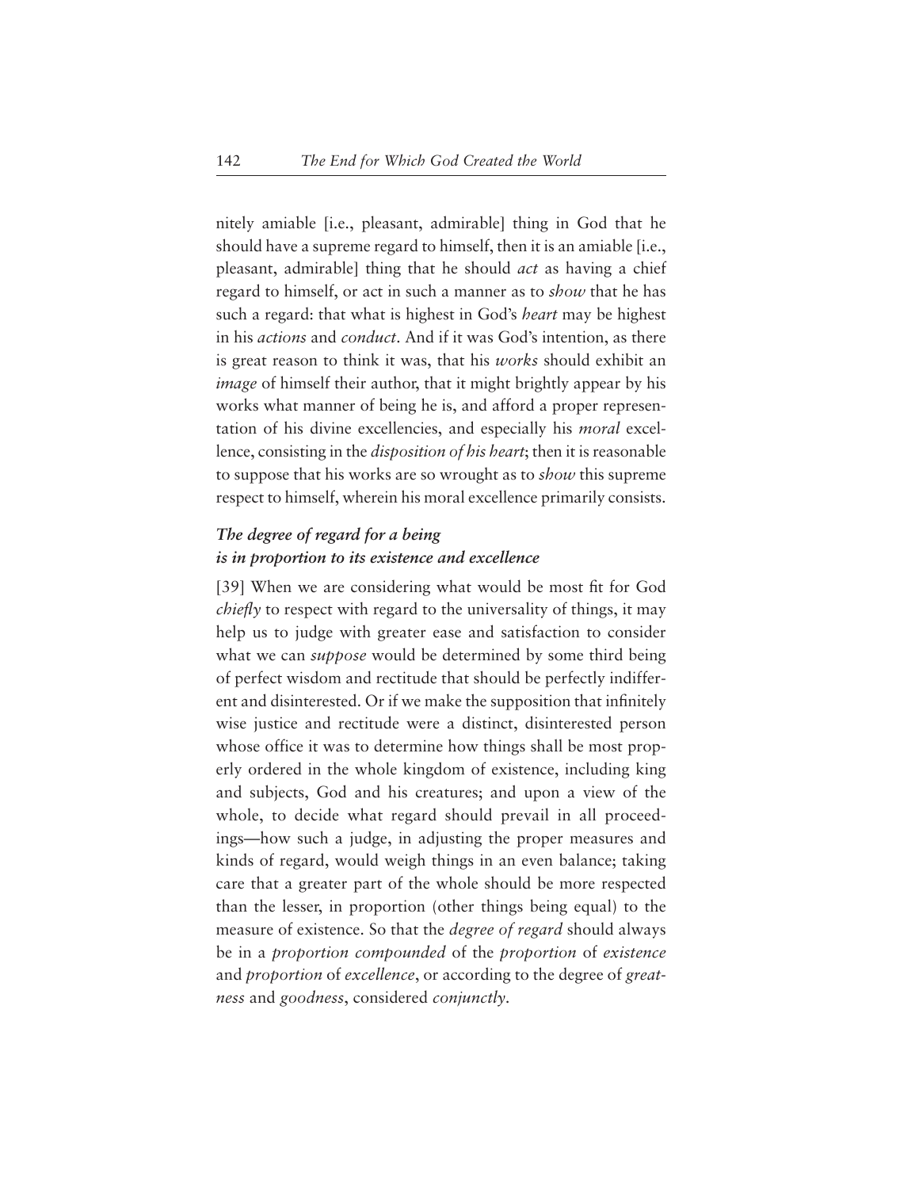nitely amiable [i.e., pleasant, admirable] thing in God that he should have a supreme regard to himself, then it is an amiable [i.e., pleasant, admirable] thing that he should *act* as having a chief regard to himself, or act in such a manner as to *show* that he has such a regard: that what is highest in God's *heart* may be highest in his *actions* and *conduct*. And if it was God's intention, as there is great reason to think it was, that his *works* should exhibit an *image* of himself their author, that it might brightly appear by his works what manner of being he is, and afford a proper representation of his divine excellencies, and especially his *moral* excellence, consisting in the *disposition of his heart*; then it is reasonable to suppose that his works are so wrought as to *show* this supreme respect to himself, wherein his moral excellence primarily consists.

### *The degree of regard for a being is in proportion to its existence and excellence*

[39] When we are considering what would be most fit for God *chiefly* to respect with regard to the universality of things, it may help us to judge with greater ease and satisfaction to consider what we can *suppose* would be determined by some third being of perfect wisdom and rectitude that should be perfectly indifferent and disinterested. Or if we make the supposition that infinitely wise justice and rectitude were a distinct, disinterested person whose office it was to determine how things shall be most properly ordered in the whole kingdom of existence, including king and subjects, God and his creatures; and upon a view of the whole, to decide what regard should prevail in all proceedings—how such a judge, in adjusting the proper measures and kinds of regard, would weigh things in an even balance; taking care that a greater part of the whole should be more respected than the lesser, in proportion (other things being equal) to the measure of existence. So that the *degree of regard* should always be in a *proportion compounded* of the *proportion* of *existence* and *proportion* of *excellence*, or according to the degree of *greatness* and *goodness*, considered *conjunctly*.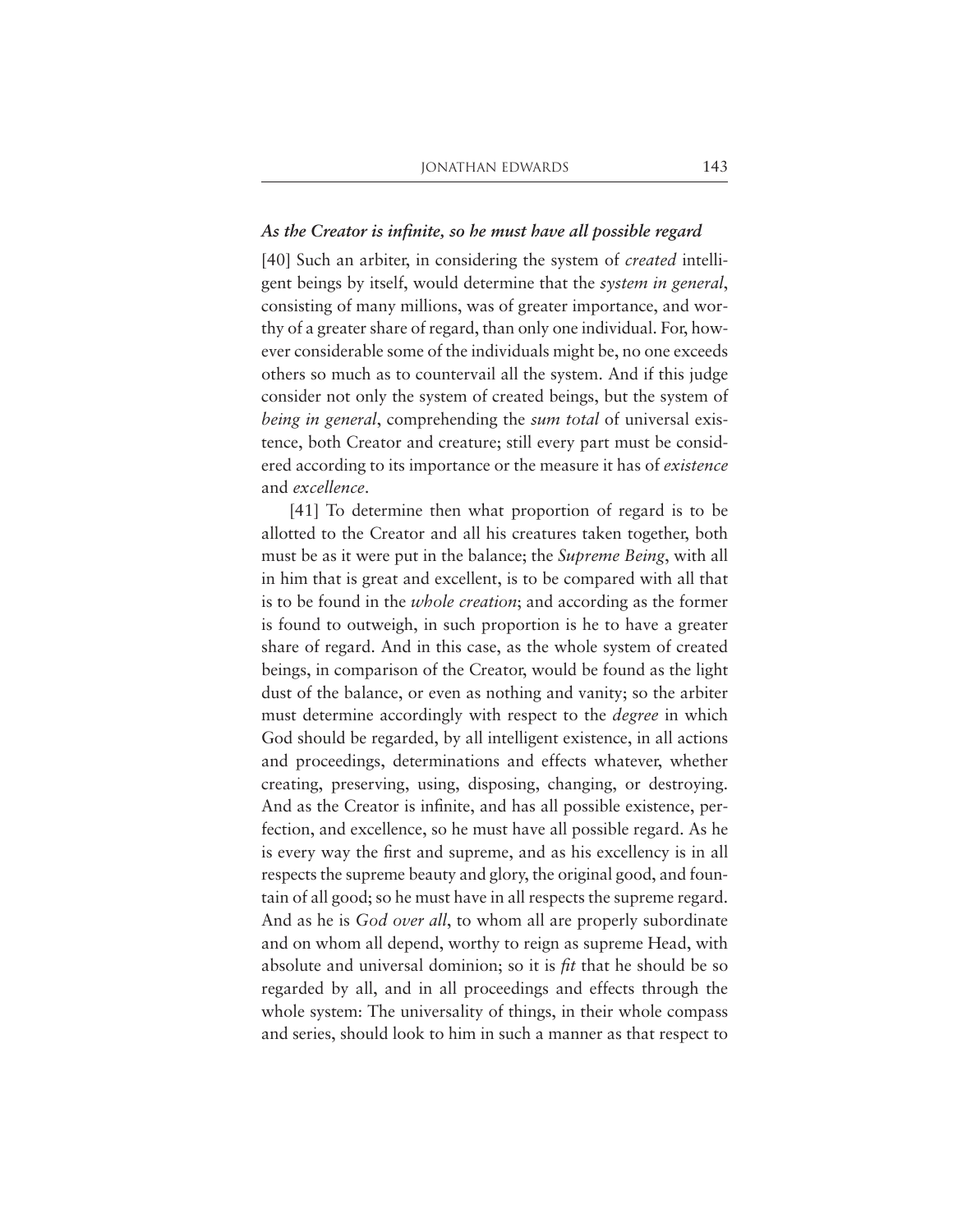### *As the Creator is infinite, so he must have all possible regard*

[40] Such an arbiter, in considering the system of *created* intelligent beings by itself, would determine that the *system in general*, consisting of many millions, was of greater importance, and worthy of a greater share of regard, than only one individual. For, however considerable some of the individuals might be, no one exceeds others so much as to countervail all the system. And if this judge consider not only the system of created beings, but the system of *being in general*, comprehending the *sum total* of universal existence, both Creator and creature; still every part must be considered according to its importance or the measure it has of *existence* and *excellence*.

[41] To determine then what proportion of regard is to be allotted to the Creator and all his creatures taken together, both must be as it were put in the balance; the *Supreme Being*, with all in him that is great and excellent, is to be compared with all that is to be found in the *whole creation*; and according as the former is found to outweigh, in such proportion is he to have a greater share of regard. And in this case, as the whole system of created beings, in comparison of the Creator, would be found as the light dust of the balance, or even as nothing and vanity; so the arbiter must determine accordingly with respect to the *degree* in which God should be regarded, by all intelligent existence, in all actions and proceedings, determinations and effects whatever, whether creating, preserving, using, disposing, changing, or destroying. And as the Creator is infinite, and has all possible existence, perfection, and excellence, so he must have all possible regard. As he is every way the first and supreme, and as his excellency is in all respects the supreme beauty and glory, the original good, and fountain of all good; so he must have in all respects the supreme regard. And as he is *God over all*, to whom all are properly subordinate and on whom all depend, worthy to reign as supreme Head, with absolute and universal dominion; so it is *fit* that he should be so regarded by all, and in all proceedings and effects through the whole system: The universality of things, in their whole compass and series, should look to him in such a manner as that respect to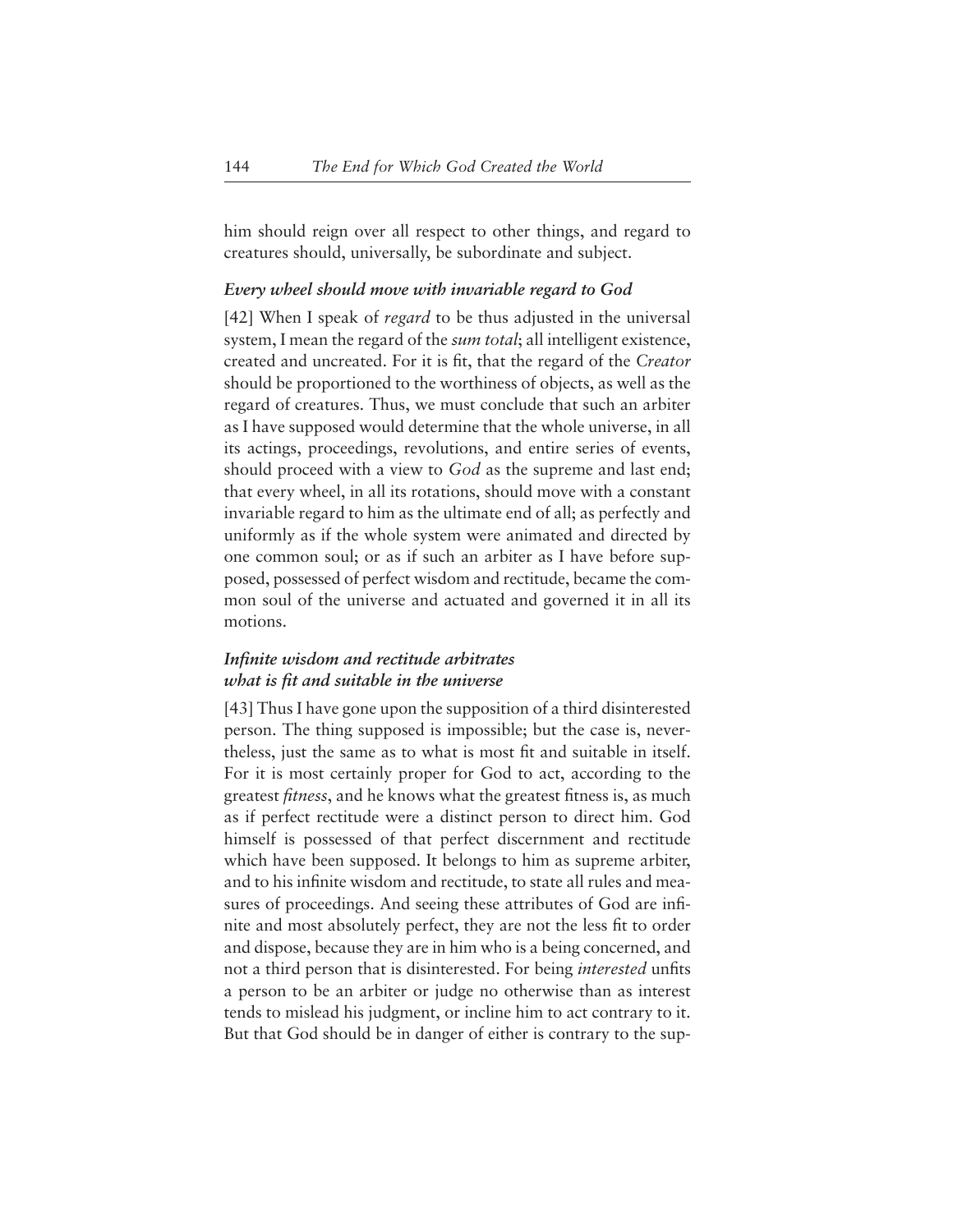him should reign over all respect to other things, and regard to creatures should, universally, be subordinate and subject.

### *Every wheel should move with invariable regard to God*

[42] When I speak of *regard* to be thus adjusted in the universal system, I mean the regard of the *sum total*; all intelligent existence, created and uncreated. For it is fit, that the regard of the *Creator* should be proportioned to the worthiness of objects, as well as the regard of creatures. Thus, we must conclude that such an arbiter as I have supposed would determine that the whole universe, in all its actings, proceedings, revolutions, and entire series of events, should proceed with a view to *God* as the supreme and last end; that every wheel, in all its rotations, should move with a constant invariable regard to him as the ultimate end of all; as perfectly and uniformly as if the whole system were animated and directed by one common soul; or as if such an arbiter as I have before supposed, possessed of perfect wisdom and rectitude, became the common soul of the universe and actuated and governed it in all its motions.

### *Infinite wisdom and rectitude arbitrates what is fit and suitable in the universe*

[43] Thus I have gone upon the supposition of a third disinterested person. The thing supposed is impossible; but the case is, nevertheless, just the same as to what is most fit and suitable in itself. For it is most certainly proper for God to act, according to the greatest *fitness*, and he knows what the greatest fitness is, as much as if perfect rectitude were a distinct person to direct him. God himself is possessed of that perfect discernment and rectitude which have been supposed. It belongs to him as supreme arbiter, and to his infinite wisdom and rectitude, to state all rules and measures of proceedings. And seeing these attributes of God are infinite and most absolutely perfect, they are not the less fit to order and dispose, because they are in him who is a being concerned, and not a third person that is disinterested. For being *interested* unfits a person to be an arbiter or judge no otherwise than as interest tends to mislead his judgment, or incline him to act contrary to it. But that God should be in danger of either is contrary to the sup-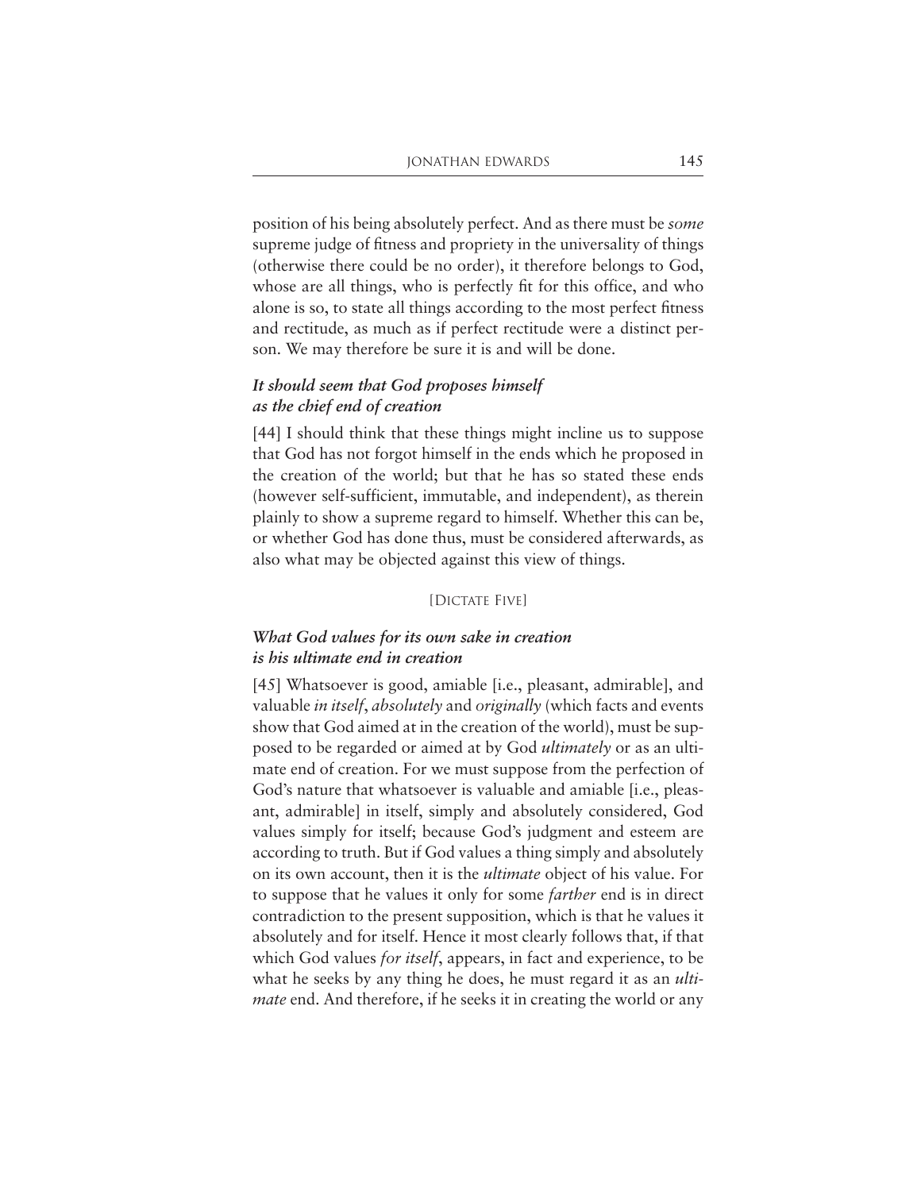position of his being absolutely perfect. And as there must be *some* supreme judge of fitness and propriety in the universality of things (otherwise there could be no order), it therefore belongs to God, whose are all things, who is perfectly fit for this office, and who alone is so, to state all things according to the most perfect fitness and rectitude, as much as if perfect rectitude were a distinct person. We may therefore be sure it is and will be done.

### *It should seem that God proposes himself as the chief end of creation*

[44] I should think that these things might incline us to suppose that God has not forgot himself in the ends which he proposed in the creation of the world; but that he has so stated these ends (however self-sufficient, immutable, and independent), as therein plainly to show a supreme regard to himself. Whether this can be, or whether God has done thus, must be considered afterwards, as also what may be objected against this view of things.

[DICTATE FIVE]

### *What God values for its own sake in creation is his ultimate end in creation*

[45] Whatsoever is good, amiable [i.e., pleasant, admirable], and valuable *in itself*, *absolutely* and *originally* (which facts and events show that God aimed at in the creation of the world), must be supposed to be regarded or aimed at by God *ultimately* or as an ultimate end of creation. For we must suppose from the perfection of God's nature that whatsoever is valuable and amiable [i.e., pleasant, admirable] in itself, simply and absolutely considered, God values simply for itself; because God's judgment and esteem are according to truth. But if God values a thing simply and absolutely on its own account, then it is the *ultimate* object of his value. For to suppose that he values it only for some *farther* end is in direct contradiction to the present supposition, which is that he values it absolutely and for itself. Hence it most clearly follows that, if that which God values *for itself*, appears, in fact and experience, to be what he seeks by any thing he does, he must regard it as an *ultimate* end. And therefore, if he seeks it in creating the world or any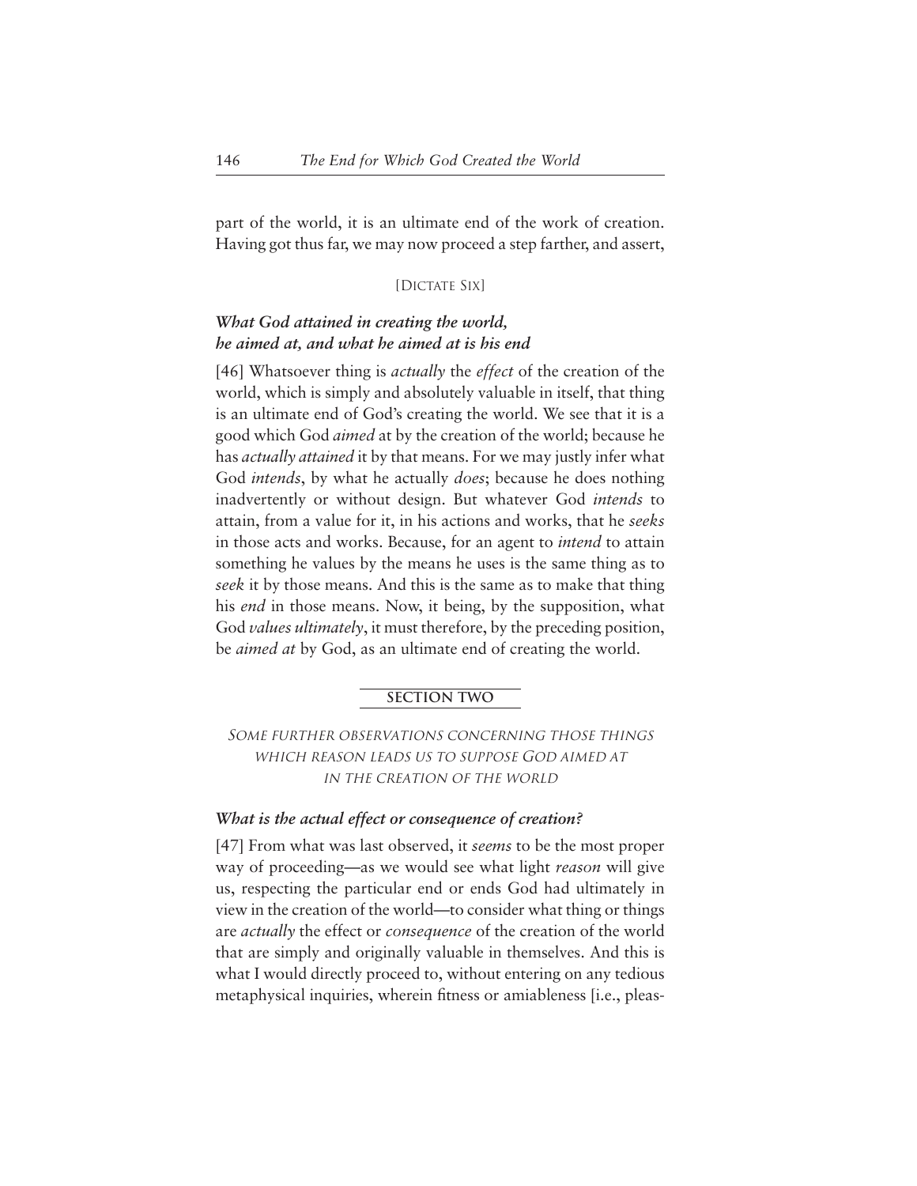part of the world, it is an ultimate end of the work of creation. Having got thus far, we may now proceed a step farther, and assert,

[DICTATE SIX]

### *What God attained in creating the world, he aimed at, and what he aimed at is his end*

[46] Whatsoever thing is *actually* the *effect* of the creation of the world, which is simply and absolutely valuable in itself, that thing is an ultimate end of God's creating the world. We see that it is a good which God *aimed* at by the creation of the world; because he has *actually attained* it by that means. For we may justly infer what God *intends*, by what he actually *does*; because he does nothing inadvertently or without design. But whatever God *intends* to attain, from a value for it, in his actions and works, that he *seeks* in those acts and works. Because, for an agent to *intend* to attain something he values by the means he uses is the same thing as to *seek* it by those means. And this is the same as to make that thing his *end* in those means. Now, it being, by the supposition, what God *values ultimately*, it must therefore, by the preceding position, be *aimed at* by God, as an ultimate end of creating the world.

## SECTION TWO

### *SOME FURTHER OBSERVATIONS CONCERNING THOSE THINGS WHICH REASON LEADS US TO SUPPOSE GOD AIMED AT IN THE CREATION OF THE WORLD*

### *What is the actual effect or consequence of creation?*

[47] From what was last observed, it *seems* to be the most proper way of proceeding—as we would see what light *reason* will give us, respecting the particular end or ends God had ultimately in view in the creation of the world—to consider what thing or things are *actually* the effect or *consequence* of the creation of the world that are simply and originally valuable in themselves. And this is what I would directly proceed to, without entering on any tedious metaphysical inquiries, wherein fitness or amiableness [i.e., pleas-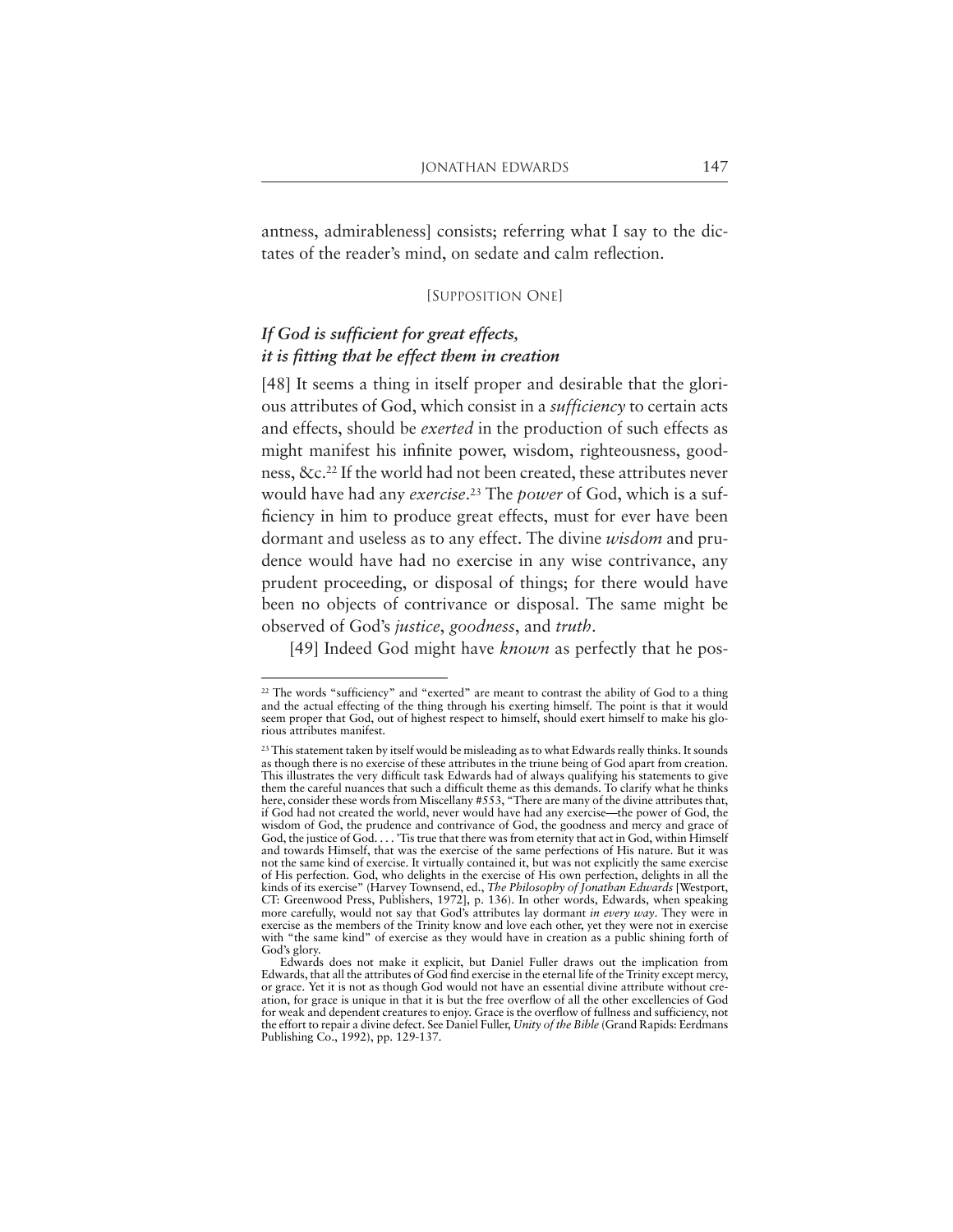antness, admirableness] consists; referring what I say to the dictates of the reader's mind, on sedate and calm reflection.

[Supposition One]

### *If God is sufficient for great effects, it is fitting that he effect them in creation*

[48] It seems a thing in itself proper and desirable that the glorious attributes of God, which consist in a *sufficiency* to certain acts and effects, should be *exerted* in the production of such effects as might manifest his infinite power, wisdom, righteousness, goodness, &c.[22] If the world had not been created, these attributes never would have had any *exercise*.[23] The *power* of God, which is a sufficiency in him to produce great effects, must for ever have been dormant and useless as to any effect. The divine *wisdom* and prudence would have had no exercise in any wise contrivance, any prudent proceeding, or disposal of things; for there would have been no objects of contrivance or disposal. The same might be observed of God's *justice*, *goodness*, and *truth*.

[49] Indeed God might have *known* as perfectly that he pos-

---

[22] The words "sufficiency" and "exerted" are meant to contrast the ability of God to a thing and the actual effecting of the thing through his exerting himself. The point is that it would seem proper that God, out of highest respect to himself, should exert himself to make his glorious attributes manifest.

[23] This statement taken by itself would be misleading as to what Edwards really thinks. It sounds as though there is no exercise of these attributes in the triune being of God apart from creation. This illustrates the very difficult task Edwards had of always qualifying his statements to give them the careful nuances that such a difficult theme as this demands. To clarify what he thinks here, consider these words from Miscellany #553, "There are many of the divine attributes that, if God had not created the world, never would have had any exercise—the power of God, the wisdom of God, the prudence and contrivance of God, the goodness and mercy and grace of God, the justice of God. . . . 'Tis true that there was from eternity that act in God, within Himself and towards Himself, that was the exercise of the same perfections of His nature. But it was not the same kind of exercise. It virtually contained it, but was not explicitly the same exercise of His perfection. God, who delights in the exercise of His own perfection, delights in all the kinds of its exercise" (Harvey Townsend, ed., *The Philosophy of Jonathan Edwards* [Westport, CT: Greenwood Press, Publishers, 1972], p. 136). In other words, Edwards, when speaking more carefully, would not say that God's attributes lay dormant *in every way*. They were in exercise as the members of the Trinity know and love each other, yet they were not in exercise with "the same kind" of exercise as they would have in creation as a public shining forth of God's glory.

Edwards does not make it explicit, but Daniel Fuller draws out the implication from Edwards, that all the attributes of God find exercise in the eternal life of the Trinity except mercy, or grace. Yet it is not as though God would not have an essential divine attribute without creation, for grace is unique in that it is but the free overflow of all the other excellencies of God for weak and dependent creatures to enjoy. Grace is the overflow of fullness and sufficiency, not the effort to repair a divine defect. See Daniel Fuller, *Unity of the Bible* (Grand Rapids: Eerdmans Publishing Co., 1992), pp. 129-137.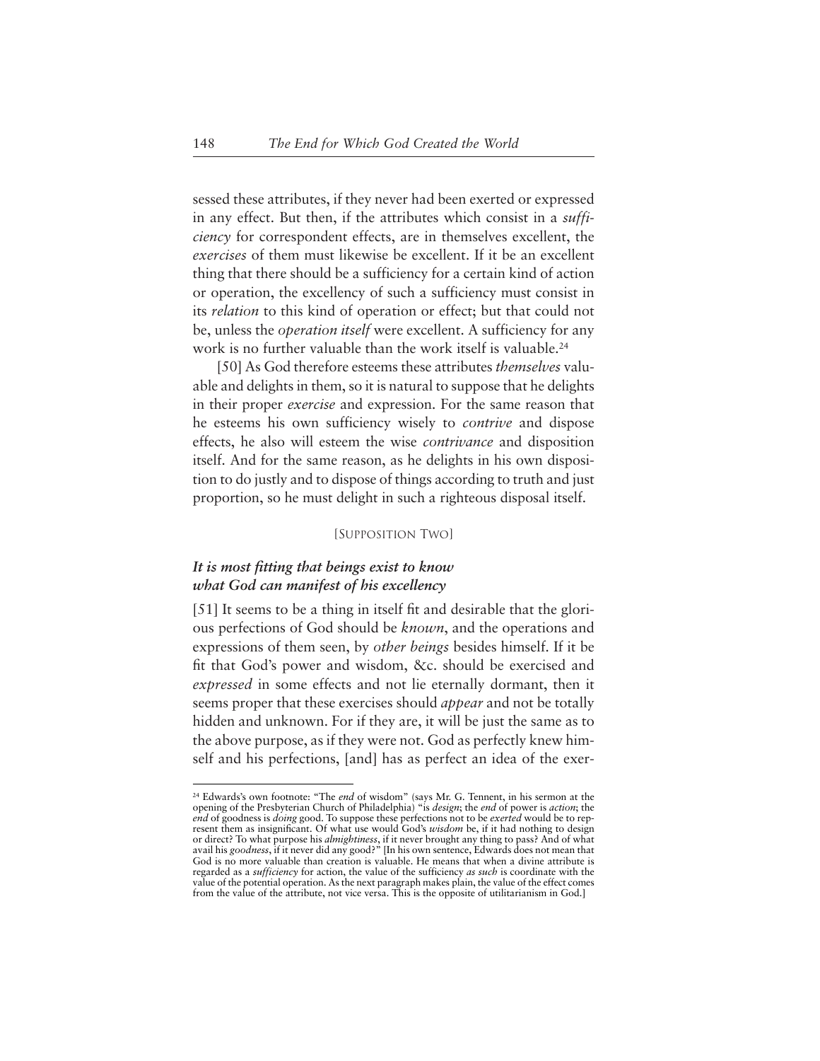sessed these attributes, if they never had been exerted or expressed in any effect. But then, if the attributes which consist in a *sufficiency* for correspondent effects, are in themselves excellent, the *exercises* of them must likewise be excellent. If it be an excellent thing that there should be a sufficiency for a certain kind of action or operation, the excellency of such a sufficiency must consist in its *relation* to this kind of operation or effect; but that could not be, unless the *operation itself* were excellent. A sufficiency for any work is no further valuable than the work itself is valuable.[24]

[50] As God therefore esteems these attributes *themselves* valuable and delights in them, so it is natural to suppose that he delights in their proper *exercise* and expression. For the same reason that he esteems his own sufficiency wisely to *contrive* and dispose effects, he also will esteem the wise *contrivance* and disposition itself. And for the same reason, as he delights in his own disposition to do justly and to dispose of things according to truth and just proportion, so he must delight in such a righteous disposal itself.

[Supposition Two]

### *It is most fitting that beings exist to know what God can manifest of his excellency*

[51] It seems to be a thing in itself fit and desirable that the glorious perfections of God should be *known*, and the operations and expressions of them seen, by *other beings* besides himself. If it be fit that God's power and wisdom, &c. should be exercised and *expressed* in some effects and not lie eternally dormant, then it seems proper that these exercises should *appear* and not be totally hidden and unknown. For if they are, it will be just the same as to the above purpose, as if they were not. God as perfectly knew himself and his perfections, [and] has as perfect an idea of the exer-

---

[24] Edwards's own footnote: "The *end* of wisdom" (says Mr. G. Tennent, in his sermon at the opening of the Presbyterian Church of Philadelphia) "is *design*; the *end* of power is *action*; the *end* of goodness is *doing* good. To suppose these perfections not to be *exerted* would be to represent them as insignificant. Of what use would God's *wisdom* be, if it had nothing to design or direct? To what purpose his *almightiness*, if it never brought any thing to pass? And of what avail his *goodness*, if it never did any good?" [In his own sentence, Edwards does not mean that God is no more valuable than creation is valuable. He means that when a divine attribute is regarded as a *sufficiency* for action, the value of the sufficiency *as such* is coordinate with the value of the potential operation. As the next paragraph makes plain, the value of the effect comes from the value of the attribute, not vice versa. This is the opposite of utilitarianism in God.]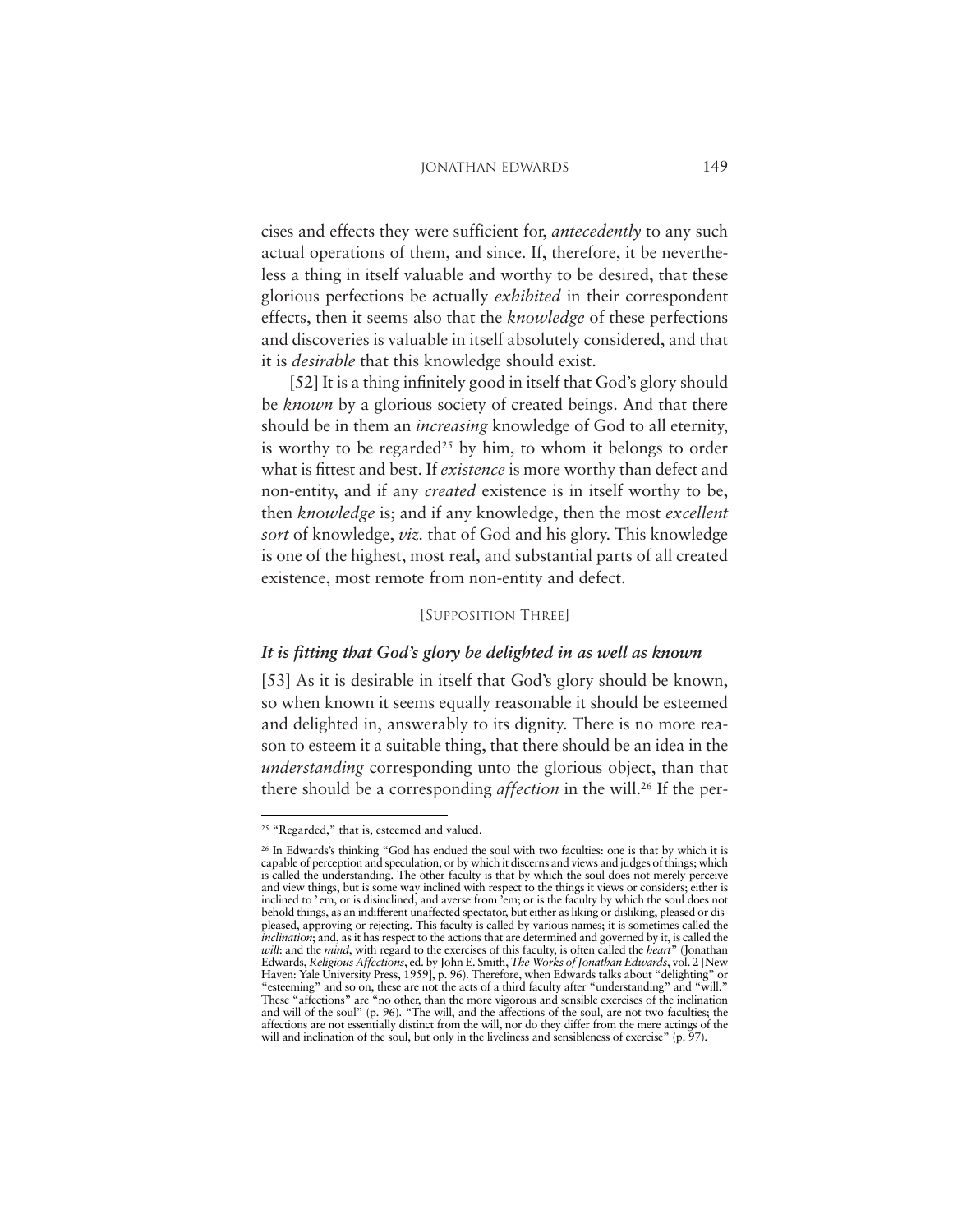cises and effects they were sufficient for, *antecedently* to any such actual operations of them, and since. If, therefore, it be nevertheless a thing in itself valuable and worthy to be desired, that these glorious perfections be actually *exhibited* in their correspondent effects, then it seems also that the *knowledge* of these perfections and discoveries is valuable in itself absolutely considered, and that it is *desirable* that this knowledge should exist.

[52] It is a thing infinitely good in itself that God's glory should be *known* by a glorious society of created beings. And that there should be in them an *increasing* knowledge of God to all eternity, is worthy to be regarded[25] by him, to whom it belongs to order what is fittest and best. If *existence* is more worthy than defect and non-entity, and if any *created* existence is in itself worthy to be, then *knowledge* is; and if any knowledge, then the most *excellent sort* of knowledge, *viz.* that of God and his glory. This knowledge is one of the highest, most real, and substantial parts of all created existence, most remote from non-entity and defect.

[Supposition Three]

### *It is fitting that God's glory be delighted in as well as known*

[53] As it is desirable in itself that God's glory should be known, so when known it seems equally reasonable it should be esteemed and delighted in, answerably to its dignity. There is no more reason to esteem it a suitable thing, that there should be an idea in the *understanding* corresponding unto the glorious object, than that there should be a corresponding *affection* in the will.[26] If the per-

---

[25] "Regarded," that is, esteemed and valued.

[26] In Edwards's thinking "God has endued the soul with two faculties: one is that by which it is capable of perception and speculation, or by which it discerns and views and judges of things; which is called the understanding. The other faculty is that by which the soul does not merely perceive and view things, but is some way inclined with respect to the things it views or considers; either is inclined to 'em, or is disinclined, and averse from 'em; or is the faculty by which the soul does not behold things, as an indifferent unaffected spectator, but either as liking or disliking, pleased or displeased, approving or rejecting. This faculty is called by various names; it is sometimes called the *inclination*; and, as it has respect to the actions that are determined and governed by it, is called the *will*: and the *mind*, with regard to the exercises of this faculty, is often called the *heart*" (Jonathan Edwards, *Religious Affections*, ed. by John E. Smith, *The Works of Jonathan Edwards*, vol. 2 [New Haven: Yale University Press, 1959], p. 96). Therefore, when Edwards talks about "delighting" or "esteeming" and so on, these are not the acts of a third faculty after "understanding" and "will." These "affections" are "no other, than the more vigorous and sensible exercises of the inclination and will of the soul" (p. 96). "The will, and the affections of the soul, are not two faculties; the affections are not essentially distinct from the will, nor do they differ from the mere actings of the will and inclination of the soul, but only in the liveliness and sensibleness of exercise" (p. 97).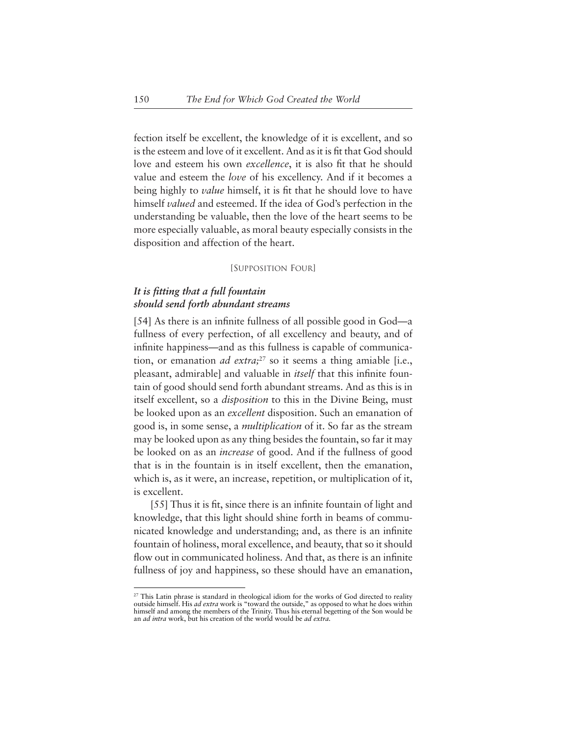fection itself be excellent, the knowledge of it is excellent, and so is the esteem and love of it excellent. And as it is fit that God should love and esteem his own *excellence*, it is also fit that he should value and esteem the *love* of his excellency. And if it becomes a being highly to *value* himself, it is fit that he should love to have himself *valued* and esteemed. If the idea of God's perfection in the understanding be valuable, then the love of the heart seems to be more especially valuable, as moral beauty especially consists in the disposition and affection of the heart.

[SUPPOSITION FOUR]

### *It is fitting that a full fountain should send forth abundant streams*

[54] As there is an infinite fullness of all possible good in God—a fullness of every perfection, of all excellency and beauty, and of infinite happiness—and as this fullness is capable of communication, or emanation *ad extra;*[27] so it seems a thing amiable [i.e., pleasant, admirable] and valuable in *itself* that this infinite fountain of good should send forth abundant streams. And as this is in itself excellent, so a *disposition* to this in the Divine Being, must be looked upon as an *excellent* disposition. Such an emanation of good is, in some sense, a *multiplication* of it. So far as the stream may be looked upon as any thing besides the fountain, so far it may be looked on as an *increase* of good. And if the fullness of good that is in the fountain is in itself excellent, then the emanation, which is, as it were, an increase, repetition, or multiplication of it, is excellent.

[55] Thus it is fit, since there is an infinite fountain of light and knowledge, that this light should shine forth in beams of communicated knowledge and understanding; and, as there is an infinite fountain of holiness, moral excellence, and beauty, that so it should flow out in communicated holiness. And that, as there is an infinite fullness of joy and happiness, so these should have an emanation,

[27] This Latin phrase is standard in theological idiom for the works of God directed to reality outside himself. His *ad extra* work is "toward the outside," as opposed to what he does within himself and among the members of the Trinity. Thus his eternal begetting of the Son would be an *ad intra* work, but his creation of the world would be *ad extra*.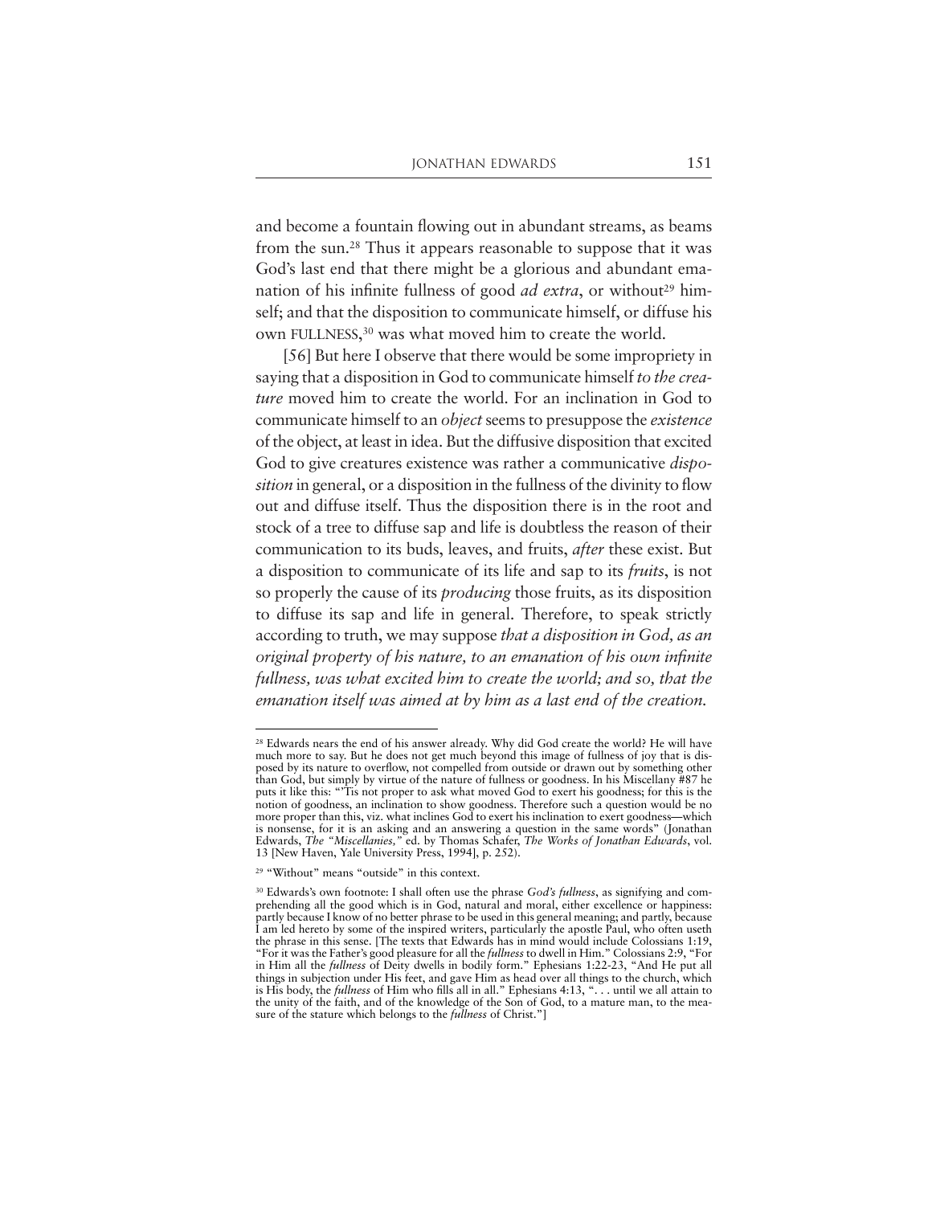and become a fountain flowing out in abundant streams, as beams from the sun.[28] Thus it appears reasonable to suppose that it was God's last end that there might be a glorious and abundant emanation of his infinite fullness of good *ad extra*, or without[29] himself; and that the disposition to communicate himself, or diffuse his own FULLNESS,[30] was what moved him to create the world.

[56] But here I observe that there would be some impropriety in saying that a disposition in God to communicate himself *to the creature* moved him to create the world. For an inclination in God to communicate himself to an *object* seems to presuppose the *existence* of the object, at least in idea. But the diffusive disposition that excited God to give creatures existence was rather a communicative *disposition* in general, or a disposition in the fullness of the divinity to flow out and diffuse itself. Thus the disposition there is in the root and stock of a tree to diffuse sap and life is doubtless the reason of their communication to its buds, leaves, and fruits, *after* these exist. But a disposition to communicate of its life and sap to its *fruits*, is not so properly the cause of its *producing* those fruits, as its disposition to diffuse its sap and life in general. Therefore, to speak strictly according to truth, we may suppose *that a disposition in God, as an original property of his nature, to an emanation of his own infinite fullness, was what excited him to create the world; and so, that the emanation itself was aimed at by him as a last end of the creation.*

---

[28] Edwards nears the end of his answer already. Why did God create the world? He will have much more to say. But he does not get much beyond this image of fullness of joy that is disposed by its nature to overflow, not compelled from outside or drawn out by something other than God, but simply by virtue of the nature of fullness or goodness. In his Miscellany #87 he puts it like this: "'Tis not proper to ask what moved God to exert his goodness; for this is the notion of goodness, an inclination to show goodness. Therefore such a question would be no more proper than this, viz. what inclines God to exert his inclination to exert goodness—which is nonsense, for it is an asking and an answering a question in the same words" (Jonathan Edwards, *The "Miscellanies,"* ed. by Thomas Schafer, *The Works of Jonathan Edwards*, vol. 13 [New Haven, Yale University Press, 1994], p. 252).

[29] "Without" means "outside" in this context.

[30] Edwards's own footnote: I shall often use the phrase *God's fullness*, as signifying and comprehending all the good which is in God, natural and moral, either excellence or happiness: partly because I know of no better phrase to be used in this general meaning; and partly, because I am led hereto by some of the inspired writers, particularly the apostle Paul, who often useth the phrase in this sense. [The texts that Edwards has in mind would include Colossians 1:19, "For it was the Father's good pleasure for all the *fullness* to dwell in Him." Colossians 2:9, "For in Him all the *fullness* of Deity dwells in bodily form." Ephesians 1:22-23, "And He put all things in subjection under His feet, and gave Him as head over all things to the church, which is His body, the *fullness* of Him who fills all in all." Ephesians 4:13, ". . . until we all attain to the unity of the faith, and of the knowledge of the Son of God, to a mature man, to the measure of the stature which belongs to the *fullness* of Christ."]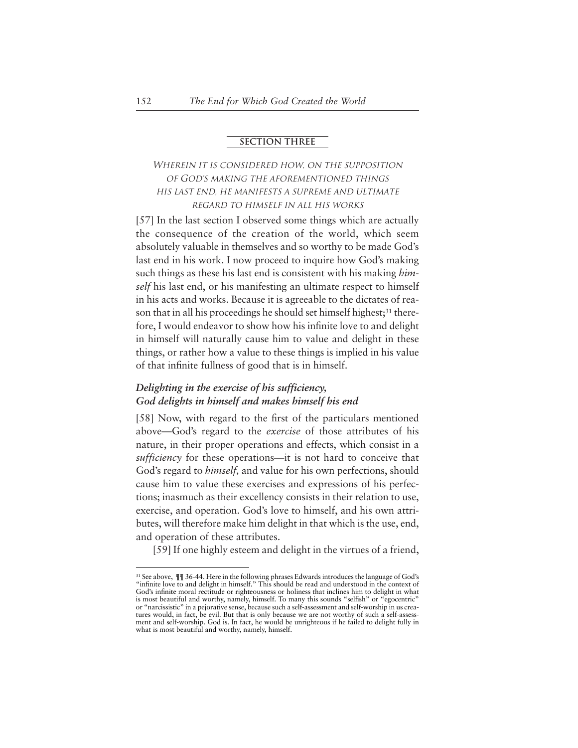## SECTION THREE

### *Wherein it is considered how, on the supposition of God's making the aforementioned things his last end, he manifests a supreme and ultimate regard to himself in all his works*

[57] In the last section I observed some things which are actually the consequence of the creation of the world, which seem absolutely valuable in themselves and so worthy to be made God's last end in his work. I now proceed to inquire how God's making such things as these his last end is consistent with his making *himself* his last end, or his manifesting an ultimate respect to himself in his acts and works. Because it is agreeable to the dictates of reason that in all his proceedings he should set himself highest;[31] therefore, I would endeavor to show how his infinite love to and delight in himself will naturally cause him to value and delight in these things, or rather how a value to these things is implied in his value of that infinite fullness of good that is in himself.

### *Delighting in the exercise of his sufficiency, God delights in himself and makes himself his end*

[58] Now, with regard to the first of the particulars mentioned above—God's regard to the *exercise* of those attributes of his nature, in their proper operations and effects, which consist in a *sufficiency* for these operations—it is not hard to conceive that God's regard to *himself,* and value for his own perfections, should cause him to value these exercises and expressions of his perfections; inasmuch as their excellency consists in their relation to use, exercise, and operation. God's love to himself, and his own attributes, will therefore make him delight in that which is the use, end, and operation of these attributes.

[59] If one highly esteem and delight in the virtues of a friend,

---

[31] See above, ¶¶ 36-44. Here in the following phrases Edwards introduces the language of God's "infinite love to and delight in himself." This should be read and understood in the context of God's infinite moral rectitude or righteousness or holiness that inclines him to delight in what is most beautiful and worthy, namely, himself. To many this sounds "selfish" or "egocentric" or "narcissistic" in a pejorative sense, because such a self-assessment and self-worship in us creatures would, in fact, be evil. But that is only because we are not worthy of such a self-assessment and self-worship. God is. In fact, he would be unrighteous if he failed to delight fully in what is most beautiful and worthy, namely, himself.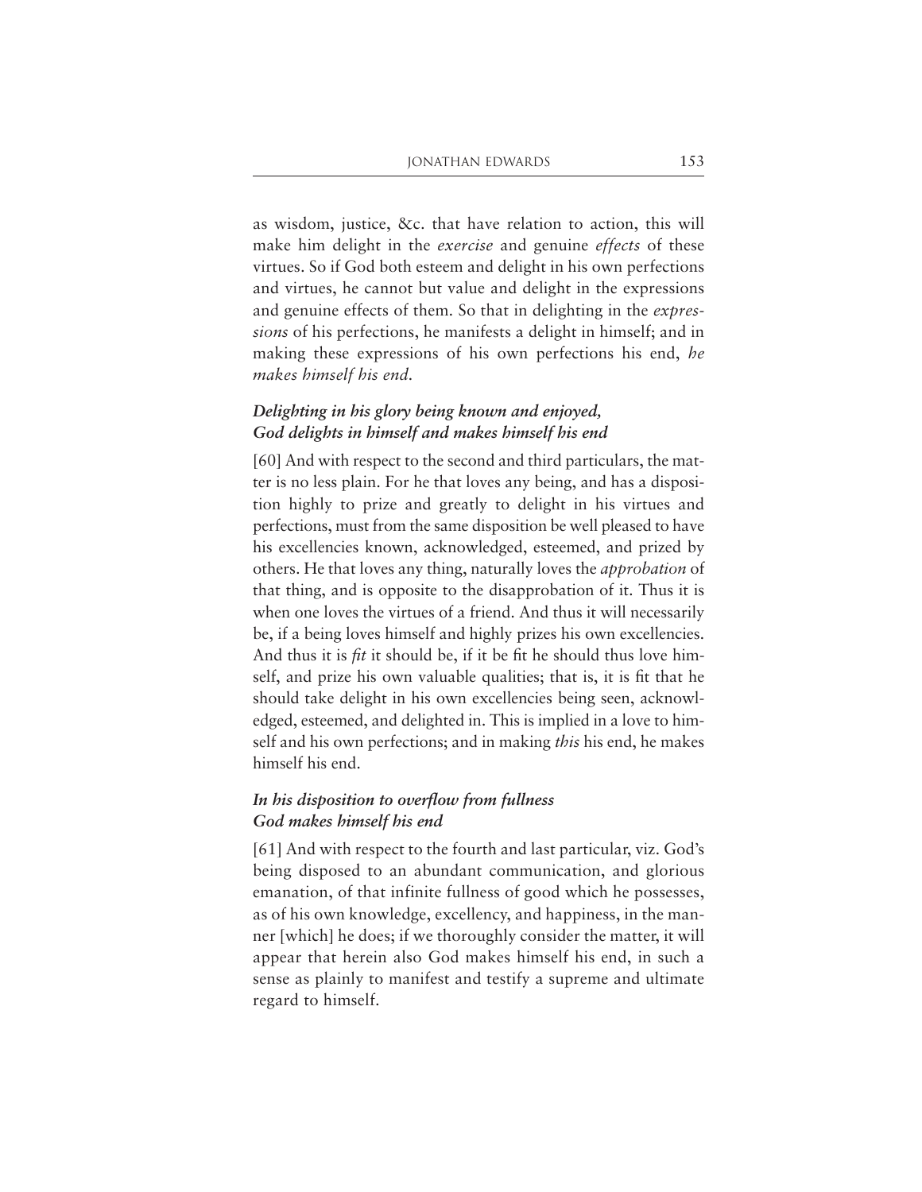as wisdom, justice, &c. that have relation to action, this will make him delight in the *exercise* and genuine *effects* of these virtues. So if God both esteem and delight in his own perfections and virtues, he cannot but value and delight in the expressions and genuine effects of them. So that in delighting in the *expressions* of his perfections, he manifests a delight in himself; and in making these expressions of his own perfections his end, *he makes himself his end*.

### *Delighting in his glory being known and enjoyed, God delights in himself and makes himself his end*

[60] And with respect to the second and third particulars, the matter is no less plain. For he that loves any being, and has a disposition highly to prize and greatly to delight in his virtues and perfections, must from the same disposition be well pleased to have his excellencies known, acknowledged, esteemed, and prized by others. He that loves any thing, naturally loves the *approbation* of that thing, and is opposite to the disapprobation of it. Thus it is when one loves the virtues of a friend. And thus it will necessarily be, if a being loves himself and highly prizes his own excellencies. And thus it is *fit* it should be, if it be fit he should thus love himself, and prize his own valuable qualities; that is, it is fit that he should take delight in his own excellencies being seen, acknowledged, esteemed, and delighted in. This is implied in a love to himself and his own perfections; and in making *this* his end, he makes himself his end.

### *In his disposition to overflow from fullness God makes himself his end*

[61] And with respect to the fourth and last particular, viz. God's being disposed to an abundant communication, and glorious emanation, of that infinite fullness of good which he possesses, as of his own knowledge, excellency, and happiness, in the manner [which] he does; if we thoroughly consider the matter, it will appear that herein also God makes himself his end, in such a sense as plainly to manifest and testify a supreme and ultimate regard to himself.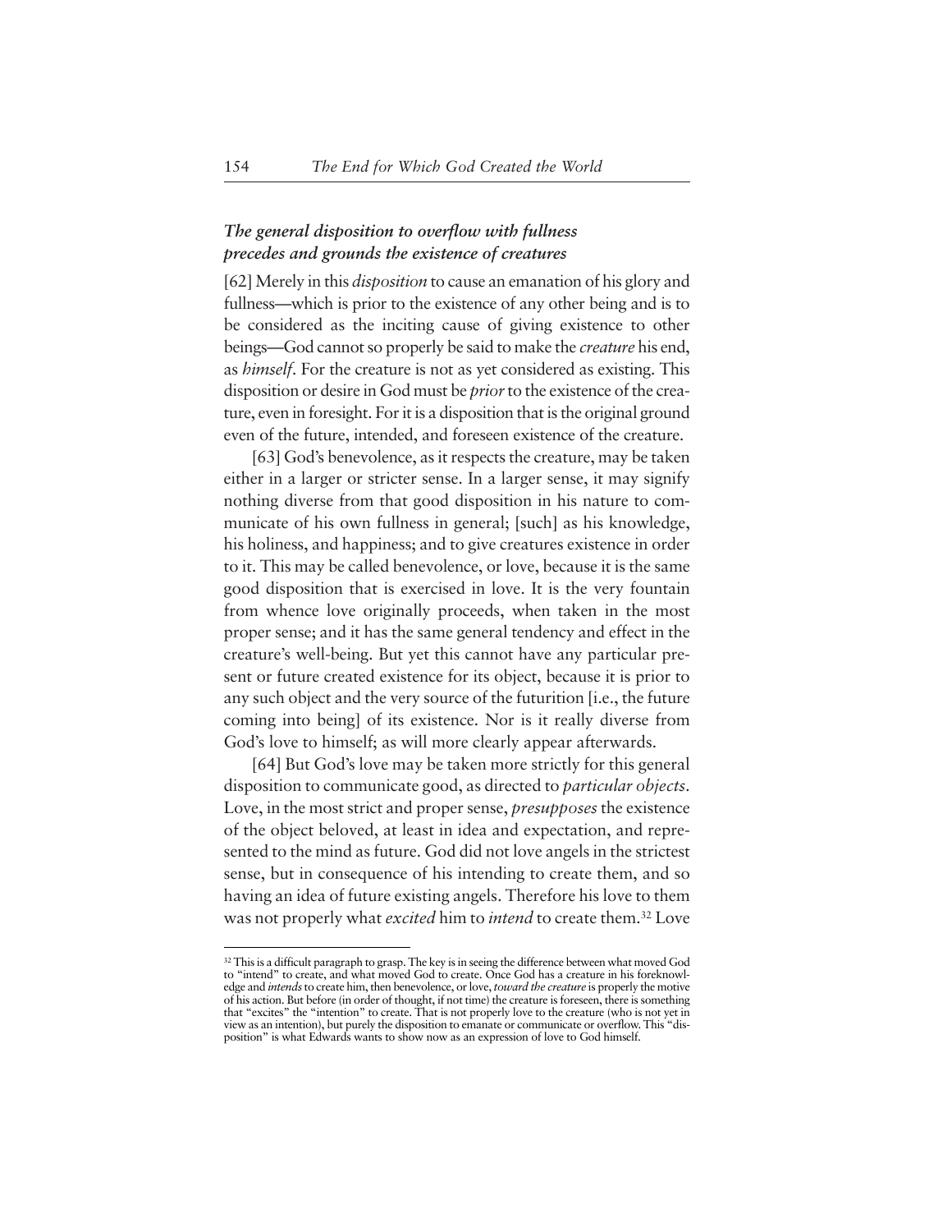### *The general disposition to overflow with fullness precedes and grounds the existence of creatures*

[62] Merely in this *disposition* to cause an emanation of his glory and fullness—which is prior to the existence of any other being and is to be considered as the inciting cause of giving existence to other beings—God cannot so properly be said to make the *creature* his end, as *himself*. For the creature is not as yet considered as existing. This disposition or desire in God must be *prior* to the existence of the creature, even in foresight. For it is a disposition that is the original ground even of the future, intended, and foreseen existence of the creature.

[63] God's benevolence, as it respects the creature, may be taken either in a larger or stricter sense. In a larger sense, it may signify nothing diverse from that good disposition in his nature to communicate of his own fullness in general; [such] as his knowledge, his holiness, and happiness; and to give creatures existence in order to it. This may be called benevolence, or love, because it is the same good disposition that is exercised in love. It is the very fountain from whence love originally proceeds, when taken in the most proper sense; and it has the same general tendency and effect in the creature's well-being. But yet this cannot have any particular present or future created existence for its object, because it is prior to any such object and the very source of the futurition [i.e., the future coming into being] of its existence. Nor is it really diverse from God's love to himself; as will more clearly appear afterwards.

[64] But God's love may be taken more strictly for this general disposition to communicate good, as directed to *particular objects*. Love, in the most strict and proper sense, *presupposes* the existence of the object beloved, at least in idea and expectation, and represented to the mind as future. God did not love angels in the strictest sense, but in consequence of his intending to create them, and so having an idea of future existing angels. Therefore his love to them was not properly what *excited* him to *intend* to create them.[32] Love

[32] This is a difficult paragraph to grasp. The key is in seeing the difference between what moved God to "intend" to create, and what moved God to create. Once God has a creature in his foreknowledge and *intends* to create him, then benevolence, or love, *toward the creature* is properly the motive of his action. But before (in order of thought, if not time) the creature is foreseen, there is something that "excites" the "intention" to create. That is not properly love to the creature (who is not yet in view as an intention), but purely the disposition to emanate or communicate or overflow. This "disposition" is what Edwards wants to show now as an expression of love to God himself.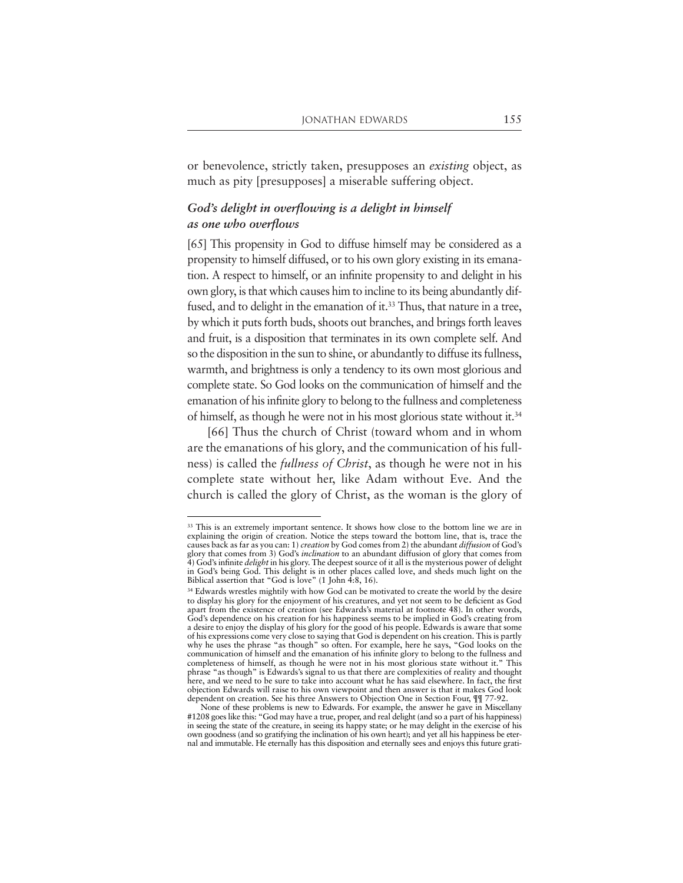or benevolence, strictly taken, presupposes an *existing* object, as much as pity [presupposes] a miserable suffering object.

### *God's delight in overflowing is a delight in himself as one who overflows*

[65] This propensity in God to diffuse himself may be considered as a propensity to himself diffused, or to his own glory existing in its emanation. A respect to himself, or an infinite propensity to and delight in his own glory, is that which causes him to incline to its being abundantly diffused, and to delight in the emanation of it.[33] Thus, that nature in a tree, by which it puts forth buds, shoots out branches, and brings forth leaves and fruit, is a disposition that terminates in its own complete self. And so the disposition in the sun to shine, or abundantly to diffuse its fullness, warmth, and brightness is only a tendency to its own most glorious and complete state. So God looks on the communication of himself and the emanation of his infinite glory to belong to the fullness and completeness of himself, as though he were not in his most glorious state without it.[34]

[66] Thus the church of Christ (toward whom and in whom are the emanations of his glory, and the communication of his fullness) is called the *fullness of Christ*, as though he were not in his complete state without her, like Adam without Eve. And the church is called the glory of Christ, as the woman is the glory of

---

[33] This is an extremely important sentence. It shows how close to the bottom line we are in explaining the origin of creation. Notice the steps toward the bottom line, that is, trace the causes back as far as you can: 1) *creation* by God comes from 2) the abundant *diffusion* of God's glory that comes from 3) God's *inclination* to an abundant diffusion of glory that comes from 4) God's infinite *delight* in his glory. The deepest source of it all is the mysterious power of delight in God's being God. This delight is in other places called love, and sheds much light on the Biblical assertion that "God is love" (1 John 4:8, 16).

[34] Edwards wrestles mightily with how God can be motivated to create the world by the desire to display his glory for the enjoyment of his creatures, and yet not seem to be deficient as God apart from the existence of creation (see Edwards's material at footnote 48). In other words, God's dependence on his creation for his happiness seems to be implied in God's creating from a desire to enjoy the display of his glory for the good of his people. Edwards is aware that some of his expressions come very close to saying that God is dependent on his creation. This is partly why he uses the phrase "as though" so often. For example, here he says, "God looks on the communication of himself and the emanation of his infinite glory to belong to the fullness and completeness of himself, as though he were not in his most glorious state without it." This phrase "as though" is Edwards's signal to us that there are complexities of reality and thought here, and we need to be sure to take into account what he has said elsewhere. In fact, the first objection Edwards will raise to his own viewpoint and then answer is that it makes God look dependent on creation. See his three Answers to Objection One in Section Four, ¶¶ 77-92.

None of these problems is new to Edwards. For example, the answer he gave in Miscellany #1208 goes like this: "God may have a true, proper, and real delight (and so a part of his happiness) in seeing the state of the creature, in seeing its happy state; or he may delight in the exercise of his own goodness (and so gratifying the inclination of his own heart); and yet all his happiness be eternal and immutable. He eternally has this disposition and eternally sees and enjoys this future grati-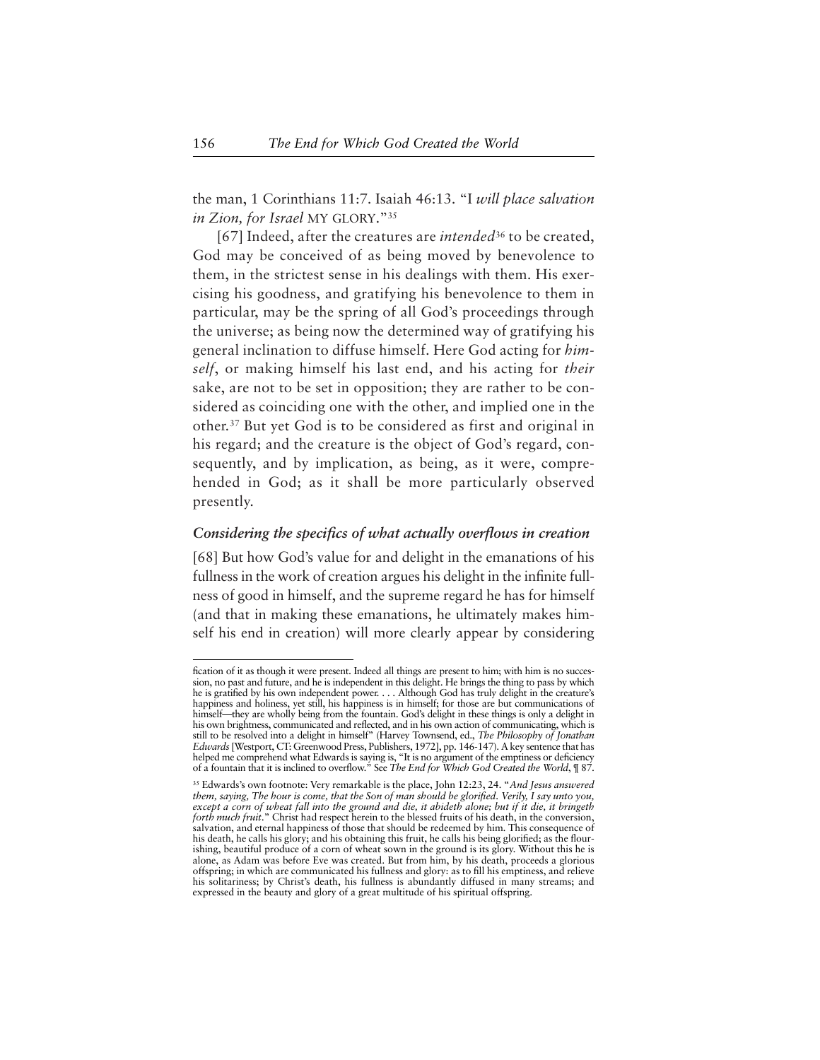the man, 1 Corinthians 11:7. Isaiah 46:13. "I *will place salvation in Zion, for Israel* MY GLORY."[35]

[67] Indeed, after the creatures are *intended*[36] to be created, God may be conceived of as being moved by benevolence to them, in the strictest sense in his dealings with them. His exercising his goodness, and gratifying his benevolence to them in particular, may be the spring of all God's proceedings through the universe; as being now the determined way of gratifying his general inclination to diffuse himself. Here God acting for *himself*, or making himself his last end, and his acting for *their* sake, are not to be set in opposition; they are rather to be considered as coinciding one with the other, and implied one in the other.[37] But yet God is to be considered as first and original in his regard; and the creature is the object of God's regard, consequently, and by implication, as being, as it were, comprehended in God; as it shall be more particularly observed presently.

### *Considering the specifics of what actually overflows in creation*

[68] But how God's value for and delight in the emanations of his fullness in the work of creation argues his delight in the infinite fullness of good in himself, and the supreme regard he has for himself (and that in making these emanations, he ultimately makes himself his end in creation) will more clearly appear by considering

---

fication of it as though it were present. Indeed all things are present to him; with him is no succession, no past and future, and he is independent in this delight. He brings the thing to pass by which he is gratified by his own independent power. . . . Although God has truly delight in the creature's happiness and holiness, yet still, his happiness is in himself; for those are but communications of himself—they are wholly being from the fountain. God's delight in these things is only a delight in his own brightness, communicated and reflected, and in his own action of communicating, which is still to be resolved into a delight in himself" (Harvey Townsend, ed., *The Philosophy of Jonathan Edwards* [Westport, CT: Greenwood Press, Publishers, 1972], pp. 146-147). A key sentence that has helped me comprehend what Edwards is saying is, "It is no argument of the emptiness or deficiency of a fountain that it is inclined to overflow." See *The End for Which God Created the World*, ¶ 87.

[35] Edwards's own footnote: Very remarkable is the place, John 12:23, 24. "*And Jesus answered them, saying, The hour is come, that the Son of man should be glorified. Verily, I say unto you, except a corn of wheat fall into the ground and die, it abideth alone; but if it die, it bringeth forth much fruit*." Christ had respect herein to the blessed fruits of his death, in the conversion, salvation, and eternal happiness of those that should be redeemed by him. This consequence of his death, he calls his glory; and his obtaining this fruit, he calls his being glorified; as the flourishing, beautiful produce of a corn of wheat sown in the ground is its glory. Without this he is alone, as Adam was before Eve was created. But from him, by his death, proceeds a glorious offspring; in which are communicated his fullness and glory: as to fill his emptiness, and relieve his solitariness; by Christ's death, his fullness is abundantly diffused in many streams; and expressed in the beauty and glory of a great multitude of his spiritual offspring.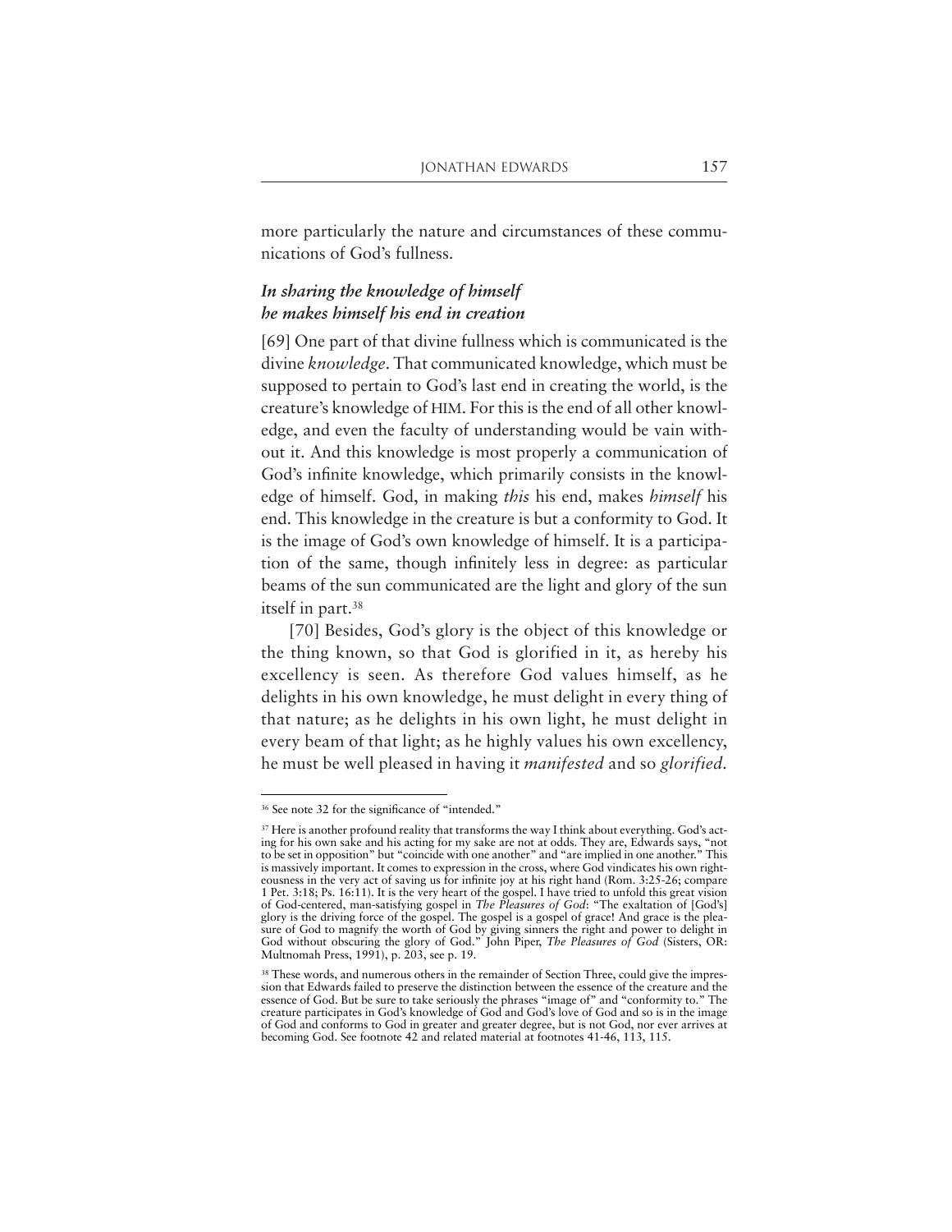more particularly the nature and circumstances of these communications of God's fullness.

### *In sharing the knowledge of himself he makes himself his end in creation*

[69] One part of that divine fullness which is communicated is the divine *knowledge*. That communicated knowledge, which must be supposed to pertain to God's last end in creating the world, is the creature's knowledge of HIM. For this is the end of all other knowledge, and even the faculty of understanding would be vain without it. And this knowledge is most properly a communication of God's infinite knowledge, which primarily consists in the knowledge of himself. God, in making *this* his end, makes *himself* his end. This knowledge in the creature is but a conformity to God. It is the image of God's own knowledge of himself. It is a participation of the same, though infinitely less in degree: as particular beams of the sun communicated are the light and glory of the sun itself in part.[38]

[70] Besides, God's glory is the object of this knowledge or the thing known, so that God is glorified in it, as hereby his excellency is seen. As therefore God values himself, as he delights in his own knowledge, he must delight in every thing of that nature; as he delights in his own light, he must delight in every beam of that light; as he highly values his own excellency, he must be well pleased in having it *manifested* and so *glorified*.

---

[36] See note 32 for the significance of "intended."

[37] Here is another profound reality that transforms the way I think about everything. God's acting for his own sake and his acting for my sake are not at odds. They are, Edwards says, "not to be set in opposition" but "coincide with one another" and "are implied in one another." This is massively important. It comes to expression in the cross, where God vindicates his own righteousness in the very act of saving us for infinite joy at his right hand (Rom. 3:25-26; compare 1 Pet. 3:18; Ps. 16:11). It is the very heart of the gospel. I have tried to unfold this great vision of God-centered, man-satisfying gospel in *The Pleasures of God*: "The exaltation of [God's] glory is the driving force of the gospel. The gospel is a gospel of grace! And grace is the pleasure of God to magnify the worth of God by giving sinners the right and power to delight in God without obscuring the glory of God." John Piper, *The Pleasures of God* (Sisters, OR: Multnomah Press, 1991), p. 203, see p. 19.

[38] These words, and numerous others in the remainder of Section Three, could give the impression that Edwards failed to preserve the distinction between the essence of the creature and the essence of God. But be sure to take seriously the phrases "image of" and "conformity to." The creature participates in God's knowledge of God and God's love of God and so is in the image of God and conforms to God in greater and greater degree, but is not God, nor ever arrives at becoming God. See footnote 42 and related material at footnotes 41-46, 113, 115.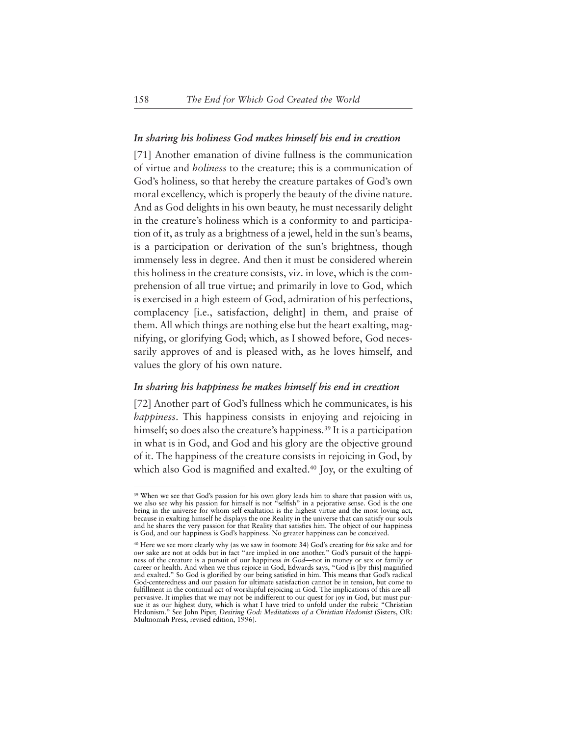### *In sharing his holiness God makes himself his end in creation*

[71] Another emanation of divine fullness is the communication of virtue and *holiness* to the creature; this is a communication of God's holiness, so that hereby the creature partakes of God's own moral excellency, which is properly the beauty of the divine nature. And as God delights in his own beauty, he must necessarily delight in the creature's holiness which is a conformity to and participation of it, as truly as a brightness of a jewel, held in the sun's beams, is a participation or derivation of the sun's brightness, though immensely less in degree. And then it must be considered wherein this holiness in the creature consists, viz. in love, which is the comprehension of all true virtue; and primarily in love to God, which is exercised in a high esteem of God, admiration of his perfections, complacency [i.e., satisfaction, delight] in them, and praise of them. All which things are nothing else but the heart exalting, magnifying, or glorifying God; which, as I showed before, God necessarily approves of and is pleased with, as he loves himself, and values the glory of his own nature.

### *In sharing his happiness he makes himself his end in creation*

[72] Another part of God's fullness which he communicates, is his *happiness*. This happiness consists in enjoying and rejoicing in himself; so does also the creature's happiness.[39] It is a participation in what is in God, and God and his glory are the objective ground of it. The happiness of the creature consists in rejoicing in God, by which also God is magnified and exalted.[40] Joy, or the exulting of

---

[39] When we see that God's passion for his own glory leads him to share that passion with us, we also see why his passion for himself is not "selfish" in a pejorative sense. God is the one being in the universe for whom self-exaltation is the highest virtue and the most loving act, because in exalting himself he displays the one Reality in the universe that can satisfy our souls and he shares the very passion for that Reality that satisfies him. The object of our happiness is God, and our happiness is God's happiness. No greater happiness can be conceived.

[40] Here we see more clearly why (as we saw in footnote 34) God's creating for *his* sake and for *our* sake are not at odds but in fact "are implied in one another." God's pursuit of the happiness of the creature is a pursuit of our happiness *in God*—not in money or sex or family or career or health. And when we thus rejoice in God, Edwards says, "God is [by this] magnified and exalted." So God is glorified by our being satisfied in him. This means that God's radical God-centeredness and our passion for ultimate satisfaction cannot be in tension, but come to fulfillment in the continual act of worshipful rejoicing in God. The implications of this are all-pervasive. It implies that we may not be indifferent to our quest for joy in God, but must pursue it as our highest duty, which is what I have tried to unfold under the rubric "Christian Hedonism." See John Piper, *Desiring God: Meditations of a Christian Hedonist* (Sisters, OR: Multnomah Press, revised edition, 1996).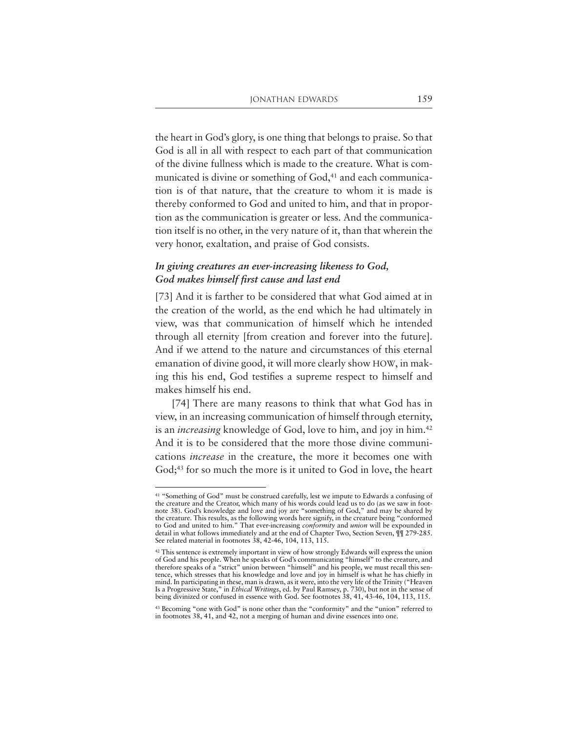the heart in God's glory, is one thing that belongs to praise. So that God is all in all with respect to each part of that communication of the divine fullness which is made to the creature. What is communicated is divine or something of God,[41] and each communication is of that nature, that the creature to whom it is made is thereby conformed to God and united to him, and that in proportion as the communication is greater or less. And the communication itself is no other, in the very nature of it, than that wherein the very honor, exaltation, and praise of God consists.

### *In giving creatures an ever-increasing likeness to God, God makes himself first cause and last end*

[73] And it is farther to be considered that what God aimed at in the creation of the world, as the end which he had ultimately in view, was that communication of himself which he intended through all eternity [from creation and forever into the future]. And if we attend to the nature and circumstances of this eternal emanation of divine good, it will more clearly show HOW, in making this his end, God testifies a supreme respect to himself and makes himself his end.

[74] There are many reasons to think that what God has in view, in an increasing communication of himself through eternity, is an *increasing* knowledge of God, love to him, and joy in him.[42] And it is to be considered that the more those divine communications *increase* in the creature, the more it becomes one with God;[43] for so much the more is it united to God in love, the heart

---

[41] "Something of God" must be construed carefully, lest we impute to Edwards a confusing of the creature and the Creator, which many of his words could lead us to do (as we saw in footnote 38). God's knowledge and love and joy are "something of God," and may be shared by the creature. This results, as the following words here signify, in the creature being "conformed to God and united to him." That ever-increasing *conformity* and *union* will be expounded in detail in what follows immediately and at the end of Chapter Two, Section Seven, ¶¶ 279-285. See related material in footnotes 38, 42-46, 104, 113, 115.

[42] This sentence is extremely important in view of how strongly Edwards will express the union of God and his people. When he speaks of God's communicating "himself" to the creature, and therefore speaks of a "strict" union between "himself" and his people, we must recall this sentence, which stresses that his knowledge and love and joy in himself is what he has chiefly in mind. In participating in these, man is drawn, as it were, into the very life of the Trinity ("Heaven Is a Progressive State," in *Ethical Writings*, ed. by Paul Ramsey, p. 730), but not in the sense of being divinized or confused in essence with God. See footnotes 38, 41, 43-46, 104, 113, 115.

[43] Becoming "one with God" is none other than the "conformity" and the "union" referred to in footnotes 38, 41, and 42, not a merging of human and divine essences into one.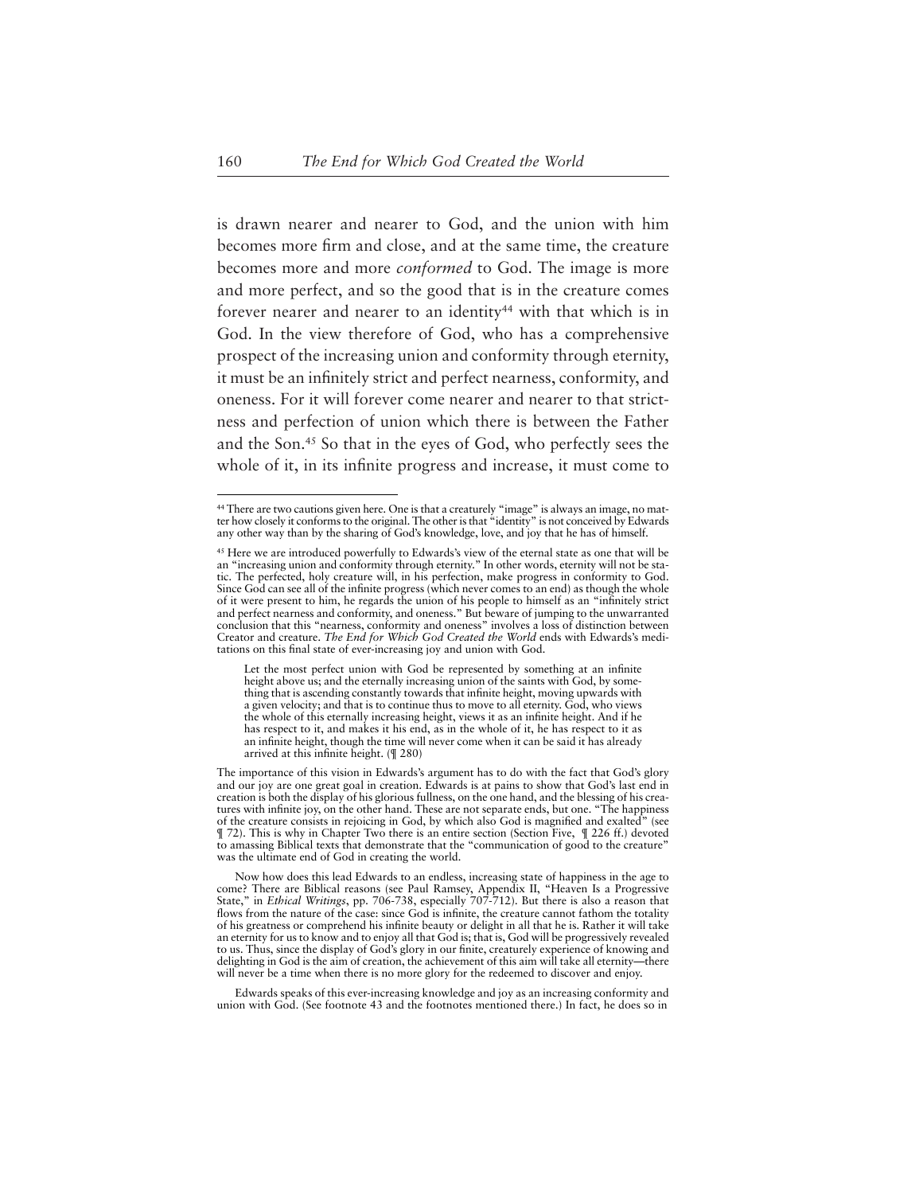is drawn nearer and nearer to God, and the union with him becomes more firm and close, and at the same time, the creature becomes more and more *conformed* to God. The image is more and more perfect, and so the good that is in the creature comes forever nearer and nearer to an identity[44] with that which is in God. In the view therefore of God, who has a comprehensive prospect of the increasing union and conformity through eternity, it must be an infinitely strict and perfect nearness, conformity, and oneness. For it will forever come nearer and nearer to that strictness and perfection of union which there is between the Father and the Son.[45] So that in the eyes of God, who perfectly sees the whole of it, in its infinite progress and increase, it must come to

---

[44] There are two cautions given here. One is that a creaturely "image" is always an image, no matter how closely it conforms to the original. The other is that "identity" is not conceived by Edwards any other way than by the sharing of God's knowledge, love, and joy that he has of himself.

[45] Here we are introduced powerfully to Edwards's view of the eternal state as one that will be an "increasing union and conformity through eternity." In other words, eternity will not be static. The perfected, holy creature will, in his perfection, make progress in conformity to God. Since God can see all of the infinite progress (which never comes to an end) as though the whole of it were present to him, he regards the union of his people to himself as an "infinitely strict and perfect nearness and conformity, and oneness." But beware of jumping to the unwarranted conclusion that this "nearness, conformity and oneness" involves a loss of distinction between Creator and creature. *The End for Which God Created the World* ends with Edwards's meditations on this final state of ever-increasing joy and union with God.

> Let the most perfect union with God be represented by something at an infinite height above us; and the eternally increasing union of the saints with God, by something that is ascending constantly towards that infinite height, moving upwards with a given velocity; and that is to continue thus to move to all eternity. God, who views the whole of this eternally increasing height, views it as an infinite height. And if he has respect to it, and makes it his end, as in the whole of it, he has respect to it as an infinite height, though the time will never come when it can be said it has already arrived at this infinite height. (¶ 280)

The importance of this vision in Edwards's argument has to do with the fact that God's glory and our joy are one great goal in creation. Edwards is at pains to show that God's last end in creation is both the display of his glorious fullness, on the one hand, and the blessing of his creatures with infinite joy, on the other hand. These are not separate ends, but one. "The happiness of the creature consists in rejoicing in God, by which also God is magnified and exalted" (see ¶ 72). This is why in Chapter Two there is an entire section (Section Five, ¶ 226 ff.) devoted to amassing Biblical texts that demonstrate that the "communication of good to the creature" was the ultimate end of God in creating the world.

Now how does this lead Edwards to an endless, increasing state of happiness in the age to come? There are Biblical reasons (see Paul Ramsey, Appendix II, "Heaven Is a Progressive State," in *Ethical Writings*, pp. 706-738, especially 707-712). But there is also a reason that flows from the nature of the case: since God is infinite, the creature cannot fathom the totality of his greatness or comprehend his infinite beauty or delight in all that he is. Rather it will take an eternity for us to know and to enjoy all that God is; that is, God will be progressively revealed to us. Thus, since the display of God's glory in our finite, creaturely experience of knowing and delighting in God is the aim of creation, the achievement of this aim will take all eternity—there will never be a time when there is no more glory for the redeemed to discover and enjoy.

Edwards speaks of this ever-increasing knowledge and joy as an increasing conformity and union with God. (See footnote 43 and the footnotes mentioned there.) In fact, he does so in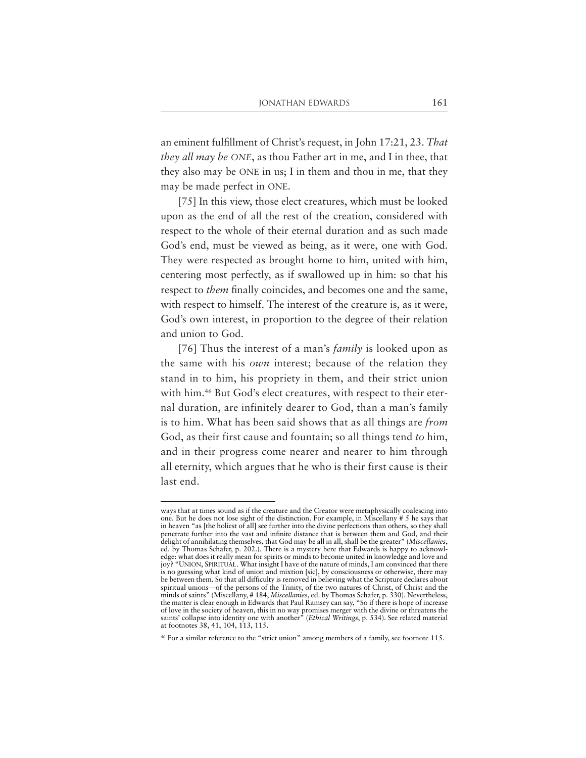an eminent fulfillment of Christ's request, in John 17:21, 23. *That they all may be* ONE, as thou Father art in me, and I in thee, that they also may be ONE in us; I in them and thou in me, that they may be made perfect in ONE.

[75] In this view, those elect creatures, which must be looked upon as the end of all the rest of the creation, considered with respect to the whole of their eternal duration and as such made God's end, must be viewed as being, as it were, one with God. They were respected as brought home to him, united with him, centering most perfectly, as if swallowed up in him: so that his respect to *them* finally coincides, and becomes one and the same, with respect to himself. The interest of the creature is, as it were, God's own interest, in proportion to the degree of their relation and union to God.

[76] Thus the interest of a man's *family* is looked upon as the same with his *own* interest; because of the relation they stand in to him, his propriety in them, and their strict union with him.[46] But God's elect creatures, with respect to their eternal duration, are infinitely dearer to God, than a man's family is to him. What has been said shows that as all things are *from* God, as their first cause and fountain; so all things tend *to* him, and in their progress come nearer and nearer to him through all eternity, which argues that he who is their first cause is their last end.

---

ways that at times sound as if the creature and the Creator were metaphysically coalescing into one. But he does not lose sight of the distinction. For example, in Miscellany # 5 he says that in heaven "as [the holiest of all] see further into the divine perfections than others, so they shall penetrate further into the vast and infinite distance that is between them and God, and their delight of annihilating themselves, that God may be all in all, shall be the greater" (*Miscellanies*, ed. by Thomas Schafer, p. 202.). There is a mystery here that Edwards is happy to acknowledge: what does it really mean for spirits or minds to become united in knowledge and love and joy? "UNION, SPIRITUAL. What insight I have of the nature of minds, I am convinced that there is no guessing what kind of union and mixtion [sic], by consciousness or otherwise, there may be between them. So that all difficulty is removed in believing what the Scripture declares about spiritual unions—of the persons of the Trinity, of the two natures of Christ, of Christ and the minds of saints" (Miscellany, # 184, *Miscellanies*, ed. by Thomas Schafer, p. 330). Nevertheless, the matter is clear enough in Edwards that Paul Ramsey can say, "So if there is hope of increase of love in the society of heaven, this in no way promises merger with the divine or threatens the saints' collapse into identity one with another" (*Ethical Writings*, p. 534). See related material at footnotes 38, 41, 104, 113, 115.

[46] For a similar reference to the "strict union" among members of a family, see footnote 115.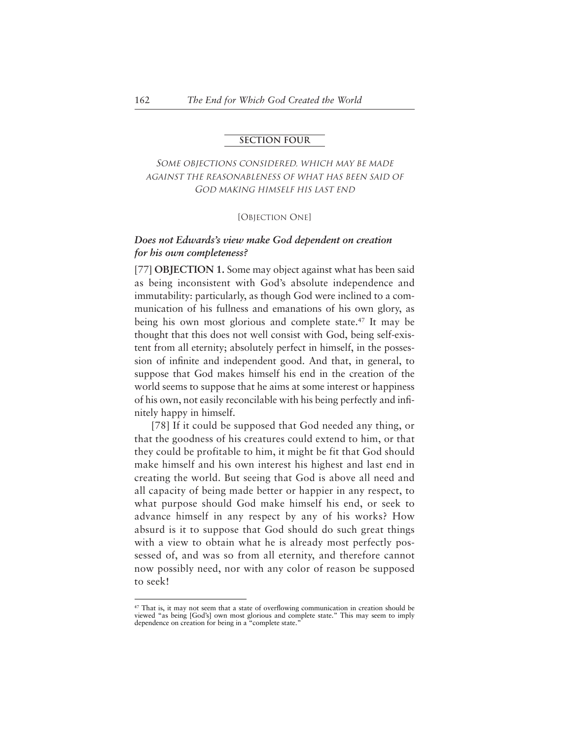## SECTION FOUR

*SOME OBJECTIONS CONSIDERED, WHICH MAY BE MADE AGAINST THE REASONABLENESS OF WHAT HAS BEEN SAID OF GOD MAKING HIMSELF HIS LAST END*

[OBJECTION ONE]

### *Does not Edwards's view make God dependent on creation for his own completeness?*

[77] **OBJECTION 1.** Some may object against what has been said as being inconsistent with God's absolute independence and immutability: particularly, as though God were inclined to a communication of his fullness and emanations of his own glory, as being his own most glorious and complete state.[47] It may be thought that this does not well consist with God, being self-existent from all eternity; absolutely perfect in himself, in the possession of infinite and independent good. And that, in general, to suppose that God makes himself his end in the creation of the world seems to suppose that he aims at some interest or happiness of his own, not easily reconcilable with his being perfectly and infinitely happy in himself.

[78] If it could be supposed that God needed any thing, or that the goodness of his creatures could extend to him, or that they could be profitable to him, it might be fit that God should make himself and his own interest his highest and last end in creating the world. But seeing that God is above all need and all capacity of being made better or happier in any respect, to what purpose should God make himself his end, or seek to advance himself in any respect by any of his works? How absurd is it to suppose that God should do such great things with a view to obtain what he is already most perfectly possessed of, and was so from all eternity, and therefore cannot now possibly need, nor with any color of reason be supposed to seek!

[47] That is, it may not seem that a state of overflowing communication in creation should be viewed "as being [God's] own most glorious and complete state." This may seem to imply dependence on creation for being in a "complete state."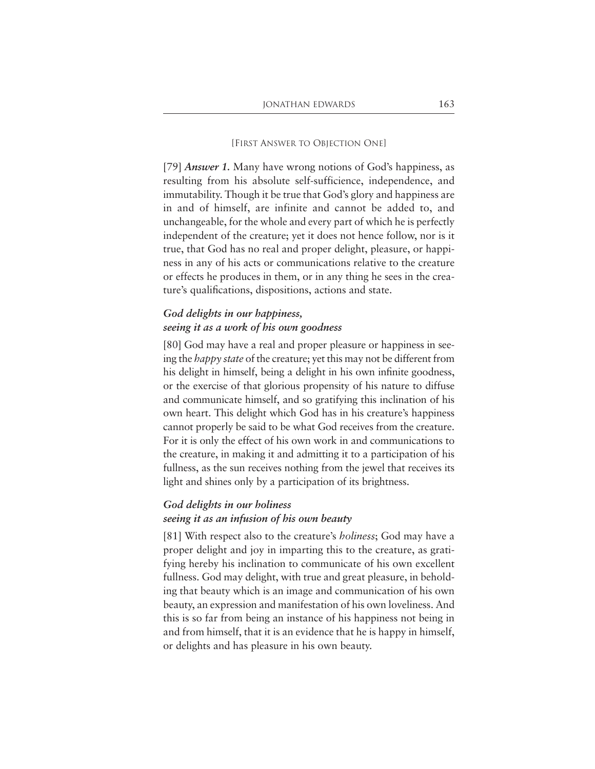[First Answer to Objection One]

[79] ***Answer 1.*** Many have wrong notions of God's happiness, as resulting from his absolute self-sufficience, independence, and immutability. Though it be true that God's glory and happiness are in and of himself, are infinite and cannot be added to, and unchangeable, for the whole and every part of which he is perfectly independent of the creature; yet it does not hence follow, nor is it true, that God has no real and proper delight, pleasure, or happiness in any of his acts or communications relative to the creature or effects he produces in them, or in any thing he sees in the creature's qualifications, dispositions, actions and state.

### *God delights in our happiness, seeing it as a work of his own goodness*

[80] God may have a real and proper pleasure or happiness in seeing the *happy state* of the creature; yet this may not be different from his delight in himself, being a delight in his own infinite goodness, or the exercise of that glorious propensity of his nature to diffuse and communicate himself, and so gratifying this inclination of his own heart. This delight which God has in his creature's happiness cannot properly be said to be what God receives from the creature. For it is only the effect of his own work in and communications to the creature, in making it and admitting it to a participation of his fullness, as the sun receives nothing from the jewel that receives its light and shines only by a participation of its brightness.

### *God delights in our holiness seeing it as an infusion of his own beauty*

[81] With respect also to the creature's *holiness*; God may have a proper delight and joy in imparting this to the creature, as gratifying hereby his inclination to communicate of his own excellent fullness. God may delight, with true and great pleasure, in beholding that beauty which is an image and communication of his own beauty, an expression and manifestation of his own loveliness. And this is so far from being an instance of his happiness not being in and from himself, that it is an evidence that he is happy in himself, or delights and has pleasure in his own beauty.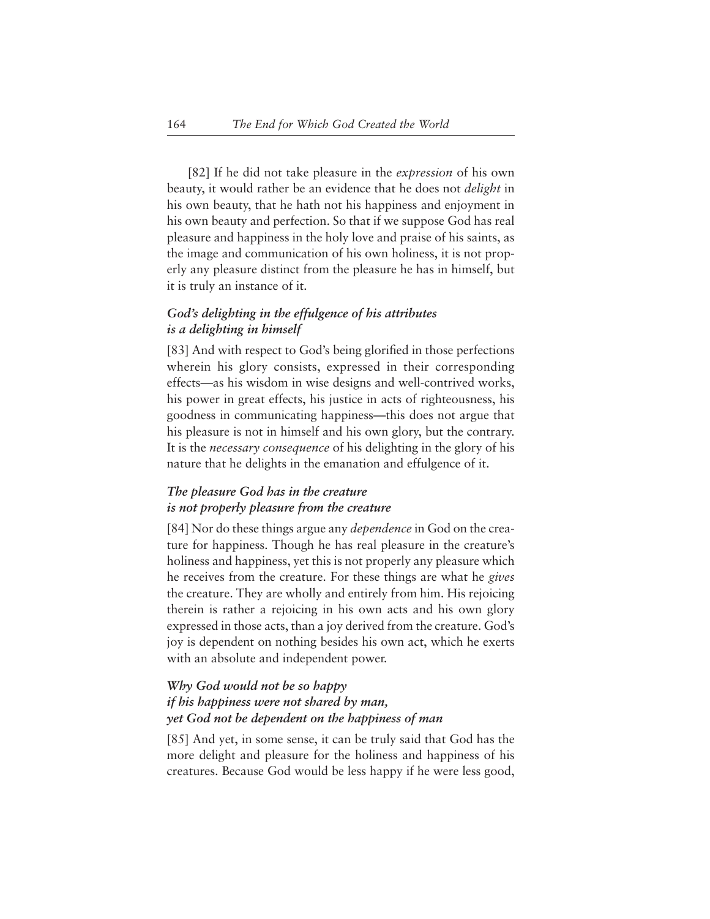[82] If he did not take pleasure in the *expression* of his own beauty, it would rather be an evidence that he does not *delight* in his own beauty, that he hath not his happiness and enjoyment in his own beauty and perfection. So that if we suppose God has real pleasure and happiness in the holy love and praise of his saints, as the image and communication of his own holiness, it is not properly any pleasure distinct from the pleasure he has in himself, but it is truly an instance of it.

### *God's delighting in the effulgence of his attributes is a delighting in himself*

[83] And with respect to God's being glorified in those perfections wherein his glory consists, expressed in their corresponding effects—as his wisdom in wise designs and well-contrived works, his power in great effects, his justice in acts of righteousness, his goodness in communicating happiness—this does not argue that his pleasure is not in himself and his own glory, but the contrary. It is the *necessary consequence* of his delighting in the glory of his nature that he delights in the emanation and effulgence of it.

### *The pleasure God has in the creature is not properly pleasure from the creature*

[84] Nor do these things argue any *dependence* in God on the creature for happiness. Though he has real pleasure in the creature's holiness and happiness, yet this is not properly any pleasure which he receives from the creature. For these things are what he *gives* the creature. They are wholly and entirely from him. His rejoicing therein is rather a rejoicing in his own acts and his own glory expressed in those acts, than a joy derived from the creature. God's joy is dependent on nothing besides his own act, which he exerts with an absolute and independent power.

### *Why God would not be so happy if his happiness were not shared by man, yet God not be dependent on the happiness of man*

[85] And yet, in some sense, it can be truly said that God has the more delight and pleasure for the holiness and happiness of his creatures. Because God would be less happy if he were less good,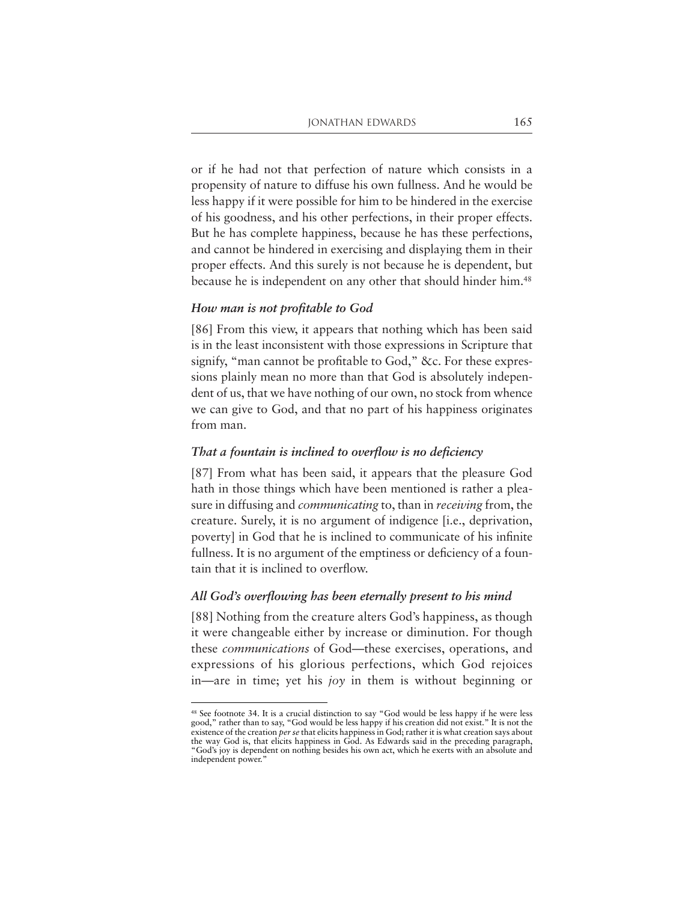or if he had not that perfection of nature which consists in a propensity of nature to diffuse his own fullness. And he would be less happy if it were possible for him to be hindered in the exercise of his goodness, and his other perfections, in their proper effects. But he has complete happiness, because he has these perfections, and cannot be hindered in exercising and displaying them in their proper effects. And this surely is not because he is dependent, but because he is independent on any other that should hinder him.[48]

### *How man is not profitable to God*

[86] From this view, it appears that nothing which has been said is in the least inconsistent with those expressions in Scripture that signify, "man cannot be profitable to God," &c. For these expressions plainly mean no more than that God is absolutely independent of us, that we have nothing of our own, no stock from whence we can give to God, and that no part of his happiness originates from man.

### *That a fountain is inclined to overflow is no deficiency*

[87] From what has been said, it appears that the pleasure God hath in those things which have been mentioned is rather a pleasure in diffusing and *communicating* to, than in *receiving* from, the creature. Surely, it is no argument of indigence [i.e., deprivation, poverty] in God that he is inclined to communicate of his infinite fullness. It is no argument of the emptiness or deficiency of a fountain that it is inclined to overflow.

### *All God's overflowing has been eternally present to his mind*

[88] Nothing from the creature alters God's happiness, as though it were changeable either by increase or diminution. For though these *communications* of God—these exercises, operations, and expressions of his glorious perfections, which God rejoices in—are in time; yet his *joy* in them is without beginning or

---

[48] See footnote 34. It is a crucial distinction to say "God would be less happy if he were less good," rather than to say, "God would be less happy if his creation did not exist." It is not the existence of the creation *per se* that elicits happiness in God; rather it is what creation says about the way God is, that elicits happiness in God. As Edwards said in the preceding paragraph, "God's joy is dependent on nothing besides his own act, which he exerts with an absolute and independent power."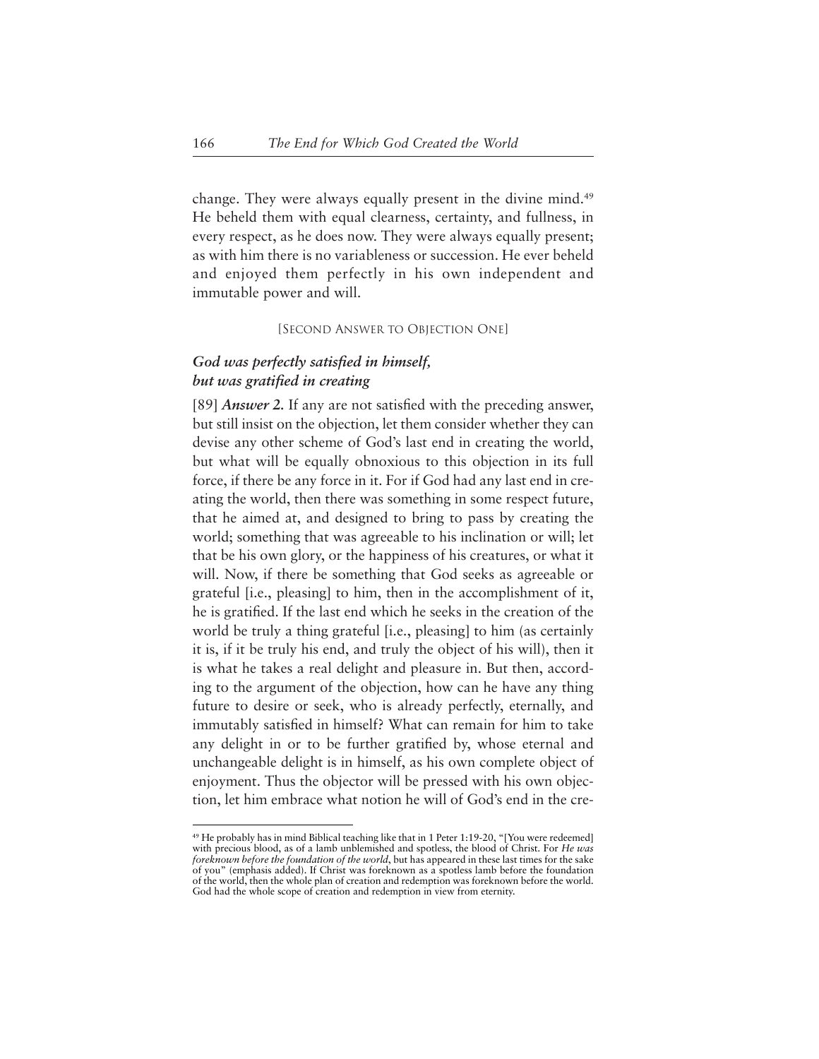change. They were always equally present in the divine mind.[49] He beheld them with equal clearness, certainty, and fullness, in every respect, as he does now. They were always equally present; as with him there is no variableness or succession. He ever beheld and enjoyed them perfectly in his own independent and immutable power and will.

[SECOND ANSWER TO OBJECTION ONE]

### *God was perfectly satisfied in himself, but was gratified in creating*

[89] ***Answer 2.*** If any are not satisfied with the preceding answer, but still insist on the objection, let them consider whether they can devise any other scheme of God's last end in creating the world, but what will be equally obnoxious to this objection in its full force, if there be any force in it. For if God had any last end in creating the world, then there was something in some respect future, that he aimed at, and designed to bring to pass by creating the world; something that was agreeable to his inclination or will; let that be his own glory, or the happiness of his creatures, or what it will. Now, if there be something that God seeks as agreeable or grateful [i.e., pleasing] to him, then in the accomplishment of it, he is gratified. If the last end which he seeks in the creation of the world be truly a thing grateful [i.e., pleasing] to him (as certainly it is, if it be truly his end, and truly the object of his will), then it is what he takes a real delight and pleasure in. But then, according to the argument of the objection, how can he have any thing future to desire or seek, who is already perfectly, eternally, and immutably satisfied in himself? What can remain for him to take any delight in or to be further gratified by, whose eternal and unchangeable delight is in himself, as his own complete object of enjoyment. Thus the objector will be pressed with his own objection, let him embrace what notion he will of God's end in the cre-

---

[49] He probably has in mind Biblical teaching like that in 1 Peter 1:19-20, "[You were redeemed] with precious blood, as of a lamb unblemished and spotless, the blood of Christ. For *He was foreknown before the foundation of the world*, but has appeared in these last times for the sake of you" (emphasis added). If Christ was foreknown as a spotless lamb before the foundation of the world, then the whole plan of creation and redemption was foreknown before the world. God had the whole scope of creation and redemption in view from eternity.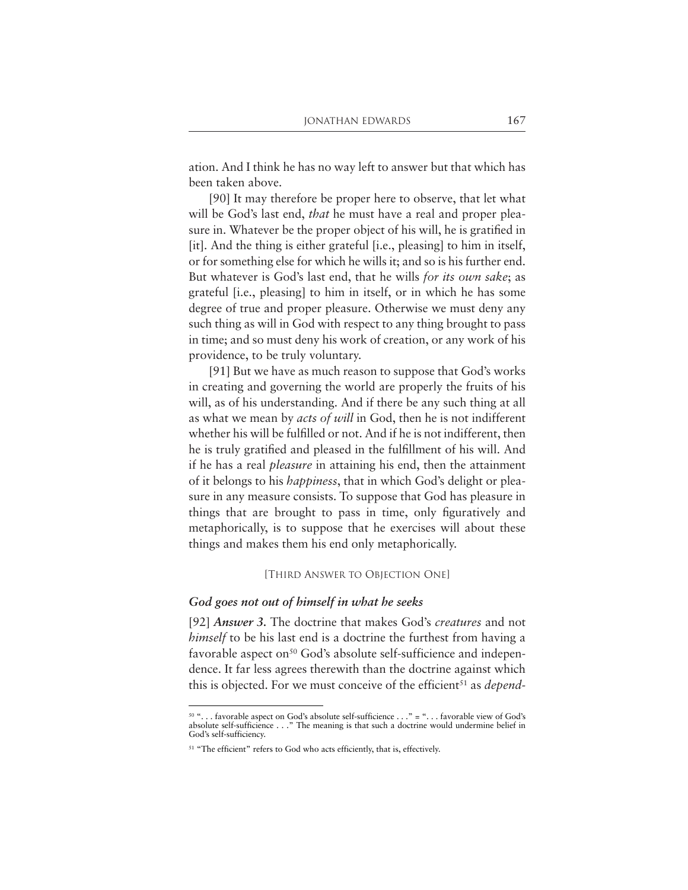ation. And I think he has no way left to answer but that which has been taken above.

[90] It may therefore be proper here to observe, that let what will be God's last end, *that* he must have a real and proper pleasure in. Whatever be the proper object of his will, he is gratified in [it]. And the thing is either grateful [i.e., pleasing] to him in itself, or for something else for which he wills it; and so is his further end. But whatever is God's last end, that he wills *for its own sake*; as grateful [i.e., pleasing] to him in itself, or in which he has some degree of true and proper pleasure. Otherwise we must deny any such thing as will in God with respect to any thing brought to pass in time; and so must deny his work of creation, or any work of his providence, to be truly voluntary.

[91] But we have as much reason to suppose that God's works in creating and governing the world are properly the fruits of his will, as of his understanding. And if there be any such thing at all as what we mean by *acts of will* in God, then he is not indifferent whether his will be fulfilled or not. And if he is not indifferent, then he is truly gratified and pleased in the fulfillment of his will. And if he has a real *pleasure* in attaining his end, then the attainment of it belongs to his *happiness*, that in which God's delight or pleasure in any measure consists. To suppose that God has pleasure in things that are brought to pass in time, only figuratively and metaphorically, is to suppose that he exercises will about these things and makes them his end only metaphorically.

[Third Answer to Objection One]

### *God goes not out of himself in what he seeks*

[92] ***Answer 3.*** The doctrine that makes God's *creatures* and not *himself* to be his last end is a doctrine the furthest from having a favorable aspect on[50] God's absolute self-sufficience and independence. It far less agrees therewith than the doctrine against which this is objected. For we must conceive of the efficient[51] as *depend-*

---

[50] ". . . favorable aspect on God's absolute self-sufficience . . ." = ". . . favorable view of God's absolute self-sufficience . . ." The meaning is that such a doctrine would undermine belief in God's self-sufficiency.

[51] "The efficient" refers to God who acts efficiently, that is, effectively.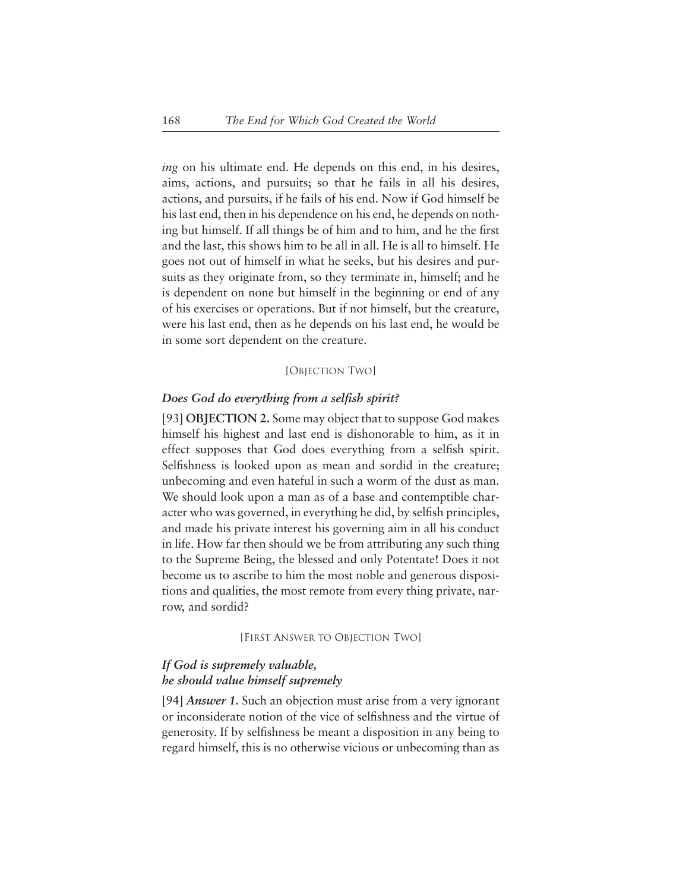*ing* on his ultimate end. He depends on this end, in his desires, aims, actions, and pursuits; so that he fails in all his desires, actions, and pursuits, if he fails of his end. Now if God himself be his last end, then in his dependence on his end, he depends on nothing but himself. If all things be of him and to him, and he the first and the last, this shows him to be all in all. He is all to himself. He goes not out of himself in what he seeks, but his desires and pursuits as they originate from, so they terminate in, himself; and he is dependent on none but himself in the beginning or end of any of his exercises or operations. But if not himself, but the creature, were his last end, then as he depends on his last end, he would be in some sort dependent on the creature.

[Objection Two]

### *Does God do everything from a selfish spirit?*

[93] **OBJECTION 2.** Some may object that to suppose God makes himself his highest and last end is dishonorable to him, as it in effect supposes that God does everything from a selfish spirit. Selfishness is looked upon as mean and sordid in the creature; unbecoming and even hateful in such a worm of the dust as man. We should look upon a man as of a base and contemptible character who was governed, in everything he did, by selfish principles, and made his private interest his governing aim in all his conduct in life. How far then should we be from attributing any such thing to the Supreme Being, the blessed and only Potentate! Does it not become us to ascribe to him the most noble and generous dispositions and qualities, the most remote from every thing private, narrow, and sordid?

[First Answer to Objection Two]

### *If God is supremely valuable, he should value himself supremely*

[94] ***Answer 1.*** Such an objection must arise from a very ignorant or inconsiderate notion of the vice of selfishness and the virtue of generosity. If by selfishness be meant a disposition in any being to regard himself, this is no otherwise vicious or unbecoming than as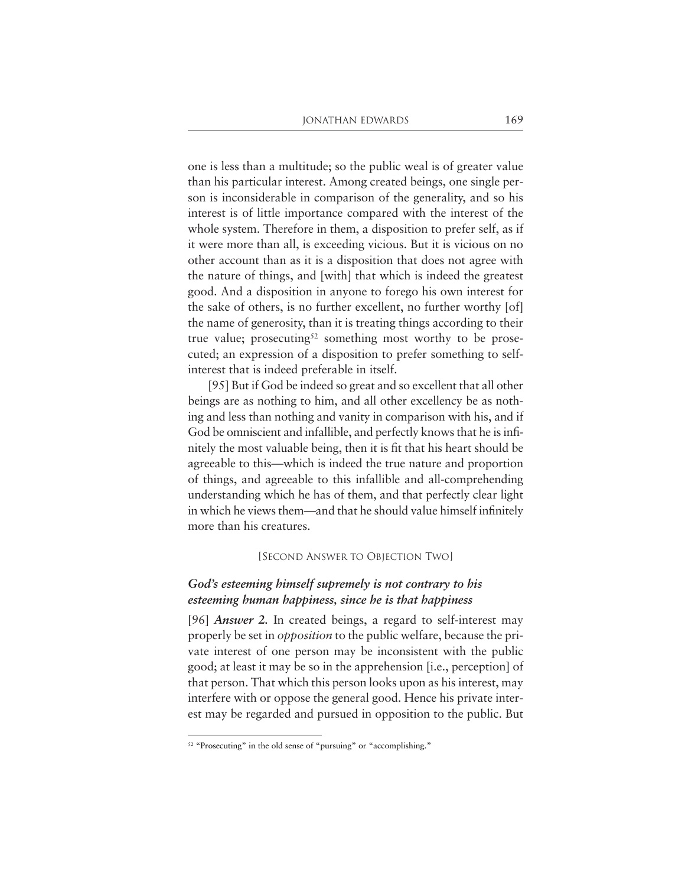one is less than a multitude; so the public weal is of greater value than his particular interest. Among created beings, one single person is inconsiderable in comparison of the generality, and so his interest is of little importance compared with the interest of the whole system. Therefore in them, a disposition to prefer self, as if it were more than all, is exceeding vicious. But it is vicious on no other account than as it is a disposition that does not agree with the nature of things, and [with] that which is indeed the greatest good. And a disposition in anyone to forego his own interest for the sake of others, is no further excellent, no further worthy [of] the name of generosity, than it is treating things according to their true value; prosecuting[52] something most worthy to be prosecuted; an expression of a disposition to prefer something to self-interest that is indeed preferable in itself.

[95] But if God be indeed so great and so excellent that all other beings are as nothing to him, and all other excellency be as nothing and less than nothing and vanity in comparison with his, and if God be omniscient and infallible, and perfectly knows that he is infinitely the most valuable being, then it is fit that his heart should be agreeable to this—which is indeed the true nature and proportion of things, and agreeable to this infallible and all-comprehending understanding which he has of them, and that perfectly clear light in which he views them—and that he should value himself infinitely more than his creatures.

[Second Answer to Objection Two]

### *God's esteeming himself supremely is not contrary to his esteeming human happiness, since he is that happiness*

[96] ***Answer 2.*** In created beings, a regard to self-interest may properly be set in *opposition* to the public welfare, because the private interest of one person may be inconsistent with the public good; at least it may be so in the apprehension [i.e., perception] of that person. That which this person looks upon as his interest, may interfere with or oppose the general good. Hence his private interest may be regarded and pursued in opposition to the public. But

---

[52] "Prosecuting" in the old sense of "pursuing" or "accomplishing."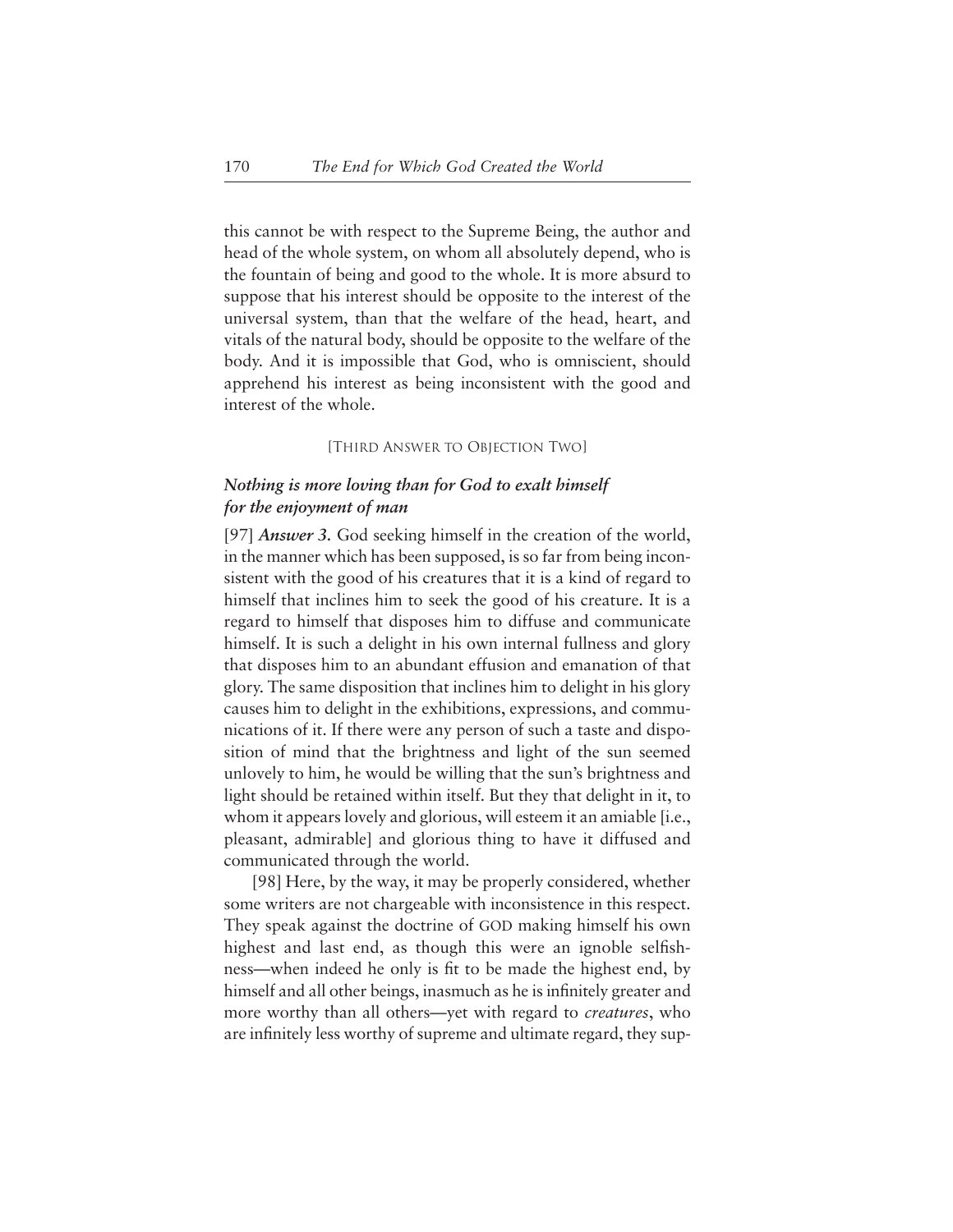this cannot be with respect to the Supreme Being, the author and head of the whole system, on whom all absolutely depend, who is the fountain of being and good to the whole. It is more absurd to suppose that his interest should be opposite to the interest of the universal system, than that the welfare of the head, heart, and vitals of the natural body, should be opposite to the welfare of the body. And it is impossible that God, who is omniscient, should apprehend his interest as being inconsistent with the good and interest of the whole.

[THIRD ANSWER TO OBJECTION TWO]

### *Nothing is more loving than for God to exalt himself for the enjoyment of man*

[97] ***Answer 3.*** God seeking himself in the creation of the world, in the manner which has been supposed, is so far from being inconsistent with the good of his creatures that it is a kind of regard to himself that inclines him to seek the good of his creature. It is a regard to himself that disposes him to diffuse and communicate himself. It is such a delight in his own internal fullness and glory that disposes him to an abundant effusion and emanation of that glory. The same disposition that inclines him to delight in his glory causes him to delight in the exhibitions, expressions, and communications of it. If there were any person of such a taste and disposition of mind that the brightness and light of the sun seemed unlovely to him, he would be willing that the sun's brightness and light should be retained within itself. But they that delight in it, to whom it appears lovely and glorious, will esteem it an amiable [i.e., pleasant, admirable] and glorious thing to have it diffused and communicated through the world.

[98] Here, by the way, it may be properly considered, whether some writers are not chargeable with inconsistence in this respect. They speak against the doctrine of GOD making himself his own highest and last end, as though this were an ignoble selfishness—when indeed he only is fit to be made the highest end, by himself and all other beings, inasmuch as he is infinitely greater and more worthy than all others—yet with regard to *creatures*, who are infinitely less worthy of supreme and ultimate regard, they sup-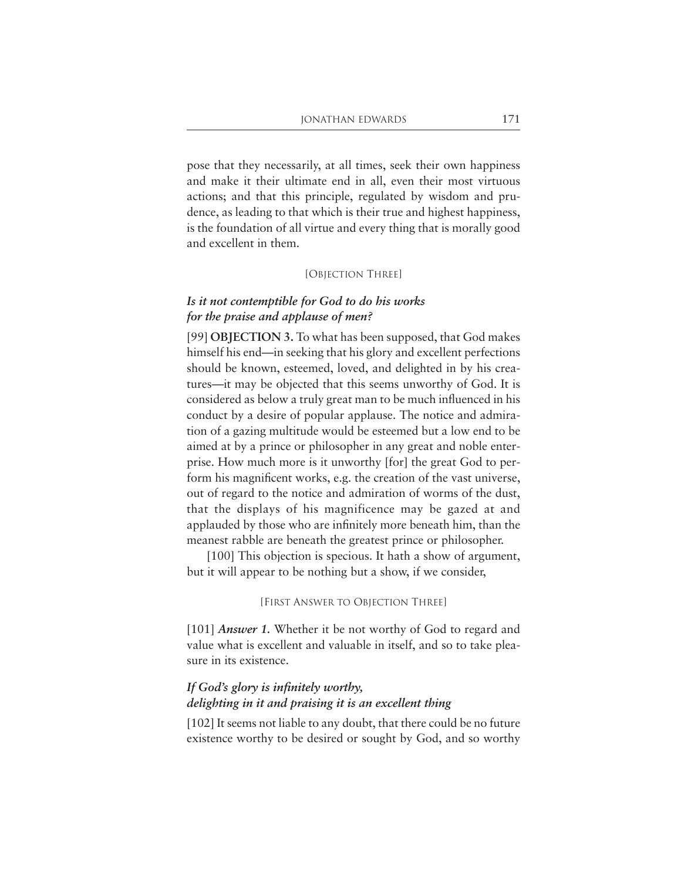pose that they necessarily, at all times, seek their own happiness and make it their ultimate end in all, even their most virtuous actions; and that this principle, regulated by wisdom and prudence, as leading to that which is their true and highest happiness, is the foundation of all virtue and every thing that is morally good and excellent in them.

[Objection Three]

### *Is it not contemptible for God to do his works for the praise and applause of men?*

[99] **OBJECTION 3.** To what has been supposed, that God makes himself his end—in seeking that his glory and excellent perfections should be known, esteemed, loved, and delighted in by his creatures—it may be objected that this seems unworthy of God. It is considered as below a truly great man to be much influenced in his conduct by a desire of popular applause. The notice and admiration of a gazing multitude would be esteemed but a low end to be aimed at by a prince or philosopher in any great and noble enterprise. How much more is it unworthy [for] the great God to perform his magnificent works, e.g. the creation of the vast universe, out of regard to the notice and admiration of worms of the dust, that the displays of his magnificence may be gazed at and applauded by those who are infinitely more beneath him, than the meanest rabble are beneath the greatest prince or philosopher.

[100] This objection is specious. It hath a show of argument, but it will appear to be nothing but a show, if we consider,

[First Answer to Objection Three]

[101] ***Answer 1.*** Whether it be not worthy of God to regard and value what is excellent and valuable in itself, and so to take pleasure in its existence.

### *If God's glory is infinitely worthy, delighting in it and praising it is an excellent thing*

[102] It seems not liable to any doubt, that there could be no future existence worthy to be desired or sought by God, and so worthy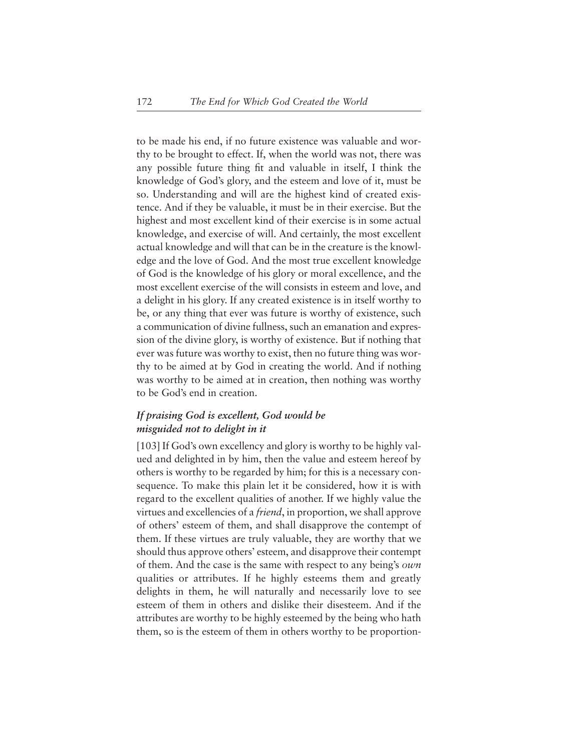to be made his end, if no future existence was valuable and worthy to be brought to effect. If, when the world was not, there was any possible future thing fit and valuable in itself, I think the knowledge of God's glory, and the esteem and love of it, must be so. Understanding and will are the highest kind of created existence. And if they be valuable, it must be in their exercise. But the highest and most excellent kind of their exercise is in some actual knowledge, and exercise of will. And certainly, the most excellent actual knowledge and will that can be in the creature is the knowledge and the love of God. And the most true excellent knowledge of God is the knowledge of his glory or moral excellence, and the most excellent exercise of the will consists in esteem and love, and a delight in his glory. If any created existence is in itself worthy to be, or any thing that ever was future is worthy of existence, such a communication of divine fullness, such an emanation and expression of the divine glory, is worthy of existence. But if nothing that ever was future was worthy to exist, then no future thing was worthy to be aimed at by God in creating the world. And if nothing was worthy to be aimed at in creation, then nothing was worthy to be God's end in creation.

### *If praising God is excellent, God would be misguided not to delight in it*

[103] If God's own excellency and glory is worthy to be highly valued and delighted in by him, then the value and esteem hereof by others is worthy to be regarded by him; for this is a necessary consequence. To make this plain let it be considered, how it is with regard to the excellent qualities of another. If we highly value the virtues and excellencies of a *friend*, in proportion, we shall approve of others' esteem of them, and shall disapprove the contempt of them. If these virtues are truly valuable, they are worthy that we should thus approve others' esteem, and disapprove their contempt of them. And the case is the same with respect to any being's *own* qualities or attributes. If he highly esteems them and greatly delights in them, he will naturally and necessarily love to see esteem of them in others and dislike their disesteem. And if the attributes are worthy to be highly esteemed by the being who hath them, so is the esteem of them in others worthy to be proportion-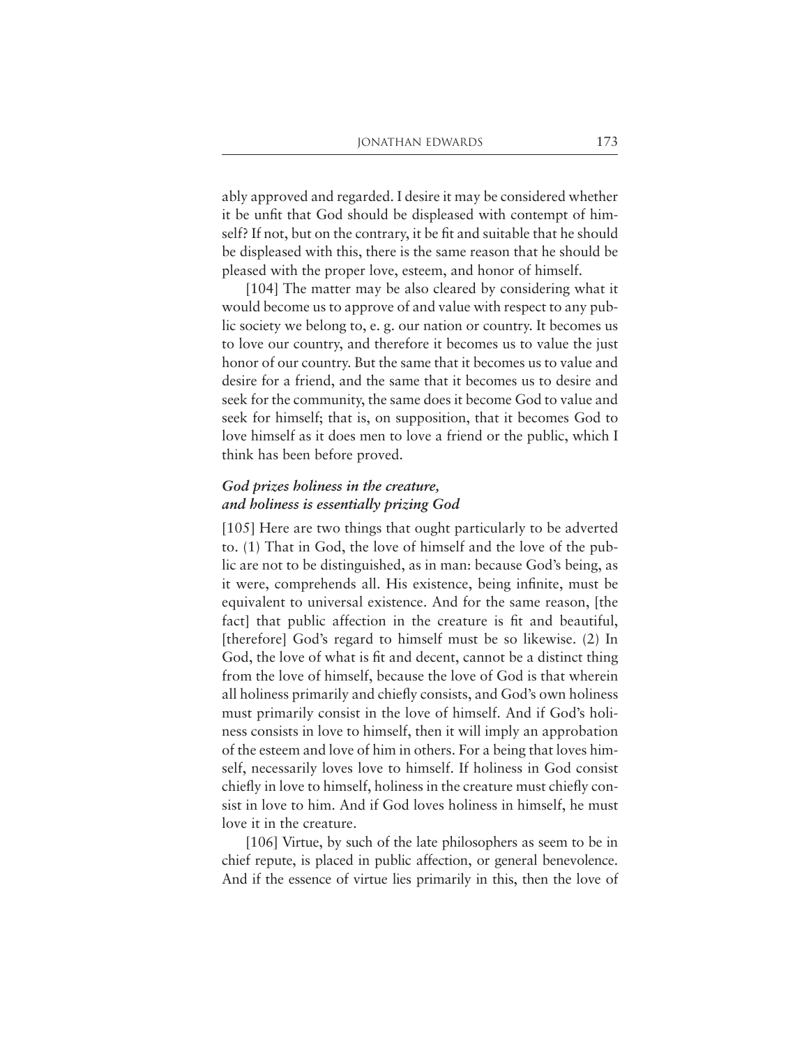ably approved and regarded. I desire it may be considered whether it be unfit that God should be displeased with contempt of himself? If not, but on the contrary, it be fit and suitable that he should be displeased with this, there is the same reason that he should be pleased with the proper love, esteem, and honor of himself.

[104] The matter may be also cleared by considering what it would become us to approve of and value with respect to any public society we belong to, e. g. our nation or country. It becomes us to love our country, and therefore it becomes us to value the just honor of our country. But the same that it becomes us to value and desire for a friend, and the same that it becomes us to desire and seek for the community, the same does it become God to value and seek for himself; that is, on supposition, that it becomes God to love himself as it does men to love a friend or the public, which I think has been before proved.

### *God prizes holiness in the creature, and holiness is essentially prizing God*

[105] Here are two things that ought particularly to be adverted to. (1) That in God, the love of himself and the love of the public are not to be distinguished, as in man: because God's being, as it were, comprehends all. His existence, being infinite, must be equivalent to universal existence. And for the same reason, [the fact] that public affection in the creature is fit and beautiful, [therefore] God's regard to himself must be so likewise. (2) In God, the love of what is fit and decent, cannot be a distinct thing from the love of himself, because the love of God is that wherein all holiness primarily and chiefly consists, and God's own holiness must primarily consist in the love of himself. And if God's holiness consists in love to himself, then it will imply an approbation of the esteem and love of him in others. For a being that loves himself, necessarily loves love to himself. If holiness in God consist chiefly in love to himself, holiness in the creature must chiefly consist in love to him. And if God loves holiness in himself, he must love it in the creature.

[106] Virtue, by such of the late philosophers as seem to be in chief repute, is placed in public affection, or general benevolence. And if the essence of virtue lies primarily in this, then the love of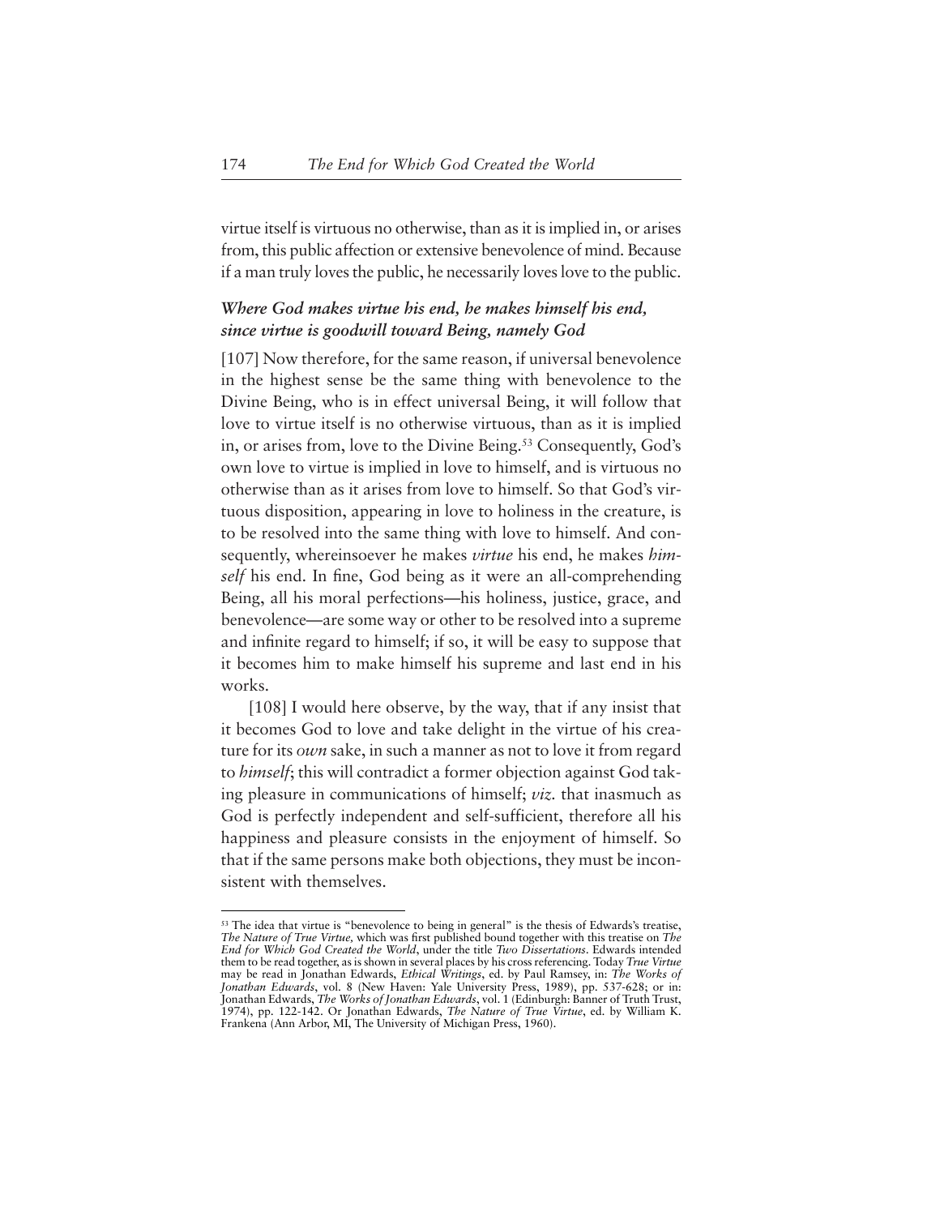virtue itself is virtuous no otherwise, than as it is implied in, or arises from, this public affection or extensive benevolence of mind. Because if a man truly loves the public, he necessarily loves love to the public.

### *Where God makes virtue his end, he makes himself his end, since virtue is goodwill toward Being, namely God*

[107] Now therefore, for the same reason, if universal benevolence in the highest sense be the same thing with benevolence to the Divine Being, who is in effect universal Being, it will follow that love to virtue itself is no otherwise virtuous, than as it is implied in, or arises from, love to the Divine Being.[53] Consequently, God's own love to virtue is implied in love to himself, and is virtuous no otherwise than as it arises from love to himself. So that God's virtuous disposition, appearing in love to holiness in the creature, is to be resolved into the same thing with love to himself. And consequently, whereinsoever he makes *virtue* his end, he makes *himself* his end. In fine, God being as it were an all-comprehending Being, all his moral perfections—his holiness, justice, grace, and benevolence—are some way or other to be resolved into a supreme and infinite regard to himself; if so, it will be easy to suppose that it becomes him to make himself his supreme and last end in his works.

[108] I would here observe, by the way, that if any insist that it becomes God to love and take delight in the virtue of his creature for its *own* sake, in such a manner as not to love it from regard to *himself*; this will contradict a former objection against God taking pleasure in communications of himself; *viz.* that inasmuch as God is perfectly independent and self-sufficient, therefore all his happiness and pleasure consists in the enjoyment of himself. So that if the same persons make both objections, they must be inconsistent with themselves.

---

[53] The idea that virtue is "benevolence to being in general" is the thesis of Edwards's treatise, *The Nature of True Virtue,* which was first published bound together with this treatise on *The End for Which God Created the World*, under the title *Two Dissertations*. Edwards intended them to be read together, as is shown in several places by his cross referencing. Today *True Virtue* may be read in Jonathan Edwards, *Ethical Writings*, ed. by Paul Ramsey, in: *The Works of Jonathan Edwards*, vol. 8 (New Haven: Yale University Press, 1989), pp. 537-628; or in: Jonathan Edwards, *The Works of Jonathan Edwards*, vol. 1 (Edinburgh: Banner of Truth Trust, 1974), pp. 122-142. Or Jonathan Edwards, *The Nature of True Virtue*, ed. by William K. Frankena (Ann Arbor, MI, The University of Michigan Press, 1960).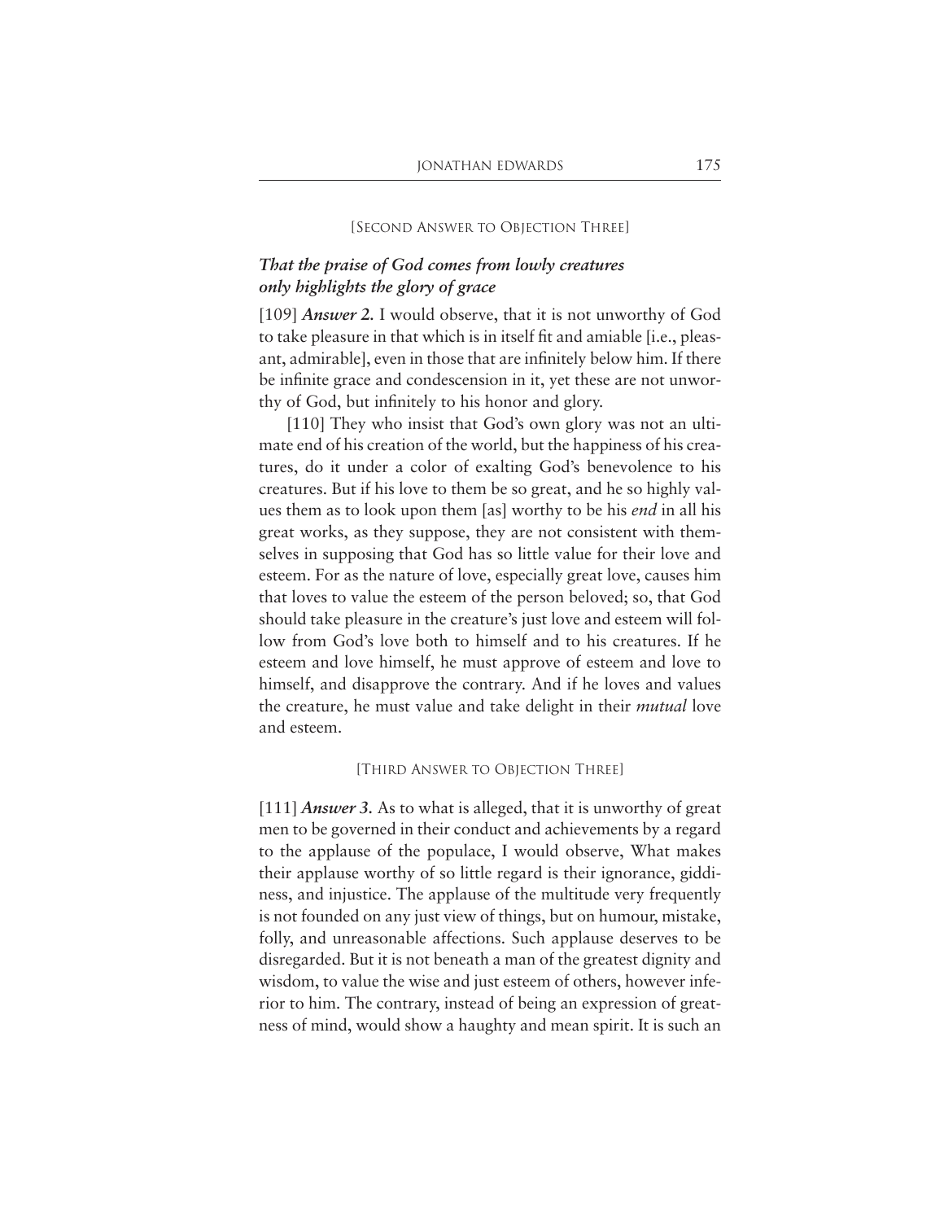[Second Answer to Objection Three]

### *That the praise of God comes from lowly creatures only highlights the glory of grace*

[109] ***Answer 2.*** I would observe, that it is not unworthy of God to take pleasure in that which is in itself fit and amiable [i.e., pleasant, admirable], even in those that are infinitely below him. If there be infinite grace and condescension in it, yet these are not unworthy of God, but infinitely to his honor and glory.

[110] They who insist that God's own glory was not an ultimate end of his creation of the world, but the happiness of his creatures, do it under a color of exalting God's benevolence to his creatures. But if his love to them be so great, and he so highly values them as to look upon them [as] worthy to be his *end* in all his great works, as they suppose, they are not consistent with themselves in supposing that God has so little value for their love and esteem. For as the nature of love, especially great love, causes him that loves to value the esteem of the person beloved; so, that God should take pleasure in the creature's just love and esteem will follow from God's love both to himself and to his creatures. If he esteem and love himself, he must approve of esteem and love to himself, and disapprove the contrary. And if he loves and values the creature, he must value and take delight in their *mutual* love and esteem.

[Third Answer to Objection Three]

[111] ***Answer 3.*** As to what is alleged, that it is unworthy of great men to be governed in their conduct and achievements by a regard to the applause of the populace, I would observe, What makes their applause worthy of so little regard is their ignorance, giddiness, and injustice. The applause of the multitude very frequently is not founded on any just view of things, but on humour, mistake, folly, and unreasonable affections. Such applause deserves to be disregarded. But it is not beneath a man of the greatest dignity and wisdom, to value the wise and just esteem of others, however inferior to him. The contrary, instead of being an expression of greatness of mind, would show a haughty and mean spirit. It is such an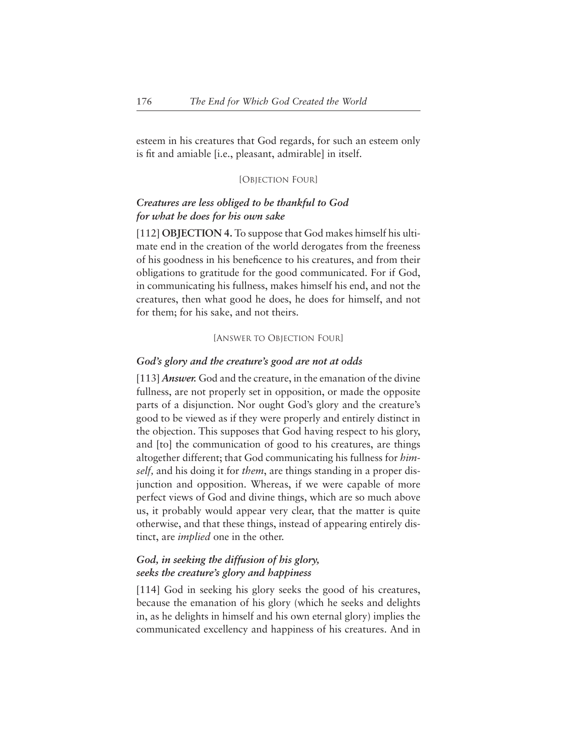esteem in his creatures that God regards, for such an esteem only is fit and amiable [i.e., pleasant, admirable] in itself.

[Objection Four]

### *Creatures are less obliged to be thankful to God for what he does for his own sake*

[112] **OBJECTION 4.** To suppose that God makes himself his ultimate end in the creation of the world derogates from the freeness of his goodness in his beneficence to his creatures, and from their obligations to gratitude for the good communicated. For if God, in communicating his fullness, makes himself his end, and not the creatures, then what good he does, he does for himself, and not for them; for his sake, and not theirs.

[Answer to Objection Four]

### *God's glory and the creature's good are not at odds*

[113] ***Answer.*** God and the creature, in the emanation of the divine fullness, are not properly set in opposition, or made the opposite parts of a disjunction. Nor ought God's glory and the creature's good to be viewed as if they were properly and entirely distinct in the objection. This supposes that God having respect to his glory, and [to] the communication of good to his creatures, are things altogether different; that God communicating his fullness for *himself*, and his doing it for *them*, are things standing in a proper disjunction and opposition. Whereas, if we were capable of more perfect views of God and divine things, which are so much above us, it probably would appear very clear, that the matter is quite otherwise, and that these things, instead of appearing entirely distinct, are *implied* one in the other.

### *God, in seeking the diffusion of his glory, seeks the creature's glory and happiness*

[114] God in seeking his glory seeks the good of his creatures, because the emanation of his glory (which he seeks and delights in, as he delights in himself and his own eternal glory) implies the communicated excellency and happiness of his creatures. And in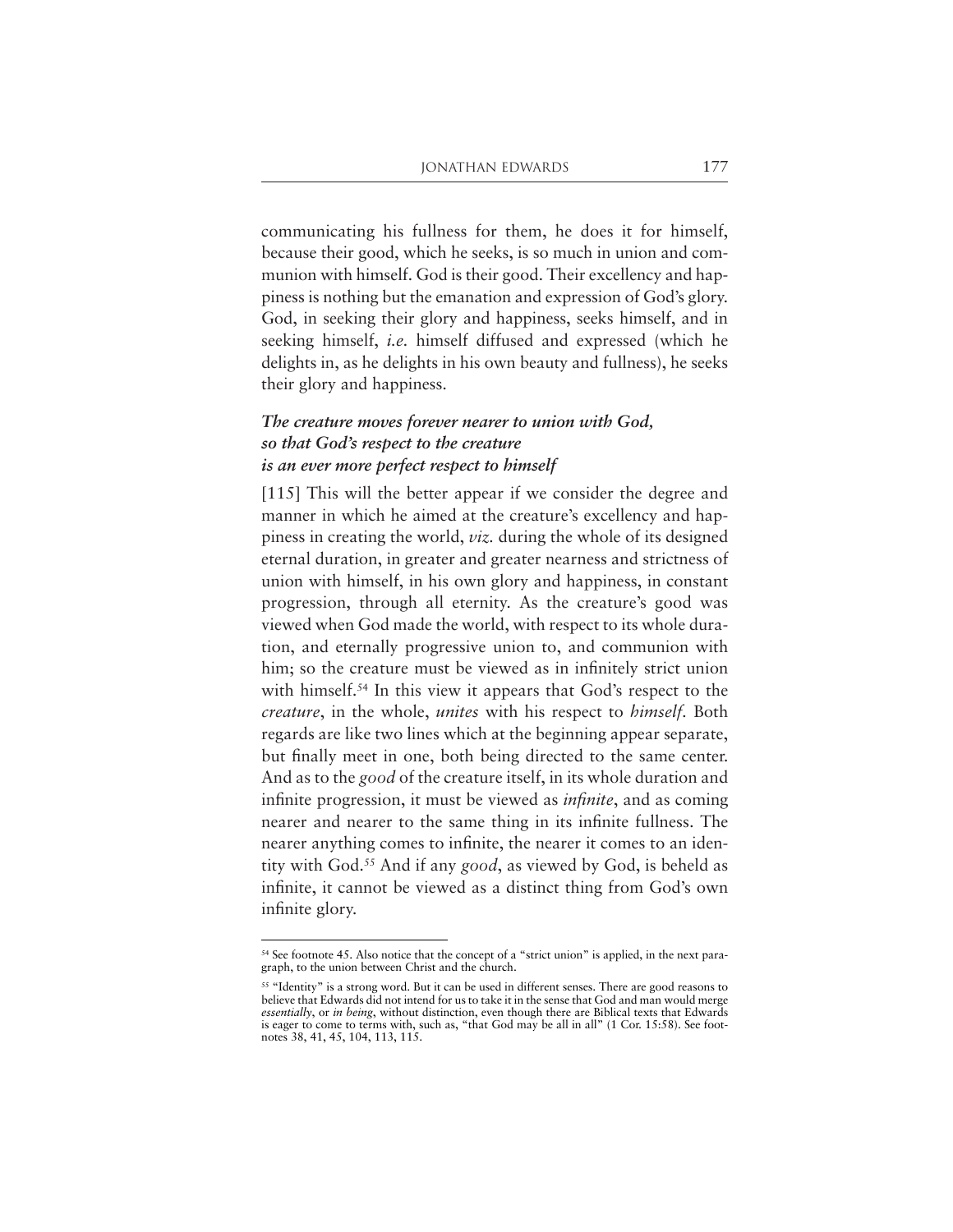communicating his fullness for them, he does it for himself, because their good, which he seeks, is so much in union and communion with himself. God is their good. Their excellency and happiness is nothing but the emanation and expression of God's glory. God, in seeking their glory and happiness, seeks himself, and in seeking himself, *i.e.* himself diffused and expressed (which he delights in, as he delights in his own beauty and fullness), he seeks their glory and happiness.

### *The creature moves forever nearer to union with God, so that God's respect to the creature is an ever more perfect respect to himself*

[115] This will the better appear if we consider the degree and manner in which he aimed at the creature's excellency and happiness in creating the world, *viz.* during the whole of its designed eternal duration, in greater and greater nearness and strictness of union with himself, in his own glory and happiness, in constant progression, through all eternity. As the creature's good was viewed when God made the world, with respect to its whole duration, and eternally progressive union to, and communion with him; so the creature must be viewed as in infinitely strict union with himself.[54] In this view it appears that God's respect to the *creature*, in the whole, *unites* with his respect to *himself*. Both regards are like two lines which at the beginning appear separate, but finally meet in one, both being directed to the same center. And as to the *good* of the creature itself, in its whole duration and infinite progression, it must be viewed as *infinite*, and as coming nearer and nearer to the same thing in its infinite fullness. The nearer anything comes to infinite, the nearer it comes to an identity with God.[55] And if any *good*, as viewed by God, is beheld as infinite, it cannot be viewed as a distinct thing from God's own infinite glory.

---

[54] See footnote 45. Also notice that the concept of a "strict union" is applied, in the next paragraph, to the union between Christ and the church.

[55] "Identity" is a strong word. But it can be used in different senses. There are good reasons to believe that Edwards did not intend for us to take it in the sense that God and man would merge *essentially*, or *in being*, without distinction, even though there are Biblical texts that Edwards is eager to come to terms with, such as, "that God may be all in all" (1 Cor. 15:58). See footnotes 38, 41, 45, 104, 113, 115.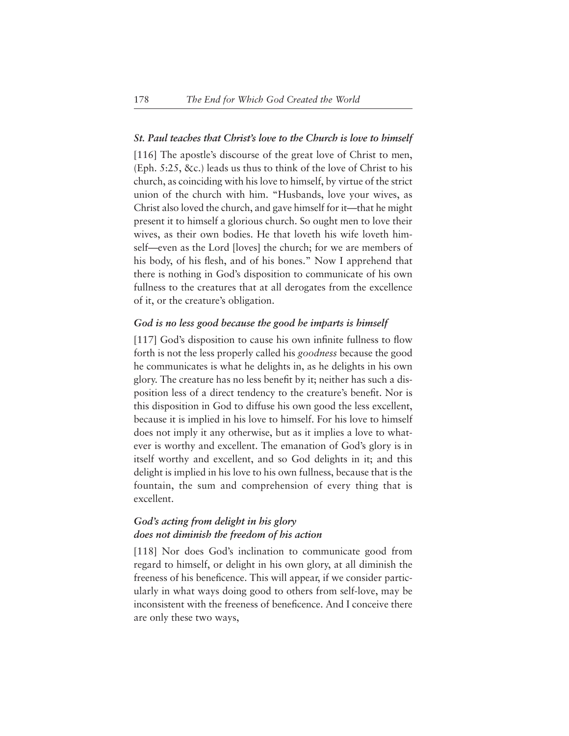### *St. Paul teaches that Christ's love to the Church is love to himself*

[116] The apostle's discourse of the great love of Christ to men, (Eph. 5:25, &c.) leads us thus to think of the love of Christ to his church, as coinciding with his love to himself, by virtue of the strict union of the church with him. "Husbands, love your wives, as Christ also loved the church, and gave himself for it—that he might present it to himself a glorious church. So ought men to love their wives, as their own bodies. He that loveth his wife loveth himself—even as the Lord [loves] the church; for we are members of his body, of his flesh, and of his bones." Now I apprehend that there is nothing in God's disposition to communicate of his own fullness to the creatures that at all derogates from the excellence of it, or the creature's obligation.

### *God is no less good because the good he imparts is himself*

[117] God's disposition to cause his own infinite fullness to flow forth is not the less properly called his *goodness* because the good he communicates is what he delights in, as he delights in his own glory. The creature has no less benefit by it; neither has such a disposition less of a direct tendency to the creature's benefit. Nor is this disposition in God to diffuse his own good the less excellent, because it is implied in his love to himself. For his love to himself does not imply it any otherwise, but as it implies a love to whatever is worthy and excellent. The emanation of God's glory is in itself worthy and excellent, and so God delights in it; and this delight is implied in his love to his own fullness, because that is the fountain, the sum and comprehension of every thing that is excellent.

### *God's acting from delight in his glory does not diminish the freedom of his action*

[118] Nor does God's inclination to communicate good from regard to himself, or delight in his own glory, at all diminish the freeness of his beneficence. This will appear, if we consider particularly in what ways doing good to others from self-love, may be inconsistent with the freeness of beneficence. And I conceive there are only these two ways,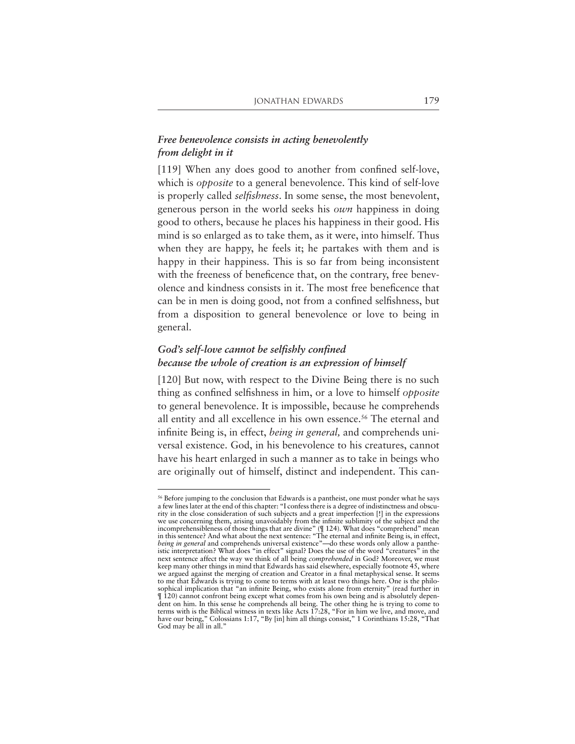### *Free benevolence consists in acting benevolently from delight in it*

[119] When any does good to another from confined self-love, which is *opposite* to a general benevolence. This kind of self-love is properly called *selfishness*. In some sense, the most benevolent, generous person in the world seeks his *own* happiness in doing good to others, because he places his happiness in their good. His mind is so enlarged as to take them, as it were, into himself. Thus when they are happy, he feels it; he partakes with them and is happy in their happiness. This is so far from being inconsistent with the freeness of beneficence that, on the contrary, free benevolence and kindness consists in it. The most free beneficence that can be in men is doing good, not from a confined selfishness, but from a disposition to general benevolence or love to being in general.

### *God's self-love cannot be selfishly confined because the whole of creation is an expression of himself*

[120] But now, with respect to the Divine Being there is no such thing as confined selfishness in him, or a love to himself *opposite* to general benevolence. It is impossible, because he comprehends all entity and all excellence in his own essence.[56] The eternal and infinite Being is, in effect, *being in general,* and comprehends universal existence. God, in his benevolence to his creatures, cannot have his heart enlarged in such a manner as to take in beings who are originally out of himself, distinct and independent. This can-

---

[56] Before jumping to the conclusion that Edwards is a pantheist, one must ponder what he says a few lines later at the end of this chapter: "I confess there is a degree of indistinctness and obscurity in the close consideration of such subjects and a great imperfection [!] in the expressions we use concerning them, arising unavoidably from the infinite sublimity of the subject and the incomprehensibleness of those things that are divine" (¶ 124). What does "comprehend" mean in this sentence? And what about the next sentence: "The eternal and infinite Being is, in effect, *being in general* and comprehends universal existence"—do these words only allow a pantheistic interpretation? What does "in effect" signal? Does the use of the word "creatures" in the next sentence affect the way we think of all being *comprehended* in God? Moreover, we must keep many other things in mind that Edwards has said elsewhere, especially footnote 45, where we argued against the merging of creation and Creator in a final metaphysical sense. It seems to me that Edwards is trying to come to terms with at least two things here. One is the philosophical implication that "an infinite Being, who exists alone from eternity" (read further in ¶ 120) cannot confront being except what comes from his own being and is absolutely dependent on him. In this sense he comprehends all being. The other thing he is trying to come to terms with is the Biblical witness in texts like Acts 17:28, "For in him we live, and move, and have our being," Colossians 1:17, "By [in] him all things consist," 1 Corinthians 15:28, "That God may be all in all."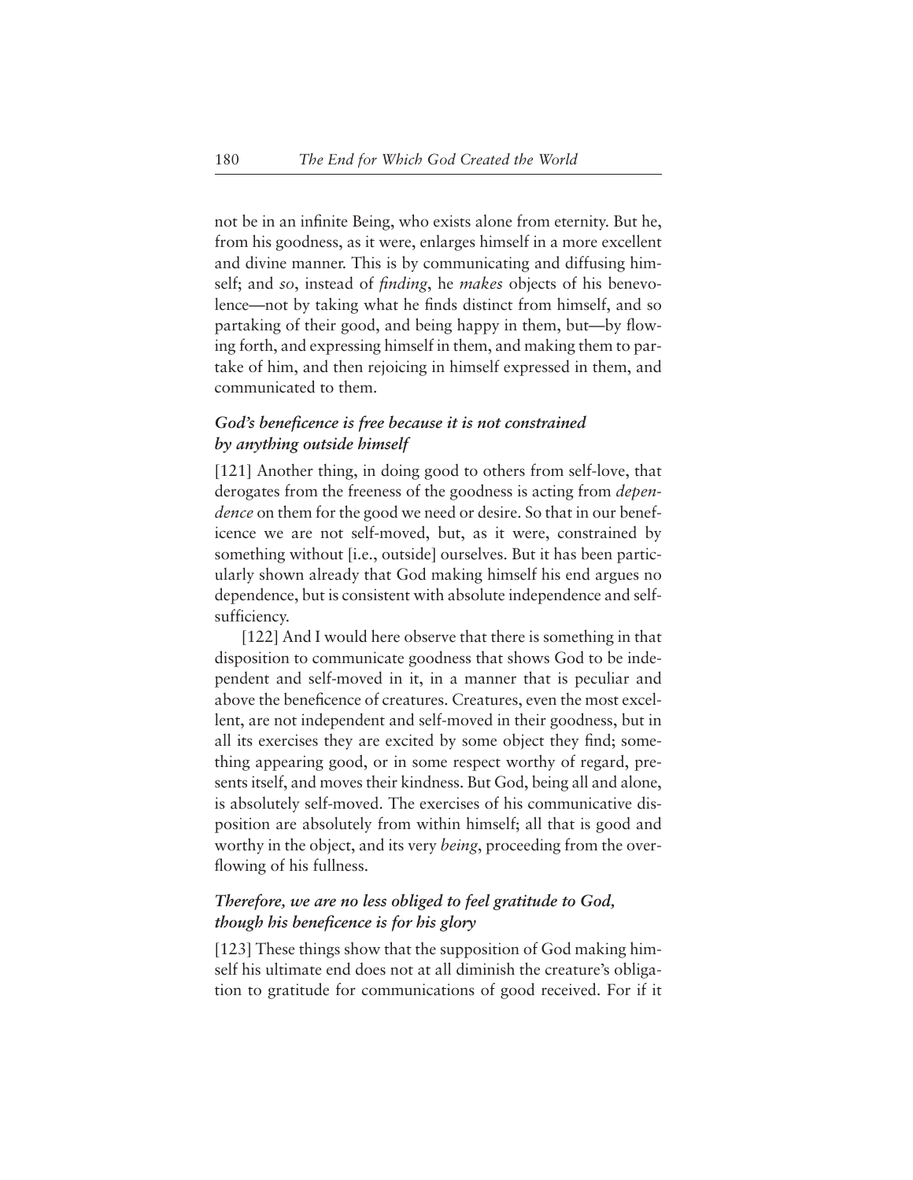not be in an infinite Being, who exists alone from eternity. But he, from his goodness, as it were, enlarges himself in a more excellent and divine manner. This is by communicating and diffusing himself; and *so*, instead of *finding*, he *makes* objects of his benevolence—not by taking what he finds distinct from himself, and so partaking of their good, and being happy in them, but—by flowing forth, and expressing himself in them, and making them to partake of him, and then rejoicing in himself expressed in them, and communicated to them.

### *God's beneficence is free because it is not constrained by anything outside himself*

[121] Another thing, in doing good to others from self-love, that derogates from the freeness of the goodness is acting from *dependence* on them for the good we need or desire. So that in our beneficence we are not self-moved, but, as it were, constrained by something without [i.e., outside] ourselves. But it has been particularly shown already that God making himself his end argues no dependence, but is consistent with absolute independence and self-sufficiency.

[122] And I would here observe that there is something in that disposition to communicate goodness that shows God to be independent and self-moved in it, in a manner that is peculiar and above the beneficence of creatures. Creatures, even the most excellent, are not independent and self-moved in their goodness, but in all its exercises they are excited by some object they find; something appearing good, or in some respect worthy of regard, presents itself, and moves their kindness. But God, being all and alone, is absolutely self-moved. The exercises of his communicative disposition are absolutely from within himself; all that is good and worthy in the object, and its very *being*, proceeding from the overflowing of his fullness.

### *Therefore, we are no less obliged to feel gratitude to God, though his beneficence is for his glory*

[123] These things show that the supposition of God making himself his ultimate end does not at all diminish the creature's obligation to gratitude for communications of good received. For if it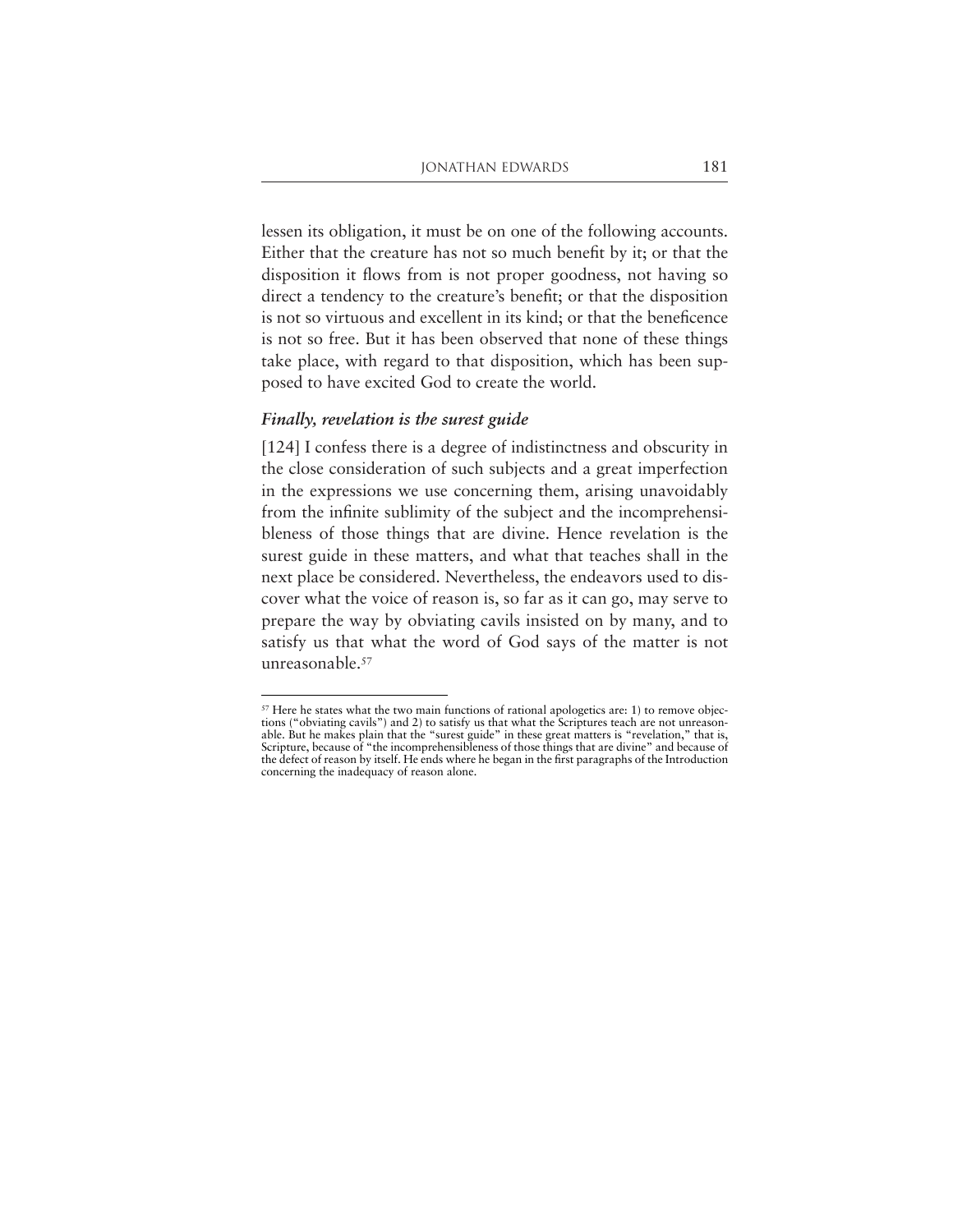lessen its obligation, it must be on one of the following accounts. Either that the creature has not so much benefit by it; or that the disposition it flows from is not proper goodness, not having so direct a tendency to the creature's benefit; or that the disposition is not so virtuous and excellent in its kind; or that the beneficence is not so free. But it has been observed that none of these things take place, with regard to that disposition, which has been supposed to have excited God to create the world.

### *Finally, revelation is the surest guide*

[124] I confess there is a degree of indistinctness and obscurity in the close consideration of such subjects and a great imperfection in the expressions we use concerning them, arising unavoidably from the infinite sublimity of the subject and the incomprehensibleness of those things that are divine. Hence revelation is the surest guide in these matters, and what that teaches shall in the next place be considered. Nevertheless, the endeavors used to discover what the voice of reason is, so far as it can go, may serve to prepare the way by obviating cavils insisted on by many, and to satisfy us that what the word of God says of the matter is not unreasonable.[57]

---

[57] Here he states what the two main functions of rational apologetics are: 1) to remove objections ("obviating cavils") and 2) to satisfy us that what the Scriptures teach are not unreasonable. But he makes plain that the "surest guide" in these great matters is "revelation," that is, Scripture, because of "the incomprehensibleness of those things that are divine" and because of the defect of reason by itself. He ends where he began in the first paragraphs of the Introduction concerning the inadequacy of reason alone.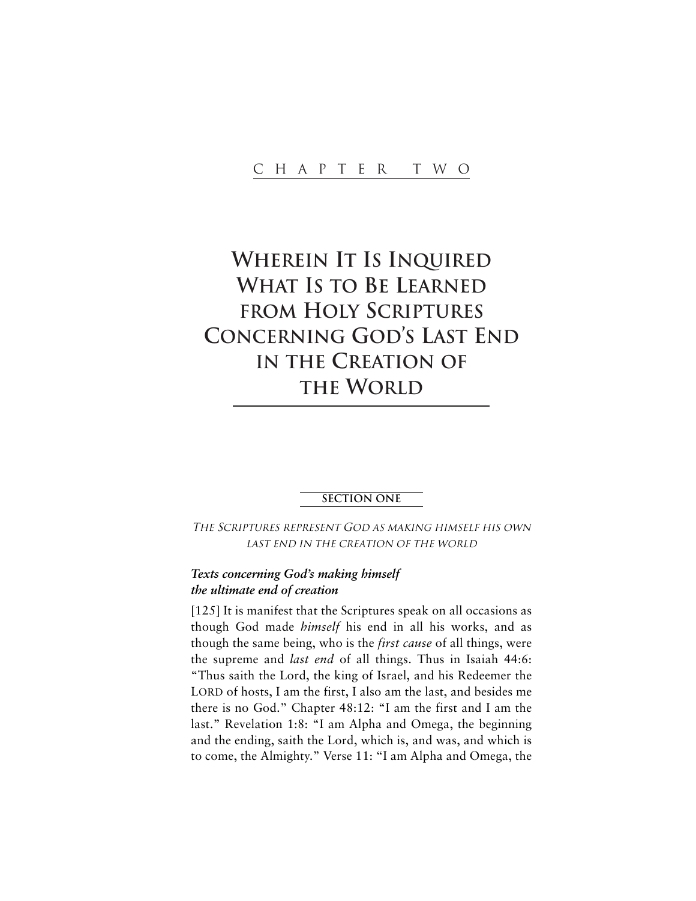CHAPTER TWO

# Wherein It Is Inquired What Is to Be Learned from Holy Scriptures Concerning God's Last End in the Creation of the World

## SECTION ONE

*The Scriptures represent God as making himself his own last end in the creation of the world*

### *Texts concerning God's making himself the ultimate end of creation*

[125] It is manifest that the Scriptures speak on all occasions as though God made *himself* his end in all his works, and as though the same being, who is the *first cause* of all things, were the supreme and *last end* of all things. Thus in Isaiah 44:6: "Thus saith the Lord, the king of Israel, and his Redeemer the LORD of hosts, I am the first, I also am the last, and besides me there is no God." Chapter 48:12: "I am the first and I am the last." Revelation 1:8: "I am Alpha and Omega, the beginning and the ending, saith the Lord, which is, and was, and which is to come, the Almighty." Verse 11: "I am Alpha and Omega, the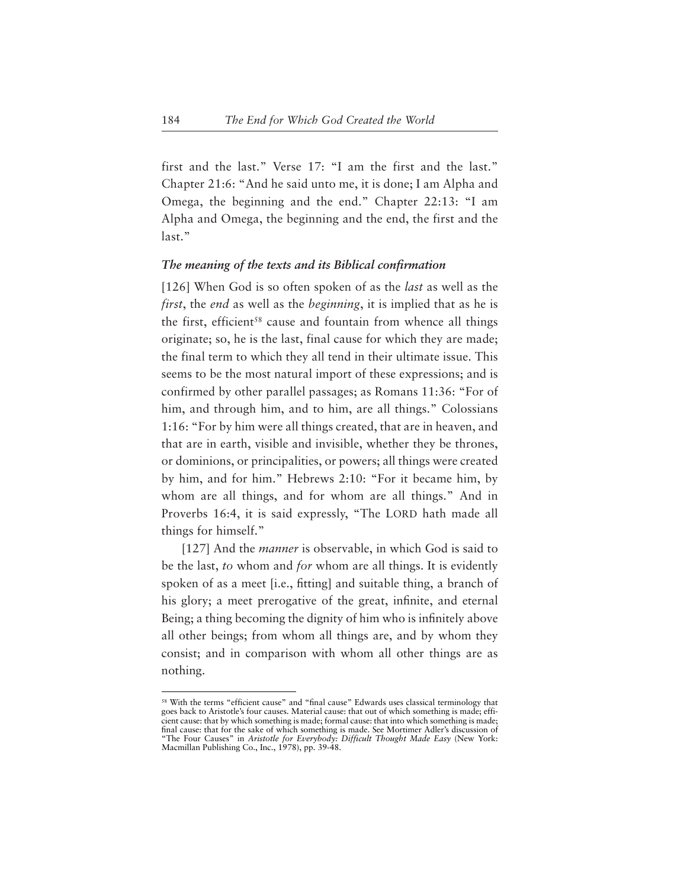first and the last." Verse 17: "I am the first and the last." Chapter 21:6: "And he said unto me, it is done; I am Alpha and Omega, the beginning and the end." Chapter 22:13: "I am Alpha and Omega, the beginning and the end, the first and the last."

### *The meaning of the texts and its Biblical confirmation*

[126] When God is so often spoken of as the *last* as well as the *first*, the *end* as well as the *beginning*, it is implied that as he is the first, efficient[58] cause and fountain from whence all things originate; so, he is the last, final cause for which they are made; the final term to which they all tend in their ultimate issue. This seems to be the most natural import of these expressions; and is confirmed by other parallel passages; as Romans 11:36: "For of him, and through him, and to him, are all things." Colossians 1:16: "For by him were all things created, that are in heaven, and that are in earth, visible and invisible, whether they be thrones, or dominions, or principalities, or powers; all things were created by him, and for him." Hebrews 2:10: "For it became him, by whom are all things, and for whom are all things." And in Proverbs 16:4, it is said expressly, "The LORD hath made all things for himself."

[127] And the *manner* is observable, in which God is said to be the last, *to* whom and *for* whom are all things. It is evidently spoken of as a meet [i.e., fitting] and suitable thing, a branch of his glory; a meet prerogative of the great, infinite, and eternal Being; a thing becoming the dignity of him who is infinitely above all other beings; from whom all things are, and by whom they consist; and in comparison with whom all other things are as nothing.

---

[58] With the terms "efficient cause" and "final cause" Edwards uses classical terminology that goes back to Aristotle's four causes. Material cause: that out of which something is made; efficient cause: that by which something is made; formal cause: that into which something is made; final cause: that for the sake of which something is made. See Mortimer Adler's discussion of "The Four Causes" in *Aristotle for Everybody: Difficult Thought Made Easy* (New York: Macmillan Publishing Co., Inc., 1978), pp. 39-48.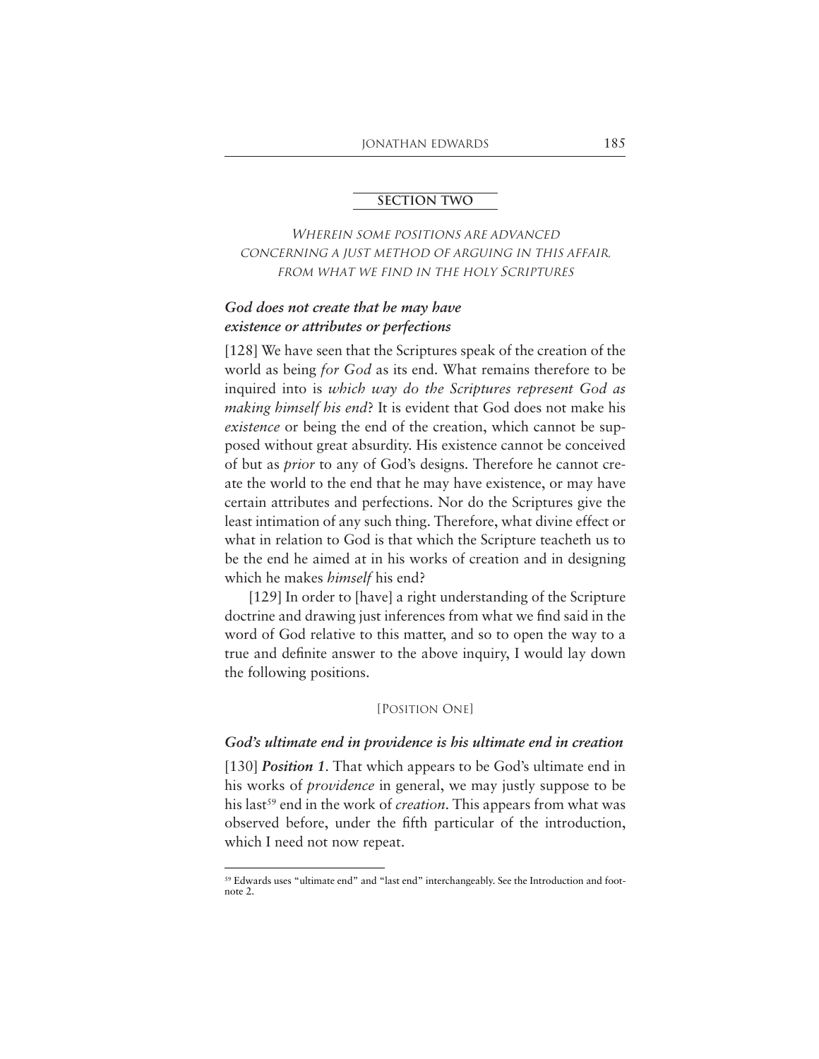## SECTION TWO

*Wherein some positions are advanced concerning a just method of arguing in this affair, from what we find in the holy Scriptures*

### *God does not create that he may have existence or attributes or perfections*

[128] We have seen that the Scriptures speak of the creation of the world as being *for God* as its end. What remains therefore to be inquired into is *which way do the Scriptures represent God as making himself his end*? It is evident that God does not make his *existence* or being the end of the creation, which cannot be supposed without great absurdity. His existence cannot be conceived of but as *prior* to any of God's designs. Therefore he cannot create the world to the end that he may have existence, or may have certain attributes and perfections. Nor do the Scriptures give the least intimation of any such thing. Therefore, what divine effect or what in relation to God is that which the Scripture teacheth us to be the end he aimed at in his works of creation and in designing which he makes *himself* his end?

[129] In order to [have] a right understanding of the Scripture doctrine and drawing just inferences from what we find said in the word of God relative to this matter, and so to open the way to a true and definite answer to the above inquiry, I would lay down the following positions.

[Position One]

### *God's ultimate end in providence is his ultimate end in creation*

[130] ***Position 1.*** That which appears to be God's ultimate end in his works of *providence* in general, we may justly suppose to be his last[59] end in the work of *creation*. This appears from what was observed before, under the fifth particular of the introduction, which I need not now repeat.

[59] Edwards uses "ultimate end" and "last end" interchangeably. See the Introduction and footnote 2.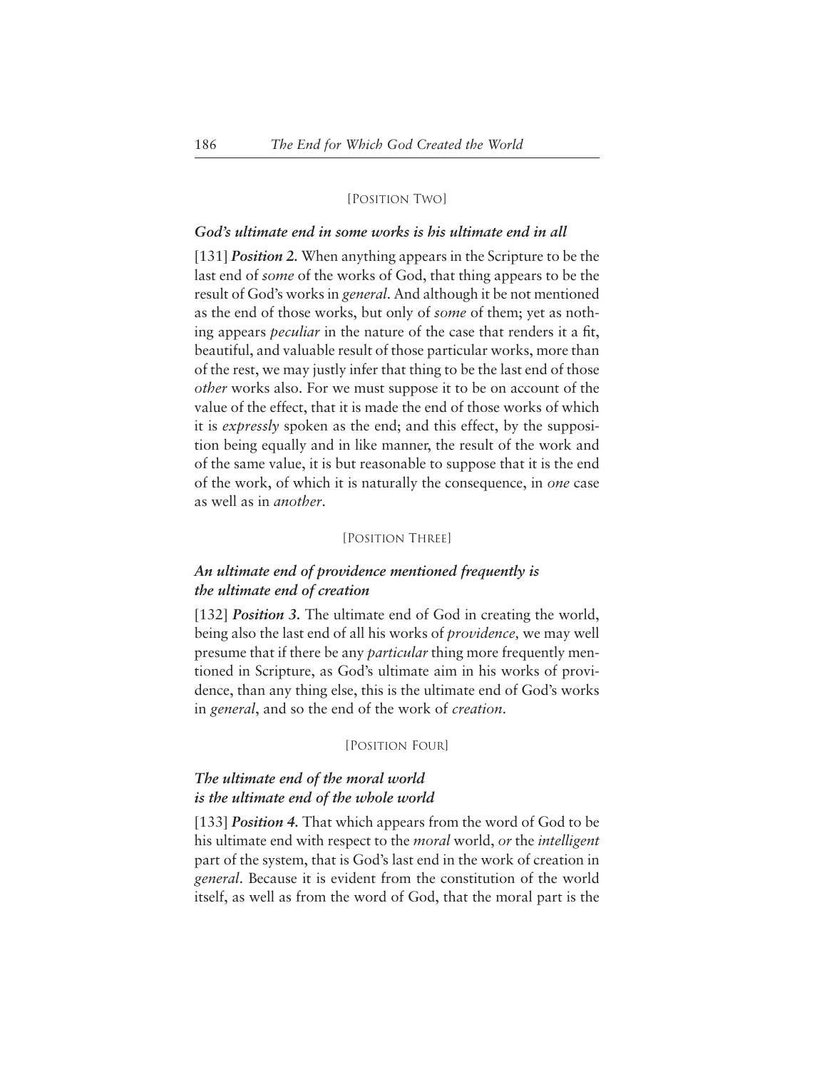[Position Two]

### *God's ultimate end in some works is his ultimate end in all*

[131] ***Position 2.*** When anything appears in the Scripture to be the last end of *some* of the works of God, that thing appears to be the result of God's works in *general*. And although it be not mentioned as the end of those works, but only of *some* of them; yet as nothing appears *peculiar* in the nature of the case that renders it a fit, beautiful, and valuable result of those particular works, more than of the rest, we may justly infer that thing to be the last end of those *other* works also. For we must suppose it to be on account of the value of the effect, that it is made the end of those works of which it is *expressly* spoken as the end; and this effect, by the supposition being equally and in like manner, the result of the work and of the same value, it is but reasonable to suppose that it is the end of the work, of which it is naturally the consequence, in *one* case as well as in *another*.

[Position Three]

### *An ultimate end of providence mentioned frequently is the ultimate end of creation*

[132] ***Position 3.*** The ultimate end of God in creating the world, being also the last end of all his works of *providence,* we may well presume that if there be any *particular* thing more frequently mentioned in Scripture, as God's ultimate aim in his works of providence, than any thing else, this is the ultimate end of God's works in *general*, and so the end of the work of *creation*.

[Position Four]

### *The ultimate end of the moral world is the ultimate end of the whole world*

[133] ***Position 4.*** That which appears from the word of God to be his ultimate end with respect to the *moral* world, *or* the *intelligent* part of the system, that is God's last end in the work of creation in *general*. Because it is evident from the constitution of the world itself, as well as from the word of God, that the moral part is the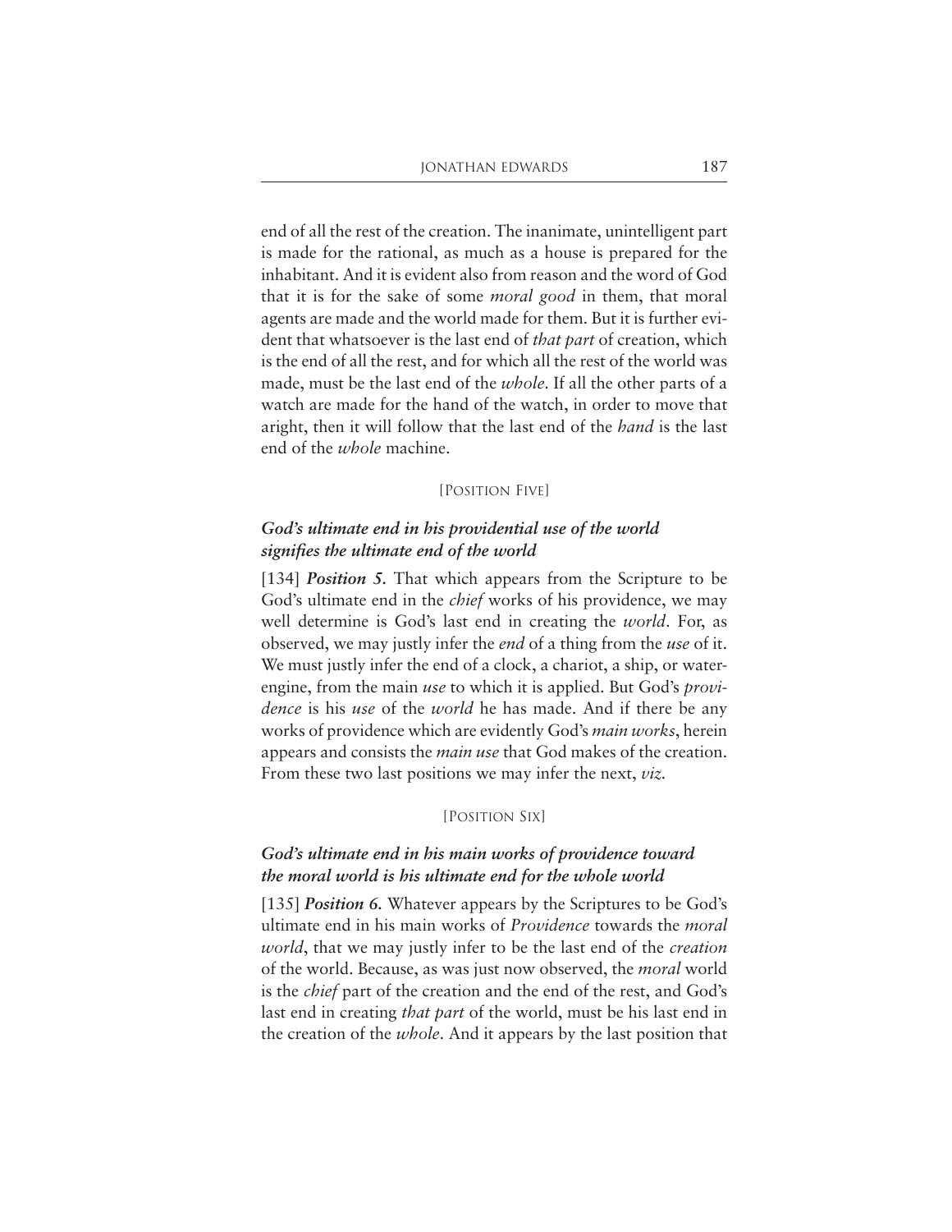end of all the rest of the creation. The inanimate, unintelligent part is made for the rational, as much as a house is prepared for the inhabitant. And it is evident also from reason and the word of God that it is for the sake of some *moral good* in them, that moral agents are made and the world made for them. But it is further evident that whatsoever is the last end of *that part* of creation, which is the end of all the rest, and for which all the rest of the world was made, must be the last end of the *whole*. If all the other parts of a watch are made for the hand of the watch, in order to move that aright, then it will follow that the last end of the *hand* is the last end of the *whole* machine.

[Position Five]

### *God's ultimate end in his providential use of the world signifies the ultimate end of the world*

[134] ***Position 5.*** That which appears from the Scripture to be God's ultimate end in the *chief* works of his providence, we may well determine is God's last end in creating the *world*. For, as observed, we may justly infer the *end* of a thing from the *use* of it. We must justly infer the end of a clock, a chariot, a ship, or water-engine, from the main *use* to which it is applied. But God's *providence* is his *use* of the *world* he has made. And if there be any works of providence which are evidently God's *main works*, herein appears and consists the *main use* that God makes of the creation. From these two last positions we may infer the next, *viz.*

[Position Six]

### *God's ultimate end in his main works of providence toward the moral world is his ultimate end for the whole world*

[135] ***Position 6.*** Whatever appears by the Scriptures to be God's ultimate end in his main works of *Providence* towards the *moral world*, that we may justly infer to be the last end of the *creation* of the world. Because, as was just now observed, the *moral* world is the *chief* part of the creation and the end of the rest, and God's last end in creating *that part* of the world, must be his last end in the creation of the *whole*. And it appears by the last position that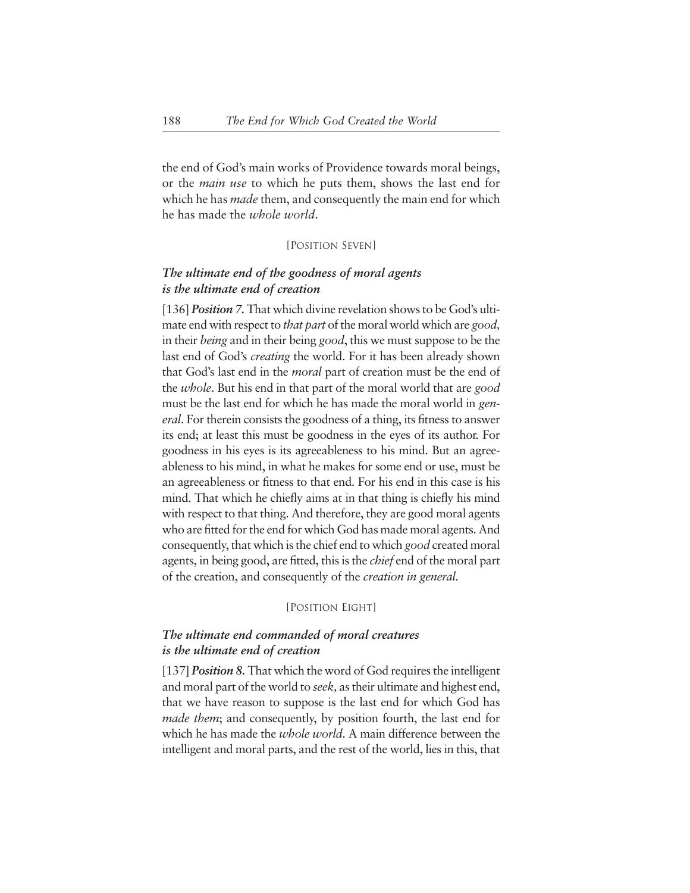the end of God's main works of Providence towards moral beings, or the *main use* to which he puts them, shows the last end for which he has *made* them, and consequently the main end for which he has made the *whole world*.

[Position Seven]

### *The ultimate end of the goodness of moral agents is the ultimate end of creation*

[136] ***Position 7.*** That which divine revelation shows to be God's ultimate end with respect to *that part* of the moral world which are *good,* in their *being* and in their being *good*, this we must suppose to be the last end of God's *creating* the world. For it has been already shown that God's last end in the *moral* part of creation must be the end of the *whole*. But his end in that part of the moral world that are *good* must be the last end for which he has made the moral world in *general*. For therein consists the goodness of a thing, its fitness to answer its end; at least this must be goodness in the eyes of its author. For goodness in his eyes is its agreeableness to his mind. But an agreeableness to his mind, in what he makes for some end or use, must be an agreeableness or fitness to that end. For his end in this case is his mind. That which he chiefly aims at in that thing is chiefly his mind with respect to that thing. And therefore, they are good moral agents who are fitted for the end for which God has made moral agents. And consequently, that which is the chief end to which *good* created moral agents, in being good, are fitted, this is the *chief* end of the moral part of the creation, and consequently of the *creation in general.*

[Position Eight]

### *The ultimate end commanded of moral creatures is the ultimate end of creation*

[137] ***Position 8.*** That which the word of God requires the intelligent and moral part of the world to *seek,* as their ultimate and highest end, that we have reason to suppose is the last end for which God has *made them*; and consequently, by position fourth, the last end for which he has made the *whole world*. A main difference between the intelligent and moral parts, and the rest of the world, lies in this, that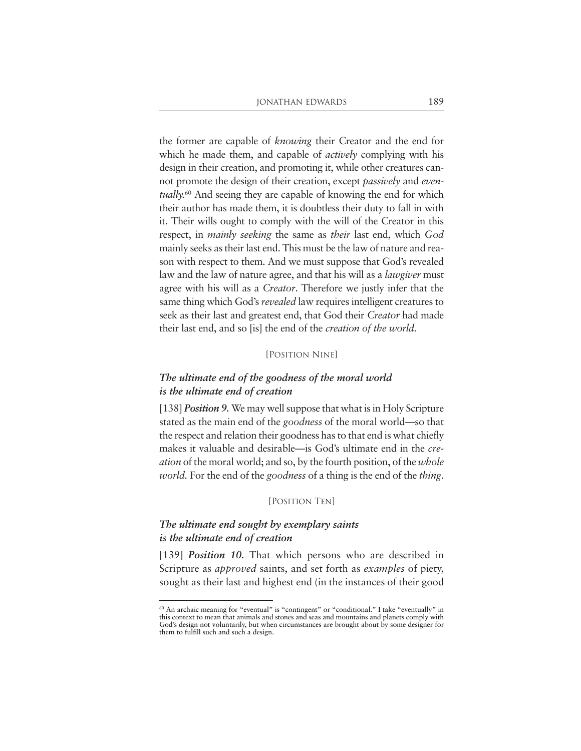the former are capable of *knowing* their Creator and the end for which he made them, and capable of *actively* complying with his design in their creation, and promoting it, while other creatures cannot promote the design of their creation, except *passively* and *eventually*.[60] And seeing they are capable of knowing the end for which their author has made them, it is doubtless their duty to fall in with it. Their wills ought to comply with the will of the Creator in this respect, in *mainly seeking* the same as *their* last end, which *God* mainly seeks as their last end. This must be the law of nature and reason with respect to them. And we must suppose that God's revealed law and the law of nature agree, and that his will as a *lawgiver* must agree with his will as a *Creator*. Therefore we justly infer that the same thing which God's *revealed* law requires intelligent creatures to seek as their last and greatest end, that God their *Creator* had made their last end, and so [is] the end of the *creation of the world*.

[Position Nine]

### *The ultimate end of the goodness of the moral world is the ultimate end of creation*

[138] ***Position 9.*** We may well suppose that what is in Holy Scripture stated as the main end of the *goodness* of the moral world—so that the respect and relation their goodness has to that end is what chiefly makes it valuable and desirable—is God's ultimate end in the *creation* of the moral world; and so, by the fourth position, of the *whole world*. For the end of the *goodness* of a thing is the end of the *thing*.

[Position Ten]

### *The ultimate end sought by exemplary saints is the ultimate end of creation*

[139] ***Position 10.*** That which persons who are described in Scripture as *approved* saints, and set forth as *examples* of piety, sought as their last and highest end (in the instances of their good

---

[60] An archaic meaning for "eventual" is "contingent" or "conditional." I take "eventually" in this context to mean that animals and stones and seas and mountains and planets comply with God's design not voluntarily, but when circumstances are brought about by some designer for them to fulfill such and such a design.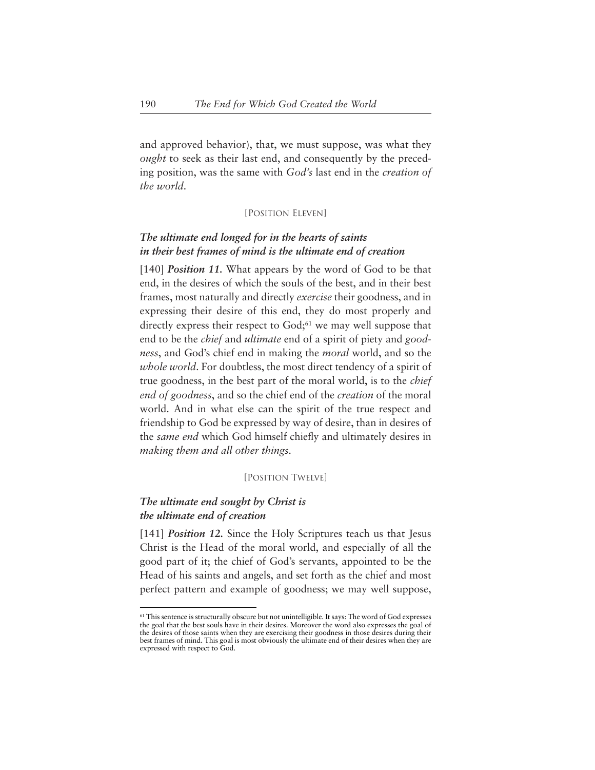and approved behavior), that, we must suppose, was what they *ought* to seek as their last end, and consequently by the preceding position, was the same with *God's* last end in the *creation of the world*.

[Position Eleven]

### *The ultimate end longed for in the hearts of saints in their best frames of mind is the ultimate end of creation*

[140] ***Position 11.*** What appears by the word of God to be that end, in the desires of which the souls of the best, and in their best frames, most naturally and directly *exercise* their goodness, and in expressing their desire of this end, they do most properly and directly express their respect to God;[61] we may well suppose that end to be the *chief* and *ultimate* end of a spirit of piety and *goodness*, and God's chief end in making the *moral* world, and so the *whole world*. For doubtless, the most direct tendency of a spirit of true goodness, in the best part of the moral world, is to the *chief end of goodness*, and so the chief end of the *creation* of the moral world. And in what else can the spirit of the true respect and friendship to God be expressed by way of desire, than in desires of the *same end* which God himself chiefly and ultimately desires in *making them and all other things*.

[Position Twelve]

### *The ultimate end sought by Christ is the ultimate end of creation*

[141] ***Position 12.*** Since the Holy Scriptures teach us that Jesus Christ is the Head of the moral world, and especially of all the good part of it; the chief of God's servants, appointed to be the Head of his saints and angels, and set forth as the chief and most perfect pattern and example of goodness; we may well suppose,

---

[61] This sentence is structurally obscure but not unintelligible. It says: The word of God expresses the goal that the best souls have in their desires. Moreover the word also expresses the goal of the desires of those saints when they are exercising their goodness in those desires during their best frames of mind. This goal is most obviously the ultimate end of their desires when they are expressed with respect to God.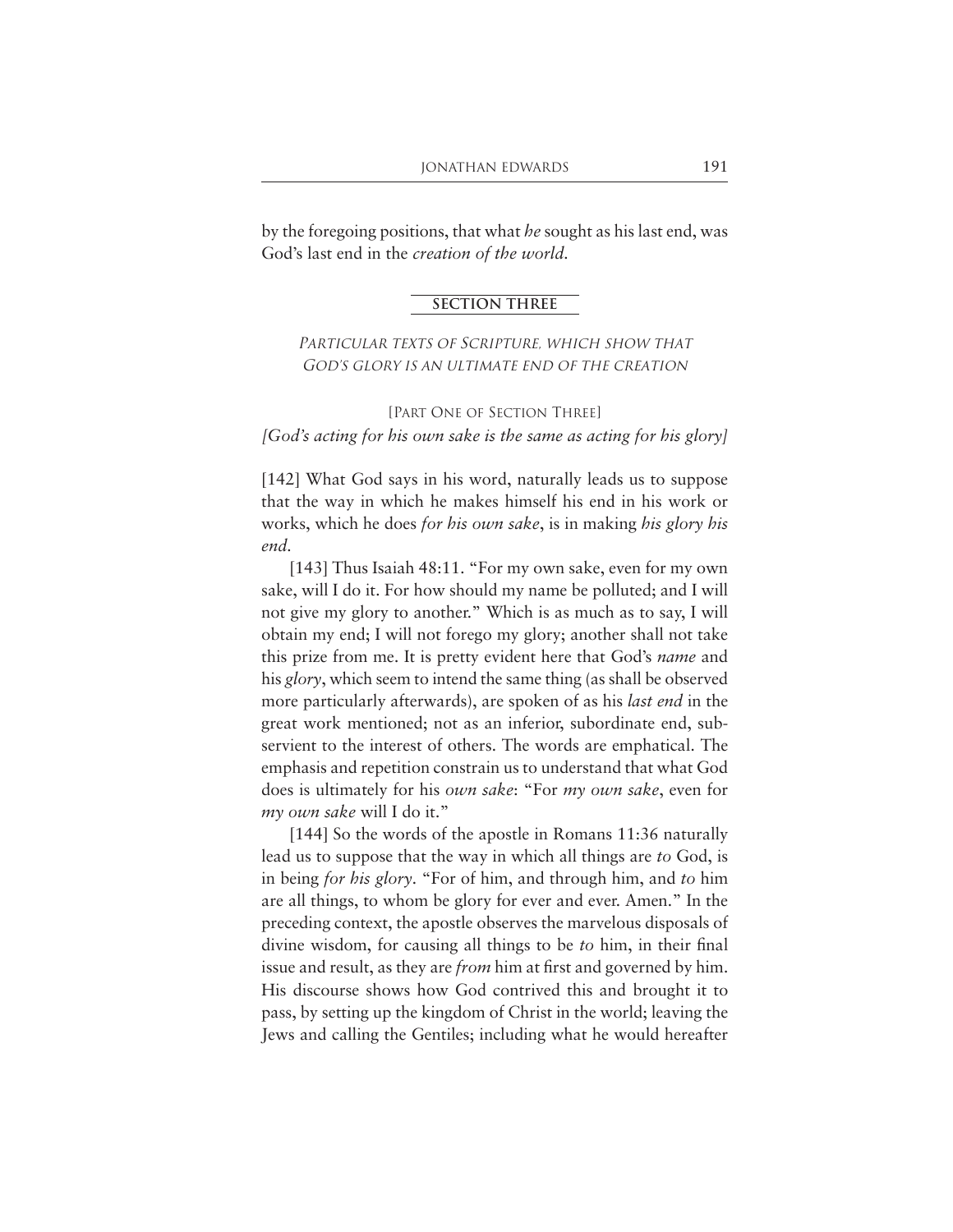by the foregoing positions, that what *he* sought as his last end, was God's last end in the *creation of the world*.

## SECTION THREE

### *Particular texts of Scripture, which show that God's glory is an ultimate end of the creation*

[Part One of Section Three]

*[God's acting for his own sake is the same as acting for his glory]*

[142] What God says in his word, naturally leads us to suppose that the way in which he makes himself his end in his work or works, which he does *for his own sake*, is in making *his glory his end*.

[143] Thus Isaiah 48:11. "For my own sake, even for my own sake, will I do it. For how should my name be polluted; and I will not give my glory to another." Which is as much as to say, I will obtain my end; I will not forego my glory; another shall not take this prize from me. It is pretty evident here that God's *name* and his *glory*, which seem to intend the same thing (as shall be observed more particularly afterwards), are spoken of as his *last end* in the great work mentioned; not as an inferior, subordinate end, subservient to the interest of others. The words are emphatical. The emphasis and repetition constrain us to understand that what God does is ultimately for his *own sake*: "For *my own sake*, even for *my own sake* will I do it."

[144] So the words of the apostle in Romans 11:36 naturally lead us to suppose that the way in which all things are *to* God, is in being *for his glory*. "For of him, and through him, and *to* him are all things, to whom be glory for ever and ever. Amen." In the preceding context, the apostle observes the marvelous disposals of divine wisdom, for causing all things to be *to* him, in their final issue and result, as they are *from* him at first and governed by him. His discourse shows how God contrived this and brought it to pass, by setting up the kingdom of Christ in the world; leaving the Jews and calling the Gentiles; including what he would hereafter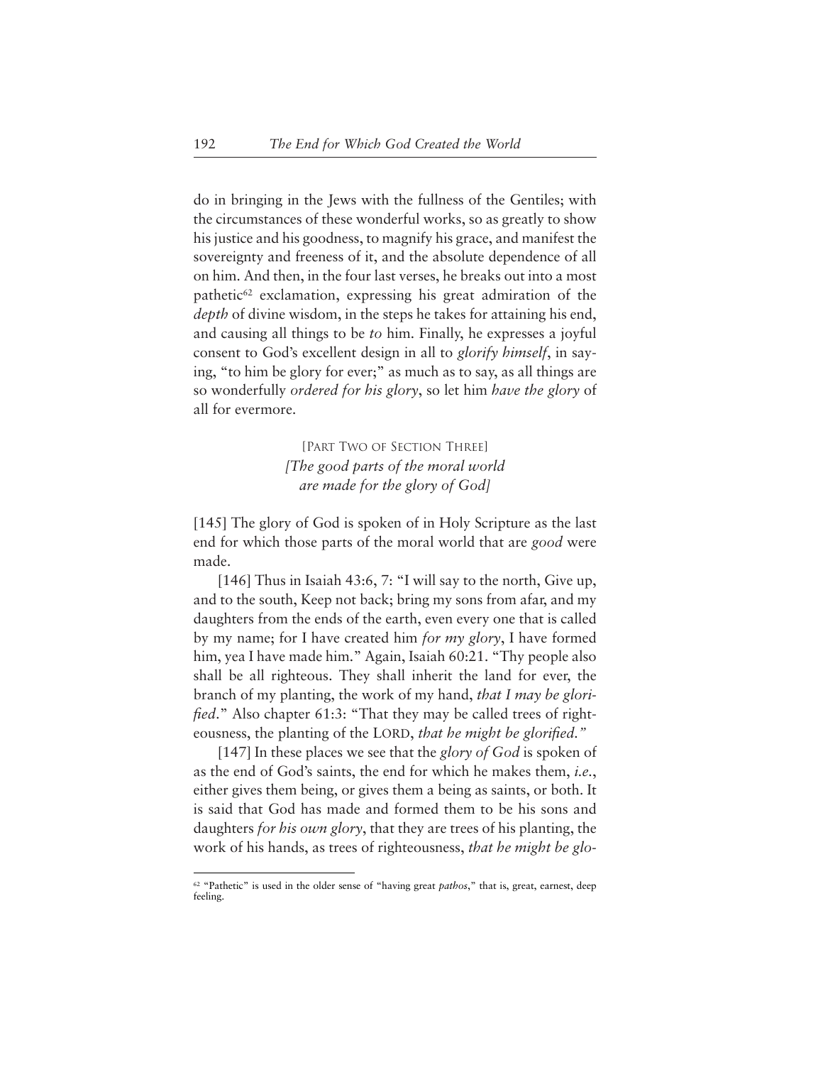do in bringing in the Jews with the fullness of the Gentiles; with the circumstances of these wonderful works, so as greatly to show his justice and his goodness, to magnify his grace, and manifest the sovereignty and freeness of it, and the absolute dependence of all on him. And then, in the four last verses, he breaks out into a most pathetic[62] exclamation, expressing his great admiration of the *depth* of divine wisdom, in the steps he takes for attaining his end, and causing all things to be *to* him. Finally, he expresses a joyful consent to God's excellent design in all to *glorify himself*, in saying, "to him be glory for ever;" as much as to say, as all things are so wonderfully *ordered for his glory*, so let him *have the glory* of all for evermore.

### [PART TWO OF SECTION THREE]
### *[The good parts of the moral world are made for the glory of God]*

[145] The glory of God is spoken of in Holy Scripture as the last end for which those parts of the moral world that are *good* were made.

[146] Thus in Isaiah 43:6, 7: "I will say to the north, Give up, and to the south, Keep not back; bring my sons from afar, and my daughters from the ends of the earth, even every one that is called by my name; for I have created him *for my glory*, I have formed him, yea I have made him." Again, Isaiah 60:21. "Thy people also shall be all righteous. They shall inherit the land for ever, the branch of my planting, the work of my hand, *that I may be glorified*." Also chapter 61:3: "That they may be called trees of righteousness, the planting of the LORD, *that he might be glorified.*"

[147] In these places we see that the *glory of God* is spoken of as the end of God's saints, the end for which he makes them, *i.e.*, either gives them being, or gives them a being as saints, or both. It is said that God has made and formed them to be his sons and daughters *for his own glory*, that they are trees of his planting, the work of his hands, as trees of righteousness, *that he might be glo-*

[62] "Pathetic" is used in the older sense of "having great *pathos*," that is, great, earnest, deep feeling.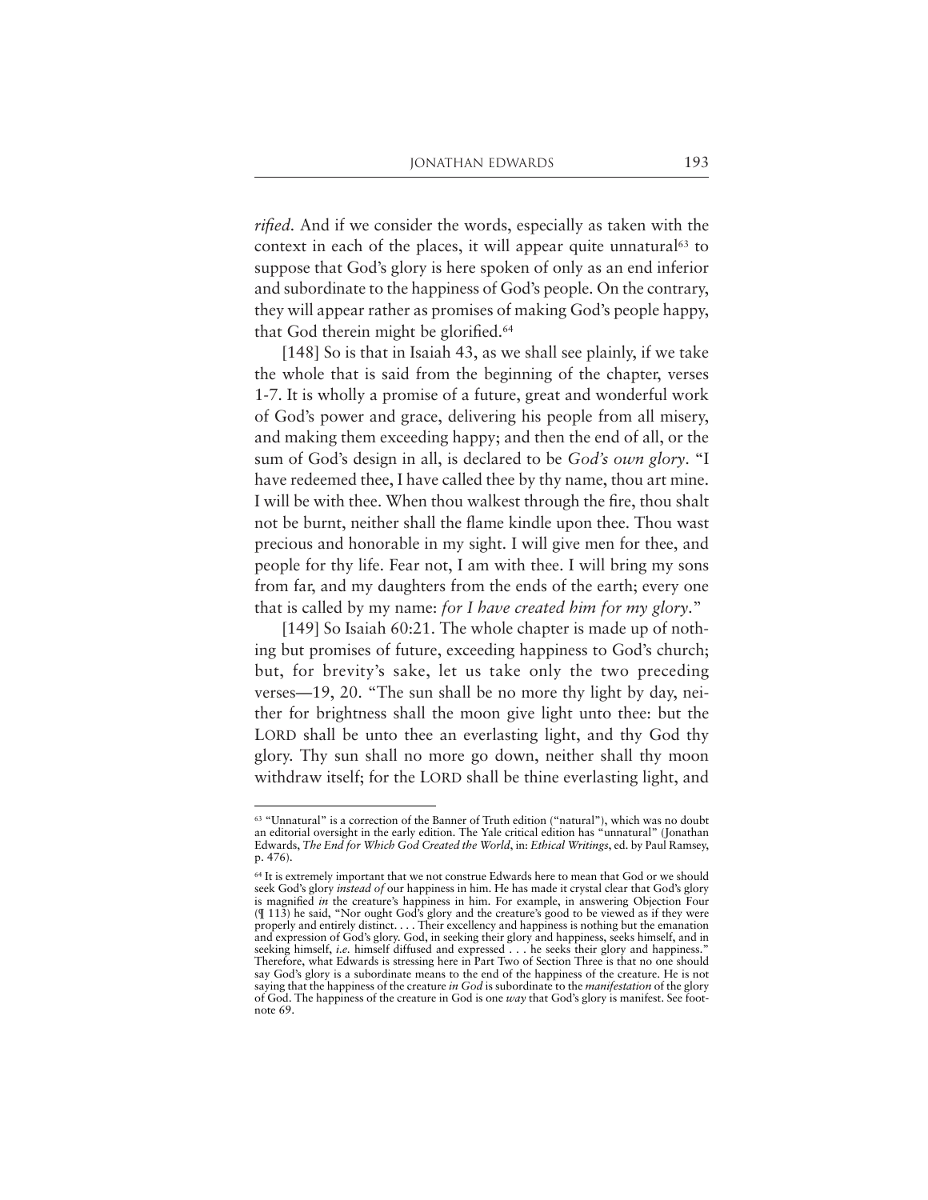*rified*. And if we consider the words, especially as taken with the context in each of the places, it will appear quite unnatural[63] to suppose that God's glory is here spoken of only as an end inferior and subordinate to the happiness of God's people. On the contrary, they will appear rather as promises of making God's people happy, that God therein might be glorified.[64]

[148] So is that in Isaiah 43, as we shall see plainly, if we take the whole that is said from the beginning of the chapter, verses 1-7. It is wholly a promise of a future, great and wonderful work of God's power and grace, delivering his people from all misery, and making them exceeding happy; and then the end of all, or the sum of God's design in all, is declared to be *God's own glory*. "I have redeemed thee, I have called thee by thy name, thou art mine. I will be with thee. When thou walkest through the fire, thou shalt not be burnt, neither shall the flame kindle upon thee. Thou wast precious and honorable in my sight. I will give men for thee, and people for thy life. Fear not, I am with thee. I will bring my sons from far, and my daughters from the ends of the earth; every one that is called by my name: *for I have created him for my glory*."

[149] So Isaiah 60:21. The whole chapter is made up of nothing but promises of future, exceeding happiness to God's church; but, for brevity's sake, let us take only the two preceding verses—19, 20. "The sun shall be no more thy light by day, neither for brightness shall the moon give light unto thee: but the LORD shall be unto thee an everlasting light, and thy God thy glory. Thy sun shall no more go down, neither shall thy moon withdraw itself; for the LORD shall be thine everlasting light, and

---

[63] "Unnatural" is a correction of the Banner of Truth edition ("natural"), which was no doubt an editorial oversight in the early edition. The Yale critical edition has "unnatural" (Jonathan Edwards, *The End for Which God Created the World*, in: *Ethical Writings*, ed. by Paul Ramsey, p. 476).

[64] It is extremely important that we not construe Edwards here to mean that God or we should seek God's glory *instead of* our happiness in him. He has made it crystal clear that God's glory is magnified *in* the creature's happiness in him. For example, in answering Objection Four (¶ 113) he said, "Nor ought God's glory and the creature's good to be viewed as if they were properly and entirely distinct. . . . Their excellency and happiness is nothing but the emanation and expression of God's glory. God, in seeking their glory and happiness, seeks himself, and in seeking himself, *i.e.* himself diffused and expressed . . . he seeks their glory and happiness." Therefore, what Edwards is stressing here in Part Two of Section Three is that no one should say God's glory is a subordinate means to the end of the happiness of the creature. He is not saying that the happiness of the creature *in God* is subordinate to the *manifestation* of the glory of God. The happiness of the creature in God is one *way* that God's glory is manifest. See footnote 69.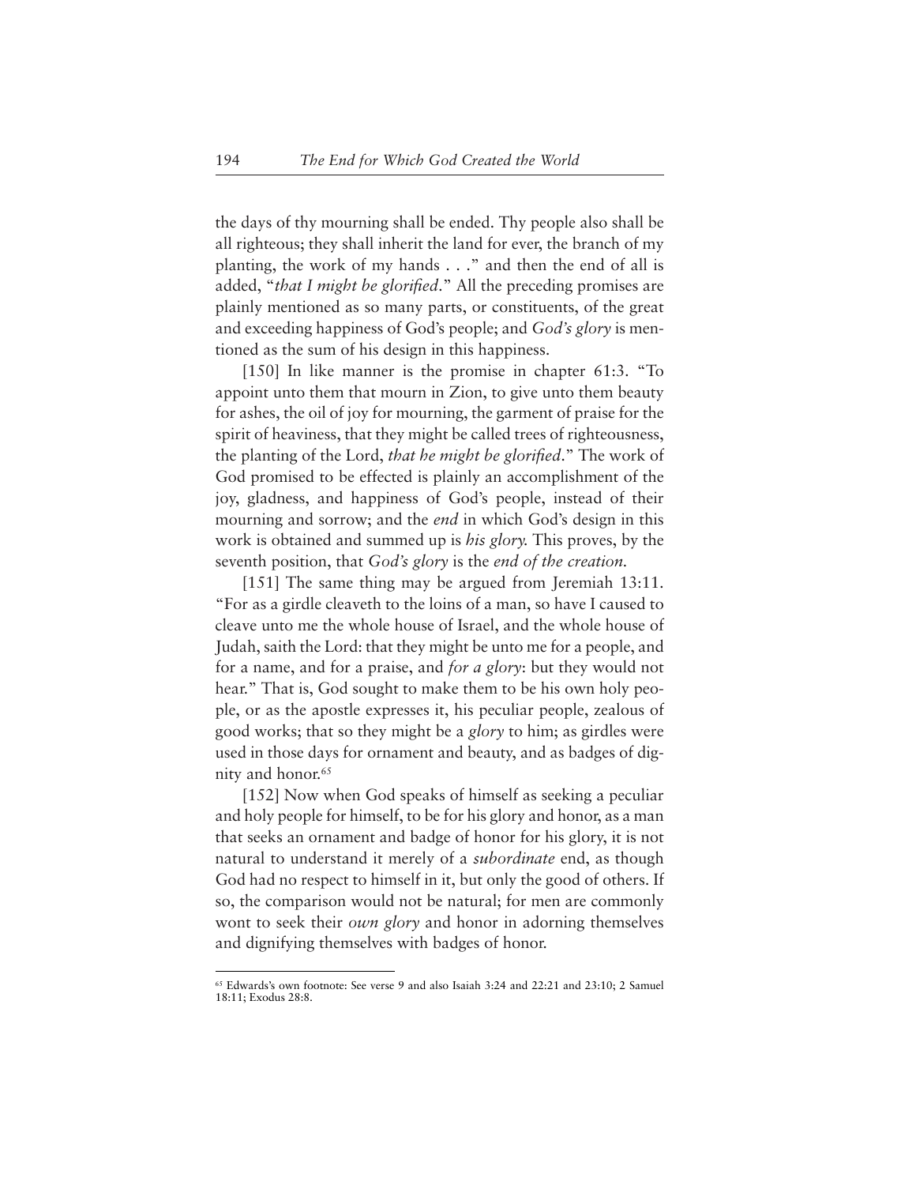the days of thy mourning shall be ended. Thy people also shall be all righteous; they shall inherit the land for ever, the branch of my planting, the work of my hands . . ." and then the end of all is added, "*that I might be glorified.*" All the preceding promises are plainly mentioned as so many parts, or constituents, of the great and exceeding happiness of God's people; and *God's glory* is mentioned as the sum of his design in this happiness.

[150] In like manner is the promise in chapter 61:3. "To appoint unto them that mourn in Zion, to give unto them beauty for ashes, the oil of joy for mourning, the garment of praise for the spirit of heaviness, that they might be called trees of righteousness, the planting of the Lord, *that he might be glorified.*" The work of God promised to be effected is plainly an accomplishment of the joy, gladness, and happiness of God's people, instead of their mourning and sorrow; and the *end* in which God's design in this work is obtained and summed up is *his glory.* This proves, by the seventh position, that *God's glory* is the *end of the creation.*

[151] The same thing may be argued from Jeremiah 13:11. "For as a girdle cleaveth to the loins of a man, so have I caused to cleave unto me the whole house of Israel, and the whole house of Judah, saith the Lord: that they might be unto me for a people, and for a name, and for a praise, and *for a glory*: but they would not hear." That is, God sought to make them to be his own holy people, or as the apostle expresses it, his peculiar people, zealous of good works; that so they might be a *glory* to him; as girdles were used in those days for ornament and beauty, and as badges of dignity and honor.[65]

[152] Now when God speaks of himself as seeking a peculiar and holy people for himself, to be for his glory and honor, as a man that seeks an ornament and badge of honor for his glory, it is not natural to understand it merely of a *subordinate* end, as though God had no respect to himself in it, but only the good of others. If so, the comparison would not be natural; for men are commonly wont to seek their *own glory* and honor in adorning themselves and dignifying themselves with badges of honor.

[65] Edwards's own footnote: See verse 9 and also Isaiah 3:24 and 22:21 and 23:10; 2 Samuel 18:11; Exodus 28:8.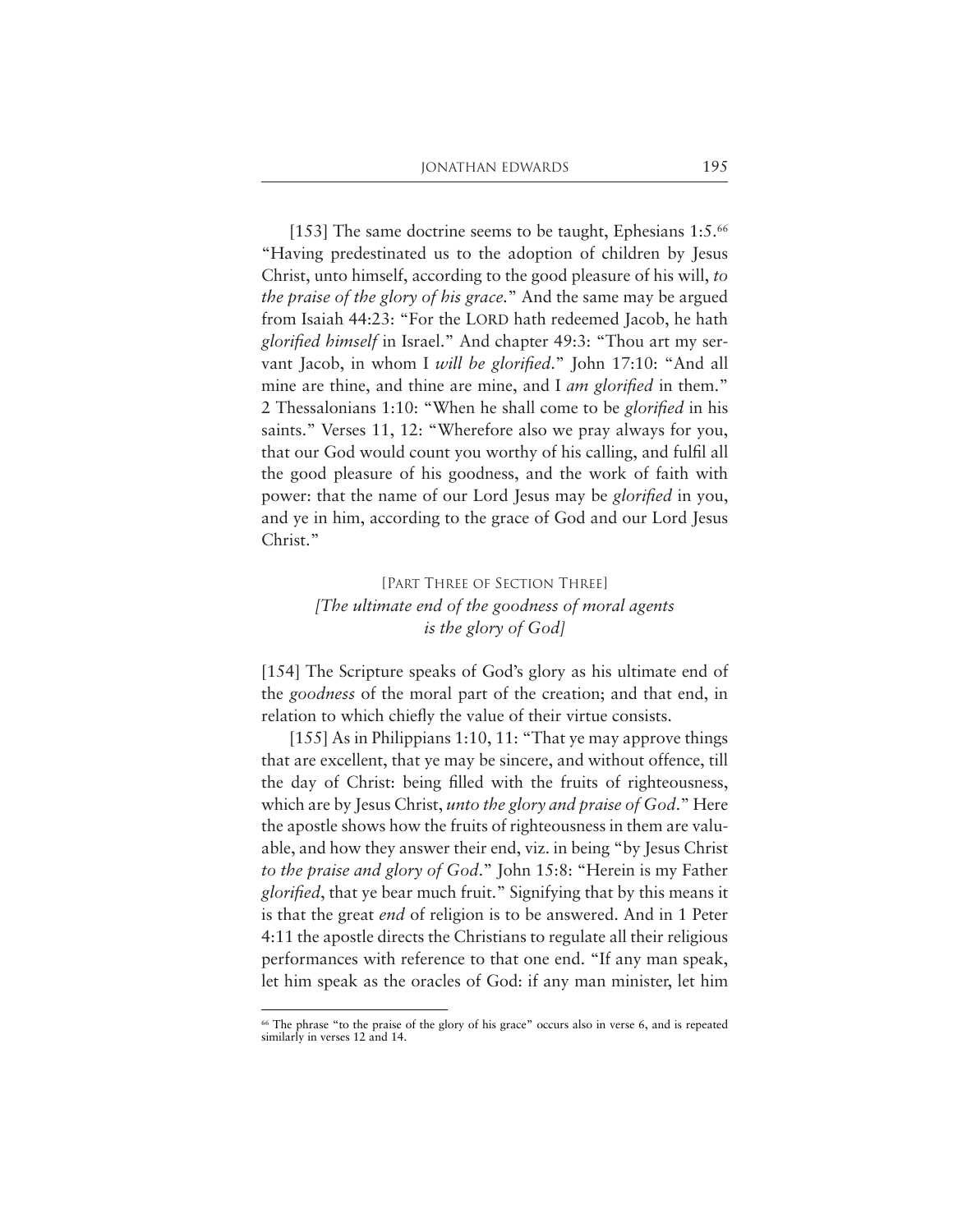[153] The same doctrine seems to be taught, Ephesians 1:5.[66] "Having predestinated us to the adoption of children by Jesus Christ, unto himself, according to the good pleasure of his will, *to the praise of the glory of his grace*." And the same may be argued from Isaiah 44:23: "For the LORD hath redeemed Jacob, he hath *glorified himself* in Israel." And chapter 49:3: "Thou art my servant Jacob, in whom I *will be glorified*." John 17:10: "And all mine are thine, and thine are mine, and I *am glorified* in them." 2 Thessalonians 1:10: "When he shall come to be *glorified* in his saints." Verses 11, 12: "Wherefore also we pray always for you, that our God would count you worthy of his calling, and fulfil all the good pleasure of his goodness, and the work of faith with power: that the name of our Lord Jesus may be *glorified* in you, and ye in him, according to the grace of God and our Lord Jesus Christ."

### [Part Three of Section Three]
### *[The ultimate end of the goodness of moral agents is the glory of God]*

[154] The Scripture speaks of God's glory as his ultimate end of the *goodness* of the moral part of the creation; and that end, in relation to which chiefly the value of their virtue consists.

[155] As in Philippians 1:10, 11: "That ye may approve things that are excellent, that ye may be sincere, and without offence, till the day of Christ: being filled with the fruits of righteousness, which are by Jesus Christ, *unto the glory and praise of God*." Here the apostle shows how the fruits of righteousness in them are valuable, and how they answer their end, viz. in being "by Jesus Christ *to the praise and glory of God*." John 15:8: "Herein is my Father *glorified*, that ye bear much fruit." Signifying that by this means it is that the great *end* of religion is to be answered. And in 1 Peter 4:11 the apostle directs the Christians to regulate all their religious performances with reference to that one end. "If any man speak, let him speak as the oracles of God: if any man minister, let him

---

[66] The phrase "to the praise of the glory of his grace" occurs also in verse 6, and is repeated similarly in verses 12 and 14.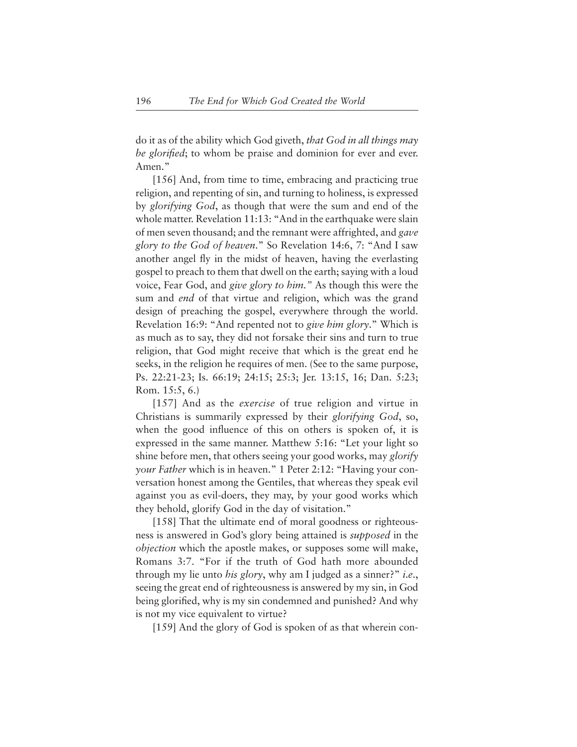do it as of the ability which God giveth, *that God in all things may be glorified*; to whom be praise and dominion for ever and ever. Amen."

[156] And, from time to time, embracing and practicing true religion, and repenting of sin, and turning to holiness, is expressed by *glorifying God*, as though that were the sum and end of the whole matter. Revelation 11:13: "And in the earthquake were slain of men seven thousand; and the remnant were affrighted, and *gave glory to the God of heaven*." So Revelation 14:6, 7: "And I saw another angel fly in the midst of heaven, having the everlasting gospel to preach to them that dwell on the earth; saying with a loud voice, Fear God, and *give glory to him*." As though this were the sum and *end* of that virtue and religion, which was the grand design of preaching the gospel, everywhere through the world. Revelation 16:9: "And repented not to *give him glory*." Which is as much as to say, they did not forsake their sins and turn to true religion, that God might receive that which is the great end he seeks, in the religion he requires of men. (See to the same purpose, Ps. 22:21-23; Is. 66:19; 24:15; 25:3; Jer. 13:15, 16; Dan. 5:23; Rom. 15:5, 6.)

[157] And as the *exercise* of true religion and virtue in Christians is summarily expressed by their *glorifying God*, so, when the good influence of this on others is spoken of, it is expressed in the same manner. Matthew 5:16: "Let your light so shine before men, that others seeing your good works, may *glorify your Father* which is in heaven." 1 Peter 2:12: "Having your conversation honest among the Gentiles, that whereas they speak evil against you as evil-doers, they may, by your good works which they behold, glorify God in the day of visitation."

[158] That the ultimate end of moral goodness or righteousness is answered in God's glory being attained is *supposed* in the *objection* which the apostle makes, or supposes some will make, Romans 3:7. "For if the truth of God hath more abounded through my lie unto *his glory*, why am I judged as a sinner?" *i.e.*, seeing the great end of righteousness is answered by my sin, in God being glorified, why is my sin condemned and punished? And why is not my vice equivalent to virtue?

[159] And the glory of God is spoken of as that wherein con-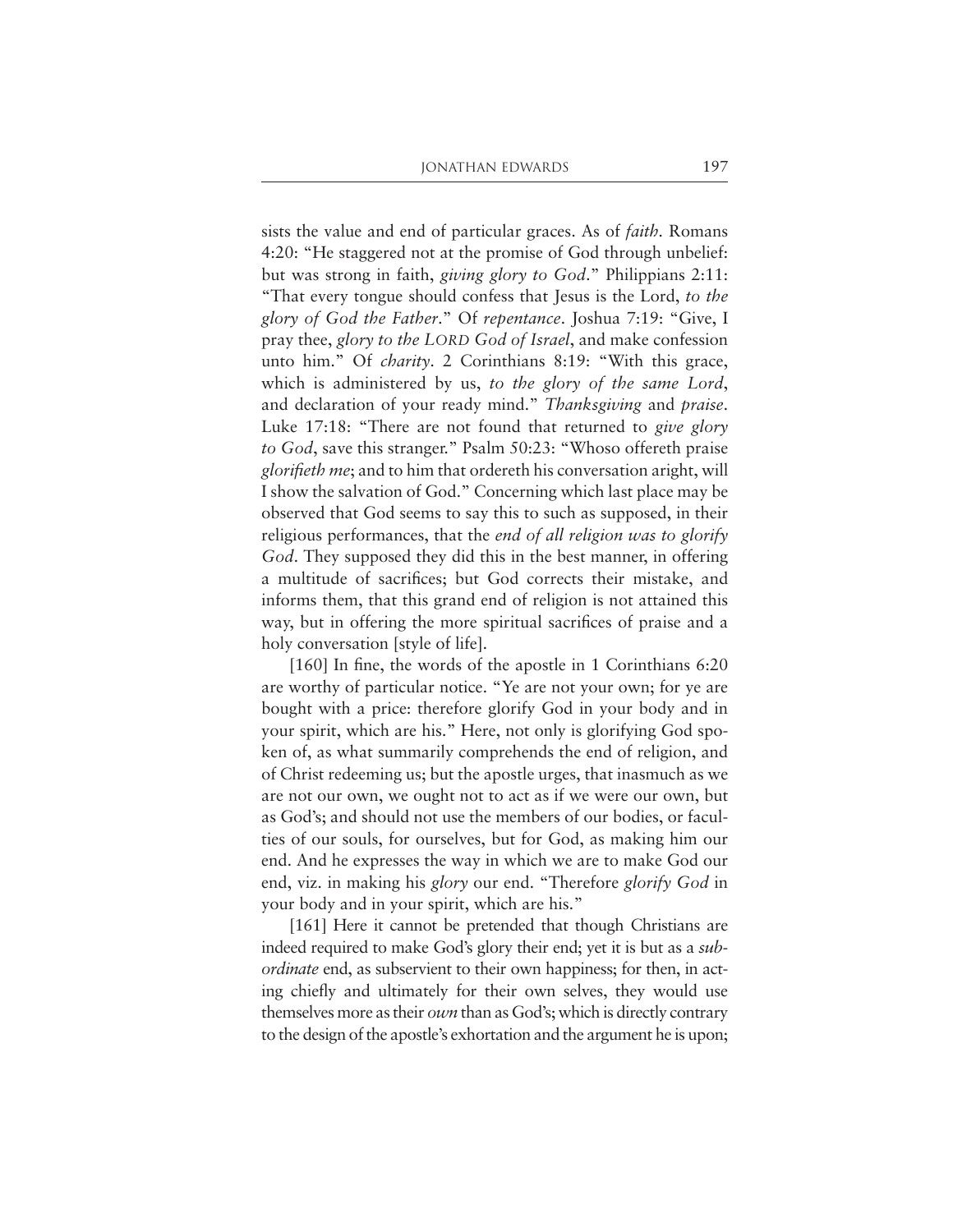sists the value and end of particular graces. As of *faith*. Romans 4:20: "He staggered not at the promise of God through unbelief: but was strong in faith, *giving glory to God*." Philippians 2:11: "That every tongue should confess that Jesus is the Lord, *to the glory of God the Father*." Of *repentance*. Joshua 7:19: "Give, I pray thee, *glory to the LORD God of Israel*, and make confession unto him." Of *charity*. 2 Corinthians 8:19: "With this grace, which is administered by us, *to the glory of the same Lord*, and declaration of your ready mind." *Thanksgiving* and *praise*. Luke 17:18: "There are not found that returned to *give glory to God*, save this stranger." Psalm 50:23: "Whoso offereth praise *glorifieth me*; and to him that ordereth his conversation aright, will I show the salvation of God." Concerning which last place may be observed that God seems to say this to such as supposed, in their religious performances, that the *end of all religion was to glorify God*. They supposed they did this in the best manner, in offering a multitude of sacrifices; but God corrects their mistake, and informs them, that this grand end of religion is not attained this way, but in offering the more spiritual sacrifices of praise and a holy conversation [style of life].

[160] In fine, the words of the apostle in 1 Corinthians 6:20 are worthy of particular notice. "Ye are not your own; for ye are bought with a price: therefore glorify God in your body and in your spirit, which are his." Here, not only is glorifying God spoken of, as what summarily comprehends the end of religion, and of Christ redeeming us; but the apostle urges, that inasmuch as we are not our own, we ought not to act as if we were our own, but as God's; and should not use the members of our bodies, or faculties of our souls, for ourselves, but for God, as making him our end. And he expresses the way in which we are to make God our end, viz. in making his *glory* our end. "Therefore *glorify God* in your body and in your spirit, which are his."

[161] Here it cannot be pretended that though Christians are indeed required to make God's glory their end; yet it is but as a *subordinate* end, as subservient to their own happiness; for then, in acting chiefly and ultimately for their own selves, they would use themselves more as their *own* than as God's; which is directly contrary to the design of the apostle's exhortation and the argument he is upon;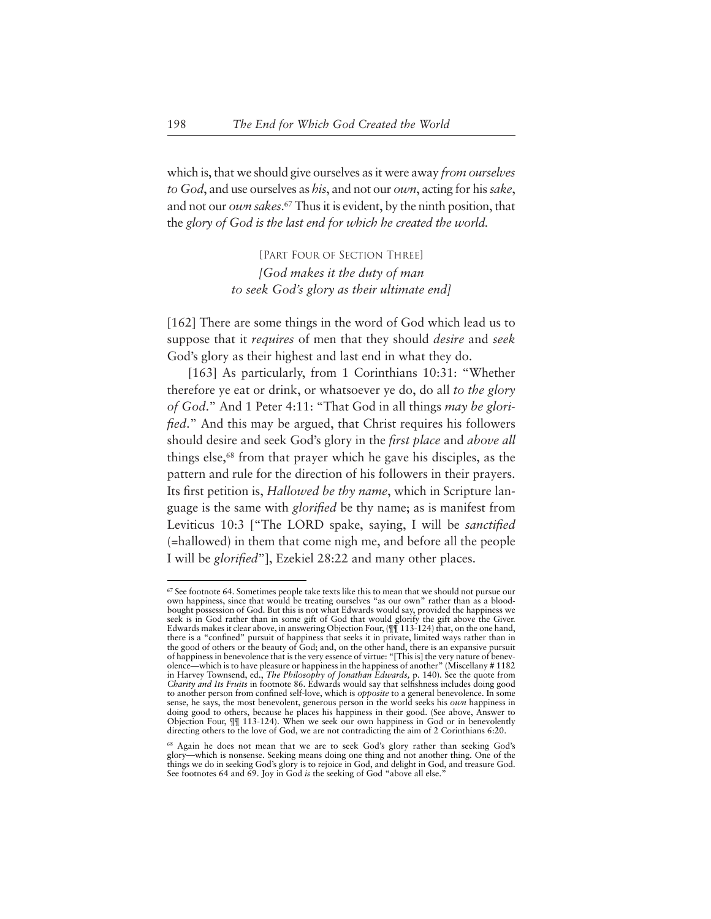which is, that we should give ourselves as it were away *from ourselves to God*, and use ourselves as *his*, and not our *own*, acting for his *sake*, and not our *own sakes*.[67] Thus it is evident, by the ninth position, that the *glory of God is the last end for which he created the world*.

### [Part Four of Section Three]
### *[God makes it the duty of man to seek God's glory as their ultimate end]*

[162] There are some things in the word of God which lead us to suppose that it *requires* of men that they should *desire* and *seek* God's glory as their highest and last end in what they do.

[163] As particularly, from 1 Corinthians 10:31: "Whether therefore ye eat or drink, or whatsoever ye do, do all *to the glory of God*." And 1 Peter 4:11: "That God in all things *may be glorified*." And this may be argued, that Christ requires his followers should desire and seek God's glory in the *first place* and *above all* things else,[68] from that prayer which he gave his disciples, as the pattern and rule for the direction of his followers in their prayers. Its first petition is, *Hallowed be thy name*, which in Scripture language is the same with *glorified* be thy name; as is manifest from Leviticus 10:3 ["The LORD spake, saying, I will be *sanctified* (=hallowed) in them that come nigh me, and before all the people I will be *glorified*"], Ezekiel 28:22 and many other places.

---

[67] See footnote 64. Sometimes people take texts like this to mean that we should not pursue our own happiness, since that would be treating ourselves "as our own" rather than as a blood-bought possession of God. But this is not what Edwards would say, provided the happiness we seek is in God rather than in some gift of God that would glorify the gift above the Giver. Edwards makes it clear above, in answering Objection Four, (¶¶ 113-124) that, on the one hand, there is a "confined" pursuit of happiness that seeks it in private, limited ways rather than in the good of others or the beauty of God; and, on the other hand, there is an expansive pursuit of happiness in benevolence that is the very essence of virtue: "[This is] the very nature of benevolence—which is to have pleasure or happiness in the happiness of another" (Miscellany # 1182 in Harvey Townsend, ed., *The Philosophy of Jonathan Edwards,* p. 140). See the quote from *Charity and Its Fruits* in footnote 86. Edwards would say that selfishness includes doing good to another person from confined self-love, which is *opposite* to a general benevolence. In some sense, he says, the most benevolent, generous person in the world seeks his *own* happiness in doing good to others, because he places his happiness in their good. (See above, Answer to Objection Four, ¶¶ 113-124). When we seek our own happiness in God or in benevolently directing others to the love of God, we are not contradicting the aim of 2 Corinthians 6:20.

[68] Again he does not mean that we are to seek God's glory rather than seeking God's glory—which is nonsense. Seeking means doing one thing and not another thing. One of the things we do in seeking God's glory is to rejoice in God, and delight in God, and treasure God. See footnotes 64 and 69. Joy in God *is* the seeking of God "above all else."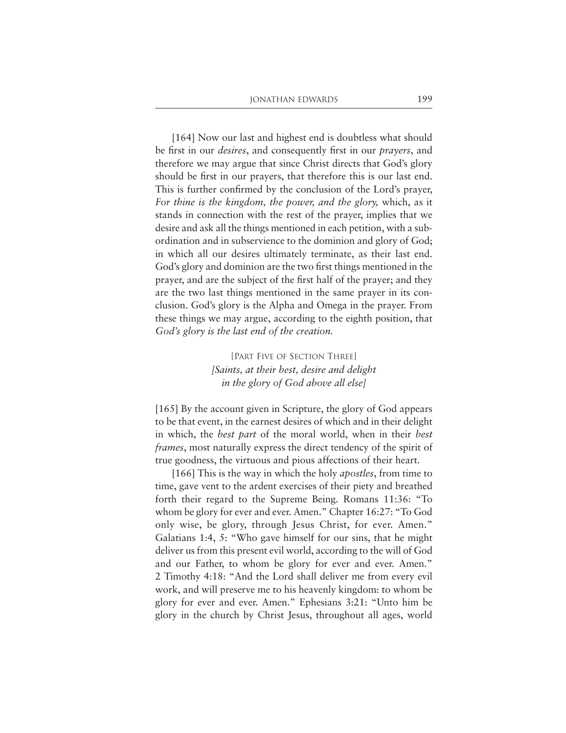[164] Now our last and highest end is doubtless what should be first in our *desires*, and consequently first in our *prayers*, and therefore we may argue that since Christ directs that God's glory should be first in our prayers, that therefore this is our last end. This is further confirmed by the conclusion of the Lord's prayer, *For thine is the kingdom, the power, and the glory,* which, as it stands in connection with the rest of the prayer, implies that we desire and ask all the things mentioned in each petition, with a subordination and in subservience to the dominion and glory of God; in which all our desires ultimately terminate, as their last end. God's glory and dominion are the two first things mentioned in the prayer, and are the subject of the first half of the prayer; and they are the two last things mentioned in the same prayer in its conclusion. God's glory is the Alpha and Omega in the prayer. From these things we may argue, according to the eighth position, that *God's glory is the last end of the creation.*

### [Part Five of Section Three]
### *[Saints, at their best, desire and delight in the glory of God above all else]*

[165] By the account given in Scripture, the glory of God appears to be that event, in the earnest desires of which and in their delight in which, the *best part* of the moral world, when in their *best frames*, most naturally express the direct tendency of the spirit of true goodness, the virtuous and pious affections of their heart.

[166] This is the way in which the holy *apostles*, from time to time, gave vent to the ardent exercises of their piety and breathed forth their regard to the Supreme Being. Romans 11:36: "To whom be glory for ever and ever. Amen." Chapter 16:27: "To God only wise, be glory, through Jesus Christ, for ever. Amen." Galatians 1:4, 5: "Who gave himself for our sins, that he might deliver us from this present evil world, according to the will of God and our Father, to whom be glory for ever and ever. Amen." 2 Timothy 4:18: "And the Lord shall deliver me from every evil work, and will preserve me to his heavenly kingdom: to whom be glory for ever and ever. Amen." Ephesians 3:21: "Unto him be glory in the church by Christ Jesus, throughout all ages, world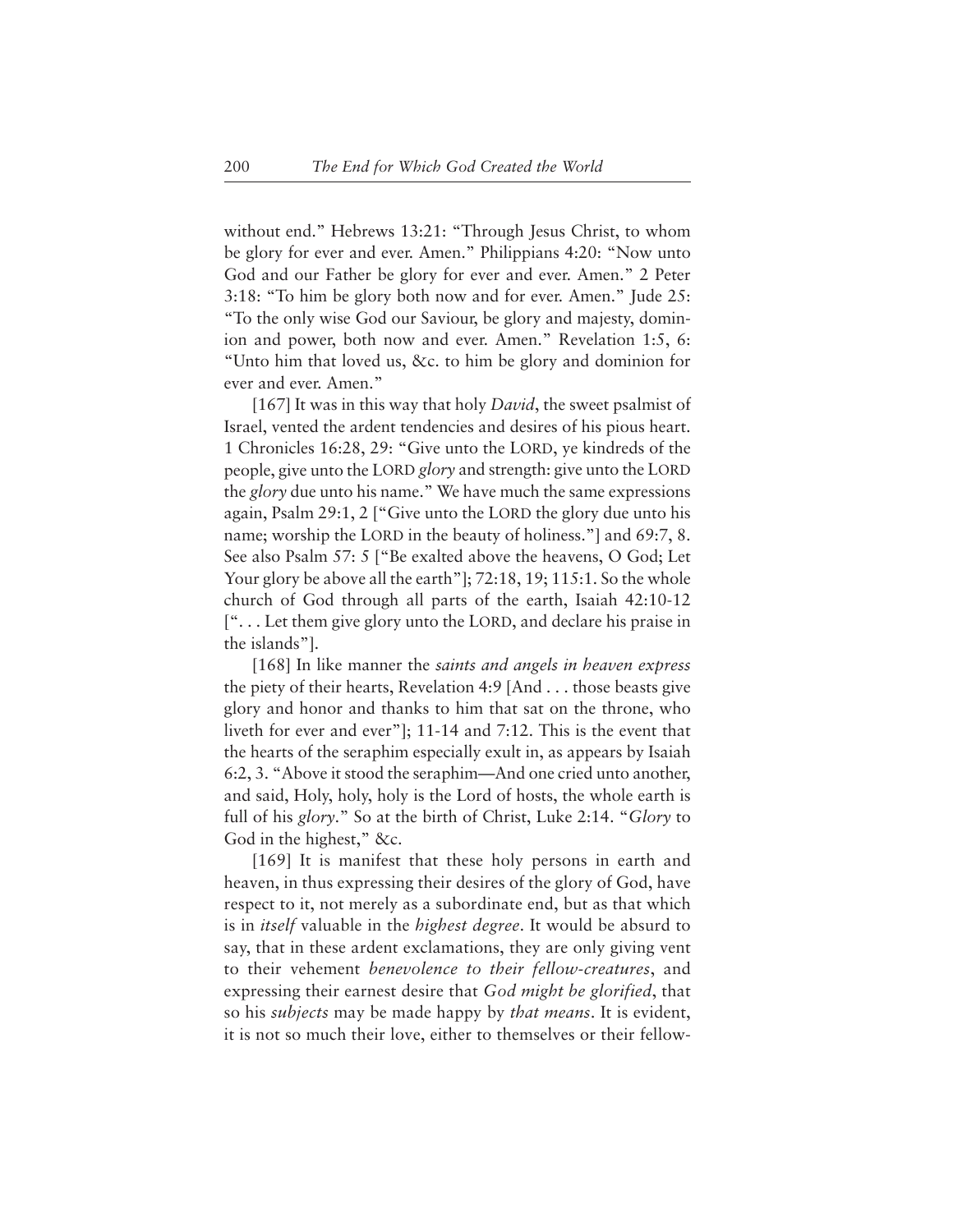without end." Hebrews 13:21: "Through Jesus Christ, to whom be glory for ever and ever. Amen." Philippians 4:20: "Now unto God and our Father be glory for ever and ever. Amen." 2 Peter 3:18: "To him be glory both now and for ever. Amen." Jude 25: "To the only wise God our Saviour, be glory and majesty, dominion and power, both now and ever. Amen." Revelation 1:5, 6: "Unto him that loved us, &c. to him be glory and dominion for ever and ever. Amen."

[167] It was in this way that holy *David*, the sweet psalmist of Israel, vented the ardent tendencies and desires of his pious heart. 1 Chronicles 16:28, 29: "Give unto the LORD, ye kindreds of the people, give unto the LORD *glory* and strength: give unto the LORD the *glory* due unto his name." We have much the same expressions again, Psalm 29:1, 2 ["Give unto the LORD the glory due unto his name; worship the LORD in the beauty of holiness."] and 69:7, 8. See also Psalm 57: 5 ["Be exalted above the heavens, O God; Let Your glory be above all the earth"]; 72:18, 19; 115:1. So the whole church of God through all parts of the earth, Isaiah 42:10-12 [". . . Let them give glory unto the LORD, and declare his praise in the islands"].

[168] In like manner the *saints and angels in heaven express* the piety of their hearts, Revelation 4:9 [And . . . those beasts give glory and honor and thanks to him that sat on the throne, who liveth for ever and ever"]; 11-14 and 7:12. This is the event that the hearts of the seraphim especially exult in, as appears by Isaiah 6:2, 3. "Above it stood the seraphim—And one cried unto another, and said, Holy, holy, holy is the Lord of hosts, the whole earth is full of his *glory*." So at the birth of Christ, Luke 2:14. "*Glory* to God in the highest," &c.

[169] It is manifest that these holy persons in earth and heaven, in thus expressing their desires of the glory of God, have respect to it, not merely as a subordinate end, but as that which is in *itself* valuable in the *highest degree*. It would be absurd to say, that in these ardent exclamations, they are only giving vent to their vehement *benevolence to their fellow-creatures*, and expressing their earnest desire that *God might be glorified*, that so his *subjects* may be made happy by *that means*. It is evident, it is not so much their love, either to themselves or their fellow-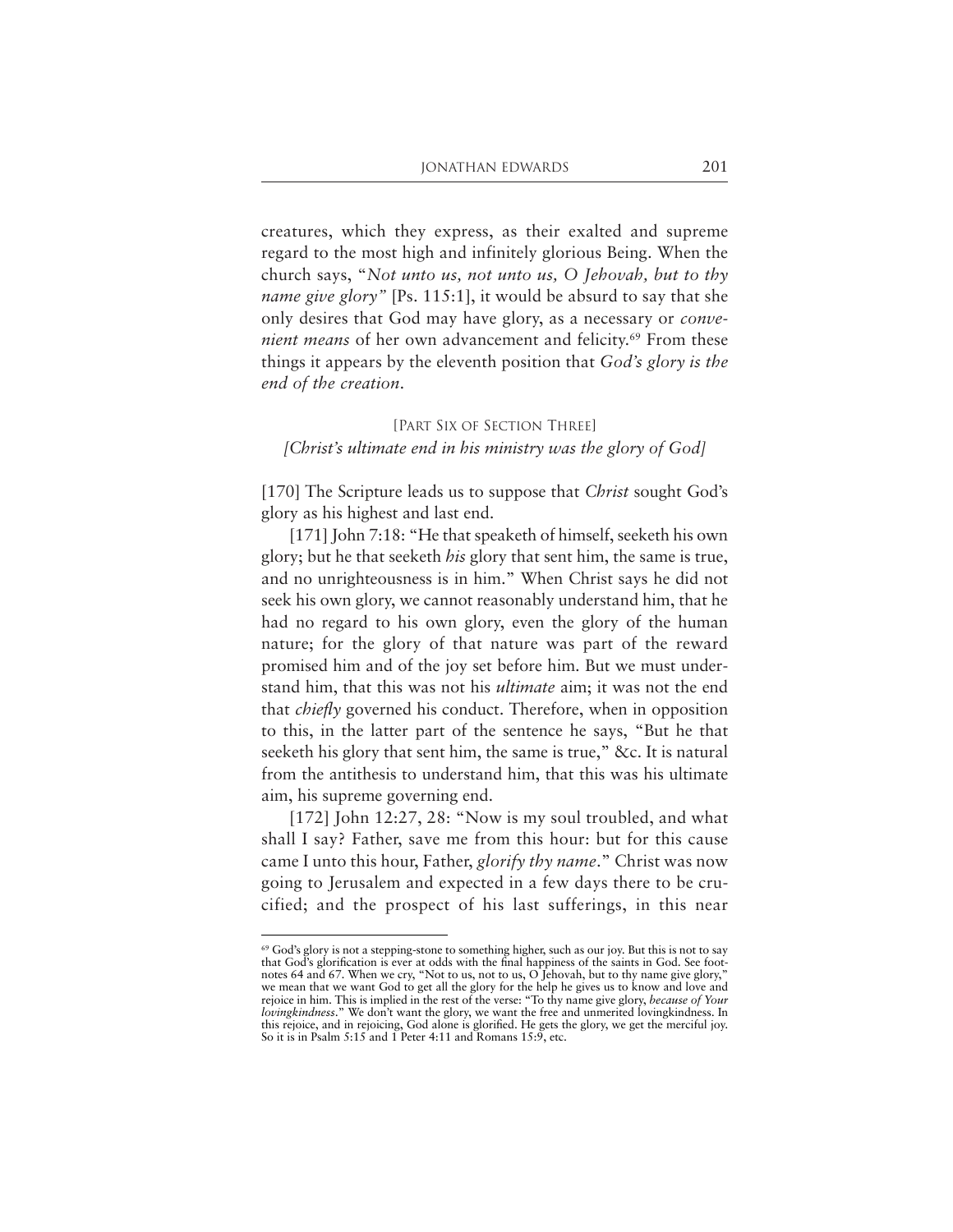creatures, which they express, as their exalted and supreme regard to the most high and infinitely glorious Being. When the church says, "*Not unto us, not unto us, O Jehovah, but to thy name give glory*" [Ps. 115:1], it would be absurd to say that she only desires that God may have glory, as a necessary or *convenient means* of her own advancement and felicity.[69] From these things it appears by the eleventh position that *God's glory is the end of the creation*.

## [Part Six of Section Three]
### *[Christ's ultimate end in his ministry was the glory of God]*

[170] The Scripture leads us to suppose that *Christ* sought God's glory as his highest and last end.

[171] John 7:18: "He that speaketh of himself, seeketh his own glory; but he that seeketh *his* glory that sent him, the same is true, and no unrighteousness is in him." When Christ says he did not seek his own glory, we cannot reasonably understand him, that he had no regard to his own glory, even the glory of the human nature; for the glory of that nature was part of the reward promised him and of the joy set before him. But we must understand him, that this was not his *ultimate* aim; it was not the end that *chiefly* governed his conduct. Therefore, when in opposition to this, in the latter part of the sentence he says, "But he that seeketh his glory that sent him, the same is true," &c. It is natural from the antithesis to understand him, that this was his ultimate aim, his supreme governing end.

[172] John 12:27, 28: "Now is my soul troubled, and what shall I say? Father, save me from this hour: but for this cause came I unto this hour, Father, *glorify thy name*." Christ was now going to Jerusalem and expected in a few days there to be crucified; and the prospect of his last sufferings, in this near

---

[69] God's glory is not a stepping-stone to something higher, such as our joy. But this is not to say that God's glorification is ever at odds with the final happiness of the saints in God. See footnotes 64 and 67. When we cry, "Not to us, not to us, O Jehovah, but to thy name give glory," we mean that we want God to get all the glory for the help he gives us to know and love and rejoice in him. This is implied in the rest of the verse: "To thy name give glory, *because of Your lovingkindness*." We don't want the glory, we want the free and unmerited lovingkindness. In this rejoice, and in rejoicing, God alone is glorified. He gets the glory, we get the merciful joy. So it is in Psalm 5:15 and 1 Peter 4:11 and Romans 15:9, etc.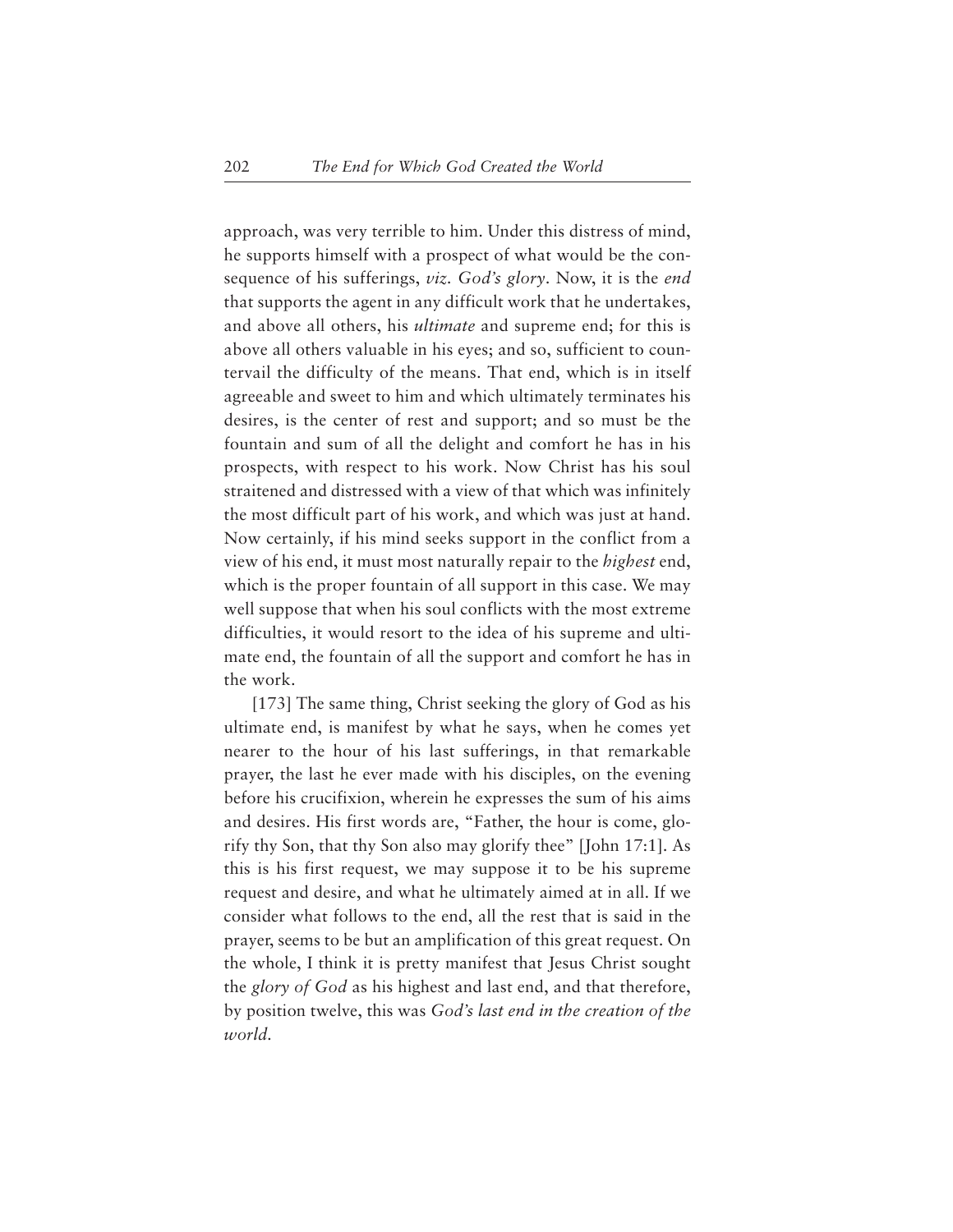approach, was very terrible to him. Under this distress of mind, he supports himself with a prospect of what would be the consequence of his sufferings, *viz. God's glory*. Now, it is the *end* that supports the agent in any difficult work that he undertakes, and above all others, his *ultimate* and supreme end; for this is above all others valuable in his eyes; and so, sufficient to countervail the difficulty of the means. That end, which is in itself agreeable and sweet to him and which ultimately terminates his desires, is the center of rest and support; and so must be the fountain and sum of all the delight and comfort he has in his prospects, with respect to his work. Now Christ has his soul straitened and distressed with a view of that which was infinitely the most difficult part of his work, and which was just at hand. Now certainly, if his mind seeks support in the conflict from a view of his end, it must most naturally repair to the *highest* end, which is the proper fountain of all support in this case. We may well suppose that when his soul conflicts with the most extreme difficulties, it would resort to the idea of his supreme and ultimate end, the fountain of all the support and comfort he has in the work.

[173] The same thing, Christ seeking the glory of God as his ultimate end, is manifest by what he says, when he comes yet nearer to the hour of his last sufferings, in that remarkable prayer, the last he ever made with his disciples, on the evening before his crucifixion, wherein he expresses the sum of his aims and desires. His first words are, "Father, the hour is come, glorify thy Son, that thy Son also may glorify thee" [John 17:1]. As this is his first request, we may suppose it to be his supreme request and desire, and what he ultimately aimed at in all. If we consider what follows to the end, all the rest that is said in the prayer, seems to be but an amplification of this great request. On the whole, I think it is pretty manifest that Jesus Christ sought the *glory of God* as his highest and last end, and that therefore, by position twelve, this was *God's last end in the creation of the world*.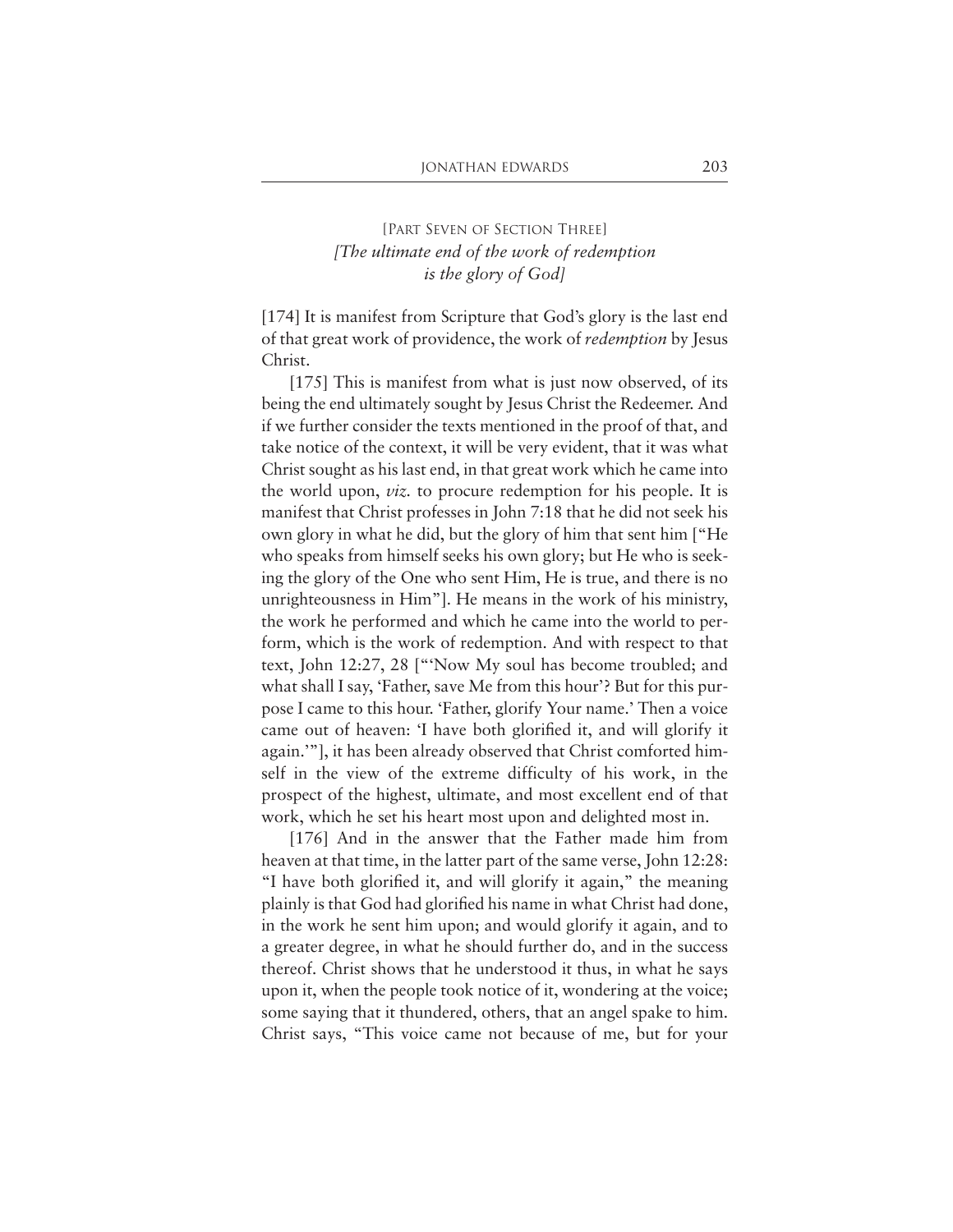## [Part Seven of Section Three]
### *[The ultimate end of the work of redemption is the glory of God]*

[174] It is manifest from Scripture that God's glory is the last end of that great work of providence, the work of *redemption* by Jesus Christ.

[175] This is manifest from what is just now observed, of its being the end ultimately sought by Jesus Christ the Redeemer. And if we further consider the texts mentioned in the proof of that, and take notice of the context, it will be very evident, that it was what Christ sought as his last end, in that great work which he came into the world upon, *viz.* to procure redemption for his people. It is manifest that Christ professes in John 7:18 that he did not seek his own glory in what he did, but the glory of him that sent him ["He who speaks from himself seeks his own glory; but He who is seeking the glory of the One who sent Him, He is true, and there is no unrighteousness in Him"]. He means in the work of his ministry, the work he performed and which he came into the world to perform, which is the work of redemption. And with respect to that text, John 12:27, 28 ["'Now My soul has become troubled; and what shall I say, 'Father, save Me from this hour'? But for this purpose I came to this hour. 'Father, glorify Your name.' Then a voice came out of heaven: 'I have both glorified it, and will glorify it again.'"], it has been already observed that Christ comforted himself in the view of the extreme difficulty of his work, in the prospect of the highest, ultimate, and most excellent end of that work, which he set his heart most upon and delighted most in.

[176] And in the answer that the Father made him from heaven at that time, in the latter part of the same verse, John 12:28: "I have both glorified it, and will glorify it again," the meaning plainly is that God had glorified his name in what Christ had done, in the work he sent him upon; and would glorify it again, and to a greater degree, in what he should further do, and in the success thereof. Christ shows that he understood it thus, in what he says upon it, when the people took notice of it, wondering at the voice; some saying that it thundered, others, that an angel spake to him. Christ says, "This voice came not because of me, but for your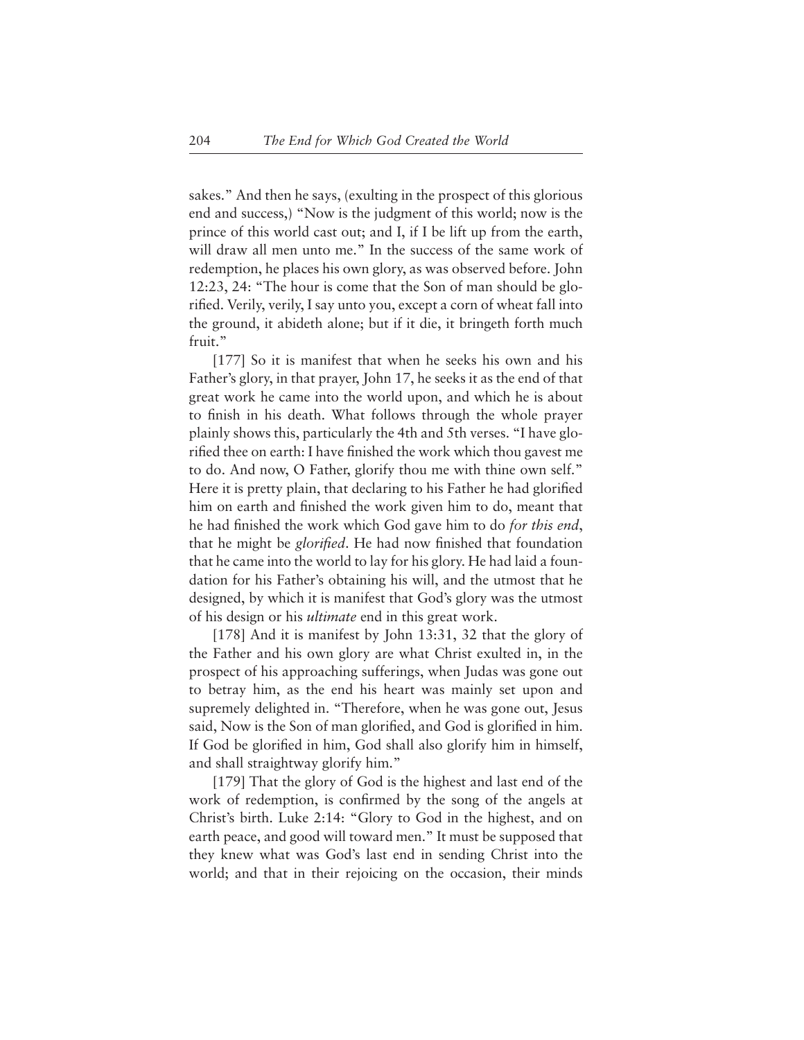sakes." And then he says, (exulting in the prospect of this glorious end and success,) "Now is the judgment of this world; now is the prince of this world cast out; and I, if I be lift up from the earth, will draw all men unto me." In the success of the same work of redemption, he places his own glory, as was observed before. John 12:23, 24: "The hour is come that the Son of man should be glorified. Verily, verily, I say unto you, except a corn of wheat fall into the ground, it abideth alone; but if it die, it bringeth forth much fruit."

[177] So it is manifest that when he seeks his own and his Father's glory, in that prayer, John 17, he seeks it as the end of that great work he came into the world upon, and which he is about to finish in his death. What follows through the whole prayer plainly shows this, particularly the 4th and 5th verses. "I have glorified thee on earth: I have finished the work which thou gavest me to do. And now, O Father, glorify thou me with thine own self." Here it is pretty plain, that declaring to his Father he had glorified him on earth and finished the work given him to do, meant that he had finished the work which God gave him to do *for this end*, that he might be *glorified*. He had now finished that foundation that he came into the world to lay for his glory. He had laid a foundation for his Father's obtaining his will, and the utmost that he designed, by which it is manifest that God's glory was the utmost of his design or his *ultimate* end in this great work.

[178] And it is manifest by John 13:31, 32 that the glory of the Father and his own glory are what Christ exulted in, in the prospect of his approaching sufferings, when Judas was gone out to betray him, as the end his heart was mainly set upon and supremely delighted in. "Therefore, when he was gone out, Jesus said, Now is the Son of man glorified, and God is glorified in him. If God be glorified in him, God shall also glorify him in himself, and shall straightway glorify him."

[179] That the glory of God is the highest and last end of the work of redemption, is confirmed by the song of the angels at Christ's birth. Luke 2:14: "Glory to God in the highest, and on earth peace, and good will toward men." It must be supposed that they knew what was God's last end in sending Christ into the world; and that in their rejoicing on the occasion, their minds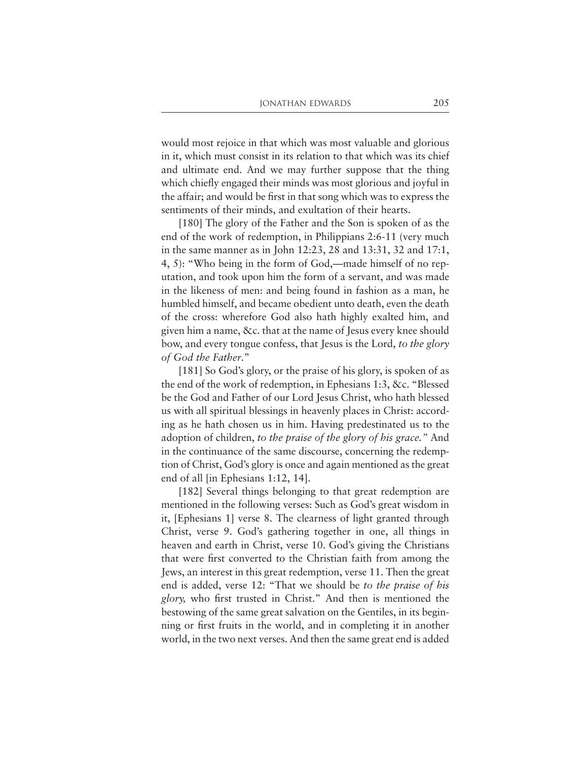would most rejoice in that which was most valuable and glorious in it, which must consist in its relation to that which was its chief and ultimate end. And we may further suppose that the thing which chiefly engaged their minds was most glorious and joyful in the affair; and would be first in that song which was to express the sentiments of their minds, and exultation of their hearts.

[180] The glory of the Father and the Son is spoken of as the end of the work of redemption, in Philippians 2:6-11 (very much in the same manner as in John 12:23, 28 and 13:31, 32 and 17:1, 4, 5): "Who being in the form of God,—made himself of no reputation, and took upon him the form of a servant, and was made in the likeness of men: and being found in fashion as a man, he humbled himself, and became obedient unto death, even the death of the cross: wherefore God also hath highly exalted him, and given him a name, &c. that at the name of Jesus every knee should bow, and every tongue confess, that Jesus is the Lord, *to the glory of God the Father.*"

[181] So God's glory, or the praise of his glory, is spoken of as the end of the work of redemption, in Ephesians 1:3, &c. "Blessed be the God and Father of our Lord Jesus Christ, who hath blessed us with all spiritual blessings in heavenly places in Christ: according as he hath chosen us in him. Having predestinated us to the adoption of children, *to the praise of the glory of his grace."* And in the continuance of the same discourse, concerning the redemption of Christ, God's glory is once and again mentioned as the great end of all [in Ephesians 1:12, 14].

[182] Several things belonging to that great redemption are mentioned in the following verses: Such as God's great wisdom in it, [Ephesians 1] verse 8. The clearness of light granted through Christ, verse 9. God's gathering together in one, all things in heaven and earth in Christ, verse 10. God's giving the Christians that were first converted to the Christian faith from among the Jews, an interest in this great redemption, verse 11. Then the great end is added, verse 12: "That we should be *to the praise of his glory,* who first trusted in Christ." And then is mentioned the bestowing of the same great salvation on the Gentiles, in its beginning or first fruits in the world, and in completing it in another world, in the two next verses. And then the same great end is added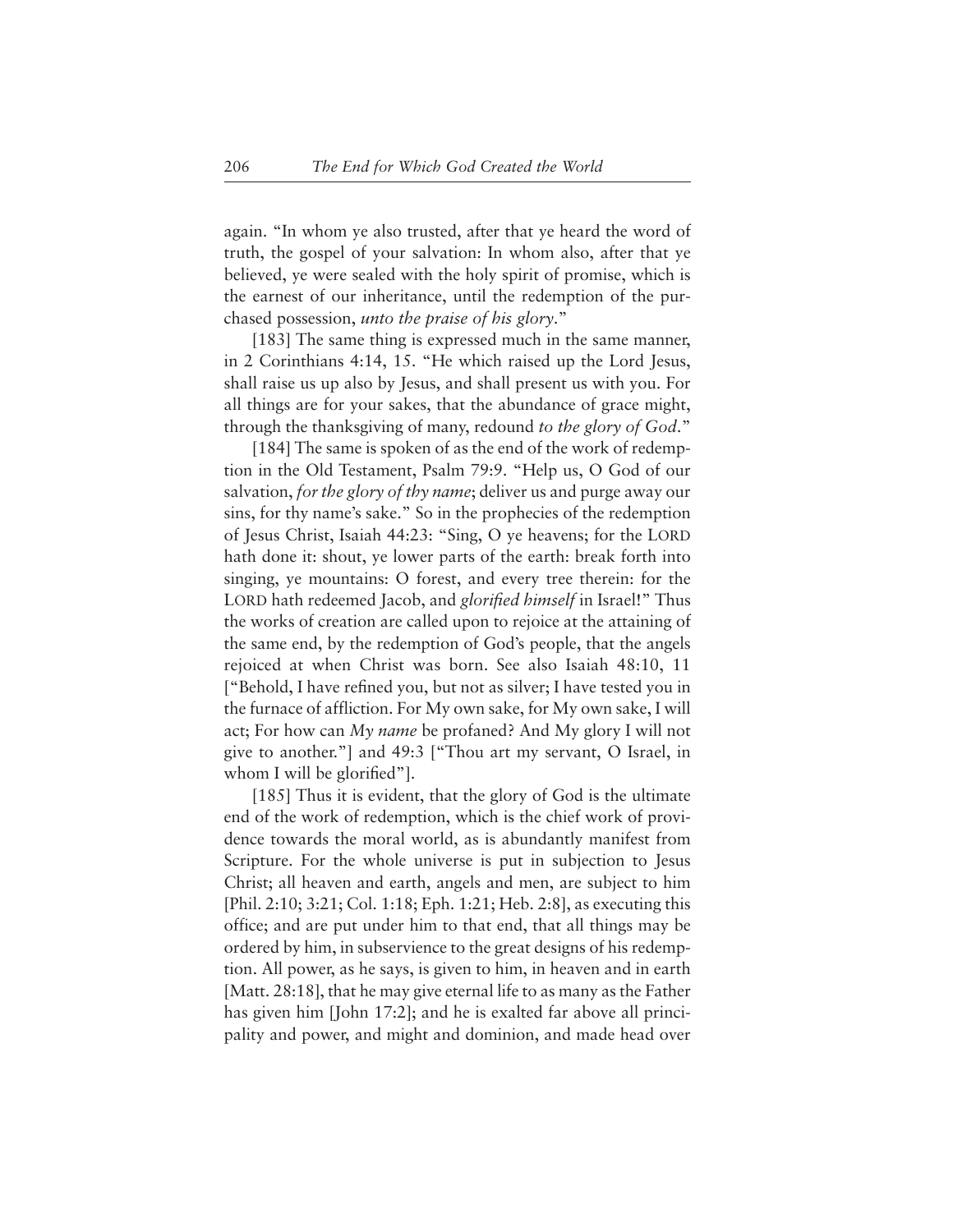again. "In whom ye also trusted, after that ye heard the word of truth, the gospel of your salvation: In whom also, after that ye believed, ye were sealed with the holy spirit of promise, which is the earnest of our inheritance, until the redemption of the purchased possession, *unto the praise of his glory*."

[183] The same thing is expressed much in the same manner, in 2 Corinthians 4:14, 15. "He which raised up the Lord Jesus, shall raise us up also by Jesus, and shall present us with you. For all things are for your sakes, that the abundance of grace might, through the thanksgiving of many, redound *to the glory of God*."

[184] The same is spoken of as the end of the work of redemption in the Old Testament, Psalm 79:9. "Help us, O God of our salvation, *for the glory of thy name*; deliver us and purge away our sins, for thy name's sake." So in the prophecies of the redemption of Jesus Christ, Isaiah 44:23: "Sing, O ye heavens; for the LORD hath done it: shout, ye lower parts of the earth: break forth into singing, ye mountains: O forest, and every tree therein: for the LORD hath redeemed Jacob, and *glorified himself* in Israel!" Thus the works of creation are called upon to rejoice at the attaining of the same end, by the redemption of God's people, that the angels rejoiced at when Christ was born. See also Isaiah 48:10, 11 ["Behold, I have refined you, but not as silver; I have tested you in the furnace of affliction. For My own sake, for My own sake, I will act; For how can *My name* be profaned? And My glory I will not give to another."] and 49:3 ["Thou art my servant, O Israel, in whom I will be glorified"].

[185] Thus it is evident, that the glory of God is the ultimate end of the work of redemption, which is the chief work of providence towards the moral world, as is abundantly manifest from Scripture. For the whole universe is put in subjection to Jesus Christ; all heaven and earth, angels and men, are subject to him [Phil. 2:10; 3:21; Col. 1:18; Eph. 1:21; Heb. 2:8], as executing this office; and are put under him to that end, that all things may be ordered by him, in subservience to the great designs of his redemption. All power, as he says, is given to him, in heaven and in earth [Matt. 28:18], that he may give eternal life to as many as the Father has given him [John 17:2]; and he is exalted far above all principality and power, and might and dominion, and made head over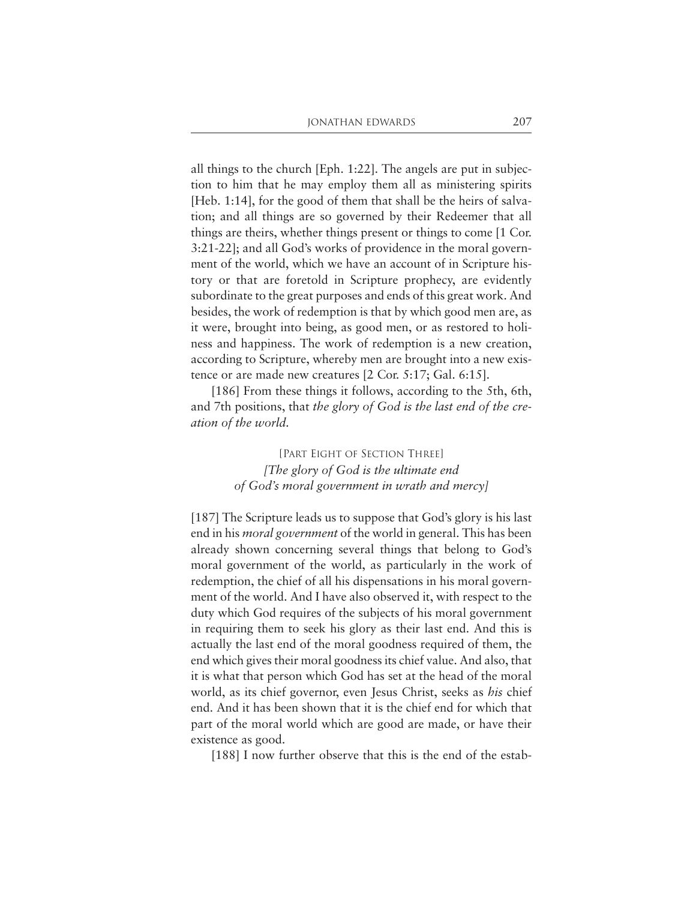all things to the church [Eph. 1:22]. The angels are put in subjection to him that he may employ them all as ministering spirits [Heb. 1:14], for the good of them that shall be the heirs of salvation; and all things are so governed by their Redeemer that all things are theirs, whether things present or things to come [1 Cor. 3:21-22]; and all God's works of providence in the moral government of the world, which we have an account of in Scripture history or that are foretold in Scripture prophecy, are evidently subordinate to the great purposes and ends of this great work. And besides, the work of redemption is that by which good men are, as it were, brought into being, as good men, or as restored to holiness and happiness. The work of redemption is a new creation, according to Scripture, whereby men are brought into a new existence or are made new creatures [2 Cor. 5:17; Gal. 6:15].

[186] From these things it follows, according to the 5th, 6th, and 7th positions, that *the glory of God is the last end of the creation of the world.*

### [Part Eight of Section Three]
### *[The glory of God is the ultimate end of God's moral government in wrath and mercy]*

[187] The Scripture leads us to suppose that God's glory is his last end in his *moral government* of the world in general. This has been already shown concerning several things that belong to God's moral government of the world, as particularly in the work of redemption, the chief of all his dispensations in his moral government of the world. And I have also observed it, with respect to the duty which God requires of the subjects of his moral government in requiring them to seek his glory as their last end. And this is actually the last end of the moral goodness required of them, the end which gives their moral goodness its chief value. And also, that it is what that person which God has set at the head of the moral world, as its chief governor, even Jesus Christ, seeks as *his* chief end. And it has been shown that it is the chief end for which that part of the moral world which are good are made, or have their existence as good.

[188] I now further observe that this is the end of the estab-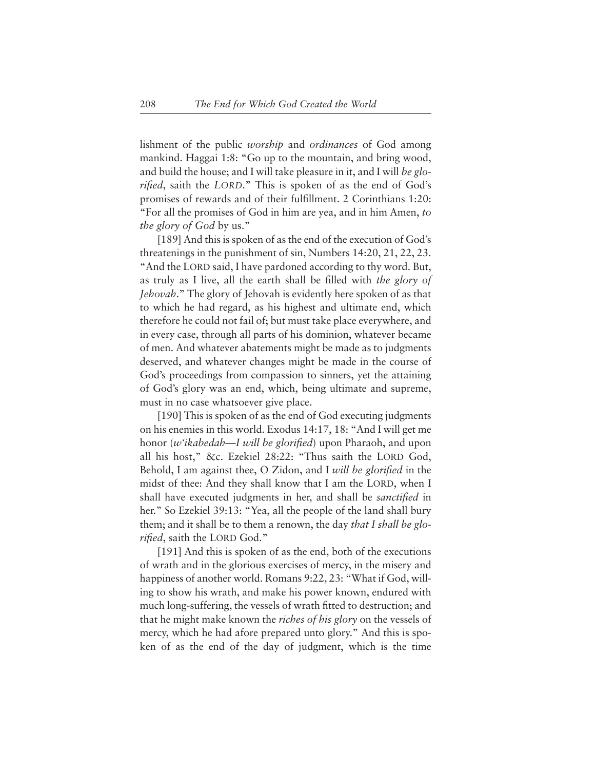lishment of the public *worship* and *ordinances* of God among mankind. Haggai 1:8: "Go up to the mountain, and bring wood, and build the house; and I will take pleasure in it, and I will *be glorified*, saith the *LORD*." This is spoken of as the end of God's promises of rewards and of their fulfillment. 2 Corinthians 1:20: "For all the promises of God in him are yea, and in him Amen, *to the glory of God* by us."

[189] And this is spoken of as the end of the execution of God's threatenings in the punishment of sin, Numbers 14:20, 21, 22, 23. "And the LORD said, I have pardoned according to thy word. But, as truly as I live, all the earth shall be filled with *the glory of Jehovah*." The glory of Jehovah is evidently here spoken of as that to which he had regard, as his highest and ultimate end, which therefore he could not fail of; but must take place everywhere, and in every case, through all parts of his dominion, whatever became of men. And whatever abatements might be made as to judgments deserved, and whatever changes might be made in the course of God's proceedings from compassion to sinners, yet the attaining of God's glory was an end, which, being ultimate and supreme, must in no case whatsoever give place.

[190] This is spoken of as the end of God executing judgments on his enemies in this world. Exodus 14:17, 18: "And I will get me honor (*w'ikabedah—I will be glorified*) upon Pharaoh, and upon all his host," &c. Ezekiel 28:22: "Thus saith the LORD God, Behold, I am against thee, O Zidon, and I *will be glorified* in the midst of thee: And they shall know that I am the LORD, when I shall have executed judgments in her, and shall be *sanctified* in her." So Ezekiel 39:13: "Yea, all the people of the land shall bury them; and it shall be to them a renown, the day *that I shall be glorified*, saith the LORD God."

[191] And this is spoken of as the end, both of the executions of wrath and in the glorious exercises of mercy, in the misery and happiness of another world. Romans 9:22, 23: "What if God, willing to show his wrath, and make his power known, endured with much long-suffering, the vessels of wrath fitted to destruction; and that he might make known the *riches of his glory* on the vessels of mercy, which he had afore prepared unto glory." And this is spoken of as the end of the day of judgment, which is the time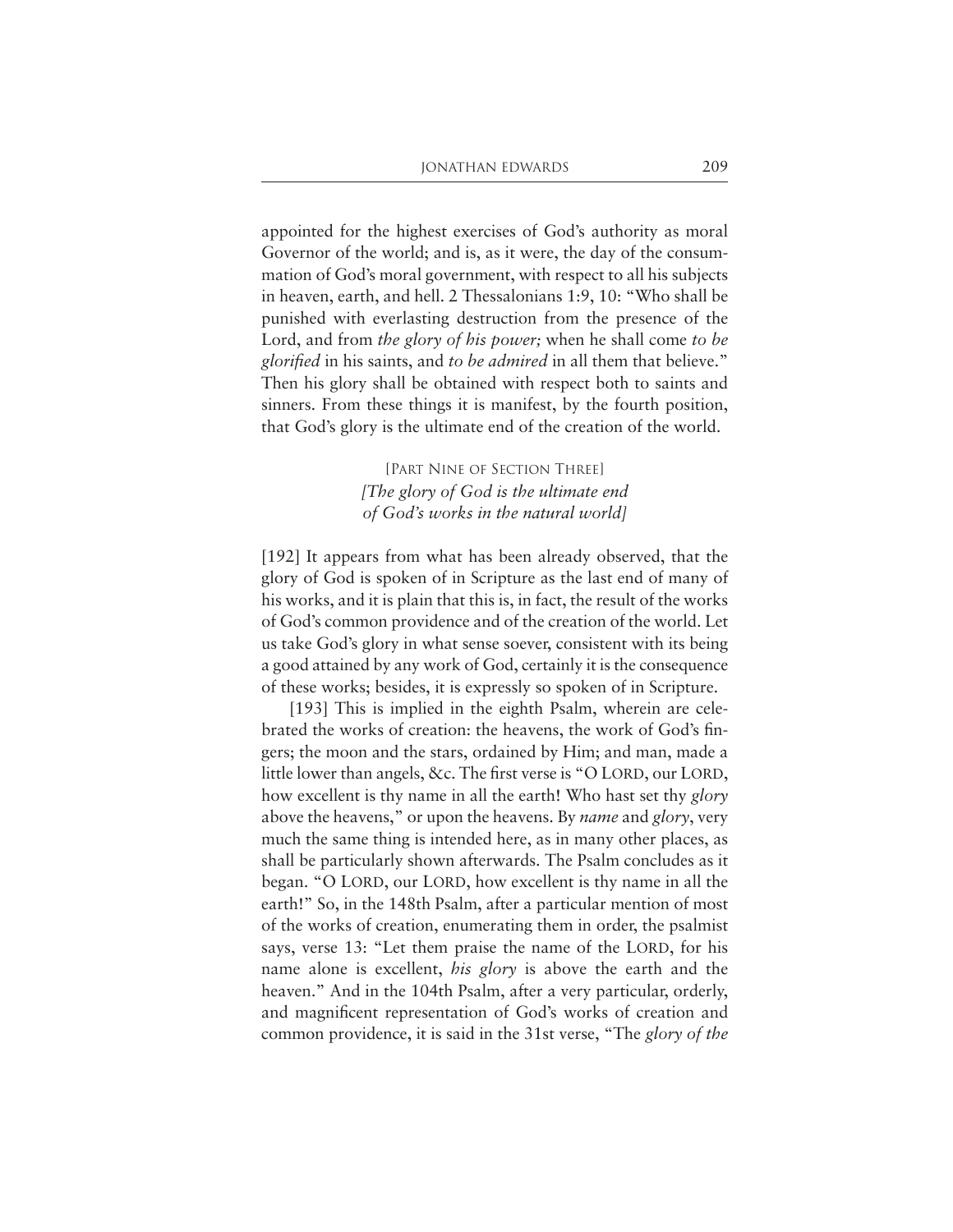appointed for the highest exercises of God's authority as moral Governor of the world; and is, as it were, the day of the consummation of God's moral government, with respect to all his subjects in heaven, earth, and hell. 2 Thessalonians 1:9, 10: "Who shall be punished with everlasting destruction from the presence of the Lord, and from *the glory of his power;* when he shall come *to be glorified* in his saints, and *to be admired* in all them that believe." Then his glory shall be obtained with respect both to saints and sinners. From these things it is manifest, by the fourth position, that God's glory is the ultimate end of the creation of the world.

### [Part Nine of Section Three]
### *[The glory of God is the ultimate end of God's works in the natural world]*

[192] It appears from what has been already observed, that the glory of God is spoken of in Scripture as the last end of many of his works, and it is plain that this is, in fact, the result of the works of God's common providence and of the creation of the world. Let us take God's glory in what sense soever, consistent with its being a good attained by any work of God, certainly it is the consequence of these works; besides, it is expressly so spoken of in Scripture.

[193] This is implied in the eighth Psalm, wherein are celebrated the works of creation: the heavens, the work of God's fingers; the moon and the stars, ordained by Him; and man, made a little lower than angels, &c. The first verse is "O LORD, our LORD, how excellent is thy name in all the earth! Who hast set thy *glory* above the heavens," or upon the heavens. By *name* and *glory*, very much the same thing is intended here, as in many other places, as shall be particularly shown afterwards. The Psalm concludes as it began. "O LORD, our LORD, how excellent is thy name in all the earth!" So, in the 148th Psalm, after a particular mention of most of the works of creation, enumerating them in order, the psalmist says, verse 13: "Let them praise the name of the LORD, for his name alone is excellent, *his glory* is above the earth and the heaven." And in the 104th Psalm, after a very particular, orderly, and magnificent representation of God's works of creation and common providence, it is said in the 31st verse, "The *glory of the*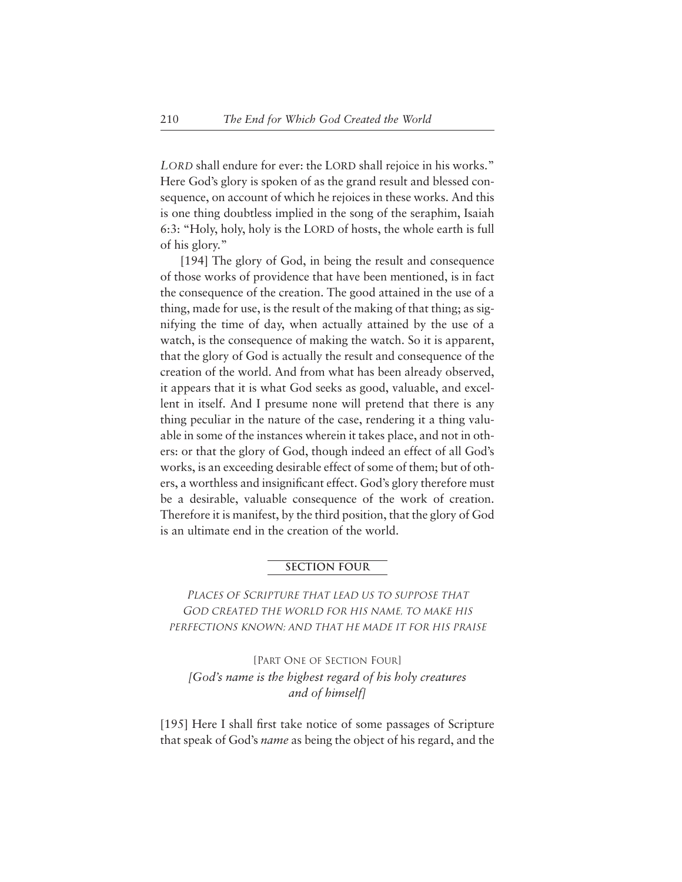*LORD* shall endure for ever: the LORD shall rejoice in his works." Here God's glory is spoken of as the grand result and blessed consequence, on account of which he rejoices in these works. And this is one thing doubtless implied in the song of the seraphim, Isaiah 6:3: "Holy, holy, holy is the LORD of hosts, the whole earth is full of his glory."

[194] The glory of God, in being the result and consequence of those works of providence that have been mentioned, is in fact the consequence of the creation. The good attained in the use of a thing, made for use, is the result of the making of that thing; as signifying the time of day, when actually attained by the use of a watch, is the consequence of making the watch. So it is apparent, that the glory of God is actually the result and consequence of the creation of the world. And from what has been already observed, it appears that it is what God seeks as good, valuable, and excellent in itself. And I presume none will pretend that there is any thing peculiar in the nature of the case, rendering it a thing valuable in some of the instances wherein it takes place, and not in others: or that the glory of God, though indeed an effect of all God's works, is an exceeding desirable effect of some of them; but of others, a worthless and insignificant effect. God's glory therefore must be a desirable, valuable consequence of the work of creation. Therefore it is manifest, by the third position, that the glory of God is an ultimate end in the creation of the world.

## SECTION FOUR

### *Places of Scripture that lead us to suppose that God created the world for his name, to make his perfections known; and that he made it for his praise*

#### [Part One of Section Four]
#### *[God's name is the highest regard of his holy creatures and of himself]*

[195] Here I shall first take notice of some passages of Scripture that speak of God's *name* as being the object of his regard, and the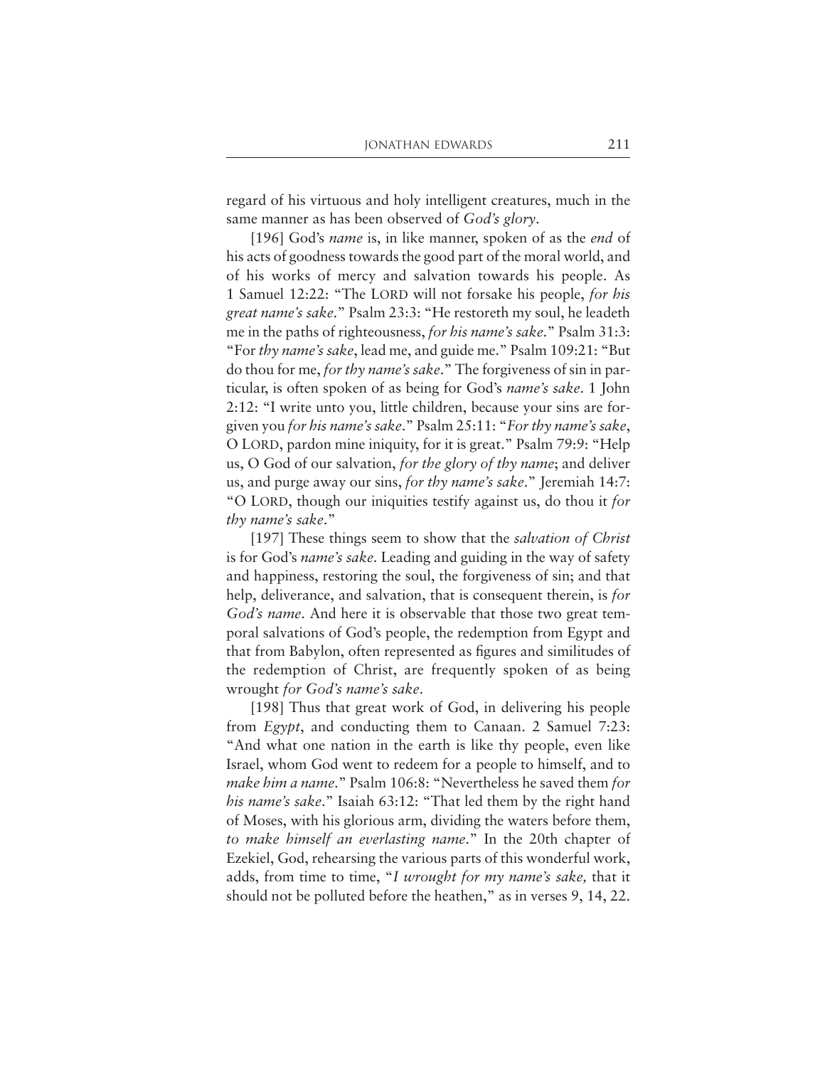regard of his virtuous and holy intelligent creatures, much in the same manner as has been observed of *God's glory*.

[196] God's *name* is, in like manner, spoken of as the *end* of his acts of goodness towards the good part of the moral world, and of his works of mercy and salvation towards his people. As 1 Samuel 12:22: "The LORD will not forsake his people, *for his great name's sake*." Psalm 23:3: "He restoreth my soul, he leadeth me in the paths of righteousness, *for his name's sake*." Psalm 31:3: "For *thy name's sake*, lead me, and guide me." Psalm 109:21: "But do thou for me, *for thy name's sake*." The forgiveness of sin in particular, is often spoken of as being for God's *name's sake*. 1 John 2:12: "I write unto you, little children, because your sins are forgiven you *for his name's sake*." Psalm 25:11: "*For thy name's sake*, O LORD, pardon mine iniquity, for it is great." Psalm 79:9: "Help us, O God of our salvation, *for the glory of thy name*; and deliver us, and purge away our sins, *for thy name's sake*." Jeremiah 14:7: "O LORD, though our iniquities testify against us, do thou it *for thy name's sake*."

[197] These things seem to show that the *salvation of Christ* is for God's *name's sake*. Leading and guiding in the way of safety and happiness, restoring the soul, the forgiveness of sin; and that help, deliverance, and salvation, that is consequent therein, is *for God's name*. And here it is observable that those two great temporal salvations of God's people, the redemption from Egypt and that from Babylon, often represented as figures and similitudes of the redemption of Christ, are frequently spoken of as being wrought *for God's name's sake*.

[198] Thus that great work of God, in delivering his people from *Egypt*, and conducting them to Canaan. 2 Samuel 7:23: "And what one nation in the earth is like thy people, even like Israel, whom God went to redeem for a people to himself, and to *make him a name*." Psalm 106:8: "Nevertheless he saved them *for his name's sake*." Isaiah 63:12: "That led them by the right hand of Moses, with his glorious arm, dividing the waters before them, *to make himself an everlasting name*." In the 20th chapter of Ezekiel, God, rehearsing the various parts of this wonderful work, adds, from time to time, "*I wrought for my name's sake,* that it should not be polluted before the heathen," as in verses 9, 14, 22.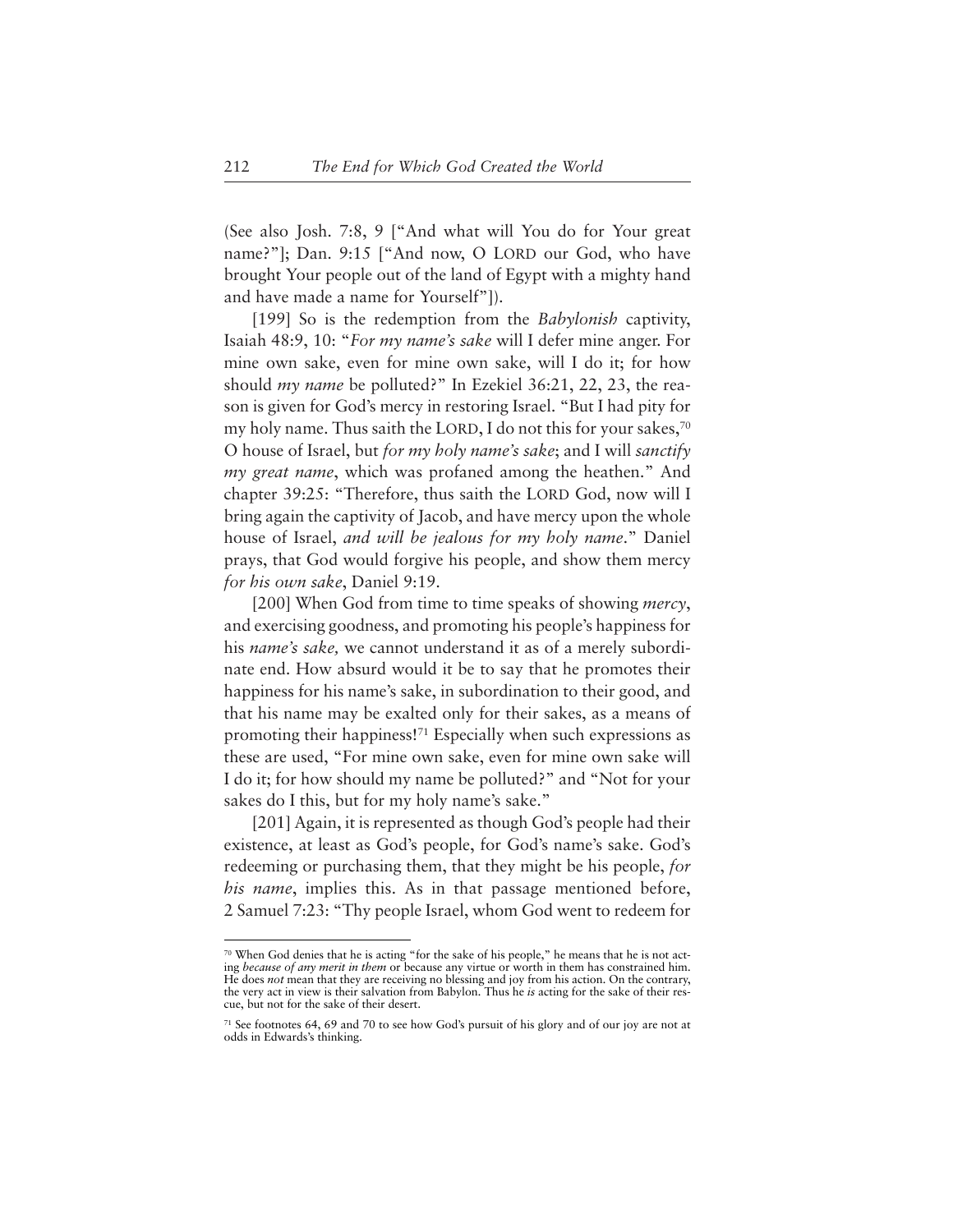(See also Josh. 7:8, 9 ["And what will You do for Your great name?"]; Dan. 9:15 ["And now, O LORD our God, who have brought Your people out of the land of Egypt with a mighty hand and have made a name for Yourself"]).

[199] So is the redemption from the *Babylonish* captivity, Isaiah 48:9, 10: "*For my name's sake* will I defer mine anger. For mine own sake, even for mine own sake, will I do it; for how should *my name* be polluted?" In Ezekiel 36:21, 22, 23, the reason is given for God's mercy in restoring Israel. "But I had pity for my holy name. Thus saith the LORD, I do not this for your sakes,[70] O house of Israel, but *for my holy name's sake*; and I will *sanctify my great name*, which was profaned among the heathen." And chapter 39:25: "Therefore, thus saith the LORD God, now will I bring again the captivity of Jacob, and have mercy upon the whole house of Israel, *and will be jealous for my holy name*." Daniel prays, that God would forgive his people, and show them mercy *for his own sake*, Daniel 9:19.

[200] When God from time to time speaks of showing *mercy*, and exercising goodness, and promoting his people's happiness for his *name's sake,* we cannot understand it as of a merely subordinate end. How absurd would it be to say that he promotes their happiness for his name's sake, in subordination to their good, and that his name may be exalted only for their sakes, as a means of promoting their happiness![71] Especially when such expressions as these are used, "For mine own sake, even for mine own sake will I do it; for how should my name be polluted?" and "Not for your sakes do I this, but for my holy name's sake."

[201] Again, it is represented as though God's people had their existence, at least as God's people, for God's name's sake. God's redeeming or purchasing them, that they might be his people, *for his name*, implies this. As in that passage mentioned before, 2 Samuel 7:23: "Thy people Israel, whom God went to redeem for

---

[70] When God denies that he is acting "for the sake of his people," he means that he is not acting *because of any merit in them* or because any virtue or worth in them has constrained him. He does *not* mean that they are receiving no blessing and joy from his action. On the contrary, the very act in view is their salvation from Babylon. Thus he *is* acting for the sake of their rescue, but not for the sake of their desert.

[71] See footnotes 64, 69 and 70 to see how God's pursuit of his glory and of our joy are not at odds in Edwards's thinking.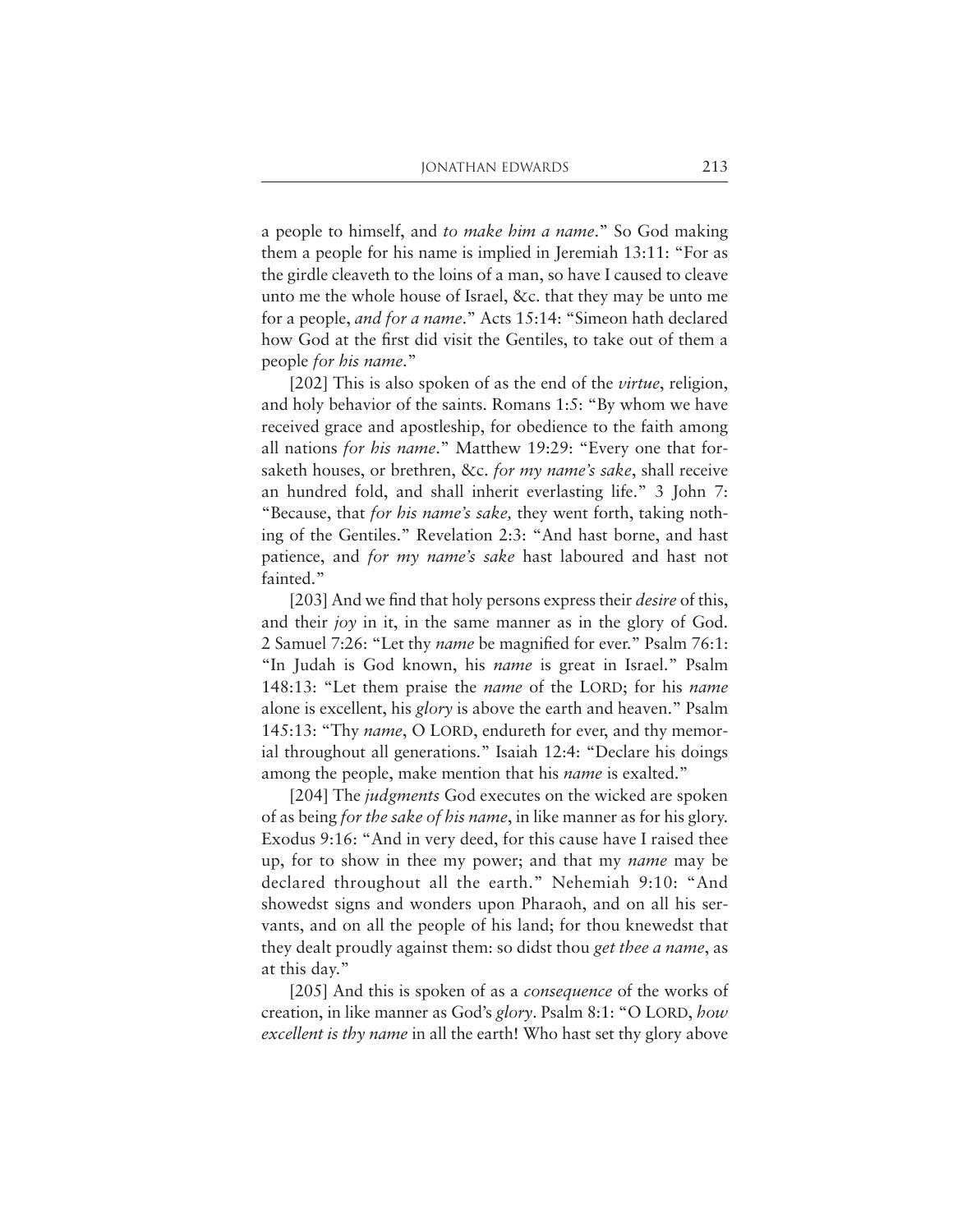a people to himself, and *to make him a name*." So God making them a people for his name is implied in Jeremiah 13:11: "For as the girdle cleaveth to the loins of a man, so have I caused to cleave unto me the whole house of Israel, &c. that they may be unto me for a people, *and for a name*." Acts 15:14: "Simeon hath declared how God at the first did visit the Gentiles, to take out of them a people *for his name*."

[202] This is also spoken of as the end of the *virtue*, religion, and holy behavior of the saints. Romans 1:5: "By whom we have received grace and apostleship, for obedience to the faith among all nations *for his name*." Matthew 19:29: "Every one that forsaketh houses, or brethren, &c. *for my name's sake*, shall receive an hundred fold, and shall inherit everlasting life." 3 John 7: "Because, that *for his name's sake,* they went forth, taking nothing of the Gentiles." Revelation 2:3: "And hast borne, and hast patience, and *for my name's sake* hast laboured and hast not fainted."

[203] And we find that holy persons express their *desire* of this, and their *joy* in it, in the same manner as in the glory of God. 2 Samuel 7:26: "Let thy *name* be magnified for ever." Psalm 76:1: "In Judah is God known, his *name* is great in Israel." Psalm 148:13: "Let them praise the *name* of the LORD; for his *name* alone is excellent, his *glory* is above the earth and heaven." Psalm 145:13: "Thy *name*, O LORD, endureth for ever, and thy memorial throughout all generations." Isaiah 12:4: "Declare his doings among the people, make mention that his *name* is exalted."

[204] The *judgments* God executes on the wicked are spoken of as being *for the sake of his name*, in like manner as for his glory. Exodus 9:16: "And in very deed, for this cause have I raised thee up, for to show in thee my power; and that my *name* may be declared throughout all the earth." Nehemiah 9:10: "And showedst signs and wonders upon Pharaoh, and on all his servants, and on all the people of his land; for thou knewedst that they dealt proudly against them: so didst thou *get thee a name*, as at this day."

[205] And this is spoken of as a *consequence* of the works of creation, in like manner as God's *glory*. Psalm 8:1: "O LORD, *how excellent is thy name* in all the earth! Who hast set thy glory above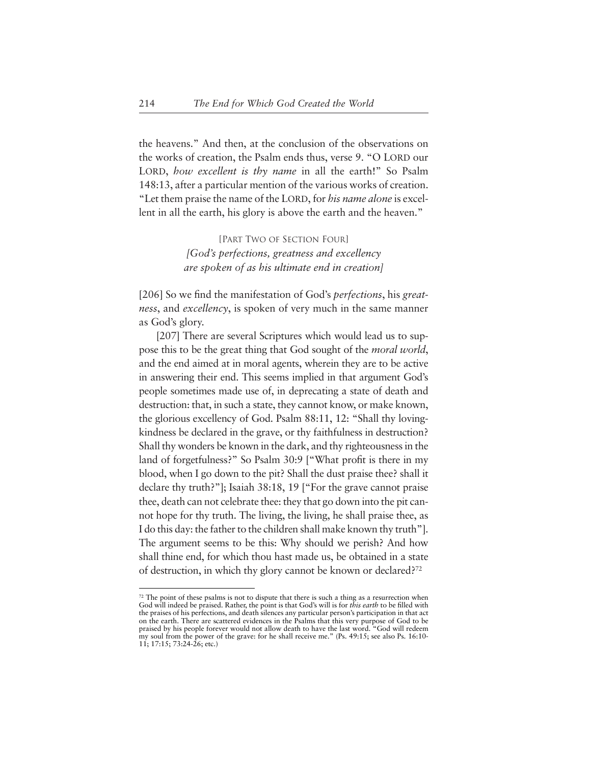the heavens." And then, at the conclusion of the observations on the works of creation, the Psalm ends thus, verse 9. "O LORD our LORD, *how excellent is thy name* in all the earth!" So Psalm 148:13, after a particular mention of the various works of creation. "Let them praise the name of the LORD, for *his name alone* is excellent in all the earth, his glory is above the earth and the heaven."

[PART TWO OF SECTION FOUR]
*[God's perfections, greatness and excellency are spoken of as his ultimate end in creation]*

[206] So we find the manifestation of God's *perfections*, his *greatness*, and *excellency*, is spoken of very much in the same manner as God's glory.

[207] There are several Scriptures which would lead us to suppose this to be the great thing that God sought of the *moral world*, and the end aimed at in moral agents, wherein they are to be active in answering their end. This seems implied in that argument God's people sometimes made use of, in deprecating a state of death and destruction: that, in such a state, they cannot know, or make known, the glorious excellency of God. Psalm 88:11, 12: "Shall thy lovingkindness be declared in the grave, or thy faithfulness in destruction? Shall thy wonders be known in the dark, and thy righteousness in the land of forgetfulness?" So Psalm 30:9 ["What profit is there in my blood, when I go down to the pit? Shall the dust praise thee? shall it declare thy truth?"]; Isaiah 38:18, 19 ["For the grave cannot praise thee, death can not celebrate thee: they that go down into the pit cannot hope for thy truth. The living, the living, he shall praise thee, as I do this day: the father to the children shall make known thy truth"]. The argument seems to be this: Why should we perish? And how shall thine end, for which thou hast made us, be obtained in a state of destruction, in which thy glory cannot be known or declared?[72]

[72] The point of these psalms is not to dispute that there is such a thing as a resurrection when God will indeed be praised. Rather, the point is that God's will is for *this earth* to be filled with the praises of his perfections, and death silences any particular person's participation in that act on the earth. There are scattered evidences in the Psalms that this very purpose of God to be praised by his people forever would not allow death to have the last word. "God will redeem my soul from the power of the grave: for he shall receive me." (Ps. 49:15; see also Ps. 16:10-11; 17:15; 73:24-26; etc.)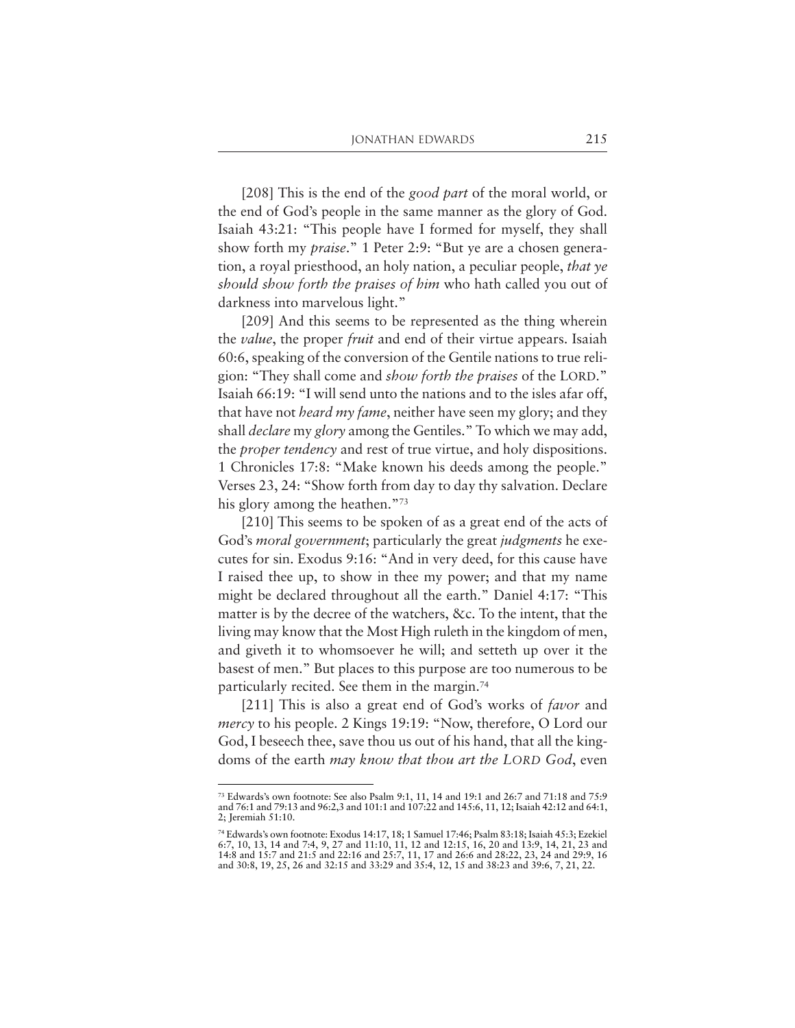[208] This is the end of the *good part* of the moral world, or the end of God's people in the same manner as the glory of God. Isaiah 43:21: "This people have I formed for myself, they shall show forth my *praise*." 1 Peter 2:9: "But ye are a chosen generation, a royal priesthood, an holy nation, a peculiar people, *that ye should show forth the praises of him* who hath called you out of darkness into marvelous light."

[209] And this seems to be represented as the thing wherein the *value*, the proper *fruit* and end of their virtue appears. Isaiah 60:6, speaking of the conversion of the Gentile nations to true religion: "They shall come and *show forth the praises* of the LORD." Isaiah 66:19: "I will send unto the nations and to the isles afar off, that have not *heard my fame*, neither have seen my glory; and they shall *declare* my *glory* among the Gentiles." To which we may add, the *proper tendency* and rest of true virtue, and holy dispositions. 1 Chronicles 17:8: "Make known his deeds among the people." Verses 23, 24: "Show forth from day to day thy salvation. Declare his glory among the heathen."[73]

[210] This seems to be spoken of as a great end of the acts of God's *moral government*; particularly the great *judgments* he executes for sin. Exodus 9:16: "And in very deed, for this cause have I raised thee up, to show in thee my power; and that my name might be declared throughout all the earth." Daniel 4:17: "This matter is by the decree of the watchers, &c. To the intent, that the living may know that the Most High ruleth in the kingdom of men, and giveth it to whomsoever he will; and setteth up over it the basest of men." But places to this purpose are too numerous to be particularly recited. See them in the margin.[74]

[211] This is also a great end of God's works of *favor* and *mercy* to his people. 2 Kings 19:19: "Now, therefore, O Lord our God, I beseech thee, save thou us out of his hand, that all the kingdoms of the earth *may know that thou art the LORD God*, even

---

[73] Edwards's own footnote: See also Psalm 9:1, 11, 14 and 19:1 and 26:7 and 71:18 and 75:9 and 76:1 and 79:13 and 96:2,3 and 101:1 and 107:22 and 145:6, 11, 12; Isaiah 42:12 and 64:1, 2; Jeremiah 51:10.

[74] Edwards's own footnote: Exodus 14:17, 18; 1 Samuel 17:46; Psalm 83:18; Isaiah 45:3; Ezekiel 6:7, 10, 13, 14 and 7:4, 9, 27 and 11:10, 11, 12 and 12:15, 16, 20 and 13:9, 14, 21, 23 and 14:8 and 15:7 and 21:5 and 22:16 and 25:7, 11, 17 and 26:6 and 28:22, 23, 24 and 29:9, 16 and 30:8, 19, 25, 26 and 32:15 and 33:29 and 35:4, 12, 15 and 38:23 and 39:6, 7, 21, 22.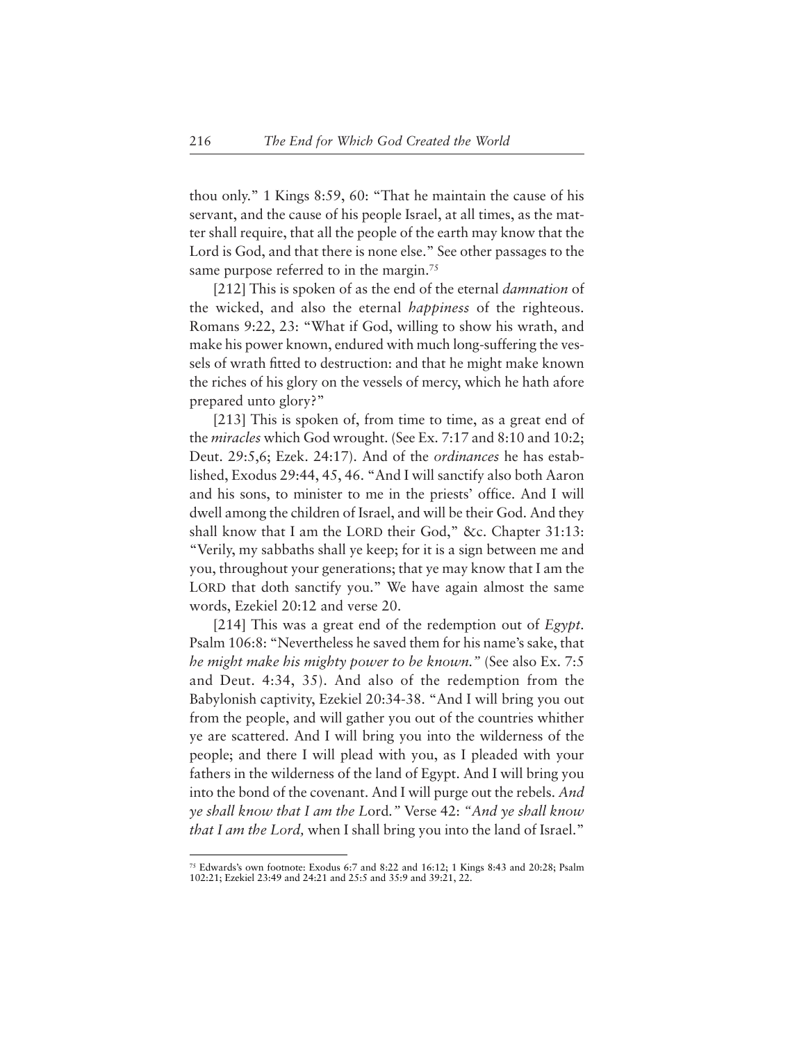thou only." 1 Kings 8:59, 60: "That he maintain the cause of his servant, and the cause of his people Israel, at all times, as the matter shall require, that all the people of the earth may know that the Lord is God, and that there is none else." See other passages to the same purpose referred to in the margin.[75]

[212] This is spoken of as the end of the eternal *damnation* of the wicked, and also the eternal *happiness* of the righteous. Romans 9:22, 23: "What if God, willing to show his wrath, and make his power known, endured with much long-suffering the vessels of wrath fitted to destruction: and that he might make known the riches of his glory on the vessels of mercy, which he hath afore prepared unto glory?"

[213] This is spoken of, from time to time, as a great end of the *miracles* which God wrought. (See Ex. 7:17 and 8:10 and 10:2; Deut. 29:5,6; Ezek. 24:17). And of the *ordinances* he has established, Exodus 29:44, 45, 46. "And I will sanctify also both Aaron and his sons, to minister to me in the priests' office. And I will dwell among the children of Israel, and will be their God. And they shall know that I am the LORD their God," &c. Chapter 31:13: "Verily, my sabbaths shall ye keep; for it is a sign between me and you, throughout your generations; that ye may know that I am the LORD that doth sanctify you." We have again almost the same words, Ezekiel 20:12 and verse 20.

[214] This was a great end of the redemption out of *Egypt*. Psalm 106:8: "Nevertheless he saved them for his name's sake, that *he might make his mighty power to be known."* (See also Ex. 7:5 and Deut. 4:34, 35). And also of the redemption from the Babylonish captivity, Ezekiel 20:34-38. "And I will bring you out from the people, and will gather you out of the countries whither ye are scattered. And I will bring you into the wilderness of the people; and there I will plead with you, as I pleaded with your fathers in the wilderness of the land of Egypt. And I will bring you into the bond of the covenant. And I will purge out the rebels. *And ye shall know that I am the Lord."* Verse 42: *"And ye shall know that I am the Lord,* when I shall bring you into the land of Israel."

---

[75] Edwards's own footnote: Exodus 6:7 and 8:22 and 16:12; 1 Kings 8:43 and 20:28; Psalm 102:21; Ezekiel 23:49 and 24:21 and 25:5 and 35:9 and 39:21, 22.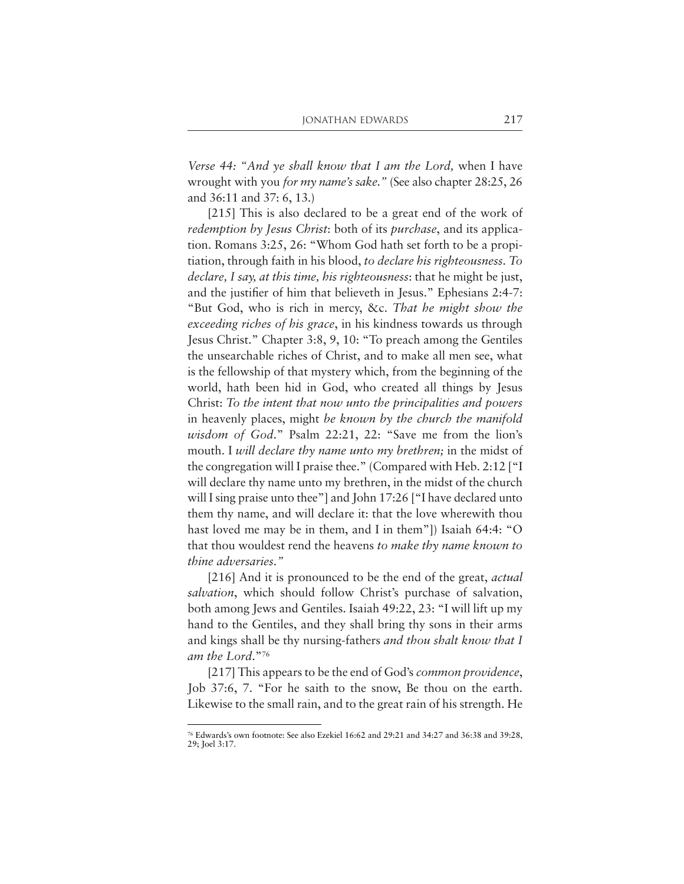*Verse 44: "And ye shall know that I am the Lord,* when I have wrought with you *for my name's sake."* (See also chapter 28:25, 26 and 36:11 and 37: 6, 13.)

[215] This is also declared to be a great end of the work of *redemption by Jesus Christ*: both of its *purchase*, and its application. Romans 3:25, 26: "Whom God hath set forth to be a propitiation, through faith in his blood, *to declare his righteousness. To declare, I say, at this time, his righteousness*: that he might be just, and the justifier of him that believeth in Jesus." Ephesians 2:4-7: "But God, who is rich in mercy, &c. *That he might show the exceeding riches of his grace*, in his kindness towards us through Jesus Christ." Chapter 3:8, 9, 10: "To preach among the Gentiles the unsearchable riches of Christ, and to make all men see, what is the fellowship of that mystery which, from the beginning of the world, hath been hid in God, who created all things by Jesus Christ: *To the intent that now unto the principalities and powers* in heavenly places, might *be known by the church the manifold wisdom of God*." Psalm 22:21, 22: "Save me from the lion's mouth. I *will declare thy name unto my brethren;* in the midst of the congregation will I praise thee." (Compared with Heb. 2:12 ["I will declare thy name unto my brethren, in the midst of the church will I sing praise unto thee"] and John 17:26 ["I have declared unto them thy name, and will declare it: that the love wherewith thou hast loved me may be in them, and I in them"]) Isaiah 64:4: "O that thou wouldest rend the heavens *to make thy name known to thine adversaries."*

[216] And it is pronounced to be the end of the great, *actual salvation*, which should follow Christ's purchase of salvation, both among Jews and Gentiles. Isaiah 49:22, 23: "I will lift up my hand to the Gentiles, and they shall bring thy sons in their arms and kings shall be thy nursing-fathers *and thou shalt know that I am the Lord*."[76]

[217] This appears to be the end of God's *common providence*, Job 37:6, 7. "For he saith to the snow, Be thou on the earth. Likewise to the small rain, and to the great rain of his strength. He

[76] Edwards's own footnote: See also Ezekiel 16:62 and 29:21 and 34:27 and 36:38 and 39:28, 29; Joel 3:17.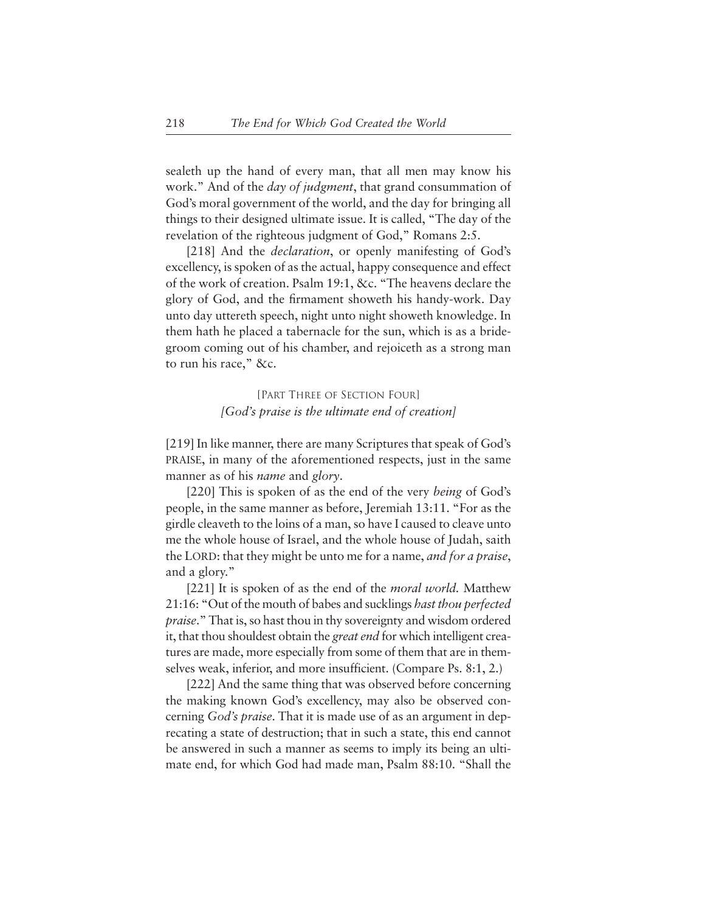sealeth up the hand of every man, that all men may know his work." And of the *day of judgment*, that grand consummation of God's moral government of the world, and the day for bringing all things to their designed ultimate issue. It is called, "The day of the revelation of the righteous judgment of God," Romans 2:5.

[218] And the *declaration*, or openly manifesting of God's excellency, is spoken of as the actual, happy consequence and effect of the work of creation. Psalm 19:1, &c. "The heavens declare the glory of God, and the firmament showeth his handy-work. Day unto day uttereth speech, night unto night showeth knowledge. In them hath he placed a tabernacle for the sun, which is as a bridegroom coming out of his chamber, and rejoiceth as a strong man to run his race," &c.

### [Part Three of Section Four]
### *[God's praise is the ultimate end of creation]*

[219] In like manner, there are many Scriptures that speak of God's PRAISE, in many of the aforementioned respects, just in the same manner as of his *name* and *glory*.

[220] This is spoken of as the end of the very *being* of God's people, in the same manner as before, Jeremiah 13:11. "For as the girdle cleaveth to the loins of a man, so have I caused to cleave unto me the whole house of Israel, and the whole house of Judah, saith the LORD: that they might be unto me for a name, *and for a praise*, and a glory."

[221] It is spoken of as the end of the *moral world*. Matthew 21:16: "Out of the mouth of babes and sucklings *hast thou perfected praise*." That is, so hast thou in thy sovereignty and wisdom ordered it, that thou shouldest obtain the *great end* for which intelligent creatures are made, more especially from some of them that are in themselves weak, inferior, and more insufficient. (Compare Ps. 8:1, 2.)

[222] And the same thing that was observed before concerning the making known God's excellency, may also be observed concerning *God's praise*. That it is made use of as an argument in deprecating a state of destruction; that in such a state, this end cannot be answered in such a manner as seems to imply its being an ultimate end, for which God had made man, Psalm 88:10. "Shall the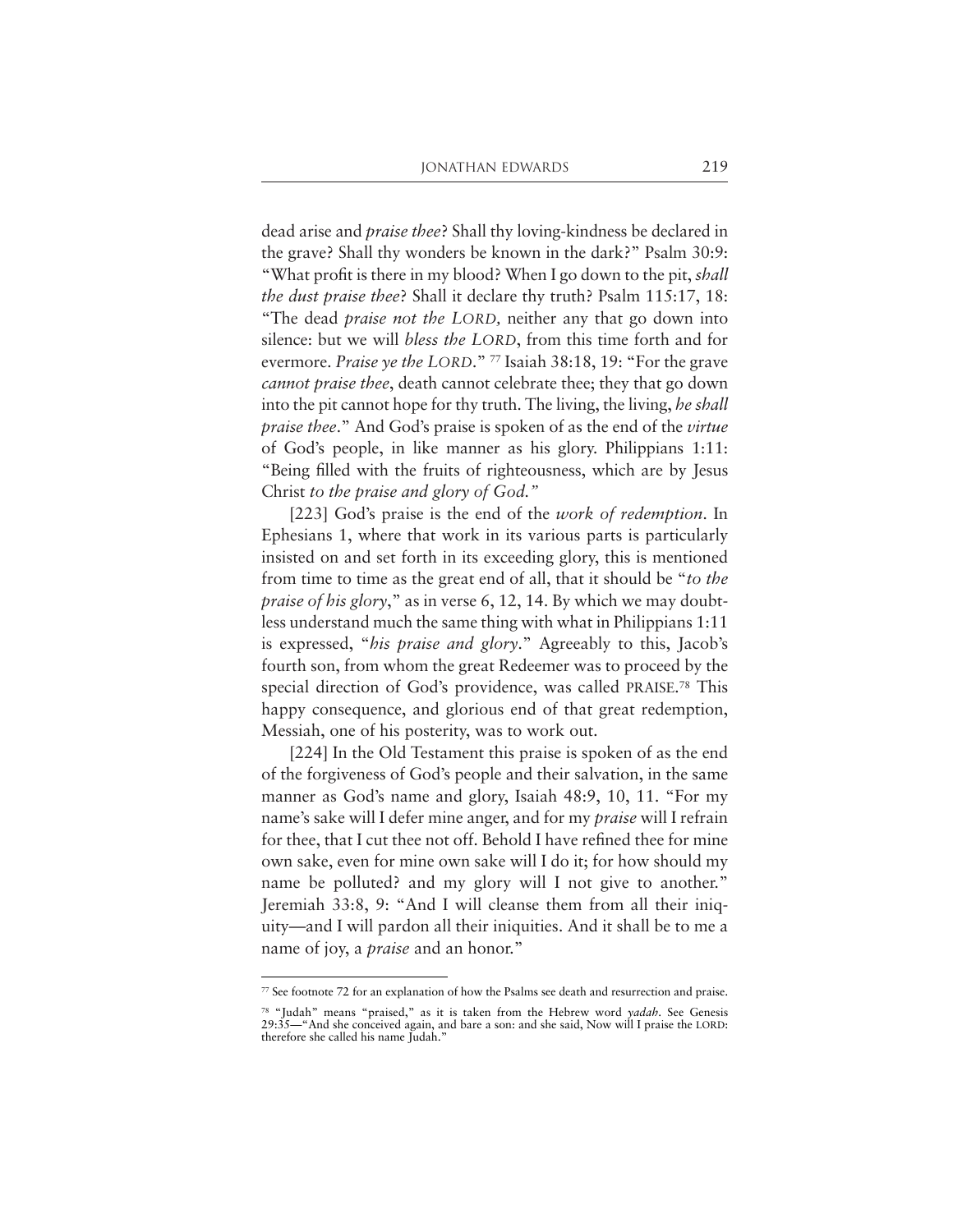dead arise and *praise thee*? Shall thy loving-kindness be declared in the grave? Shall thy wonders be known in the dark?" Psalm 30:9: "What profit is there in my blood? When I go down to the pit, *shall the dust praise thee*? Shall it declare thy truth? Psalm 115:17, 18: "The dead *praise not the LORD,* neither any that go down into silence: but we will *bless the LORD*, from this time forth and for evermore. *Praise ye the LORD*." [77] Isaiah 38:18, 19: "For the grave *cannot praise thee*, death cannot celebrate thee; they that go down into the pit cannot hope for thy truth. The living, the living, *he shall praise thee*." And God's praise is spoken of as the end of the *virtue* of God's people, in like manner as his glory. Philippians 1:11: "Being filled with the fruits of righteousness, which are by Jesus Christ *to the praise and glory of God."*

[223] God's praise is the end of the *work of redemption*. In Ephesians 1, where that work in its various parts is particularly insisted on and set forth in its exceeding glory, this is mentioned from time to time as the great end of all, that it should be "*to the praise of his glory*," as in verse 6, 12, 14. By which we may doubtless understand much the same thing with what in Philippians 1:11 is expressed, "*his praise and glory*." Agreeably to this, Jacob's fourth son, from whom the great Redeemer was to proceed by the special direction of God's providence, was called PRAISE.[78] This happy consequence, and glorious end of that great redemption, Messiah, one of his posterity, was to work out.

[224] In the Old Testament this praise is spoken of as the end of the forgiveness of God's people and their salvation, in the same manner as God's name and glory, Isaiah 48:9, 10, 11. "For my name's sake will I defer mine anger, and for my *praise* will I refrain for thee, that I cut thee not off. Behold I have refined thee for mine own sake, even for mine own sake will I do it; for how should my name be polluted? and my glory will I not give to another." Jeremiah 33:8, 9: "And I will cleanse them from all their iniquity—and I will pardon all their iniquities. And it shall be to me a name of joy, a *praise* and an honor."

---

[77] See footnote 72 for an explanation of how the Psalms see death and resurrection and praise.

[78] "Judah" means "praised," as it is taken from the Hebrew word *yadah*. See Genesis 29:35—"And she conceived again, and bare a son: and she said, Now will I praise the LORD: therefore she called his name Judah."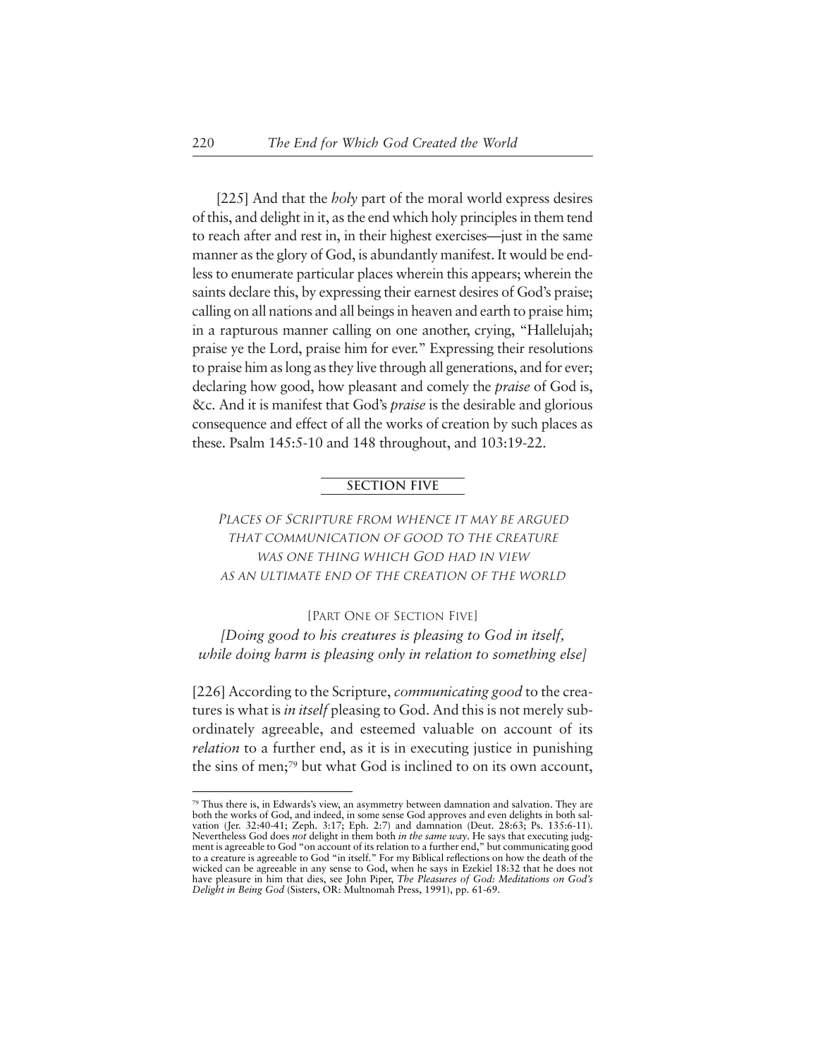[225] And that the *holy* part of the moral world express desires of this, and delight in it, as the end which holy principles in them tend to reach after and rest in, in their highest exercises—just in the same manner as the glory of God, is abundantly manifest. It would be endless to enumerate particular places wherein this appears; wherein the saints declare this, by expressing their earnest desires of God's praise; calling on all nations and all beings in heaven and earth to praise him; in a rapturous manner calling on one another, crying, "Hallelujah; praise ye the Lord, praise him for ever." Expressing their resolutions to praise him as long as they live through all generations, and for ever; declaring how good, how pleasant and comely the *praise* of God is, &c. And it is manifest that God's *praise* is the desirable and glorious consequence and effect of all the works of creation by such places as these. Psalm 145:5-10 and 148 throughout, and 103:19-22.

## SECTION FIVE

### *PLACES OF SCRIPTURE FROM WHENCE IT MAY BE ARGUED THAT COMMUNICATION OF GOOD TO THE CREATURE WAS ONE THING WHICH GOD HAD IN VIEW AS AN ULTIMATE END OF THE CREATION OF THE WORLD*

[PART ONE OF SECTION FIVE]

*[Doing good to his creatures is pleasing to God in itself, while doing harm is pleasing only in relation to something else]*

[226] According to the Scripture, *communicating good* to the creatures is what is *in itself* pleasing to God. And this is not merely subordinately agreeable, and esteemed valuable on account of its *relation* to a further end, as it is in executing justice in punishing the sins of men;[79] but what God is inclined to on its own account,

[79] Thus there is, in Edwards's view, an asymmetry between damnation and salvation. They are both the works of God, and indeed, in some sense God approves and even delights in both salvation (Jer. 32:40-41; Zeph. 3:17; Eph. 2:7) and damnation (Deut. 28:63; Ps. 135:6-11). Nevertheless God does *not* delight in them both *in the same way*. He says that executing judgment is agreeable to God "on account of its relation to a further end," but communicating good to a creature is agreeable to God "in itself." For my Biblical reflections on how the death of the wicked can be agreeable in any sense to God, when he says in Ezekiel 18:32 that he does not have pleasure in him that dies, see John Piper, *The Pleasures of God: Meditations on God's Delight in Being God* (Sisters, OR: Multnomah Press, 1991), pp. 61-69.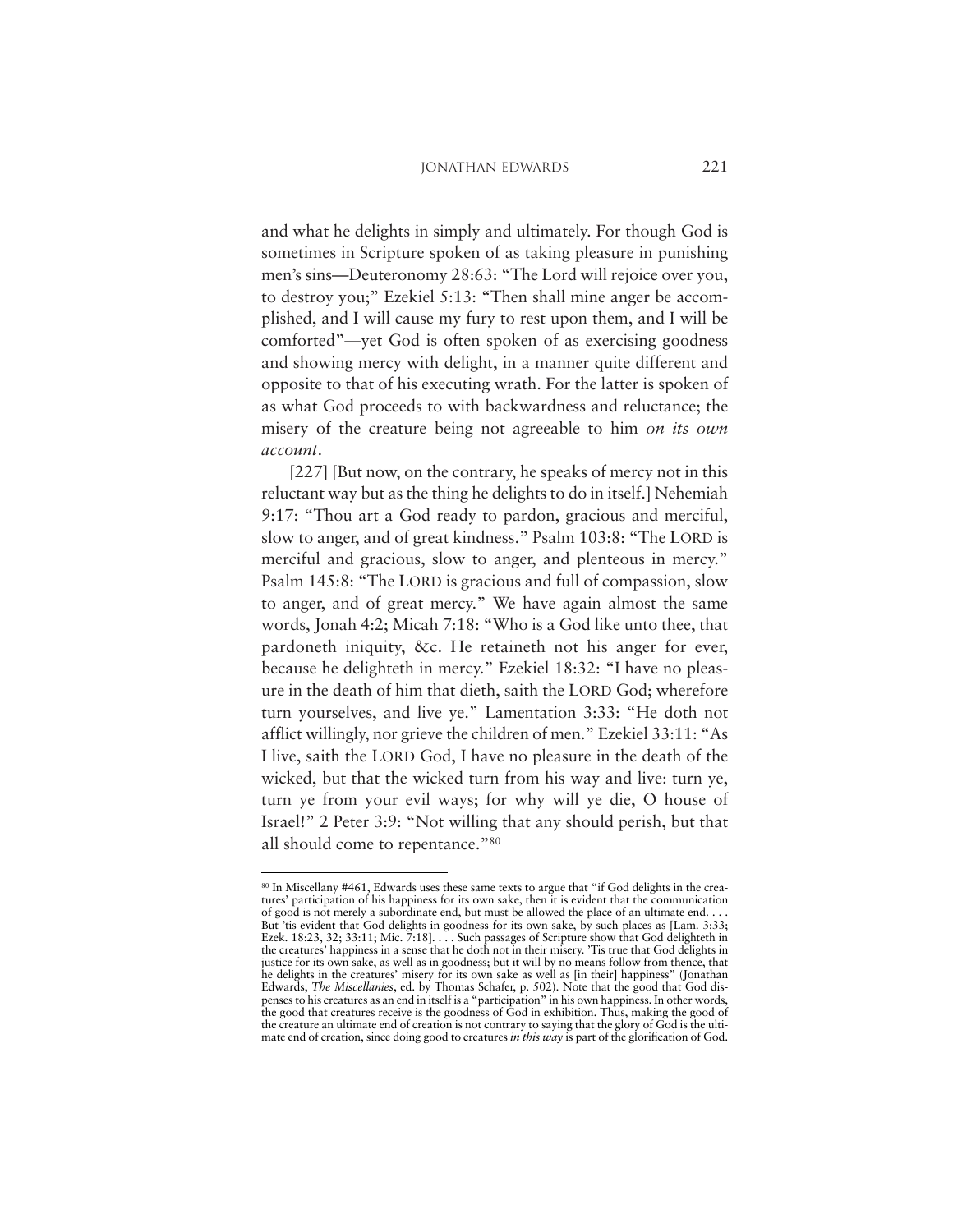and what he delights in simply and ultimately. For though God is sometimes in Scripture spoken of as taking pleasure in punishing men's sins—Deuteronomy 28:63: "The Lord will rejoice over you, to destroy you;" Ezekiel 5:13: "Then shall mine anger be accomplished, and I will cause my fury to rest upon them, and I will be comforted"—yet God is often spoken of as exercising goodness and showing mercy with delight, in a manner quite different and opposite to that of his executing wrath. For the latter is spoken of as what God proceeds to with backwardness and reluctance; the misery of the creature being not agreeable to him *on its own account*.

[227] [But now, on the contrary, he speaks of mercy not in this reluctant way but as the thing he delights to do in itself.] Nehemiah 9:17: "Thou art a God ready to pardon, gracious and merciful, slow to anger, and of great kindness." Psalm 103:8: "The LORD is merciful and gracious, slow to anger, and plenteous in mercy." Psalm 145:8: "The LORD is gracious and full of compassion, slow to anger, and of great mercy." We have again almost the same words, Jonah 4:2; Micah 7:18: "Who is a God like unto thee, that pardoneth iniquity, &c. He retaineth not his anger for ever, because he delighteth in mercy." Ezekiel 18:32: "I have no pleasure in the death of him that dieth, saith the LORD God; wherefore turn yourselves, and live ye." Lamentation 3:33: "He doth not afflict willingly, nor grieve the children of men." Ezekiel 33:11: "As I live, saith the LORD God, I have no pleasure in the death of the wicked, but that the wicked turn from his way and live: turn ye, turn ye from your evil ways; for why will ye die, O house of Israel!" 2 Peter 3:9: "Not willing that any should perish, but that all should come to repentance."[80]

---

[80] In Miscellany #461, Edwards uses these same texts to argue that "if God delights in the creatures' participation of his happiness for its own sake, then it is evident that the communication of good is not merely a subordinate end, but must be allowed the place of an ultimate end. . . . But 'tis evident that God delights in goodness for its own sake, by such places as [Lam. 3:33; Ezek. 18:23, 32; 33:11; Mic. 7:18]. . . . Such passages of Scripture show that God delighteth in the creatures' happiness in a sense that he doth not in their misery. 'Tis true that God delights in justice for its own sake, as well as in goodness; but it will by no means follow from thence, that he delights in the creatures' misery for its own sake as well as [in their] happiness" (Jonathan Edwards, *The Miscellanies*, ed. by Thomas Schafer, p. 502). Note that the good that God dispenses to his creatures as an end in itself is a "participation" in his own happiness. In other words, the good that creatures receive is the goodness of God in exhibition. Thus, making the good of the creature an ultimate end of creation is not contrary to saying that the glory of God is the ultimate end of creation, since doing good to creatures *in this way* is part of the glorification of God.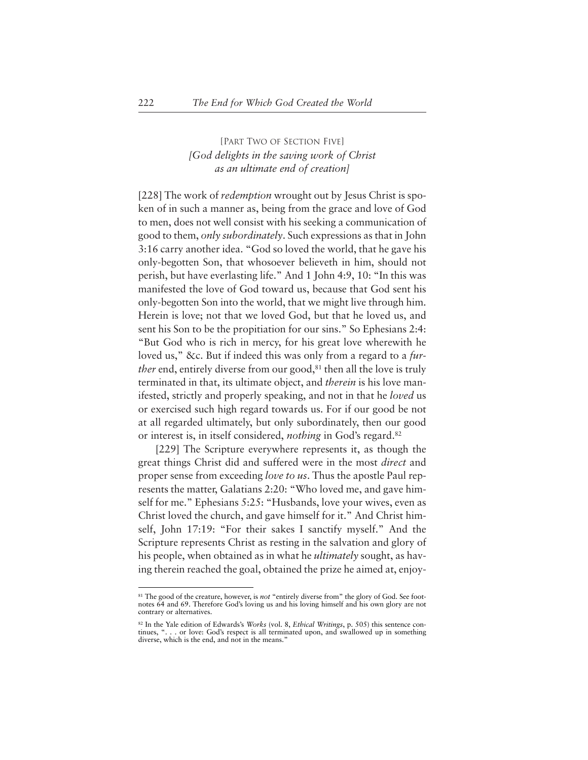[Part Two of Section Five]

*[God delights in the saving work of Christ as an ultimate end of creation]*

[228] The work of *redemption* wrought out by Jesus Christ is spoken of in such a manner as, being from the grace and love of God to men, does not well consist with his seeking a communication of good to them, *only subordinately*. Such expressions as that in John 3:16 carry another idea. "God so loved the world, that he gave his only-begotten Son, that whosoever believeth in him, should not perish, but have everlasting life." And 1 John 4:9, 10: "In this was manifested the love of God toward us, because that God sent his only-begotten Son into the world, that we might live through him. Herein is love; not that we loved God, but that he loved us, and sent his Son to be the propitiation for our sins." So Ephesians 2:4: "But God who is rich in mercy, for his great love wherewith he loved us," &c. But if indeed this was only from a regard to a *further* end, entirely diverse from our good,[81] then all the love is truly terminated in that, its ultimate object, and *therein* is his love manifested, strictly and properly speaking, and not in that he *loved* us or exercised such high regard towards us. For if our good be not at all regarded ultimately, but only subordinately, then our good or interest is, in itself considered, *nothing* in God's regard.[82]

[229] The Scripture everywhere represents it, as though the great things Christ did and suffered were in the most *direct* and proper sense from exceeding *love to us*. Thus the apostle Paul represents the matter, Galatians 2:20: "Who loved me, and gave himself for me." Ephesians 5:25: "Husbands, love your wives, even as Christ loved the church, and gave himself for it." And Christ himself, John 17:19: "For their sakes I sanctify myself." And the Scripture represents Christ as resting in the salvation and glory of his people, when obtained as in what he *ultimately* sought, as having therein reached the goal, obtained the prize he aimed at, enjoy-

---

[81] The good of the creature, however, is *not* "entirely diverse from" the glory of God. See footnotes 64 and 69. Therefore God's loving us and his loving himself and his own glory are not contrary or alternatives.

[82] In the Yale edition of Edwards's *Works* (vol. 8, *Ethical Writings*, p. 505) this sentence continues, ". . . or love: God's respect is all terminated upon, and swallowed up in something diverse, which is the end, and not in the means."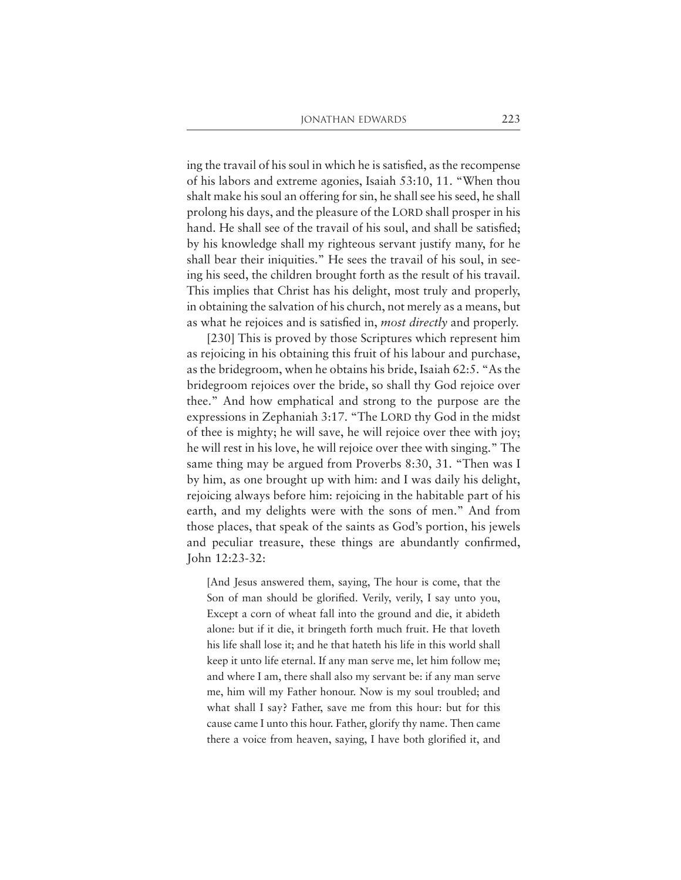ing the travail of his soul in which he is satisfied, as the recompense of his labors and extreme agonies, Isaiah 53:10, 11. "When thou shalt make his soul an offering for sin, he shall see his seed, he shall prolong his days, and the pleasure of the LORD shall prosper in his hand. He shall see of the travail of his soul, and shall be satisfied; by his knowledge shall my righteous servant justify many, for he shall bear their iniquities." He sees the travail of his soul, in seeing his seed, the children brought forth as the result of his travail. This implies that Christ has his delight, most truly and properly, in obtaining the salvation of his church, not merely as a means, but as what he rejoices and is satisfied in, *most directly* and properly.

[230] This is proved by those Scriptures which represent him as rejoicing in his obtaining this fruit of his labour and purchase, as the bridegroom, when he obtains his bride, Isaiah 62:5. "As the bridegroom rejoices over the bride, so shall thy God rejoice over thee." And how emphatical and strong to the purpose are the expressions in Zephaniah 3:17. "The LORD thy God in the midst of thee is mighty; he will save, he will rejoice over thee with joy; he will rest in his love, he will rejoice over thee with singing." The same thing may be argued from Proverbs 8:30, 31. "Then was I by him, as one brought up with him: and I was daily his delight, rejoicing always before him: rejoicing in the habitable part of his earth, and my delights were with the sons of men." And from those places, that speak of the saints as God's portion, his jewels and peculiar treasure, these things are abundantly confirmed, John 12:23-32:

> [And Jesus answered them, saying, The hour is come, that the Son of man should be glorified. Verily, verily, I say unto you, Except a corn of wheat fall into the ground and die, it abideth alone: but if it die, it bringeth forth much fruit. He that loveth his life shall lose it; and he that hateth his life in this world shall keep it unto life eternal. If any man serve me, let him follow me; and where I am, there shall also my servant be: if any man serve me, him will my Father honour. Now is my soul troubled; and what shall I say? Father, save me from this hour: but for this cause came I unto this hour. Father, glorify thy name. Then came there a voice from heaven, saying, I have both glorified it, and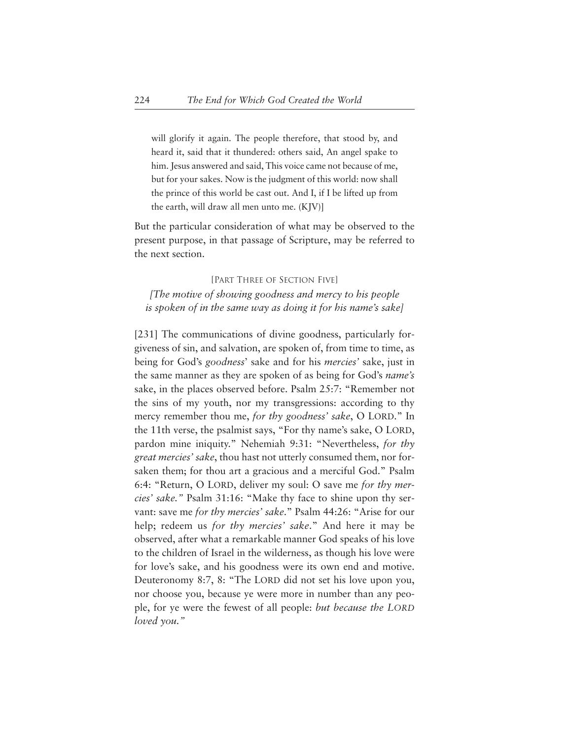will glorify it again. The people therefore, that stood by, and heard it, said that it thundered: others said, An angel spake to him. Jesus answered and said, This voice came not because of me, but for your sakes. Now is the judgment of this world: now shall the prince of this world be cast out. And I, if I be lifted up from the earth, will draw all men unto me. (KJV)]

But the particular consideration of what may be observed to the present purpose, in that passage of Scripture, may be referred to the next section.

### [Part Three of Section Five]

*[The motive of showing goodness and mercy to his people is spoken of in the same way as doing it for his name's sake]*

[231] The communications of divine goodness, particularly forgiveness of sin, and salvation, are spoken of, from time to time, as being for God's *goodness*' sake and for his *mercies'* sake, just in the same manner as they are spoken of as being for God's *name's* sake, in the places observed before. Psalm 25:7: "Remember not the sins of my youth, nor my transgressions: according to thy mercy remember thou me, *for thy goodness' sake*, O LORD." In the 11th verse, the psalmist says, "For thy name's sake, O LORD, pardon mine iniquity." Nehemiah 9:31: "Nevertheless, *for thy great mercies' sake*, thou hast not utterly consumed them, nor forsaken them; for thou art a gracious and a merciful God." Psalm 6:4: "Return, O LORD, deliver my soul: O save me *for thy mercies' sake."* Psalm 31:16: "Make thy face to shine upon thy servant: save me *for thy mercies' sake*." Psalm 44:26: "Arise for our help; redeem us *for thy mercies' sake*." And here it may be observed, after what a remarkable manner God speaks of his love to the children of Israel in the wilderness, as though his love were for love's sake, and his goodness were its own end and motive. Deuteronomy 8:7, 8: "The LORD did not set his love upon you, nor choose you, because ye were more in number than any people, for ye were the fewest of all people: *but because the LORD loved you."*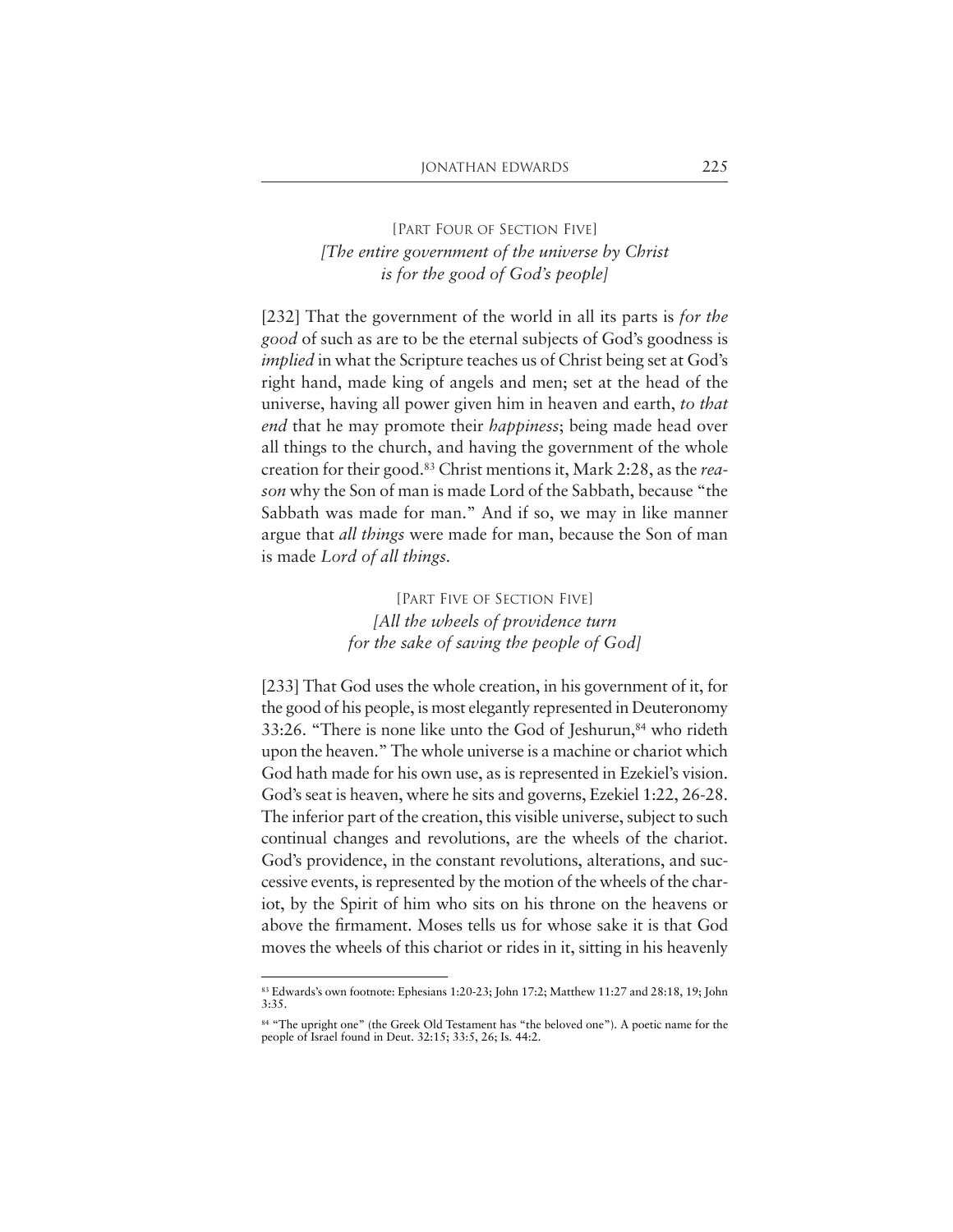[Part Four of Section Five]
*[The entire government of the universe by Christ is for the good of God's people]*

[232] That the government of the world in all its parts is *for the good* of such as are to be the eternal subjects of God's goodness is *implied* in what the Scripture teaches us of Christ being set at God's right hand, made king of angels and men; set at the head of the universe, having all power given him in heaven and earth, *to that end* that he may promote their *happiness*; being made head over all things to the church, and having the government of the whole creation for their good.[83] Christ mentions it, Mark 2:28, as the *reason* why the Son of man is made Lord of the Sabbath, because "the Sabbath was made for man." And if so, we may in like manner argue that *all things* were made for man, because the Son of man is made *Lord of all things*.

[Part Five of Section Five]
*[All the wheels of providence turn for the sake of saving the people of God]*

[233] That God uses the whole creation, in his government of it, for the good of his people, is most elegantly represented in Deuteronomy 33:26. "There is none like unto the God of Jeshurun,[84] who rideth upon the heaven." The whole universe is a machine or chariot which God hath made for his own use, as is represented in Ezekiel's vision. God's seat is heaven, where he sits and governs, Ezekiel 1:22, 26-28. The inferior part of the creation, this visible universe, subject to such continual changes and revolutions, are the wheels of the chariot. God's providence, in the constant revolutions, alterations, and successive events, is represented by the motion of the wheels of the chariot, by the Spirit of him who sits on his throne on the heavens or above the firmament. Moses tells us for whose sake it is that God moves the wheels of this chariot or rides in it, sitting in his heavenly

---

[83] Edwards's own footnote: Ephesians 1:20-23; John 17:2; Matthew 11:27 and 28:18, 19; John 3:35.

[84] "The upright one" (the Greek Old Testament has "the beloved one"). A poetic name for the people of Israel found in Deut. 32:15; 33:5, 26; Is. 44:2.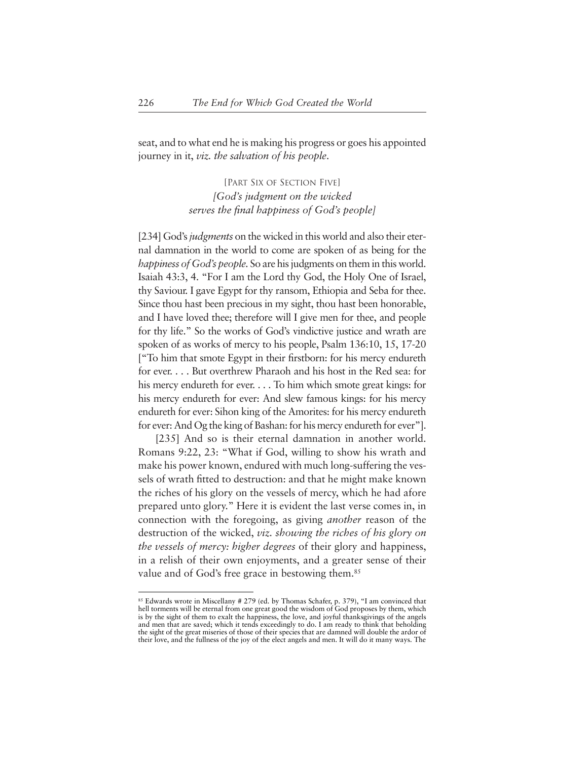seat, and to what end he is making his progress or goes his appointed journey in it, *viz. the salvation of his people*.

### [Part Six of Section Five]
### *[God's judgment on the wicked serves the final happiness of God's people]*

[234] God's *judgments* on the wicked in this world and also their eternal damnation in the world to come are spoken of as being for the *happiness of God's people*. So are his judgments on them in this world. Isaiah 43:3, 4. "For I am the Lord thy God, the Holy One of Israel, thy Saviour. I gave Egypt for thy ransom, Ethiopia and Seba for thee. Since thou hast been precious in my sight, thou hast been honorable, and I have loved thee; therefore will I give men for thee, and people for thy life." So the works of God's vindictive justice and wrath are spoken of as works of mercy to his people, Psalm 136:10, 15, 17-20 ["To him that smote Egypt in their firstborn: for his mercy endureth for ever. . . . But overthrew Pharaoh and his host in the Red sea: for his mercy endureth for ever. . . . To him which smote great kings: for his mercy endureth for ever: And slew famous kings: for his mercy endureth for ever: Sihon king of the Amorites: for his mercy endureth for ever: And Og the king of Bashan: for his mercy endureth for ever"].

[235] And so is their eternal damnation in another world. Romans 9:22, 23: "What if God, willing to show his wrath and make his power known, endured with much long-suffering the vessels of wrath fitted to destruction: and that he might make known the riches of his glory on the vessels of mercy, which he had afore prepared unto glory." Here it is evident the last verse comes in, in connection with the foregoing, as giving *another* reason of the destruction of the wicked, *viz. showing the riches of his glory on the vessels of mercy: higher degrees* of their glory and happiness, in a relish of their own enjoyments, and a greater sense of their value and of God's free grace in bestowing them.[85]

[85] Edwards wrote in Miscellany # 279 (ed. by Thomas Schafer, p. 379), "I am convinced that hell torments will be eternal from one great good the wisdom of God proposes by them, which is by the sight of them to exalt the happiness, the love, and joyful thanksgivings of the angels and men that are saved; which it tends exceedingly to do. I am ready to think that beholding the sight of the great miseries of those of their species that are damned will double the ardor of their love, and the fullness of the joy of the elect angels and men. It will do it many ways. The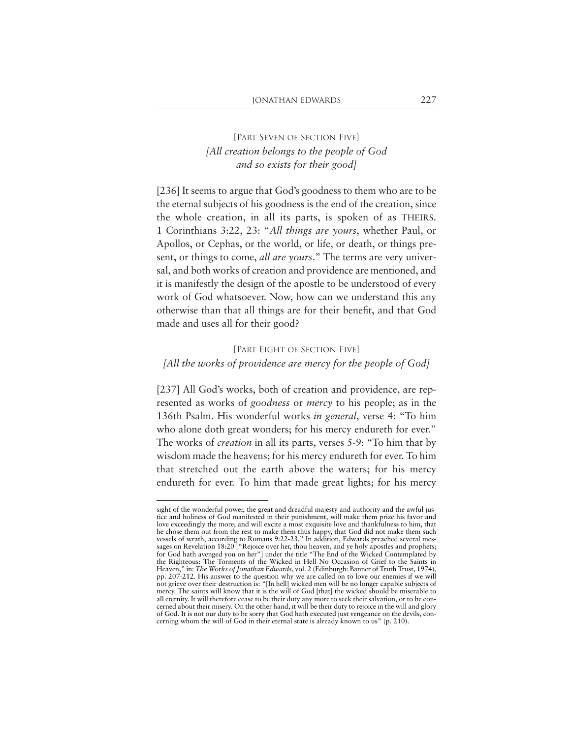[PART SEVEN OF SECTION FIVE]

*[All creation belongs to the people of God and so exists for their good]*

[236] It seems to argue that God's goodness to them who are to be the eternal subjects of his goodness is the end of the creation, since the whole creation, in all its parts, is spoken of as THEIRS. 1 Corinthians 3:22, 23: "*All things are yours*, whether Paul, or Apollos, or Cephas, or the world, or life, or death, or things present, or things to come, *all are yours*." The terms are very universal, and both works of creation and providence are mentioned, and it is manifestly the design of the apostle to be understood of every work of God whatsoever. Now, how can we understand this any otherwise than that all things are for their benefit, and that God made and uses all for their good?

[PART EIGHT OF SECTION FIVE]

*[All the works of providence are mercy for the people of God]*

[237] All God's works, both of creation and providence, are represented as works of *goodness* or *mercy* to his people; as in the 136th Psalm. His wonderful works *in general*, verse 4: "To him who alone doth great wonders; for his mercy endureth for ever." The works of *creation* in all its parts, verses 5-9: "To him that by wisdom made the heavens; for his mercy endureth for ever. To him that stretched out the earth above the waters; for his mercy endureth for ever. To him that made great lights; for his mercy

---

sight of the wonderful power, the great and dreadful majesty and authority and the awful justice and holiness of God manifested in their punishment, will make them prize his favor and love exceedingly the more; and will excite a most exquisite love and thankfulness to him, that he chose them out from the rest to make them thus happy, that God did not make them such vessels of wrath, according to Romans 9:22-23." In addition, Edwards preached several messages on Revelation 18:20 ["Rejoice over her, thou heaven, and ye holy apostles and prophets; for God hath avenged you on her"] under the title "The End of the Wicked Contemplated by the Righteous: The Torments of the Wicked in Hell No Occasion of Grief to the Saints in Heaven," in: *The Works of Jonathan Edwards*, vol. 2 (Edinburgh: Banner of Truth Trust, 1974), pp. 207-212. His answer to the question why we are called on to love our enemies if we will not grieve over their destruction is: "[In hell] wicked men will be no longer capable subjects of mercy. The saints will know that it is the will of God [that] the wicked should be miserable to all eternity. It will therefore cease to be their duty any more to seek their salvation, or to be concerned about their misery. On the other hand, it will be their duty to rejoice in the will and glory of God. It is not our duty to be sorry that God hath executed just vengeance on the devils, concerning whom the will of God in their eternal state is already known to us" (p. 210).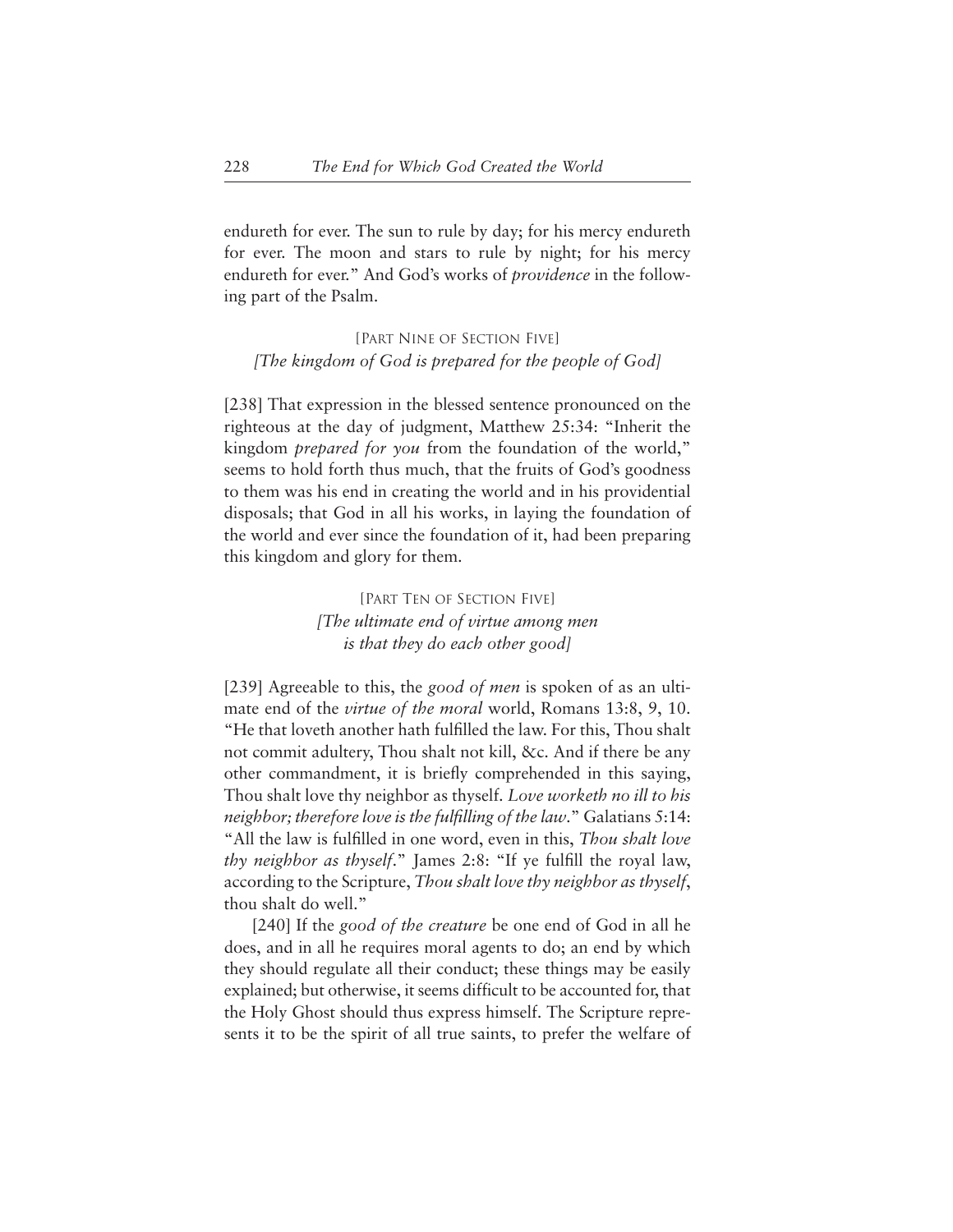endureth for ever. The sun to rule by day; for his mercy endureth for ever. The moon and stars to rule by night; for his mercy endureth for ever." And God's works of *providence* in the following part of the Psalm.

### [Part Nine of Section Five]
### *[The kingdom of God is prepared for the people of God]*

[238] That expression in the blessed sentence pronounced on the righteous at the day of judgment, Matthew 25:34: "Inherit the kingdom *prepared for you* from the foundation of the world," seems to hold forth thus much, that the fruits of God's goodness to them was his end in creating the world and in his providential disposals; that God in all his works, in laying the foundation of the world and ever since the foundation of it, had been preparing this kingdom and glory for them.

### [Part Ten of Section Five]
### *[The ultimate end of virtue among men is that they do each other good]*

[239] Agreeable to this, the *good of men* is spoken of as an ultimate end of the *virtue of the moral* world, Romans 13:8, 9, 10. "He that loveth another hath fulfilled the law. For this, Thou shalt not commit adultery, Thou shalt not kill, &c. And if there be any other commandment, it is briefly comprehended in this saying, Thou shalt love thy neighbor as thyself. *Love worketh no ill to his neighbor; therefore love is the fulfilling of the law.*" Galatians 5:14: "All the law is fulfilled in one word, even in this, *Thou shalt love thy neighbor as thyself.*" James 2:8: "If ye fulfill the royal law, according to the Scripture, *Thou shalt love thy neighbor as thyself*, thou shalt do well."

[240] If the *good of the creature* be one end of God in all he does, and in all he requires moral agents to do; an end by which they should regulate all their conduct; these things may be easily explained; but otherwise, it seems difficult to be accounted for, that the Holy Ghost should thus express himself. The Scripture represents it to be the spirit of all true saints, to prefer the welfare of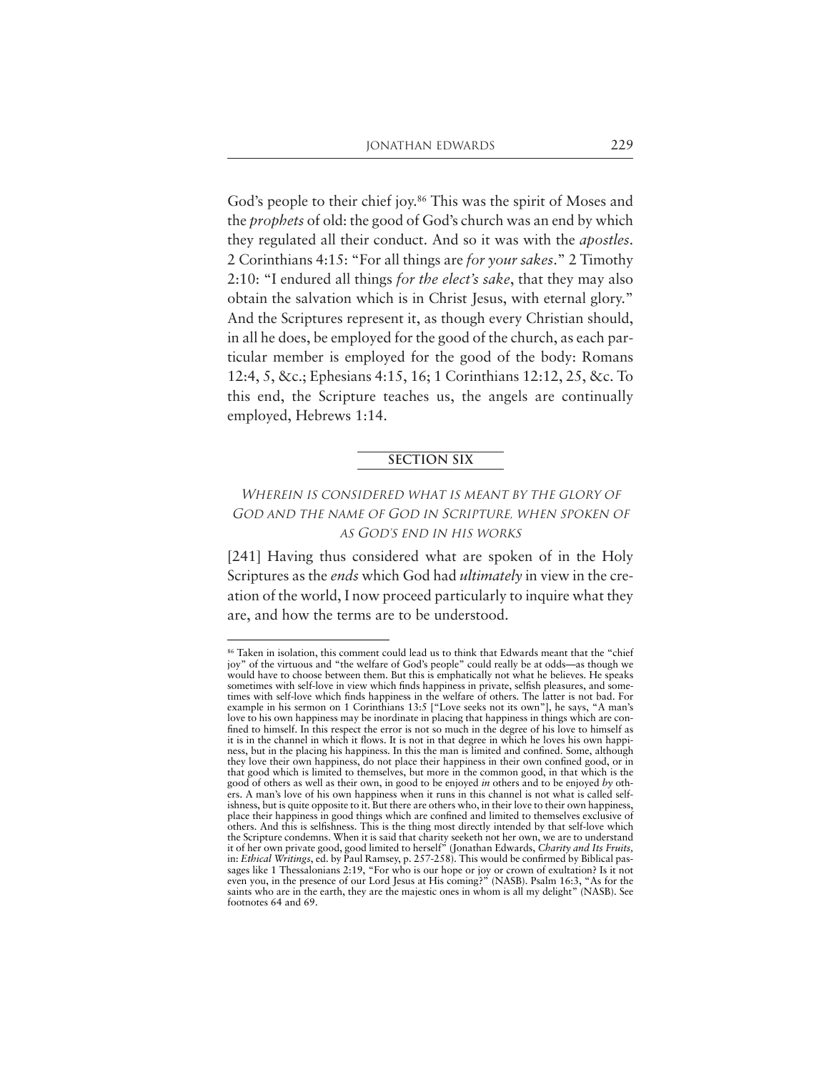God's people to their chief joy.[86] This was the spirit of Moses and the *prophets* of old: the good of God's church was an end by which they regulated all their conduct. And so it was with the *apostles*. 2 Corinthians 4:15: "For all things are *for your sakes*." 2 Timothy 2:10: "I endured all things *for the elect's sake*, that they may also obtain the salvation which is in Christ Jesus, with eternal glory." And the Scriptures represent it, as though every Christian should, in all he does, be employed for the good of the church, as each particular member is employed for the good of the body: Romans 12:4, 5, &c.; Ephesians 4:15, 16; 1 Corinthians 12:12, 25, &c. To this end, the Scripture teaches us, the angels are continually employed, Hebrews 1:14.

## SECTION SIX

### *Wherein is considered what is meant by the glory of God and the name of God in Scripture, when spoken of as God's end in his works*

[241] Having thus considered what are spoken of in the Holy Scriptures as the *ends* which God had *ultimately* in view in the creation of the world, I now proceed particularly to inquire what they are, and how the terms are to be understood.

---

[86] Taken in isolation, this comment could lead us to think that Edwards meant that the "chief joy" of the virtuous and "the welfare of God's people" could really be at odds—as though we would have to choose between them. But this is emphatically not what he believes. He speaks sometimes with self-love in view which finds happiness in private, selfish pleasures, and sometimes with self-love which finds happiness in the welfare of others. The latter is not bad. For example in his sermon on 1 Corinthians 13:5 ["Love seeks not its own"], he says, "A man's love to his own happiness may be inordinate in placing that happiness in things which are confined to himself. In this respect the error is not so much in the degree of his love to himself as it is in the channel in which it flows. It is not in that degree in which he loves his own happiness, but in the placing his happiness. In this the man is limited and confined. Some, although they love their own happiness, do not place their happiness in their own confined good, or in that good which is limited to themselves, but more in the common good, in that which is the good of others as well as their own, in good to be enjoyed *in* others and to be enjoyed *by* others. A man's love of his own happiness when it runs in this channel is not what is called selfishness, but is quite opposite to it. But there are others who, in their love to their own happiness, place their happiness in good things which are confined and limited to themselves exclusive of others. And this is selfishness. This is the thing most directly intended by that self-love which the Scripture condemns. When it is said that charity seeketh not her own, we are to understand it of her own private good, good limited to herself" (Jonathan Edwards, *Charity and Its Fruits*, in: *Ethical Writings*, ed. by Paul Ramsey, p. 257-258). This would be confirmed by Biblical passages like 1 Thessalonians 2:19, "For who is our hope or joy or crown of exultation? Is it not even you, in the presence of our Lord Jesus at His coming?" (NASB). Psalm 16:3, "As for the saints who are in the earth, they are the majestic ones in whom is all my delight" (NASB). See footnotes 64 and 69.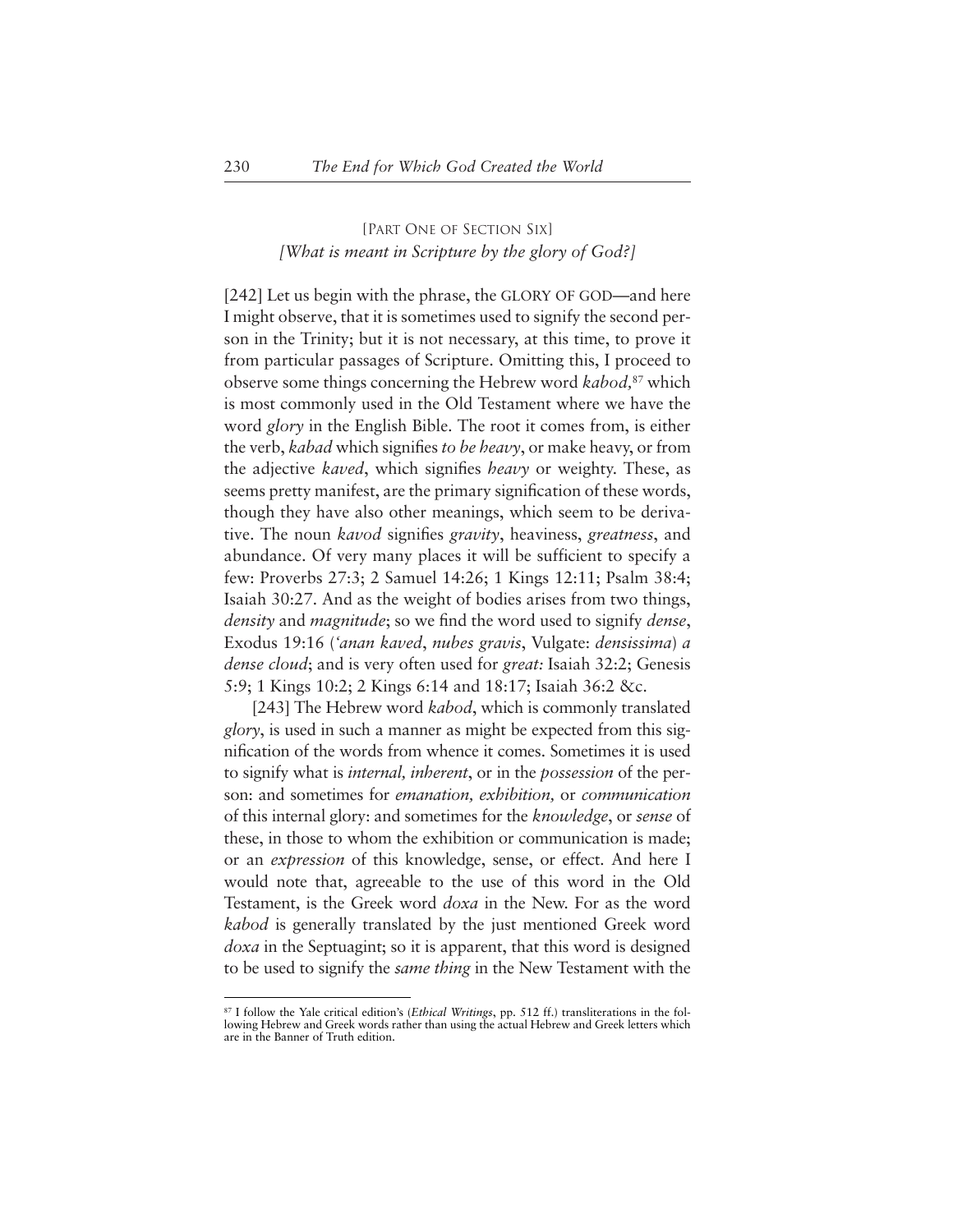[Part One of Section Six]
*[What is meant in Scripture by the glory of God?]*

[242] Let us begin with the phrase, the GLORY OF GOD—and here I might observe, that it is sometimes used to signify the second person in the Trinity; but it is not necessary, at this time, to prove it from particular passages of Scripture. Omitting this, I proceed to observe some things concerning the Hebrew word *kabod,*[87] which is most commonly used in the Old Testament where we have the word *glory* in the English Bible. The root it comes from, is either the verb, *kabad* which signifies *to be heavy*, or make heavy, or from the adjective *kaved*, which signifies *heavy* or weighty. These, as seems pretty manifest, are the primary signification of these words, though they have also other meanings, which seem to be derivative. The noun *kavod* signifies *gravity*, heaviness, *greatness*, and abundance. Of very many places it will be sufficient to specify a few: Proverbs 27:3; 2 Samuel 14:26; 1 Kings 12:11; Psalm 38:4; Isaiah 30:27. And as the weight of bodies arises from two things, *density* and *magnitude*; so we find the word used to signify *dense*, Exodus 19:16 (*'anan kaved*, *nubes gravis*, Vulgate: *densissima*) *a dense cloud*; and is very often used for *great:* Isaiah 32:2; Genesis 5:9; 1 Kings 10:2; 2 Kings 6:14 and 18:17; Isaiah 36:2 &c.

[243] The Hebrew word *kabod*, which is commonly translated *glory*, is used in such a manner as might be expected from this signification of the words from whence it comes. Sometimes it is used to signify what is *internal, inherent*, or in the *possession* of the person: and sometimes for *emanation, exhibition,* or *communication* of this internal glory: and sometimes for the *knowledge*, or *sense* of these, in those to whom the exhibition or communication is made; or an *expression* of this knowledge, sense, or effect. And here I would note that, agreeable to the use of this word in the Old Testament, is the Greek word *doxa* in the New. For as the word *kabod* is generally translated by the just mentioned Greek word *doxa* in the Septuagint; so it is apparent, that this word is designed to be used to signify the *same thing* in the New Testament with the

[87] I follow the Yale critical edition's (*Ethical Writings*, pp. 512 ff.) transliterations in the following Hebrew and Greek words rather than using the actual Hebrew and Greek letters which are in the Banner of Truth edition.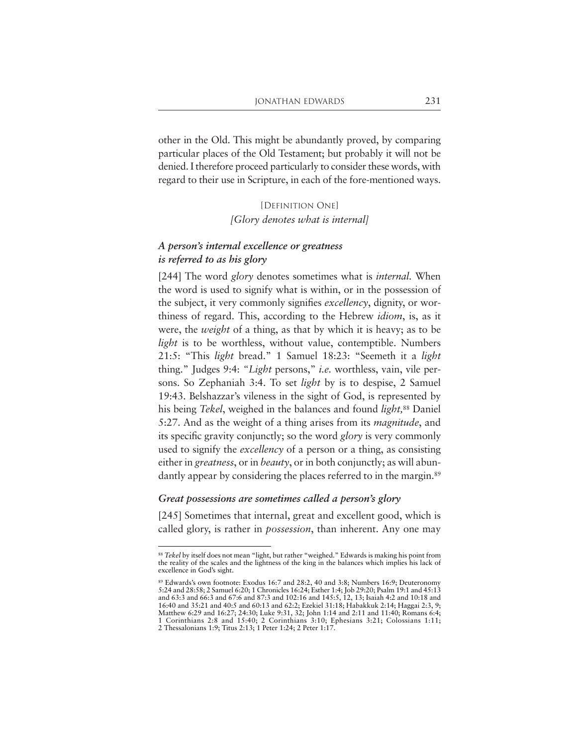other in the Old. This might be abundantly proved, by comparing particular places of the Old Testament; but probably it will not be denied. I therefore proceed particularly to consider these words, with regard to their use in Scripture, in each of the fore-mentioned ways.

[Definition One]
*[Glory denotes what is internal]*

### *A person's internal excellence or greatness is referred to as his glory*

[244] The word *glory* denotes sometimes what is *internal*. When the word is used to signify what is within, or in the possession of the subject, it very commonly signifies *excellency*, dignity, or worthiness of regard. This, according to the Hebrew *idiom*, is, as it were, the *weight* of a thing, as that by which it is heavy; as to be *light* is to be worthless, without value, contemptible. Numbers 21:5: "This *light* bread." 1 Samuel 18:23: "Seemeth it a *light* thing." Judges 9:4: "*Light* persons," *i.e.* worthless, vain, vile persons. So Zephaniah 3:4. To set *light* by is to despise, 2 Samuel 19:43. Belshazzar's vileness in the sight of God, is represented by his being *Tekel*, weighed in the balances and found *light*,[88] Daniel 5:27. And as the weight of a thing arises from its *magnitude*, and its specific gravity conjunctly; so the word *glory* is very commonly used to signify the *excellency* of a person or a thing, as consisting either in *greatness*, or in *beauty*, or in both conjunctly; as will abundantly appear by considering the places referred to in the margin.[89]

### *Great possessions are sometimes called a person's glory*

[245] Sometimes that internal, great and excellent good, which is called glory, is rather in *possession*, than inherent. Any one may

---

[88] *Tekel* by itself does not mean "light, but rather "weighed." Edwards is making his point from the reality of the scales and the lightness of the king in the balances which implies his lack of excellence in God's sight.

[89] Edwards's own footnote: Exodus 16:7 and 28:2, 40 and 3:8; Numbers 16:9; Deuteronomy 5:24 and 28:58; 2 Samuel 6:20; 1 Chronicles 16:24; Esther 1:4; Job 29:20; Psalm 19:1 and 45:13 and 63:3 and 66:3 and 67:6 and 87:3 and 102:16 and 145:5, 12, 13; Isaiah 4:2 and 10:18 and 16:40 and 35:21 and 40:5 and 60:13 and 62:2; Ezekiel 31:18; Habakkuk 2:14; Haggai 2:3, 9; Matthew 6:29 and 16:27; 24:30; Luke 9:31, 32; John 1:14 and 2:11 and 11:40; Romans 6:4; 1 Corinthians 2:8 and 15:40; 2 Corinthians 3:10; Ephesians 3:21; Colossians 1:11; 2 Thessalonians 1:9; Titus 2:13; 1 Peter 1:24; 2 Peter 1:17.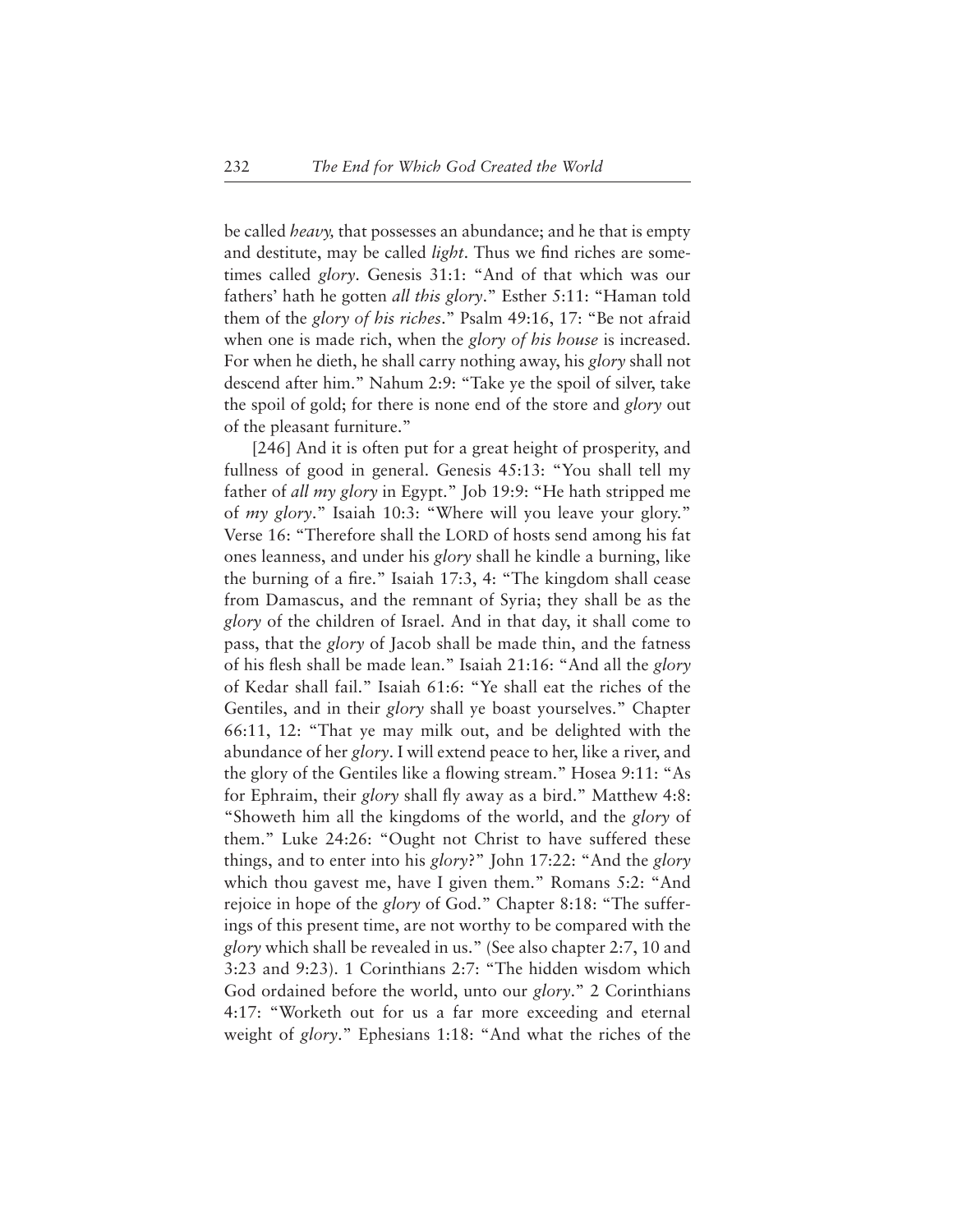be called *heavy,* that possesses an abundance; and he that is empty and destitute, may be called *light*. Thus we find riches are sometimes called *glory*. Genesis 31:1: "And of that which was our fathers' hath he gotten *all this glory*." Esther 5:11: "Haman told them of the *glory of his riches*." Psalm 49:16, 17: "Be not afraid when one is made rich, when the *glory of his house* is increased. For when he dieth, he shall carry nothing away, his *glory* shall not descend after him." Nahum 2:9: "Take ye the spoil of silver, take the spoil of gold; for there is none end of the store and *glory* out of the pleasant furniture."

[246] And it is often put for a great height of prosperity, and fullness of good in general. Genesis 45:13: "You shall tell my father of *all my glory* in Egypt." Job 19:9: "He hath stripped me of *my glory*." Isaiah 10:3: "Where will you leave your glory." Verse 16: "Therefore shall the LORD of hosts send among his fat ones leanness, and under his *glory* shall he kindle a burning, like the burning of a fire." Isaiah 17:3, 4: "The kingdom shall cease from Damascus, and the remnant of Syria; they shall be as the *glory* of the children of Israel. And in that day, it shall come to pass, that the *glory* of Jacob shall be made thin, and the fatness of his flesh shall be made lean." Isaiah 21:16: "And all the *glory* of Kedar shall fail." Isaiah 61:6: "Ye shall eat the riches of the Gentiles, and in their *glory* shall ye boast yourselves." Chapter 66:11, 12: "That ye may milk out, and be delighted with the abundance of her *glory*. I will extend peace to her, like a river, and the glory of the Gentiles like a flowing stream." Hosea 9:11: "As for Ephraim, their *glory* shall fly away as a bird." Matthew 4:8: "Showeth him all the kingdoms of the world, and the *glory* of them." Luke 24:26: "Ought not Christ to have suffered these things, and to enter into his *glory*?" John 17:22: "And the *glory* which thou gavest me, have I given them." Romans 5:2: "And rejoice in hope of the *glory* of God." Chapter 8:18: "The sufferings of this present time, are not worthy to be compared with the *glory* which shall be revealed in us." (See also chapter 2:7, 10 and 3:23 and 9:23). 1 Corinthians 2:7: "The hidden wisdom which God ordained before the world, unto our *glory*." 2 Corinthians 4:17: "Worketh out for us a far more exceeding and eternal weight of *glory*." Ephesians 1:18: "And what the riches of the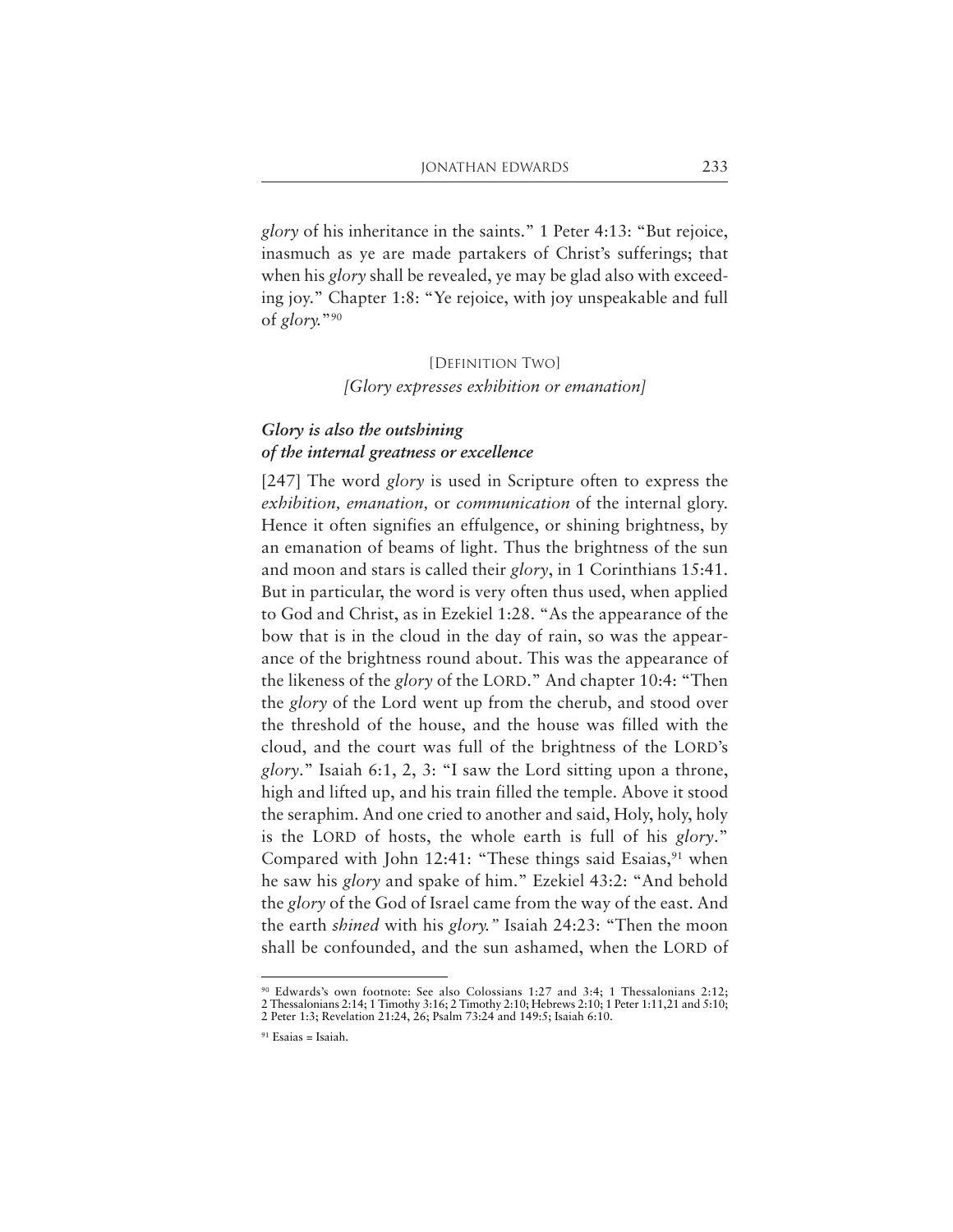*glory* of his inheritance in the saints." 1 Peter 4:13: "But rejoice, inasmuch as ye are made partakers of Christ's sufferings; that when his *glory* shall be revealed, ye may be glad also with exceeding joy." Chapter 1:8: "Ye rejoice, with joy unspeakable and full of *glory.*"[90]

[DEFINITION TWO]
*[Glory expresses exhibition or emanation]*

### *Glory is also the outshining of the internal greatness or excellence*

[247] The word *glory* is used in Scripture often to express the *exhibition, emanation,* or *communication* of the internal glory. Hence it often signifies an effulgence, or shining brightness, by an emanation of beams of light. Thus the brightness of the sun and moon and stars is called their *glory*, in 1 Corinthians 15:41. But in particular, the word is very often thus used, when applied to God and Christ, as in Ezekiel 1:28. "As the appearance of the bow that is in the cloud in the day of rain, so was the appearance of the brightness round about. This was the appearance of the likeness of the *glory* of the LORD." And chapter 10:4: "Then the *glory* of the Lord went up from the cherub, and stood over the threshold of the house, and the house was filled with the cloud, and the court was full of the brightness of the LORD's *glory*." Isaiah 6:1, 2, 3: "I saw the Lord sitting upon a throne, high and lifted up, and his train filled the temple. Above it stood the seraphim. And one cried to another and said, Holy, holy, holy is the LORD of hosts, the whole earth is full of his *glory*." Compared with John 12:41: "These things said Esaias,[91] when he saw his *glory* and spake of him." Ezekiel 43:2: "And behold the *glory* of the God of Israel came from the way of the east. And the earth *shined* with his *glory.*" Isaiah 24:23: "Then the moon shall be confounded, and the sun ashamed, when the LORD of

---

[90] Edwards's own footnote: See also Colossians 1:27 and 3:4; 1 Thessalonians 2:12; 2 Thessalonians 2:14; 1 Timothy 3:16; 2 Timothy 2:10; Hebrews 2:10; 1 Peter 1:11,21 and 5:10; 2 Peter 1:3; Revelation 21:24, 26; Psalm 73:24 and 149:5; Isaiah 6:10.

[91] Esaias = Isaiah.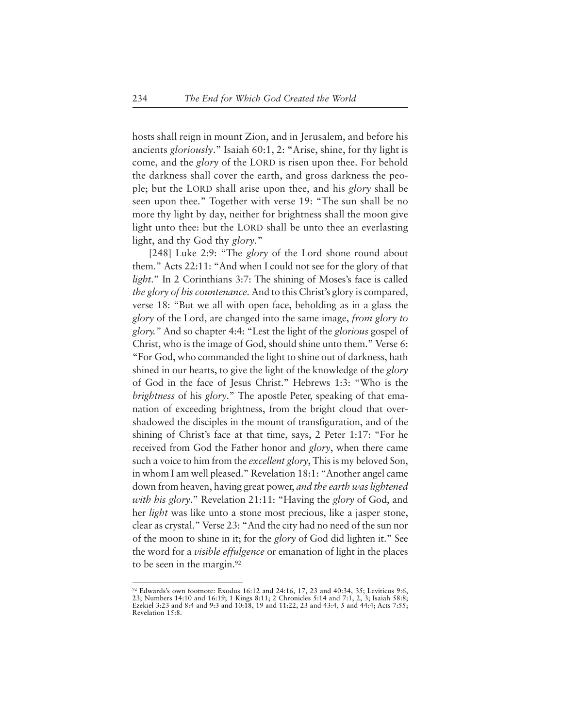hosts shall reign in mount Zion, and in Jerusalem, and before his ancients *gloriously*." Isaiah 60:1, 2: "Arise, shine, for thy light is come, and the *glory* of the LORD is risen upon thee. For behold the darkness shall cover the earth, and gross darkness the people; but the LORD shall arise upon thee, and his *glory* shall be seen upon thee." Together with verse 19: "The sun shall be no more thy light by day, neither for brightness shall the moon give light unto thee: but the LORD shall be unto thee an everlasting light, and thy God thy *glory*."

[248] Luke 2:9: "The *glory* of the Lord shone round about them." Acts 22:11: "And when I could not see for the glory of that *light*." In 2 Corinthians 3:7: The shining of Moses's face is called *the glory of his countenance.* And to this Christ's glory is compared, verse 18: "But we all with open face, beholding as in a glass the *glory* of the Lord, are changed into the same image, *from glory to glory."* And so chapter 4:4: "Lest the light of the *glorious* gospel of Christ, who is the image of God, should shine unto them." Verse 6: "For God, who commanded the light to shine out of darkness, hath shined in our hearts, to give the light of the knowledge of the *glory* of God in the face of Jesus Christ." Hebrews 1:3: "Who is the *brightness* of his *glory*." The apostle Peter, speaking of that emanation of exceeding brightness, from the bright cloud that overshadowed the disciples in the mount of transfiguration, and of the shining of Christ's face at that time, says, 2 Peter 1:17: "For he received from God the Father honor and *glory*, when there came such a voice to him from the *excellent glory*, This is my beloved Son, in whom I am well pleased." Revelation 18:1: "Another angel came down from heaven, having great power, *and the earth was lightened with his glory*." Revelation 21:11: "Having the *glory* of God, and her *light* was like unto a stone most precious, like a jasper stone, clear as crystal." Verse 23: "And the city had no need of the sun nor of the moon to shine in it; for the *glory* of God did lighten it." See the word for a *visible effulgence* or emanation of light in the places to be seen in the margin.[92]

---

[92] Edwards's own footnote: Exodus 16:12 and 24:16, 17, 23 and 40:34, 35; Leviticus 9:6, 23; Numbers 14:10 and 16:19; 1 Kings 8:11; 2 Chronicles 5:14 and 7:1, 2, 3; Isaiah 58:8; Ezekiel 3:23 and 8:4 and 9:3 and 10:18, 19 and 11:22, 23 and 43:4, 5 and 44:4; Acts 7:55; Revelation 15:8.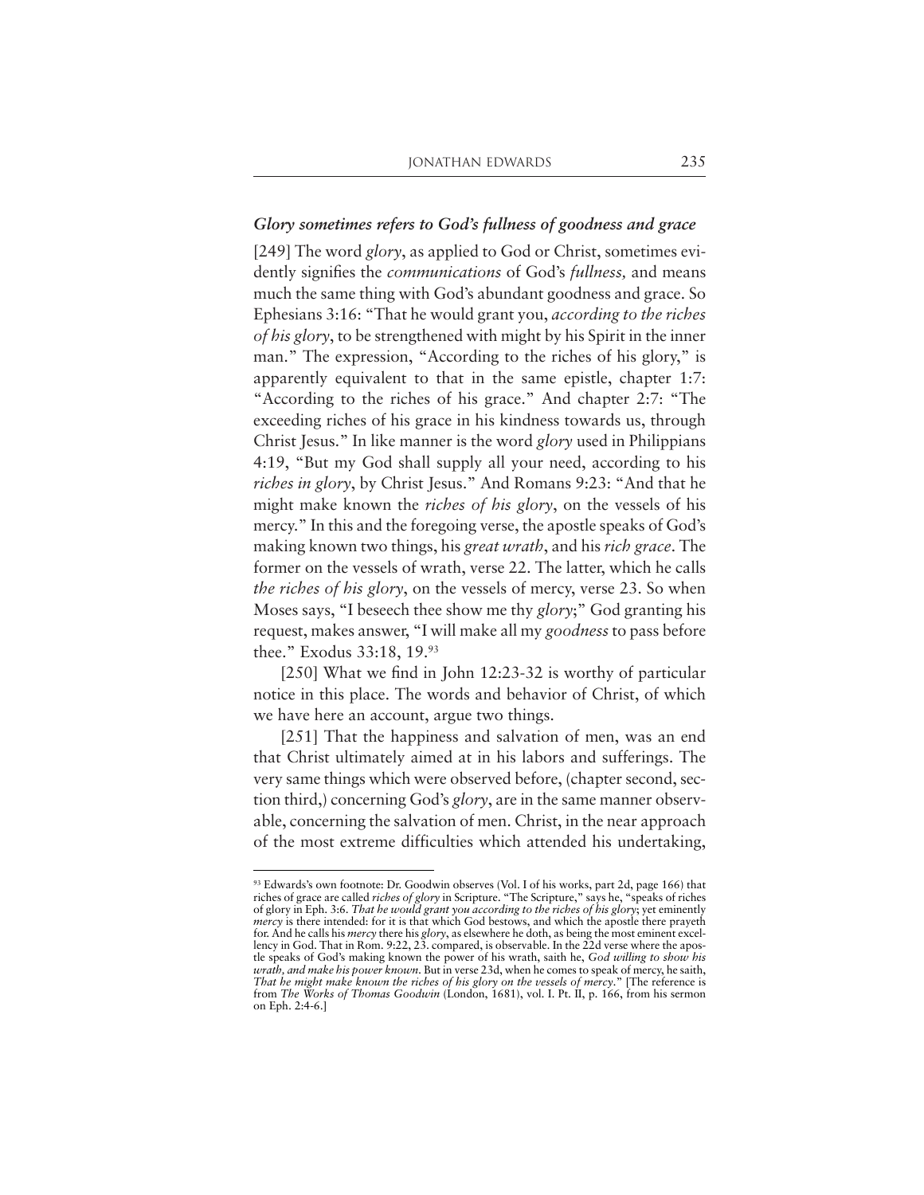### *Glory sometimes refers to God's fullness of goodness and grace*

[249] The word *glory*, as applied to God or Christ, sometimes evidently signifies the *communications* of God's *fullness,* and means much the same thing with God's abundant goodness and grace. So Ephesians 3:16: "That he would grant you, *according to the riches of his glory*, to be strengthened with might by his Spirit in the inner man." The expression, "According to the riches of his glory," is apparently equivalent to that in the same epistle, chapter 1:7: "According to the riches of his grace." And chapter 2:7: "The exceeding riches of his grace in his kindness towards us, through Christ Jesus." In like manner is the word *glory* used in Philippians 4:19, "But my God shall supply all your need, according to his *riches in glory*, by Christ Jesus." And Romans 9:23: "And that he might make known the *riches of his glory*, on the vessels of his mercy." In this and the foregoing verse, the apostle speaks of God's making known two things, his *great wrath*, and his *rich grace*. The former on the vessels of wrath, verse 22. The latter, which he calls *the riches of his glory*, on the vessels of mercy, verse 23. So when Moses says, "I beseech thee show me thy *glory*;" God granting his request, makes answer, "I will make all my *goodness* to pass before thee." Exodus 33:18, 19.[93]

[250] What we find in John 12:23-32 is worthy of particular notice in this place. The words and behavior of Christ, of which we have here an account, argue two things.

[251] That the happiness and salvation of men, was an end that Christ ultimately aimed at in his labors and sufferings. The very same things which were observed before, (chapter second, section third,) concerning God's *glory*, are in the same manner observable, concerning the salvation of men. Christ, in the near approach of the most extreme difficulties which attended his undertaking,

---

[93] Edwards's own footnote: Dr. Goodwin observes (Vol. I of his works, part 2d, page 166) that riches of grace are called *riches of glory* in Scripture. "The Scripture," says he, "speaks of riches of glory in Eph. 3:6. *That he would grant you according to the riches of his glory*; yet eminently *mercy* is there intended: for it is that which God bestows, and which the apostle there prayeth for. And he calls his *mercy* there his *glory*, as elsewhere he doth, as being the most eminent excellency in God. That in Rom. 9:22, 23. compared, is observable. In the 22d verse where the apostle speaks of God's making known the power of his wrath, saith he, *God willing to show his wrath, and make his power known*. But in verse 23d, when he comes to speak of mercy, he saith, *That he might make known the riches of his glory on the vessels of mercy*." [The reference is from *The Works of Thomas Goodwin* (London, 1681), vol. I. Pt. II, p. 166, from his sermon on Eph. 2:4-6.]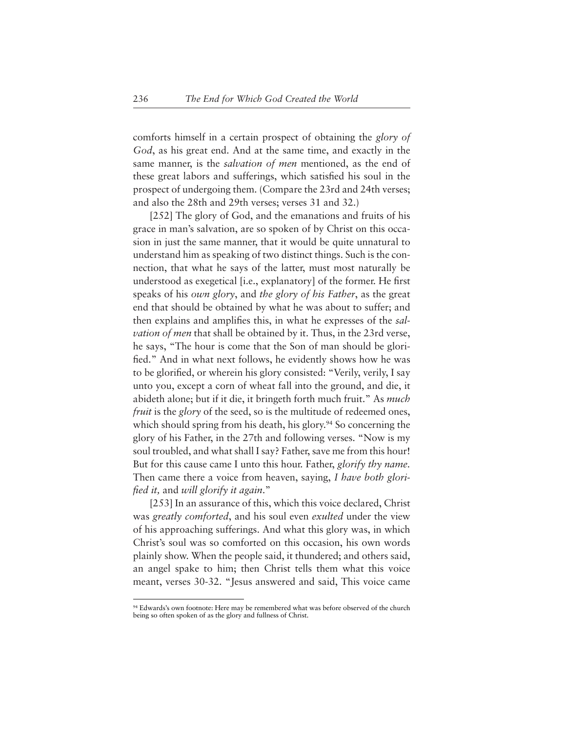comforts himself in a certain prospect of obtaining the *glory of God*, as his great end. And at the same time, and exactly in the same manner, is the *salvation of men* mentioned, as the end of these great labors and sufferings, which satisfied his soul in the prospect of undergoing them. (Compare the 23rd and 24th verses; and also the 28th and 29th verses; verses 31 and 32.)

[252] The glory of God, and the emanations and fruits of his grace in man's salvation, are so spoken of by Christ on this occasion in just the same manner, that it would be quite unnatural to understand him as speaking of two distinct things. Such is the connection, that what he says of the latter, must most naturally be understood as exegetical [i.e., explanatory] of the former. He first speaks of his *own glory*, and *the glory of his Father*, as the great end that should be obtained by what he was about to suffer; and then explains and amplifies this, in what he expresses of the *salvation of men* that shall be obtained by it. Thus, in the 23rd verse, he says, "The hour is come that the Son of man should be glorified." And in what next follows, he evidently shows how he was to be glorified, or wherein his glory consisted: "Verily, verily, I say unto you, except a corn of wheat fall into the ground, and die, it abideth alone; but if it die, it bringeth forth much fruit." As *much fruit* is the *glory* of the seed, so is the multitude of redeemed ones, which should spring from his death, his glory.[94] So concerning the glory of his Father, in the 27th and following verses. "Now is my soul troubled, and what shall I say? Father, save me from this hour! But for this cause came I unto this hour. Father, *glorify thy name*. Then came there a voice from heaven, saying, *I have both glorified it,* and *will glorify it again*."

[253] In an assurance of this, which this voice declared, Christ was *greatly comforted*, and his soul even *exulted* under the view of his approaching sufferings. And what this glory was, in which Christ's soul was so comforted on this occasion, his own words plainly show. When the people said, it thundered; and others said, an angel spake to him; then Christ tells them what this voice meant, verses 30-32. "Jesus answered and said, This voice came

[94] Edwards's own footnote: Here may be remembered what was before observed of the church being so often spoken of as the glory and fullness of Christ.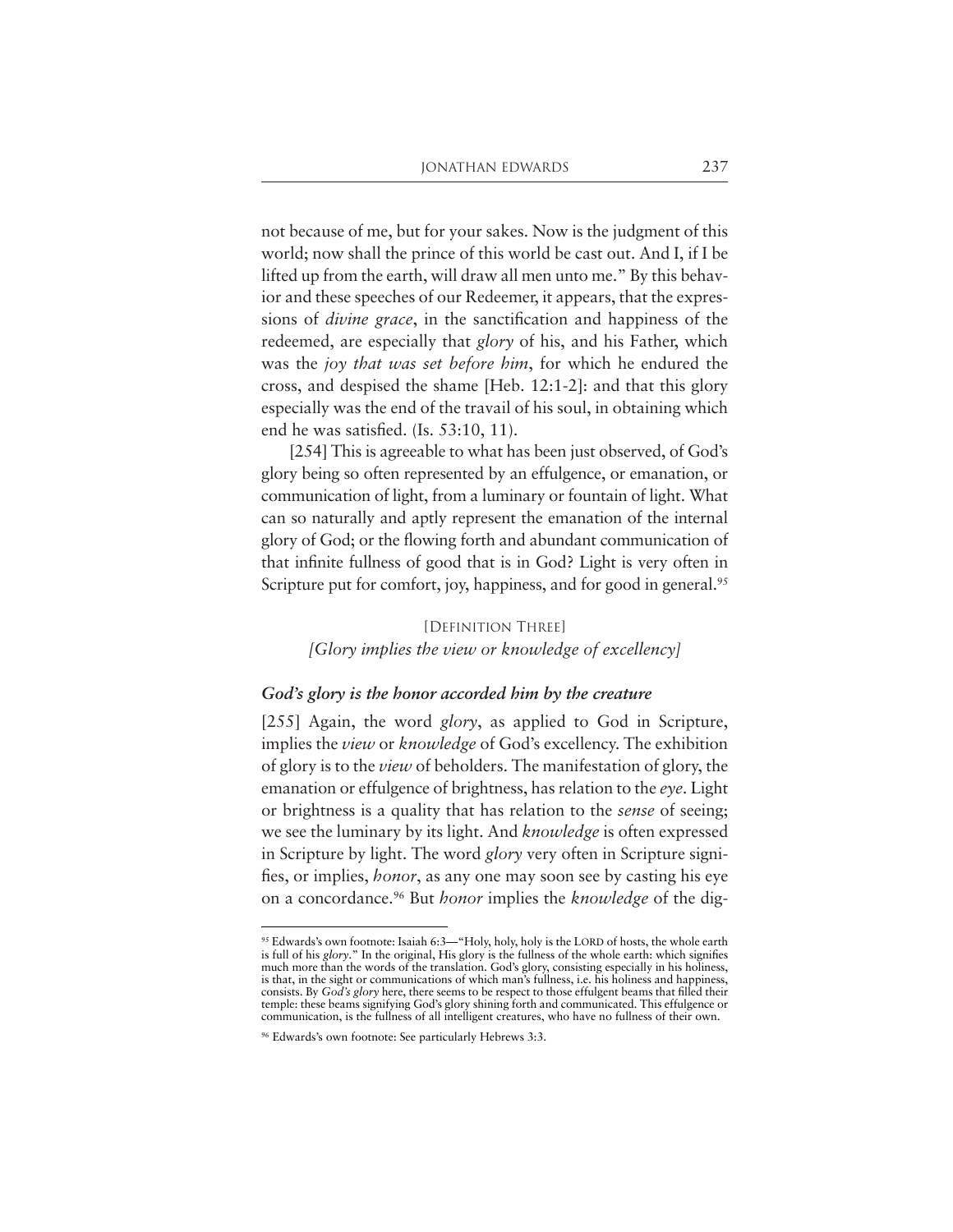not because of me, but for your sakes. Now is the judgment of this world; now shall the prince of this world be cast out. And I, if I be lifted up from the earth, will draw all men unto me." By this behavior and these speeches of our Redeemer, it appears, that the expressions of *divine grace*, in the sanctification and happiness of the redeemed, are especially that *glory* of his, and his Father, which was the *joy that was set before him*, for which he endured the cross, and despised the shame [Heb. 12:1-2]: and that this glory especially was the end of the travail of his soul, in obtaining which end he was satisfied. (Is. 53:10, 11).

[254] This is agreeable to what has been just observed, of God's glory being so often represented by an effulgence, or emanation, or communication of light, from a luminary or fountain of light. What can so naturally and aptly represent the emanation of the internal glory of God; or the flowing forth and abundant communication of that infinite fullness of good that is in God? Light is very often in Scripture put for comfort, joy, happiness, and for good in general.[95]

[Definition Three]

*[Glory implies the view or knowledge of excellency]*

### *God's glory is the honor accorded him by the creature*

[255] Again, the word *glory*, as applied to God in Scripture, implies the *view* or *knowledge* of God's excellency. The exhibition of glory is to the *view* of beholders. The manifestation of glory, the emanation or effulgence of brightness, has relation to the *eye*. Light or brightness is a quality that has relation to the *sense* of seeing; we see the luminary by its light. And *knowledge* is often expressed in Scripture by light. The word *glory* very often in Scripture signifies, or implies, *honor*, as any one may soon see by casting his eye on a concordance.[96] But *honor* implies the *knowledge* of the dig-

---

[95] Edwards's own footnote: Isaiah 6:3—"Holy, holy, holy is the LORD of hosts, the whole earth is full of his *glory*." In the original, His glory is the fullness of the whole earth: which signifies much more than the words of the translation. God's glory, consisting especially in his holiness, is that, in the sight or communications of which man's fullness, i.e. his holiness and happiness, consists. By *God's glory* here, there seems to be respect to those effulgent beams that filled their temple: these beams signifying God's glory shining forth and communicated. This effulgence or communication, is the fullness of all intelligent creatures, who have no fullness of their own.

[96] Edwards's own footnote: See particularly Hebrews 3:3.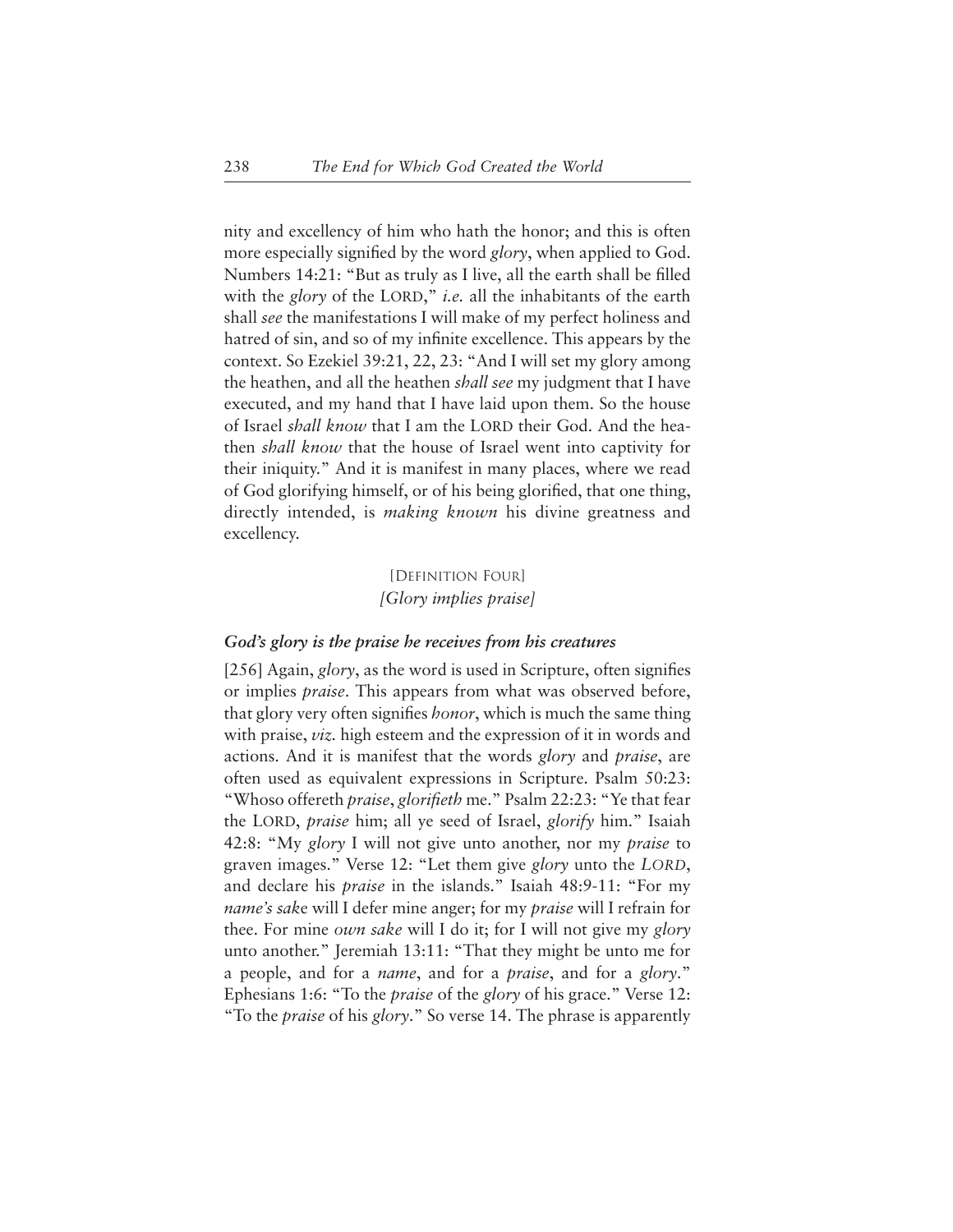nity and excellency of him who hath the honor; and this is often more especially signified by the word *glory*, when applied to God. Numbers 14:21: "But as truly as I live, all the earth shall be filled with the *glory* of the LORD," *i.e.* all the inhabitants of the earth shall *see* the manifestations I will make of my perfect holiness and hatred of sin, and so of my infinite excellence. This appears by the context. So Ezekiel 39:21, 22, 23: "And I will set my glory among the heathen, and all the heathen *shall see* my judgment that I have executed, and my hand that I have laid upon them. So the house of Israel *shall know* that I am the LORD their God. And the heathen *shall know* that the house of Israel went into captivity for their iniquity." And it is manifest in many places, where we read of God glorifying himself, or of his being glorified, that one thing, directly intended, is *making known* his divine greatness and excellency.

### [DEFINITION FOUR]
### *[Glory implies praise]*

#### ***God's glory is the praise he receives from his creatures***

[256] Again, *glory*, as the word is used in Scripture, often signifies or implies *praise*. This appears from what was observed before, that glory very often signifies *honor*, which is much the same thing with praise, *viz.* high esteem and the expression of it in words and actions. And it is manifest that the words *glory* and *praise*, are often used as equivalent expressions in Scripture. Psalm 50:23: "Whoso offereth *praise*, *glorifieth* me." Psalm 22:23: "Ye that fear the LORD, *praise* him; all ye seed of Israel, *glorify* him." Isaiah 42:8: "My *glory* I will not give unto another, nor my *praise* to graven images." Verse 12: "Let them give *glory* unto the *LORD*, and declare his *praise* in the islands." Isaiah 48:9-11: "For my *name's sake* will I defer mine anger; for my *praise* will I refrain for thee. For mine *own sake* will I do it; for I will not give my *glory* unto another." Jeremiah 13:11: "That they might be unto me for a people, and for a *name*, and for a *praise*, and for a *glory*." Ephesians 1:6: "To the *praise* of the *glory* of his grace." Verse 12: "To the *praise* of his *glory*." So verse 14. The phrase is apparently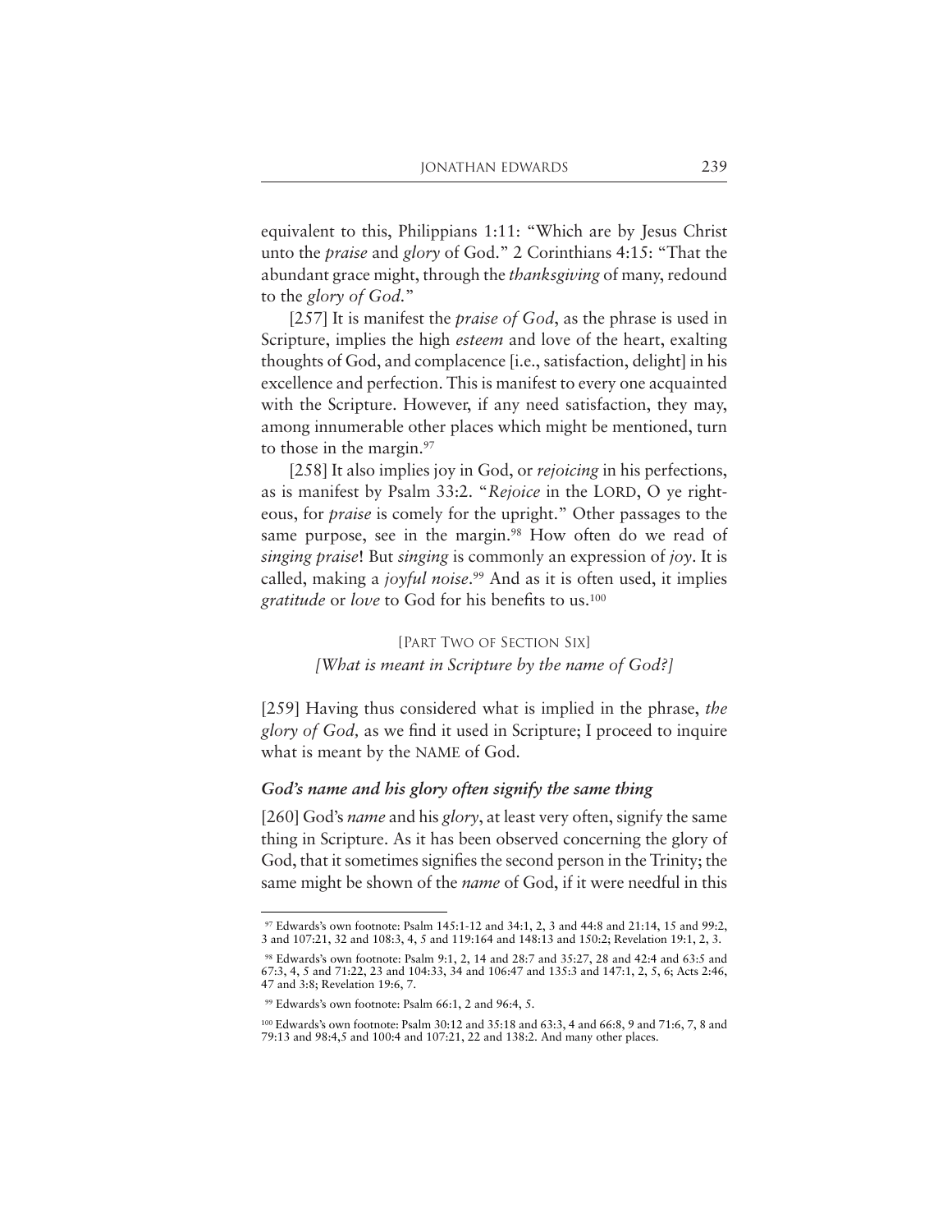equivalent to this, Philippians 1:11: "Which are by Jesus Christ unto the *praise* and *glory* of God." 2 Corinthians 4:15: "That the abundant grace might, through the *thanksgiving* of many, redound to the *glory of God.*"

[257] It is manifest the *praise of God*, as the phrase is used in Scripture, implies the high *esteem* and love of the heart, exalting thoughts of God, and complacence [i.e., satisfaction, delight] in his excellence and perfection. This is manifest to every one acquainted with the Scripture. However, if any need satisfaction, they may, among innumerable other places which might be mentioned, turn to those in the margin.[97]

[258] It also implies joy in God, or *rejoicing* in his perfections, as is manifest by Psalm 33:2. "*Rejoice* in the LORD, O ye righteous, for *praise* is comely for the upright." Other passages to the same purpose, see in the margin.[98] How often do we read of *singing praise*! But *singing* is commonly an expression of *joy*. It is called, making a *joyful noise*.[99] And as it is often used, it implies *gratitude* or *love* to God for his benefits to us.[100]

[PART TWO OF SECTION SIX]
*[What is meant in Scripture by the name of God?]*

[259] Having thus considered what is implied in the phrase, *the glory of God,* as we find it used in Scripture; I proceed to inquire what is meant by the NAME of God.

### *God's name and his glory often signify the same thing*

[260] God's *name* and his *glory*, at least very often, signify the same thing in Scripture. As it has been observed concerning the glory of God, that it sometimes signifies the second person in the Trinity; the same might be shown of the *name* of God, if it were needful in this

---

[97] Edwards's own footnote: Psalm 145:1-12 and 34:1, 2, 3 and 44:8 and 21:14, 15 and 99:2, 3 and 107:21, 32 and 108:3, 4, 5 and 119:164 and 148:13 and 150:2; Revelation 19:1, 2, 3.

[98] Edwards's own footnote: Psalm 9:1, 2, 14 and 28:7 and 35:27, 28 and 42:4 and 63:5 and 67:3, 4, 5 and 71:22, 23 and 104:33, 34 and 106:47 and 135:3 and 147:1, 2, 5, 6; Acts 2:46, 47 and 3:8; Revelation 19:6, 7.

[99] Edwards's own footnote: Psalm 66:1, 2 and 96:4, 5.

[100] Edwards's own footnote: Psalm 30:12 and 35:18 and 63:3, 4 and 66:8, 9 and 71:6, 7, 8 and 79:13 and 98:4,5 and 100:4 and 107:21, 22 and 138:2. And many other places.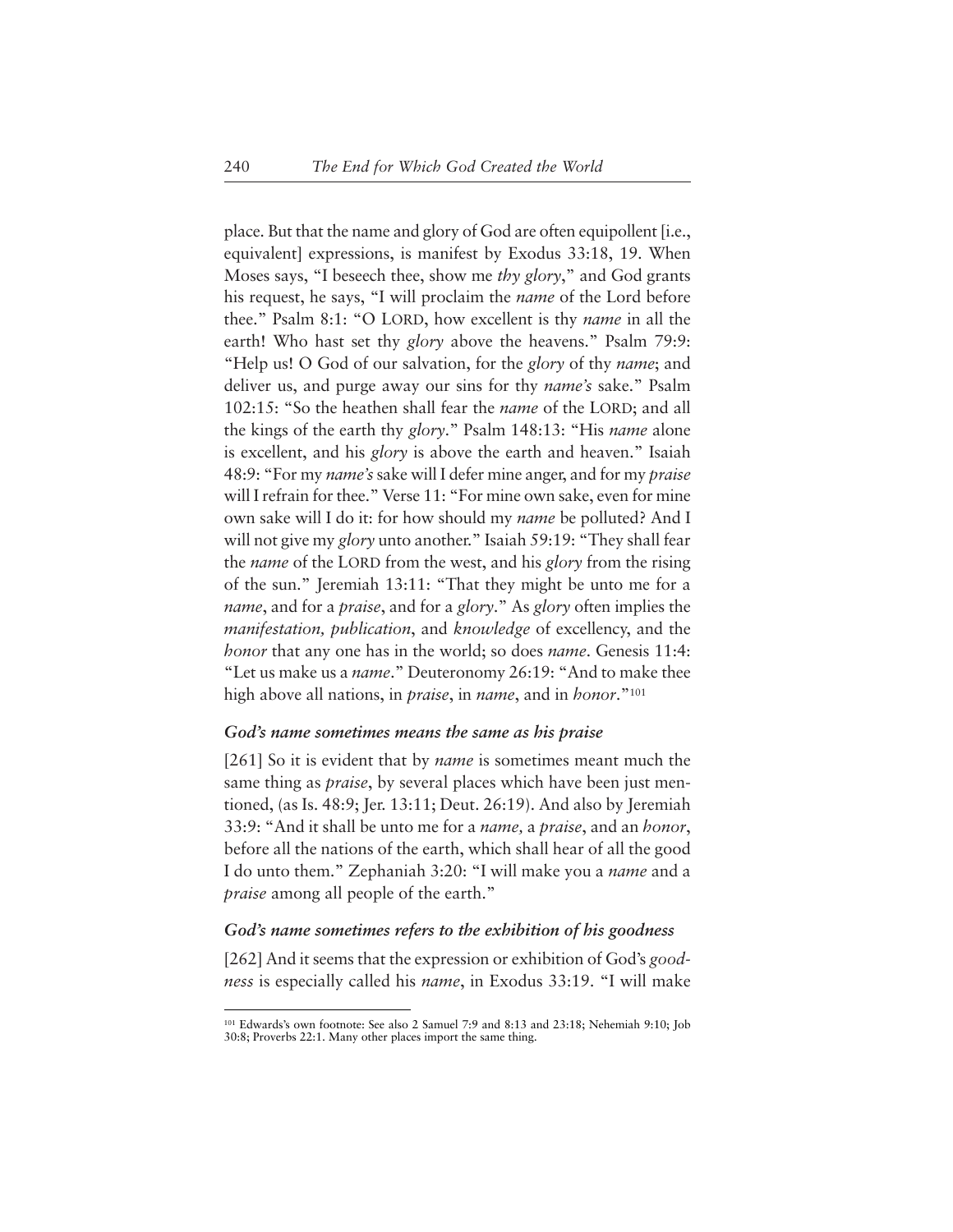place. But that the name and glory of God are often equipollent [i.e., equivalent] expressions, is manifest by Exodus 33:18, 19. When Moses says, "I beseech thee, show me *thy glory*," and God grants his request, he says, "I will proclaim the *name* of the Lord before thee." Psalm 8:1: "O LORD, how excellent is thy *name* in all the earth! Who hast set thy *glory* above the heavens." Psalm 79:9: "Help us! O God of our salvation, for the *glory* of thy *name*; and deliver us, and purge away our sins for thy *name's* sake." Psalm 102:15: "So the heathen shall fear the *name* of the LORD; and all the kings of the earth thy *glory*." Psalm 148:13: "His *name* alone is excellent, and his *glory* is above the earth and heaven." Isaiah 48:9: "For my *name's* sake will I defer mine anger, and for my *praise* will I refrain for thee." Verse 11: "For mine own sake, even for mine own sake will I do it: for how should my *name* be polluted? And I will not give my *glory* unto another." Isaiah 59:19: "They shall fear the *name* of the LORD from the west, and his *glory* from the rising of the sun." Jeremiah 13:11: "That they might be unto me for a *name*, and for a *praise*, and for a *glory*." As *glory* often implies the *manifestation, publication*, and *knowledge* of excellency, and the *honor* that any one has in the world; so does *name*. Genesis 11:4: "Let us make us a *name*." Deuteronomy 26:19: "And to make thee high above all nations, in *praise*, in *name*, and in *honor*."[101]

### *God's name sometimes means the same as his praise*

[261] So it is evident that by *name* is sometimes meant much the same thing as *praise*, by several places which have been just mentioned, (as Is. 48:9; Jer. 13:11; Deut. 26:19). And also by Jeremiah 33:9: "And it shall be unto me for a *name,* a *praise*, and an *honor*, before all the nations of the earth, which shall hear of all the good I do unto them." Zephaniah 3:20: "I will make you a *name* and a *praise* among all people of the earth."

### *God's name sometimes refers to the exhibition of his goodness*

[262] And it seems that the expression or exhibition of God's *goodness* is especially called his *name*, in Exodus 33:19. "I will make

---

[101] Edwards's own footnote: See also 2 Samuel 7:9 and 8:13 and 23:18; Nehemiah 9:10; Job 30:8; Proverbs 22:1. Many other places import the same thing.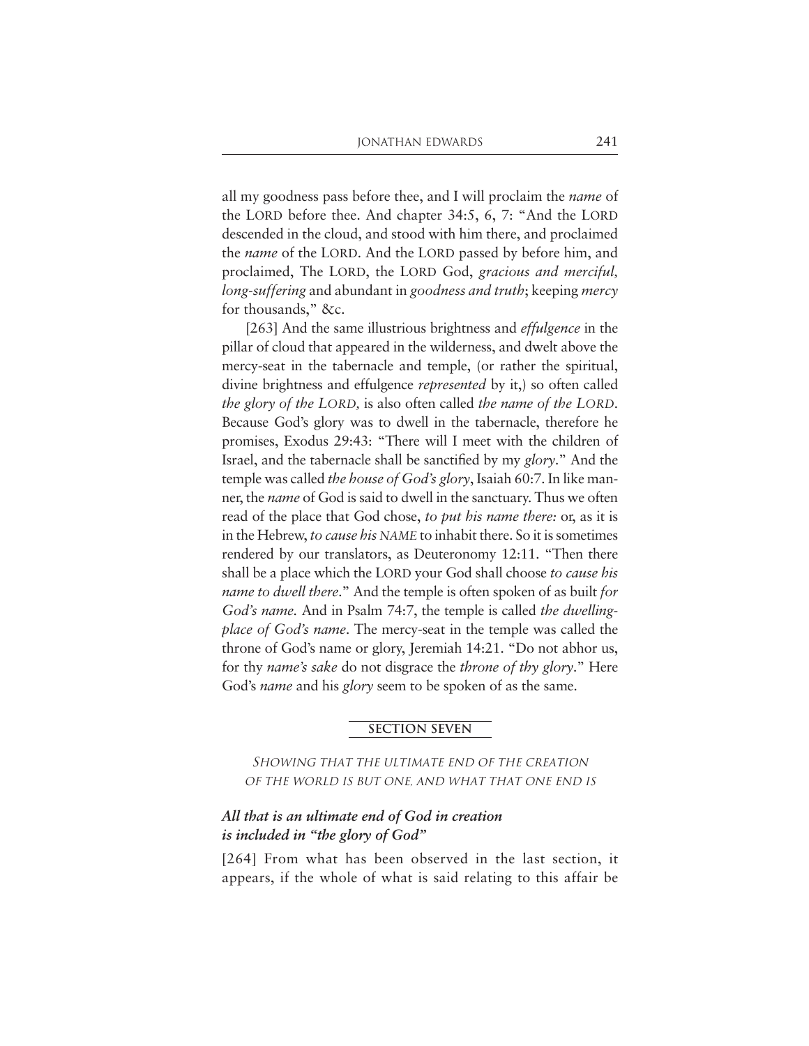all my goodness pass before thee, and I will proclaim the *name* of the LORD before thee. And chapter 34:5, 6, 7: "And the LORD descended in the cloud, and stood with him there, and proclaimed the *name* of the LORD. And the LORD passed by before him, and proclaimed, The LORD, the LORD God, *gracious and merciful, long-suffering* and abundant in *goodness and truth*; keeping *mercy* for thousands," &c.

[263] And the same illustrious brightness and *effulgence* in the pillar of cloud that appeared in the wilderness, and dwelt above the mercy-seat in the tabernacle and temple, (or rather the spiritual, divine brightness and effulgence *represented* by it,) so often called *the glory of the LORD,* is also often called *the name of the LORD*. Because God's glory was to dwell in the tabernacle, therefore he promises, Exodus 29:43: "There will I meet with the children of Israel, and the tabernacle shall be sanctified by my *glory*." And the temple was called *the house of God's glory*, Isaiah 60:7. In like manner, the *name* of God is said to dwell in the sanctuary. Thus we often read of the place that God chose, *to put his name there:* or, as it is in the Hebrew, *to cause his NAME* to inhabit there. So it is sometimes rendered by our translators, as Deuteronomy 12:11. "Then there shall be a place which the LORD your God shall choose *to cause his name to dwell there*." And the temple is often spoken of as built *for God's name.* And in Psalm 74:7, the temple is called *the dwelling-place of God's name*. The mercy-seat in the temple was called the throne of God's name or glory, Jeremiah 14:21. "Do not abhor us, for thy *name's sake* do not disgrace the *throne of thy glory*." Here God's *name* and his *glory* seem to be spoken of as the same.

## SECTION SEVEN

### *SHOWING THAT THE ULTIMATE END OF THE CREATION OF THE WORLD IS BUT ONE, AND WHAT THAT ONE END IS*

#### ***All that is an ultimate end of God in creation is included in "the glory of God"***

[264] From what has been observed in the last section, it appears, if the whole of what is said relating to this affair be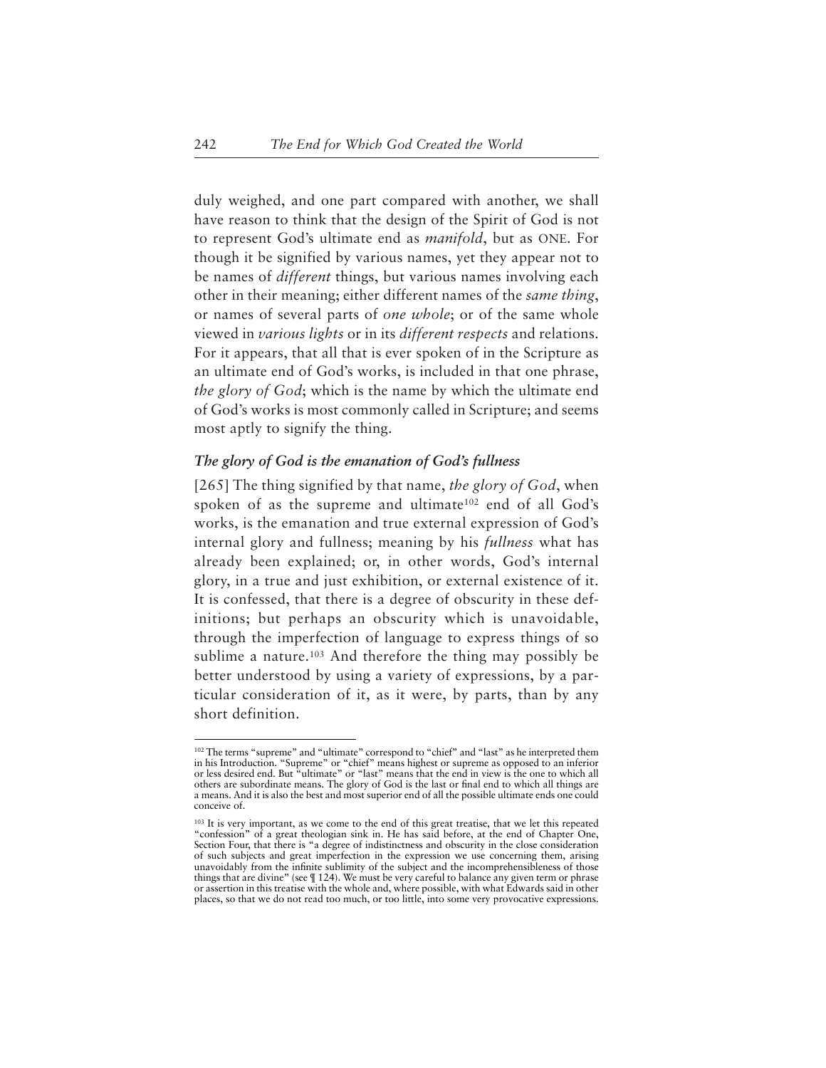duly weighed, and one part compared with another, we shall have reason to think that the design of the Spirit of God is not to represent God's ultimate end as *manifold*, but as ONE. For though it be signified by various names, yet they appear not to be names of *different* things, but various names involving each other in their meaning; either different names of the *same thing*, or names of several parts of *one whole*; or of the same whole viewed in *various lights* or in its *different respects* and relations. For it appears, that all that is ever spoken of in the Scripture as an ultimate end of God's works, is included in that one phrase, *the glory of God*; which is the name by which the ultimate end of God's works is most commonly called in Scripture; and seems most aptly to signify the thing.

### *The glory of God is the emanation of God's fullness*

[265] The thing signified by that name, *the glory of God*, when spoken of as the supreme and ultimate[102] end of all God's works, is the emanation and true external expression of God's internal glory and fullness; meaning by his *fullness* what has already been explained; or, in other words, God's internal glory, in a true and just exhibition, or external existence of it. It is confessed, that there is a degree of obscurity in these definitions; but perhaps an obscurity which is unavoidable, through the imperfection of language to express things of so sublime a nature.[103] And therefore the thing may possibly be better understood by using a variety of expressions, by a particular consideration of it, as it were, by parts, than by any short definition.

---

[102] The terms "supreme" and "ultimate" correspond to "chief" and "last" as he interpreted them in his Introduction. "Supreme" or "chief" means highest or supreme as opposed to an inferior or less desired end. But "ultimate" or "last" means that the end in view is the one to which all others are subordinate means. The glory of God is the last or final end to which all things are a means. And it is also the best and most superior end of all the possible ultimate ends one could conceive of.

[103] It is very important, as we come to the end of this great treatise, that we let this repeated "confession" of a great theologian sink in. He has said before, at the end of Chapter One, Section Four, that there is "a degree of indistinctness and obscurity in the close consideration of such subjects and great imperfection in the expression we use concerning them, arising unavoidably from the infinite sublimity of the subject and the incomprehensibleness of those things that are divine" (see ¶ 124). We must be very careful to balance any given term or phrase or assertion in this treatise with the whole and, where possible, with what Edwards said in other places, so that we do not read too much, or too little, into some very provocative expressions.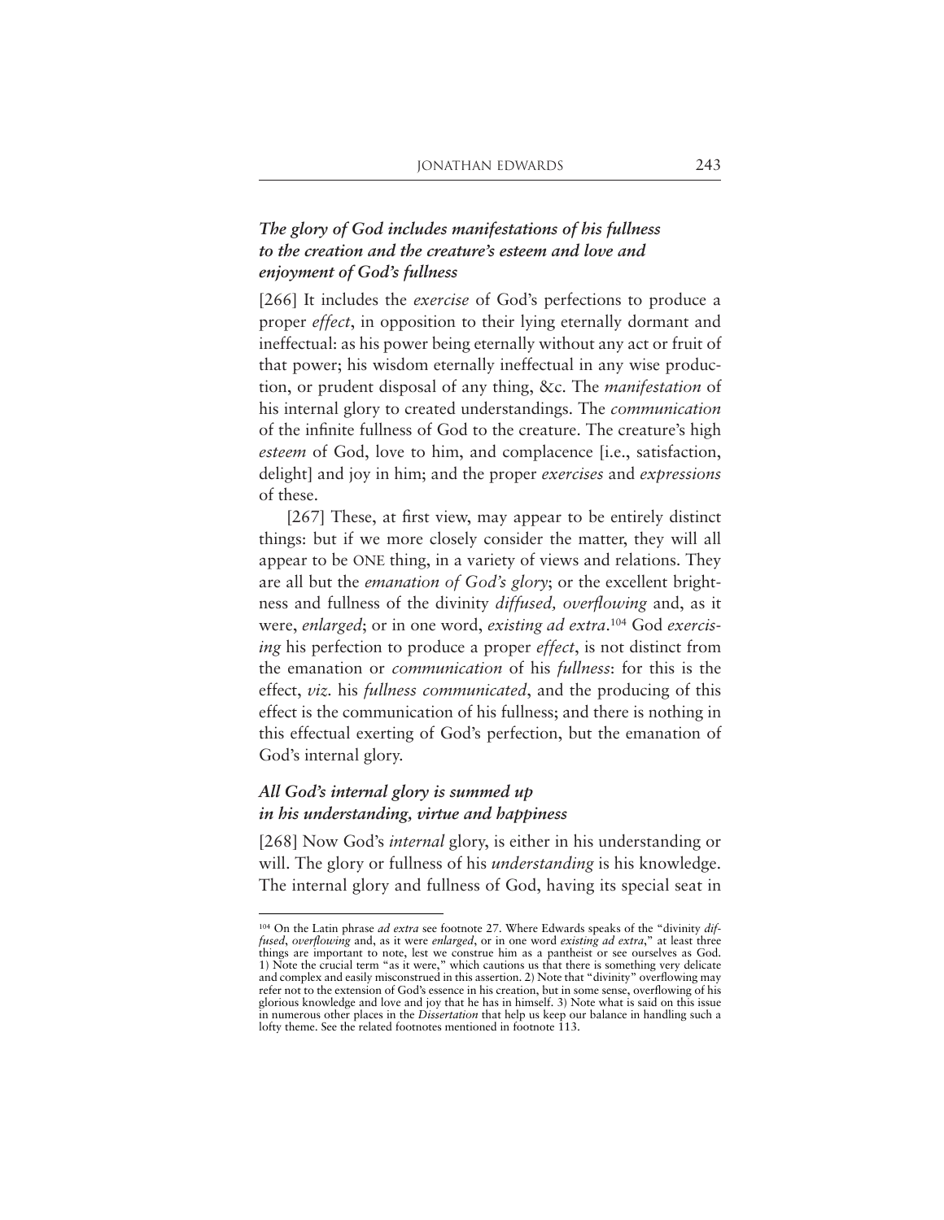### *The glory of God includes manifestations of his fullness to the creation and the creature's esteem and love and enjoyment of God's fullness*

[266] It includes the *exercise* of God's perfections to produce a proper *effect*, in opposition to their lying eternally dormant and ineffectual: as his power being eternally without any act or fruit of that power; his wisdom eternally ineffectual in any wise production, or prudent disposal of any thing, &c. The *manifestation* of his internal glory to created understandings. The *communication* of the infinite fullness of God to the creature. The creature's high *esteem* of God, love to him, and complacence [i.e., satisfaction, delight] and joy in him; and the proper *exercises* and *expressions* of these.

[267] These, at first view, may appear to be entirely distinct things: but if we more closely consider the matter, they will all appear to be ONE thing, in a variety of views and relations. They are all but the *emanation of God's glory*; or the excellent brightness and fullness of the divinity *diffused, overflowing* and, as it were, *enlarged*; or in one word, *existing ad extra*.[104] God *exercising* his perfection to produce a proper *effect*, is not distinct from the emanation or *communication* of his *fullness*: for this is the effect, *viz.* his *fullness communicated*, and the producing of this effect is the communication of his fullness; and there is nothing in this effectual exerting of God's perfection, but the emanation of God's internal glory.

### *All God's internal glory is summed up in his understanding, virtue and happiness*

[268] Now God's *internal* glory, is either in his understanding or will. The glory or fullness of his *understanding* is his knowledge. The internal glory and fullness of God, having its special seat in

---

[104] On the Latin phrase *ad extra* see footnote 27. Where Edwards speaks of the "divinity *diffused*, *overflowing* and, as it were *enlarged*, or in one word *existing ad extra*," at least three things are important to note, lest we construe him as a pantheist or see ourselves as God. 1) Note the crucial term "as it were," which cautions us that there is something very delicate and complex and easily misconstrued in this assertion. 2) Note that "divinity" overflowing may refer not to the extension of God's essence in his creation, but in some sense, overflowing of his glorious knowledge and love and joy that he has in himself. 3) Note what is said on this issue in numerous other places in the *Dissertation* that help us keep our balance in handling such a lofty theme. See the related footnotes mentioned in footnote 113.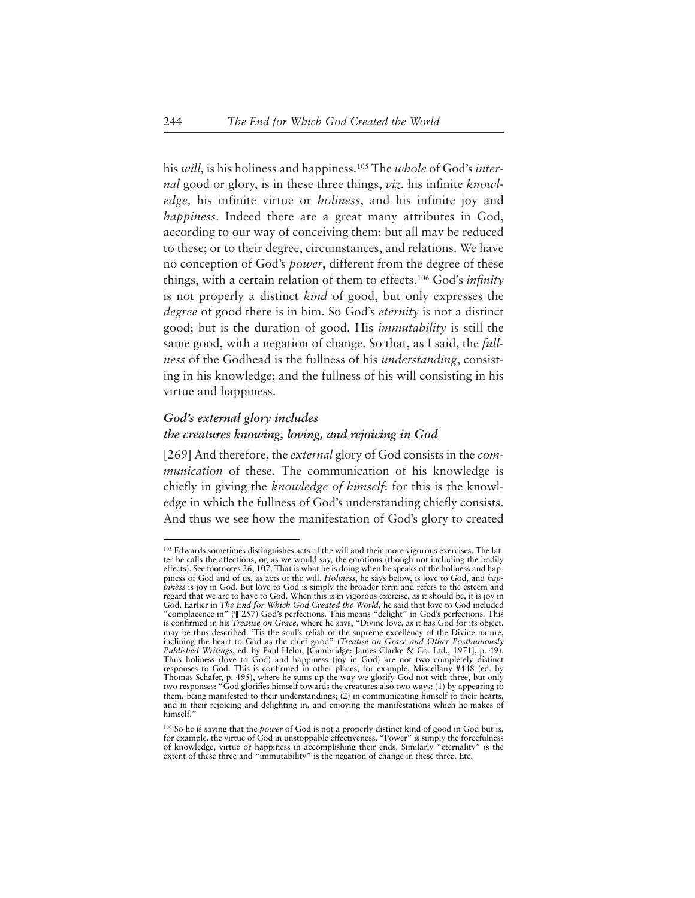his *will,* is his holiness and happiness.[105] The *whole* of God's *internal* good or glory, is in these three things, *viz.* his infinite *knowledge,* his infinite virtue or *holiness*, and his infinite joy and *happiness*. Indeed there are a great many attributes in God, according to our way of conceiving them: but all may be reduced to these; or to their degree, circumstances, and relations. We have no conception of God's *power*, different from the degree of these things, with a certain relation of them to effects.[106] God's *infinity* is not properly a distinct *kind* of good, but only expresses the *degree* of good there is in him. So God's *eternity* is not a distinct good; but is the duration of good. His *immutability* is still the same good, with a negation of change. So that, as I said, the *fullness* of the Godhead is the fullness of his *understanding*, consisting in his knowledge; and the fullness of his will consisting in his virtue and happiness.

### *God's external glory includes the creatures knowing, loving, and rejoicing in God*

[269] And therefore, the *external* glory of God consists in the *communication* of these. The communication of his knowledge is chiefly in giving the *knowledge of himself*: for this is the knowledge in which the fullness of God's understanding chiefly consists. And thus we see how the manifestation of God's glory to created

---

[105] Edwards sometimes distinguishes acts of the will and their more vigorous exercises. The latter he calls the affections, or, as we would say, the emotions (though not including the bodily effects). See footnotes 26, 107. That is what he is doing when he speaks of the holiness and happiness of God and of us, as acts of the will. *Holiness*, he says below, is love to God, and *happiness* is joy in God. But love to God is simply the broader term and refers to the esteem and regard that we are to have to God. When this is in vigorous exercise, as it should be, it is joy in God. Earlier in *The End for Which God Created the World,* he said that love to God included "complacence in" (¶ 257) God's perfections. This means "delight" in God's perfections. This is confirmed in his *Treatise on Grace*, where he says, "Divine love, as it has God for its object, may be thus described. 'Tis the soul's relish of the supreme excellency of the Divine nature, inclining the heart to God as the chief good" (*Treatise on Grace and Other Posthumously Published Writings*, ed. by Paul Helm, [Cambridge: James Clarke & Co. Ltd., 1971], p. 49). Thus holiness (love to God) and happiness (joy in God) are not two completely distinct responses to God. This is confirmed in other places, for example, Miscellany #448 (ed. by Thomas Schafer, p. 495), where he sums up the way we glorify God not with three, but only two responses: "God glorifies himself towards the creatures also two ways: (1) by appearing to them, being manifested to their understandings; (2) in communicating himself to their hearts, and in their rejoicing and delighting in, and enjoying the manifestations which he makes of himself."

[106] So he is saying that the *power* of God is not a properly distinct kind of good in God but is, for example, the virtue of God in unstoppable effectiveness. "Power" is simply the forcefulness of knowledge, virtue or happiness in accomplishing their ends. Similarly "eternality" is the extent of these three and "immutability" is the negation of change in these three. Etc.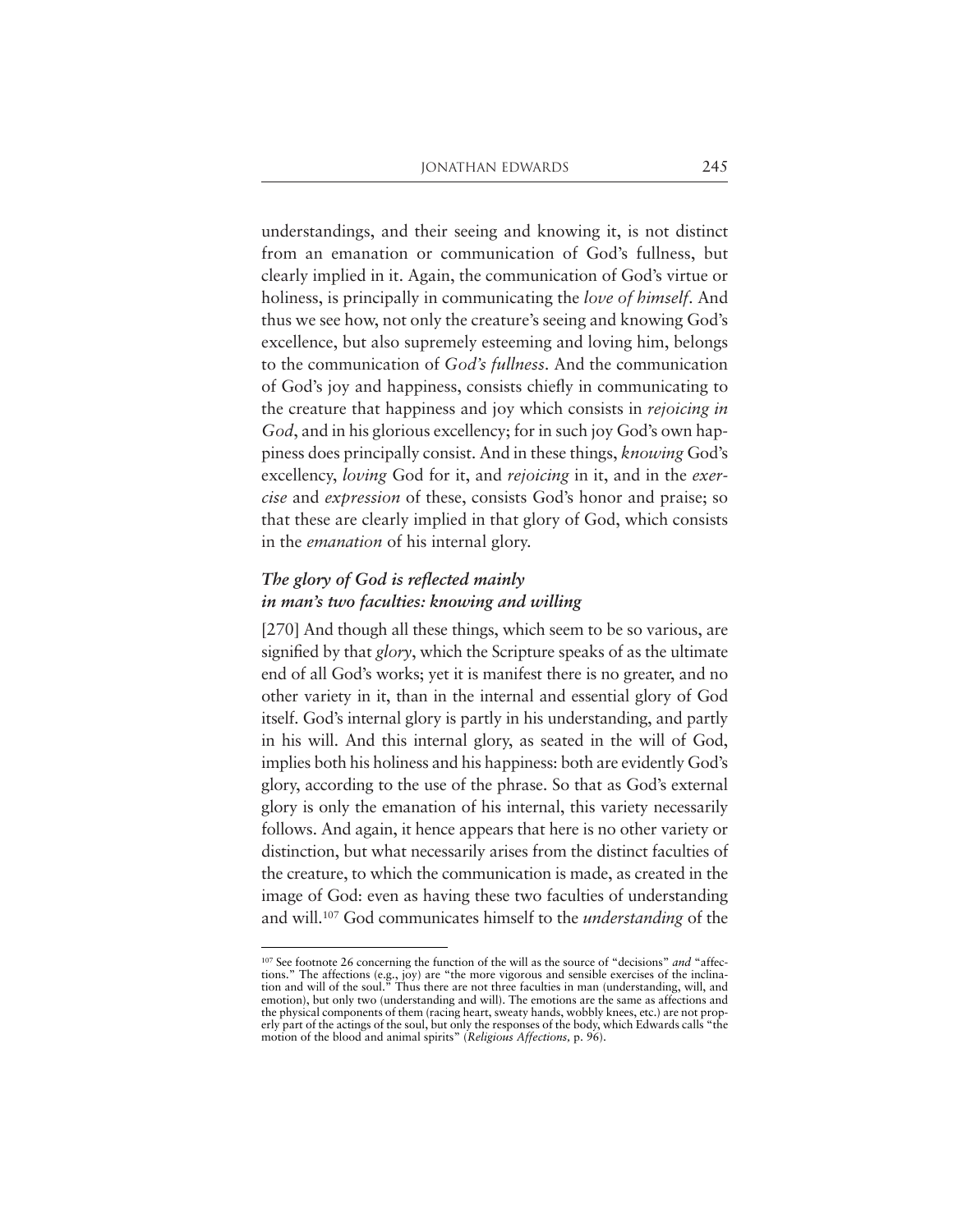understandings, and their seeing and knowing it, is not distinct from an emanation or communication of God's fullness, but clearly implied in it. Again, the communication of God's virtue or holiness, is principally in communicating the *love of himself*. And thus we see how, not only the creature's seeing and knowing God's excellence, but also supremely esteeming and loving him, belongs to the communication of *God's fullness*. And the communication of God's joy and happiness, consists chiefly in communicating to the creature that happiness and joy which consists in *rejoicing in God*, and in his glorious excellency; for in such joy God's own happiness does principally consist. And in these things, *knowing* God's excellency, *loving* God for it, and *rejoicing* in it, and in the *exercise* and *expression* of these, consists God's honor and praise; so that these are clearly implied in that glory of God, which consists in the *emanation* of his internal glory.

### *The glory of God is reflected mainly in man's two faculties: knowing and willing*

[270] And though all these things, which seem to be so various, are signified by that *glory*, which the Scripture speaks of as the ultimate end of all God's works; yet it is manifest there is no greater, and no other variety in it, than in the internal and essential glory of God itself. God's internal glory is partly in his understanding, and partly in his will. And this internal glory, as seated in the will of God, implies both his holiness and his happiness: both are evidently God's glory, according to the use of the phrase. So that as God's external glory is only the emanation of his internal, this variety necessarily follows. And again, it hence appears that here is no other variety or distinction, but what necessarily arises from the distinct faculties of the creature, to which the communication is made, as created in the image of God: even as having these two faculties of understanding and will.[107] God communicates himself to the *understanding* of the

---

[107] See footnote 26 concerning the function of the will as the source of "decisions" *and* "affections." The affections (e.g., joy) are "the more vigorous and sensible exercises of the inclination and will of the soul." Thus there are not three faculties in man (understanding, will, and emotion), but only two (understanding and will). The emotions are the same as affections and the physical components of them (racing heart, sweaty hands, wobbly knees, etc.) are not properly part of the actings of the soul, but only the responses of the body, which Edwards calls "the motion of the blood and animal spirits" (*Religious Affections*, p. 96).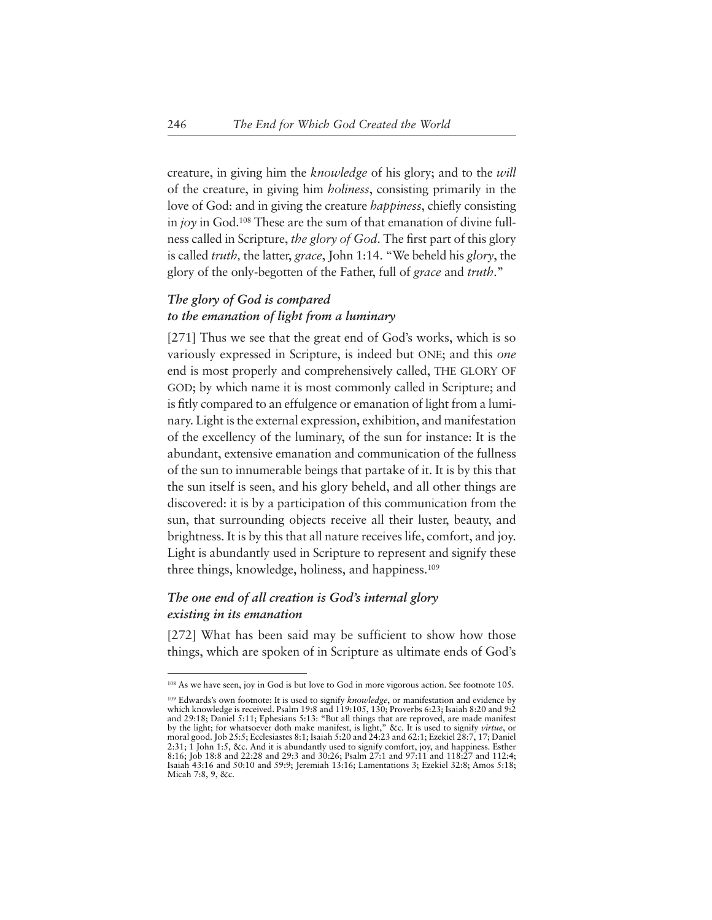creature, in giving him the *knowledge* of his glory; and to the *will* of the creature, in giving him *holiness*, consisting primarily in the love of God: and in giving the creature *happiness*, chiefly consisting in *joy* in God.[108] These are the sum of that emanation of divine fullness called in Scripture, *the glory of God*. The first part of this glory is called *truth,* the latter, *grace*, John 1:14. "We beheld his *glory*, the glory of the only-begotten of the Father, full of *grace* and *truth*."

### *The glory of God is compared to the emanation of light from a luminary*

[271] Thus we see that the great end of God's works, which is so variously expressed in Scripture, is indeed but ONE; and this *one* end is most properly and comprehensively called, THE GLORY OF GOD; by which name it is most commonly called in Scripture; and is fitly compared to an effulgence or emanation of light from a luminary. Light is the external expression, exhibition, and manifestation of the excellency of the luminary, of the sun for instance: It is the abundant, extensive emanation and communication of the fullness of the sun to innumerable beings that partake of it. It is by this that the sun itself is seen, and his glory beheld, and all other things are discovered: it is by a participation of this communication from the sun, that surrounding objects receive all their luster, beauty, and brightness. It is by this that all nature receives life, comfort, and joy. Light is abundantly used in Scripture to represent and signify these three things, knowledge, holiness, and happiness.[109]

### *The one end of all creation is God's internal glory existing in its emanation*

[272] What has been said may be sufficient to show how those things, which are spoken of in Scripture as ultimate ends of God's

---

[108] As we have seen, joy in God is but love to God in more vigorous action. See footnote 105.

[109] Edwards's own footnote: It is used to signify *knowledge*, or manifestation and evidence by which knowledge is received. Psalm 19:8 and 119:105, 130; Proverbs 6:23; Isaiah 8:20 and 9:2 and 29:18; Daniel 5:11; Ephesians 5:13: "But all things that are reproved, are made manifest by the light; for whatsoever doth make manifest, is light," &c. It is used to signify *virtue*, or moral good. Job 25:5; Ecclesiastes 8:1; Isaiah 5:20 and 24:23 and 62:1; Ezekiel 28:7, 17; Daniel 2:31; 1 John 1:5, &c. And it is abundantly used to signify comfort, joy, and happiness. Esther 8:16; Job 18:8 and 22:28 and 29:3 and 30:26; Psalm 27:1 and 97:11 and 118:27 and 112:4; Isaiah 43:16 and 50:10 and 59:9; Jeremiah 13:16; Lamentations 3; Ezekiel 32:8; Amos 5:18; Micah 7:8, 9, &c.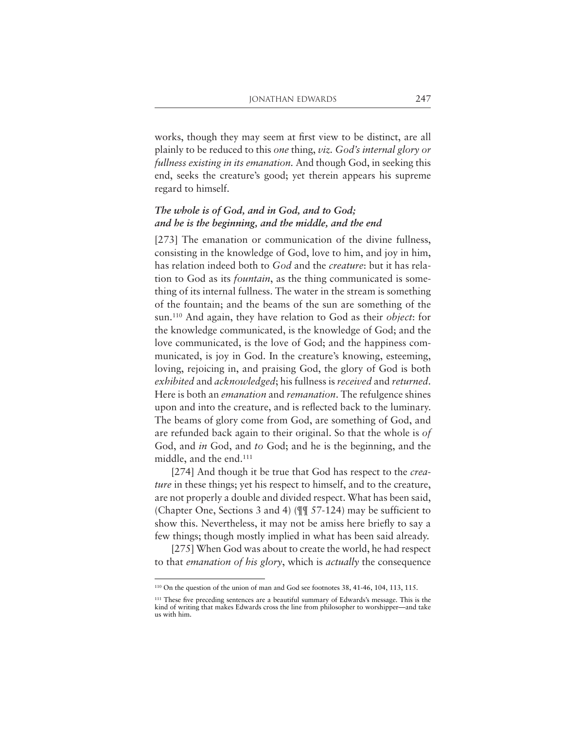works, though they may seem at first view to be distinct, are all plainly to be reduced to this *one* thing, *viz. God's internal glory or fullness existing in its emanation.* And though God, in seeking this end, seeks the creature's good; yet therein appears his supreme regard to himself.

### *The whole is of God, and in God, and to God; and he is the beginning, and the middle, and the end*

[273] The emanation or communication of the divine fullness, consisting in the knowledge of God, love to him, and joy in him, has relation indeed both to *God* and the *creature*: but it has relation to God as its *fountain*, as the thing communicated is something of its internal fullness. The water in the stream is something of the fountain; and the beams of the sun are something of the sun.[110] And again, they have relation to God as their *object*: for the knowledge communicated, is the knowledge of God; and the love communicated, is the love of God; and the happiness communicated, is joy in God. In the creature's knowing, esteeming, loving, rejoicing in, and praising God, the glory of God is both *exhibited* and *acknowledged*; his fullness is *received* and *returned*. Here is both an *emanation* and *remanation*. The refulgence shines upon and into the creature, and is reflected back to the luminary. The beams of glory come from God, are something of God, and are refunded back again to their original. So that the whole is *of* God, and *in* God, and *to* God; and he is the beginning, and the middle, and the end.[111]

[274] And though it be true that God has respect to the *creature* in these things; yet his respect to himself, and to the creature, are not properly a double and divided respect. What has been said, (Chapter One, Sections 3 and 4) (¶¶ 57-124) may be sufficient to show this. Nevertheless, it may not be amiss here briefly to say a few things; though mostly implied in what has been said already.

[275] When God was about to create the world, he had respect to that *emanation of his glory*, which is *actually* the consequence

---

[110] On the question of the union of man and God see footnotes 38, 41-46, 104, 113, 115.

[111] These five preceding sentences are a beautiful summary of Edwards's message. This is the kind of writing that makes Edwards cross the line from philosopher to worshipper—and take us with him.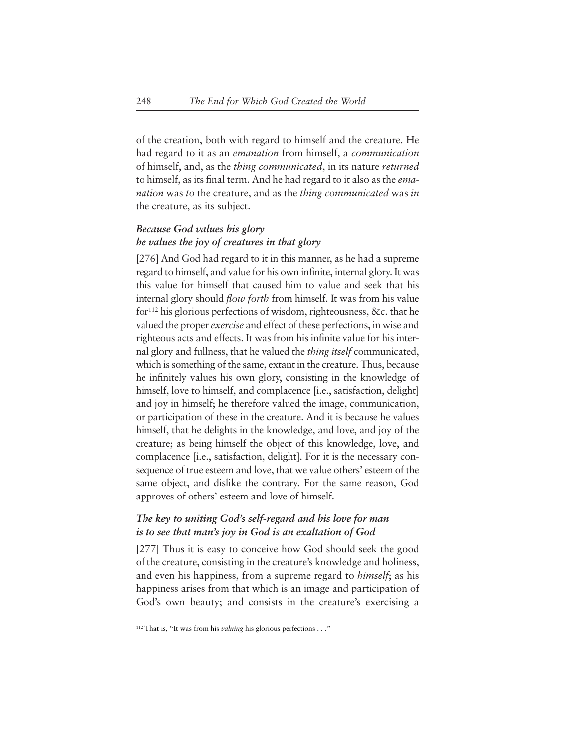of the creation, both with regard to himself and the creature. He had regard to it as an *emanation* from himself, a *communication* of himself, and, as the *thing communicated*, in its nature *returned* to himself, as its final term. And he had regard to it also as the *emanation* was *to* the creature, and as the *thing communicated* was *in* the creature, as its subject.

### *Because God values his glory he values the joy of creatures in that glory*

[276] And God had regard to it in this manner, as he had a supreme regard to himself, and value for his own infinite, internal glory. It was this value for himself that caused him to value and seek that his internal glory should *flow forth* from himself. It was from his value for[112] his glorious perfections of wisdom, righteousness, &c. that he valued the proper *exercise* and effect of these perfections, in wise and righteous acts and effects. It was from his infinite value for his internal glory and fullness, that he valued the *thing itself* communicated, which is something of the same, extant in the creature. Thus, because he infinitely values his own glory, consisting in the knowledge of himself, love to himself, and complacence [i.e., satisfaction, delight] and joy in himself; he therefore valued the image, communication, or participation of these in the creature. And it is because he values himself, that he delights in the knowledge, and love, and joy of the creature; as being himself the object of this knowledge, love, and complacence [i.e., satisfaction, delight]. For it is the necessary consequence of true esteem and love, that we value others' esteem of the same object, and dislike the contrary. For the same reason, God approves of others' esteem and love of himself.

### *The key to uniting God's self-regard and his love for man is to see that man's joy in God is an exaltation of God*

[277] Thus it is easy to conceive how God should seek the good of the creature, consisting in the creature's knowledge and holiness, and even his happiness, from a supreme regard to *himself*; as his happiness arises from that which is an image and participation of God's own beauty; and consists in the creature's exercising a

---

[112] That is, "It was from his *valuing* his glorious perfections . . ."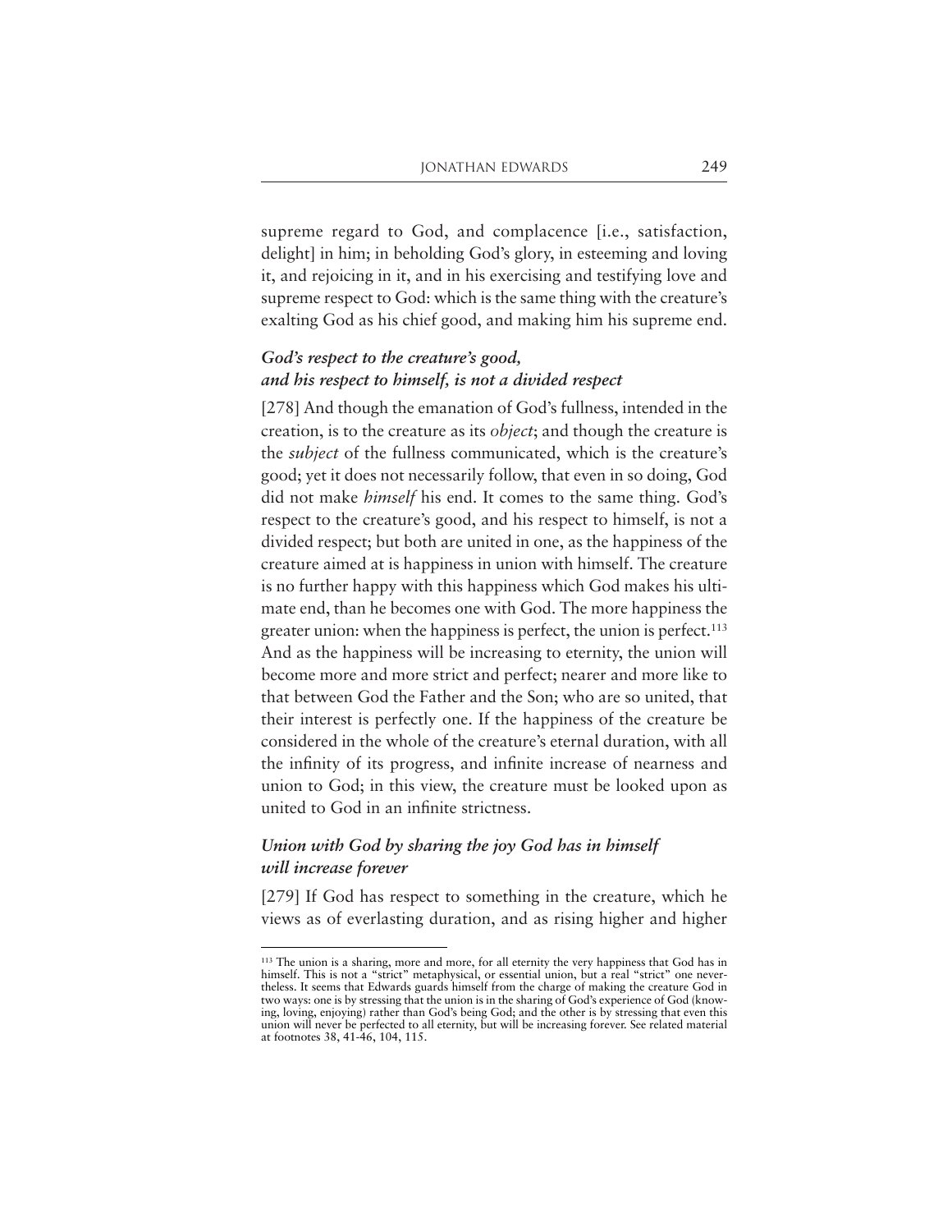supreme regard to God, and complacence [i.e., satisfaction, delight] in him; in beholding God's glory, in esteeming and loving it, and rejoicing in it, and in his exercising and testifying love and supreme respect to God: which is the same thing with the creature's exalting God as his chief good, and making him his supreme end.

### *God's respect to the creature's good, and his respect to himself, is not a divided respect*

[278] And though the emanation of God's fullness, intended in the creation, is to the creature as its *object*; and though the creature is the *subject* of the fullness communicated, which is the creature's good; yet it does not necessarily follow, that even in so doing, God did not make *himself* his end. It comes to the same thing. God's respect to the creature's good, and his respect to himself, is not a divided respect; but both are united in one, as the happiness of the creature aimed at is happiness in union with himself. The creature is no further happy with this happiness which God makes his ultimate end, than he becomes one with God. The more happiness the greater union: when the happiness is perfect, the union is perfect.[113] And as the happiness will be increasing to eternity, the union will become more and more strict and perfect; nearer and more like to that between God the Father and the Son; who are so united, that their interest is perfectly one. If the happiness of the creature be considered in the whole of the creature's eternal duration, with all the infinity of its progress, and infinite increase of nearness and union to God; in this view, the creature must be looked upon as united to God in an infinite strictness.

### *Union with God by sharing the joy God has in himself will increase forever*

[279] If God has respect to something in the creature, which he views as of everlasting duration, and as rising higher and higher

---

[113] The union is a sharing, more and more, for all eternity the very happiness that God has in himself. This is not a "strict" metaphysical, or essential union, but a real "strict" one nevertheless. It seems that Edwards guards himself from the charge of making the creature God in two ways: one is by stressing that the union is in the sharing of God's experience of God (knowing, loving, enjoying) rather than God's being God; and the other is by stressing that even this union will never be perfected to all eternity, but will be increasing forever. See related material at footnotes 38, 41-46, 104, 115.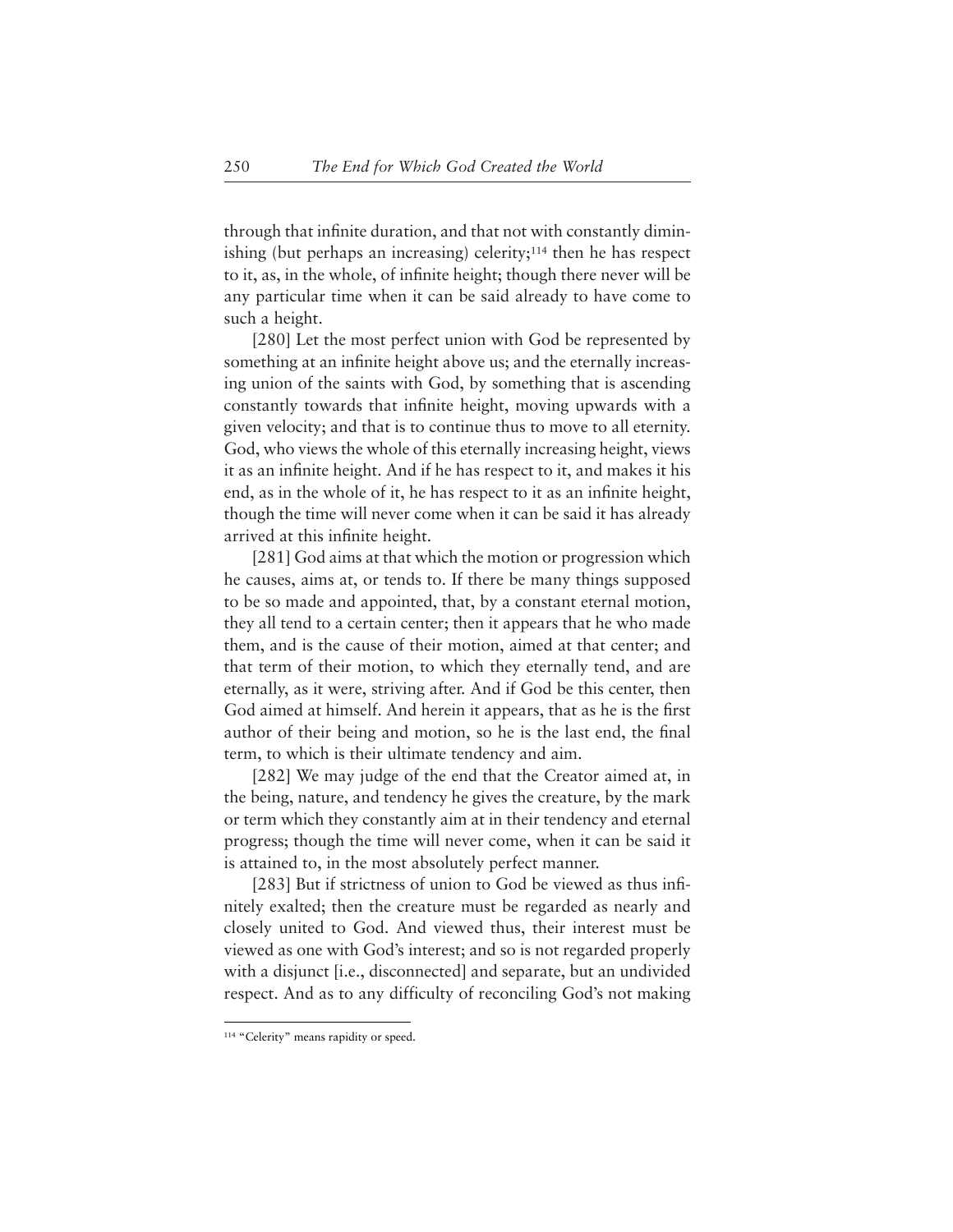through that infinite duration, and that not with constantly diminishing (but perhaps an increasing) celerity;[114] then he has respect to it, as, in the whole, of infinite height; though there never will be any particular time when it can be said already to have come to such a height.

[280] Let the most perfect union with God be represented by something at an infinite height above us; and the eternally increasing union of the saints with God, by something that is ascending constantly towards that infinite height, moving upwards with a given velocity; and that is to continue thus to move to all eternity. God, who views the whole of this eternally increasing height, views it as an infinite height. And if he has respect to it, and makes it his end, as in the whole of it, he has respect to it as an infinite height, though the time will never come when it can be said it has already arrived at this infinite height.

[281] God aims at that which the motion or progression which he causes, aims at, or tends to. If there be many things supposed to be so made and appointed, that, by a constant eternal motion, they all tend to a certain center; then it appears that he who made them, and is the cause of their motion, aimed at that center; and that term of their motion, to which they eternally tend, and are eternally, as it were, striving after. And if God be this center, then God aimed at himself. And herein it appears, that as he is the first author of their being and motion, so he is the last end, the final term, to which is their ultimate tendency and aim.

[282] We may judge of the end that the Creator aimed at, in the being, nature, and tendency he gives the creature, by the mark or term which they constantly aim at in their tendency and eternal progress; though the time will never come, when it can be said it is attained to, in the most absolutely perfect manner.

[283] But if strictness of union to God be viewed as thus infinitely exalted; then the creature must be regarded as nearly and closely united to God. And viewed thus, their interest must be viewed as one with God's interest; and so is not regarded properly with a disjunct [i.e., disconnected] and separate, but an undivided respect. And as to any difficulty of reconciling God's not making

[114] "Celerity" means rapidity or speed.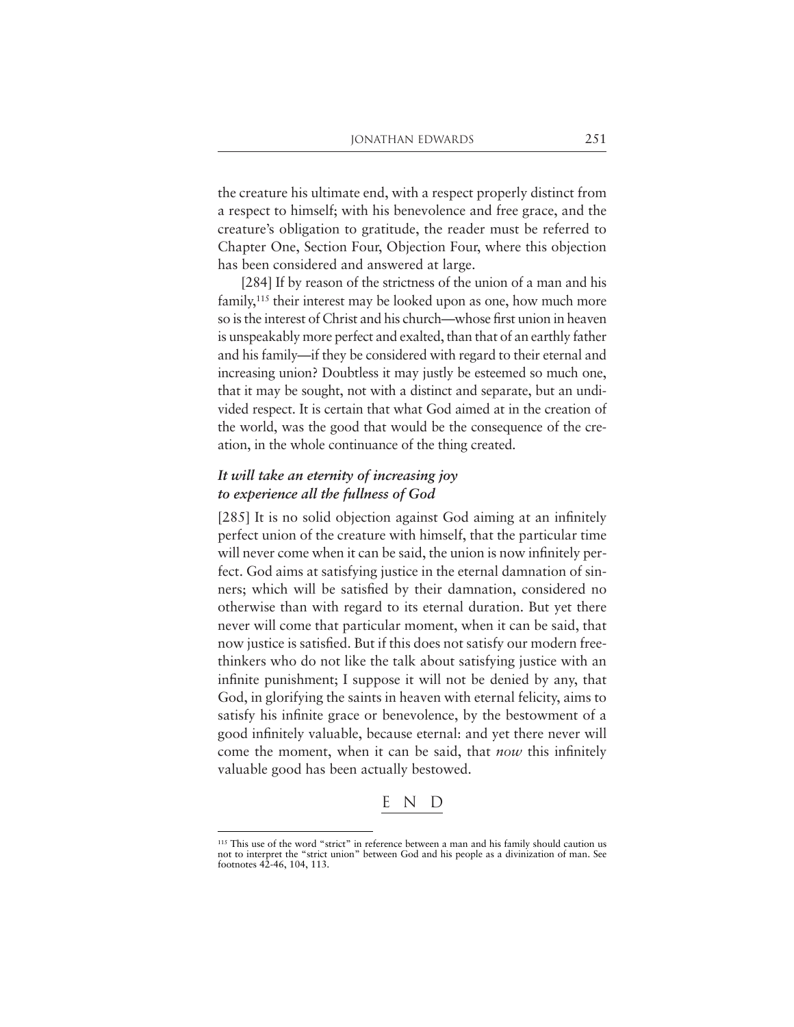the creature his ultimate end, with a respect properly distinct from a respect to himself; with his benevolence and free grace, and the creature's obligation to gratitude, the reader must be referred to Chapter One, Section Four, Objection Four, where this objection has been considered and answered at large.

[284] If by reason of the strictness of the union of a man and his family,[115] their interest may be looked upon as one, how much more so is the interest of Christ and his church—whose first union in heaven is unspeakably more perfect and exalted, than that of an earthly father and his family—if they be considered with regard to their eternal and increasing union? Doubtless it may justly be esteemed so much one, that it may be sought, not with a distinct and separate, but an undivided respect. It is certain that what God aimed at in the creation of the world, was the good that would be the consequence of the creation, in the whole continuance of the thing created.

### *It will take an eternity of increasing joy to experience all the fullness of God*

[285] It is no solid objection against God aiming at an infinitely perfect union of the creature with himself, that the particular time will never come when it can be said, the union is now infinitely perfect. God aims at satisfying justice in the eternal damnation of sinners; which will be satisfied by their damnation, considered no otherwise than with regard to its eternal duration. But yet there never will come that particular moment, when it can be said, that now justice is satisfied. But if this does not satisfy our modern freethinkers who do not like the talk about satisfying justice with an infinite punishment; I suppose it will not be denied by any, that God, in glorifying the saints in heaven with eternal felicity, aims to satisfy his infinite grace or benevolence, by the bestowment of a good infinitely valuable, because eternal: and yet there never will come the moment, when it can be said, that *now* this infinitely valuable good has been actually bestowed.

END

[115] This use of the word "strict" in reference between a man and his family should caution us not to interpret the "strict union" between God and his people as a divinization of man. See footnotes 42-46, 104, 113.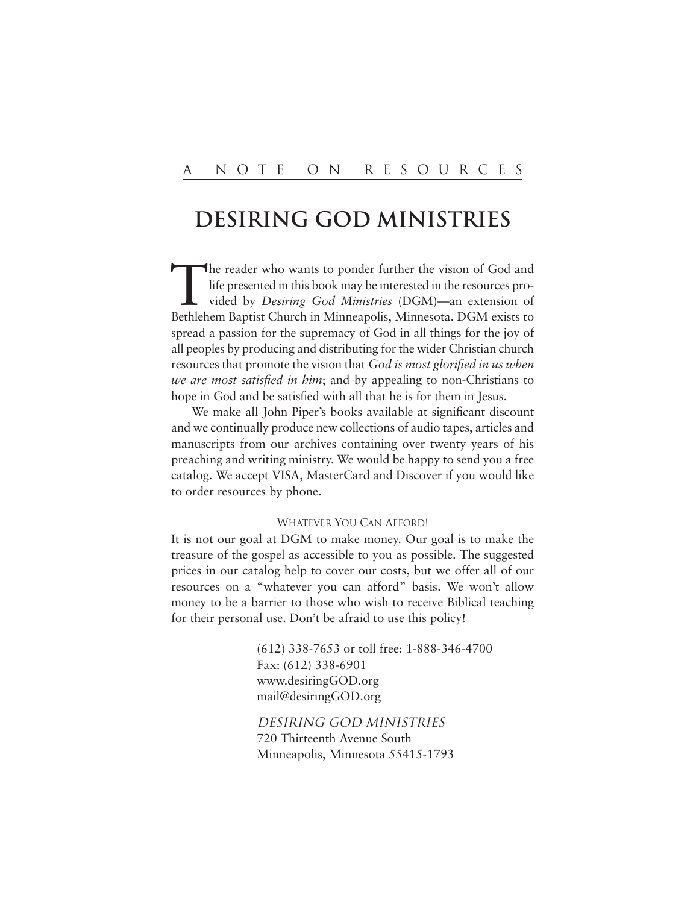A NOTE ON RESOURCES

# DESIRING GOD MINISTRIES

The reader who wants to ponder further the vision of God and life presented in this book may be interested in the resources provided by *Desiring God Ministries* (DGM)—an extension of Bethlehem Baptist Church in Minneapolis, Minnesota. DGM exists to spread a passion for the supremacy of God in all things for the joy of all peoples by producing and distributing for the wider Christian church resources that promote the vision that *God is most glorified in us when we are most satisfied in him*; and by appealing to non-Christians to hope in God and be satisfied with all that he is for them in Jesus.

We make all John Piper's books available at significant discount and we continually produce new collections of audio tapes, articles and manuscripts from our archives containing over twenty years of his preaching and writing ministry. We would be happy to send you a free catalog. We accept VISA, MasterCard and Discover if you would like to order resources by phone.

WHATEVER YOU CAN AFFORD!

It is not our goal at DGM to make money. Our goal is to make the treasure of the gospel as accessible to you as possible. The suggested prices in our catalog help to cover our costs, but we offer all of our resources on a "whatever you can afford" basis. We won't allow money to be a barrier to those who wish to receive Biblical teaching for their personal use. Don't be afraid to use this policy!

(612) 338-7653 or toll free: 1-888-346-4700
Fax: (612) 338-6901
www.desiringGOD.org
mail@desiringGOD.org

*DESIRING GOD MINISTRIES*
720 Thirteenth Avenue South
Minneapolis, Minnesota 55415-1793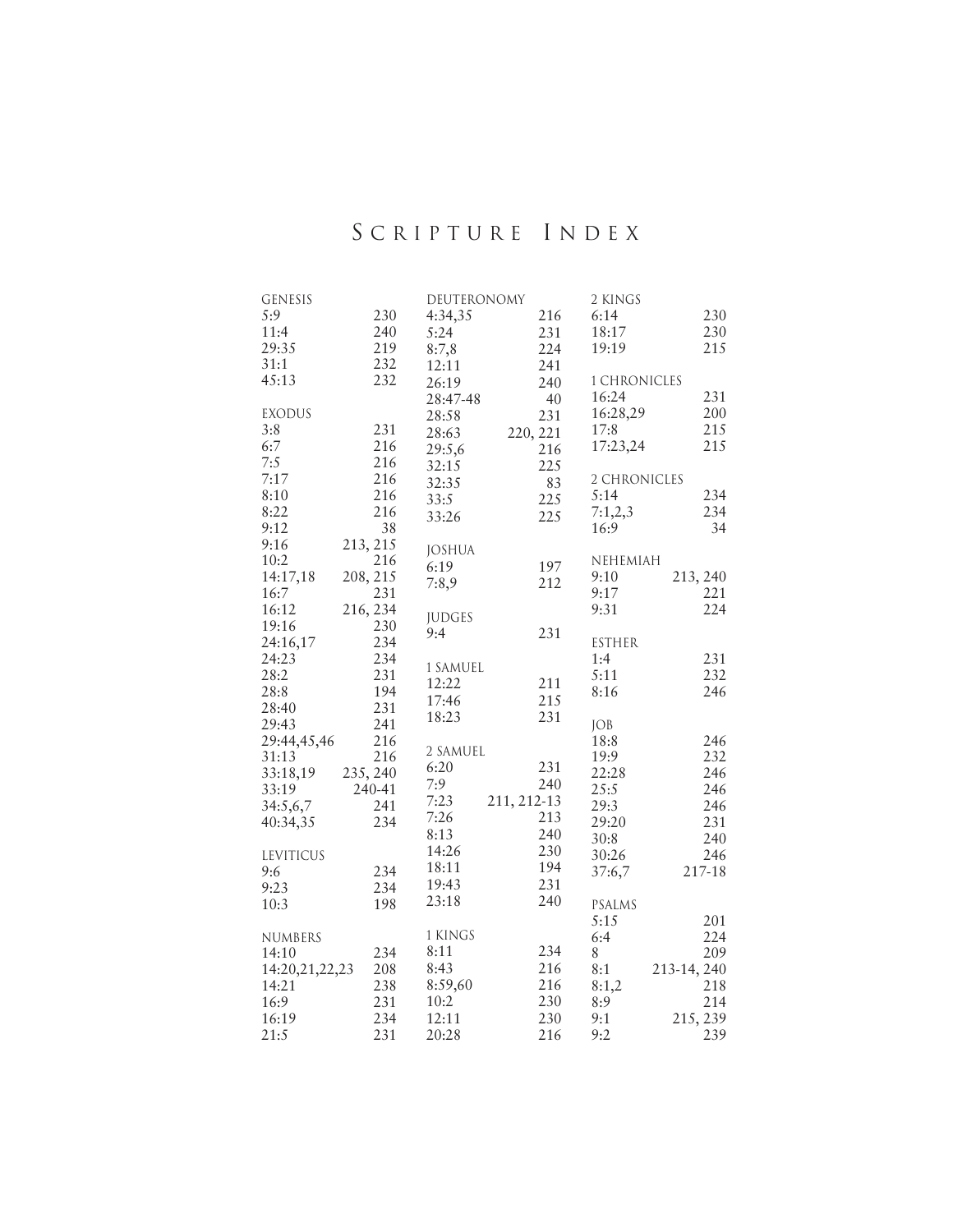# Scripture Index

GENESIS
5:9 230
11:4 240
29:35 219
31:1 232
45:13 232

EXODUS
3:8 231
6:7 216
7:5 216
7:17 216
8:10 216
8:22 216
9:12 38
9:16 213, 215
10:2 216
14:17,18 208, 215
16:7 231
16:12 216, 234
19:16 230
24:16,17 234
24:23 234
28:2 231
28:8 194
28:40 231
29:43 241
29:44,45,46 216
31:13 216
33:18,19 235, 240
33:19 240-41
34:5,6,7 241
40:34,35 234

LEVITICUS
9:6 234
9:23 234
10:3 198

NUMBERS
14:10 234
14:20,21,22,23 208
14:21 238
16:9 231
16:19 234
21:5 231

DEUTERONOMY
4:34,35 216
5:24 231
8:7,8 224
12:11 241
26:19 240
28:47-48 40
28:58 231
28:63 220, 221
29:5,6 216
32:15 225
32:35 83
33:5 225
33:26 225

JOSHUA
6:19 197
7:8,9 212

JUDGES
9:4 231

1 SAMUEL
12:22 211
17:46 215
18:23 231

2 SAMUEL
6:20 231
7:9 240
7:23 211, 212-13
7:26 213
8:13 240
14:26 230
18:11 194
19:43 231
23:18 240

1 KINGS
8:11 234
8:43 216
8:59,60 216
10:2 230
12:11 230
20:28 216

2 KINGS
6:14 230
18:17 230
19:19 215

1 CHRONICLES
16:24 231
16:28,29 200
17:8 215
17:23,24 215

2 CHRONICLES
5:14 234
7:1,2,3 234
16:9 34

NEHEMIAH
9:10 213, 240
9:17 221
9:31 224

ESTHER
1:4 231
5:11 232
8:16 246

JOB
18:8 246
19:9 232
22:28 246
25:5 246
29:3 246
29:20 231
30:8 240
30:26 246
37:6,7 217-18

PSALMS
5:15 201
6:4 224
8 209
8:1 213-14, 240
8:1,2 218
8:9 214
9:1 215, 239
9:2 239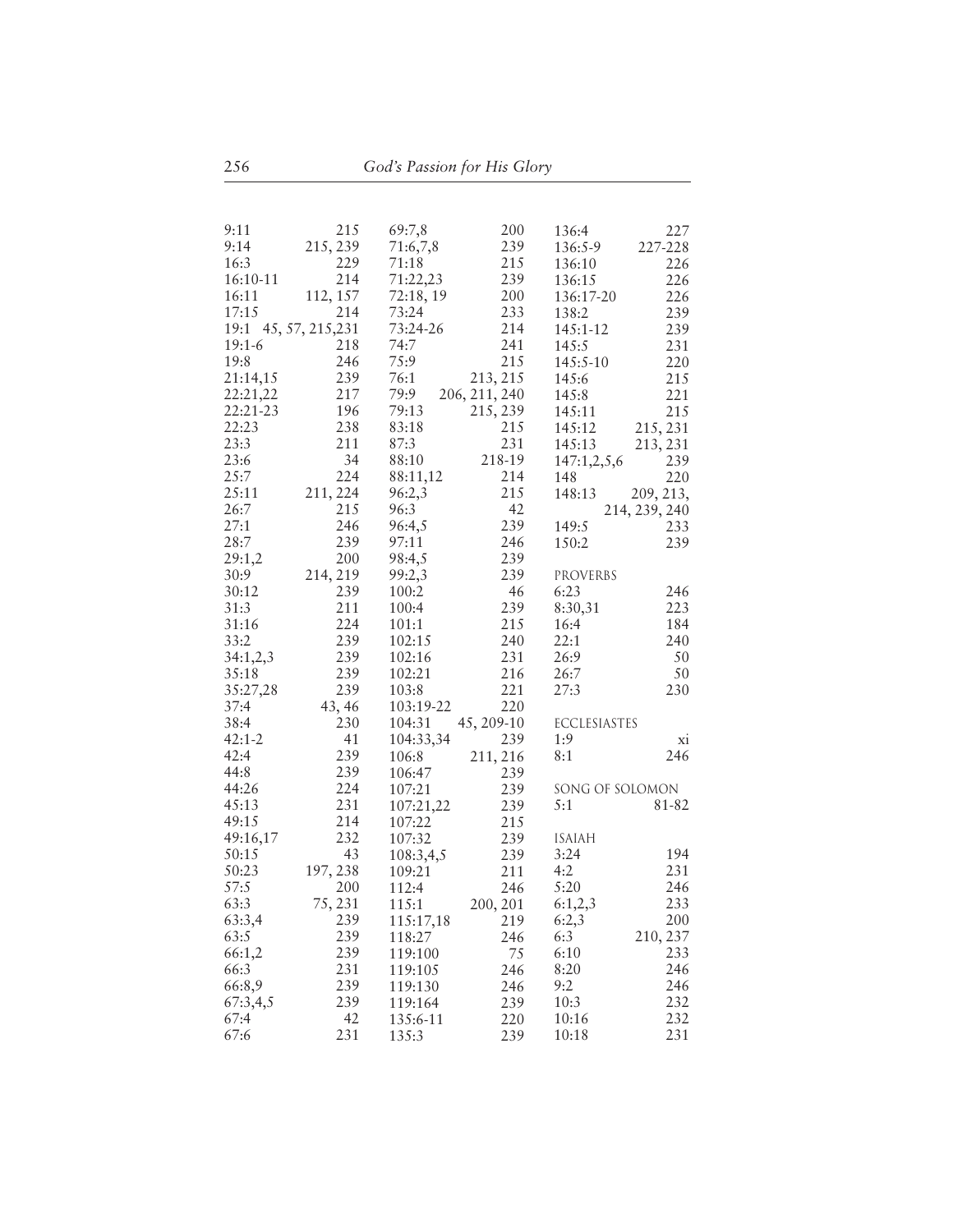9:11 215
9:14 215, 239
16:3 229
16:10-11 214
16:11 112, 157
17:15 214
19:1 45, 57, 215,231
19:1-6 218
19:8 246
21:14,15 239
22:21,22 217
22:21-23 196
22:23 238
23:3 211
23:6 34
25:7 224
25:11 211, 224
26:7 215
27:1 246
28:7 239
29:1,2 200
30:9 214, 219
30:12 239
31:3 211
31:16 224
33:2 239
34:1,2,3 239
35:18 239
35:27,28 239
37:4 43, 46
38:4 230
42:1-2 41
42:4 239
44:8 239
44:26 224
45:13 231
49:15 214
49:16,17 232
50:15 43
50:23 197, 238
57:5 200
63:3 75, 231
63:3,4 239
63:5 239
66:1,2 239
66:3 231
66:8,9 239
67:3,4,5 239
67:4 42
67:6 231
69:7,8 200
71:6,7,8 239
71:18 215
71:22,23 239
72:18, 19 200
73:24 233
73:24-26 214
74:7 241
75:9 215
76:1 213, 215
79:9 206, 211, 240
79:13 215, 239
83:18 215
87:3 231
88:10 218-19
88:11,12 214
96:2,3 215
96:3 42
96:4,5 239
97:11 246
98:4,5 239
99:2,3 239
100:2 46
100:4 239
101:1 215
102:15 240
102:16 231
102:21 216
103:8 221
103:19-22 220
104:31 45, 209-10
104:33,34 239
106:8 211, 216
106:47 239
107:21 239
107:21,22 239
107:22 215
107:32 239
108:3,4,5 239
109:21 211
112:4 246
115:1 200, 201
115:17,18 219
118:27 246
119:100 75
119:105 246
119:130 246
119:164 239
135:6-11 220
135:3 239
136:4 227
136:5-9 227-228
136:10 226
136:15 226
136:17-20 226
138:2 239
145:1-12 239
145:5 231
145:5-10 220
145:6 215
145:8 221
145:11 215
145:12 215, 231
145:13 213, 231
147:1,2,5,6 239
148 220
148:13 209, 213, 214, 239, 240
149:5 233
150:2 239

PROVERBS
6:23 246
8:30,31 223
16:4 184
22:1 240
26:9 50
26:7 50
27:3 230

ECCLESIASTES
1:9 xi
8:1 246

SONG OF SOLOMON
5:1 81-82

ISAIAH
3:24 194
4:2 231
5:20 246
6:1,2,3 233
6:2,3 200
6:3 210, 237
6:10 233
8:20 246
9:2 246
10:3 232
10:16 232
10:18 231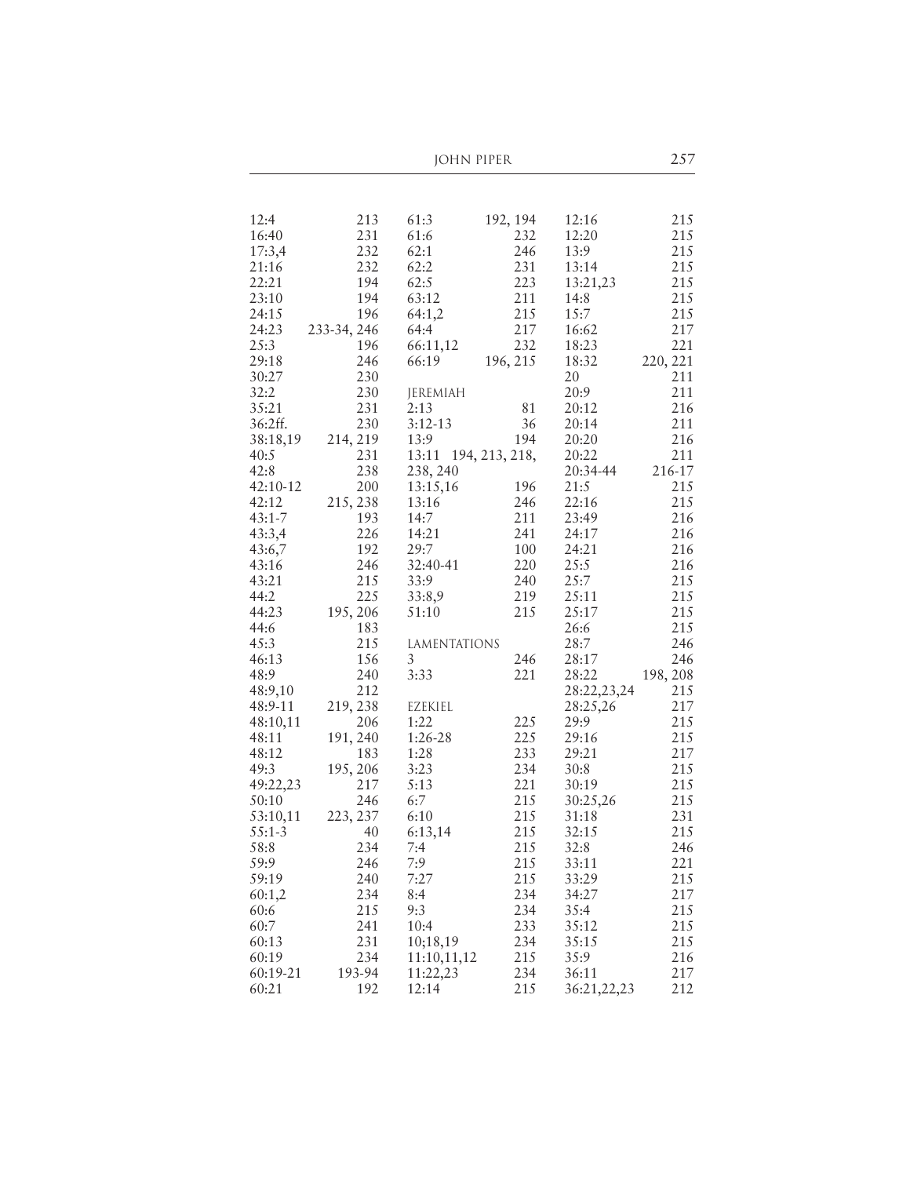12:4 213
16:40 231
17:3,4 232
21:16 232
22:21 194
23:10 194
24:15 196
24:23 233-34, 246
25:3 196
29:18 246
30:27 230
32:2 230
35:21 231
36:2ff. 230
38:18,19 214, 219
40:5 231
42:8 238
42:10-12 200
42:12 215, 238
43:1-7 193
43:3,4 226
43:6,7 192
43:16 246
43:21 215
44:2 225
44:23 195, 206
44:6 183
45:3 215
46:13 156
48:9 240
48:9,10 212
48:9-11 219, 238
48:10,11 206
48:11 191, 240
48:12 183
49:3 195, 206
49:22,23 217
50:10 246
53:10,11 223, 237
55:1-3 40
58:8 234
59:9 246
59:19 240
60:1,2 234
60:6 215
60:7 241
60:13 231
60:19 234
60:19-21 193-94
60:21 192
61:3 192, 194
61:6 232
62:1 246
62:2 231
62:5 223
63:12 211
64:1,2 215
64:4 217
66:11,12 232
66:19 196, 215

JEREMIAH

2:13 81
3:12-13 36
13:9 194
13:11 194, 213, 218, 238, 240
13:15,16 196
13:16 246
14:7 211
14:21 241
29:7 100
32:40-41 220
33:9 240
33:8,9 219
51:10 215

LAMENTATIONS

3 246
3:33 221

EZEKIEL

1:22 225
1:26-28 225
1:28 233
3:23 234
5:13 221
6:7 215
6:10 215
6:13,14 215
7:4 215
7:9 215
7:27 215
8:4 234
9:3 234
10:4 233
10;18,19 234
11:10,11,12 215
11:22,23 234
12:14 215
12:16 215
12:20 215
13:9 215
13:14 215
13:21,23 215
14:8 215
15:7 215
16:62 217
18:23 221
18:32 220, 221
20 211
20:9 211
20:12 216
20:14 211
20:20 216
20:22 211
20:34-44 216-17
21:5 215
22:16 215
23:49 216
24:17 216
24:21 216
25:5 216
25:7 215
25:11 215
25:17 215
26:6 215
28:7 246
28:17 246
28:22 198, 208
28:22,23,24 215
28:25,26 217
29:9 215
29:16 215
29:21 217
30:8 215
30:19 215
30:25,26 215
31:18 231
32:15 215
32:8 246
33:11 221
33:29 215
34:27 217
35:4 215
35:12 215
35:15 215
35:9 216
36:11 217
36:21,22,23 212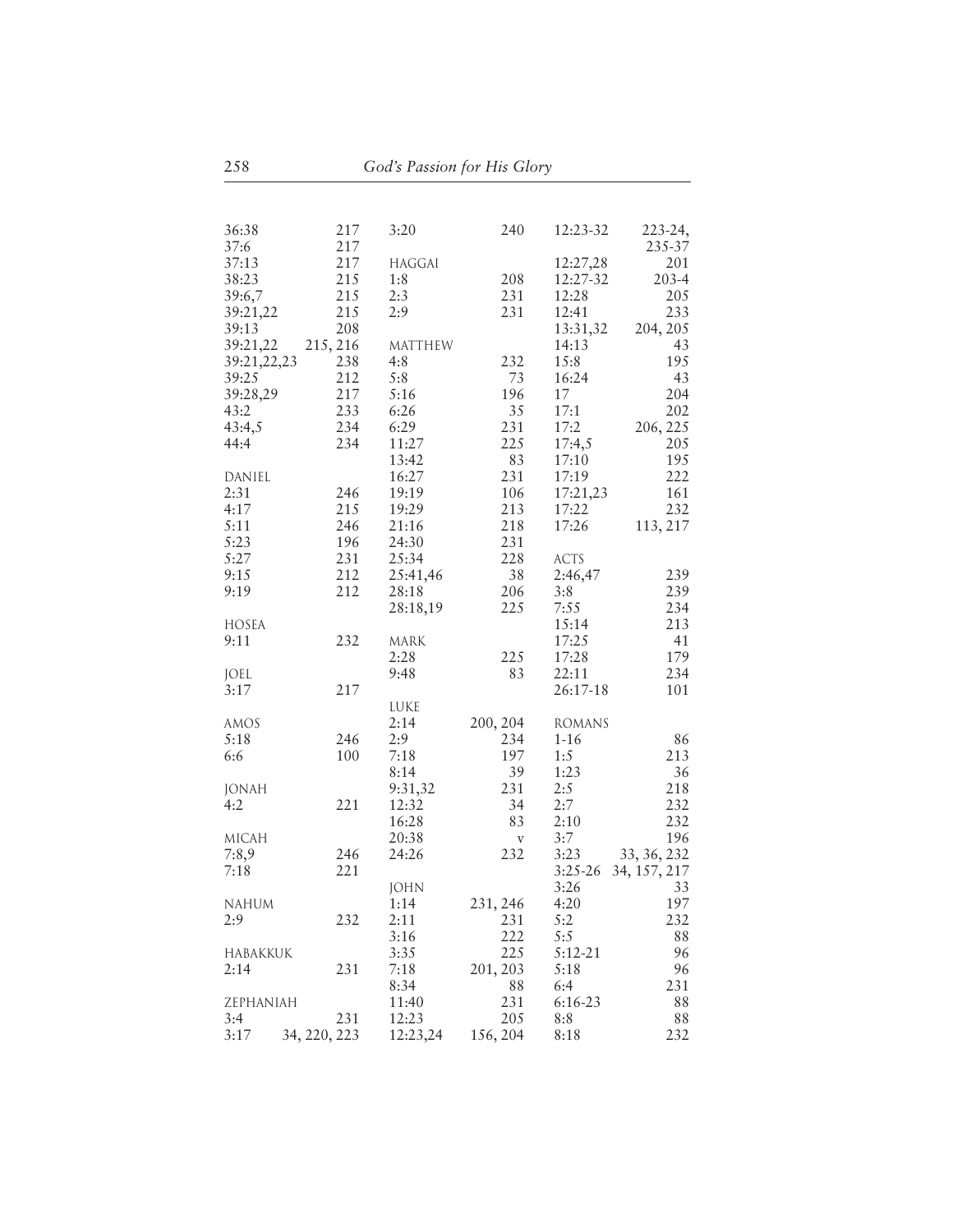| | |
|---|---|
| 36:38 | 217 |
| 37:6 | 217 |
| 37:13 | 217 |
| 38:23 | 215 |
| 39:6,7 | 215 |
| 39:21,22 | 215 |
| 39:13 | 208 |
| 39:21,22 | 215, 216 |
| 39:21,22,23 | 238 |
| 39:25 | 212 |
| 39:28,29 | 217 |
| 43:2 | 233 |
| 43:4,5 | 234 |
| 44:4 | 234 |

DANIEL

| | |
|---|---|
| 2:31 | 246 |
| 4:17 | 215 |
| 5:11 | 246 |
| 5:23 | 196 |
| 5:27 | 231 |
| 9:15 | 212 |
| 9:19 | 212 |

HOSEA

| | |
|---|---|
| 9:11 | 232 |

JOEL

| | |
|---|---|
| 3:17 | 217 |

AMOS

| | |
|---|---|
| 5:18 | 246 |
| 6:6 | 100 |

JONAH

| | |
|---|---|
| 4:2 | 221 |

MICAH

| | |
|---|---|
| 7:8,9 | 246 |
| 7:18 | 221 |

NAHUM

| | |
|---|---|
| 2:9 | 232 |

HABAKKUK

| | |
|---|---|
| 2:14 | 231 |

ZEPHANIAH

| | |
|---|---|
| 3:4 | 231 |
| 3:17 | 34, 220, 223 |
| 3:20 | 240 |

HAGGAI

| | |
|---|---|
| 1:8 | 208 |
| 2:3 | 231 |
| 2:9 | 231 |

MATTHEW

| | |
|---|---|
| 4:8 | 232 |
| 5:8 | 73 |
| 5:16 | 196 |
| 6:26 | 35 |
| 6:29 | 231 |
| 11:27 | 225 |
| 13:42 | 83 |
| 16:27 | 231 |
| 19:19 | 106 |
| 19:29 | 213 |
| 21:16 | 218 |
| 24:30 | 231 |
| 25:34 | 228 |
| 25:41,46 | 38 |
| 28:18 | 206 |
| 28:18,19 | 225 |

MARK

| | |
|---|---|
| 2:28 | 225 |
| 9:48 | 83 |

LUKE

| | |
|---|---|
| 2:14 | 200, 204 |
| 2:9 | 234 |
| 7:18 | 197 |
| 8:14 | 39 |
| 9:31,32 | 231 |
| 12:32 | 34 |
| 16:28 | 83 |
| 20:38 | v |
| 24:26 | 232 |

JOHN

| | |
|---|---|
| 1:14 | 231, 246 |
| 2:11 | 231 |
| 3:16 | 222 |
| 3:35 | 225 |
| 7:18 | 201, 203 |
| 8:34 | 88 |
| 11:40 | 231 |
| 12:23 | 205 |
| 12:23,24 | 156, 204 |
| 12:23-32 | 223-24, 235-37 |
| 12:27,28 | 201 |
| 12:27-32 | 203-4 |
| 12:28 | 205 |
| 12:41 | 233 |
| 13:31,32 | 204, 205 |
| 14:13 | 43 |
| 15:8 | 195 |
| 16:24 | 43 |
| 17 | 204 |
| 17:1 | 202 |
| 17:2 | 206, 225 |
| 17:4,5 | 205 |
| 17:10 | 195 |
| 17:19 | 222 |
| 17:21,23 | 161 |
| 17:22 | 232 |
| 17:26 | 113, 217 |

ACTS

| | |
|---|---|
| 2:46,47 | 239 |
| 3:8 | 239 |
| 7:55 | 234 |
| 15:14 | 213 |
| 17:25 | 41 |
| 17:28 | 179 |
| 22:11 | 234 |
| 26:17-18 | 101 |

ROMANS

| | |
|---|---|
| 1-16 | 86 |
| 1:5 | 213 |
| 1:23 | 36 |
| 2:5 | 218 |
| 2:7 | 232 |
| 2:10 | 232 |
| 3:7 | 196 |
| 3:23 | 33, 36, 232 |
| 3:25-26 | 34, 157, 217 |
| 3:26 | 33 |
| 4:20 | 197 |
| 5:2 | 232 |
| 5:5 | 88 |
| 5:12-21 | 96 |
| 5:18 | 96 |
| 6:4 | 231 |
| 6:16-23 | 88 |
| 8:8 | 88 |
| 8:18 | 232 |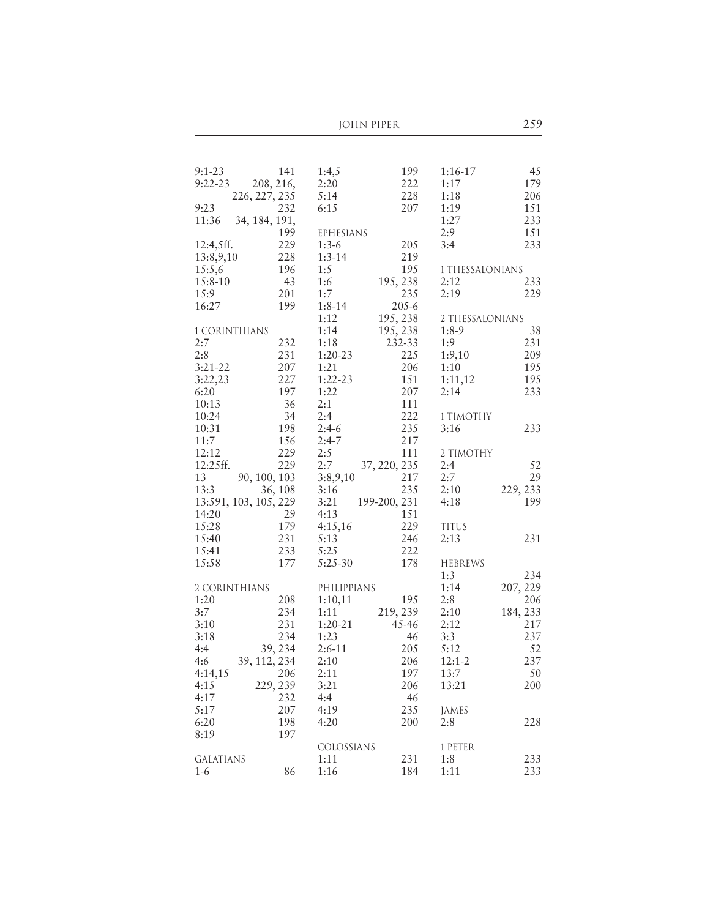9:1-23 141
9:22-23 208, 216, 226, 227, 235
9:23 232
11:36 34, 184, 191, 199
12:4,5ff. 229
13:8,9,10 228
15:5,6 196
15:8-10 43
15:9 201
16:27 199

1 CORINTHIANS
2:7 232
2:8 231
3:21-22 207
3:22,23 227
6:20 197
10:13 36
10:24 34
10:31 198
11:7 156
12:12 229
12:25ff. 229
13 90, 100, 103
13:3 36, 108
13:591, 103, 105, 229
14:20 29
15:28 179
15:40 231
15:41 233
15:58 177

2 CORINTHIANS
1:20 208
3:7 234
3:10 231
3:18 234
4:4 39, 234
4:6 39, 112, 234
4:14,15 206
4:15 229, 239
4:17 232
5:17 207
6:20 198
8:19 197

GALATIANS
1-6 86
1:4,5 199
2:20 222
5:14 228
6:15 207

EPHESIANS
1:3-6 205
1:3-14 219
1:5 195
1:6 195, 238
1:7 235
1:8-14 205-6
1:12 195, 238
1:14 195, 238
1:18 232-33
1:20-23 225
1:21 206
1:22-23 151
1:22 207
2:1 111
2:4 222
2:4-6 235
2:4-7 217
2:5 111
2:7 37, 220, 235
3:8,9,10 217
3:16 235
3:21 199-200, 231
4:13 151
4:15,16 229
5:13 246
5:25 222
5:25-30 178

PHILIPPIANS
1:10,11 195
1:11 219, 239
1:20-21 45-46
1:23 46
2:6-11 205
2:10 206
2:11 197
3:21 206
4:4 46
4:19 235
4:20 200

COLOSSIANS
1:11 231
1:16 184
1:16-17 45
1:17 179
1:18 206
1:19 151
1:27 233
2:9 151
3:4 233

1 THESSALONIANS
2:12 233
2:19 229

2 THESSALONIANS
1:8-9 38
1:9 231
1:9,10 209
1:10 195
1:11,12 195
2:14 233

1 TIMOTHY
3:16 233

2 TIMOTHY
2:4 52
2:7 29
2:10 229, 233
4:18 199

TITUS
2:13 231

HEBREWS
1:3 234
1:14 207, 229
2:8 206
2:10 184, 233
2:12 217
3:3 237
5:12 52
12:1-2 237
13:7 50
13:21 200

JAMES
2:8 228

1 PETER
1:8 233
1:11 233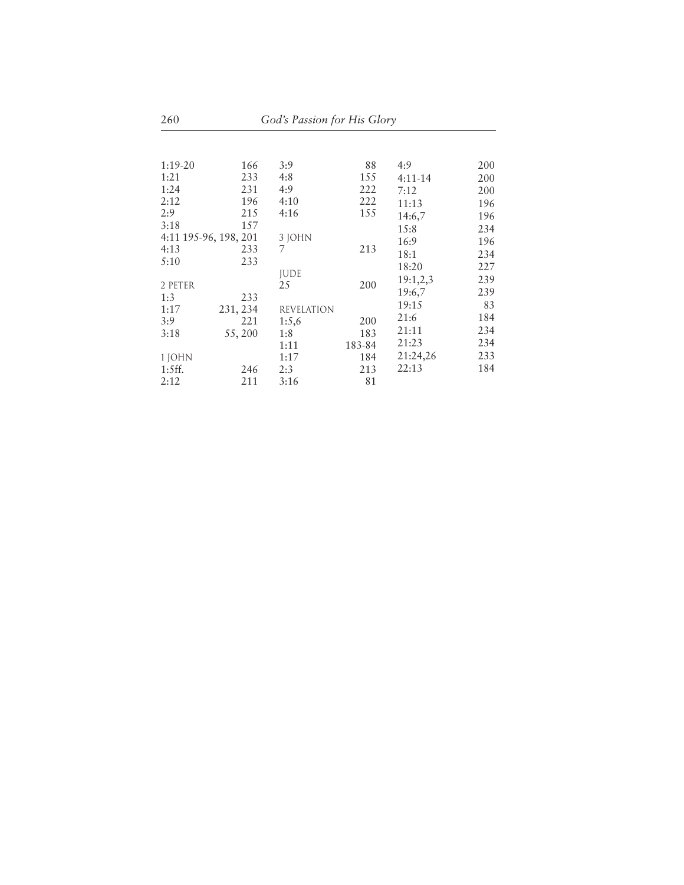1:19-20 166
1:21 233
1:24 231
2:12 196
2:9 215
3:18 157
4:11 195-96, 198, 201
4:13 233
5:10 233

2 PETER
1:3 233
1:17 231, 234
3:9 221
3:18 55, 200

1 JOHN
1:5ff. 246
2:12 211
3:9 88
4:8 155
4:9 222
4:10 222
4:16 155

3 JOHN
7 213

JUDE
25 200

REVELATION
1:5,6 200
1:8 183
1:11 183-84
1:17 184
2:3 213
3:16 81
4:9 200
4:11-14 200
7:12 200
11:13 196
14:6,7 196
15:8 234
16:9 196
18:1 234
18:20 227
19:1,2,3 239
19:6,7 239
19:15 83
21:6 184
21:11 234
21:23 234
21:24,26 233
22:13 184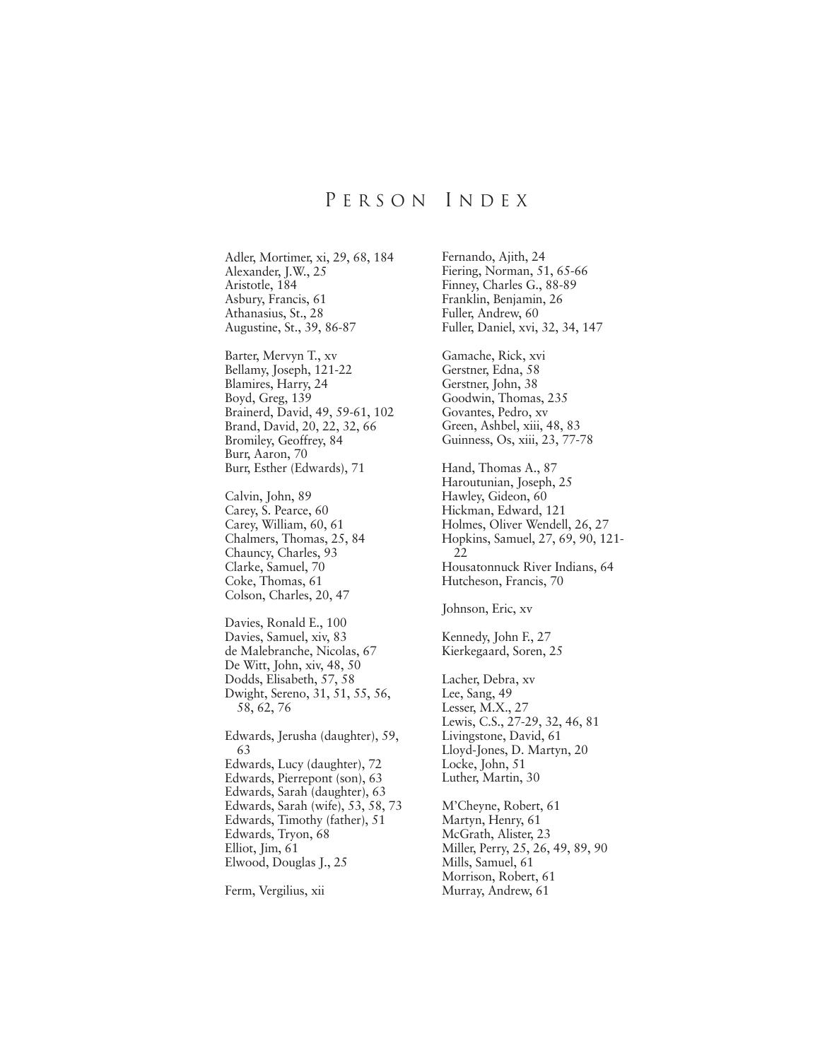# Person Index

Adler, Mortimer, xi, 29, 68, 184
Alexander, J.W., 25
Aristotle, 184
Asbury, Francis, 61
Athanasius, St., 28
Augustine, St., 39, 86-87

Barter, Mervyn T., xv
Bellamy, Joseph, 121-22
Blamires, Harry, 24
Boyd, Greg, 139
Brainerd, David, 49, 59-61, 102
Brand, David, 20, 22, 32, 66
Bromiley, Geoffrey, 84
Burr, Aaron, 70
Burr, Esther (Edwards), 71

Calvin, John, 89
Carey, S. Pearce, 60
Carey, William, 60, 61
Chalmers, Thomas, 25, 84
Chauncy, Charles, 93
Clarke, Samuel, 70
Coke, Thomas, 61
Colson, Charles, 20, 47

Davies, Ronald E., 100
Davies, Samuel, xiv, 83
de Malebranche, Nicolas, 67
De Witt, John, xiv, 48, 50
Dodds, Elisabeth, 57, 58
Dwight, Sereno, 31, 51, 55, 56, 58, 62, 76

Edwards, Jerusha (daughter), 59, 63
Edwards, Lucy (daughter), 72
Edwards, Pierrepont (son), 63
Edwards, Sarah (daughter), 63
Edwards, Sarah (wife), 53, 58, 73
Edwards, Timothy (father), 51
Edwards, Tryon, 68
Elliot, Jim, 61
Elwood, Douglas J., 25

Ferm, Vergilius, xii
Fernando, Ajith, 24
Fiering, Norman, 51, 65-66
Finney, Charles G., 88-89
Franklin, Benjamin, 26
Fuller, Andrew, 60
Fuller, Daniel, xvi, 32, 34, 147

Gamache, Rick, xvi
Gerstner, Edna, 58
Gerstner, John, 38
Goodwin, Thomas, 235
Govantes, Pedro, xv
Green, Ashbel, xiii, 48, 83
Guinness, Os, xiii, 23, 77-78

Hand, Thomas A., 87
Haroutunian, Joseph, 25
Hawley, Gideon, 60
Hickman, Edward, 121
Holmes, Oliver Wendell, 26, 27
Hopkins, Samuel, 27, 69, 90, 121-22
Housatonnuck River Indians, 64
Hutcheson, Francis, 70

Johnson, Eric, xv

Kennedy, John F., 27
Kierkegaard, Soren, 25

Lacher, Debra, xv
Lee, Sang, 49
Lesser, M.X., 27
Lewis, C.S., 27-29, 32, 46, 81
Livingstone, David, 61
Lloyd-Jones, D. Martyn, 20
Locke, John, 51
Luther, Martin, 30

M'Cheyne, Robert, 61
Martyn, Henry, 61
McGrath, Alister, 23
Miller, Perry, 25, 26, 49, 89, 90
Mills, Samuel, 61
Morrison, Robert, 61
Murray, Andrew, 61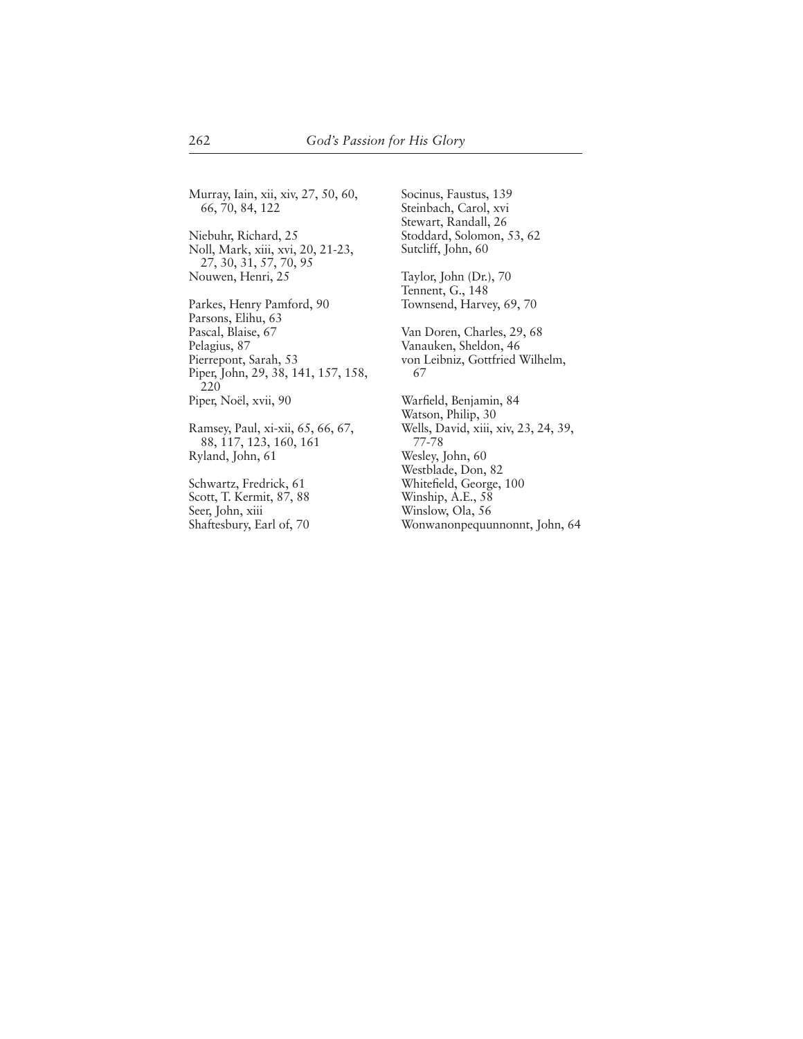Murray, Iain, xii, xiv, 27, 50, 60, 66, 70, 84, 122

Niebuhr, Richard, 25
Noll, Mark, xiii, xvi, 20, 21-23, 27, 30, 31, 57, 70, 95
Nouwen, Henri, 25

Parkes, Henry Pamford, 90
Parsons, Elihu, 63
Pascal, Blaise, 67
Pelagius, 87
Pierrepont, Sarah, 53
Piper, John, 29, 38, 141, 157, 158, 220
Piper, Noël, xvii, 90

Ramsey, Paul, xi-xii, 65, 66, 67, 88, 117, 123, 160, 161
Ryland, John, 61

Schwartz, Fredrick, 61
Scott, T. Kermit, 87, 88
Seer, John, xiii
Shaftesbury, Earl of, 70
Socinus, Faustus, 139
Steinbach, Carol, xvi
Stewart, Randall, 26
Stoddard, Solomon, 53, 62
Sutcliff, John, 60

Taylor, John (Dr.), 70
Tennent, G., 148
Townsend, Harvey, 69, 70

Van Doren, Charles, 29, 68
Vanauken, Sheldon, 46
von Leibniz, Gottfried Wilhelm, 67

Warfield, Benjamin, 84
Watson, Philip, 30
Wells, David, xiii, xiv, 23, 24, 39, 77-78
Wesley, John, 60
Westblade, Don, 82
Whitefield, George, 100
Winship, A.E., 58
Winslow, Ola, 56
Wonwanonpequunnonnt, John, 64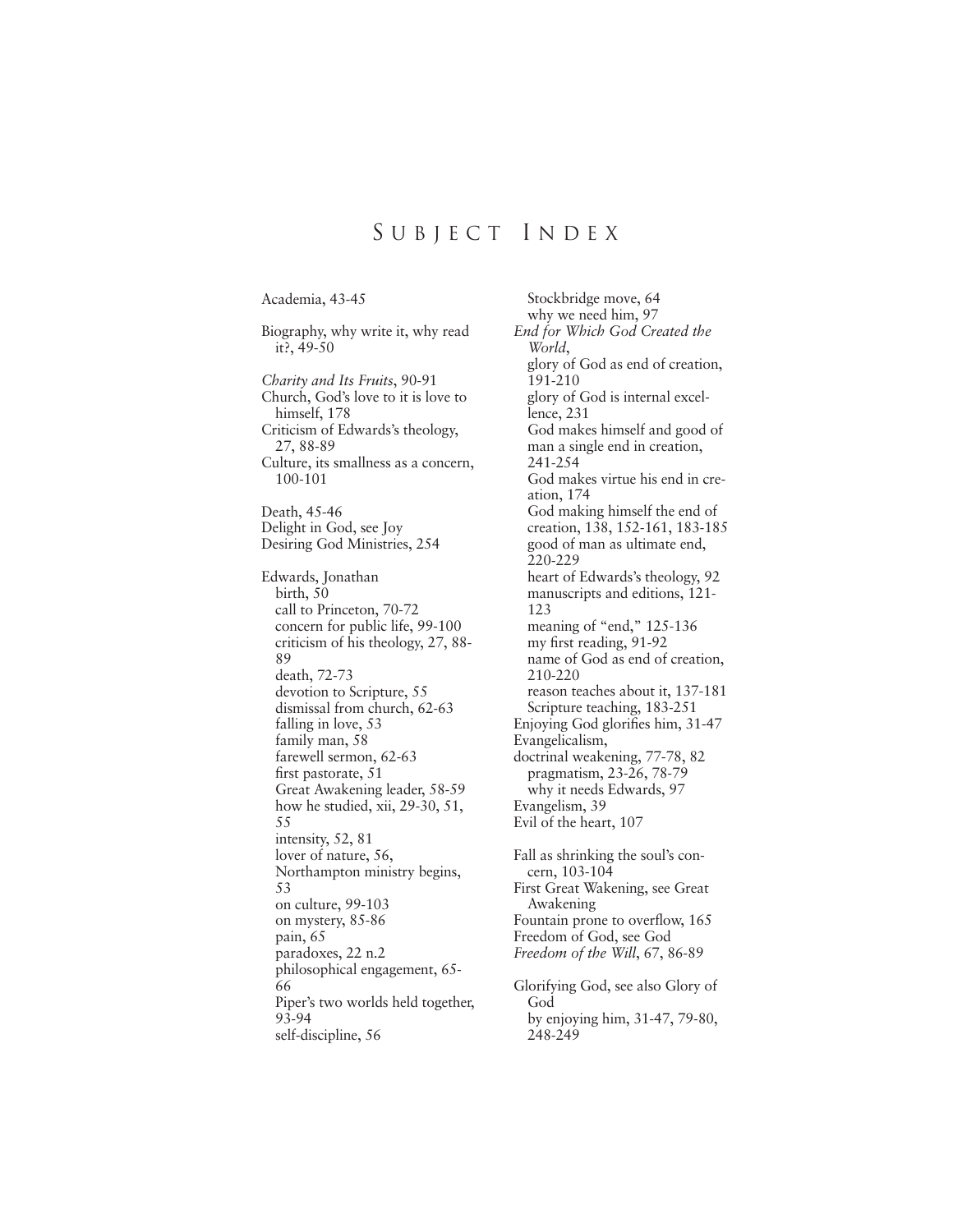# Subject Index

Academia, 43-45

Biography, why write it, why read it?, 49-50

*Charity and Its Fruits*, 90-91
Church, God's love to it is love to himself, 178
Criticism of Edwards's theology, 27, 88-89
Culture, its smallness as a concern, 100-101

Death, 45-46
Delight in God, see Joy
Desiring God Ministries, 254

Edwards, Jonathan
- birth, 50
- call to Princeton, 70-72
- concern for public life, 99-100
- criticism of his theology, 27, 88-89
- death, 72-73
- devotion to Scripture, 55
- dismissal from church, 62-63
- falling in love, 53
- family man, 58
- farewell sermon, 62-63
- first pastorate, 51
- Great Awakening leader, 58-59
- how he studied, xii, 29-30, 51, 55
- intensity, 52, 81
- lover of nature, 56,
- Northampton ministry begins, 53
- on culture, 99-103
- on mystery, 85-86
- pain, 65
- paradoxes, 22 n.2
- philosophical engagement, 65-66
- Piper's two worlds held together, 93-94
- self-discipline, 56
- Stockbridge move, 64
- why we need him, 97

*End for Which God Created the World*,
- glory of God as end of creation, 191-210
- glory of God is internal excellence, 231
- God makes himself and good of man a single end in creation, 241-254
- God makes virtue his end in creation, 174
- God making himself the end of creation, 138, 152-161, 183-185
- good of man as ultimate end, 220-229
- heart of Edwards's theology, 92
- manuscripts and editions, 121-123
- meaning of "end," 125-136
- my first reading, 91-92
- name of God as end of creation, 210-220
- reason teaches about it, 137-181
- Scripture teaching, 183-251

Enjoying God glorifies him, 31-47
Evangelicalism,
doctrinal weakening, 77-78, 82
- pragmatism, 23-26, 78-79
- why it needs Edwards, 97

Evangelism, 39
Evil of the heart, 107

Fall as shrinking the soul's concern, 103-104
First Great Wakening, see Great Awakening
Fountain prone to overflow, 165
Freedom of God, see God
*Freedom of the Will*, 67, 86-89

Glorifying God, see also Glory of God
- by enjoying him, 31-47, 79-80, 248-249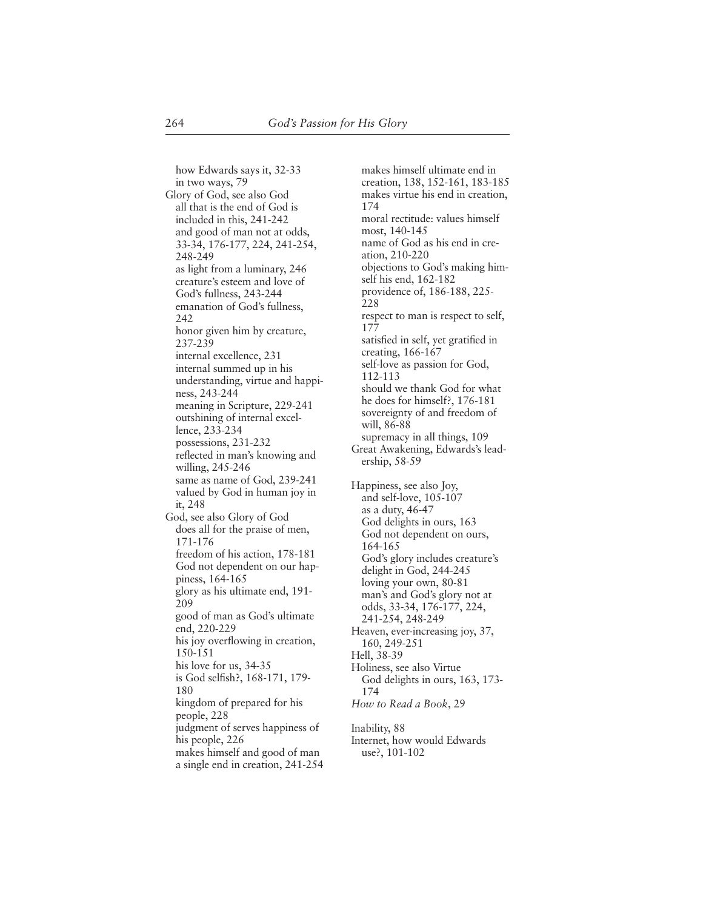how Edwards says it, 32-33
in two ways, 79

Glory of God, see also God
all that is the end of God is included in this, 241-242
and good of man not at odds, 33-34, 176-177, 224, 241-254, 248-249
as light from a luminary, 246
creature's esteem and love of God's fullness, 243-244
emanation of God's fullness, 242
honor given him by creature, 237-239
internal excellence, 231
internal summed up in his understanding, virtue and happiness, 243-244
meaning in Scripture, 229-241
outshining of internal excellence, 233-234
possessions, 231-232
reflected in man's knowing and willing, 245-246
same as name of God, 239-241
valued by God in human joy in it, 248

God, see also Glory of God
does all for the praise of men, 171-176
freedom of his action, 178-181
God not dependent on our happiness, 164-165
glory as his ultimate end, 191-209
good of man as God's ultimate end, 220-229
his joy overflowing in creation, 150-151
his love for us, 34-35
is God selfish?, 168-171, 179-180
kingdom of prepared for his people, 228
judgment of serves happiness of his people, 226
makes himself and good of man a single end in creation, 241-254
makes himself ultimate end in creation, 138, 152-161, 183-185
makes virtue his end in creation, 174
moral rectitude: values himself most, 140-145
name of God as his end in creation, 210-220
objections to God's making himself his end, 162-182
providence of, 186-188, 225-228
respect to man is respect to self, 177
satisfied in self, yet gratified in creating, 166-167
self-love as passion for God, 112-113
should we thank God for what he does for himself?, 176-181
sovereignty of and freedom of will, 86-88
supremacy in all things, 109

Great Awakening, Edwards's leadership, 58-59

Happiness, see also Joy,
and self-love, 105-107
as a duty, 46-47
God delights in ours, 163
God not dependent on ours, 164-165
God's glory includes creature's delight in God, 244-245
loving your own, 80-81
man's and God's glory not at odds, 33-34, 176-177, 224, 241-254, 248-249

Heaven, ever-increasing joy, 37, 160, 249-251

Hell, 38-39

Holiness, see also Virtue
God delights in ours, 163, 173-174

*How to Read a Book*, 29

Inability, 88

Internet, how would Edwards use?, 101-102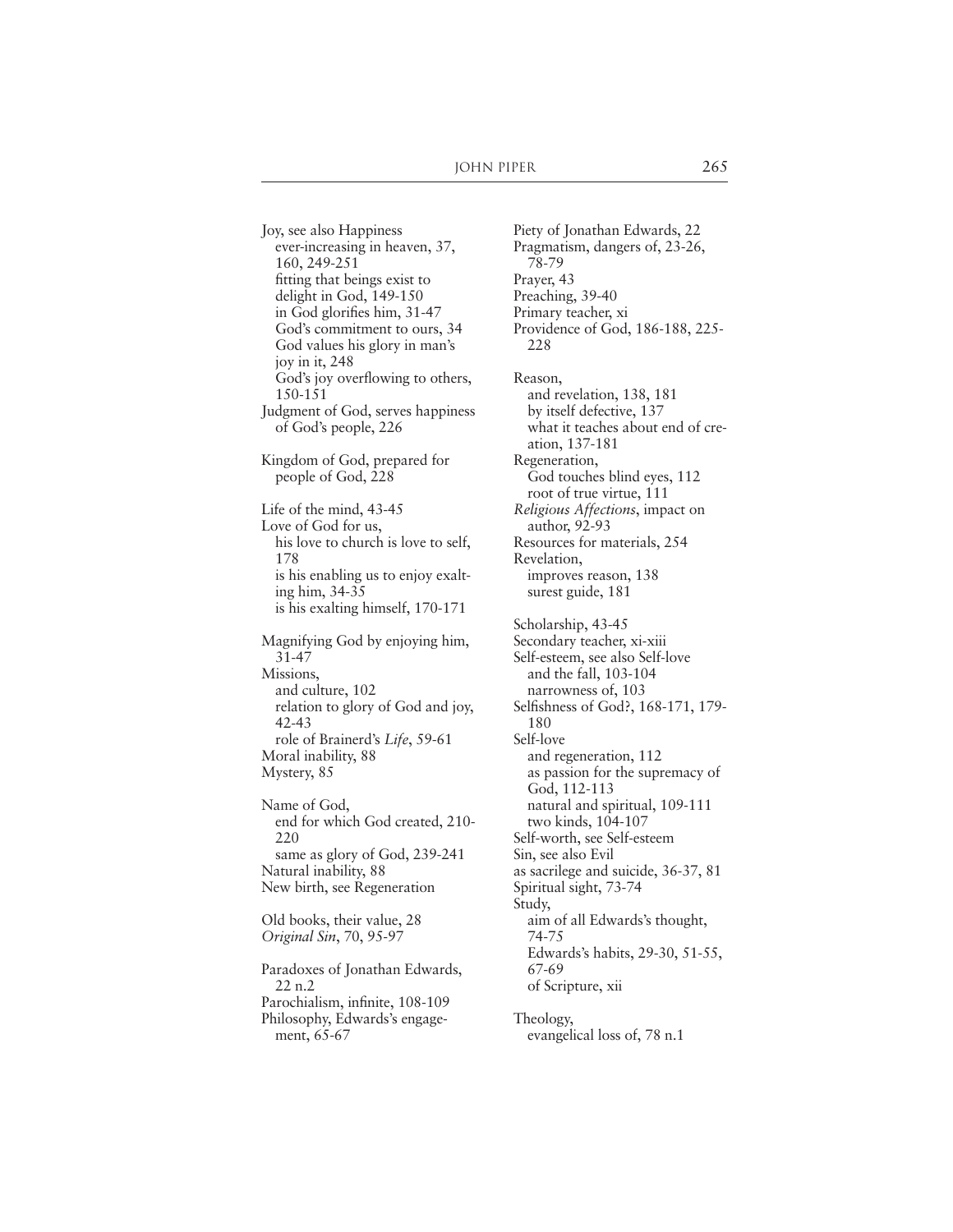Joy, see also Happiness
  ever-increasing in heaven, 37, 160, 249-251
  fitting that beings exist to delight in God, 149-150
  in God glorifies him, 31-47
  God's commitment to ours, 34
  God values his glory in man's joy in it, 248
  God's joy overflowing to others, 150-151
Judgment of God, serves happiness of God's people, 226

Kingdom of God, prepared for people of God, 228

Life of the mind, 43-45
Love of God for us,
  his love to church is love to self, 178
  is his enabling us to enjoy exalting him, 34-35
  is his exalting himself, 170-171

Magnifying God by enjoying him, 31-47
Missions,
  and culture, 102
  relation to glory of God and joy, 42-43
  role of Brainerd's *Life*, 59-61
Moral inability, 88
Mystery, 85

Name of God,
  end for which God created, 210-220
  same as glory of God, 239-241
Natural inability, 88
New birth, see Regeneration

Old books, their value, 28
*Original Sin*, 70, 95-97

Paradoxes of Jonathan Edwards, 22 n.2
Parochialism, infinite, 108-109
Philosophy, Edwards's engagement, 65-67
Piety of Jonathan Edwards, 22
Pragmatism, dangers of, 23-26, 78-79
Prayer, 43
Preaching, 39-40
Primary teacher, xi
Providence of God, 186-188, 225-228

Reason,
  and revelation, 138, 181
  by itself defective, 137
  what it teaches about end of creation, 137-181
Regeneration,
  God touches blind eyes, 112
  root of true virtue, 111
*Religious Affections*, impact on author, 92-93
Resources for materials, 254
Revelation,
  improves reason, 138
  surest guide, 181

Scholarship, 43-45
Secondary teacher, xi-xiii
Self-esteem, see also Self-love
  and the fall, 103-104
  narrowness of, 103
Selfishness of God?, 168-171, 179-180
Self-love
  and regeneration, 112
  as passion for the supremacy of God, 112-113
  natural and spiritual, 109-111
  two kinds, 104-107
Self-worth, see Self-esteem
Sin, see also Evil
as sacrilege and suicide, 36-37, 81
Spiritual sight, 73-74
Study,
  aim of all Edwards's thought, 74-75
  Edwards's habits, 29-30, 51-55, 67-69
  of Scripture, xii

Theology,
  evangelical loss of, 78 n.1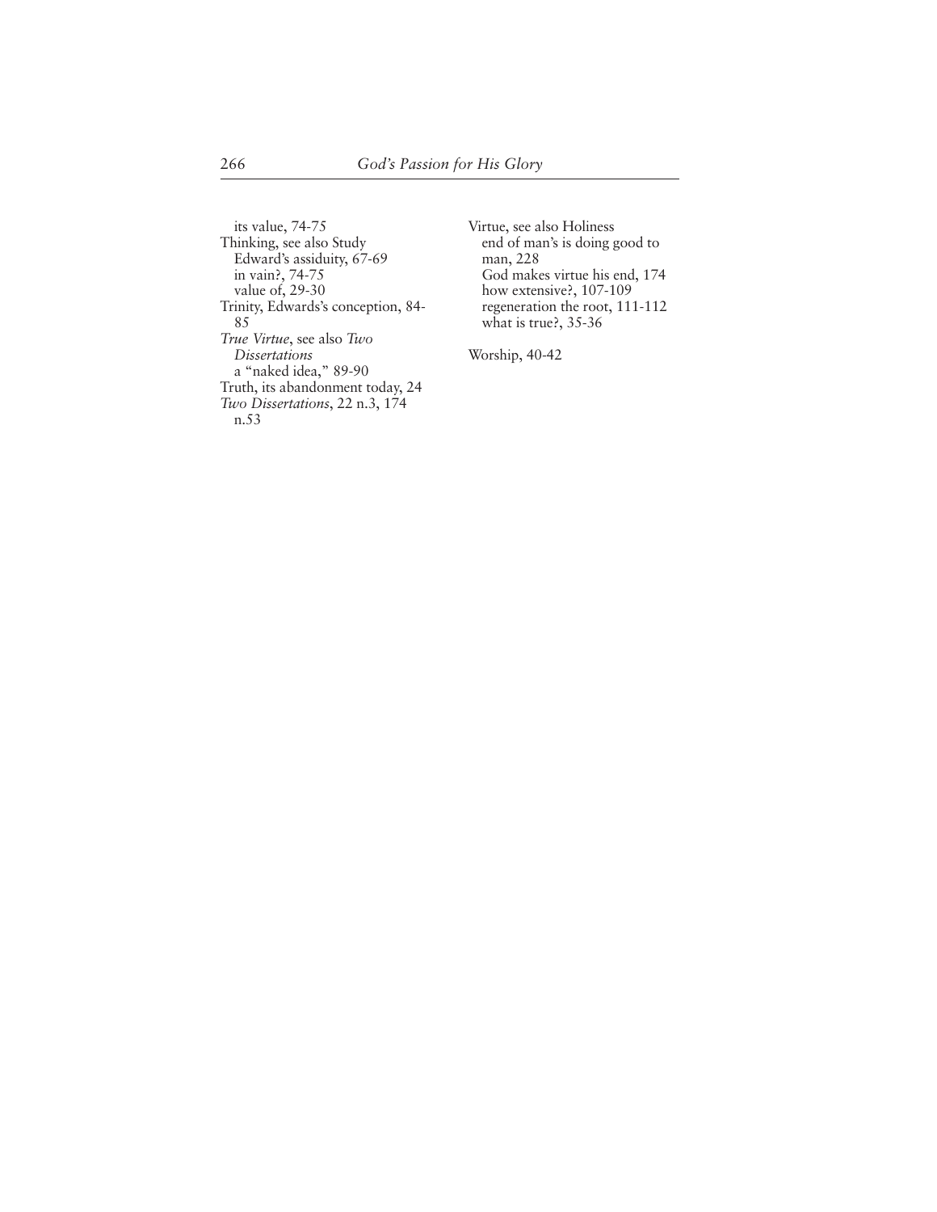its value, 74-75

Thinking, see also Study
  Edward's assiduity, 67-69
  in vain?, 74-75
  value of, 29-30

Trinity, Edwards's conception, 84-85

*True Virtue*, see also *Two Dissertations*
  a "naked idea," 89-90

Truth, its abandonment today, 24

*Two Dissertations*, 22 n.3, 174 n.53

Virtue, see also Holiness
  end of man's is doing good to man, 228
  God makes virtue his end, 174
  how extensive?, 107-109
  regeneration the root, 111-112
  what is true?, 35-36

Worship, 40-42